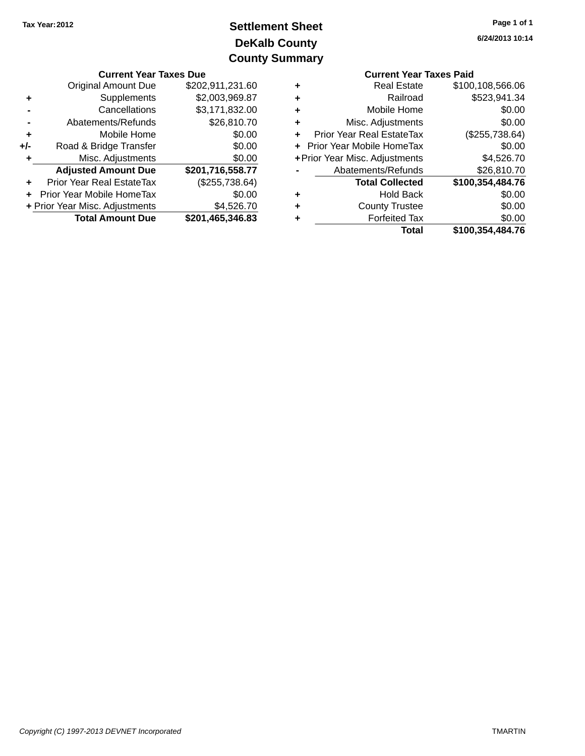Tax Year: 2012

# Settlement Sheet
## DeKalb County
## County Summary

6/24/2013 10:14

**Current Year Taxes Due**

| | | |
|---|---|---|
| | Original Amount Due | $202,911,231.60 |
| + | Supplements | $2,003,969.87 |
| - | Cancellations | $3,171,832.00 |
| - | Abatements/Refunds | $26,810.70 |
| + | Mobile Home | $0.00 |
| +/- | Road & Bridge Transfer | $0.00 |
| + | Misc. Adjustments | $0.00 |
| | **Adjusted Amount Due** | **$201,716,558.77** |
| + | Prior Year Real EstateTax | ($255,738.64) |
| + | Prior Year Mobile HomeTax | $0.00 |
| + | Prior Year Misc. Adjustments | $4,526.70 |
| | **Total Amount Due** | **$201,465,346.83** |

**Current Year Taxes Paid**

| | | |
|---|---|---|
| + | Real Estate | $100,108,566.06 |
| + | Railroad | $523,941.34 |
| + | Mobile Home | $0.00 |
| + | Misc. Adjustments | $0.00 |
| + | Prior Year Real EstateTax | ($255,738.64) |
| + | Prior Year Mobile HomeTax | $0.00 |
| + | Prior Year Misc. Adjustments | $4,526.70 |
| - | Abatements/Refunds | $26,810.70 |
| | **Total Collected** | **$100,354,484.76** |
| + | Hold Back | $0.00 |
| + | County Trustee | $0.00 |
| + | Forfeited Tax | $0.00 |
| | **Total** | **$100,354,484.76** |

*Copyright (C) 1997-2013 DEVNET Incorporated*

TMARTIN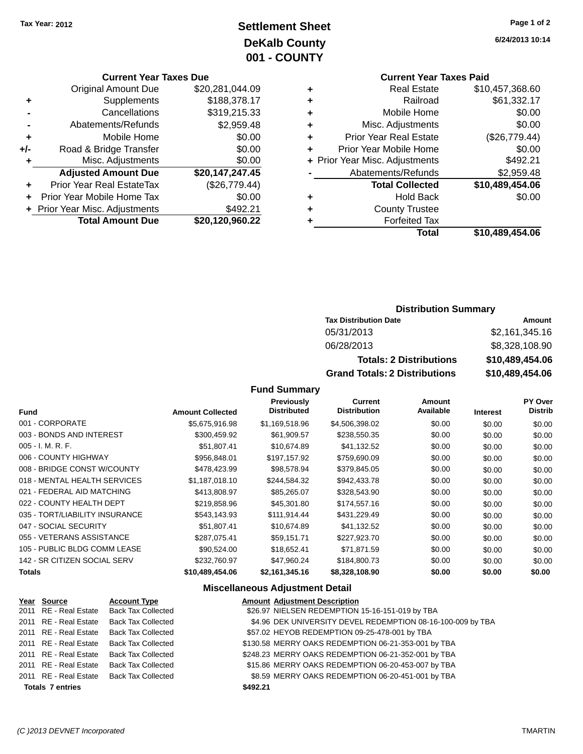Tax Year: 2012

# Settlement Sheet
## DeKalb County
## 001 - COUNTY

6/24/2013 10:14

### Current Year Taxes Due

| | | |
|---|---|---|
| | Original Amount Due | $20,281,044.09 |
| + | Supplements | $188,378.17 |
| - | Cancellations | $319,215.33 |
| - | Abatements/Refunds | $2,959.48 |
| + | Mobile Home | $0.00 |
| +/- | Road & Bridge Transfer | $0.00 |
| + | Misc. Adjustments | $0.00 |
| | **Adjusted Amount Due** | **$20,147,247.45** |
| + | Prior Year Real EstateTax | ($26,779.44) |
| + | Prior Year Mobile Home Tax | $0.00 |
| + | Prior Year Misc. Adjustments | $492.21 |
| | **Total Amount Due** | **$20,120,960.22** |

### Current Year Taxes Paid

| | | |
|---|---|---|
| + | Real Estate | $10,457,368.60 |
| + | Railroad | $61,332.17 |
| + | Mobile Home | $0.00 |
| + | Misc. Adjustments | $0.00 |
| + | Prior Year Real Estate | ($26,779.44) |
| + | Prior Year Mobile Home | $0.00 |
| + | Prior Year Misc. Adjustments | $492.21 |
| - | Abatements/Refunds | $2,959.48 |
| | **Total Collected** | **$10,489,454.06** |
| + | Hold Back | $0.00 |
| + | County Trustee | |
| + | Forfeited Tax | |
| | **Total** | **$10,489,454.06** |

### Distribution Summary

| Tax Distribution Date | Amount |
|---|---|
| 05/31/2013 | $2,161,345.16 |
| 06/28/2013 | $8,328,108.90 |
| **Totals: 2 Distributions** | **$10,489,454.06** |
| **Grand Totals: 2 Distributions** | **$10,489,454.06** |

### Fund Summary

| Fund | Amount Collected | Previously Distributed | Current Distribution | Amount Available | Interest | PY Over Distrib |
|---|---|---|---|---|---|---|
| 001 - CORPORATE | $5,675,916.98 | $1,169,518.96 | $4,506,398.02 | $0.00 | $0.00 | $0.00 |
| 003 - BONDS AND INTEREST | $300,459.92 | $61,909.57 | $238,550.35 | $0.00 | $0.00 | $0.00 |
| 005 - I. M. R. F. | $51,807.41 | $10,674.89 | $41,132.52 | $0.00 | $0.00 | $0.00 |
| 006 - COUNTY HIGHWAY | $956,848.01 | $197,157.92 | $759,690.09 | $0.00 | $0.00 | $0.00 |
| 008 - BRIDGE CONST W/COUNTY | $478,423.99 | $98,578.94 | $379,845.05 | $0.00 | $0.00 | $0.00 |
| 018 - MENTAL HEALTH SERVICES | $1,187,018.10 | $244,584.32 | $942,433.78 | $0.00 | $0.00 | $0.00 |
| 021 - FEDERAL AID MATCHING | $413,808.97 | $85,265.07 | $328,543.90 | $0.00 | $0.00 | $0.00 |
| 022 - COUNTY HEALTH DEPT | $219,858.96 | $45,301.80 | $174,557.16 | $0.00 | $0.00 | $0.00 |
| 035 - TORT/LIABILITY INSURANCE | $543,143.93 | $111,914.44 | $431,229.49 | $0.00 | $0.00 | $0.00 |
| 047 - SOCIAL SECURITY | $51,807.41 | $10,674.89 | $41,132.52 | $0.00 | $0.00 | $0.00 |
| 055 - VETERANS ASSISTANCE | $287,075.41 | $59,151.71 | $227,923.70 | $0.00 | $0.00 | $0.00 |
| 105 - PUBLIC BLDG COMM LEASE | $90,524.00 | $18,652.41 | $71,871.59 | $0.00 | $0.00 | $0.00 |
| 142 - SR CITIZEN SOCIAL SERV | $232,760.97 | $47,960.24 | $184,800.73 | $0.00 | $0.00 | $0.00 |
| **Totals** | **$10,489,454.06** | **$2,161,345.16** | **$8,328,108.90** | **$0.00** | **$0.00** | **$0.00** |

### Miscellaneous Adjustment Detail

| Year | Source | Account Type | Amount | Adjustment Description |
|---|---|---|---|---|
| 2011 | RE - Real Estate | Back Tax Collected | $26.97 | NIELSEN REDEMPTION 15-16-151-019 by TBA |
| 2011 | RE - Real Estate | Back Tax Collected | $4.96 | DEK UNIVERSITY DEVEL REDEMPTION 08-16-100-009 by TBA |
| 2011 | RE - Real Estate | Back Tax Collected | $57.02 | HEYOB REDEMPTION 09-25-478-001 by TBA |
| 2011 | RE - Real Estate | Back Tax Collected | $130.58 | MERRY OAKS REDEMPTION 06-21-353-001 by TBA |
| 2011 | RE - Real Estate | Back Tax Collected | $248.23 | MERRY OAKS REDEMPTION 06-21-352-001 by TBA |
| 2011 | RE - Real Estate | Back Tax Collected | $15.86 | MERRY OAKS REDEMPTION 06-20-453-007 by TBA |
| 2011 | RE - Real Estate | Back Tax Collected | $8.59 | MERRY OAKS REDEMPTION 06-20-451-001 by TBA |
| **Totals 7 entries** | | | **$492.21** | |

(C )2013 DEVNET Incorporated TMARTIN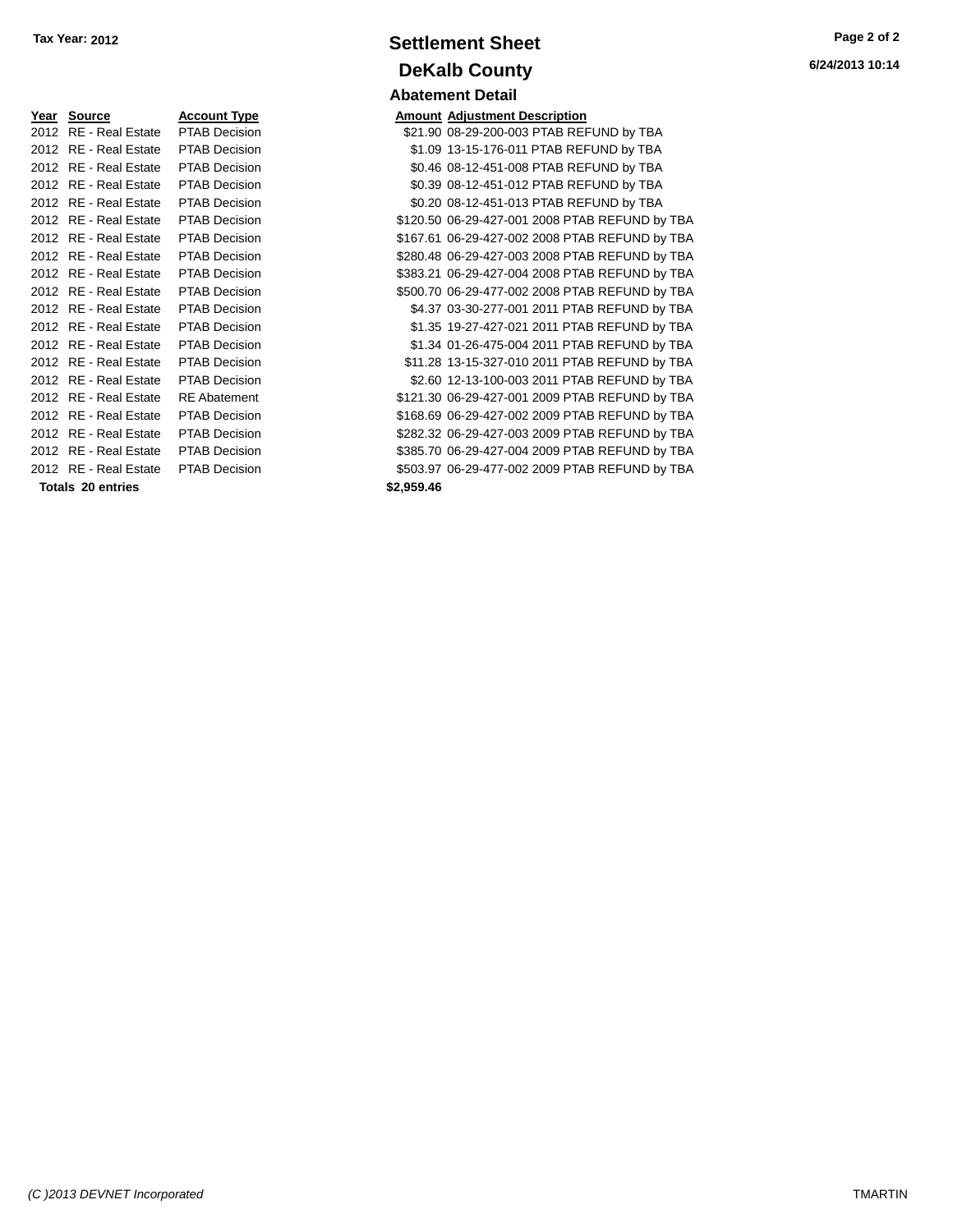Tax Year: 2012

# Settlement Sheet

## DeKalb County

### Abatement Detail

| Year | Source | Account Type | Amount | Adjustment Description |
|---|---|---|---|---|
| 2012 | RE - Real Estate | PTAB Decision | $21.90 | 08-29-200-003 PTAB REFUND by TBA |
| 2012 | RE - Real Estate | PTAB Decision | $1.09 | 13-15-176-011 PTAB REFUND by TBA |
| 2012 | RE - Real Estate | PTAB Decision | $0.46 | 08-12-451-008 PTAB REFUND by TBA |
| 2012 | RE - Real Estate | PTAB Decision | $0.39 | 08-12-451-012 PTAB REFUND by TBA |
| 2012 | RE - Real Estate | PTAB Decision | $0.20 | 08-12-451-013 PTAB REFUND by TBA |
| 2012 | RE - Real Estate | PTAB Decision | $120.50 | 06-29-427-001 2008 PTAB REFUND by TBA |
| 2012 | RE - Real Estate | PTAB Decision | $167.61 | 06-29-427-002 2008 PTAB REFUND by TBA |
| 2012 | RE - Real Estate | PTAB Decision | $280.48 | 06-29-427-003 2008 PTAB REFUND by TBA |
| 2012 | RE - Real Estate | PTAB Decision | $383.21 | 06-29-427-004 2008 PTAB REFUND by TBA |
| 2012 | RE - Real Estate | PTAB Decision | $500.70 | 06-29-477-002 2008 PTAB REFUND by TBA |
| 2012 | RE - Real Estate | PTAB Decision | $4.37 | 03-30-277-001 2011 PTAB REFUND by TBA |
| 2012 | RE - Real Estate | PTAB Decision | $1.35 | 19-27-427-021 2011 PTAB REFUND by TBA |
| 2012 | RE - Real Estate | PTAB Decision | $1.34 | 01-26-475-004 2011 PTAB REFUND by TBA |
| 2012 | RE - Real Estate | PTAB Decision | $11.28 | 13-15-327-010 2011 PTAB REFUND by TBA |
| 2012 | RE - Real Estate | PTAB Decision | $2.60 | 12-13-100-003 2011 PTAB REFUND by TBA |
| 2012 | RE - Real Estate | RE Abatement | $121.30 | 06-29-427-001 2009 PTAB REFUND by TBA |
| 2012 | RE - Real Estate | PTAB Decision | $168.69 | 06-29-427-002 2009 PTAB REFUND by TBA |
| 2012 | RE - Real Estate | PTAB Decision | $282.32 | 06-29-427-003 2009 PTAB REFUND by TBA |
| 2012 | RE - Real Estate | PTAB Decision | $385.70 | 06-29-427-004 2009 PTAB REFUND by TBA |
| 2012 | RE - Real Estate | PTAB Decision | $503.97 | 06-29-477-002 2009 PTAB REFUND by TBA |
| **Totals 20 entries** | | | **$2,959.46** | |

6/24/2013 10:14

*(C )2013 DEVNET Incorporated* TMARTIN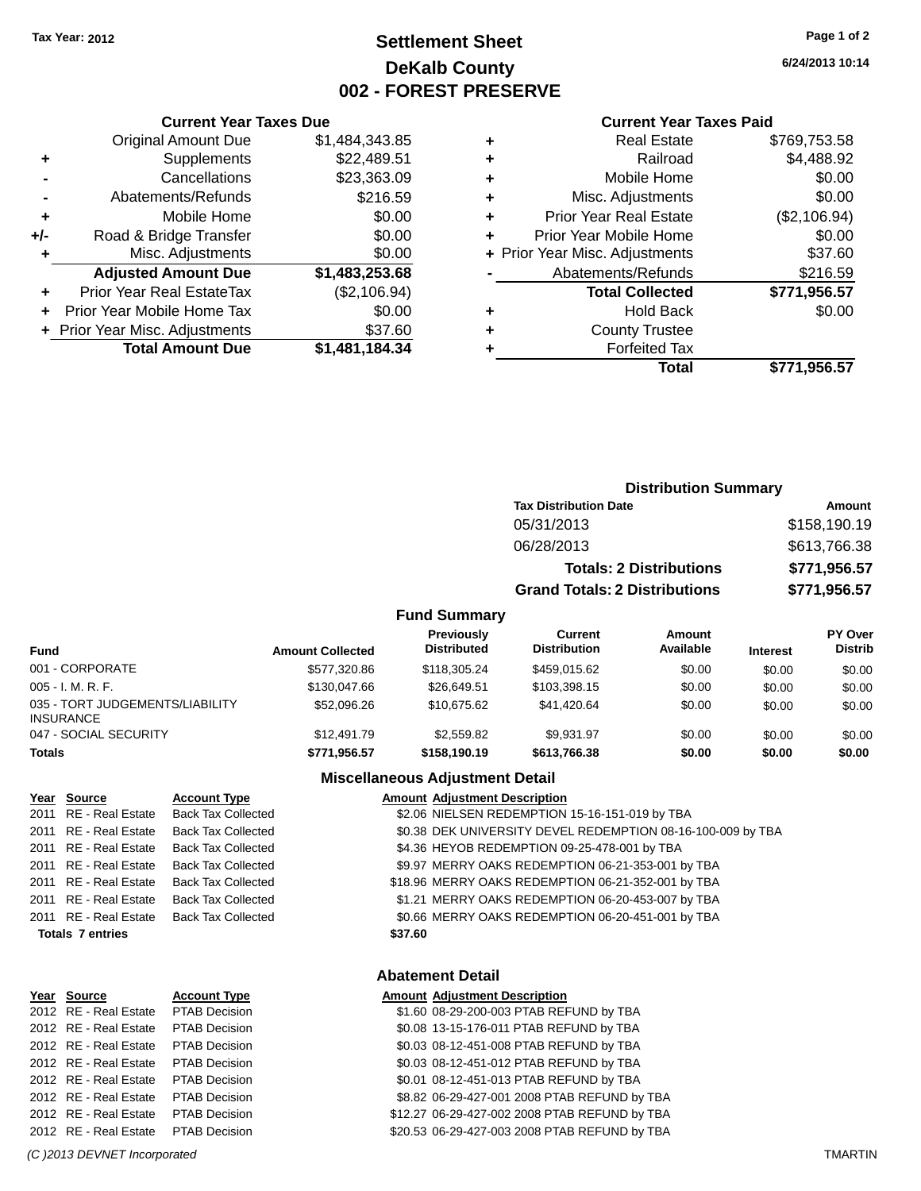Tax Year: 2012

# Settlement Sheet
## DeKalb County
## 002 - FOREST PRESERVE

6/24/2013 10:14

### Current Year Taxes Due

| | | |
|---|---|---|
| | Original Amount Due | $1,484,343.85 |
| + | Supplements | $22,489.51 |
| - | Cancellations | $23,363.09 |
| - | Abatements/Refunds | $216.59 |
| + | Mobile Home | $0.00 |
| +/- | Road & Bridge Transfer | $0.00 |
| + | Misc. Adjustments | $0.00 |
| | **Adjusted Amount Due** | **$1,483,253.68** |
| + | Prior Year Real EstateTax | ($2,106.94) |
| + | Prior Year Mobile Home Tax | $0.00 |
| + | Prior Year Misc. Adjustments | $37.60 |
| | **Total Amount Due** | **$1,481,184.34** |

### Current Year Taxes Paid

| | | |
|---|---|---|
| + | Real Estate | $769,753.58 |
| + | Railroad | $4,488.92 |
| + | Mobile Home | $0.00 |
| + | Misc. Adjustments | $0.00 |
| + | Prior Year Real Estate | ($2,106.94) |
| + | Prior Year Mobile Home | $0.00 |
| + | Prior Year Misc. Adjustments | $37.60 |
| - | Abatements/Refunds | $216.59 |
| | **Total Collected** | **$771,956.57** |
| + | Hold Back | $0.00 |
| + | County Trustee | |
| + | Forfeited Tax | |
| | **Total** | **$771,956.57** |

### Distribution Summary

| Tax Distribution Date | Amount |
|---|---|
| 05/31/2013 | $158,190.19 |
| 06/28/2013 | $613,766.38 |
| **Totals: 2 Distributions** | **$771,956.57** |
| **Grand Totals: 2 Distributions** | **$771,956.57** |

### Fund Summary

| Fund | Amount Collected | Previously Distributed | Current Distribution | Amount Available | Interest | PY Over Distrib |
|---|---|---|---|---|---|---|
| 001 - CORPORATE | $577,320.86 | $118,305.24 | $459,015.62 | $0.00 | $0.00 | $0.00 |
| 005 - I. M. R. F. | $130,047.66 | $26,649.51 | $103,398.15 | $0.00 | $0.00 | $0.00 |
| 035 - TORT JUDGEMENTS/LIABILITY INSURANCE | $52,096.26 | $10,675.62 | $41,420.64 | $0.00 | $0.00 | $0.00 |
| 047 - SOCIAL SECURITY | $12,491.79 | $2,559.82 | $9,931.97 | $0.00 | $0.00 | $0.00 |
| **Totals** | **$771,956.57** | **$158,190.19** | **$613,766.38** | **$0.00** | **$0.00** | **$0.00** |

### Miscellaneous Adjustment Detail

| Year | Source | Account Type | Amount | Adjustment Description |
|---|---|---|---|---|
| 2011 | RE - Real Estate | Back Tax Collected | $2.06 | NIELSEN REDEMPTION 15-16-151-019 by TBA |
| 2011 | RE - Real Estate | Back Tax Collected | $0.38 | DEK UNIVERSITY DEVEL REDEMPTION 08-16-100-009 by TBA |
| 2011 | RE - Real Estate | Back Tax Collected | $4.36 | HEYOB REDEMPTION 09-25-478-001 by TBA |
| 2011 | RE - Real Estate | Back Tax Collected | $9.97 | MERRY OAKS REDEMPTION 06-21-353-001 by TBA |
| 2011 | RE - Real Estate | Back Tax Collected | $18.96 | MERRY OAKS REDEMPTION 06-21-352-001 by TBA |
| 2011 | RE - Real Estate | Back Tax Collected | $1.21 | MERRY OAKS REDEMPTION 06-20-453-007 by TBA |
| 2011 | RE - Real Estate | Back Tax Collected | $0.66 | MERRY OAKS REDEMPTION 06-20-451-001 by TBA |
| **Totals 7 entries** | | | **$37.60** | |

### Abatement Detail

| Year | Source | Account Type | Amount | Adjustment Description |
|---|---|---|---|---|
| 2012 | RE - Real Estate | PTAB Decision | $1.60 | 08-29-200-003 PTAB REFUND by TBA |
| 2012 | RE - Real Estate | PTAB Decision | $0.08 | 13-15-176-011 PTAB REFUND by TBA |
| 2012 | RE - Real Estate | PTAB Decision | $0.03 | 08-12-451-008 PTAB REFUND by TBA |
| 2012 | RE - Real Estate | PTAB Decision | $0.03 | 08-12-451-012 PTAB REFUND by TBA |
| 2012 | RE - Real Estate | PTAB Decision | $0.01 | 08-12-451-013 PTAB REFUND by TBA |
| 2012 | RE - Real Estate | PTAB Decision | $8.82 | 06-29-427-001 2008 PTAB REFUND by TBA |
| 2012 | RE - Real Estate | PTAB Decision | $12.27 | 06-29-427-002 2008 PTAB REFUND by TBA |
| 2012 | RE - Real Estate | PTAB Decision | $20.53 | 06-29-427-003 2008 PTAB REFUND by TBA |

*(C )2013 DEVNET Incorporated* TMARTIN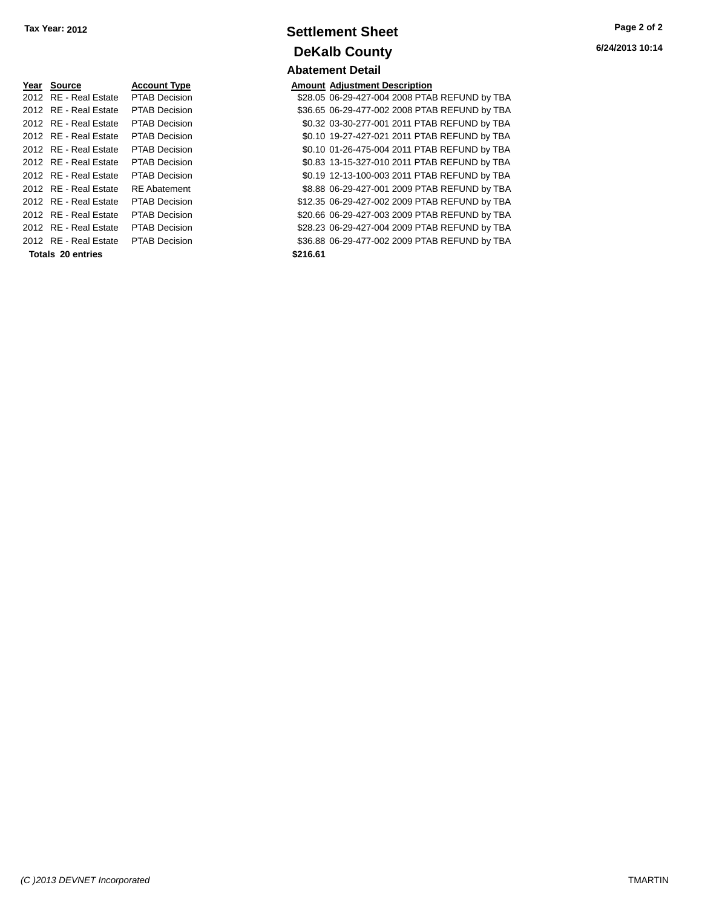Tax Year: 2012

# Settlement Sheet

## DeKalb County

### Abatement Detail

| Year | Source | Account Type | Amount | Adjustment Description |
|---|---|---|---|---|
| 2012 | RE - Real Estate | PTAB Decision | $28.05 | 06-29-427-004 2008 PTAB REFUND by TBA |
| 2012 | RE - Real Estate | PTAB Decision | $36.65 | 06-29-477-002 2008 PTAB REFUND by TBA |
| 2012 | RE - Real Estate | PTAB Decision | $0.32 | 03-30-277-001 2011 PTAB REFUND by TBA |
| 2012 | RE - Real Estate | PTAB Decision | $0.10 | 19-27-427-021 2011 PTAB REFUND by TBA |
| 2012 | RE - Real Estate | PTAB Decision | $0.10 | 01-26-475-004 2011 PTAB REFUND by TBA |
| 2012 | RE - Real Estate | PTAB Decision | $0.83 | 13-15-327-010 2011 PTAB REFUND by TBA |
| 2012 | RE - Real Estate | PTAB Decision | $0.19 | 12-13-100-003 2011 PTAB REFUND by TBA |
| 2012 | RE - Real Estate | RE Abatement | $8.88 | 06-29-427-001 2009 PTAB REFUND by TBA |
| 2012 | RE - Real Estate | PTAB Decision | $12.35 | 06-29-427-002 2009 PTAB REFUND by TBA |
| 2012 | RE - Real Estate | PTAB Decision | $20.66 | 06-29-427-003 2009 PTAB REFUND by TBA |
| 2012 | RE - Real Estate | PTAB Decision | $28.23 | 06-29-427-004 2009 PTAB REFUND by TBA |
| 2012 | RE - Real Estate | PTAB Decision | $36.88 | 06-29-477-002 2009 PTAB REFUND by TBA |
| **Totals 20 entries** | | | **$216.61** | |

6/24/2013 10:14

*(C )2013 DEVNET Incorporated* TMARTIN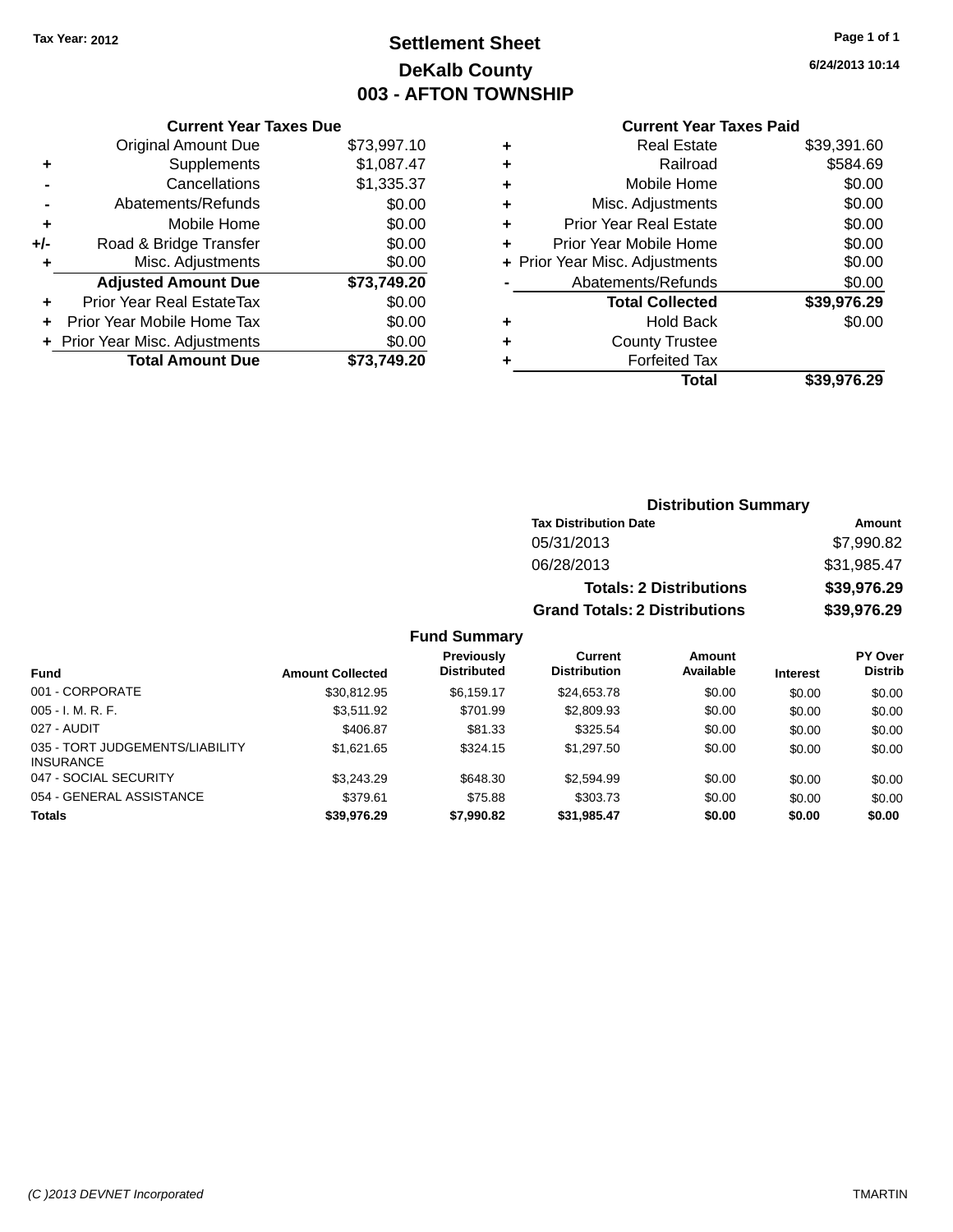Tax Year: 2012

# Settlement Sheet

## DeKalb County

## 003 - AFTON TOWNSHIP

6/24/2013 10:14

### Current Year Taxes Due

| | | |
|---|---|---|
| | Original Amount Due | $73,997.10 |
| + | Supplements | $1,087.47 |
| - | Cancellations | $1,335.37 |
| - | Abatements/Refunds | $0.00 |
| + | Mobile Home | $0.00 |
| +/- | Road & Bridge Transfer | $0.00 |
| + | Misc. Adjustments | $0.00 |
| | **Adjusted Amount Due** | **$73,749.20** |
| + | Prior Year Real EstateTax | $0.00 |
| + | Prior Year Mobile Home Tax | $0.00 |
| + | Prior Year Misc. Adjustments | $0.00 |
| | **Total Amount Due** | **$73,749.20** |

### Current Year Taxes Paid

| | | |
|---|---|---|
| + | Real Estate | $39,391.60 |
| + | Railroad | $584.69 |
| + | Mobile Home | $0.00 |
| + | Misc. Adjustments | $0.00 |
| + | Prior Year Real Estate | $0.00 |
| + | Prior Year Mobile Home | $0.00 |
| + | Prior Year Misc. Adjustments | $0.00 |
| - | Abatements/Refunds | $0.00 |
| | **Total Collected** | **$39,976.29** |
| + | Hold Back | $0.00 |
| + | County Trustee | |
| + | Forfeited Tax | |
| | **Total** | **$39,976.29** |

### Distribution Summary

| Tax Distribution Date | Amount |
|---|---|
| 05/31/2013 | $7,990.82 |
| 06/28/2013 | $31,985.47 |
| **Totals: 2 Distributions** | **$39,976.29** |
| **Grand Totals: 2 Distributions** | **$39,976.29** |

### Fund Summary

| Fund | Amount Collected | Previously Distributed | Current Distribution | Amount Available | Interest | PY Over Distrib |
|---|---|---|---|---|---|---|
| 001 - CORPORATE | $30,812.95 | $6,159.17 | $24,653.78 | $0.00 | $0.00 | $0.00 |
| 005 - I. M. R. F. | $3,511.92 | $701.99 | $2,809.93 | $0.00 | $0.00 | $0.00 |
| 027 - AUDIT | $406.87 | $81.33 | $325.54 | $0.00 | $0.00 | $0.00 |
| 035 - TORT JUDGEMENTS/LIABILITY INSURANCE | $1,621.65 | $324.15 | $1,297.50 | $0.00 | $0.00 | $0.00 |
| 047 - SOCIAL SECURITY | $3,243.29 | $648.30 | $2,594.99 | $0.00 | $0.00 | $0.00 |
| 054 - GENERAL ASSISTANCE | $379.61 | $75.88 | $303.73 | $0.00 | $0.00 | $0.00 |
| **Totals** | **$39,976.29** | **$7,990.82** | **$31,985.47** | **$0.00** | **$0.00** | **$0.00** |

(C )2013 DEVNET Incorporated TMARTIN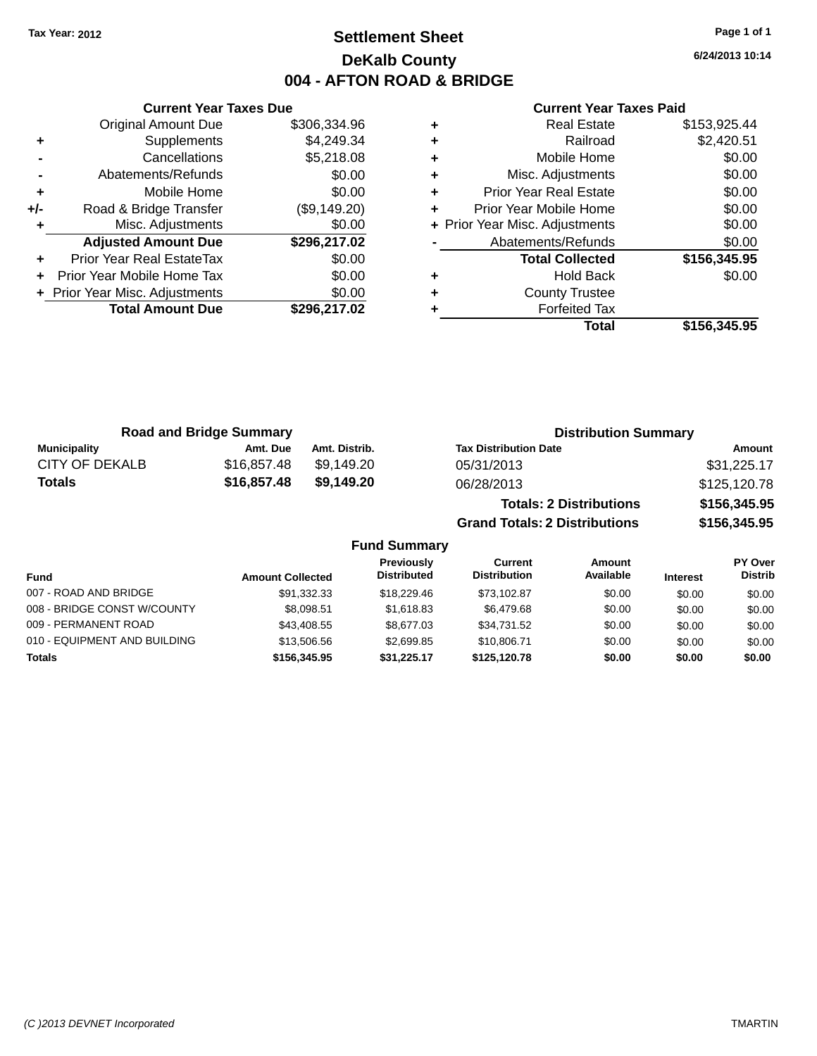Tax Year: 2012

# Settlement Sheet

## DeKalb County

## 004 - AFTON ROAD & BRIDGE

6/24/2013 10:14

### Current Year Taxes Due

| | | |
|---|---|---|
| | Original Amount Due | $306,334.96 |
| + | Supplements | $4,249.34 |
| - | Cancellations | $5,218.08 |
| - | Abatements/Refunds | $0.00 |
| + | Mobile Home | $0.00 |
| +/- | Road & Bridge Transfer | ($9,149.20) |
| + | Misc. Adjustments | $0.00 |
| | **Adjusted Amount Due** | **$296,217.02** |
| + | Prior Year Real EstateTax | $0.00 |
| + | Prior Year Mobile Home Tax | $0.00 |
| + | Prior Year Misc. Adjustments | $0.00 |
| | **Total Amount Due** | **$296,217.02** |

### Current Year Taxes Paid

| | | |
|---|---|---|
| + | Real Estate | $153,925.44 |
| + | Railroad | $2,420.51 |
| + | Mobile Home | $0.00 |
| + | Misc. Adjustments | $0.00 |
| + | Prior Year Real Estate | $0.00 |
| + | Prior Year Mobile Home | $0.00 |
| + | Prior Year Misc. Adjustments | $0.00 |
| - | Abatements/Refunds | $0.00 |
| | **Total Collected** | **$156,345.95** |
| + | Hold Back | $0.00 |
| + | County Trustee | |
| + | Forfeited Tax | |
| | **Total** | **$156,345.95** |

### Road and Bridge Summary

| Municipality | Amt. Due | Amt. Distrib. |
|---|---|---|
| CITY OF DEKALB | $16,857.48 | $9,149.20 |
| **Totals** | **$16,857.48** | **$9,149.20** |

### Distribution Summary

| Tax Distribution Date | Amount |
|---|---|
| 05/31/2013 | $31,225.17 |
| 06/28/2013 | $125,120.78 |
| **Totals: 2 Distributions** | **$156,345.95** |
| **Grand Totals: 2 Distributions** | **$156,345.95** |

### Fund Summary

| Fund | Amount Collected | Previously Distributed | Current Distribution | Amount Available | Interest | PY Over Distrib |
|---|---|---|---|---|---|---|
| 007 - ROAD AND BRIDGE | $91,332.33 | $18,229.46 | $73,102.87 | $0.00 | $0.00 | $0.00 |
| 008 - BRIDGE CONST W/COUNTY | $8,098.51 | $1,618.83 | $6,479.68 | $0.00 | $0.00 | $0.00 |
| 009 - PERMANENT ROAD | $43,408.55 | $8,677.03 | $34,731.52 | $0.00 | $0.00 | $0.00 |
| 010 - EQUIPMENT AND BUILDING | $13,506.56 | $2,699.85 | $10,806.71 | $0.00 | $0.00 | $0.00 |
| **Totals** | **$156,345.95** | **$31,225.17** | **$125,120.78** | **$0.00** | **$0.00** | **$0.00** |

(C )2013 DEVNET Incorporated TMARTIN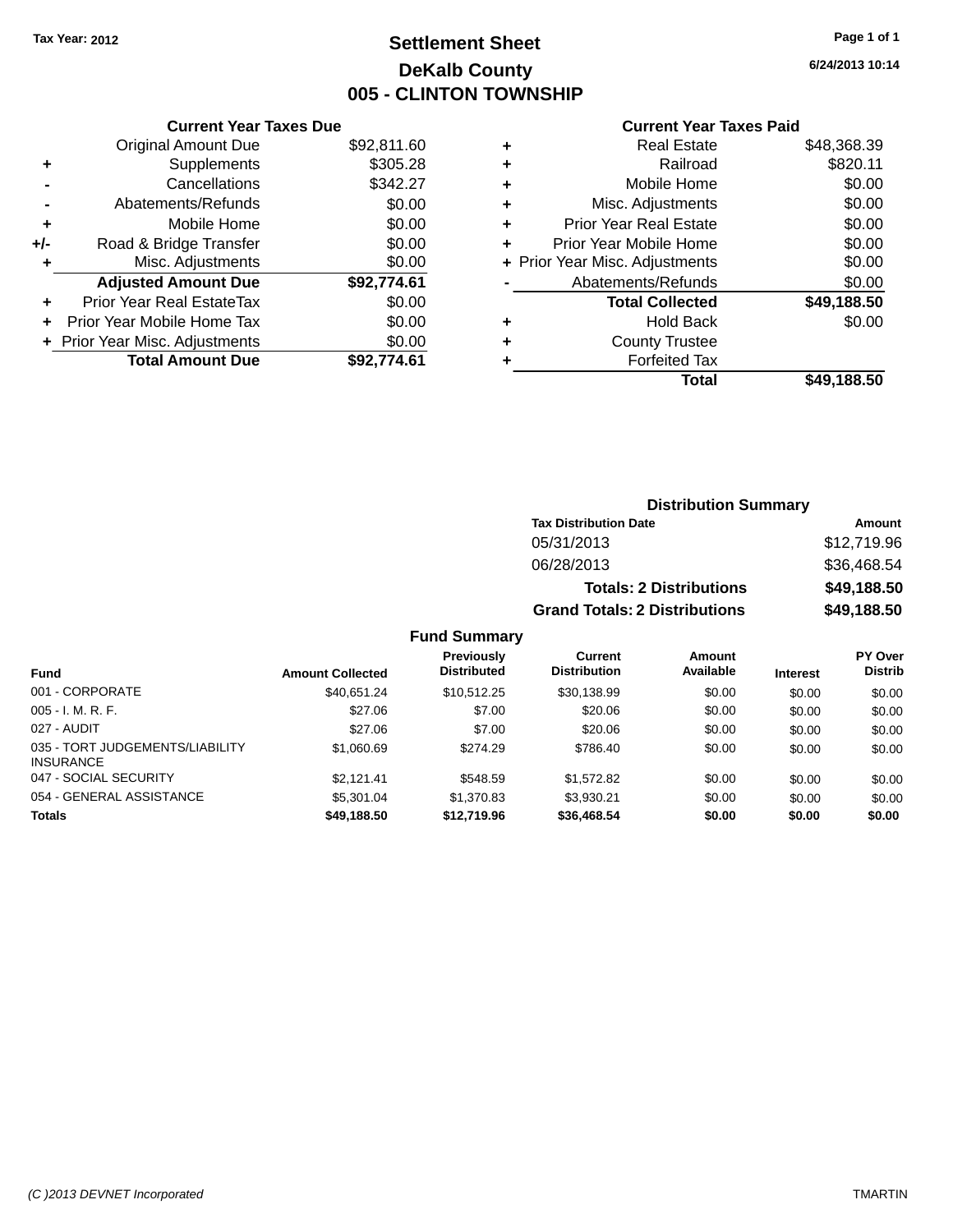Tax Year: 2012

# Settlement Sheet
## DeKalb County
## 005 - CLINTON TOWNSHIP

6/24/2013 10:14

### Current Year Taxes Due

| | | |
|---|---|---|
| | Original Amount Due | $92,811.60 |
| + | Supplements | $305.28 |
| - | Cancellations | $342.27 |
| - | Abatements/Refunds | $0.00 |
| + | Mobile Home | $0.00 |
| +/- | Road & Bridge Transfer | $0.00 |
| + | Misc. Adjustments | $0.00 |
| | **Adjusted Amount Due** | **$92,774.61** |
| + | Prior Year Real EstateTax | $0.00 |
| + | Prior Year Mobile Home Tax | $0.00 |
| + | Prior Year Misc. Adjustments | $0.00 |
| | **Total Amount Due** | **$92,774.61** |

### Current Year Taxes Paid

| | | |
|---|---|---|
| + | Real Estate | $48,368.39 |
| + | Railroad | $820.11 |
| + | Mobile Home | $0.00 |
| + | Misc. Adjustments | $0.00 |
| + | Prior Year Real Estate | $0.00 |
| + | Prior Year Mobile Home | $0.00 |
| + | Prior Year Misc. Adjustments | $0.00 |
| - | Abatements/Refunds | $0.00 |
| | **Total Collected** | **$49,188.50** |
| + | Hold Back | $0.00 |
| + | County Trustee | |
| + | Forfeited Tax | |
| | **Total** | **$49,188.50** |

### Distribution Summary

| Tax Distribution Date | Amount |
|---|---|
| 05/31/2013 | $12,719.96 |
| 06/28/2013 | $36,468.54 |
| **Totals: 2 Distributions** | **$49,188.50** |
| **Grand Totals: 2 Distributions** | **$49,188.50** |

### Fund Summary

| Fund | Amount Collected | Previously Distributed | Current Distribution | Amount Available | Interest | PY Over Distrib |
|---|---|---|---|---|---|---|
| 001 - CORPORATE | $40,651.24 | $10,512.25 | $30,138.99 | $0.00 | $0.00 | $0.00 |
| 005 - I. M. R. F. | $27.06 | $7.00 | $20.06 | $0.00 | $0.00 | $0.00 |
| 027 - AUDIT | $27.06 | $7.00 | $20.06 | $0.00 | $0.00 | $0.00 |
| 035 - TORT JUDGEMENTS/LIABILITY INSURANCE | $1,060.69 | $274.29 | $786.40 | $0.00 | $0.00 | $0.00 |
| 047 - SOCIAL SECURITY | $2,121.41 | $548.59 | $1,572.82 | $0.00 | $0.00 | $0.00 |
| 054 - GENERAL ASSISTANCE | $5,301.04 | $1,370.83 | $3,930.21 | $0.00 | $0.00 | $0.00 |
| **Totals** | **$49,188.50** | **$12,719.96** | **$36,468.54** | **$0.00** | **$0.00** | **$0.00** |

(C )2013 DEVNET Incorporated TMARTIN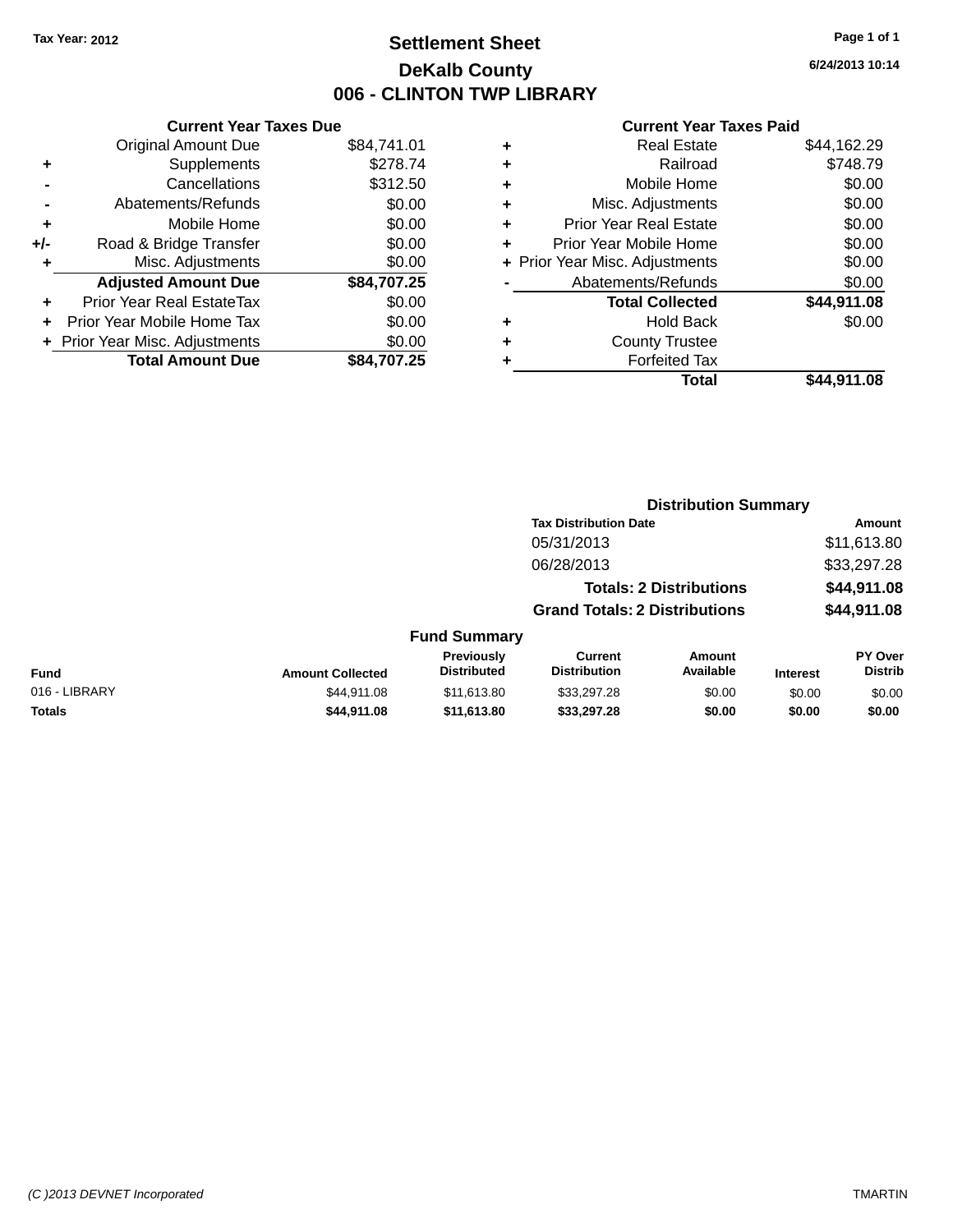Tax Year: 2012

# Settlement Sheet

## DeKalb County

## 006 - CLINTON TWP LIBRARY

6/24/2013 10:14

### Current Year Taxes Due

| | | |
|---|---|---|
| | Original Amount Due | $84,741.01 |
| + | Supplements | $278.74 |
| - | Cancellations | $312.50 |
| - | Abatements/Refunds | $0.00 |
| + | Mobile Home | $0.00 |
| +/- | Road & Bridge Transfer | $0.00 |
| + | Misc. Adjustments | $0.00 |
| | **Adjusted Amount Due** | **$84,707.25** |
| + | Prior Year Real EstateTax | $0.00 |
| + | Prior Year Mobile Home Tax | $0.00 |
| + | Prior Year Misc. Adjustments | $0.00 |
| | **Total Amount Due** | **$84,707.25** |

### Current Year Taxes Paid

| | | |
|---|---|---|
| + | Real Estate | $44,162.29 |
| + | Railroad | $748.79 |
| + | Mobile Home | $0.00 |
| + | Misc. Adjustments | $0.00 |
| + | Prior Year Real Estate | $0.00 |
| + | Prior Year Mobile Home | $0.00 |
| + | Prior Year Misc. Adjustments | $0.00 |
| - | Abatements/Refunds | $0.00 |
| | **Total Collected** | **$44,911.08** |
| + | Hold Back | $0.00 |
| + | County Trustee | |
| + | Forfeited Tax | |
| | **Total** | **$44,911.08** |

### Distribution Summary

| Tax Distribution Date | Amount |
|---|---|
| 05/31/2013 | $11,613.80 |
| 06/28/2013 | $33,297.28 |
| **Totals: 2 Distributions** | **$44,911.08** |
| **Grand Totals: 2 Distributions** | **$44,911.08** |

### Fund Summary

| Fund | Amount Collected | Previously Distributed | Current Distribution | Amount Available | Interest | PY Over Distrib |
|---|---|---|---|---|---|---|
| 016 - LIBRARY | $44,911.08 | $11,613.80 | $33,297.28 | $0.00 | $0.00 | $0.00 |
| **Totals** | **$44,911.08** | **$11,613.80** | **$33,297.28** | **$0.00** | **$0.00** | **$0.00** |

(C )2013 DEVNET Incorporated TMARTIN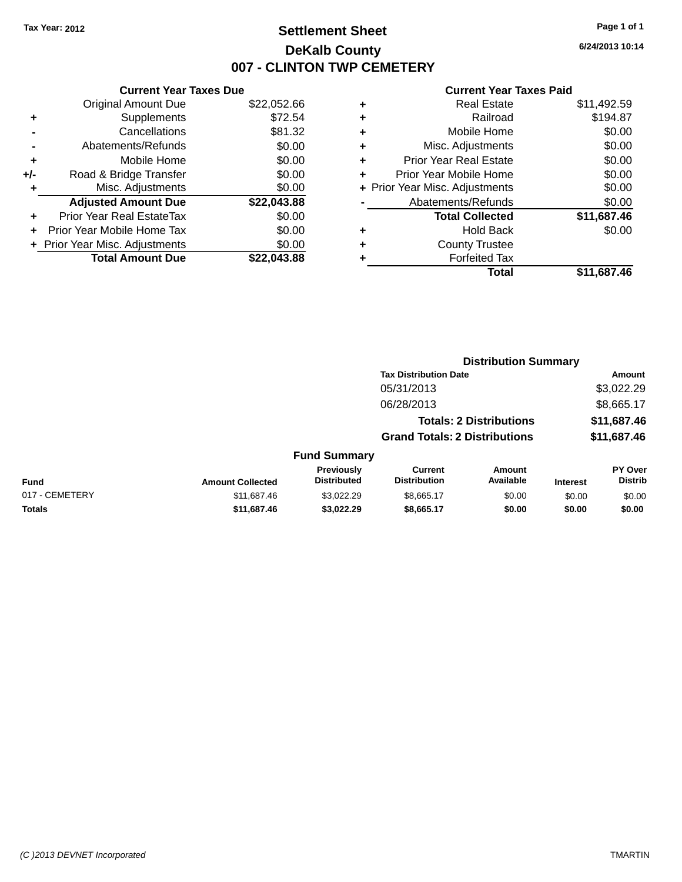Tax Year: 2012

# Settlement Sheet

## DeKalb County

## 007 - CLINTON TWP CEMETERY

6/24/2013 10:14

### Current Year Taxes Due

| | | |
|---|---|---|
| | Original Amount Due | $22,052.66 |
| + | Supplements | $72.54 |
| - | Cancellations | $81.32 |
| - | Abatements/Refunds | $0.00 |
| + | Mobile Home | $0.00 |
| +/- | Road & Bridge Transfer | $0.00 |
| + | Misc. Adjustments | $0.00 |
| | **Adjusted Amount Due** | **$22,043.88** |
| + | Prior Year Real EstateTax | $0.00 |
| + | Prior Year Mobile Home Tax | $0.00 |
| + | Prior Year Misc. Adjustments | $0.00 |
| | **Total Amount Due** | **$22,043.88** |

### Current Year Taxes Paid

| | | |
|---|---|---|
| + | Real Estate | $11,492.59 |
| + | Railroad | $194.87 |
| + | Mobile Home | $0.00 |
| + | Misc. Adjustments | $0.00 |
| + | Prior Year Real Estate | $0.00 |
| + | Prior Year Mobile Home | $0.00 |
| + | Prior Year Misc. Adjustments | $0.00 |
| - | Abatements/Refunds | $0.00 |
| | **Total Collected** | **$11,687.46** |
| + | Hold Back | $0.00 |
| + | County Trustee | |
| + | Forfeited Tax | |
| | **Total** | **$11,687.46** |

### Distribution Summary

| Tax Distribution Date | Amount |
|---|---|
| 05/31/2013 | $3,022.29 |
| 06/28/2013 | $8,665.17 |
| **Totals: 2 Distributions** | **$11,687.46** |
| **Grand Totals: 2 Distributions** | **$11,687.46** |

### Fund Summary

| Fund | Amount Collected | Previously Distributed | Current Distribution | Amount Available | Interest | PY Over Distrib |
|---|---|---|---|---|---|---|
| 017 - CEMETERY | $11,687.46 | $3,022.29 | $8,665.17 | $0.00 | $0.00 | $0.00 |
| **Totals** | **$11,687.46** | **$3,022.29** | **$8,665.17** | **$0.00** | **$0.00** | **$0.00** |

(C )2013 DEVNET Incorporated TMARTIN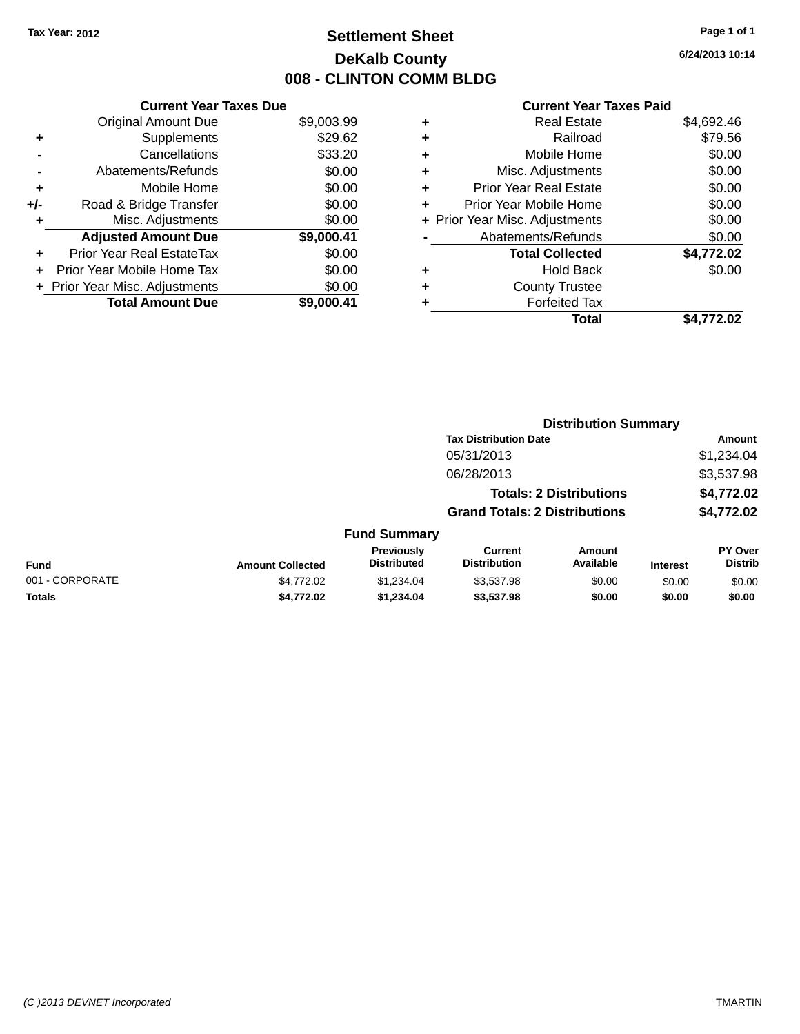Tax Year: 2012

# Settlement Sheet
## DeKalb County
## 008 - CLINTON COMM BLDG

6/24/2013 10:14

### Current Year Taxes Due

| | | Amount |
|---|---|---|
| | Original Amount Due | $9,003.99 |
| + | Supplements | $29.62 |
| - | Cancellations | $33.20 |
| - | Abatements/Refunds | $0.00 |
| + | Mobile Home | $0.00 |
| +/- | Road & Bridge Transfer | $0.00 |
| + | Misc. Adjustments | $0.00 |
| | **Adjusted Amount Due** | **$9,000.41** |
| + | Prior Year Real EstateTax | $0.00 |
| + | Prior Year Mobile Home Tax | $0.00 |
| + | Prior Year Misc. Adjustments | $0.00 |
| | **Total Amount Due** | **$9,000.41** |

### Current Year Taxes Paid

| | | Amount |
|---|---|---|
| + | Real Estate | $4,692.46 |
| + | Railroad | $79.56 |
| + | Mobile Home | $0.00 |
| + | Misc. Adjustments | $0.00 |
| + | Prior Year Real Estate | $0.00 |
| + | Prior Year Mobile Home | $0.00 |
| + | Prior Year Misc. Adjustments | $0.00 |
| - | Abatements/Refunds | $0.00 |
| | **Total Collected** | **$4,772.02** |
| + | Hold Back | $0.00 |
| + | County Trustee | |
| + | Forfeited Tax | |
| | **Total** | **$4,772.02** |

### Distribution Summary

| Tax Distribution Date | Amount |
|---|---|
| 05/31/2013 | $1,234.04 |
| 06/28/2013 | $3,537.98 |
| **Totals: 2 Distributions** | **$4,772.02** |
| **Grand Totals: 2 Distributions** | **$4,772.02** |

### Fund Summary

| Fund | Amount Collected | Previously Distributed | Current Distribution | Amount Available | Interest | PY Over Distrib |
|---|---|---|---|---|---|---|
| 001 - CORPORATE | $4,772.02 | $1,234.04 | $3,537.98 | $0.00 | $0.00 | $0.00 |
| **Totals** | **$4,772.02** | **$1,234.04** | **$3,537.98** | **$0.00** | **$0.00** | **$0.00** |

(C )2013 DEVNET Incorporated — TMARTIN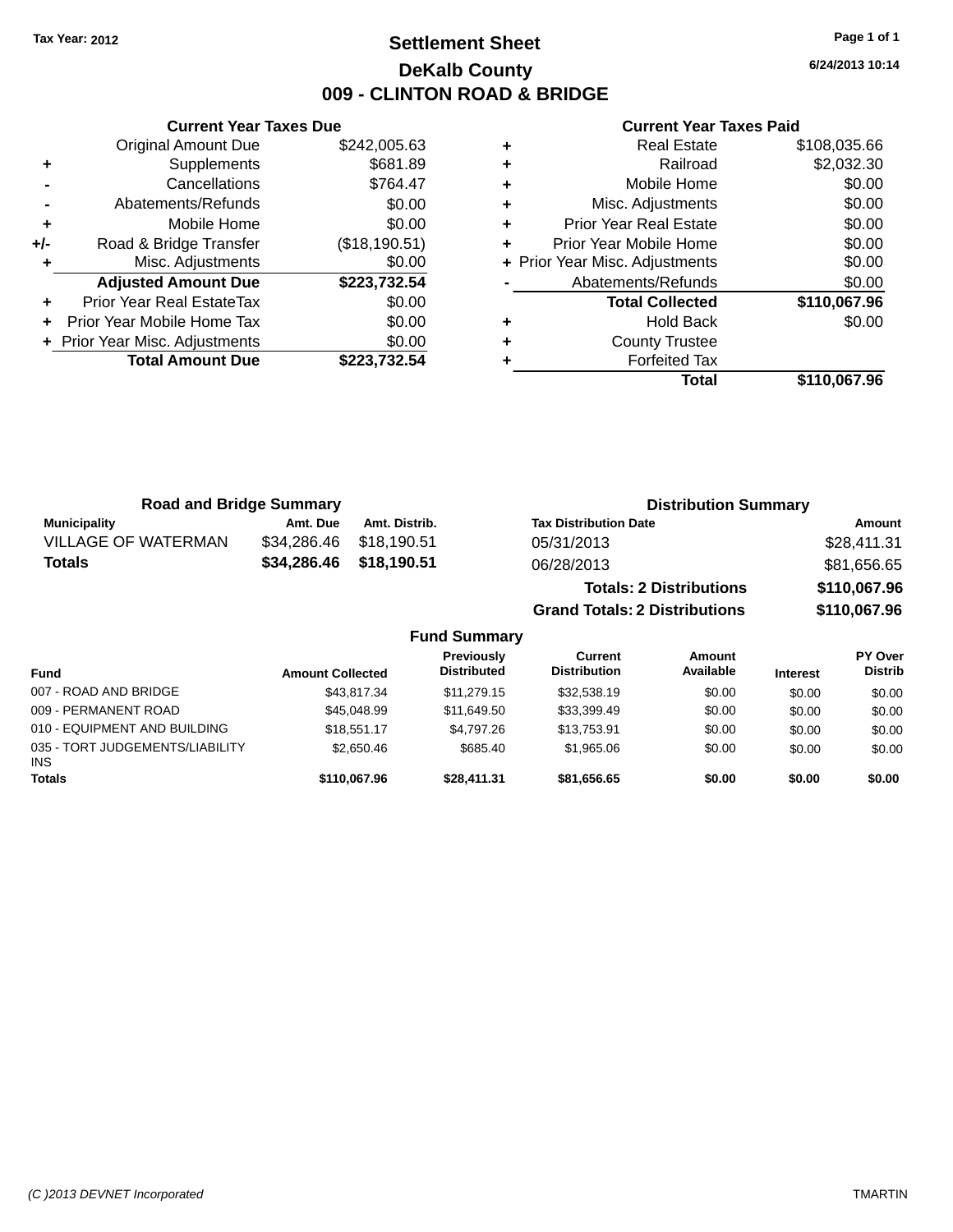Tax Year: 2012

# Settlement Sheet

## DeKalb County

## 009 - CLINTON ROAD & BRIDGE

6/24/2013 10:14

### Current Year Taxes Due

| | | |
|---|---|---|
| | Original Amount Due | $242,005.63 |
| + | Supplements | $681.89 |
| - | Cancellations | $764.47 |
| - | Abatements/Refunds | $0.00 |
| + | Mobile Home | $0.00 |
| +/- | Road & Bridge Transfer | ($18,190.51) |
| + | Misc. Adjustments | $0.00 |
| | **Adjusted Amount Due** | **$223,732.54** |
| + | Prior Year Real EstateTax | $0.00 |
| + | Prior Year Mobile Home Tax | $0.00 |
| + | Prior Year Misc. Adjustments | $0.00 |
| | **Total Amount Due** | **$223,732.54** |

### Current Year Taxes Paid

| | | |
|---|---|---|
| + | Real Estate | $108,035.66 |
| + | Railroad | $2,032.30 |
| + | Mobile Home | $0.00 |
| + | Misc. Adjustments | $0.00 |
| + | Prior Year Real Estate | $0.00 |
| + | Prior Year Mobile Home | $0.00 |
| + | Prior Year Misc. Adjustments | $0.00 |
| - | Abatements/Refunds | $0.00 |
| | **Total Collected** | **$110,067.96** |
| + | Hold Back | $0.00 |
| + | County Trustee | |
| + | Forfeited Tax | |
| | **Total** | **$110,067.96** |

### Road and Bridge Summary

| Municipality | Amt. Due | Amt. Distrib. |
|---|---|---|
| VILLAGE OF WATERMAN | $34,286.46 | $18,190.51 |
| **Totals** | **$34,286.46** | **$18,190.51** |

### Distribution Summary

| Tax Distribution Date | Amount |
|---|---|
| 05/31/2013 | $28,411.31 |
| 06/28/2013 | $81,656.65 |
| **Totals: 2 Distributions** | **$110,067.96** |
| **Grand Totals: 2 Distributions** | **$110,067.96** |

### Fund Summary

| Fund | Amount Collected | Previously Distributed | Current Distribution | Amount Available | Interest | PY Over Distrib |
|---|---|---|---|---|---|---|
| 007 - ROAD AND BRIDGE | $43,817.34 | $11,279.15 | $32,538.19 | $0.00 | $0.00 | $0.00 |
| 009 - PERMANENT ROAD | $45,048.99 | $11,649.50 | $33,399.49 | $0.00 | $0.00 | $0.00 |
| 010 - EQUIPMENT AND BUILDING | $18,551.17 | $4,797.26 | $13,753.91 | $0.00 | $0.00 | $0.00 |
| 035 - TORT JUDGEMENTS/LIABILITY INS | $2,650.46 | $685.40 | $1,965.06 | $0.00 | $0.00 | $0.00 |
| **Totals** | **$110,067.96** | **$28,411.31** | **$81,656.65** | **$0.00** | **$0.00** | **$0.00** |

(C )2013 DEVNET Incorporated TMARTIN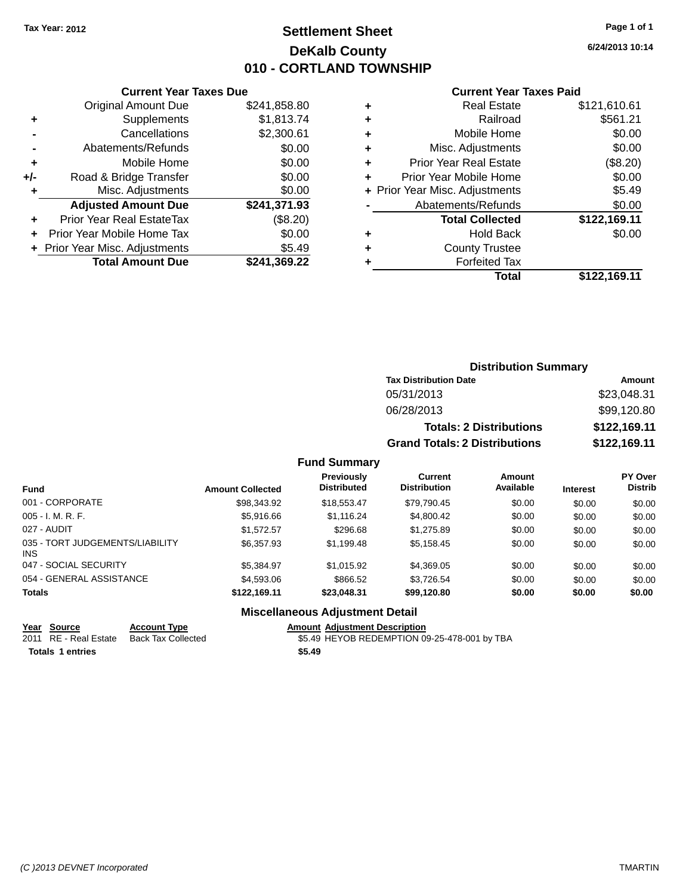Tax Year: 2012

# Settlement Sheet

## DeKalb County

## 010 - CORTLAND TOWNSHIP

6/24/2013 10:14

### Current Year Taxes Due

| | | |
|---|---|---|
| | Original Amount Due | $241,858.80 |
| + | Supplements | $1,813.74 |
| - | Cancellations | $2,300.61 |
| - | Abatements/Refunds | $0.00 |
| + | Mobile Home | $0.00 |
| +/- | Road & Bridge Transfer | $0.00 |
| + | Misc. Adjustments | $0.00 |
| | **Adjusted Amount Due** | **$241,371.93** |
| + | Prior Year Real EstateTax | ($8.20) |
| + | Prior Year Mobile Home Tax | $0.00 |
| + | Prior Year Misc. Adjustments | $5.49 |
| | **Total Amount Due** | **$241,369.22** |

### Current Year Taxes Paid

| | | |
|---|---|---|
| + | Real Estate | $121,610.61 |
| + | Railroad | $561.21 |
| + | Mobile Home | $0.00 |
| + | Misc. Adjustments | $0.00 |
| + | Prior Year Real Estate | ($8.20) |
| + | Prior Year Mobile Home | $0.00 |
| + | Prior Year Misc. Adjustments | $5.49 |
| - | Abatements/Refunds | $0.00 |
| | **Total Collected** | **$122,169.11** |
| + | Hold Back | $0.00 |
| + | County Trustee | |
| + | Forfeited Tax | |
| | **Total** | **$122,169.11** |

### Distribution Summary

| Tax Distribution Date | Amount |
|---|---|
| 05/31/2013 | $23,048.31 |
| 06/28/2013 | $99,120.80 |
| **Totals: 2 Distributions** | **$122,169.11** |
| **Grand Totals: 2 Distributions** | **$122,169.11** |

### Fund Summary

| Fund | Amount Collected | Previously Distributed | Current Distribution | Amount Available | Interest | PY Over Distrib |
|---|---|---|---|---|---|---|
| 001 - CORPORATE | $98,343.92 | $18,553.47 | $79,790.45 | $0.00 | $0.00 | $0.00 |
| 005 - I. M. R. F. | $5,916.66 | $1,116.24 | $4,800.42 | $0.00 | $0.00 | $0.00 |
| 027 - AUDIT | $1,572.57 | $296.68 | $1,275.89 | $0.00 | $0.00 | $0.00 |
| 035 - TORT JUDGEMENTS/LIABILITY INS | $6,357.93 | $1,199.48 | $5,158.45 | $0.00 | $0.00 | $0.00 |
| 047 - SOCIAL SECURITY | $5,384.97 | $1,015.92 | $4,369.05 | $0.00 | $0.00 | $0.00 |
| 054 - GENERAL ASSISTANCE | $4,593.06 | $866.52 | $3,726.54 | $0.00 | $0.00 | $0.00 |
| **Totals** | **$122,169.11** | **$23,048.31** | **$99,120.80** | **$0.00** | **$0.00** | **$0.00** |

### Miscellaneous Adjustment Detail

| Year | Source | Account Type | Amount | Adjustment Description |
|---|---|---|---|---|
| 2011 | RE - Real Estate | Back Tax Collected | $5.49 | HEYOB REDEMPTION 09-25-478-001 by TBA |
| **Totals 1 entries** | | | **$5.49** | |

(C )2013 DEVNET Incorporated TMARTIN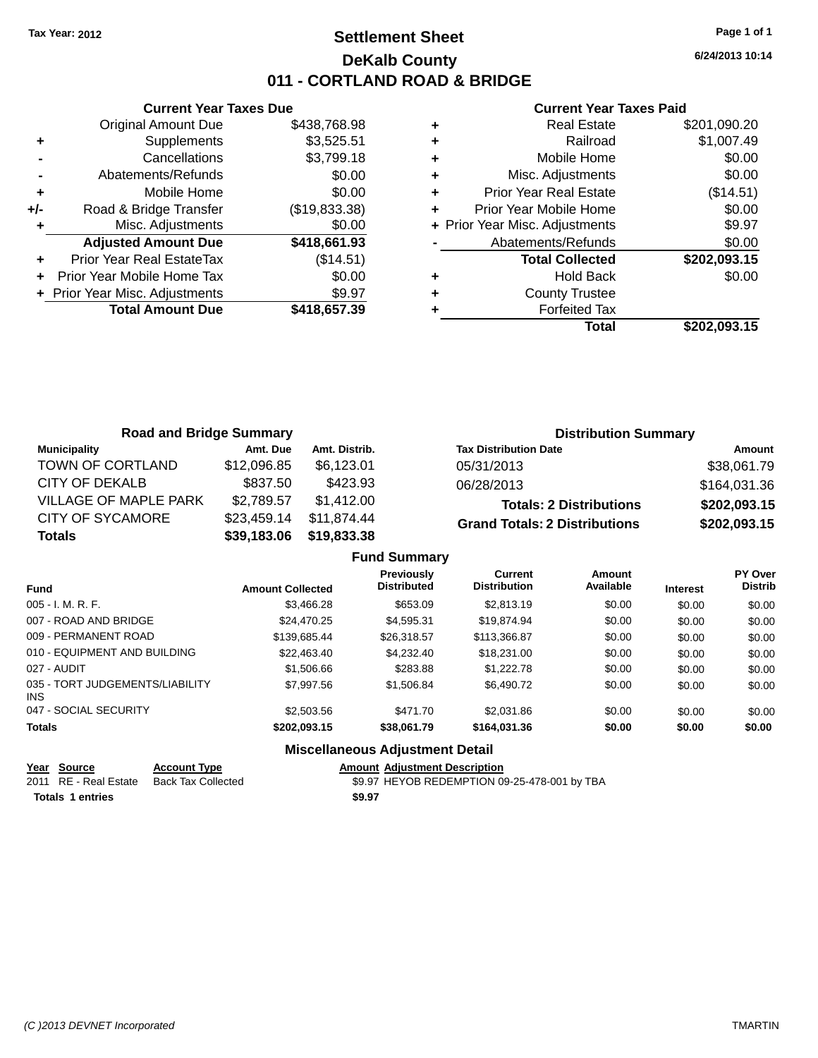Tax Year: 2012

# Settlement Sheet
## DeKalb County
## 011 - CORTLAND ROAD & BRIDGE

6/24/2013 10:14

### Current Year Taxes Due

| | | |
|---|---|---|
| | Original Amount Due | $438,768.98 |
| + | Supplements | $3,525.51 |
| - | Cancellations | $3,799.18 |
| - | Abatements/Refunds | $0.00 |
| + | Mobile Home | $0.00 |
| +/- | Road & Bridge Transfer | ($19,833.38) |
| + | Misc. Adjustments | $0.00 |
| | **Adjusted Amount Due** | **$418,661.93** |
| + | Prior Year Real EstateTax | ($14.51) |
| + | Prior Year Mobile Home Tax | $0.00 |
| + | Prior Year Misc. Adjustments | $9.97 |
| | **Total Amount Due** | **$418,657.39** |

### Current Year Taxes Paid

| | | |
|---|---|---|
| + | Real Estate | $201,090.20 |
| + | Railroad | $1,007.49 |
| + | Mobile Home | $0.00 |
| + | Misc. Adjustments | $0.00 |
| + | Prior Year Real Estate | ($14.51) |
| + | Prior Year Mobile Home | $0.00 |
| + | Prior Year Misc. Adjustments | $9.97 |
| - | Abatements/Refunds | $0.00 |
| | **Total Collected** | **$202,093.15** |
| + | Hold Back | $0.00 |
| + | County Trustee | |
| + | Forfeited Tax | |
| | **Total** | **$202,093.15** |

### Road and Bridge Summary

| Municipality | Amt. Due | Amt. Distrib. |
|---|---|---|
| TOWN OF CORTLAND | $12,096.85 | $6,123.01 |
| CITY OF DEKALB | $837.50 | $423.93 |
| VILLAGE OF MAPLE PARK | $2,789.57 | $1,412.00 |
| CITY OF SYCAMORE | $23,459.14 | $11,874.44 |
| **Totals** | **$39,183.06** | **$19,833.38** |

### Distribution Summary

| Tax Distribution Date | Amount |
|---|---|
| 05/31/2013 | $38,061.79 |
| 06/28/2013 | $164,031.36 |
| **Totals: 2 Distributions** | **$202,093.15** |
| **Grand Totals: 2 Distributions** | **$202,093.15** |

### Fund Summary

| Fund | Amount Collected | Previously Distributed | Current Distribution | Amount Available | Interest | PY Over Distrib |
|---|---|---|---|---|---|---|
| 005 - I. M. R. F. | $3,466.28 | $653.09 | $2,813.19 | $0.00 | $0.00 | $0.00 |
| 007 - ROAD AND BRIDGE | $24,470.25 | $4,595.31 | $19,874.94 | $0.00 | $0.00 | $0.00 |
| 009 - PERMANENT ROAD | $139,685.44 | $26,318.57 | $113,366.87 | $0.00 | $0.00 | $0.00 |
| 010 - EQUIPMENT AND BUILDING | $22,463.40 | $4,232.40 | $18,231.00 | $0.00 | $0.00 | $0.00 |
| 027 - AUDIT | $1,506.66 | $283.88 | $1,222.78 | $0.00 | $0.00 | $0.00 |
| 035 - TORT JUDGEMENTS/LIABILITY INS | $7,997.56 | $1,506.84 | $6,490.72 | $0.00 | $0.00 | $0.00 |
| 047 - SOCIAL SECURITY | $2,503.56 | $471.70 | $2,031.86 | $0.00 | $0.00 | $0.00 |
| **Totals** | **$202,093.15** | **$38,061.79** | **$164,031.36** | **$0.00** | **$0.00** | **$0.00** |

### Miscellaneous Adjustment Detail

| Year | Source | Account Type | Amount | Adjustment Description |
|---|---|---|---|---|
| 2011 | RE - Real Estate | Back Tax Collected | $9.97 | HEYOB REDEMPTION 09-25-478-001 by TBA |
| **Totals 1 entries** | | | **$9.97** | |

(C )2013 DEVNET Incorporated TMARTIN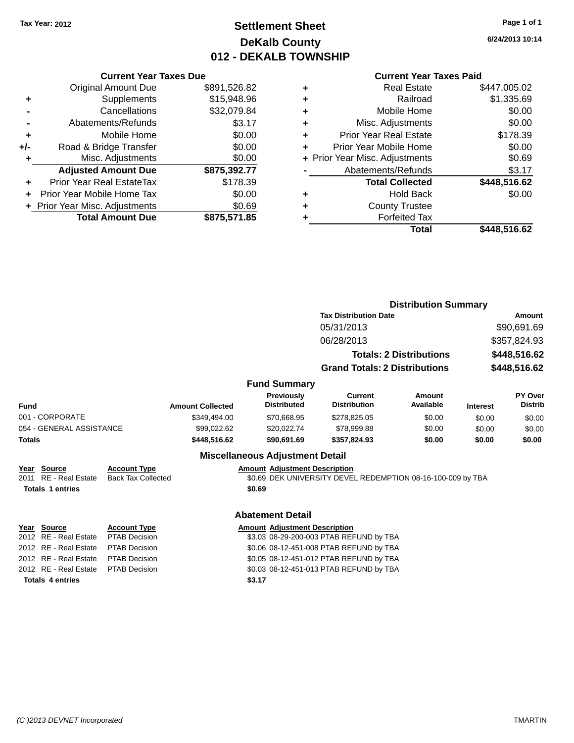Tax Year: 2012

# Settlement Sheet
## DeKalb County
## 012 - DEKALB TOWNSHIP

6/24/2013 10:14

### Current Year Taxes Due

| | | |
|---|---|---|
| | Original Amount Due | $891,526.82 |
| + | Supplements | $15,948.96 |
| - | Cancellations | $32,079.84 |
| - | Abatements/Refunds | $3.17 |
| + | Mobile Home | $0.00 |
| +/- | Road & Bridge Transfer | $0.00 |
| + | Misc. Adjustments | $0.00 |
| | **Adjusted Amount Due** | **$875,392.77** |
| + | Prior Year Real EstateTax | $178.39 |
| + | Prior Year Mobile Home Tax | $0.00 |
| + | Prior Year Misc. Adjustments | $0.69 |
| | **Total Amount Due** | **$875,571.85** |

### Current Year Taxes Paid

| | | |
|---|---|---|
| + | Real Estate | $447,005.02 |
| + | Railroad | $1,335.69 |
| + | Mobile Home | $0.00 |
| + | Misc. Adjustments | $0.00 |
| + | Prior Year Real Estate | $178.39 |
| + | Prior Year Mobile Home | $0.00 |
| + | Prior Year Misc. Adjustments | $0.69 |
| - | Abatements/Refunds | $3.17 |
| | **Total Collected** | **$448,516.62** |
| + | Hold Back | $0.00 |
| + | County Trustee | |
| + | Forfeited Tax | |
| | **Total** | **$448,516.62** |

### Distribution Summary

| Tax Distribution Date | Amount |
|---|---|
| 05/31/2013 | $90,691.69 |
| 06/28/2013 | $357,824.93 |
| **Totals: 2 Distributions** | **$448,516.62** |
| **Grand Totals: 2 Distributions** | **$448,516.62** |

### Fund Summary

| Fund | Amount Collected | Previously Distributed | Current Distribution | Amount Available | Interest | PY Over Distrib |
|---|---|---|---|---|---|---|
| 001 - CORPORATE | $349,494.00 | $70,668.95 | $278,825.05 | $0.00 | $0.00 | $0.00 |
| 054 - GENERAL ASSISTANCE | $99,022.62 | $20,022.74 | $78,999.88 | $0.00 | $0.00 | $0.00 |
| **Totals** | **$448,516.62** | **$90,691.69** | **$357,824.93** | **$0.00** | **$0.00** | **$0.00** |

### Miscellaneous Adjustment Detail

| Year | Source | Account Type | Amount | Adjustment Description |
|---|---|---|---|---|
| 2011 | RE - Real Estate | Back Tax Collected | $0.69 | DEK UNIVERSITY DEVEL REDEMPTION 08-16-100-009 by TBA |
| **Totals** | **1 entries** | | **$0.69** | |

### Abatement Detail

| Year | Source | Account Type | Amount | Adjustment Description |
|---|---|---|---|---|
| 2012 | RE - Real Estate | PTAB Decision | $3.03 | 08-29-200-003 PTAB REFUND by TBA |
| 2012 | RE - Real Estate | PTAB Decision | $0.06 | 08-12-451-008 PTAB REFUND by TBA |
| 2012 | RE - Real Estate | PTAB Decision | $0.05 | 08-12-451-012 PTAB REFUND by TBA |
| 2012 | RE - Real Estate | PTAB Decision | $0.03 | 08-12-451-013 PTAB REFUND by TBA |
| **Totals** | **4 entries** | | **$3.17** | |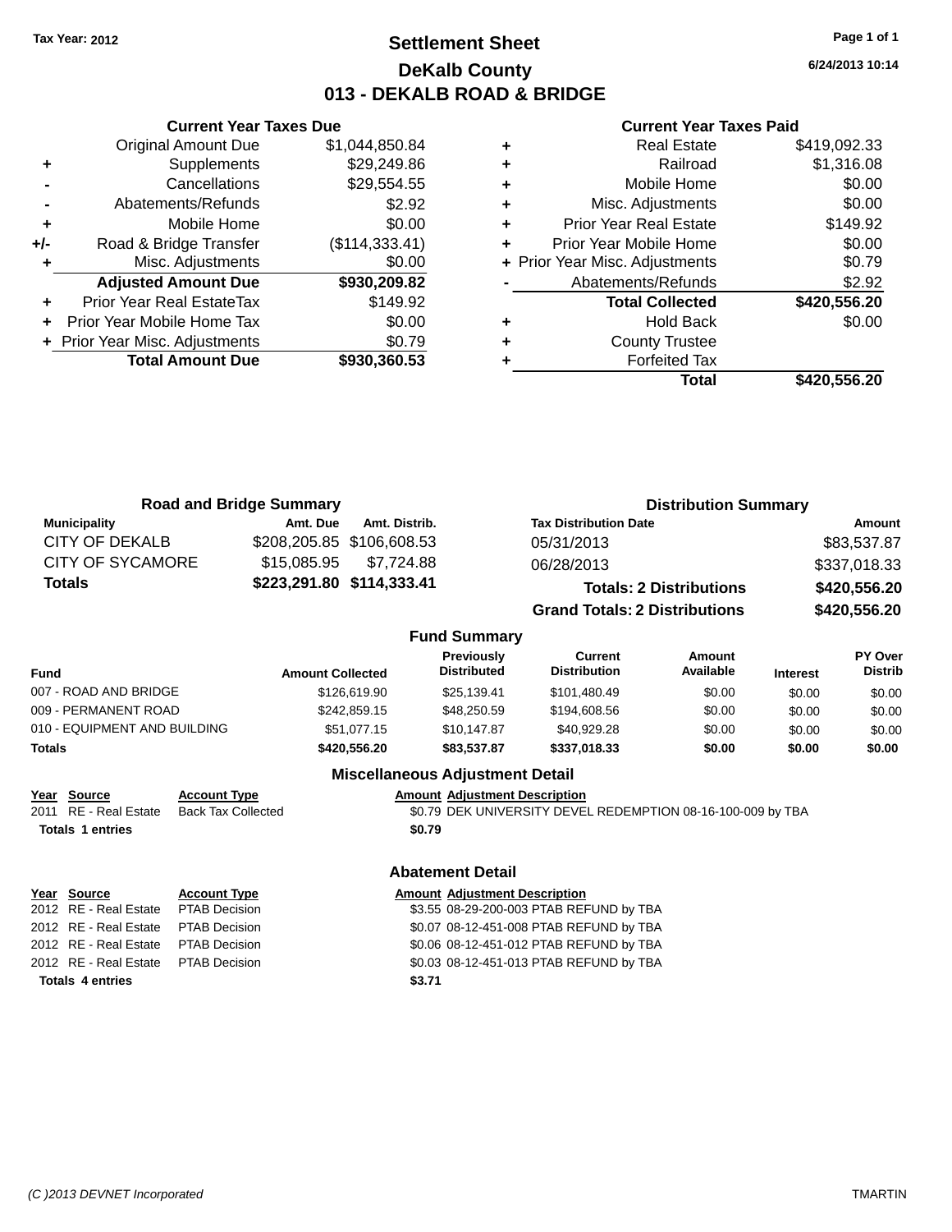Tax Year: 2012

# Settlement Sheet

## DeKalb County

## 013 - DEKALB ROAD & BRIDGE

6/24/2013 10:14

### Current Year Taxes Due

| | | |
|---|---|---|
| | Original Amount Due | $1,044,850.84 |
| + | Supplements | $29,249.86 |
| - | Cancellations | $29,554.55 |
| - | Abatements/Refunds | $2.92 |
| + | Mobile Home | $0.00 |
| +/- | Road & Bridge Transfer | ($114,333.41) |
| + | Misc. Adjustments | $0.00 |
| | **Adjusted Amount Due** | **$930,209.82** |
| + | Prior Year Real EstateTax | $149.92 |
| + | Prior Year Mobile Home Tax | $0.00 |
| + | Prior Year Misc. Adjustments | $0.79 |
| | **Total Amount Due** | **$930,360.53** |

### Current Year Taxes Paid

| | | |
|---|---|---|
| + | Real Estate | $419,092.33 |
| + | Railroad | $1,316.08 |
| + | Mobile Home | $0.00 |
| + | Misc. Adjustments | $0.00 |
| + | Prior Year Real Estate | $149.92 |
| + | Prior Year Mobile Home | $0.00 |
| + | Prior Year Misc. Adjustments | $0.79 |
| - | Abatements/Refunds | $2.92 |
| | **Total Collected** | **$420,556.20** |
| + | Hold Back | $0.00 |
| + | County Trustee | |
| + | Forfeited Tax | |
| | **Total** | **$420,556.20** |

### Road and Bridge Summary

| Municipality | Amt. Due | Amt. Distrib. |
|---|---|---|
| CITY OF DEKALB | $208,205.85 | $106,608.53 |
| CITY OF SYCAMORE | $15,085.95 | $7,724.88 |
| **Totals** | **$223,291.80** | **$114,333.41** |

### Distribution Summary

| Tax Distribution Date | Amount |
|---|---|
| 05/31/2013 | $83,537.87 |
| 06/28/2013 | $337,018.33 |
| **Totals: 2 Distributions** | **$420,556.20** |
| **Grand Totals: 2 Distributions** | **$420,556.20** |

### Fund Summary

| Fund | Amount Collected | Previously Distributed | Current Distribution | Amount Available | Interest | PY Over Distrib |
|---|---|---|---|---|---|---|
| 007 - ROAD AND BRIDGE | $126,619.90 | $25,139.41 | $101,480.49 | $0.00 | $0.00 | $0.00 |
| 009 - PERMANENT ROAD | $242,859.15 | $48,250.59 | $194,608.56 | $0.00 | $0.00 | $0.00 |
| 010 - EQUIPMENT AND BUILDING | $51,077.15 | $10,147.87 | $40,929.28 | $0.00 | $0.00 | $0.00 |
| **Totals** | **$420,556.20** | **$83,537.87** | **$337,018.33** | **$0.00** | **$0.00** | **$0.00** |

### Miscellaneous Adjustment Detail

| Year | Source | Account Type | Amount | Adjustment Description |
|---|---|---|---|---|
| 2011 | RE - Real Estate | Back Tax Collected | $0.79 | DEK UNIVERSITY DEVEL REDEMPTION 08-16-100-009 by TBA |
| **Totals 1 entries** | | | **$0.79** | |

### Abatement Detail

| Year | Source | Account Type | Amount | Adjustment Description |
|---|---|---|---|---|
| 2012 | RE - Real Estate | PTAB Decision | $3.55 | 08-29-200-003 PTAB REFUND by TBA |
| 2012 | RE - Real Estate | PTAB Decision | $0.07 | 08-12-451-008 PTAB REFUND by TBA |
| 2012 | RE - Real Estate | PTAB Decision | $0.06 | 08-12-451-012 PTAB REFUND by TBA |
| 2012 | RE - Real Estate | PTAB Decision | $0.03 | 08-12-451-013 PTAB REFUND by TBA |
| **Totals 4 entries** | | | **$3.71** | |

(C )2013 DEVNET Incorporated TMARTIN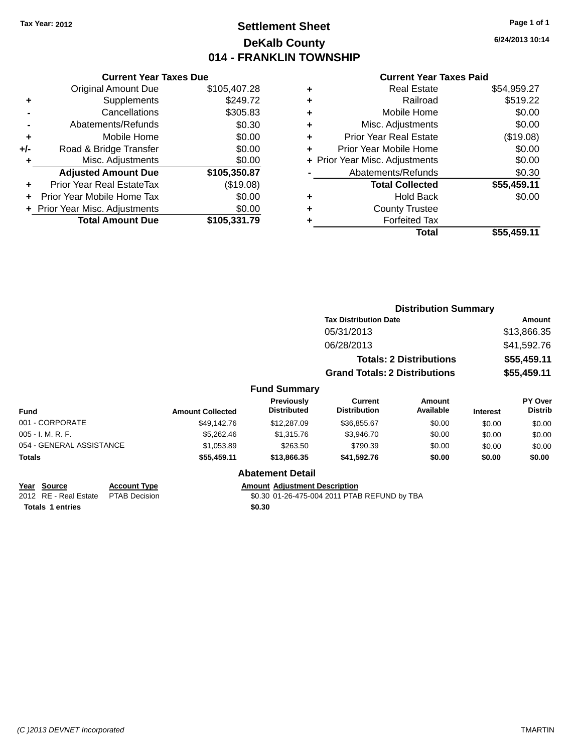Tax Year: 2012

# Settlement Sheet

## DeKalb County

## 014 - FRANKLIN TOWNSHIP

6/24/2013 10:14

### Current Year Taxes Due

| | | |
|---|---|---|
| | Original Amount Due | $105,407.28 |
| + | Supplements | $249.72 |
| - | Cancellations | $305.83 |
| - | Abatements/Refunds | $0.30 |
| + | Mobile Home | $0.00 |
| +/- | Road & Bridge Transfer | $0.00 |
| + | Misc. Adjustments | $0.00 |
| | **Adjusted Amount Due** | **$105,350.87** |
| + | Prior Year Real EstateTax | ($19.08) |
| + | Prior Year Mobile Home Tax | $0.00 |
| + | Prior Year Misc. Adjustments | $0.00 |
| | **Total Amount Due** | **$105,331.79** |

### Current Year Taxes Paid

| | | |
|---|---|---|
| + | Real Estate | $54,959.27 |
| + | Railroad | $519.22 |
| + | Mobile Home | $0.00 |
| + | Misc. Adjustments | $0.00 |
| + | Prior Year Real Estate | ($19.08) |
| + | Prior Year Mobile Home | $0.00 |
| + | Prior Year Misc. Adjustments | $0.00 |
| - | Abatements/Refunds | $0.30 |
| | **Total Collected** | **$55,459.11** |
| + | Hold Back | $0.00 |
| + | County Trustee | |
| + | Forfeited Tax | |
| | **Total** | **$55,459.11** |

### Distribution Summary

| Tax Distribution Date | Amount |
|---|---|
| 05/31/2013 | $13,866.35 |
| 06/28/2013 | $41,592.76 |
| **Totals: 2 Distributions** | **$55,459.11** |
| **Grand Totals: 2 Distributions** | **$55,459.11** |

### Fund Summary

| Fund | Amount Collected | Previously Distributed | Current Distribution | Amount Available | Interest | PY Over Distrib |
|---|---|---|---|---|---|---|
| 001 - CORPORATE | $49,142.76 | $12,287.09 | $36,855.67 | $0.00 | $0.00 | $0.00 |
| 005 - I. M. R. F. | $5,262.46 | $1,315.76 | $3,946.70 | $0.00 | $0.00 | $0.00 |
| 054 - GENERAL ASSISTANCE | $1,053.89 | $263.50 | $790.39 | $0.00 | $0.00 | $0.00 |
| **Totals** | **$55,459.11** | **$13,866.35** | **$41,592.76** | **$0.00** | **$0.00** | **$0.00** |

### Abatement Detail

| Year | Source | Account Type | Amount | Adjustment Description |
|---|---|---|---|---|
| 2012 | RE - Real Estate | PTAB Decision | $0.30 | 01-26-475-004 2011 PTAB REFUND by TBA |
| **Totals** | **1 entries** | | **$0.30** | |

(C )2013 DEVNET Incorporated TMARTIN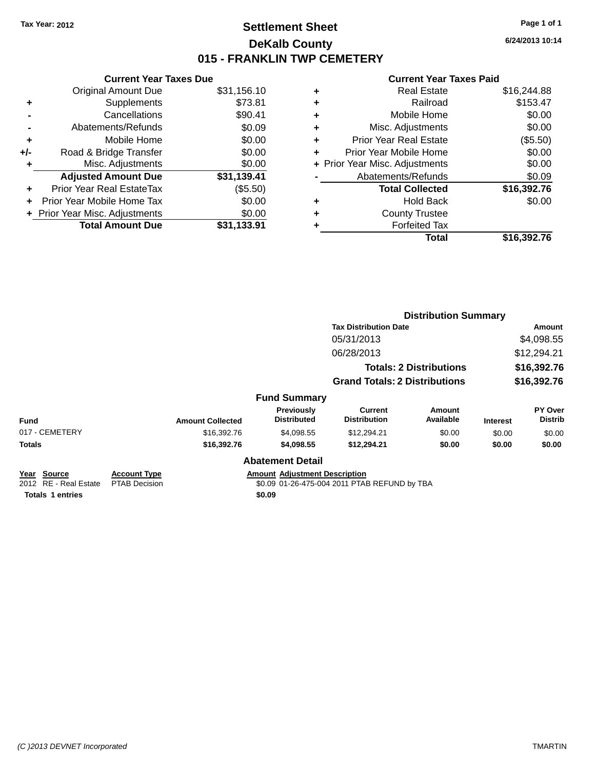Tax Year: 2012

# Settlement Sheet

## DeKalb County

## 015 - FRANKLIN TWP CEMETERY

6/24/2013 10:14

### Current Year Taxes Due

| | | |
|---|---|---|
| | Original Amount Due | $31,156.10 |
| + | Supplements | $73.81 |
| - | Cancellations | $90.41 |
| - | Abatements/Refunds | $0.09 |
| + | Mobile Home | $0.00 |
| +/- | Road & Bridge Transfer | $0.00 |
| + | Misc. Adjustments | $0.00 |
| | **Adjusted Amount Due** | **$31,139.41** |
| + | Prior Year Real EstateTax | ($5.50) |
| + | Prior Year Mobile Home Tax | $0.00 |
| + | Prior Year Misc. Adjustments | $0.00 |
| | **Total Amount Due** | **$31,133.91** |

### Current Year Taxes Paid

| | | |
|---|---|---|
| + | Real Estate | $16,244.88 |
| + | Railroad | $153.47 |
| + | Mobile Home | $0.00 |
| + | Misc. Adjustments | $0.00 |
| + | Prior Year Real Estate | ($5.50) |
| + | Prior Year Mobile Home | $0.00 |
| + | Prior Year Misc. Adjustments | $0.00 |
| - | Abatements/Refunds | $0.09 |
| | **Total Collected** | **$16,392.76** |
| + | Hold Back | $0.00 |
| + | County Trustee | |
| + | Forfeited Tax | |
| | **Total** | **$16,392.76** |

### Distribution Summary

| Tax Distribution Date | Amount |
|---|---|
| 05/31/2013 | $4,098.55 |
| 06/28/2013 | $12,294.21 |
| **Totals: 2 Distributions** | **$16,392.76** |
| **Grand Totals: 2 Distributions** | **$16,392.76** |

### Fund Summary

| Fund | Amount Collected | Previously Distributed | Current Distribution | Amount Available | Interest | PY Over Distrib |
|---|---|---|---|---|---|---|
| 017 - CEMETERY | $16,392.76 | $4,098.55 | $12,294.21 | $0.00 | $0.00 | $0.00 |
| **Totals** | **$16,392.76** | **$4,098.55** | **$12,294.21** | **$0.00** | **$0.00** | **$0.00** |

### Abatement Detail

| Year | Source | Account Type | Amount | Adjustment Description |
|---|---|---|---|---|
| 2012 | RE - Real Estate | PTAB Decision | $0.09 | 01-26-475-004 2011 PTAB REFUND by TBA |
| **Totals 1 entries** | | | **$0.09** | |

(C )2013 DEVNET Incorporated TMARTIN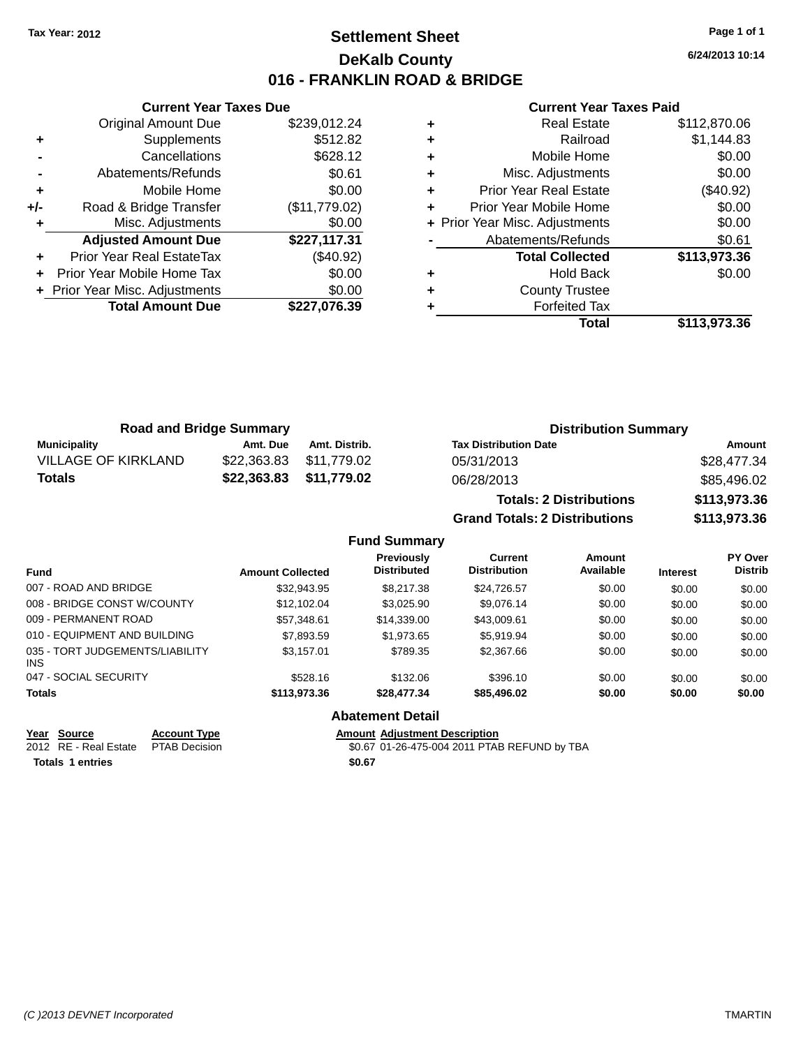Tax Year: 2012

# Settlement Sheet

## DeKalb County

## 016 - FRANKLIN ROAD & BRIDGE

6/24/2013 10:14

### Current Year Taxes Due

| | | |
|---|---|---|
| | Original Amount Due | $239,012.24 |
| + | Supplements | $512.82 |
| - | Cancellations | $628.12 |
| - | Abatements/Refunds | $0.61 |
| + | Mobile Home | $0.00 |
| +/- | Road & Bridge Transfer | ($11,779.02) |
| + | Misc. Adjustments | $0.00 |
| | **Adjusted Amount Due** | **$227,117.31** |
| + | Prior Year Real EstateTax | ($40.92) |
| + | Prior Year Mobile Home Tax | $0.00 |
| + | Prior Year Misc. Adjustments | $0.00 |
| | **Total Amount Due** | **$227,076.39** |

### Current Year Taxes Paid

| | | |
|---|---|---|
| + | Real Estate | $112,870.06 |
| + | Railroad | $1,144.83 |
| + | Mobile Home | $0.00 |
| + | Misc. Adjustments | $0.00 |
| + | Prior Year Real Estate | ($40.92) |
| + | Prior Year Mobile Home | $0.00 |
| + | Prior Year Misc. Adjustments | $0.00 |
| - | Abatements/Refunds | $0.61 |
| | **Total Collected** | **$113,973.36** |
| + | Hold Back | $0.00 |
| + | County Trustee | |
| + | Forfeited Tax | |
| | **Total** | **$113,973.36** |

### Road and Bridge Summary

| Municipality | Amt. Due | Amt. Distrib. |
|---|---|---|
| VILLAGE OF KIRKLAND | $22,363.83 | $11,779.02 |
| **Totals** | **$22,363.83** | **$11,779.02** |

### Distribution Summary

| Tax Distribution Date | Amount |
|---|---|
| 05/31/2013 | $28,477.34 |
| 06/28/2013 | $85,496.02 |
| **Totals: 2 Distributions** | **$113,973.36** |
| **Grand Totals: 2 Distributions** | **$113,973.36** |

### Fund Summary

| Fund | Amount Collected | Previously Distributed | Current Distribution | Amount Available | Interest | PY Over Distrib |
|---|---|---|---|---|---|---|
| 007 - ROAD AND BRIDGE | $32,943.95 | $8,217.38 | $24,726.57 | $0.00 | $0.00 | $0.00 |
| 008 - BRIDGE CONST W/COUNTY | $12,102.04 | $3,025.90 | $9,076.14 | $0.00 | $0.00 | $0.00 |
| 009 - PERMANENT ROAD | $57,348.61 | $14,339.00 | $43,009.61 | $0.00 | $0.00 | $0.00 |
| 010 - EQUIPMENT AND BUILDING | $7,893.59 | $1,973.65 | $5,919.94 | $0.00 | $0.00 | $0.00 |
| 035 - TORT JUDGEMENTS/LIABILITY INS | $3,157.01 | $789.35 | $2,367.66 | $0.00 | $0.00 | $0.00 |
| 047 - SOCIAL SECURITY | $528.16 | $132.06 | $396.10 | $0.00 | $0.00 | $0.00 |
| **Totals** | **$113,973.36** | **$28,477.34** | **$85,496.02** | **$0.00** | **$0.00** | **$0.00** |

### Abatement Detail

| Year | Source | Account Type | Amount | Adjustment Description |
|---|---|---|---|---|
| 2012 | RE - Real Estate | PTAB Decision | $0.67 | 01-26-475-004 2011 PTAB REFUND by TBA |
| **Totals 1 entries** | | | **$0.67** | |

(C )2013 DEVNET Incorporated TMARTIN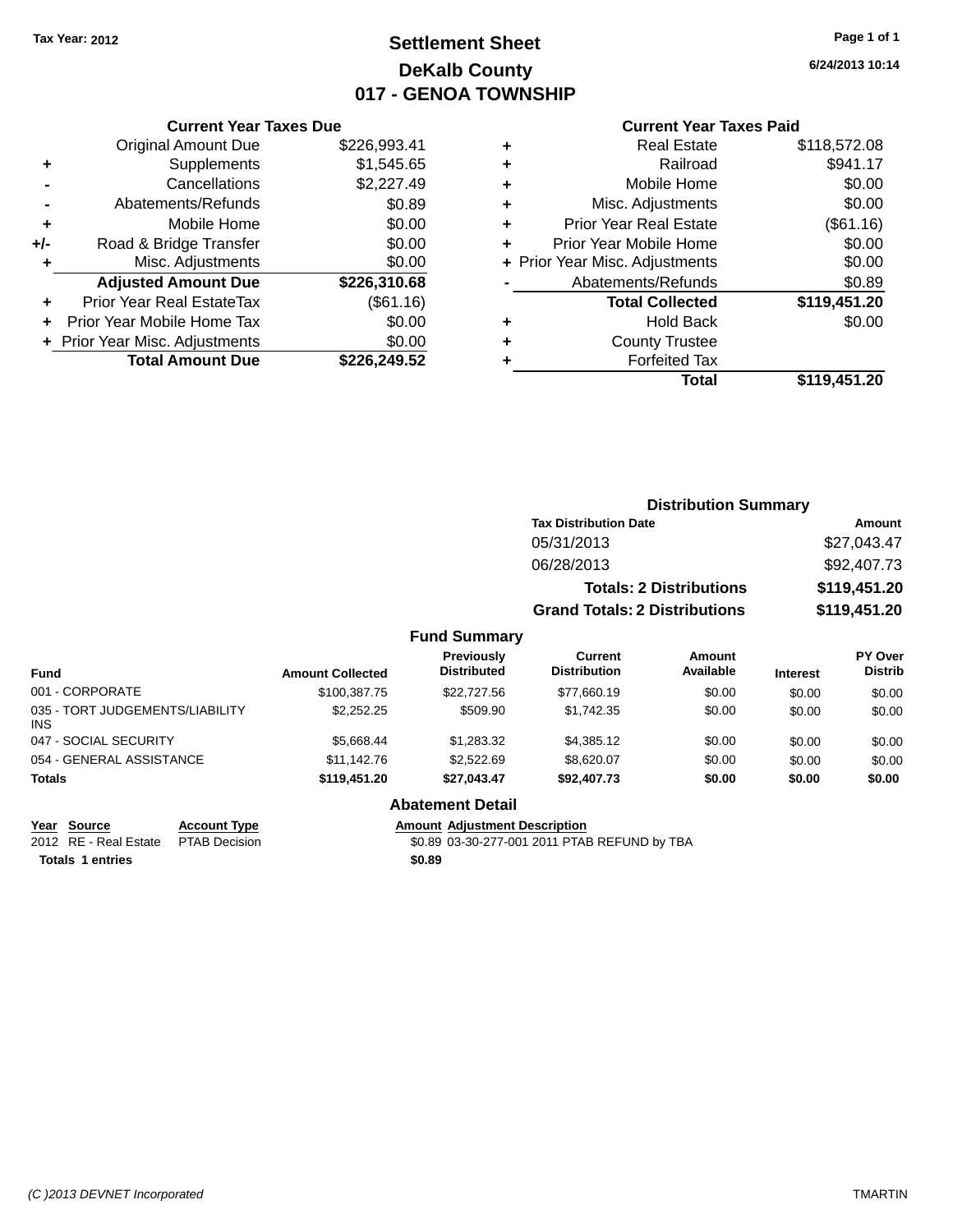Tax Year: 2012

# Settlement Sheet
## DeKalb County
## 017 - GENOA TOWNSHIP

6/24/2013 10:14

### Current Year Taxes Due

| | | |
|---|---|---|
| | Original Amount Due | $226,993.41 |
| + | Supplements | $1,545.65 |
| - | Cancellations | $2,227.49 |
| - | Abatements/Refunds | $0.89 |
| + | Mobile Home | $0.00 |
| +/- | Road & Bridge Transfer | $0.00 |
| + | Misc. Adjustments | $0.00 |
| | **Adjusted Amount Due** | **$226,310.68** |
| + | Prior Year Real EstateTax | ($61.16) |
| + | Prior Year Mobile Home Tax | $0.00 |
| + | Prior Year Misc. Adjustments | $0.00 |
| | **Total Amount Due** | **$226,249.52** |

### Current Year Taxes Paid

| | | |
|---|---|---|
| + | Real Estate | $118,572.08 |
| + | Railroad | $941.17 |
| + | Mobile Home | $0.00 |
| + | Misc. Adjustments | $0.00 |
| + | Prior Year Real Estate | ($61.16) |
| + | Prior Year Mobile Home | $0.00 |
| + | Prior Year Misc. Adjustments | $0.00 |
| - | Abatements/Refunds | $0.89 |
| | **Total Collected** | **$119,451.20** |
| + | Hold Back | $0.00 |
| + | County Trustee | |
| + | Forfeited Tax | |
| | **Total** | **$119,451.20** |

### Distribution Summary

| Tax Distribution Date | Amount |
|---|---|
| 05/31/2013 | $27,043.47 |
| 06/28/2013 | $92,407.73 |
| **Totals: 2 Distributions** | **$119,451.20** |
| **Grand Totals: 2 Distributions** | **$119,451.20** |

### Fund Summary

| Fund | Amount Collected | Previously Distributed | Current Distribution | Amount Available | Interest | PY Over Distrib |
|---|---|---|---|---|---|---|
| 001 - CORPORATE | $100,387.75 | $22,727.56 | $77,660.19 | $0.00 | $0.00 | $0.00 |
| 035 - TORT JUDGEMENTS/LIABILITY INS | $2,252.25 | $509.90 | $1,742.35 | $0.00 | $0.00 | $0.00 |
| 047 - SOCIAL SECURITY | $5,668.44 | $1,283.32 | $4,385.12 | $0.00 | $0.00 | $0.00 |
| 054 - GENERAL ASSISTANCE | $11,142.76 | $2,522.69 | $8,620.07 | $0.00 | $0.00 | $0.00 |
| **Totals** | **$119,451.20** | **$27,043.47** | **$92,407.73** | **$0.00** | **$0.00** | **$0.00** |

### Abatement Detail

| Year | Source | Account Type | Amount | Adjustment Description |
|---|---|---|---|---|
| 2012 | RE - Real Estate | PTAB Decision | $0.89 | 03-30-277-001 2011 PTAB REFUND by TBA |
| **Totals 1 entries** | | | **$0.89** | |

(C )2013 DEVNET Incorporated TMARTIN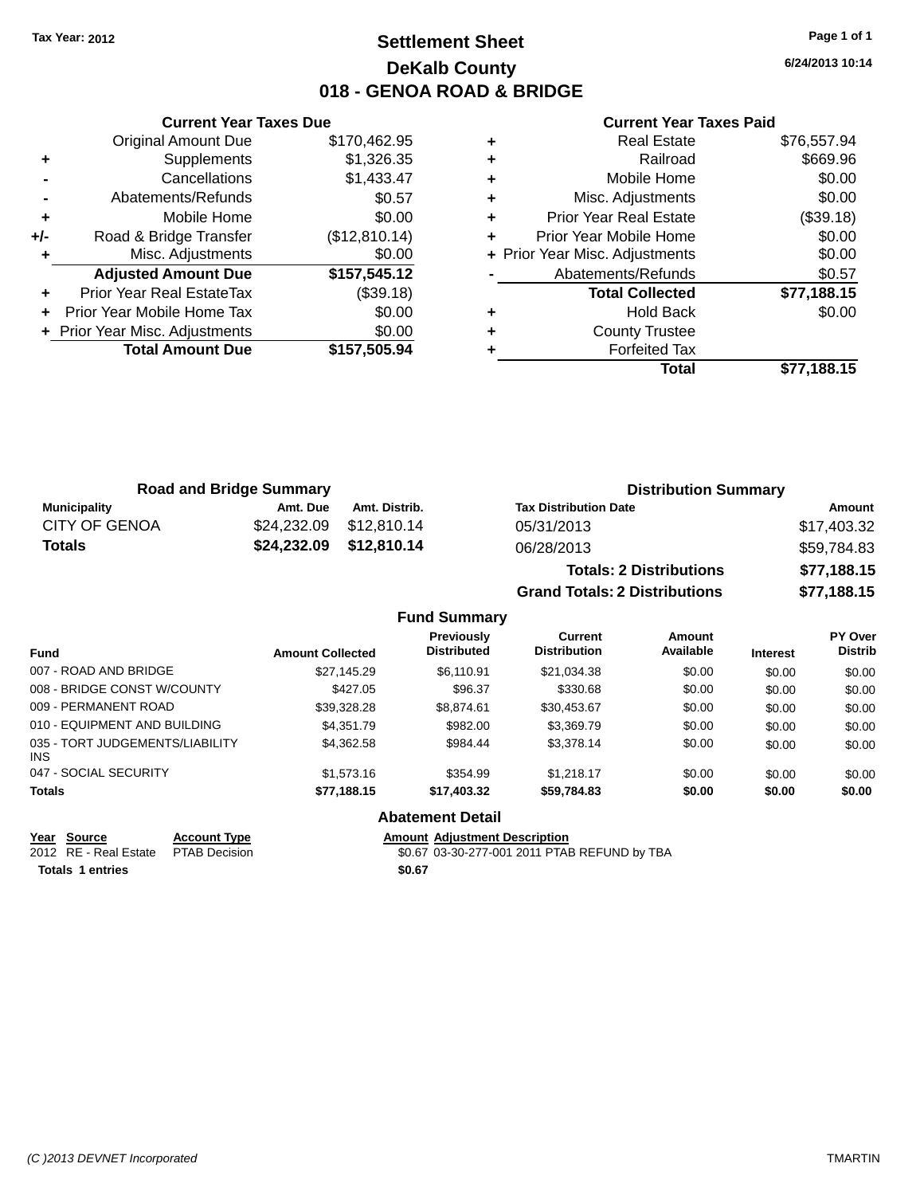Tax Year: 2012

# Settlement Sheet
## DeKalb County
## 018 - GENOA ROAD & BRIDGE

6/24/2013 10:14

### Current Year Taxes Due

| | | |
|---|---|---|
| | Original Amount Due | $170,462.95 |
| + | Supplements | $1,326.35 |
| - | Cancellations | $1,433.47 |
| - | Abatements/Refunds | $0.57 |
| + | Mobile Home | $0.00 |
| +/- | Road & Bridge Transfer | ($12,810.14) |
| + | Misc. Adjustments | $0.00 |
| | **Adjusted Amount Due** | **$157,545.12** |
| + | Prior Year Real EstateTax | ($39.18) |
| + | Prior Year Mobile Home Tax | $0.00 |
| + | Prior Year Misc. Adjustments | $0.00 |
| | **Total Amount Due** | **$157,505.94** |

### Current Year Taxes Paid

| | | |
|---|---|---|
| + | Real Estate | $76,557.94 |
| + | Railroad | $669.96 |
| + | Mobile Home | $0.00 |
| + | Misc. Adjustments | $0.00 |
| + | Prior Year Real Estate | ($39.18) |
| + | Prior Year Mobile Home | $0.00 |
| + | Prior Year Misc. Adjustments | $0.00 |
| - | Abatements/Refunds | $0.57 |
| | **Total Collected** | **$77,188.15** |
| + | Hold Back | $0.00 |
| + | County Trustee | |
| + | Forfeited Tax | |
| | **Total** | **$77,188.15** |

### Road and Bridge Summary

| Municipality | Amt. Due | Amt. Distrib. |
|---|---|---|
| CITY OF GENOA | $24,232.09 | $12,810.14 |
| **Totals** | **$24,232.09** | **$12,810.14** |

### Distribution Summary

| Tax Distribution Date | Amount |
|---|---|
| 05/31/2013 | $17,403.32 |
| 06/28/2013 | $59,784.83 |
| **Totals: 2 Distributions** | **$77,188.15** |
| **Grand Totals: 2 Distributions** | **$77,188.15** |

### Fund Summary

| Fund | Amount Collected | Previously Distributed | Current Distribution | Amount Available | Interest | PY Over Distrib |
|---|---|---|---|---|---|---|
| 007 - ROAD AND BRIDGE | $27,145.29 | $6,110.91 | $21,034.38 | $0.00 | $0.00 | $0.00 |
| 008 - BRIDGE CONST W/COUNTY | $427.05 | $96.37 | $330.68 | $0.00 | $0.00 | $0.00 |
| 009 - PERMANENT ROAD | $39,328.28 | $8,874.61 | $30,453.67 | $0.00 | $0.00 | $0.00 |
| 010 - EQUIPMENT AND BUILDING | $4,351.79 | $982.00 | $3,369.79 | $0.00 | $0.00 | $0.00 |
| 035 - TORT JUDGEMENTS/LIABILITY INS | $4,362.58 | $984.44 | $3,378.14 | $0.00 | $0.00 | $0.00 |
| 047 - SOCIAL SECURITY | $1,573.16 | $354.99 | $1,218.17 | $0.00 | $0.00 | $0.00 |
| **Totals** | **$77,188.15** | **$17,403.32** | **$59,784.83** | **$0.00** | **$0.00** | **$0.00** |

### Abatement Detail

| Year | Source | Account Type | Amount | Adjustment Description |
|---|---|---|---|---|
| 2012 | RE - Real Estate | PTAB Decision | $0.67 | 03-30-277-001 2011 PTAB REFUND by TBA |
| **Totals 1 entries** | | | **$0.67** | |

(C )2013 DEVNET Incorporated TMARTIN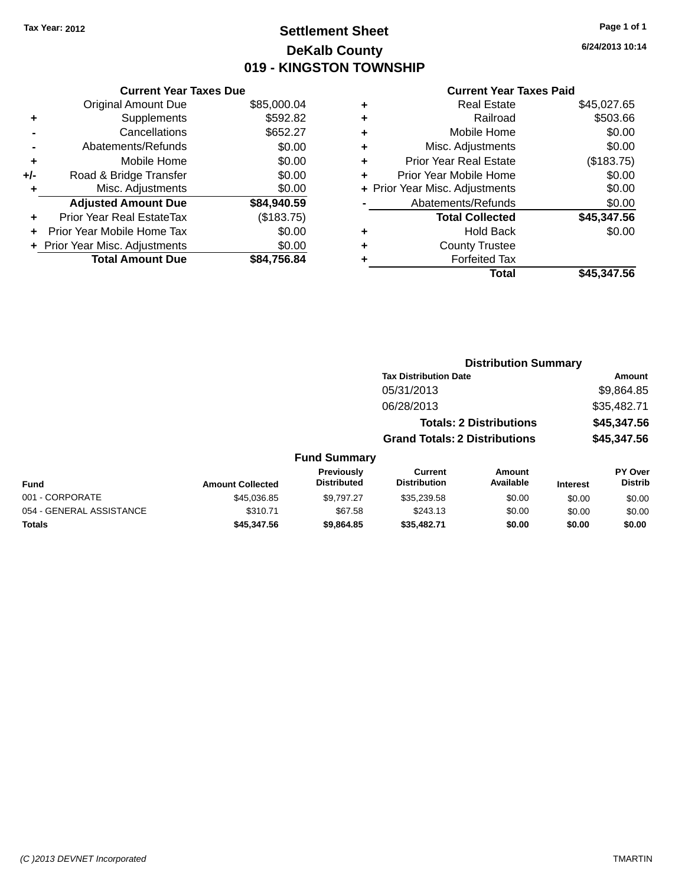Tax Year: 2012

# Settlement Sheet
## DeKalb County
## 019 - KINGSTON TOWNSHIP

6/24/2013 10:14

### Current Year Taxes Due

| | | |
|---|---|---|
| | Original Amount Due | $85,000.04 |
| + | Supplements | $592.82 |
| - | Cancellations | $652.27 |
| - | Abatements/Refunds | $0.00 |
| + | Mobile Home | $0.00 |
| +/- | Road & Bridge Transfer | $0.00 |
| + | Misc. Adjustments | $0.00 |
| | **Adjusted Amount Due** | **$84,940.59** |
| + | Prior Year Real EstateTax | ($183.75) |
| + | Prior Year Mobile Home Tax | $0.00 |
| + | Prior Year Misc. Adjustments | $0.00 |
| | **Total Amount Due** | **$84,756.84** |

### Current Year Taxes Paid

| | | |
|---|---|---|
| + | Real Estate | $45,027.65 |
| + | Railroad | $503.66 |
| + | Mobile Home | $0.00 |
| + | Misc. Adjustments | $0.00 |
| + | Prior Year Real Estate | ($183.75) |
| + | Prior Year Mobile Home | $0.00 |
| + | Prior Year Misc. Adjustments | $0.00 |
| - | Abatements/Refunds | $0.00 |
| | **Total Collected** | **$45,347.56** |
| + | Hold Back | $0.00 |
| + | County Trustee | |
| + | Forfeited Tax | |
| | **Total** | **$45,347.56** |

### Distribution Summary

| Tax Distribution Date | Amount |
|---|---|
| 05/31/2013 | $9,864.85 |
| 06/28/2013 | $35,482.71 |
| **Totals: 2 Distributions** | **$45,347.56** |
| **Grand Totals: 2 Distributions** | **$45,347.56** |

### Fund Summary

| Fund | Amount Collected | Previously Distributed | Current Distribution | Amount Available | Interest | PY Over Distrib |
|---|---|---|---|---|---|---|
| 001 - CORPORATE | $45,036.85 | $9,797.27 | $35,239.58 | $0.00 | $0.00 | $0.00 |
| 054 - GENERAL ASSISTANCE | $310.71 | $67.58 | $243.13 | $0.00 | $0.00 | $0.00 |
| **Totals** | **$45,347.56** | **$9,864.85** | **$35,482.71** | **$0.00** | **$0.00** | **$0.00** |

(C )2013 DEVNET Incorporated TMARTIN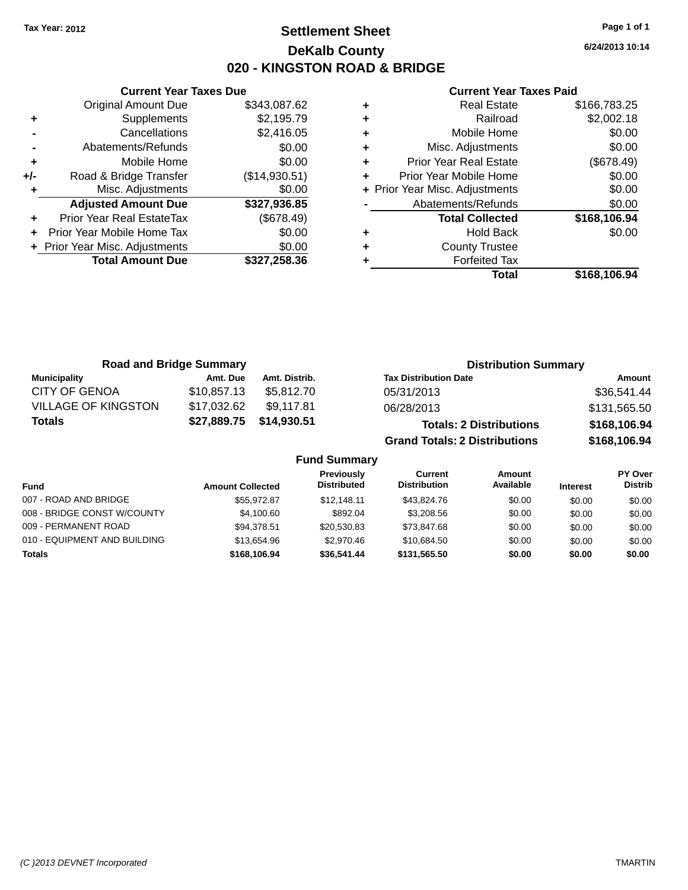Tax Year: 2012

# Settlement Sheet

## DeKalb County

## 020 - KINGSTON ROAD & BRIDGE

6/24/2013 10:14

### Current Year Taxes Due

| | | |
|---|---|---|
| | Original Amount Due | $343,087.62 |
| + | Supplements | $2,195.79 |
| - | Cancellations | $2,416.05 |
| - | Abatements/Refunds | $0.00 |
| + | Mobile Home | $0.00 |
| +/- | Road & Bridge Transfer | ($14,930.51) |
| + | Misc. Adjustments | $0.00 |
| | **Adjusted Amount Due** | **$327,936.85** |
| + | Prior Year Real EstateTax | ($678.49) |
| + | Prior Year Mobile Home Tax | $0.00 |
| + | Prior Year Misc. Adjustments | $0.00 |
| | **Total Amount Due** | **$327,258.36** |

### Current Year Taxes Paid

| | | |
|---|---|---|
| + | Real Estate | $166,783.25 |
| + | Railroad | $2,002.18 |
| + | Mobile Home | $0.00 |
| + | Misc. Adjustments | $0.00 |
| + | Prior Year Real Estate | ($678.49) |
| + | Prior Year Mobile Home | $0.00 |
| + | Prior Year Misc. Adjustments | $0.00 |
| - | Abatements/Refunds | $0.00 |
| | **Total Collected** | **$168,106.94** |
| + | Hold Back | $0.00 |
| + | County Trustee | |
| + | Forfeited Tax | |
| | **Total** | **$168,106.94** |

### Road and Bridge Summary

| Municipality | Amt. Due | Amt. Distrib. |
|---|---|---|
| CITY OF GENOA | $10,857.13 | $5,812.70 |
| VILLAGE OF KINGSTON | $17,032.62 | $9,117.81 |
| **Totals** | **$27,889.75** | **$14,930.51** |

### Distribution Summary

| Tax Distribution Date | Amount |
|---|---|
| 05/31/2013 | $36,541.44 |
| 06/28/2013 | $131,565.50 |
| **Totals: 2 Distributions** | **$168,106.94** |
| **Grand Totals: 2 Distributions** | **$168,106.94** |

### Fund Summary

| Fund | Amount Collected | Previously Distributed | Current Distribution | Amount Available | Interest | PY Over Distrib |
|---|---|---|---|---|---|---|
| 007 - ROAD AND BRIDGE | $55,972.87 | $12,148.11 | $43,824.76 | $0.00 | $0.00 | $0.00 |
| 008 - BRIDGE CONST W/COUNTY | $4,100.60 | $892.04 | $3,208.56 | $0.00 | $0.00 | $0.00 |
| 009 - PERMANENT ROAD | $94,378.51 | $20,530.83 | $73,847.68 | $0.00 | $0.00 | $0.00 |
| 010 - EQUIPMENT AND BUILDING | $13,654.96 | $2,970.46 | $10,684.50 | $0.00 | $0.00 | $0.00 |
| **Totals** | **$168,106.94** | **$36,541.44** | **$131,565.50** | **$0.00** | **$0.00** | **$0.00** |

(C )2013 DEVNET Incorporated

TMARTIN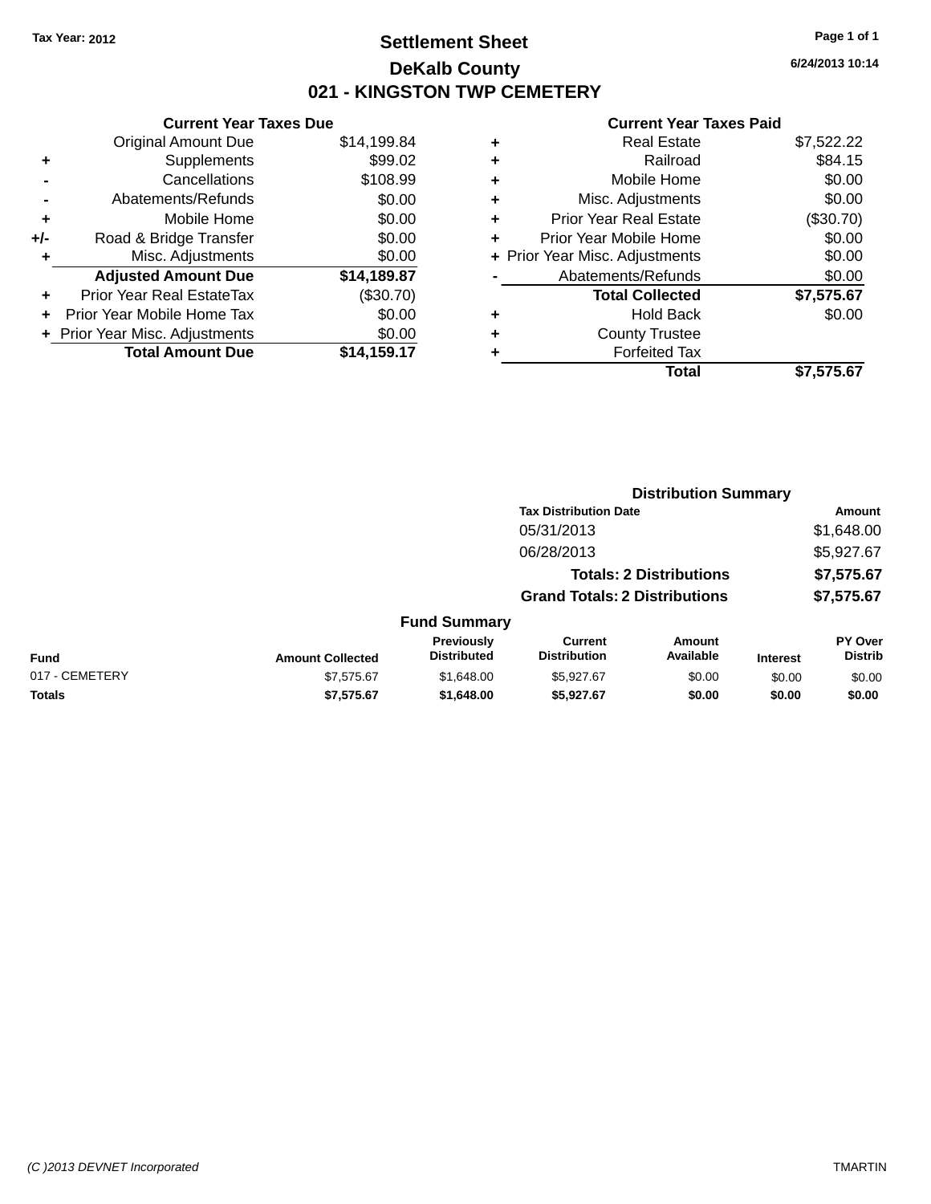Tax Year: 2012

# Settlement Sheet
## DeKalb County
## 021 - KINGSTON TWP CEMETERY

6/24/2013 10:14

### Current Year Taxes Due

| | | |
|---|---|---|
| | Original Amount Due | $14,199.84 |
| + | Supplements | $99.02 |
| - | Cancellations | $108.99 |
| - | Abatements/Refunds | $0.00 |
| + | Mobile Home | $0.00 |
| +/- | Road & Bridge Transfer | $0.00 |
| + | Misc. Adjustments | $0.00 |
| | **Adjusted Amount Due** | **$14,189.87** |
| + | Prior Year Real EstateTax | ($30.70) |
| + | Prior Year Mobile Home Tax | $0.00 |
| + | Prior Year Misc. Adjustments | $0.00 |
| | **Total Amount Due** | **$14,159.17** |

### Current Year Taxes Paid

| | | |
|---|---|---|
| + | Real Estate | $7,522.22 |
| + | Railroad | $84.15 |
| + | Mobile Home | $0.00 |
| + | Misc. Adjustments | $0.00 |
| + | Prior Year Real Estate | ($30.70) |
| + | Prior Year Mobile Home | $0.00 |
| + | Prior Year Misc. Adjustments | $0.00 |
| - | Abatements/Refunds | $0.00 |
| | **Total Collected** | **$7,575.67** |
| + | Hold Back | $0.00 |
| + | County Trustee | |
| + | Forfeited Tax | |
| | **Total** | **$7,575.67** |

### Distribution Summary

| Tax Distribution Date | Amount |
|---|---|
| 05/31/2013 | $1,648.00 |
| 06/28/2013 | $5,927.67 |
| **Totals: 2 Distributions** | **$7,575.67** |
| **Grand Totals: 2 Distributions** | **$7,575.67** |

### Fund Summary

| Fund | Amount Collected | Previously Distributed | Current Distribution | Amount Available | Interest | PY Over Distrib |
|---|---|---|---|---|---|---|
| 017 - CEMETERY | $7,575.67 | $1,648.00 | $5,927.67 | $0.00 | $0.00 | $0.00 |
| **Totals** | **$7,575.67** | **$1,648.00** | **$5,927.67** | **$0.00** | **$0.00** | **$0.00** |

(C )2013 DEVNET Incorporated — TMARTIN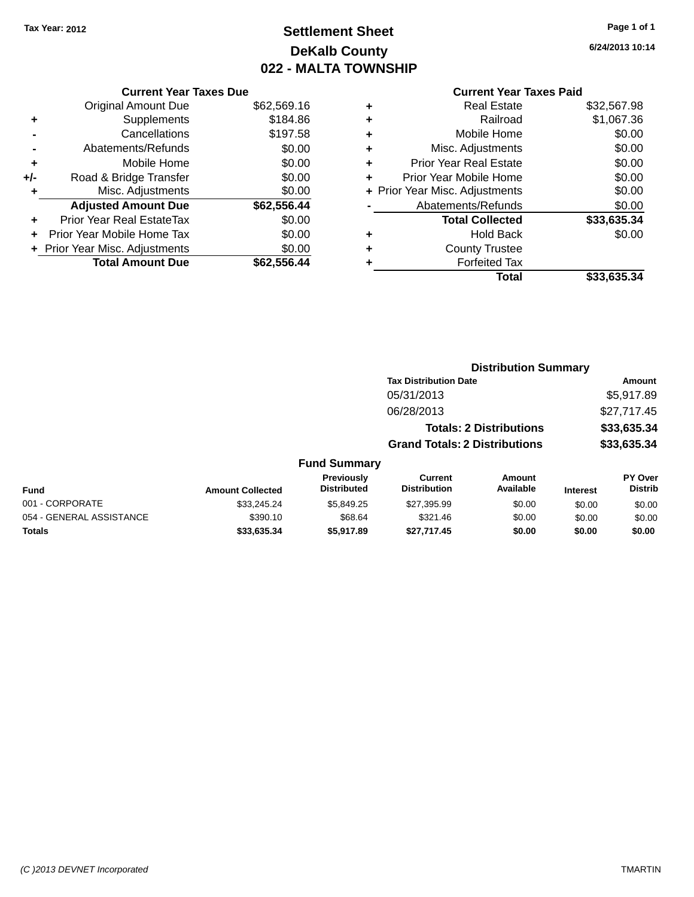Tax Year: 2012

# Settlement Sheet
## DeKalb County
## 022 - MALTA TOWNSHIP

6/24/2013 10:14

### Current Year Taxes Due

| | | |
|---|---|---|
| | Original Amount Due | $62,569.16 |
| + | Supplements | $184.86 |
| - | Cancellations | $197.58 |
| - | Abatements/Refunds | $0.00 |
| + | Mobile Home | $0.00 |
| +/- | Road & Bridge Transfer | $0.00 |
| + | Misc. Adjustments | $0.00 |
| | **Adjusted Amount Due** | **$62,556.44** |
| + | Prior Year Real EstateTax | $0.00 |
| + | Prior Year Mobile Home Tax | $0.00 |
| + | Prior Year Misc. Adjustments | $0.00 |
| | **Total Amount Due** | **$62,556.44** |

### Current Year Taxes Paid

| | | |
|---|---|---|
| + | Real Estate | $32,567.98 |
| + | Railroad | $1,067.36 |
| + | Mobile Home | $0.00 |
| + | Misc. Adjustments | $0.00 |
| + | Prior Year Real Estate | $0.00 |
| + | Prior Year Mobile Home | $0.00 |
| + | Prior Year Misc. Adjustments | $0.00 |
| - | Abatements/Refunds | $0.00 |
| | **Total Collected** | **$33,635.34** |
| + | Hold Back | $0.00 |
| + | County Trustee | |
| + | Forfeited Tax | |
| | **Total** | **$33,635.34** |

### Distribution Summary

| Tax Distribution Date | Amount |
|---|---|
| 05/31/2013 | $5,917.89 |
| 06/28/2013 | $27,717.45 |
| **Totals: 2 Distributions** | **$33,635.34** |
| **Grand Totals: 2 Distributions** | **$33,635.34** |

### Fund Summary

| Fund | Amount Collected | Previously Distributed | Current Distribution | Amount Available | Interest | PY Over Distrib |
|---|---|---|---|---|---|---|
| 001 - CORPORATE | $33,245.24 | $5,849.25 | $27,395.99 | $0.00 | $0.00 | $0.00 |
| 054 - GENERAL ASSISTANCE | $390.10 | $68.64 | $321.46 | $0.00 | $0.00 | $0.00 |
| **Totals** | **$33,635.34** | **$5,917.89** | **$27,717.45** | **$0.00** | **$0.00** | **$0.00** |

(C )2013 DEVNET Incorporated TMARTIN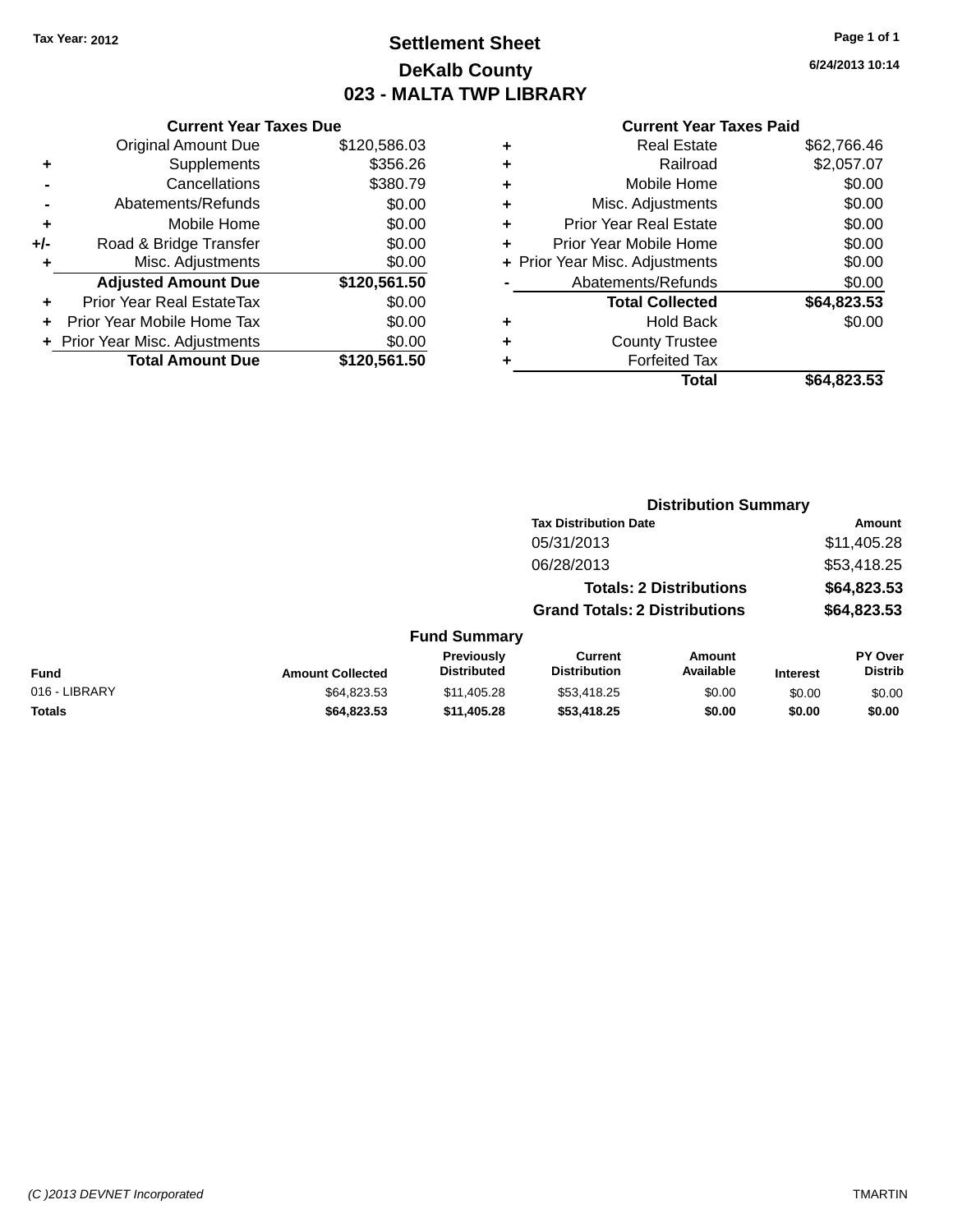**Tax Year: 2012**

# Settlement Sheet
## DeKalb County
## 023 - MALTA TWP LIBRARY

6/24/2013 10:14

### Current Year Taxes Due

| | | |
|---|---|---|
| | Original Amount Due | $120,586.03 |
| + | Supplements | $356.26 |
| - | Cancellations | $380.79 |
| - | Abatements/Refunds | $0.00 |
| + | Mobile Home | $0.00 |
| +/- | Road & Bridge Transfer | $0.00 |
| + | Misc. Adjustments | $0.00 |
| | **Adjusted Amount Due** | **$120,561.50** |
| + | Prior Year Real EstateTax | $0.00 |
| + | Prior Year Mobile Home Tax | $0.00 |
| + | Prior Year Misc. Adjustments | $0.00 |
| | **Total Amount Due** | **$120,561.50** |

### Current Year Taxes Paid

| | | |
|---|---|---|
| + | Real Estate | $62,766.46 |
| + | Railroad | $2,057.07 |
| + | Mobile Home | $0.00 |
| + | Misc. Adjustments | $0.00 |
| + | Prior Year Real Estate | $0.00 |
| + | Prior Year Mobile Home | $0.00 |
| + | Prior Year Misc. Adjustments | $0.00 |
| - | Abatements/Refunds | $0.00 |
| | **Total Collected** | **$64,823.53** |
| + | Hold Back | $0.00 |
| + | County Trustee | |
| + | Forfeited Tax | |
| | **Total** | **$64,823.53** |

### Distribution Summary

| Tax Distribution Date | Amount |
|---|---|
| 05/31/2013 | $11,405.28 |
| 06/28/2013 | $53,418.25 |
| **Totals: 2 Distributions** | **$64,823.53** |
| **Grand Totals: 2 Distributions** | **$64,823.53** |

### Fund Summary

| Fund | Amount Collected | Previously Distributed | Current Distribution | Amount Available | Interest | PY Over Distrib |
|---|---|---|---|---|---|---|
| 016 - LIBRARY | $64,823.53 | $11,405.28 | $53,418.25 | $0.00 | $0.00 | $0.00 |
| **Totals** | **$64,823.53** | **$11,405.28** | **$53,418.25** | **$0.00** | **$0.00** | **$0.00** |

(C )2013 DEVNET Incorporated TMARTIN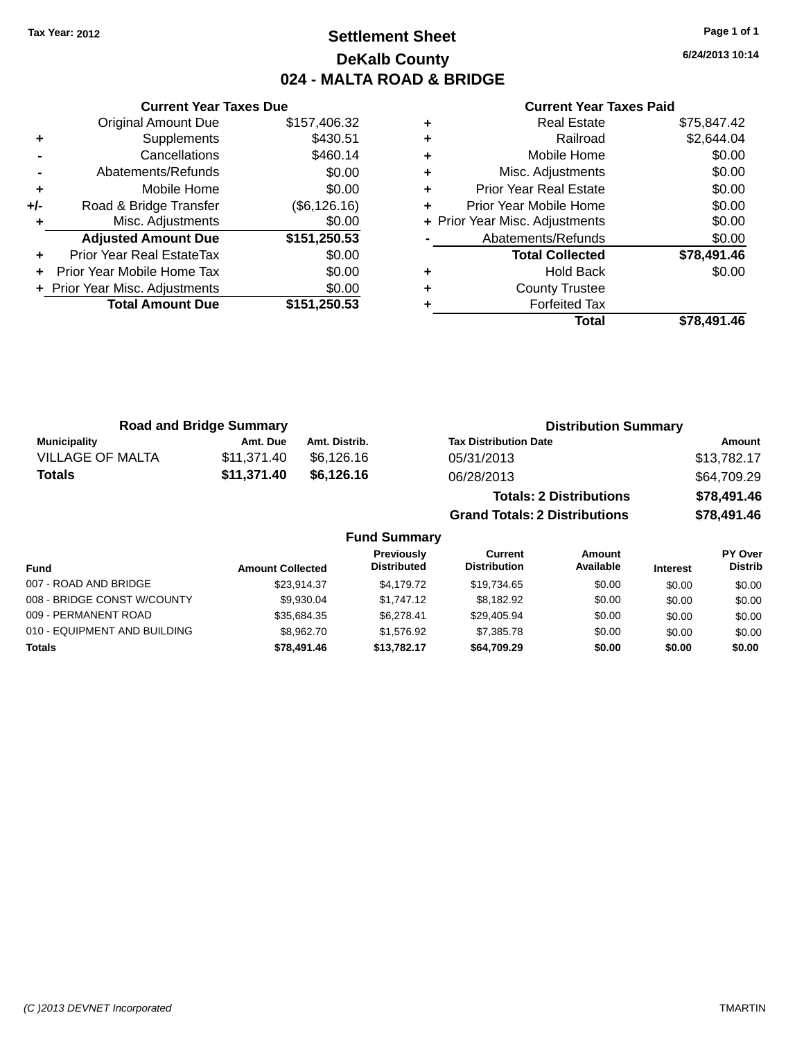Tax Year: 2012

# Settlement Sheet

## DeKalb County

## 024 - MALTA ROAD & BRIDGE

6/24/2013 10:14

### Current Year Taxes Due

| | | |
|---|---|---|
| | Original Amount Due | $157,406.32 |
| + | Supplements | $430.51 |
| - | Cancellations | $460.14 |
| - | Abatements/Refunds | $0.00 |
| + | Mobile Home | $0.00 |
| +/- | Road & Bridge Transfer | ($6,126.16) |
| + | Misc. Adjustments | $0.00 |
| | **Adjusted Amount Due** | **$151,250.53** |
| + | Prior Year Real EstateTax | $0.00 |
| + | Prior Year Mobile Home Tax | $0.00 |
| + | Prior Year Misc. Adjustments | $0.00 |
| | **Total Amount Due** | **$151,250.53** |

### Current Year Taxes Paid

| | | |
|---|---|---|
| + | Real Estate | $75,847.42 |
| + | Railroad | $2,644.04 |
| + | Mobile Home | $0.00 |
| + | Misc. Adjustments | $0.00 |
| + | Prior Year Real Estate | $0.00 |
| + | Prior Year Mobile Home | $0.00 |
| + | Prior Year Misc. Adjustments | $0.00 |
| - | Abatements/Refunds | $0.00 |
| | **Total Collected** | **$78,491.46** |
| + | Hold Back | $0.00 |
| + | County Trustee | |
| + | Forfeited Tax | |
| | **Total** | **$78,491.46** |

### Road and Bridge Summary

| Municipality | Amt. Due | Amt. Distrib. |
|---|---|---|
| VILLAGE OF MALTA | $11,371.40 | $6,126.16 |
| **Totals** | **$11,371.40** | **$6,126.16** |

### Distribution Summary

| Tax Distribution Date | Amount |
|---|---|
| 05/31/2013 | $13,782.17 |
| 06/28/2013 | $64,709.29 |
| **Totals: 2 Distributions** | **$78,491.46** |
| **Grand Totals: 2 Distributions** | **$78,491.46** |

### Fund Summary

| Fund | Amount Collected | Previously Distributed | Current Distribution | Amount Available | Interest | PY Over Distrib |
|---|---|---|---|---|---|---|
| 007 - ROAD AND BRIDGE | $23,914.37 | $4,179.72 | $19,734.65 | $0.00 | $0.00 | $0.00 |
| 008 - BRIDGE CONST W/COUNTY | $9,930.04 | $1,747.12 | $8,182.92 | $0.00 | $0.00 | $0.00 |
| 009 - PERMANENT ROAD | $35,684.35 | $6,278.41 | $29,405.94 | $0.00 | $0.00 | $0.00 |
| 010 - EQUIPMENT AND BUILDING | $8,962.70 | $1,576.92 | $7,385.78 | $0.00 | $0.00 | $0.00 |
| **Totals** | **$78,491.46** | **$13,782.17** | **$64,709.29** | **$0.00** | **$0.00** | **$0.00** |

(C )2013 DEVNET Incorporated    TMARTIN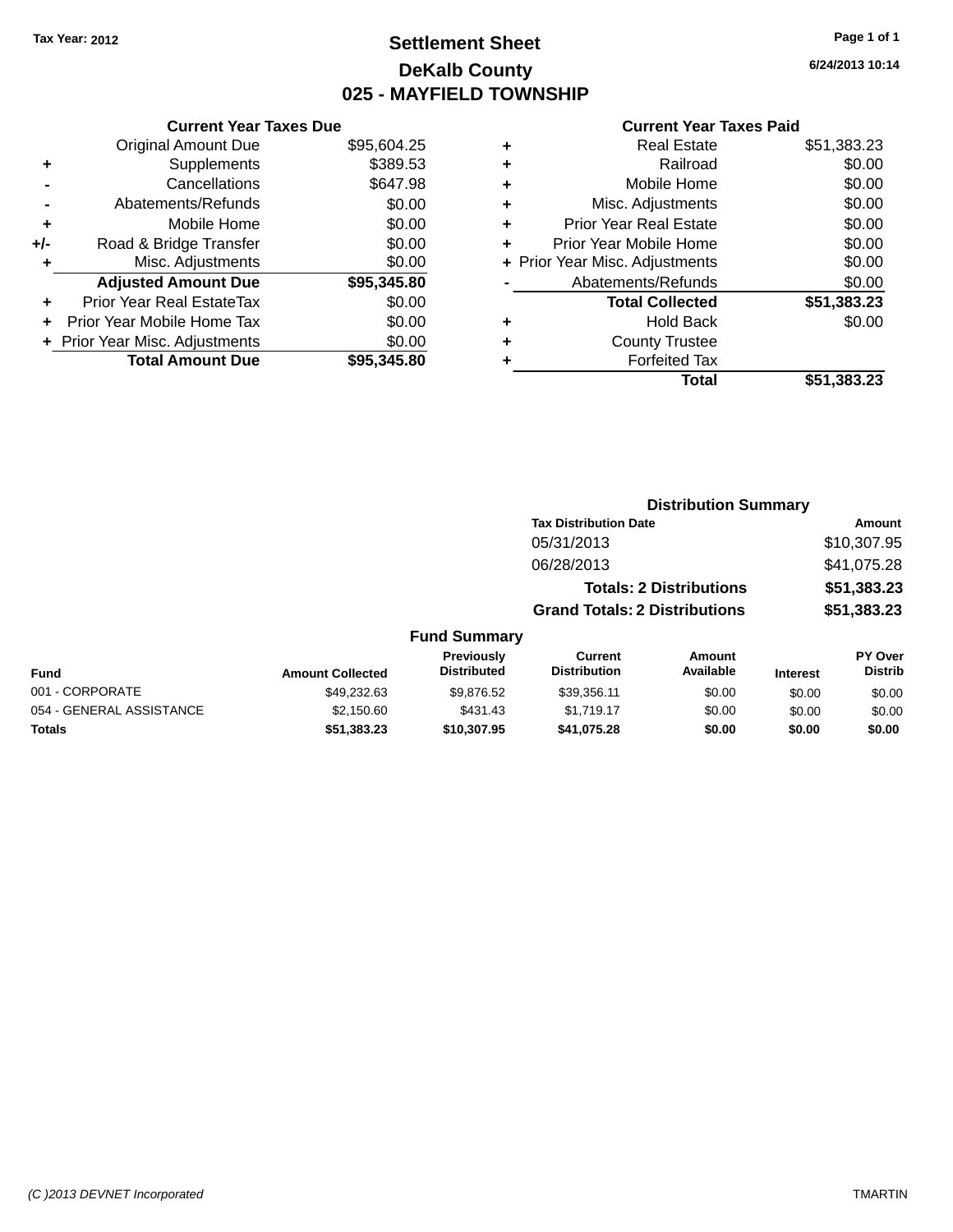Tax Year: 2012

# Settlement Sheet
## DeKalb County
## 025 - MAYFIELD TOWNSHIP

6/24/2013 10:14

### Current Year Taxes Due

| | | |
|---|---|---|
| | Original Amount Due | $95,604.25 |
| + | Supplements | $389.53 |
| - | Cancellations | $647.98 |
| - | Abatements/Refunds | $0.00 |
| + | Mobile Home | $0.00 |
| +/- | Road & Bridge Transfer | $0.00 |
| + | Misc. Adjustments | $0.00 |
| | **Adjusted Amount Due** | **$95,345.80** |
| + | Prior Year Real EstateTax | $0.00 |
| + | Prior Year Mobile Home Tax | $0.00 |
| + | Prior Year Misc. Adjustments | $0.00 |
| | **Total Amount Due** | **$95,345.80** |

### Current Year Taxes Paid

| | | |
|---|---|---|
| + | Real Estate | $51,383.23 |
| + | Railroad | $0.00 |
| + | Mobile Home | $0.00 |
| + | Misc. Adjustments | $0.00 |
| + | Prior Year Real Estate | $0.00 |
| + | Prior Year Mobile Home | $0.00 |
| + | Prior Year Misc. Adjustments | $0.00 |
| - | Abatements/Refunds | $0.00 |
| | **Total Collected** | **$51,383.23** |
| + | Hold Back | $0.00 |
| + | County Trustee | |
| + | Forfeited Tax | |
| | **Total** | **$51,383.23** |

### Distribution Summary

| Tax Distribution Date | Amount |
|---|---|
| 05/31/2013 | $10,307.95 |
| 06/28/2013 | $41,075.28 |
| **Totals: 2 Distributions** | **$51,383.23** |
| **Grand Totals: 2 Distributions** | **$51,383.23** |

### Fund Summary

| Fund | Amount Collected | Previously Distributed | Current Distribution | Amount Available | Interest | PY Over Distrib |
|---|---|---|---|---|---|---|
| 001 - CORPORATE | $49,232.63 | $9,876.52 | $39,356.11 | $0.00 | $0.00 | $0.00 |
| 054 - GENERAL ASSISTANCE | $2,150.60 | $431.43 | $1,719.17 | $0.00 | $0.00 | $0.00 |
| **Totals** | **$51,383.23** | **$10,307.95** | **$41,075.28** | **$0.00** | **$0.00** | **$0.00** |

(C )2013 DEVNET Incorporated

TMARTIN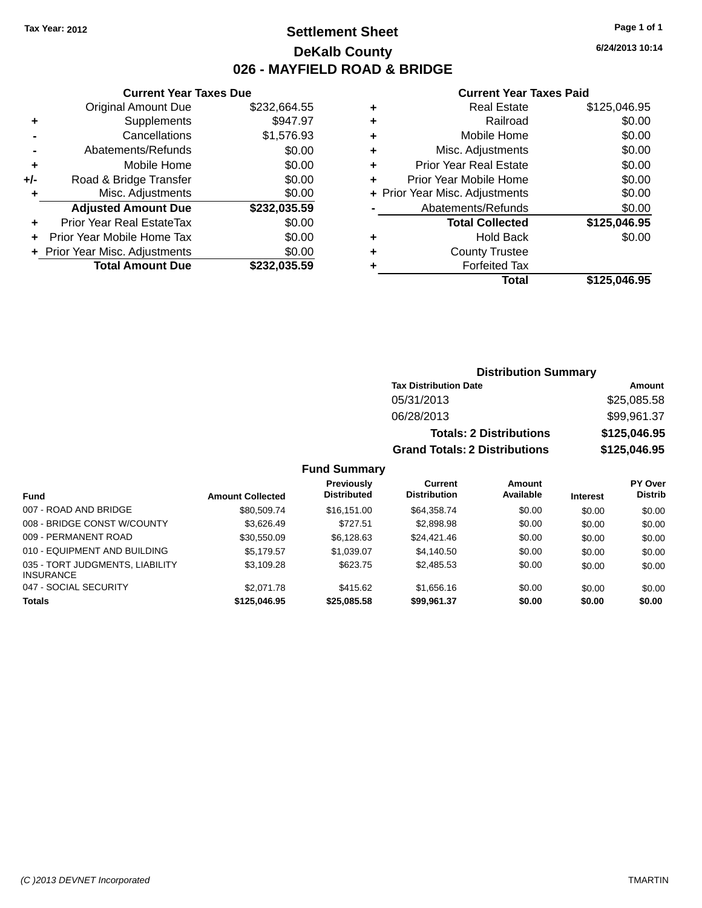Tax Year: 2012

# Settlement Sheet

## DeKalb County

## 026 - MAYFIELD ROAD & BRIDGE

6/24/2013 10:14

### Current Year Taxes Due

| | | |
|---|---|---|
| | Original Amount Due | $232,664.55 |
| + | Supplements | $947.97 |
| - | Cancellations | $1,576.93 |
| - | Abatements/Refunds | $0.00 |
| + | Mobile Home | $0.00 |
| +/- | Road & Bridge Transfer | $0.00 |
| + | Misc. Adjustments | $0.00 |
| | **Adjusted Amount Due** | **$232,035.59** |
| + | Prior Year Real EstateTax | $0.00 |
| + | Prior Year Mobile Home Tax | $0.00 |
| + | Prior Year Misc. Adjustments | $0.00 |
| | **Total Amount Due** | **$232,035.59** |

### Current Year Taxes Paid

| | | |
|---|---|---|
| + | Real Estate | $125,046.95 |
| + | Railroad | $0.00 |
| + | Mobile Home | $0.00 |
| + | Misc. Adjustments | $0.00 |
| + | Prior Year Real Estate | $0.00 |
| + | Prior Year Mobile Home | $0.00 |
| + | Prior Year Misc. Adjustments | $0.00 |
| - | Abatements/Refunds | $0.00 |
| | **Total Collected** | **$125,046.95** |
| + | Hold Back | $0.00 |
| + | County Trustee | |
| + | Forfeited Tax | |
| | **Total** | **$125,046.95** |

### Distribution Summary

| Tax Distribution Date | Amount |
|---|---|
| 05/31/2013 | $25,085.58 |
| 06/28/2013 | $99,961.37 |
| **Totals: 2 Distributions** | **$125,046.95** |
| **Grand Totals: 2 Distributions** | **$125,046.95** |

### Fund Summary

| Fund | Amount Collected | Previously Distributed | Current Distribution | Amount Available | Interest | PY Over Distrib |
|---|---|---|---|---|---|---|
| 007 - ROAD AND BRIDGE | $80,509.74 | $16,151.00 | $64,358.74 | $0.00 | $0.00 | $0.00 |
| 008 - BRIDGE CONST W/COUNTY | $3,626.49 | $727.51 | $2,898.98 | $0.00 | $0.00 | $0.00 |
| 009 - PERMANENT ROAD | $30,550.09 | $6,128.63 | $24,421.46 | $0.00 | $0.00 | $0.00 |
| 010 - EQUIPMENT AND BUILDING | $5,179.57 | $1,039.07 | $4,140.50 | $0.00 | $0.00 | $0.00 |
| 035 - TORT JUDGMENTS, LIABILITY INSURANCE | $3,109.28 | $623.75 | $2,485.53 | $0.00 | $0.00 | $0.00 |
| 047 - SOCIAL SECURITY | $2,071.78 | $415.62 | $1,656.16 | $0.00 | $0.00 | $0.00 |
| **Totals** | **$125,046.95** | **$25,085.58** | **$99,961.37** | **$0.00** | **$0.00** | **$0.00** |

(C )2013 DEVNET Incorporated TMARTIN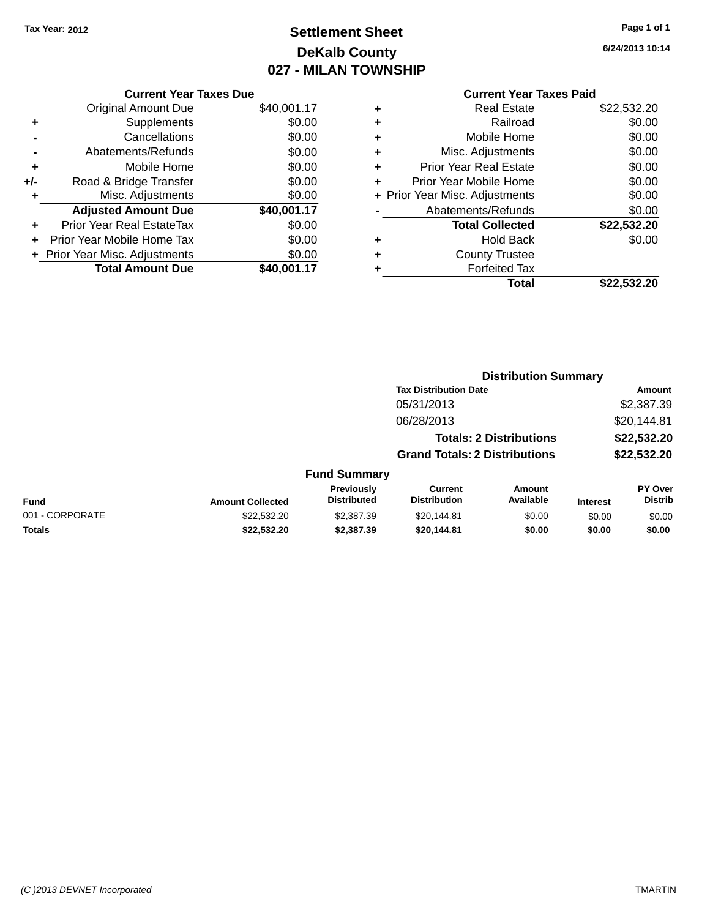Tax Year: 2012

# Settlement Sheet
## DeKalb County
## 027 - MILAN TOWNSHIP

6/24/2013 10:14

**Current Year Taxes Due**

| | | |
|---|---|---|
| | Original Amount Due | $40,001.17 |
| + | Supplements | $0.00 |
| - | Cancellations | $0.00 |
| - | Abatements/Refunds | $0.00 |
| + | Mobile Home | $0.00 |
| +/- | Road & Bridge Transfer | $0.00 |
| + | Misc. Adjustments | $0.00 |
| | **Adjusted Amount Due** | **$40,001.17** |
| + | Prior Year Real EstateTax | $0.00 |
| + | Prior Year Mobile Home Tax | $0.00 |
| + | Prior Year Misc. Adjustments | $0.00 |
| | **Total Amount Due** | **$40,001.17** |

**Current Year Taxes Paid**

| | | |
|---|---|---|
| + | Real Estate | $22,532.20 |
| + | Railroad | $0.00 |
| + | Mobile Home | $0.00 |
| + | Misc. Adjustments | $0.00 |
| + | Prior Year Real Estate | $0.00 |
| + | Prior Year Mobile Home | $0.00 |
| + | Prior Year Misc. Adjustments | $0.00 |
| - | Abatements/Refunds | $0.00 |
| | **Total Collected** | **$22,532.20** |
| + | Hold Back | $0.00 |
| + | County Trustee | |
| + | Forfeited Tax | |
| | **Total** | **$22,532.20** |

**Distribution Summary**

| Tax Distribution Date | Amount |
|---|---|
| 05/31/2013 | $2,387.39 |
| 06/28/2013 | $20,144.81 |
| **Totals: 2 Distributions** | **$22,532.20** |
| **Grand Totals: 2 Distributions** | **$22,532.20** |

**Fund Summary**

| Fund | Amount Collected | Previously Distributed | Current Distribution | Amount Available | Interest | PY Over Distrib |
|---|---|---|---|---|---|---|
| 001 - CORPORATE | $22,532.20 | $2,387.39 | $20,144.81 | $0.00 | $0.00 | $0.00 |
| **Totals** | **$22,532.20** | **$2,387.39** | **$20,144.81** | **$0.00** | **$0.00** | **$0.00** |

(C )2013 DEVNET Incorporated TMARTIN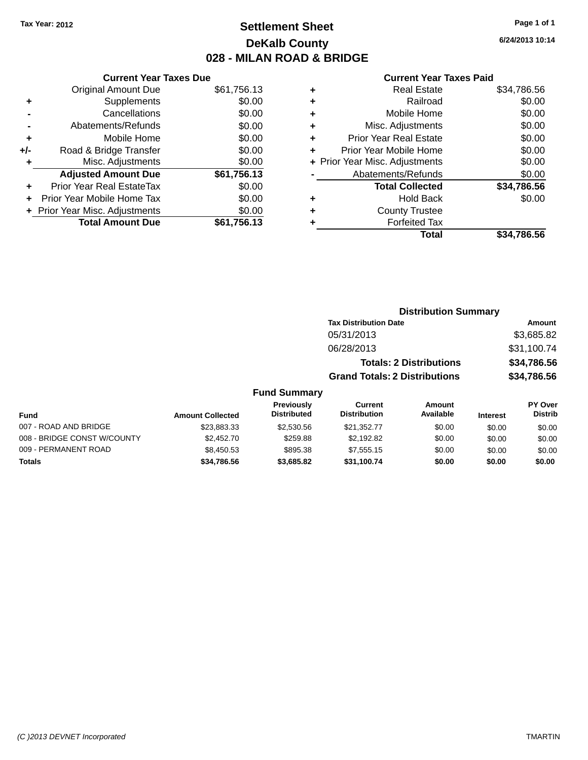Tax Year: 2012

# Settlement Sheet

## DeKalb County

## 028 - MILAN ROAD & BRIDGE

6/24/2013 10:14

### Current Year Taxes Due

| | | |
|---|---|---|
| | Original Amount Due | $61,756.13 |
| + | Supplements | $0.00 |
| - | Cancellations | $0.00 |
| - | Abatements/Refunds | $0.00 |
| + | Mobile Home | $0.00 |
| +/- | Road & Bridge Transfer | $0.00 |
| + | Misc. Adjustments | $0.00 |
| | **Adjusted Amount Due** | **$61,756.13** |
| + | Prior Year Real EstateTax | $0.00 |
| + | Prior Year Mobile Home Tax | $0.00 |
| + | Prior Year Misc. Adjustments | $0.00 |
| | **Total Amount Due** | **$61,756.13** |

### Current Year Taxes Paid

| | | |
|---|---|---|
| + | Real Estate | $34,786.56 |
| + | Railroad | $0.00 |
| + | Mobile Home | $0.00 |
| + | Misc. Adjustments | $0.00 |
| + | Prior Year Real Estate | $0.00 |
| + | Prior Year Mobile Home | $0.00 |
| + | Prior Year Misc. Adjustments | $0.00 |
| - | Abatements/Refunds | $0.00 |
| | **Total Collected** | **$34,786.56** |
| + | Hold Back | $0.00 |
| + | County Trustee | |
| + | Forfeited Tax | |
| | **Total** | **$34,786.56** |

### Distribution Summary

| Tax Distribution Date | Amount |
|---|---|
| 05/31/2013 | $3,685.82 |
| 06/28/2013 | $31,100.74 |
| **Totals: 2 Distributions** | **$34,786.56** |
| **Grand Totals: 2 Distributions** | **$34,786.56** |

### Fund Summary

| Fund | Amount Collected | Previously Distributed | Current Distribution | Amount Available | Interest | PY Over Distrib |
|---|---|---|---|---|---|---|
| 007 - ROAD AND BRIDGE | $23,883.33 | $2,530.56 | $21,352.77 | $0.00 | $0.00 | $0.00 |
| 008 - BRIDGE CONST W/COUNTY | $2,452.70 | $259.88 | $2,192.82 | $0.00 | $0.00 | $0.00 |
| 009 - PERMANENT ROAD | $8,450.53 | $895.38 | $7,555.15 | $0.00 | $0.00 | $0.00 |
| **Totals** | **$34,786.56** | **$3,685.82** | **$31,100.74** | **$0.00** | **$0.00** | **$0.00** |

(C )2013 DEVNET Incorporated TMARTIN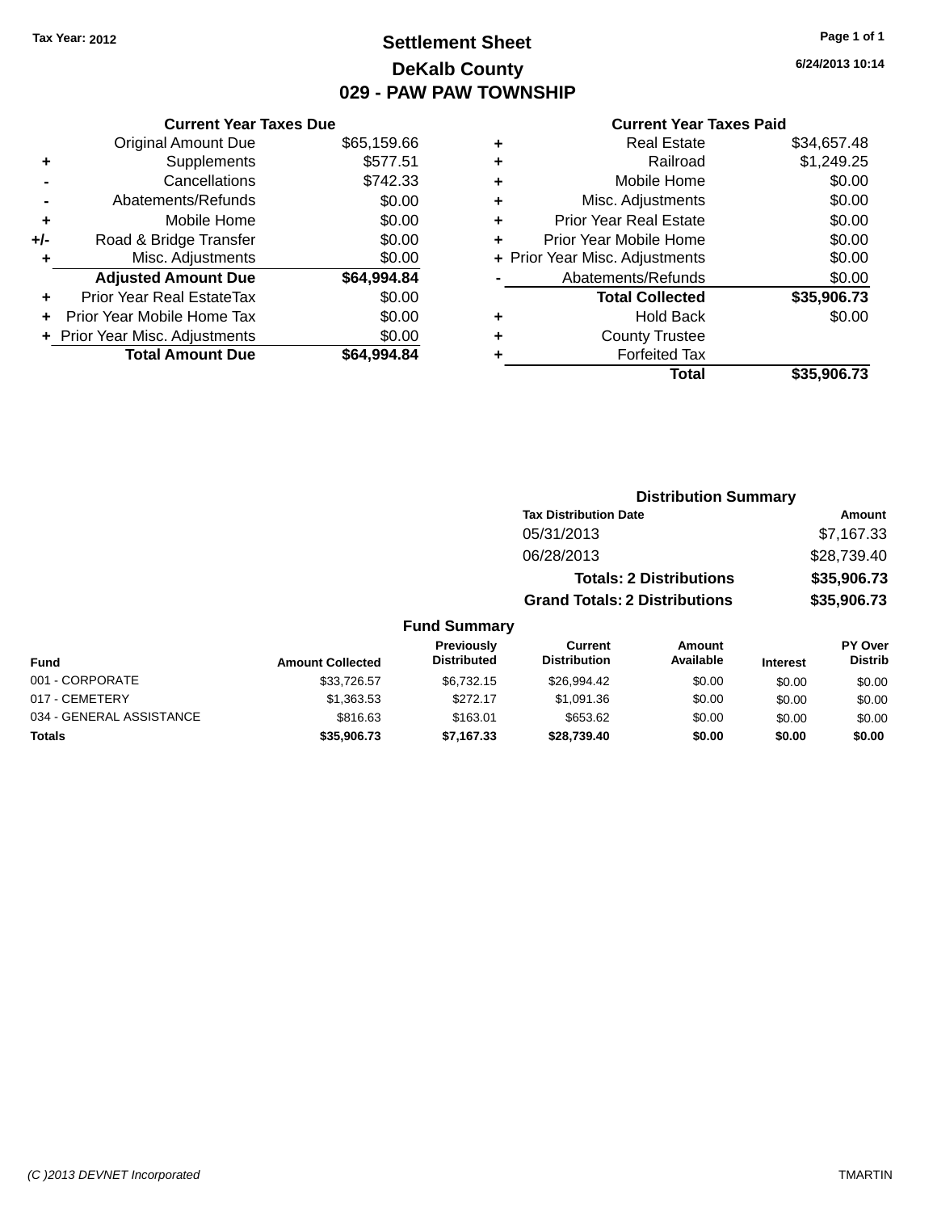Tax Year: 2012

# Settlement Sheet
## DeKalb County
## 029 - PAW PAW TOWNSHIP

6/24/2013 10:14

### Current Year Taxes Due

| | | |
|---|---|---|
| | Original Amount Due | $65,159.66 |
| + | Supplements | $577.51 |
| - | Cancellations | $742.33 |
| - | Abatements/Refunds | $0.00 |
| + | Mobile Home | $0.00 |
| +/- | Road & Bridge Transfer | $0.00 |
| + | Misc. Adjustments | $0.00 |
| | **Adjusted Amount Due** | **$64,994.84** |
| + | Prior Year Real EstateTax | $0.00 |
| + | Prior Year Mobile Home Tax | $0.00 |
| + | Prior Year Misc. Adjustments | $0.00 |
| | **Total Amount Due** | **$64,994.84** |

### Current Year Taxes Paid

| | | |
|---|---|---|
| + | Real Estate | $34,657.48 |
| + | Railroad | $1,249.25 |
| + | Mobile Home | $0.00 |
| + | Misc. Adjustments | $0.00 |
| + | Prior Year Real Estate | $0.00 |
| + | Prior Year Mobile Home | $0.00 |
| + | Prior Year Misc. Adjustments | $0.00 |
| - | Abatements/Refunds | $0.00 |
| | **Total Collected** | **$35,906.73** |
| + | Hold Back | $0.00 |
| + | County Trustee | |
| + | Forfeited Tax | |
| | **Total** | **$35,906.73** |

### Distribution Summary

| Tax Distribution Date | Amount |
|---|---|
| 05/31/2013 | $7,167.33 |
| 06/28/2013 | $28,739.40 |
| **Totals: 2 Distributions** | **$35,906.73** |
| **Grand Totals: 2 Distributions** | **$35,906.73** |

### Fund Summary

| Fund | Amount Collected | Previously Distributed | Current Distribution | Amount Available | Interest | PY Over Distrib |
|---|---|---|---|---|---|---|
| 001 - CORPORATE | $33,726.57 | $6,732.15 | $26,994.42 | $0.00 | $0.00 | $0.00 |
| 017 - CEMETERY | $1,363.53 | $272.17 | $1,091.36 | $0.00 | $0.00 | $0.00 |
| 034 - GENERAL ASSISTANCE | $816.63 | $163.01 | $653.62 | $0.00 | $0.00 | $0.00 |
| **Totals** | **$35,906.73** | **$7,167.33** | **$28,739.40** | **$0.00** | **$0.00** | **$0.00** |

(C )2013 DEVNET Incorporated TMARTIN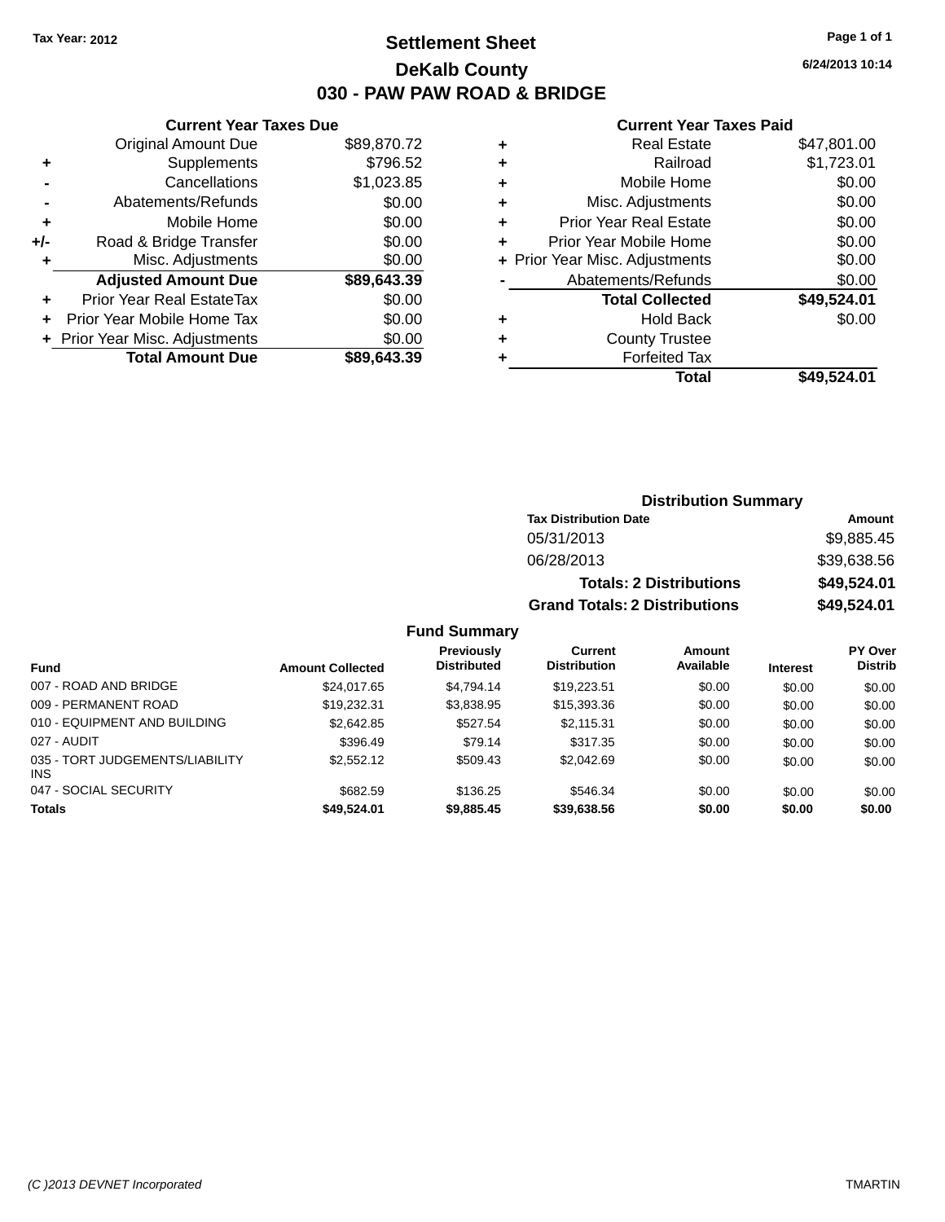Tax Year: 2012

# Settlement Sheet

## DeKalb County

## 030 - PAW PAW ROAD & BRIDGE

6/24/2013 10:14

### Current Year Taxes Due

| | | |
|---|---|---|
| | Original Amount Due | $89,870.72 |
| + | Supplements | $796.52 |
| - | Cancellations | $1,023.85 |
| - | Abatements/Refunds | $0.00 |
| + | Mobile Home | $0.00 |
| +/- | Road & Bridge Transfer | $0.00 |
| + | Misc. Adjustments | $0.00 |
| | **Adjusted Amount Due** | **$89,643.39** |
| + | Prior Year Real EstateTax | $0.00 |
| + | Prior Year Mobile Home Tax | $0.00 |
| + | Prior Year Misc. Adjustments | $0.00 |
| | **Total Amount Due** | **$89,643.39** |

### Current Year Taxes Paid

| | | |
|---|---|---|
| + | Real Estate | $47,801.00 |
| + | Railroad | $1,723.01 |
| + | Mobile Home | $0.00 |
| + | Misc. Adjustments | $0.00 |
| + | Prior Year Real Estate | $0.00 |
| + | Prior Year Mobile Home | $0.00 |
| + | Prior Year Misc. Adjustments | $0.00 |
| - | Abatements/Refunds | $0.00 |
| | **Total Collected** | **$49,524.01** |
| + | Hold Back | $0.00 |
| + | County Trustee | |
| + | Forfeited Tax | |
| | **Total** | **$49,524.01** |

### Distribution Summary

| Tax Distribution Date | Amount |
|---|---|
| 05/31/2013 | $9,885.45 |
| 06/28/2013 | $39,638.56 |
| **Totals: 2 Distributions** | **$49,524.01** |
| **Grand Totals: 2 Distributions** | **$49,524.01** |

### Fund Summary

| Fund | Amount Collected | Previously Distributed | Current Distribution | Amount Available | Interest | PY Over Distrib |
|---|---|---|---|---|---|---|
| 007 - ROAD AND BRIDGE | $24,017.65 | $4,794.14 | $19,223.51 | $0.00 | $0.00 | $0.00 |
| 009 - PERMANENT ROAD | $19,232.31 | $3,838.95 | $15,393.36 | $0.00 | $0.00 | $0.00 |
| 010 - EQUIPMENT AND BUILDING | $2,642.85 | $527.54 | $2,115.31 | $0.00 | $0.00 | $0.00 |
| 027 - AUDIT | $396.49 | $79.14 | $317.35 | $0.00 | $0.00 | $0.00 |
| 035 - TORT JUDGEMENTS/LIABILITY INS | $2,552.12 | $509.43 | $2,042.69 | $0.00 | $0.00 | $0.00 |
| 047 - SOCIAL SECURITY | $682.59 | $136.25 | $546.34 | $0.00 | $0.00 | $0.00 |
| **Totals** | **$49,524.01** | **$9,885.45** | **$39,638.56** | **$0.00** | **$0.00** | **$0.00** |

(C )2013 DEVNET Incorporated — TMARTIN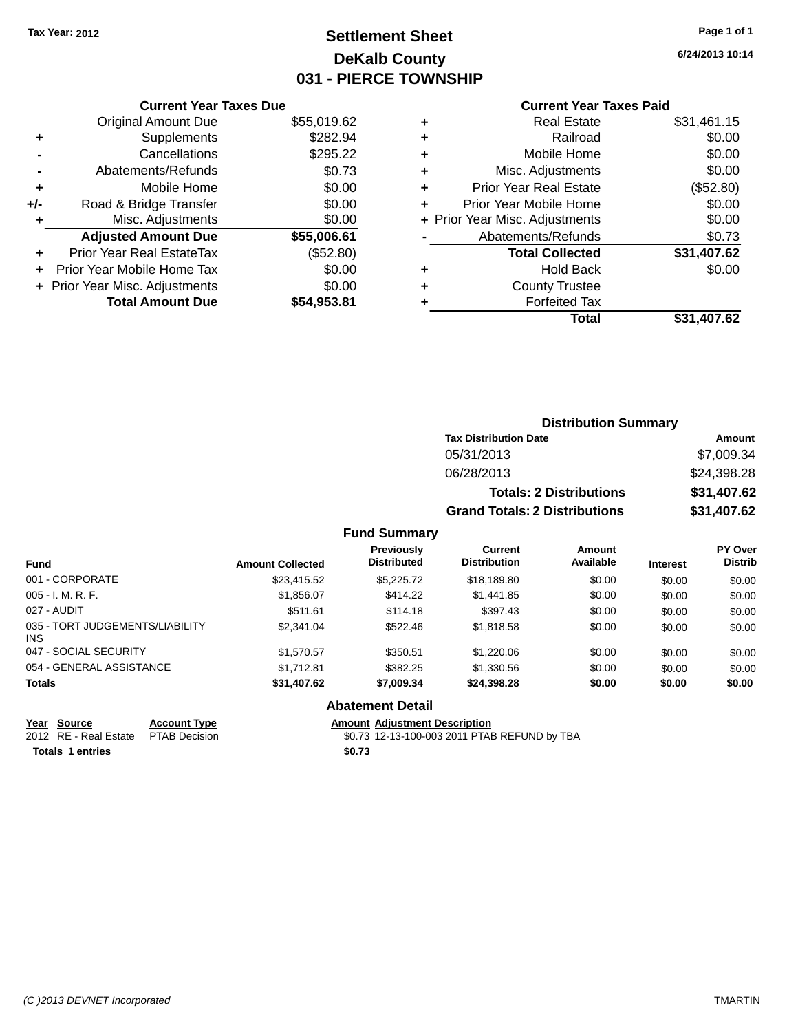Tax Year: 2012

# Settlement Sheet
## DeKalb County
## 031 - PIERCE TOWNSHIP

6/24/2013 10:14

### Current Year Taxes Due

| | | |
|---|---|---|
| | Original Amount Due | $55,019.62 |
| + | Supplements | $282.94 |
| - | Cancellations | $295.22 |
| - | Abatements/Refunds | $0.73 |
| + | Mobile Home | $0.00 |
| +/- | Road & Bridge Transfer | $0.00 |
| + | Misc. Adjustments | $0.00 |
| | **Adjusted Amount Due** | **$55,006.61** |
| + | Prior Year Real EstateTax | ($52.80) |
| + | Prior Year Mobile Home Tax | $0.00 |
| + | Prior Year Misc. Adjustments | $0.00 |
| | **Total Amount Due** | **$54,953.81** |

### Current Year Taxes Paid

| | | |
|---|---|---|
| + | Real Estate | $31,461.15 |
| + | Railroad | $0.00 |
| + | Mobile Home | $0.00 |
| + | Misc. Adjustments | $0.00 |
| + | Prior Year Real Estate | ($52.80) |
| + | Prior Year Mobile Home | $0.00 |
| + | Prior Year Misc. Adjustments | $0.00 |
| - | Abatements/Refunds | $0.73 |
| | **Total Collected** | **$31,407.62** |
| + | Hold Back | $0.00 |
| + | County Trustee | |
| + | Forfeited Tax | |
| | **Total** | **$31,407.62** |

### Distribution Summary

| Tax Distribution Date | Amount |
|---|---|
| 05/31/2013 | $7,009.34 |
| 06/28/2013 | $24,398.28 |
| **Totals: 2 Distributions** | **$31,407.62** |
| **Grand Totals: 2 Distributions** | **$31,407.62** |

### Fund Summary

| Fund | Amount Collected | Previously Distributed | Current Distribution | Amount Available | Interest | PY Over Distrib |
|---|---|---|---|---|---|---|
| 001 - CORPORATE | $23,415.52 | $5,225.72 | $18,189.80 | $0.00 | $0.00 | $0.00 |
| 005 - I. M. R. F. | $1,856.07 | $414.22 | $1,441.85 | $0.00 | $0.00 | $0.00 |
| 027 - AUDIT | $511.61 | $114.18 | $397.43 | $0.00 | $0.00 | $0.00 |
| 035 - TORT JUDGEMENTS/LIABILITY INS | $2,341.04 | $522.46 | $1,818.58 | $0.00 | $0.00 | $0.00 |
| 047 - SOCIAL SECURITY | $1,570.57 | $350.51 | $1,220.06 | $0.00 | $0.00 | $0.00 |
| 054 - GENERAL ASSISTANCE | $1,712.81 | $382.25 | $1,330.56 | $0.00 | $0.00 | $0.00 |
| **Totals** | **$31,407.62** | **$7,009.34** | **$24,398.28** | **$0.00** | **$0.00** | **$0.00** |

### Abatement Detail

| Year | Source | Account Type | Amount | Adjustment Description |
|---|---|---|---|---|
| 2012 | RE - Real Estate | PTAB Decision | $0.73 | 12-13-100-003 2011 PTAB REFUND by TBA |
| **Totals 1 entries** | | | **$0.73** | |

(C )2013 DEVNET Incorporated TMARTIN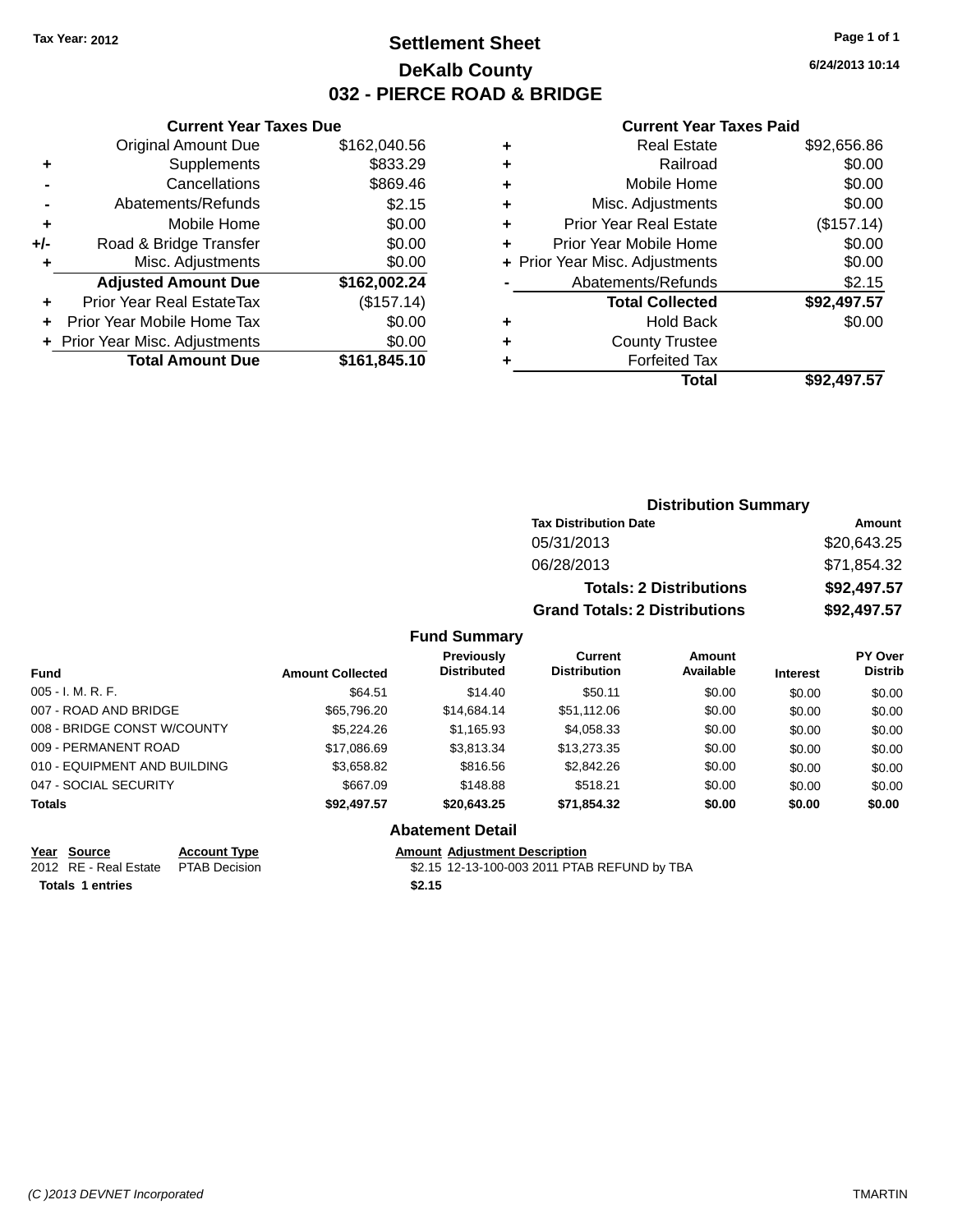Tax Year: 2012

# Settlement Sheet
## DeKalb County
## 032 - PIERCE ROAD & BRIDGE

6/24/2013 10:14

### Current Year Taxes Due

| | | |
|---|---|---|
| | Original Amount Due | $162,040.56 |
| + | Supplements | $833.29 |
| - | Cancellations | $869.46 |
| - | Abatements/Refunds | $2.15 |
| + | Mobile Home | $0.00 |
| +/- | Road & Bridge Transfer | $0.00 |
| + | Misc. Adjustments | $0.00 |
| | **Adjusted Amount Due** | **$162,002.24** |
| + | Prior Year Real EstateTax | ($157.14) |
| + | Prior Year Mobile Home Tax | $0.00 |
| + | Prior Year Misc. Adjustments | $0.00 |
| | **Total Amount Due** | **$161,845.10** |

### Current Year Taxes Paid

| | | |
|---|---|---|
| + | Real Estate | $92,656.86 |
| + | Railroad | $0.00 |
| + | Mobile Home | $0.00 |
| + | Misc. Adjustments | $0.00 |
| + | Prior Year Real Estate | ($157.14) |
| + | Prior Year Mobile Home | $0.00 |
| + | Prior Year Misc. Adjustments | $0.00 |
| - | Abatements/Refunds | $2.15 |
| | **Total Collected** | **$92,497.57** |
| + | Hold Back | $0.00 |
| + | County Trustee | |
| + | Forfeited Tax | |
| | **Total** | **$92,497.57** |

### Distribution Summary

| Tax Distribution Date | Amount |
|---|---|
| 05/31/2013 | $20,643.25 |
| 06/28/2013 | $71,854.32 |
| **Totals: 2 Distributions** | **$92,497.57** |
| **Grand Totals: 2 Distributions** | **$92,497.57** |

### Fund Summary

| Fund | Amount Collected | Previously Distributed | Current Distribution | Amount Available | Interest | PY Over Distrib |
|---|---|---|---|---|---|---|
| 005 - I. M. R. F. | $64.51 | $14.40 | $50.11 | $0.00 | $0.00 | $0.00 |
| 007 - ROAD AND BRIDGE | $65,796.20 | $14,684.14 | $51,112.06 | $0.00 | $0.00 | $0.00 |
| 008 - BRIDGE CONST W/COUNTY | $5,224.26 | $1,165.93 | $4,058.33 | $0.00 | $0.00 | $0.00 |
| 009 - PERMANENT ROAD | $17,086.69 | $3,813.34 | $13,273.35 | $0.00 | $0.00 | $0.00 |
| 010 - EQUIPMENT AND BUILDING | $3,658.82 | $816.56 | $2,842.26 | $0.00 | $0.00 | $0.00 |
| 047 - SOCIAL SECURITY | $667.09 | $148.88 | $518.21 | $0.00 | $0.00 | $0.00 |
| **Totals** | **$92,497.57** | **$20,643.25** | **$71,854.32** | **$0.00** | **$0.00** | **$0.00** |

### Abatement Detail

| Year | Source | Account Type | Amount | Adjustment Description |
|---|---|---|---|---|
| 2012 | RE - Real Estate | PTAB Decision | $2.15 | 12-13-100-003 2011 PTAB REFUND by TBA |
| **Totals 1 entries** | | | **$2.15** | |

(C )2013 DEVNET Incorporated TMARTIN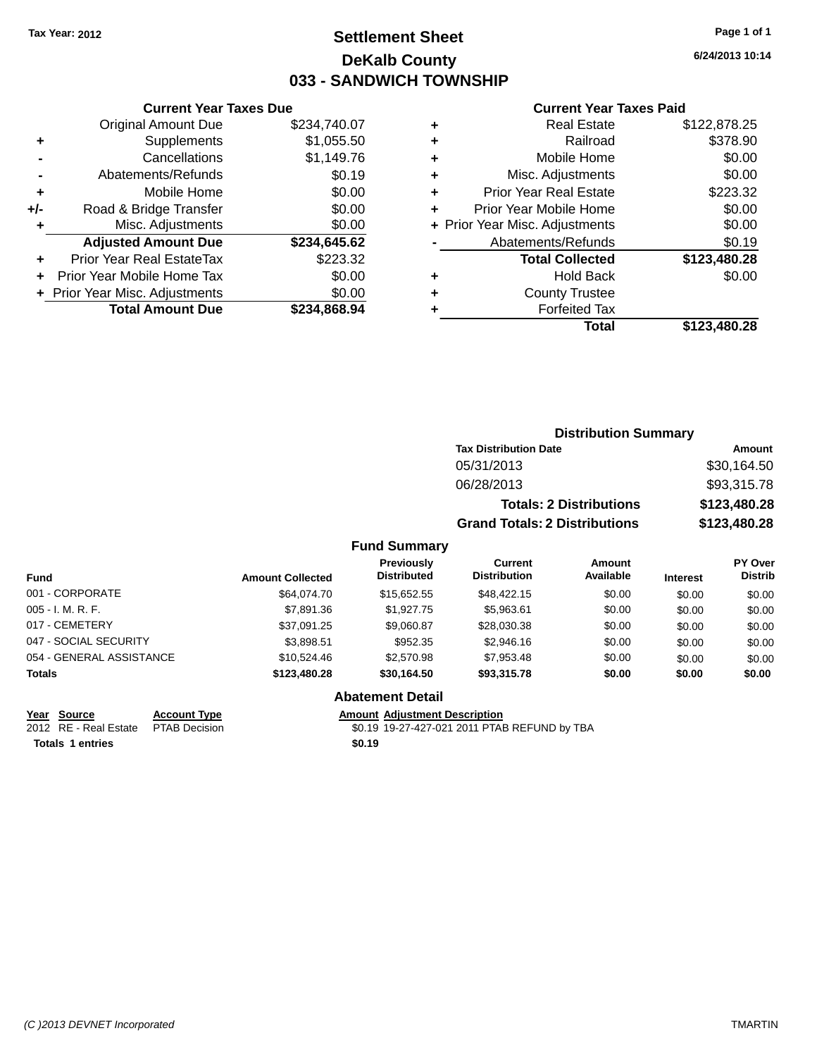Tax Year: 2012

# Settlement Sheet
## DeKalb County
## 033 - SANDWICH TOWNSHIP

6/24/2013 10:14

### Current Year Taxes Due

| | | |
|---|---|---|
| | Original Amount Due | $234,740.07 |
| + | Supplements | $1,055.50 |
| - | Cancellations | $1,149.76 |
| - | Abatements/Refunds | $0.19 |
| + | Mobile Home | $0.00 |
| +/- | Road & Bridge Transfer | $0.00 |
| + | Misc. Adjustments | $0.00 |
| | **Adjusted Amount Due** | **$234,645.62** |
| + | Prior Year Real EstateTax | $223.32 |
| + | Prior Year Mobile Home Tax | $0.00 |
| + | Prior Year Misc. Adjustments | $0.00 |
| | **Total Amount Due** | **$234,868.94** |

### Current Year Taxes Paid

| | | |
|---|---|---|
| + | Real Estate | $122,878.25 |
| + | Railroad | $378.90 |
| + | Mobile Home | $0.00 |
| + | Misc. Adjustments | $0.00 |
| + | Prior Year Real Estate | $223.32 |
| + | Prior Year Mobile Home | $0.00 |
| + | Prior Year Misc. Adjustments | $0.00 |
| - | Abatements/Refunds | $0.19 |
| | **Total Collected** | **$123,480.28** |
| + | Hold Back | $0.00 |
| + | County Trustee | |
| + | Forfeited Tax | |
| | **Total** | **$123,480.28** |

### Distribution Summary

| Tax Distribution Date | Amount |
|---|---|
| 05/31/2013 | $30,164.50 |
| 06/28/2013 | $93,315.78 |
| **Totals: 2 Distributions** | **$123,480.28** |
| **Grand Totals: 2 Distributions** | **$123,480.28** |

### Fund Summary

| Fund | Amount Collected | Previously Distributed | Current Distribution | Amount Available | Interest | PY Over Distrib |
|---|---|---|---|---|---|---|
| 001 - CORPORATE | $64,074.70 | $15,652.55 | $48,422.15 | $0.00 | $0.00 | $0.00 |
| 005 - I. M. R. F. | $7,891.36 | $1,927.75 | $5,963.61 | $0.00 | $0.00 | $0.00 |
| 017 - CEMETERY | $37,091.25 | $9,060.87 | $28,030.38 | $0.00 | $0.00 | $0.00 |
| 047 - SOCIAL SECURITY | $3,898.51 | $952.35 | $2,946.16 | $0.00 | $0.00 | $0.00 |
| 054 - GENERAL ASSISTANCE | $10,524.46 | $2,570.98 | $7,953.48 | $0.00 | $0.00 | $0.00 |
| **Totals** | **$123,480.28** | **$30,164.50** | **$93,315.78** | **$0.00** | **$0.00** | **$0.00** |

### Abatement Detail

| Year | Source | Account Type | Amount | Adjustment Description |
|---|---|---|---|---|
| 2012 | RE - Real Estate | PTAB Decision | $0.19 | 19-27-427-021 2011 PTAB REFUND by TBA |
| **Totals 1 entries** | | | **$0.19** | |

(C )2013 DEVNET Incorporated — TMARTIN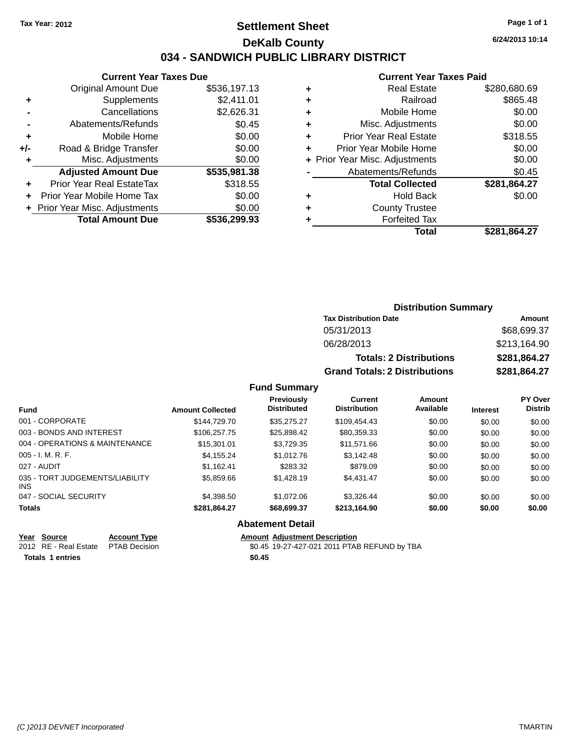Tax Year: 2012

# Settlement Sheet

## DeKalb County

## 034 - SANDWICH PUBLIC LIBRARY DISTRICT

6/24/2013 10:14

| | Current Year Taxes Due | |
|---|---|---|
| | Original Amount Due | $536,197.13 |
| + | Supplements | $2,411.01 |
| - | Cancellations | $2,626.31 |
| - | Abatements/Refunds | $0.45 |
| + | Mobile Home | $0.00 |
| +/- | Road & Bridge Transfer | $0.00 |
| + | Misc. Adjustments | $0.00 |
| | **Adjusted Amount Due** | **$535,981.38** |
| + | Prior Year Real EstateTax | $318.55 |
| + | Prior Year Mobile Home Tax | $0.00 |
| + | Prior Year Misc. Adjustments | $0.00 |
| | **Total Amount Due** | **$536,299.93** |

| | Current Year Taxes Paid | |
|---|---|---|
| + | Real Estate | $280,680.69 |
| + | Railroad | $865.48 |
| + | Mobile Home | $0.00 |
| + | Misc. Adjustments | $0.00 |
| + | Prior Year Real Estate | $318.55 |
| + | Prior Year Mobile Home | $0.00 |
| + | Prior Year Misc. Adjustments | $0.00 |
| - | Abatements/Refunds | $0.45 |
| | **Total Collected** | **$281,864.27** |
| + | Hold Back | $0.00 |
| + | County Trustee | |
| + | Forfeited Tax | |
| | **Total** | **$281,864.27** |

### Distribution Summary

| Tax Distribution Date | Amount |
|---|---|
| 05/31/2013 | $68,699.37 |
| 06/28/2013 | $213,164.90 |
| **Totals: 2 Distributions** | **$281,864.27** |
| **Grand Totals: 2 Distributions** | **$281,864.27** |

### Fund Summary

| Fund | Amount Collected | Previously Distributed | Current Distribution | Amount Available | Interest | PY Over Distrib |
|---|---|---|---|---|---|---|
| 001 - CORPORATE | $144,729.70 | $35,275.27 | $109,454.43 | $0.00 | $0.00 | $0.00 |
| 003 - BONDS AND INTEREST | $106,257.75 | $25,898.42 | $80,359.33 | $0.00 | $0.00 | $0.00 |
| 004 - OPERATIONS & MAINTENANCE | $15,301.01 | $3,729.35 | $11,571.66 | $0.00 | $0.00 | $0.00 |
| 005 - I. M. R. F. | $4,155.24 | $1,012.76 | $3,142.48 | $0.00 | $0.00 | $0.00 |
| 027 - AUDIT | $1,162.41 | $283.32 | $879.09 | $0.00 | $0.00 | $0.00 |
| 035 - TORT JUDGEMENTS/LIABILITY INS | $5,859.66 | $1,428.19 | $4,431.47 | $0.00 | $0.00 | $0.00 |
| 047 - SOCIAL SECURITY | $4,398.50 | $1,072.06 | $3,326.44 | $0.00 | $0.00 | $0.00 |
| **Totals** | **$281,864.27** | **$68,699.37** | **$213,164.90** | **$0.00** | **$0.00** | **$0.00** |

### Abatement Detail

| Year | Source | Account Type | Amount | Adjustment Description |
|---|---|---|---|---|
| 2012 | RE - Real Estate | PTAB Decision | $0.45 | 19-27-427-021 2011 PTAB REFUND by TBA |
| **Totals 1 entries** | | | **$0.45** | |

(C )2013 DEVNET Incorporated TMARTIN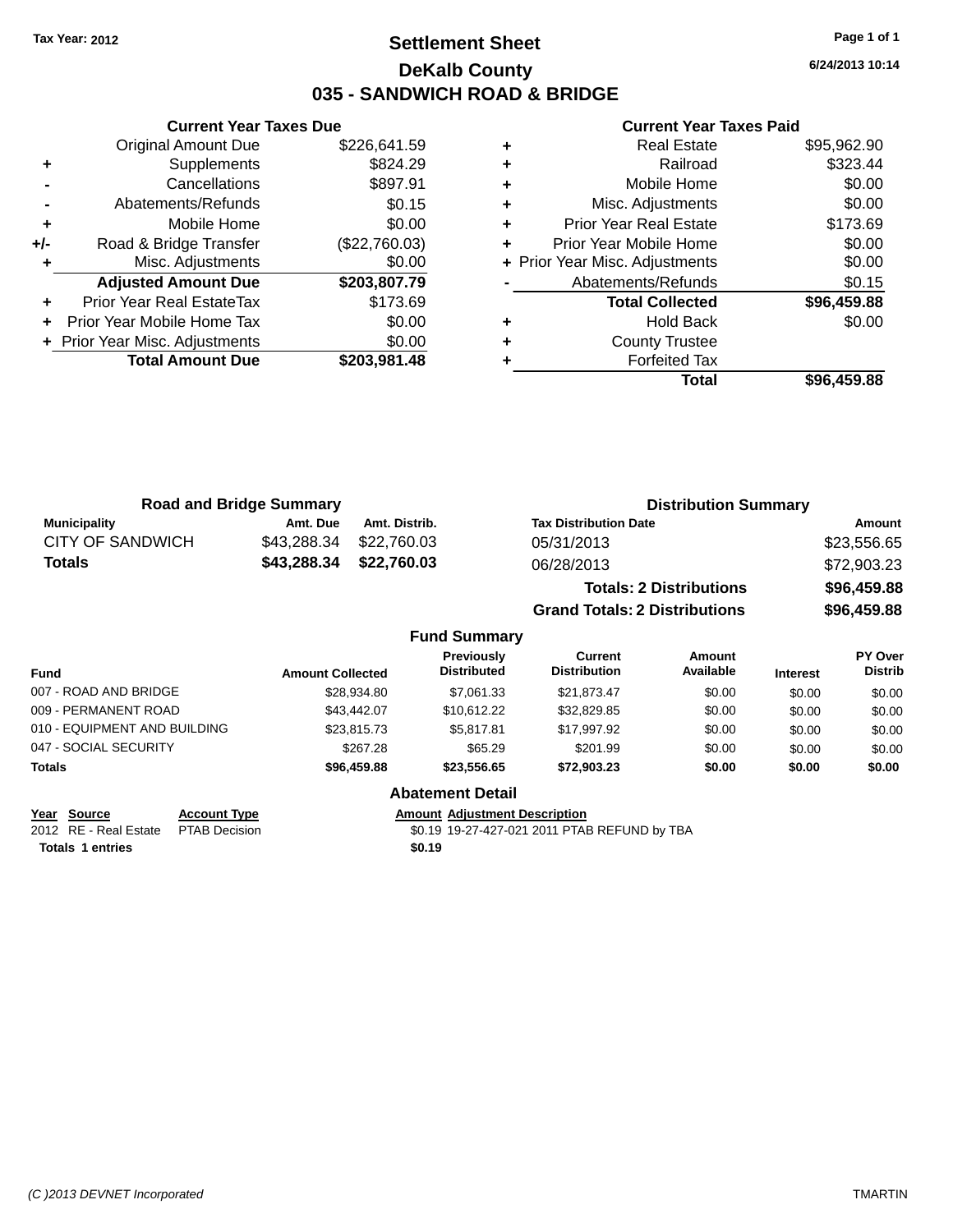Tax Year: 2012

# Settlement Sheet

## DeKalb County

## 035 - SANDWICH ROAD & BRIDGE

6/24/2013 10:14

### Current Year Taxes Due

| | | |
|---|---|---|
| | Original Amount Due | $226,641.59 |
| + | Supplements | $824.29 |
| - | Cancellations | $897.91 |
| - | Abatements/Refunds | $0.15 |
| + | Mobile Home | $0.00 |
| +/- | Road & Bridge Transfer | ($22,760.03) |
| + | Misc. Adjustments | $0.00 |
| | **Adjusted Amount Due** | **$203,807.79** |
| + | Prior Year Real EstateTax | $173.69 |
| + | Prior Year Mobile Home Tax | $0.00 |
| + | Prior Year Misc. Adjustments | $0.00 |
| | **Total Amount Due** | **$203,981.48** |

### Current Year Taxes Paid

| | | |
|---|---|---|
| + | Real Estate | $95,962.90 |
| + | Railroad | $323.44 |
| + | Mobile Home | $0.00 |
| + | Misc. Adjustments | $0.00 |
| + | Prior Year Real Estate | $173.69 |
| + | Prior Year Mobile Home | $0.00 |
| + | Prior Year Misc. Adjustments | $0.00 |
| - | Abatements/Refunds | $0.15 |
| | **Total Collected** | **$96,459.88** |
| + | Hold Back | $0.00 |
| + | County Trustee | |
| + | Forfeited Tax | |
| | **Total** | **$96,459.88** |

### Road and Bridge Summary

| Municipality | Amt. Due | Amt. Distrib. |
|---|---|---|
| CITY OF SANDWICH | $43,288.34 | $22,760.03 |
| **Totals** | **$43,288.34** | **$22,760.03** |

### Distribution Summary

| Tax Distribution Date | Amount |
|---|---|
| 05/31/2013 | $23,556.65 |
| 06/28/2013 | $72,903.23 |
| **Totals: 2 Distributions** | **$96,459.88** |
| **Grand Totals: 2 Distributions** | **$96,459.88** |

### Fund Summary

| Fund | Amount Collected | Previously Distributed | Current Distribution | Amount Available | Interest | PY Over Distrib |
|---|---|---|---|---|---|---|
| 007 - ROAD AND BRIDGE | $28,934.80 | $7,061.33 | $21,873.47 | $0.00 | $0.00 | $0.00 |
| 009 - PERMANENT ROAD | $43,442.07 | $10,612.22 | $32,829.85 | $0.00 | $0.00 | $0.00 |
| 010 - EQUIPMENT AND BUILDING | $23,815.73 | $5,817.81 | $17,997.92 | $0.00 | $0.00 | $0.00 |
| 047 - SOCIAL SECURITY | $267.28 | $65.29 | $201.99 | $0.00 | $0.00 | $0.00 |
| **Totals** | **$96,459.88** | **$23,556.65** | **$72,903.23** | **$0.00** | **$0.00** | **$0.00** |

### Abatement Detail

| Year | Source | Account Type | Amount | Adjustment Description |
|---|---|---|---|---|
| 2012 | RE - Real Estate | PTAB Decision | $0.19 | 19-27-427-021 2011 PTAB REFUND by TBA |
| **Totals 1 entries** | | | **$0.19** | |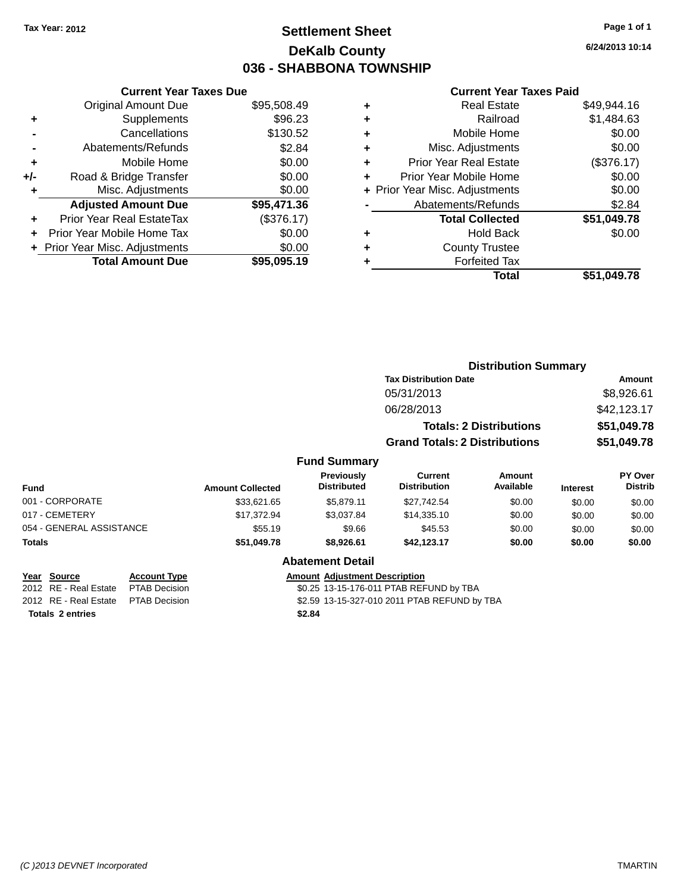Tax Year: 2012

# Settlement Sheet
## DeKalb County
## 036 - SHABBONA TOWNSHIP

6/24/2013 10:14

### Current Year Taxes Due

| | | |
|---|---|---|
| | Original Amount Due | $95,508.49 |
| + | Supplements | $96.23 |
| - | Cancellations | $130.52 |
| - | Abatements/Refunds | $2.84 |
| + | Mobile Home | $0.00 |
| +/- | Road & Bridge Transfer | $0.00 |
| + | Misc. Adjustments | $0.00 |
| | **Adjusted Amount Due** | **$95,471.36** |
| + | Prior Year Real EstateTax | ($376.17) |
| + | Prior Year Mobile Home Tax | $0.00 |
| + | Prior Year Misc. Adjustments | $0.00 |
| | **Total Amount Due** | **$95,095.19** |

### Current Year Taxes Paid

| | | |
|---|---|---|
| + | Real Estate | $49,944.16 |
| + | Railroad | $1,484.63 |
| + | Mobile Home | $0.00 |
| + | Misc. Adjustments | $0.00 |
| + | Prior Year Real Estate | ($376.17) |
| + | Prior Year Mobile Home | $0.00 |
| + | Prior Year Misc. Adjustments | $0.00 |
| - | Abatements/Refunds | $2.84 |
| | **Total Collected** | **$51,049.78** |
| + | Hold Back | $0.00 |
| + | County Trustee | |
| + | Forfeited Tax | |
| | **Total** | **$51,049.78** |

### Distribution Summary

| Tax Distribution Date | Amount |
|---|---|
| 05/31/2013 | $8,926.61 |
| 06/28/2013 | $42,123.17 |
| **Totals: 2 Distributions** | **$51,049.78** |
| **Grand Totals: 2 Distributions** | **$51,049.78** |

### Fund Summary

| Fund | Amount Collected | Previously Distributed | Current Distribution | Amount Available | Interest | PY Over Distrib |
|---|---|---|---|---|---|---|
| 001 - CORPORATE | $33,621.65 | $5,879.11 | $27,742.54 | $0.00 | $0.00 | $0.00 |
| 017 - CEMETERY | $17,372.94 | $3,037.84 | $14,335.10 | $0.00 | $0.00 | $0.00 |
| 054 - GENERAL ASSISTANCE | $55.19 | $9.66 | $45.53 | $0.00 | $0.00 | $0.00 |
| **Totals** | **$51,049.78** | **$8,926.61** | **$42,123.17** | **$0.00** | **$0.00** | **$0.00** |

### Abatement Detail

| Year | Source | Account Type | Amount | Adjustment Description |
|---|---|---|---|---|
| 2012 | RE - Real Estate | PTAB Decision | $0.25 | 13-15-176-011 PTAB REFUND by TBA |
| 2012 | RE - Real Estate | PTAB Decision | $2.59 | 13-15-327-010 2011 PTAB REFUND by TBA |
| **Totals 2 entries** | | | **$2.84** | |

(C )2013 DEVNET Incorporated TMARTIN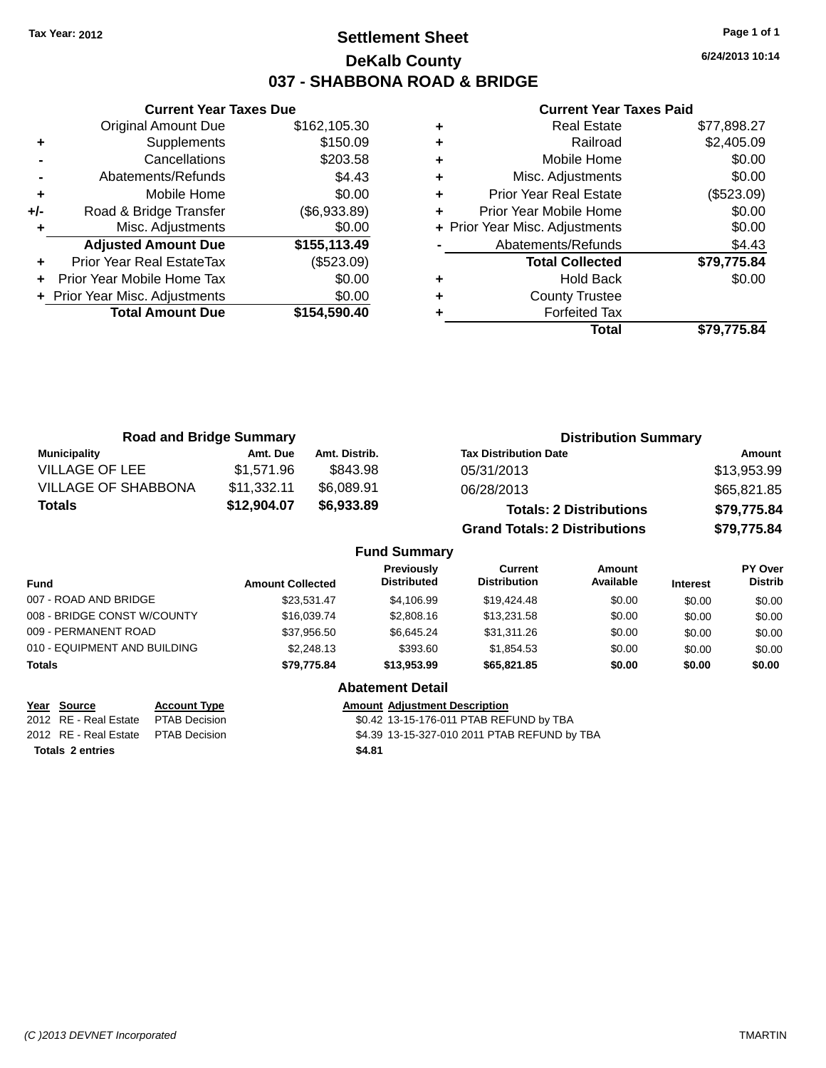Tax Year: 2012

# Settlement Sheet

## DeKalb County

## 037 - SHABBONA ROAD & BRIDGE

6/24/2013 10:14

### Current Year Taxes Due

| | | |
|---|---|---|
| | Original Amount Due | $162,105.30 |
| + | Supplements | $150.09 |
| - | Cancellations | $203.58 |
| - | Abatements/Refunds | $4.43 |
| + | Mobile Home | $0.00 |
| +/- | Road & Bridge Transfer | ($6,933.89) |
| + | Misc. Adjustments | $0.00 |
| | **Adjusted Amount Due** | **$155,113.49** |
| + | Prior Year Real EstateTax | ($523.09) |
| + | Prior Year Mobile Home Tax | $0.00 |
| + | Prior Year Misc. Adjustments | $0.00 |
| | **Total Amount Due** | **$154,590.40** |

### Current Year Taxes Paid

| | | |
|---|---|---|
| + | Real Estate | $77,898.27 |
| + | Railroad | $2,405.09 |
| + | Mobile Home | $0.00 |
| + | Misc. Adjustments | $0.00 |
| + | Prior Year Real Estate | ($523.09) |
| + | Prior Year Mobile Home | $0.00 |
| + | Prior Year Misc. Adjustments | $0.00 |
| - | Abatements/Refunds | $4.43 |
| | **Total Collected** | **$79,775.84** |
| + | Hold Back | $0.00 |
| + | County Trustee | |
| + | Forfeited Tax | |
| | **Total** | **$79,775.84** |

### Road and Bridge Summary

| Municipality | Amt. Due | Amt. Distrib. |
|---|---|---|
| VILLAGE OF LEE | $1,571.96 | $843.98 |
| VILLAGE OF SHABBONA | $11,332.11 | $6,089.91 |
| **Totals** | **$12,904.07** | **$6,933.89** |

### Distribution Summary

| Tax Distribution Date | Amount |
|---|---|
| 05/31/2013 | $13,953.99 |
| 06/28/2013 | $65,821.85 |
| **Totals: 2 Distributions** | **$79,775.84** |
| **Grand Totals: 2 Distributions** | **$79,775.84** |

### Fund Summary

| Fund | Amount Collected | Previously Distributed | Current Distribution | Amount Available | Interest | PY Over Distrib |
|---|---|---|---|---|---|---|
| 007 - ROAD AND BRIDGE | $23,531.47 | $4,106.99 | $19,424.48 | $0.00 | $0.00 | $0.00 |
| 008 - BRIDGE CONST W/COUNTY | $16,039.74 | $2,808.16 | $13,231.58 | $0.00 | $0.00 | $0.00 |
| 009 - PERMANENT ROAD | $37,956.50 | $6,645.24 | $31,311.26 | $0.00 | $0.00 | $0.00 |
| 010 - EQUIPMENT AND BUILDING | $2,248.13 | $393.60 | $1,854.53 | $0.00 | $0.00 | $0.00 |
| **Totals** | **$79,775.84** | **$13,953.99** | **$65,821.85** | **$0.00** | **$0.00** | **$0.00** |

### Abatement Detail

| Year | Source | Account Type | Amount | Adjustment Description |
|---|---|---|---|---|
| 2012 | RE - Real Estate | PTAB Decision | $0.42 | 13-15-176-011 PTAB REFUND by TBA |
| 2012 | RE - Real Estate | PTAB Decision | $4.39 | 13-15-327-010 2011 PTAB REFUND by TBA |
| **Totals** | **2 entries** | | **$4.81** | |

(C )2013 DEVNET Incorporated

TMARTIN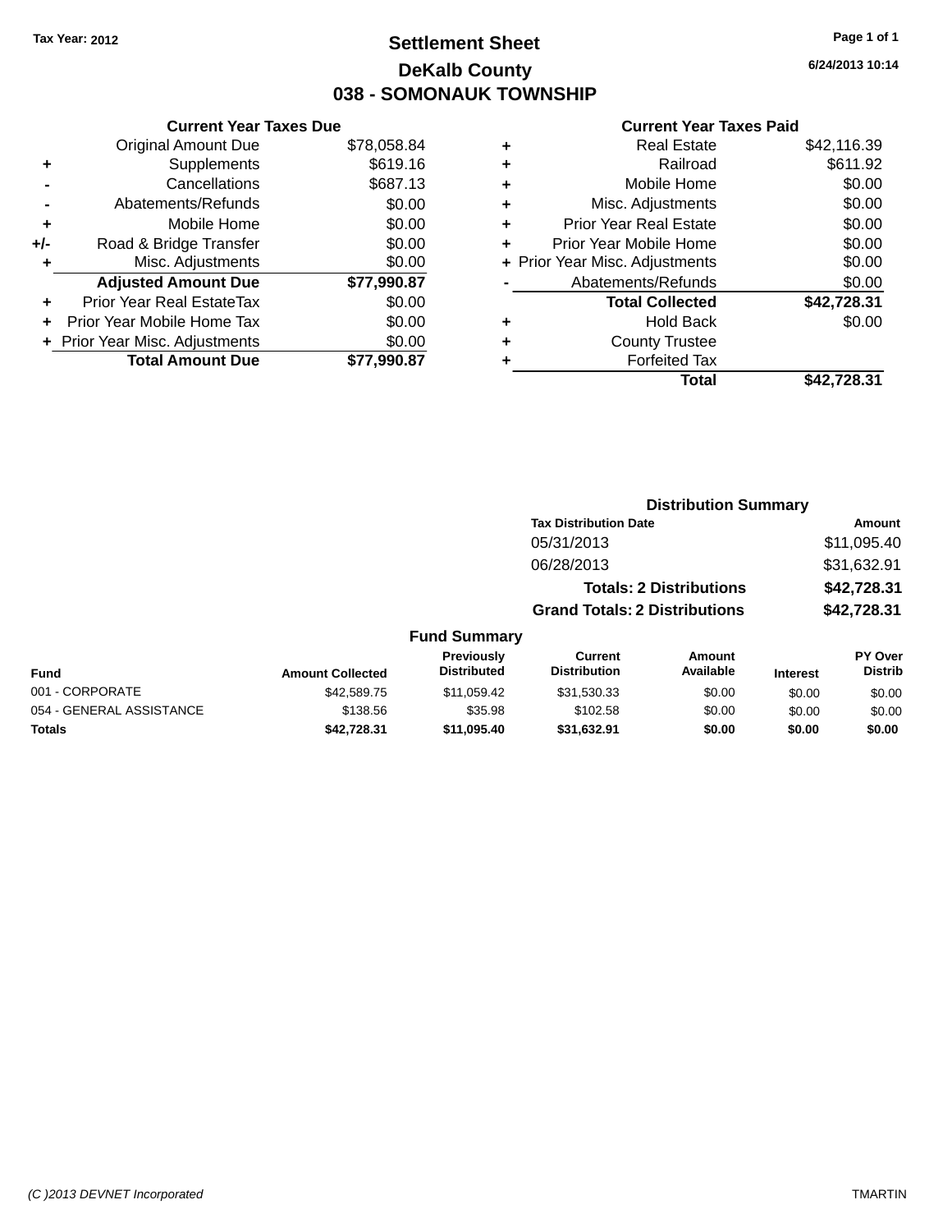Tax Year: 2012

# Settlement Sheet

## DeKalb County

## 038 - SOMONAUK TOWNSHIP

6/24/2013 10:14

### Current Year Taxes Due

| | | |
|---|---|---|
| | Original Amount Due | $78,058.84 |
| + | Supplements | $619.16 |
| - | Cancellations | $687.13 |
| - | Abatements/Refunds | $0.00 |
| + | Mobile Home | $0.00 |
| +/- | Road & Bridge Transfer | $0.00 |
| + | Misc. Adjustments | $0.00 |
| | **Adjusted Amount Due** | **$77,990.87** |
| + | Prior Year Real EstateTax | $0.00 |
| + | Prior Year Mobile Home Tax | $0.00 |
| + | Prior Year Misc. Adjustments | $0.00 |
| | **Total Amount Due** | **$77,990.87** |

### Current Year Taxes Paid

| | | |
|---|---|---|
| + | Real Estate | $42,116.39 |
| + | Railroad | $611.92 |
| + | Mobile Home | $0.00 |
| + | Misc. Adjustments | $0.00 |
| + | Prior Year Real Estate | $0.00 |
| + | Prior Year Mobile Home | $0.00 |
| + | Prior Year Misc. Adjustments | $0.00 |
| - | Abatements/Refunds | $0.00 |
| | **Total Collected** | **$42,728.31** |
| + | Hold Back | $0.00 |
| + | County Trustee | |
| + | Forfeited Tax | |
| | **Total** | **$42,728.31** |

### Distribution Summary

| Tax Distribution Date | Amount |
|---|---|
| 05/31/2013 | $11,095.40 |
| 06/28/2013 | $31,632.91 |
| **Totals: 2 Distributions** | **$42,728.31** |
| **Grand Totals: 2 Distributions** | **$42,728.31** |

### Fund Summary

| Fund | Amount Collected | Previously Distributed | Current Distribution | Amount Available | Interest | PY Over Distrib |
|---|---|---|---|---|---|---|
| 001 - CORPORATE | $42,589.75 | $11,059.42 | $31,530.33 | $0.00 | $0.00 | $0.00 |
| 054 - GENERAL ASSISTANCE | $138.56 | $35.98 | $102.58 | $0.00 | $0.00 | $0.00 |
| **Totals** | **$42,728.31** | **$11,095.40** | **$31,632.91** | **$0.00** | **$0.00** | **$0.00** |

*(C )2013 DEVNET Incorporated* TMARTIN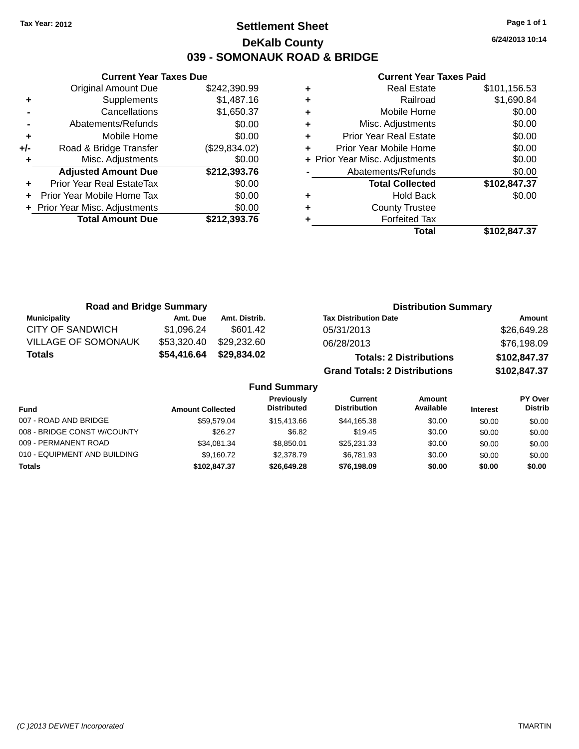Tax Year: 2012

# Settlement Sheet

## DeKalb County

## 039 - SOMONAUK ROAD & BRIDGE

6/24/2013 10:14

### Current Year Taxes Due

| | | |
|---|---|---|
| | Original Amount Due | $242,390.99 |
| + | Supplements | $1,487.16 |
| - | Cancellations | $1,650.37 |
| - | Abatements/Refunds | $0.00 |
| + | Mobile Home | $0.00 |
| +/- | Road & Bridge Transfer | ($29,834.02) |
| + | Misc. Adjustments | $0.00 |
| | **Adjusted Amount Due** | **$212,393.76** |
| + | Prior Year Real EstateTax | $0.00 |
| + | Prior Year Mobile Home Tax | $0.00 |
| + | Prior Year Misc. Adjustments | $0.00 |
| | **Total Amount Due** | **$212,393.76** |

### Current Year Taxes Paid

| | | |
|---|---|---|
| + | Real Estate | $101,156.53 |
| + | Railroad | $1,690.84 |
| + | Mobile Home | $0.00 |
| + | Misc. Adjustments | $0.00 |
| + | Prior Year Real Estate | $0.00 |
| + | Prior Year Mobile Home | $0.00 |
| + | Prior Year Misc. Adjustments | $0.00 |
| - | Abatements/Refunds | $0.00 |
| | **Total Collected** | **$102,847.37** |
| + | Hold Back | $0.00 |
| + | County Trustee | |
| + | Forfeited Tax | |
| | **Total** | **$102,847.37** |

### Road and Bridge Summary

| Municipality | Amt. Due | Amt. Distrib. |
|---|---|---|
| CITY OF SANDWICH | $1,096.24 | $601.42 |
| VILLAGE OF SOMONAUK | $53,320.40 | $29,232.60 |
| **Totals** | **$54,416.64** | **$29,834.02** |

### Distribution Summary

| Tax Distribution Date | Amount |
|---|---|
| 05/31/2013 | $26,649.28 |
| 06/28/2013 | $76,198.09 |
| **Totals: 2 Distributions** | **$102,847.37** |
| **Grand Totals: 2 Distributions** | **$102,847.37** |

### Fund Summary

| Fund | Amount Collected | Previously Distributed | Current Distribution | Amount Available | Interest | PY Over Distrib |
|---|---|---|---|---|---|---|
| 007 - ROAD AND BRIDGE | $59,579.04 | $15,413.66 | $44,165.38 | $0.00 | $0.00 | $0.00 |
| 008 - BRIDGE CONST W/COUNTY | $26.27 | $6.82 | $19.45 | $0.00 | $0.00 | $0.00 |
| 009 - PERMANENT ROAD | $34,081.34 | $8,850.01 | $25,231.33 | $0.00 | $0.00 | $0.00 |
| 010 - EQUIPMENT AND BUILDING | $9,160.72 | $2,378.79 | $6,781.93 | $0.00 | $0.00 | $0.00 |
| **Totals** | **$102,847.37** | **$26,649.28** | **$76,198.09** | **$0.00** | **$0.00** | **$0.00** |

(C )2013 DEVNET Incorporated TMARTIN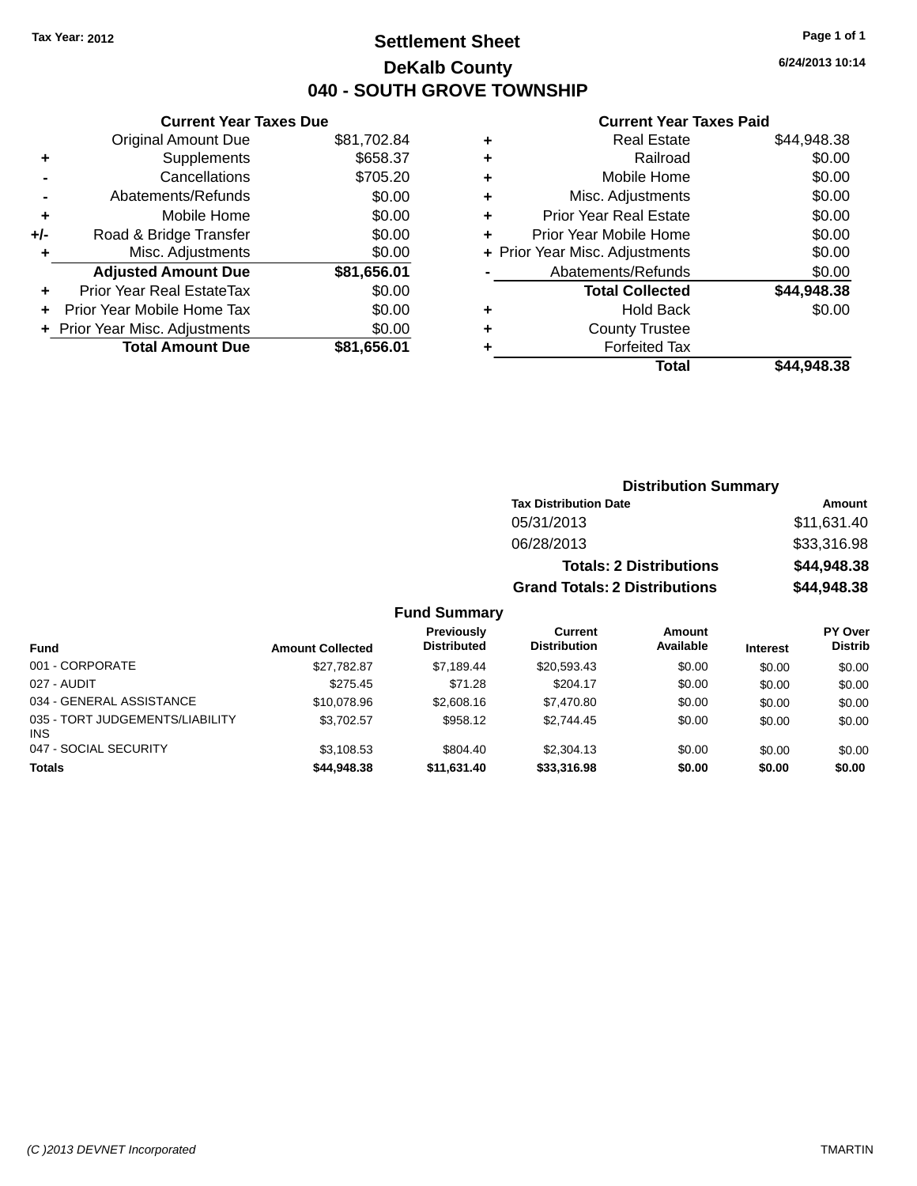Tax Year: 2012

# Settlement Sheet

## DeKalb County

## 040 - SOUTH GROVE TOWNSHIP

6/24/2013 10:14

### Current Year Taxes Due

| | | |
|---|---|---|
| | Original Amount Due | $81,702.84 |
| + | Supplements | $658.37 |
| - | Cancellations | $705.20 |
| - | Abatements/Refunds | $0.00 |
| + | Mobile Home | $0.00 |
| +/- | Road & Bridge Transfer | $0.00 |
| + | Misc. Adjustments | $0.00 |
| | **Adjusted Amount Due** | **$81,656.01** |
| + | Prior Year Real EstateTax | $0.00 |
| + | Prior Year Mobile Home Tax | $0.00 |
| + | Prior Year Misc. Adjustments | $0.00 |
| | **Total Amount Due** | **$81,656.01** |

### Current Year Taxes Paid

| | | |
|---|---|---|
| + | Real Estate | $44,948.38 |
| + | Railroad | $0.00 |
| + | Mobile Home | $0.00 |
| + | Misc. Adjustments | $0.00 |
| + | Prior Year Real Estate | $0.00 |
| + | Prior Year Mobile Home | $0.00 |
| + | Prior Year Misc. Adjustments | $0.00 |
| - | Abatements/Refunds | $0.00 |
| | **Total Collected** | **$44,948.38** |
| + | Hold Back | $0.00 |
| + | County Trustee | |
| + | Forfeited Tax | |
| | **Total** | **$44,948.38** |

### Distribution Summary

| Tax Distribution Date | Amount |
|---|---|
| 05/31/2013 | $11,631.40 |
| 06/28/2013 | $33,316.98 |
| **Totals: 2 Distributions** | **$44,948.38** |
| **Grand Totals: 2 Distributions** | **$44,948.38** |

### Fund Summary

| Fund | Amount Collected | Previously Distributed | Current Distribution | Amount Available | Interest | PY Over Distrib |
|---|---|---|---|---|---|---|
| 001 - CORPORATE | $27,782.87 | $7,189.44 | $20,593.43 | $0.00 | $0.00 | $0.00 |
| 027 - AUDIT | $275.45 | $71.28 | $204.17 | $0.00 | $0.00 | $0.00 |
| 034 - GENERAL ASSISTANCE | $10,078.96 | $2,608.16 | $7,470.80 | $0.00 | $0.00 | $0.00 |
| 035 - TORT JUDGEMENTS/LIABILITY INS | $3,702.57 | $958.12 | $2,744.45 | $0.00 | $0.00 | $0.00 |
| 047 - SOCIAL SECURITY | $3,108.53 | $804.40 | $2,304.13 | $0.00 | $0.00 | $0.00 |
| **Totals** | **$44,948.38** | **$11,631.40** | **$33,316.98** | **$0.00** | **$0.00** | **$0.00** |

(C )2013 DEVNET Incorporated TMARTIN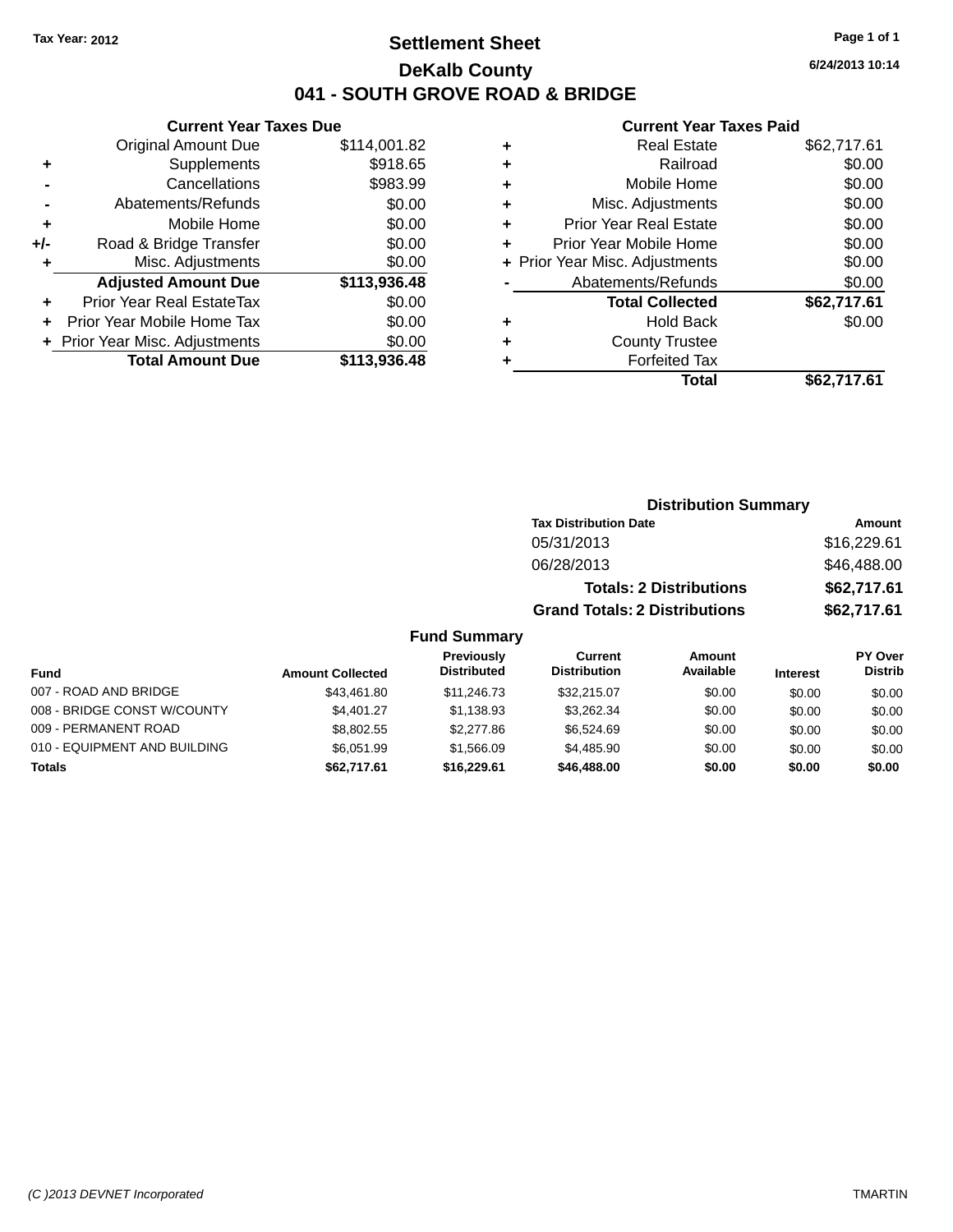Tax Year: 2012

# Settlement Sheet

## DeKalb County

## 041 - SOUTH GROVE ROAD & BRIDGE

6/24/2013 10:14

### Current Year Taxes Due

| | | |
|---|---|---|
| | Original Amount Due | $114,001.82 |
| + | Supplements | $918.65 |
| - | Cancellations | $983.99 |
| - | Abatements/Refunds | $0.00 |
| + | Mobile Home | $0.00 |
| +/- | Road & Bridge Transfer | $0.00 |
| + | Misc. Adjustments | $0.00 |
| | **Adjusted Amount Due** | **$113,936.48** |
| + | Prior Year Real EstateTax | $0.00 |
| + | Prior Year Mobile Home Tax | $0.00 |
| + | Prior Year Misc. Adjustments | $0.00 |
| | **Total Amount Due** | **$113,936.48** |

### Current Year Taxes Paid

| | | |
|---|---|---|
| + | Real Estate | $62,717.61 |
| + | Railroad | $0.00 |
| + | Mobile Home | $0.00 |
| + | Misc. Adjustments | $0.00 |
| + | Prior Year Real Estate | $0.00 |
| + | Prior Year Mobile Home | $0.00 |
| + | Prior Year Misc. Adjustments | $0.00 |
| - | Abatements/Refunds | $0.00 |
| | **Total Collected** | **$62,717.61** |
| + | Hold Back | $0.00 |
| + | County Trustee | |
| + | Forfeited Tax | |
| | **Total** | **$62,717.61** |

### Distribution Summary

| Tax Distribution Date | Amount |
|---|---|
| 05/31/2013 | $16,229.61 |
| 06/28/2013 | $46,488.00 |
| **Totals: 2 Distributions** | **$62,717.61** |
| **Grand Totals: 2 Distributions** | **$62,717.61** |

### Fund Summary

| Fund | Amount Collected | Previously Distributed | Current Distribution | Amount Available | Interest | PY Over Distrib |
|---|---|---|---|---|---|---|
| 007 - ROAD AND BRIDGE | $43,461.80 | $11,246.73 | $32,215.07 | $0.00 | $0.00 | $0.00 |
| 008 - BRIDGE CONST W/COUNTY | $4,401.27 | $1,138.93 | $3,262.34 | $0.00 | $0.00 | $0.00 |
| 009 - PERMANENT ROAD | $8,802.55 | $2,277.86 | $6,524.69 | $0.00 | $0.00 | $0.00 |
| 010 - EQUIPMENT AND BUILDING | $6,051.99 | $1,566.09 | $4,485.90 | $0.00 | $0.00 | $0.00 |
| **Totals** | **$62,717.61** | **$16,229.61** | **$46,488.00** | **$0.00** | **$0.00** | **$0.00** |

(C )2013 DEVNET Incorporated

TMARTIN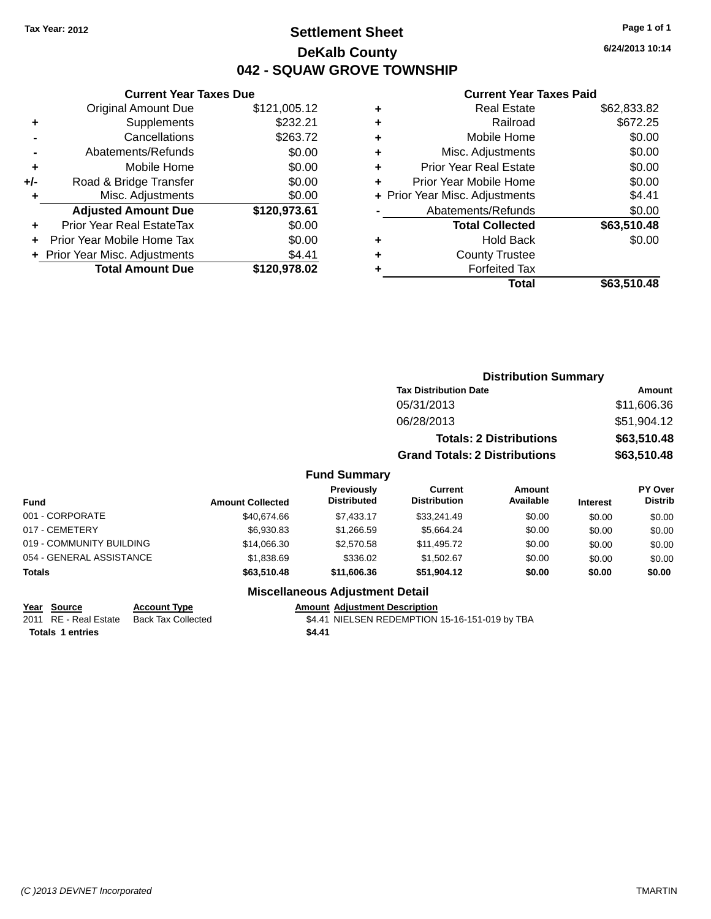Tax Year: 2012

# Settlement Sheet

## DeKalb County

## 042 - SQUAW GROVE TOWNSHIP

6/24/2013 10:14

### Current Year Taxes Due

| | | |
|---|---|---|
| | Original Amount Due | $121,005.12 |
| + | Supplements | $232.21 |
| - | Cancellations | $263.72 |
| - | Abatements/Refunds | $0.00 |
| + | Mobile Home | $0.00 |
| +/- | Road & Bridge Transfer | $0.00 |
| + | Misc. Adjustments | $0.00 |
| | **Adjusted Amount Due** | **$120,973.61** |
| + | Prior Year Real EstateTax | $0.00 |
| + | Prior Year Mobile Home Tax | $0.00 |
| + | Prior Year Misc. Adjustments | $4.41 |
| | **Total Amount Due** | **$120,978.02** |

### Current Year Taxes Paid

| | | |
|---|---|---|
| + | Real Estate | $62,833.82 |
| + | Railroad | $672.25 |
| + | Mobile Home | $0.00 |
| + | Misc. Adjustments | $0.00 |
| + | Prior Year Real Estate | $0.00 |
| + | Prior Year Mobile Home | $0.00 |
| + | Prior Year Misc. Adjustments | $4.41 |
| - | Abatements/Refunds | $0.00 |
| | **Total Collected** | **$63,510.48** |
| + | Hold Back | $0.00 |
| + | County Trustee | |
| + | Forfeited Tax | |
| | **Total** | **$63,510.48** |

### Distribution Summary

| Tax Distribution Date | Amount |
|---|---|
| 05/31/2013 | $11,606.36 |
| 06/28/2013 | $51,904.12 |
| **Totals: 2 Distributions** | **$63,510.48** |
| **Grand Totals: 2 Distributions** | **$63,510.48** |

### Fund Summary

| Fund | Amount Collected | Previously Distributed | Current Distribution | Amount Available | Interest | PY Over Distrib |
|---|---|---|---|---|---|---|
| 001 - CORPORATE | $40,674.66 | $7,433.17 | $33,241.49 | $0.00 | $0.00 | $0.00 |
| 017 - CEMETERY | $6,930.83 | $1,266.59 | $5,664.24 | $0.00 | $0.00 | $0.00 |
| 019 - COMMUNITY BUILDING | $14,066.30 | $2,570.58 | $11,495.72 | $0.00 | $0.00 | $0.00 |
| 054 - GENERAL ASSISTANCE | $1,838.69 | $336.02 | $1,502.67 | $0.00 | $0.00 | $0.00 |
| **Totals** | **$63,510.48** | **$11,606.36** | **$51,904.12** | **$0.00** | **$0.00** | **$0.00** |

### Miscellaneous Adjustment Detail

| Year | Source | Account Type | Amount | Adjustment Description |
|---|---|---|---|---|
| 2011 | RE - Real Estate | Back Tax Collected | $4.41 | NIELSEN REDEMPTION 15-16-151-019 by TBA |
| **Totals 1 entries** | | | **$4.41** | |

(C )2013 DEVNET Incorporated

TMARTIN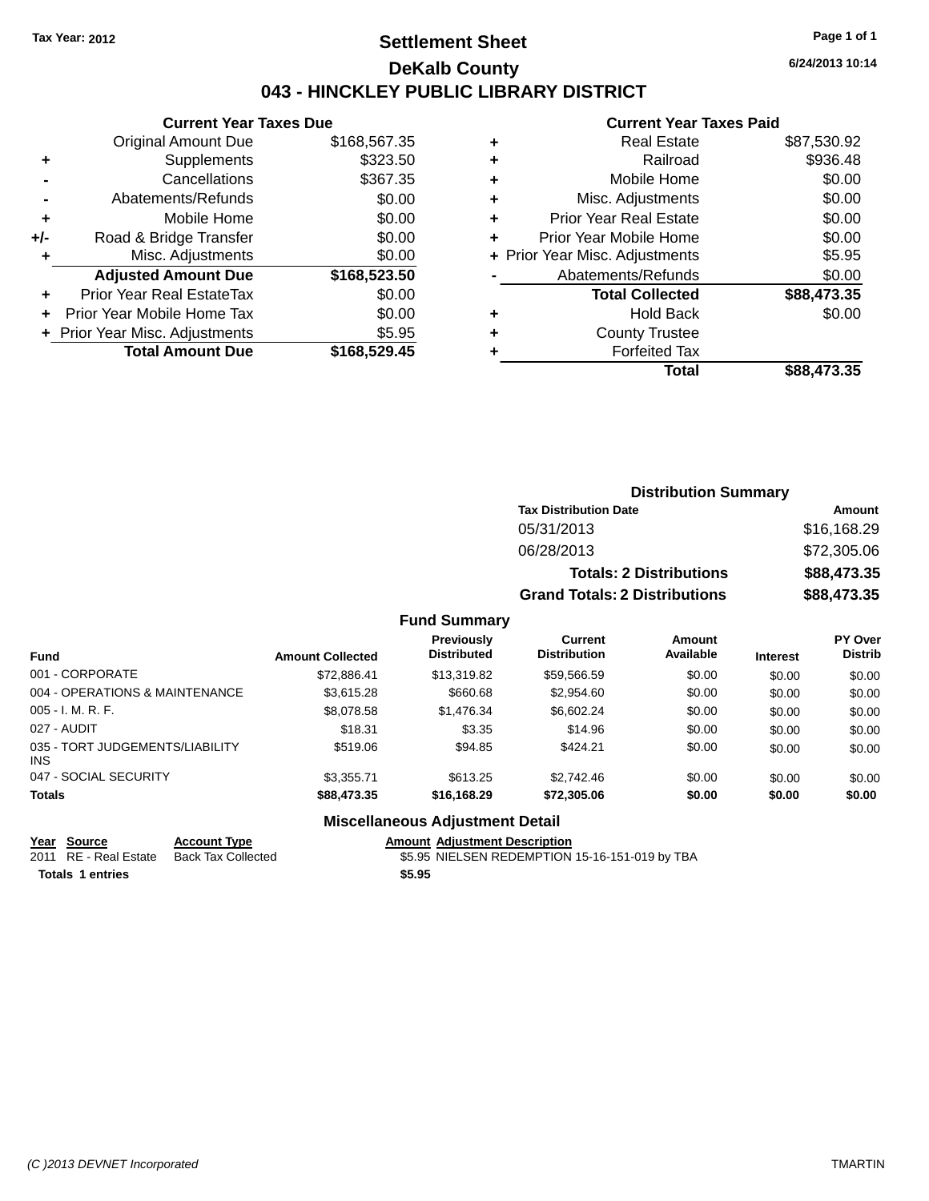Tax Year: 2012

# Settlement Sheet

## DeKalb County

## 043 - HINCKLEY PUBLIC LIBRARY DISTRICT

6/24/2013 10:14

### Current Year Taxes Due

| | | |
|---|---|---|
| | Original Amount Due | $168,567.35 |
| + | Supplements | $323.50 |
| - | Cancellations | $367.35 |
| - | Abatements/Refunds | $0.00 |
| + | Mobile Home | $0.00 |
| +/- | Road & Bridge Transfer | $0.00 |
| + | Misc. Adjustments | $0.00 |
| | **Adjusted Amount Due** | **$168,523.50** |
| + | Prior Year Real EstateTax | $0.00 |
| + | Prior Year Mobile Home Tax | $0.00 |
| + | Prior Year Misc. Adjustments | $5.95 |
| | **Total Amount Due** | **$168,529.45** |

### Current Year Taxes Paid

| | | |
|---|---|---|
| + | Real Estate | $87,530.92 |
| + | Railroad | $936.48 |
| + | Mobile Home | $0.00 |
| + | Misc. Adjustments | $0.00 |
| + | Prior Year Real Estate | $0.00 |
| + | Prior Year Mobile Home | $0.00 |
| + | Prior Year Misc. Adjustments | $5.95 |
| - | Abatements/Refunds | $0.00 |
| | **Total Collected** | **$88,473.35** |
| + | Hold Back | $0.00 |
| + | County Trustee | |
| + | Forfeited Tax | |
| | **Total** | **$88,473.35** |

### Distribution Summary

| Tax Distribution Date | Amount |
|---|---|
| 05/31/2013 | $16,168.29 |
| 06/28/2013 | $72,305.06 |
| **Totals: 2 Distributions** | **$88,473.35** |
| **Grand Totals: 2 Distributions** | **$88,473.35** |

### Fund Summary

| Fund | Amount Collected | Previously Distributed | Current Distribution | Amount Available | Interest | PY Over Distrib |
|---|---|---|---|---|---|---|
| 001 - CORPORATE | $72,886.41 | $13,319.82 | $59,566.59 | $0.00 | $0.00 | $0.00 |
| 004 - OPERATIONS & MAINTENANCE | $3,615.28 | $660.68 | $2,954.60 | $0.00 | $0.00 | $0.00 |
| 005 - I. M. R. F. | $8,078.58 | $1,476.34 | $6,602.24 | $0.00 | $0.00 | $0.00 |
| 027 - AUDIT | $18.31 | $3.35 | $14.96 | $0.00 | $0.00 | $0.00 |
| 035 - TORT JUDGEMENTS/LIABILITY INS | $519.06 | $94.85 | $424.21 | $0.00 | $0.00 | $0.00 |
| 047 - SOCIAL SECURITY | $3,355.71 | $613.25 | $2,742.46 | $0.00 | $0.00 | $0.00 |
| **Totals** | **$88,473.35** | **$16,168.29** | **$72,305.06** | **$0.00** | **$0.00** | **$0.00** |

### Miscellaneous Adjustment Detail

| Year | Source | Account Type | Amount | Adjustment Description |
|---|---|---|---|---|
| 2011 | RE - Real Estate | Back Tax Collected | $5.95 | NIELSEN REDEMPTION 15-16-151-019 by TBA |
| **Totals 1 entries** | | | **$5.95** | |

(C )2013 DEVNET Incorporated TMARTIN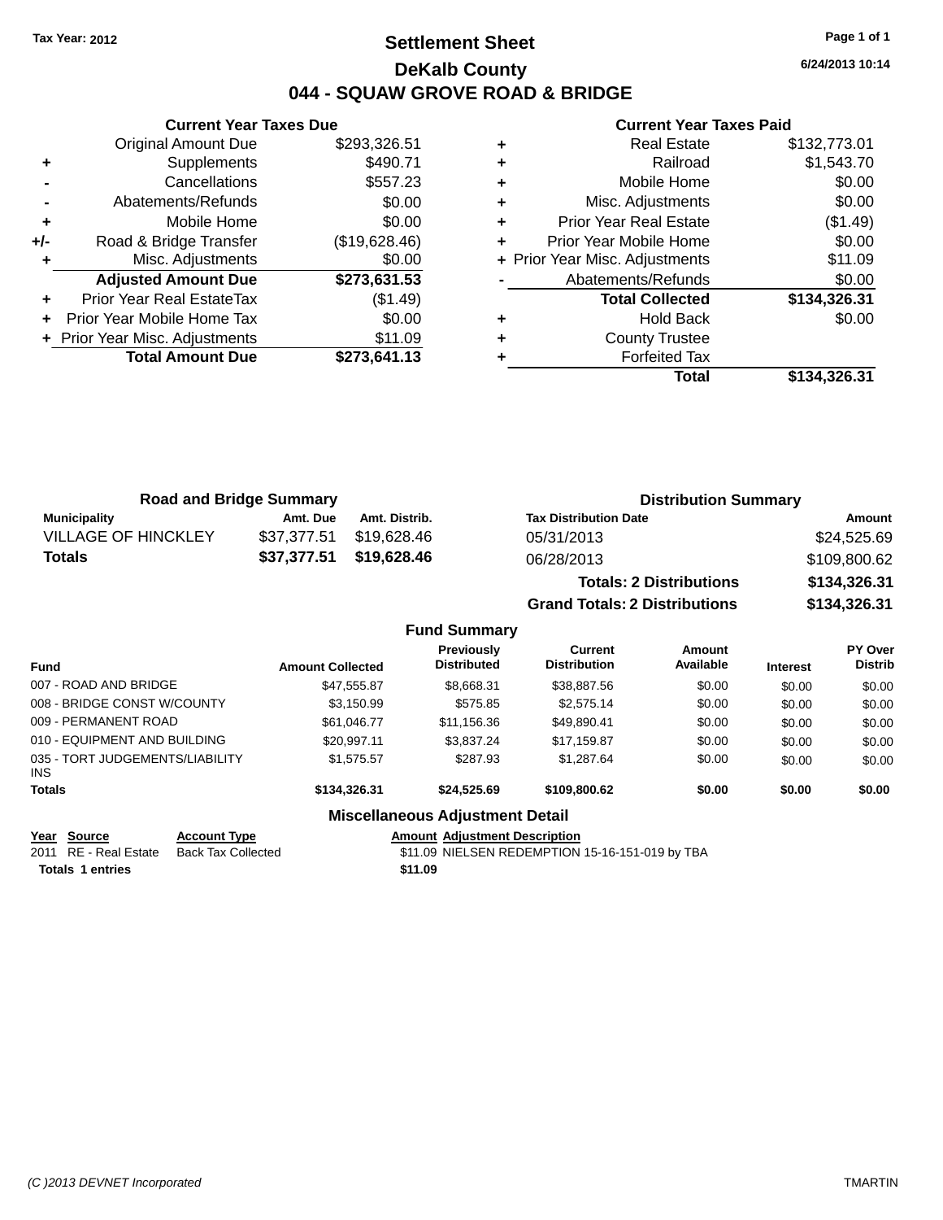Tax Year: 2012

# Settlement Sheet

## DeKalb County

## 044 - SQUAW GROVE ROAD & BRIDGE

6/24/2013 10:14

### Current Year Taxes Due

| | | |
|---|---|---|
| | Original Amount Due | $293,326.51 |
| + | Supplements | $490.71 |
| - | Cancellations | $557.23 |
| - | Abatements/Refunds | $0.00 |
| + | Mobile Home | $0.00 |
| +/- | Road & Bridge Transfer | ($19,628.46) |
| + | Misc. Adjustments | $0.00 |
| | **Adjusted Amount Due** | **$273,631.53** |
| + | Prior Year Real EstateTax | ($1.49) |
| + | Prior Year Mobile Home Tax | $0.00 |
| + | Prior Year Misc. Adjustments | $11.09 |
| | **Total Amount Due** | **$273,641.13** |

### Current Year Taxes Paid

| | | |
|---|---|---|
| + | Real Estate | $132,773.01 |
| + | Railroad | $1,543.70 |
| + | Mobile Home | $0.00 |
| + | Misc. Adjustments | $0.00 |
| + | Prior Year Real Estate | ($1.49) |
| + | Prior Year Mobile Home | $0.00 |
| + | Prior Year Misc. Adjustments | $11.09 |
| - | Abatements/Refunds | $0.00 |
| | **Total Collected** | **$134,326.31** |
| + | Hold Back | $0.00 |
| + | County Trustee | |
| + | Forfeited Tax | |
| | **Total** | **$134,326.31** |

### Road and Bridge Summary

| Municipality | Amt. Due | Amt. Distrib. |
|---|---|---|
| VILLAGE OF HINCKLEY | $37,377.51 | $19,628.46 |
| **Totals** | **$37,377.51** | **$19,628.46** |

### Distribution Summary

| Tax Distribution Date | Amount |
|---|---|
| 05/31/2013 | $24,525.69 |
| 06/28/2013 | $109,800.62 |
| **Totals: 2 Distributions** | **$134,326.31** |
| **Grand Totals: 2 Distributions** | **$134,326.31** |

### Fund Summary

| Fund | Amount Collected | Previously Distributed | Current Distribution | Amount Available | Interest | PY Over Distrib |
|---|---|---|---|---|---|---|
| 007 - ROAD AND BRIDGE | $47,555.87 | $8,668.31 | $38,887.56 | $0.00 | $0.00 | $0.00 |
| 008 - BRIDGE CONST W/COUNTY | $3,150.99 | $575.85 | $2,575.14 | $0.00 | $0.00 | $0.00 |
| 009 - PERMANENT ROAD | $61,046.77 | $11,156.36 | $49,890.41 | $0.00 | $0.00 | $0.00 |
| 010 - EQUIPMENT AND BUILDING | $20,997.11 | $3,837.24 | $17,159.87 | $0.00 | $0.00 | $0.00 |
| 035 - TORT JUDGEMENTS/LIABILITY INS | $1,575.57 | $287.93 | $1,287.64 | $0.00 | $0.00 | $0.00 |
| **Totals** | **$134,326.31** | **$24,525.69** | **$109,800.62** | **$0.00** | **$0.00** | **$0.00** |

### Miscellaneous Adjustment Detail

| Year | Source | Account Type | Amount | Adjustment Description |
|---|---|---|---|---|
| 2011 | RE - Real Estate | Back Tax Collected | $11.09 | NIELSEN REDEMPTION 15-16-151-019 by TBA |
| **Totals** | **1 entries** | | **$11.09** | |

(C )2013 DEVNET Incorporated TMARTIN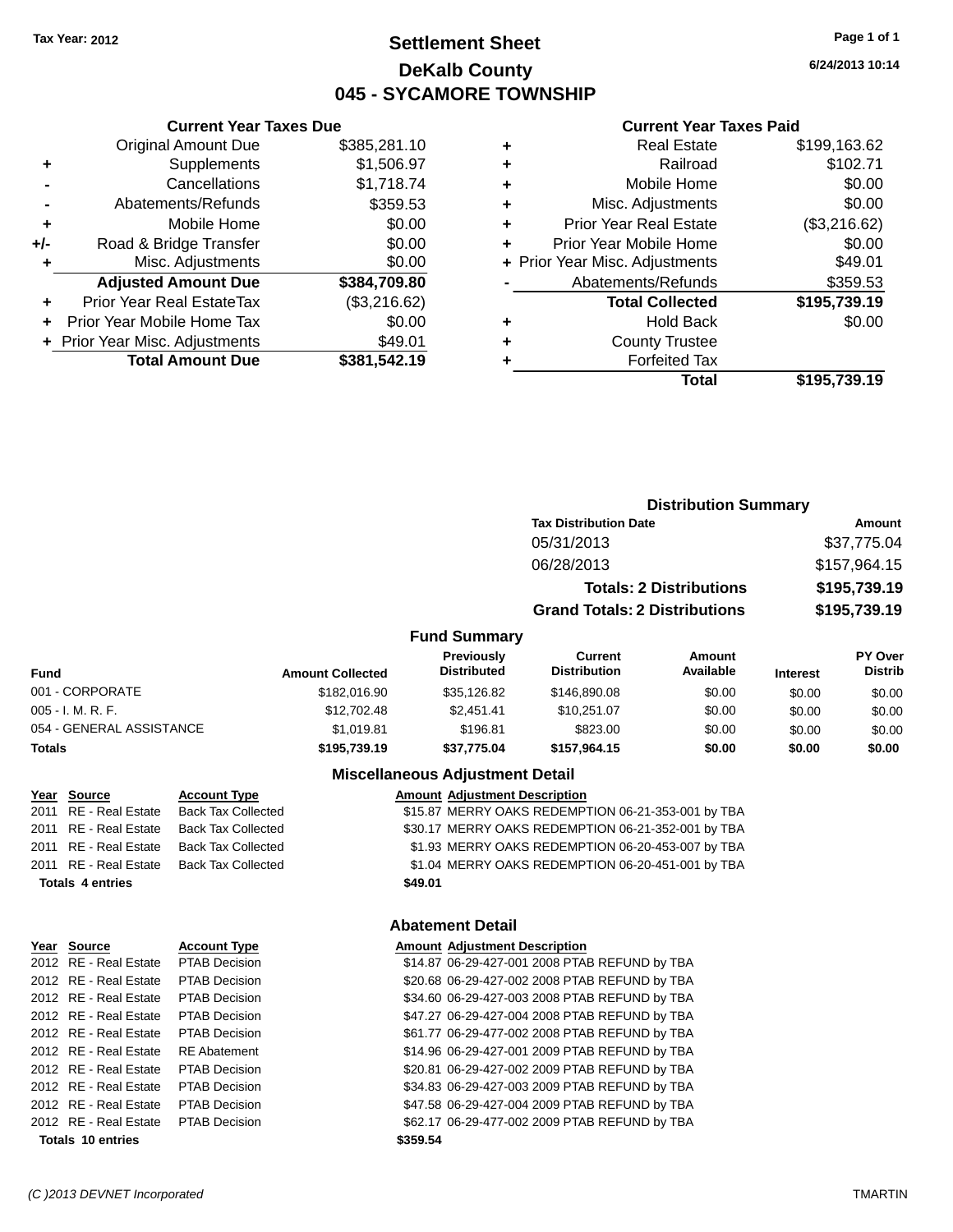Tax Year: 2012

# Settlement Sheet

## DeKalb County

## 045 - SYCAMORE TOWNSHIP

6/24/2013 10:14

### Current Year Taxes Due

| | | |
|---|---|---|
| | Original Amount Due | $385,281.10 |
| + | Supplements | $1,506.97 |
| - | Cancellations | $1,718.74 |
| - | Abatements/Refunds | $359.53 |
| + | Mobile Home | $0.00 |
| +/- | Road & Bridge Transfer | $0.00 |
| + | Misc. Adjustments | $0.00 |
| | **Adjusted Amount Due** | **$384,709.80** |
| + | Prior Year Real EstateTax | ($3,216.62) |
| + | Prior Year Mobile Home Tax | $0.00 |
| + | Prior Year Misc. Adjustments | $49.01 |
| | **Total Amount Due** | **$381,542.19** |

### Current Year Taxes Paid

| | | |
|---|---|---|
| + | Real Estate | $199,163.62 |
| + | Railroad | $102.71 |
| + | Mobile Home | $0.00 |
| + | Misc. Adjustments | $0.00 |
| + | Prior Year Real Estate | ($3,216.62) |
| + | Prior Year Mobile Home | $0.00 |
| + | Prior Year Misc. Adjustments | $49.01 |
| - | Abatements/Refunds | $359.53 |
| | **Total Collected** | **$195,739.19** |
| + | Hold Back | $0.00 |
| + | County Trustee | |
| + | Forfeited Tax | |
| | **Total** | **$195,739.19** |

### Distribution Summary

| Tax Distribution Date | Amount |
|---|---|
| 05/31/2013 | $37,775.04 |
| 06/28/2013 | $157,964.15 |
| **Totals: 2 Distributions** | **$195,739.19** |
| **Grand Totals: 2 Distributions** | **$195,739.19** |

### Fund Summary

| Fund | Amount Collected | Previously Distributed | Current Distribution | Amount Available | Interest | PY Over Distrib |
|---|---|---|---|---|---|---|
| 001 - CORPORATE | $182,016.90 | $35,126.82 | $146,890.08 | $0.00 | $0.00 | $0.00 |
| 005 - I. M. R. F. | $12,702.48 | $2,451.41 | $10,251.07 | $0.00 | $0.00 | $0.00 |
| 054 - GENERAL ASSISTANCE | $1,019.81 | $196.81 | $823.00 | $0.00 | $0.00 | $0.00 |
| **Totals** | **$195,739.19** | **$37,775.04** | **$157,964.15** | **$0.00** | **$0.00** | **$0.00** |

### Miscellaneous Adjustment Detail

| Year | Source | Account Type | Amount | Adjustment Description |
|---|---|---|---|---|
| 2011 | RE - Real Estate | Back Tax Collected | $15.87 | MERRY OAKS REDEMPTION 06-21-353-001 by TBA |
| 2011 | RE - Real Estate | Back Tax Collected | $30.17 | MERRY OAKS REDEMPTION 06-21-352-001 by TBA |
| 2011 | RE - Real Estate | Back Tax Collected | $1.93 | MERRY OAKS REDEMPTION 06-20-453-007 by TBA |
| 2011 | RE - Real Estate | Back Tax Collected | $1.04 | MERRY OAKS REDEMPTION 06-20-451-001 by TBA |
| **Totals 4 entries** | | | **$49.01** | |

### Abatement Detail

| Year | Source | Account Type | Amount | Adjustment Description |
|---|---|---|---|---|
| 2012 | RE - Real Estate | PTAB Decision | $14.87 | 06-29-427-001 2008 PTAB REFUND by TBA |
| 2012 | RE - Real Estate | PTAB Decision | $20.68 | 06-29-427-002 2008 PTAB REFUND by TBA |
| 2012 | RE - Real Estate | PTAB Decision | $34.60 | 06-29-427-003 2008 PTAB REFUND by TBA |
| 2012 | RE - Real Estate | PTAB Decision | $47.27 | 06-29-427-004 2008 PTAB REFUND by TBA |
| 2012 | RE - Real Estate | PTAB Decision | $61.77 | 06-29-477-002 2008 PTAB REFUND by TBA |
| 2012 | RE - Real Estate | RE Abatement | $14.96 | 06-29-427-001 2009 PTAB REFUND by TBA |
| 2012 | RE - Real Estate | PTAB Decision | $20.81 | 06-29-427-002 2009 PTAB REFUND by TBA |
| 2012 | RE - Real Estate | PTAB Decision | $34.83 | 06-29-427-003 2009 PTAB REFUND by TBA |
| 2012 | RE - Real Estate | PTAB Decision | $47.58 | 06-29-427-004 2009 PTAB REFUND by TBA |
| 2012 | RE - Real Estate | PTAB Decision | $62.17 | 06-29-477-002 2009 PTAB REFUND by TBA |
| **Totals 10 entries** | | | **$359.54** | |

(C )2013 DEVNET Incorporated TMARTIN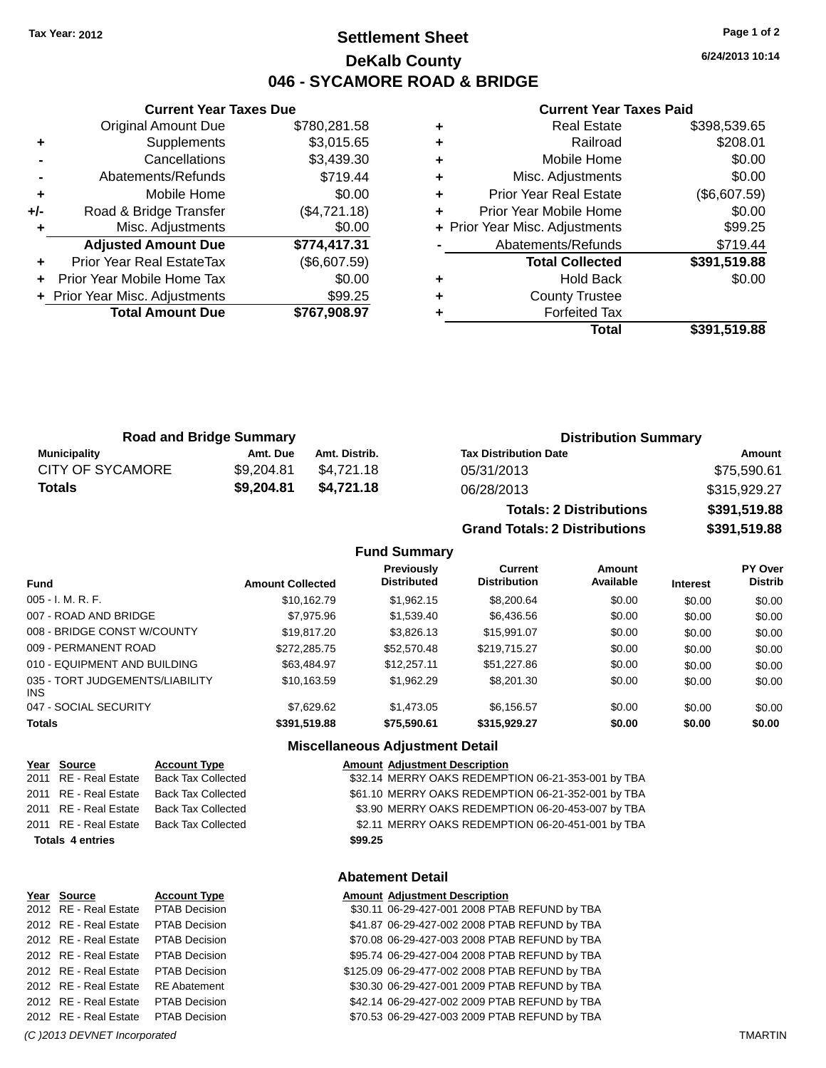Tax Year: 2012

# Settlement Sheet

## DeKalb County

## 046 - SYCAMORE ROAD & BRIDGE

6/24/2013 10:14

### Current Year Taxes Due

| | | |
|---|---|---|
| | Original Amount Due | $780,281.58 |
| + | Supplements | $3,015.65 |
| - | Cancellations | $3,439.30 |
| - | Abatements/Refunds | $719.44 |
| + | Mobile Home | $0.00 |
| +/- | Road & Bridge Transfer | ($4,721.18) |
| + | Misc. Adjustments | $0.00 |
| | **Adjusted Amount Due** | **$774,417.31** |
| + | Prior Year Real EstateTax | ($6,607.59) |
| + | Prior Year Mobile Home Tax | $0.00 |
| + | Prior Year Misc. Adjustments | $99.25 |
| | **Total Amount Due** | **$767,908.97** |

### Current Year Taxes Paid

| | | |
|---|---|---|
| + | Real Estate | $398,539.65 |
| + | Railroad | $208.01 |
| + | Mobile Home | $0.00 |
| + | Misc. Adjustments | $0.00 |
| + | Prior Year Real Estate | ($6,607.59) |
| + | Prior Year Mobile Home | $0.00 |
| + | Prior Year Misc. Adjustments | $99.25 |
| - | Abatements/Refunds | $719.44 |
| | **Total Collected** | **$391,519.88** |
| + | Hold Back | $0.00 |
| + | County Trustee | |
| + | Forfeited Tax | |
| | **Total** | **$391,519.88** |

### Road and Bridge Summary

| Municipality | Amt. Due | Amt. Distrib. |
|---|---|---|
| CITY OF SYCAMORE | $9,204.81 | $4,721.18 |
| **Totals** | **$9,204.81** | **$4,721.18** |

### Distribution Summary

| Tax Distribution Date | Amount |
|---|---|
| 05/31/2013 | $75,590.61 |
| 06/28/2013 | $315,929.27 |
| **Totals: 2 Distributions** | **$391,519.88** |
| **Grand Totals: 2 Distributions** | **$391,519.88** |

### Fund Summary

| Fund | Amount Collected | Previously Distributed | Current Distribution | Amount Available | Interest | PY Over Distrib |
|---|---|---|---|---|---|---|
| 005 - I. M. R. F. | $10,162.79 | $1,962.15 | $8,200.64 | $0.00 | $0.00 | $0.00 |
| 007 - ROAD AND BRIDGE | $7,975.96 | $1,539.40 | $6,436.56 | $0.00 | $0.00 | $0.00 |
| 008 - BRIDGE CONST W/COUNTY | $19,817.20 | $3,826.13 | $15,991.07 | $0.00 | $0.00 | $0.00 |
| 009 - PERMANENT ROAD | $272,285.75 | $52,570.48 | $219,715.27 | $0.00 | $0.00 | $0.00 |
| 010 - EQUIPMENT AND BUILDING | $63,484.97 | $12,257.11 | $51,227.86 | $0.00 | $0.00 | $0.00 |
| 035 - TORT JUDGEMENTS/LIABILITY INS | $10,163.59 | $1,962.29 | $8,201.30 | $0.00 | $0.00 | $0.00 |
| 047 - SOCIAL SECURITY | $7,629.62 | $1,473.05 | $6,156.57 | $0.00 | $0.00 | $0.00 |
| **Totals** | **$391,519.88** | **$75,590.61** | **$315,929.27** | **$0.00** | **$0.00** | **$0.00** |

### Miscellaneous Adjustment Detail

| Year | Source | Account Type | Amount | Adjustment Description |
|---|---|---|---|---|
| 2011 | RE - Real Estate | Back Tax Collected | $32.14 | MERRY OAKS REDEMPTION 06-21-353-001 by TBA |
| 2011 | RE - Real Estate | Back Tax Collected | $61.10 | MERRY OAKS REDEMPTION 06-21-352-001 by TBA |
| 2011 | RE - Real Estate | Back Tax Collected | $3.90 | MERRY OAKS REDEMPTION 06-20-453-007 by TBA |
| 2011 | RE - Real Estate | Back Tax Collected | $2.11 | MERRY OAKS REDEMPTION 06-20-451-001 by TBA |
| **Totals 4 entries** | | | **$99.25** | |

### Abatement Detail

| Year | Source | Account Type | Amount | Adjustment Description |
|---|---|---|---|---|
| 2012 | RE - Real Estate | PTAB Decision | $30.11 | 06-29-427-001 2008 PTAB REFUND by TBA |
| 2012 | RE - Real Estate | PTAB Decision | $41.87 | 06-29-427-002 2008 PTAB REFUND by TBA |
| 2012 | RE - Real Estate | PTAB Decision | $70.08 | 06-29-427-003 2008 PTAB REFUND by TBA |
| 2012 | RE - Real Estate | PTAB Decision | $95.74 | 06-29-427-004 2008 PTAB REFUND by TBA |
| 2012 | RE - Real Estate | PTAB Decision | $125.09 | 06-29-477-002 2008 PTAB REFUND by TBA |
| 2012 | RE - Real Estate | RE Abatement | $30.30 | 06-29-427-001 2009 PTAB REFUND by TBA |
| 2012 | RE - Real Estate | PTAB Decision | $42.14 | 06-29-427-002 2009 PTAB REFUND by TBA |
| 2012 | RE - Real Estate | PTAB Decision | $70.53 | 06-29-427-003 2009 PTAB REFUND by TBA |

(C )2013 DEVNET Incorporated TMARTIN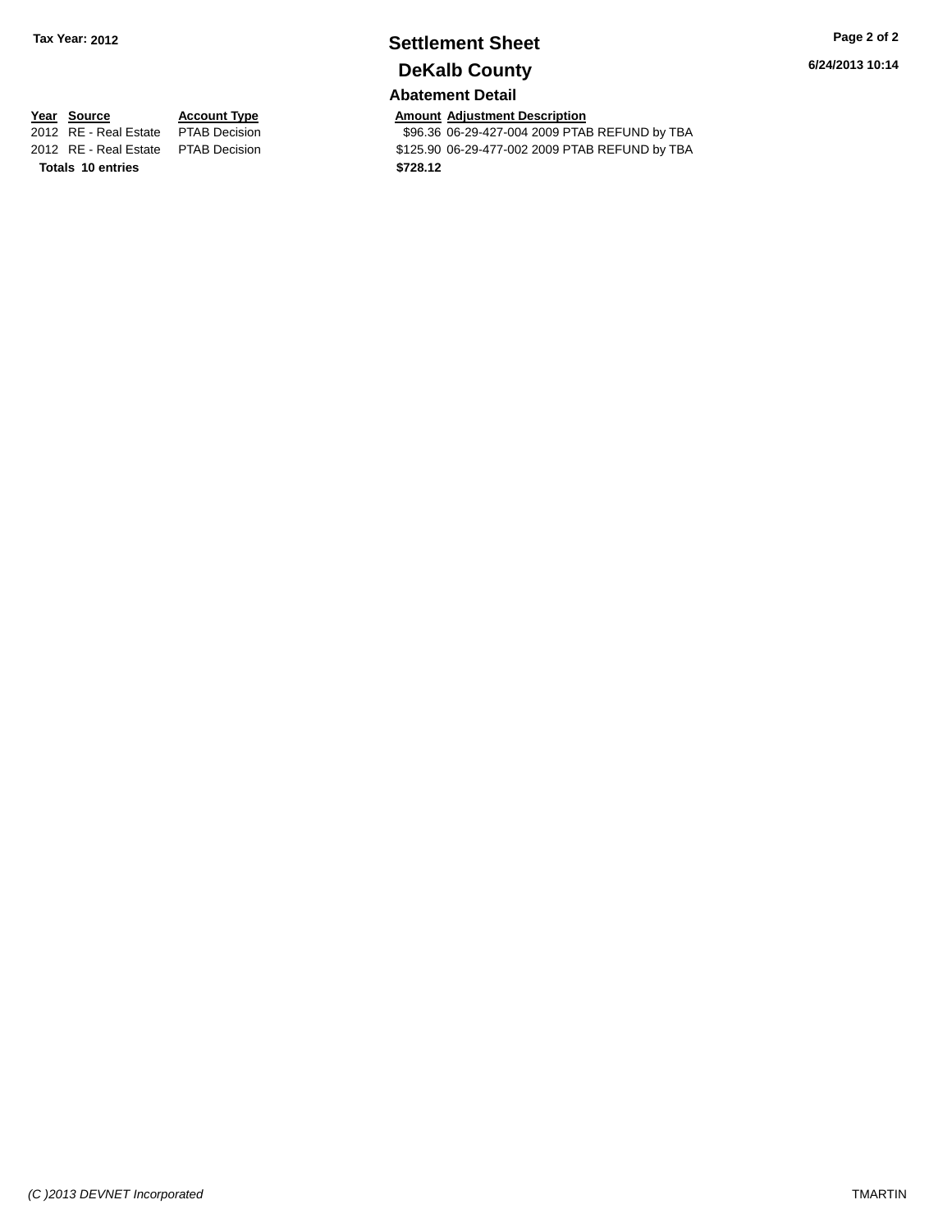## Settlement Sheet

## DeKalb County

### Abatement Detail

| Year | Source | Account Type | Amount | Adjustment Description |
| --- | --- | --- | --- | --- |
| 2012 | RE - Real Estate | PTAB Decision | $96.36 | 06-29-427-004 2009 PTAB REFUND by TBA |
| 2012 | RE - Real Estate | PTAB Decision | $125.90 | 06-29-477-002 2009 PTAB REFUND by TBA |
| **Totals** | **10 entries** | | **$728.12** | |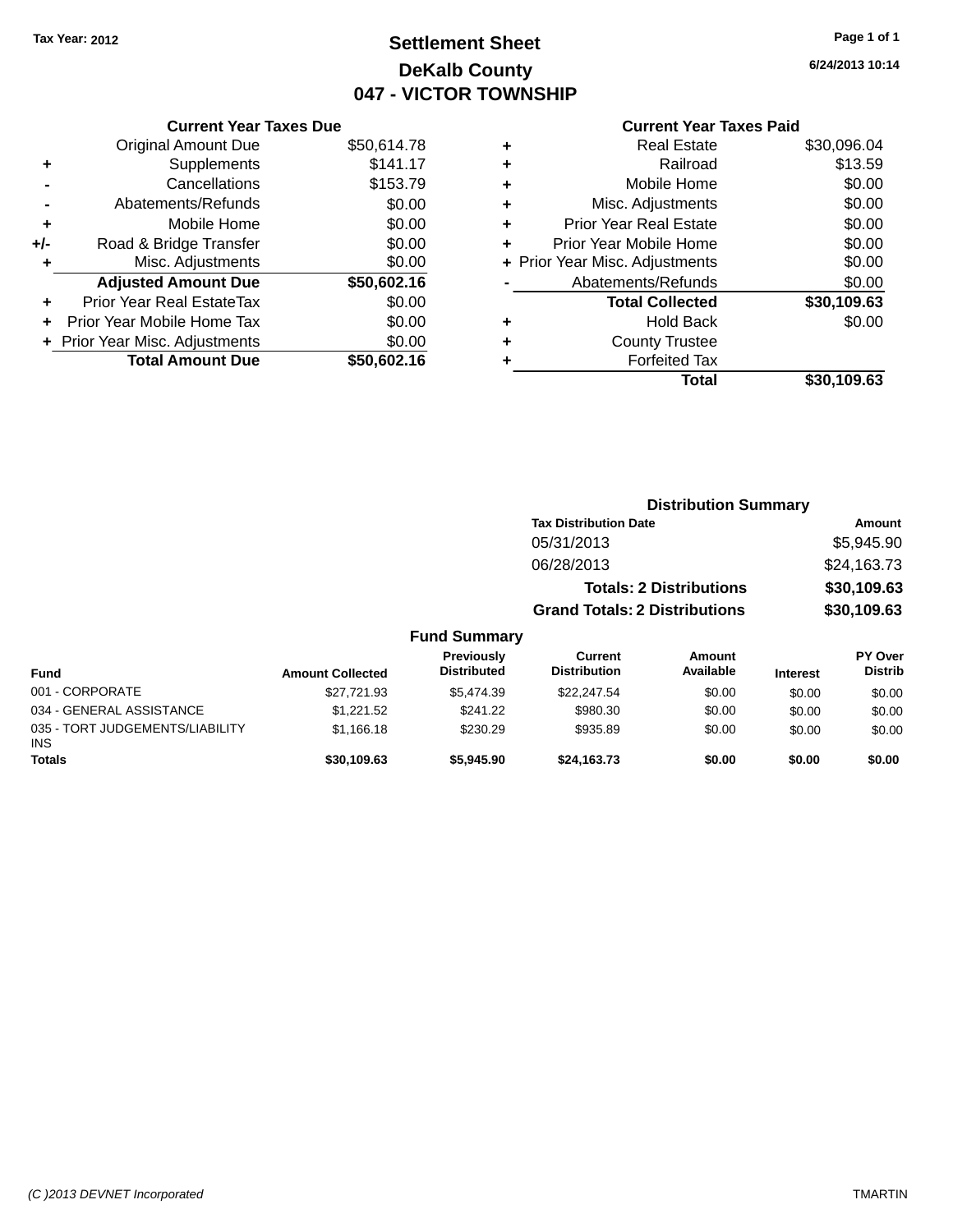Tax Year: 2012

# Settlement Sheet

## DeKalb County

## 047 - VICTOR TOWNSHIP

6/24/2013 10:14

### Current Year Taxes Due

| | | |
|---|---|---|
| | Original Amount Due | $50,614.78 |
| + | Supplements | $141.17 |
| - | Cancellations | $153.79 |
| - | Abatements/Refunds | $0.00 |
| + | Mobile Home | $0.00 |
| +/- | Road & Bridge Transfer | $0.00 |
| + | Misc. Adjustments | $0.00 |
| | **Adjusted Amount Due** | **$50,602.16** |
| + | Prior Year Real EstateTax | $0.00 |
| + | Prior Year Mobile Home Tax | $0.00 |
| + | Prior Year Misc. Adjustments | $0.00 |
| | **Total Amount Due** | **$50,602.16** |

### Current Year Taxes Paid

| | | |
|---|---|---|
| + | Real Estate | $30,096.04 |
| + | Railroad | $13.59 |
| + | Mobile Home | $0.00 |
| + | Misc. Adjustments | $0.00 |
| + | Prior Year Real Estate | $0.00 |
| + | Prior Year Mobile Home | $0.00 |
| + | Prior Year Misc. Adjustments | $0.00 |
| - | Abatements/Refunds | $0.00 |
| | **Total Collected** | **$30,109.63** |
| + | Hold Back | $0.00 |
| + | County Trustee | |
| + | Forfeited Tax | |
| | **Total** | **$30,109.63** |

### Distribution Summary

| Tax Distribution Date | Amount |
|---|---|
| 05/31/2013 | $5,945.90 |
| 06/28/2013 | $24,163.73 |
| **Totals: 2 Distributions** | **$30,109.63** |
| **Grand Totals: 2 Distributions** | **$30,109.63** |

### Fund Summary

| Fund | Amount Collected | Previously Distributed | Current Distribution | Amount Available | Interest | PY Over Distrib |
|---|---|---|---|---|---|---|
| 001 - CORPORATE | $27,721.93 | $5,474.39 | $22,247.54 | $0.00 | $0.00 | $0.00 |
| 034 - GENERAL ASSISTANCE | $1,221.52 | $241.22 | $980.30 | $0.00 | $0.00 | $0.00 |
| 035 - TORT JUDGEMENTS/LIABILITY INS | $1,166.18 | $230.29 | $935.89 | $0.00 | $0.00 | $0.00 |
| **Totals** | **$30,109.63** | **$5,945.90** | **$24,163.73** | **$0.00** | **$0.00** | **$0.00** |

(C )2013 DEVNET Incorporated TMARTIN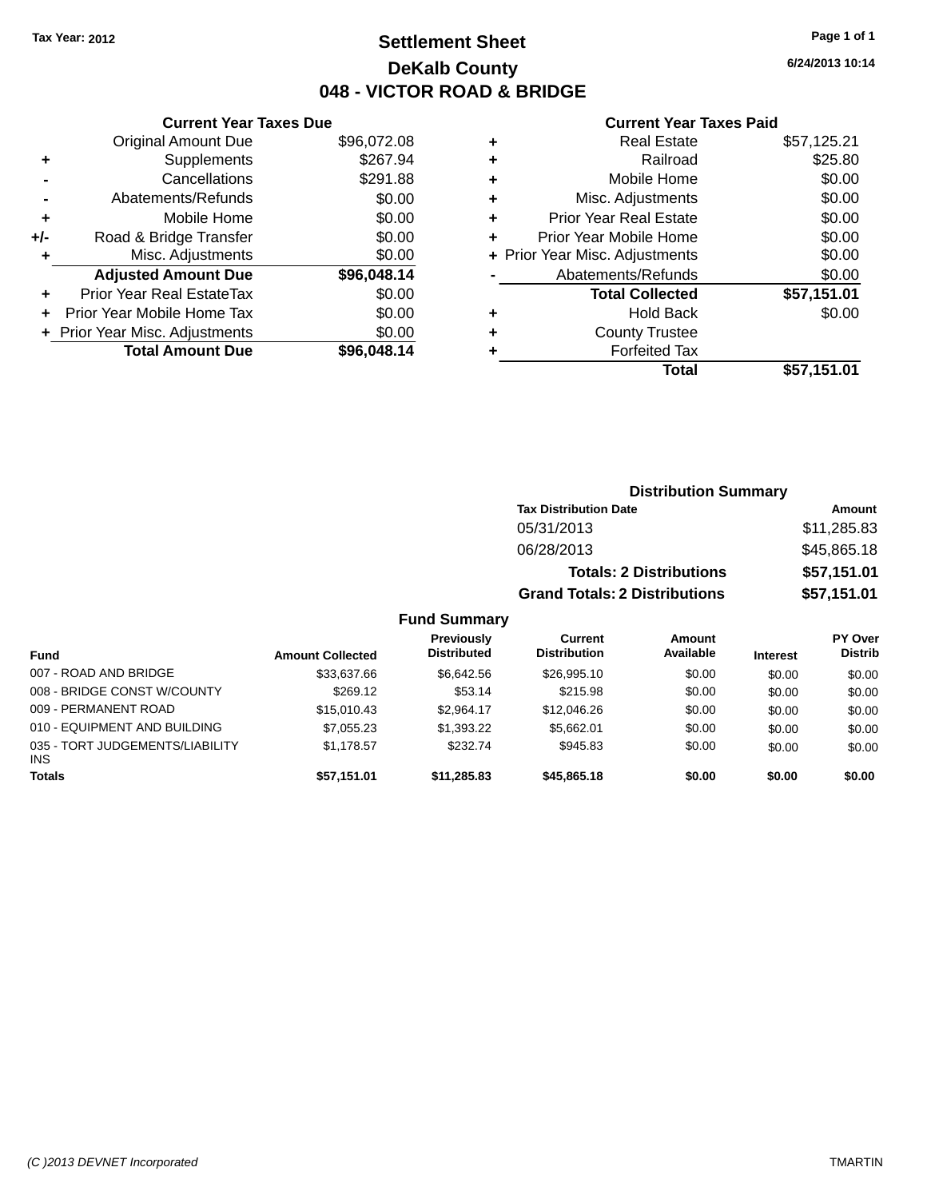Tax Year: 2012

# Settlement Sheet

## DeKalb County

## 048 - VICTOR ROAD & BRIDGE

6/24/2013 10:14

### Current Year Taxes Due

| | | |
|---|---|---|
| | Original Amount Due | $96,072.08 |
| + | Supplements | $267.94 |
| - | Cancellations | $291.88 |
| - | Abatements/Refunds | $0.00 |
| + | Mobile Home | $0.00 |
| +/- | Road & Bridge Transfer | $0.00 |
| + | Misc. Adjustments | $0.00 |
| | **Adjusted Amount Due** | **$96,048.14** |
| + | Prior Year Real EstateTax | $0.00 |
| + | Prior Year Mobile Home Tax | $0.00 |
| + | Prior Year Misc. Adjustments | $0.00 |
| | **Total Amount Due** | **$96,048.14** |

### Current Year Taxes Paid

| | | |
|---|---|---|
| + | Real Estate | $57,125.21 |
| + | Railroad | $25.80 |
| + | Mobile Home | $0.00 |
| + | Misc. Adjustments | $0.00 |
| + | Prior Year Real Estate | $0.00 |
| + | Prior Year Mobile Home | $0.00 |
| + | Prior Year Misc. Adjustments | $0.00 |
| - | Abatements/Refunds | $0.00 |
| | **Total Collected** | **$57,151.01** |
| + | Hold Back | $0.00 |
| + | County Trustee | |
| + | Forfeited Tax | |
| | **Total** | **$57,151.01** |

### Distribution Summary

| Tax Distribution Date | Amount |
|---|---|
| 05/31/2013 | $11,285.83 |
| 06/28/2013 | $45,865.18 |
| **Totals: 2 Distributions** | **$57,151.01** |
| **Grand Totals: 2 Distributions** | **$57,151.01** |

### Fund Summary

| Fund | Amount Collected | Previously Distributed | Current Distribution | Amount Available | Interest | PY Over Distrib |
|---|---|---|---|---|---|---|
| 007 - ROAD AND BRIDGE | $33,637.66 | $6,642.56 | $26,995.10 | $0.00 | $0.00 | $0.00 |
| 008 - BRIDGE CONST W/COUNTY | $269.12 | $53.14 | $215.98 | $0.00 | $0.00 | $0.00 |
| 009 - PERMANENT ROAD | $15,010.43 | $2,964.17 | $12,046.26 | $0.00 | $0.00 | $0.00 |
| 010 - EQUIPMENT AND BUILDING | $7,055.23 | $1,393.22 | $5,662.01 | $0.00 | $0.00 | $0.00 |
| 035 - TORT JUDGEMENTS/LIABILITY INS | $1,178.57 | $232.74 | $945.83 | $0.00 | $0.00 | $0.00 |
| **Totals** | **$57,151.01** | **$11,285.83** | **$45,865.18** | **$0.00** | **$0.00** | **$0.00** |

(C )2013 DEVNET Incorporated — TMARTIN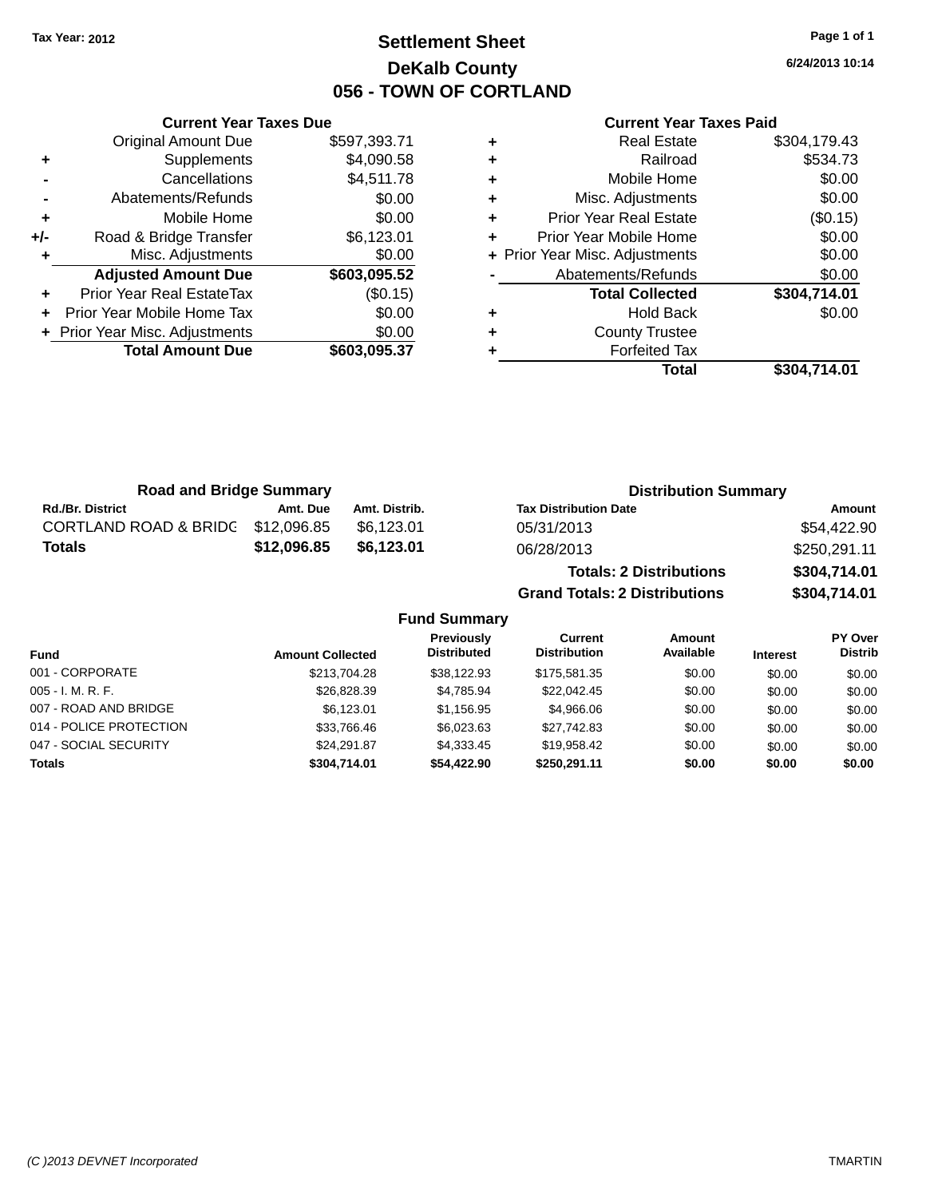Tax Year: 2012

# Settlement Sheet

## DeKalb County

## 056 - TOWN OF CORTLAND

6/24/2013 10:14

### Current Year Taxes Due

| | | |
|---|---|---|
| | Original Amount Due | $597,393.71 |
| + | Supplements | $4,090.58 |
| - | Cancellations | $4,511.78 |
| - | Abatements/Refunds | $0.00 |
| + | Mobile Home | $0.00 |
| +/- | Road & Bridge Transfer | $6,123.01 |
| + | Misc. Adjustments | $0.00 |
| | **Adjusted Amount Due** | **$603,095.52** |
| + | Prior Year Real EstateTax | ($0.15) |
| + | Prior Year Mobile Home Tax | $0.00 |
| + | Prior Year Misc. Adjustments | $0.00 |
| | **Total Amount Due** | **$603,095.37** |

### Current Year Taxes Paid

| | | |
|---|---|---|
| + | Real Estate | $304,179.43 |
| + | Railroad | $534.73 |
| + | Mobile Home | $0.00 |
| + | Misc. Adjustments | $0.00 |
| + | Prior Year Real Estate | ($0.15) |
| + | Prior Year Mobile Home | $0.00 |
| + | Prior Year Misc. Adjustments | $0.00 |
| - | Abatements/Refunds | $0.00 |
| | **Total Collected** | **$304,714.01** |
| + | Hold Back | $0.00 |
| + | County Trustee | |
| + | Forfeited Tax | |
| | **Total** | **$304,714.01** |

### Road and Bridge Summary

| Rd./Br. District | Amt. Due | Amt. Distrib. |
|---|---|---|
| CORTLAND ROAD & BRIDG | $12,096.85 | $6,123.01 |
| **Totals** | **$12,096.85** | **$6,123.01** |

### Distribution Summary

| Tax Distribution Date | Amount |
|---|---|
| 05/31/2013 | $54,422.90 |
| 06/28/2013 | $250,291.11 |
| **Totals: 2 Distributions** | **$304,714.01** |
| **Grand Totals: 2 Distributions** | **$304,714.01** |

### Fund Summary

| Fund | Amount Collected | Previously Distributed | Current Distribution | Amount Available | Interest | PY Over Distrib |
|---|---|---|---|---|---|---|
| 001 - CORPORATE | $213,704.28 | $38,122.93 | $175,581.35 | $0.00 | $0.00 | $0.00 |
| 005 - I. M. R. F. | $26,828.39 | $4,785.94 | $22,042.45 | $0.00 | $0.00 | $0.00 |
| 007 - ROAD AND BRIDGE | $6,123.01 | $1,156.95 | $4,966.06 | $0.00 | $0.00 | $0.00 |
| 014 - POLICE PROTECTION | $33,766.46 | $6,023.63 | $27,742.83 | $0.00 | $0.00 | $0.00 |
| 047 - SOCIAL SECURITY | $24,291.87 | $4,333.45 | $19,958.42 | $0.00 | $0.00 | $0.00 |
| **Totals** | **$304,714.01** | **$54,422.90** | **$250,291.11** | **$0.00** | **$0.00** | **$0.00** |

(C )2013 DEVNET Incorporated TMARTIN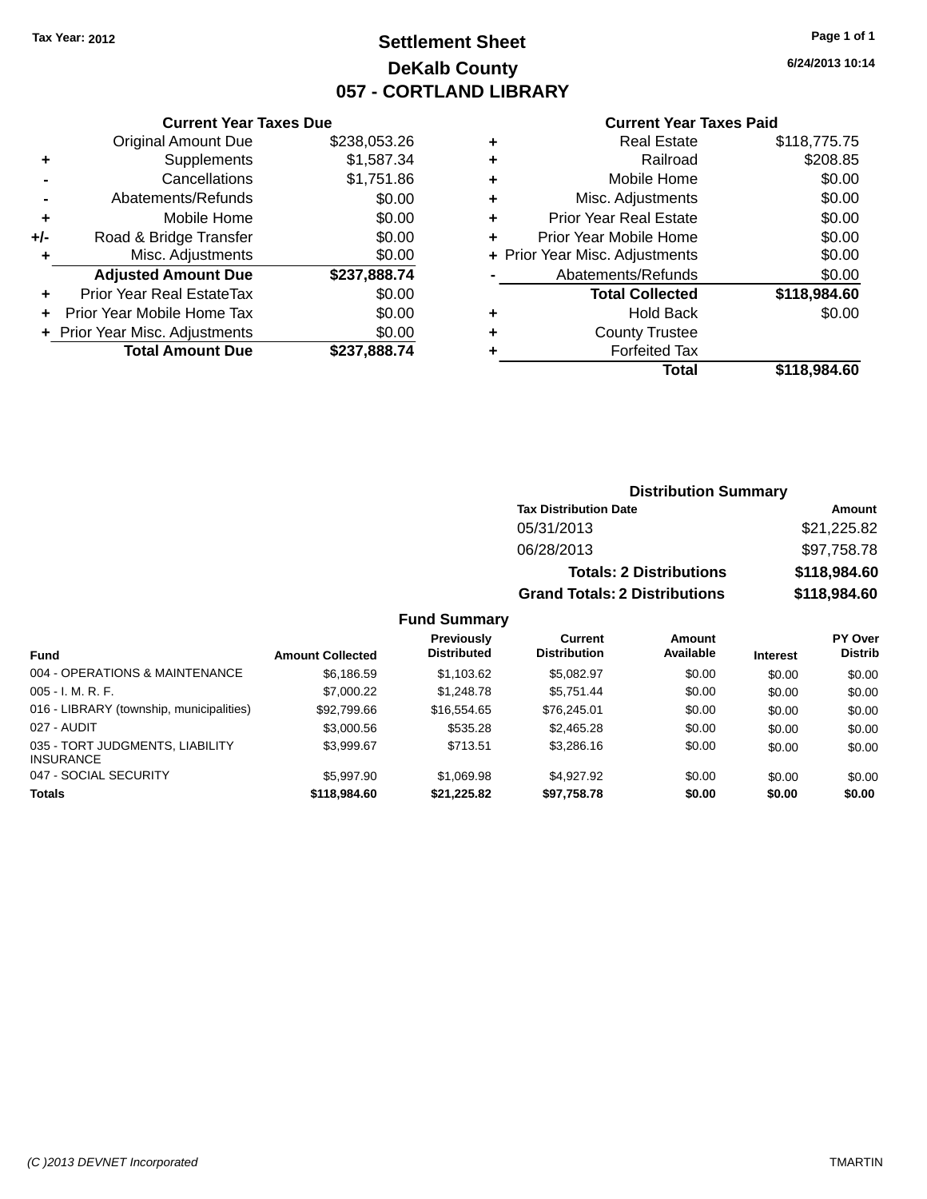Tax Year: 2012

# Settlement Sheet
## DeKalb County
## 057 - CORTLAND LIBRARY

6/24/2013 10:14

### Current Year Taxes Due

| | | |
|---|---|---|
| | Original Amount Due | $238,053.26 |
| + | Supplements | $1,587.34 |
| - | Cancellations | $1,751.86 |
| - | Abatements/Refunds | $0.00 |
| + | Mobile Home | $0.00 |
| +/- | Road & Bridge Transfer | $0.00 |
| + | Misc. Adjustments | $0.00 |
| | **Adjusted Amount Due** | **$237,888.74** |
| + | Prior Year Real EstateTax | $0.00 |
| + | Prior Year Mobile Home Tax | $0.00 |
| + | Prior Year Misc. Adjustments | $0.00 |
| | **Total Amount Due** | **$237,888.74** |

### Current Year Taxes Paid

| | | |
|---|---|---|
| + | Real Estate | $118,775.75 |
| + | Railroad | $208.85 |
| + | Mobile Home | $0.00 |
| + | Misc. Adjustments | $0.00 |
| + | Prior Year Real Estate | $0.00 |
| + | Prior Year Mobile Home | $0.00 |
| + | Prior Year Misc. Adjustments | $0.00 |
| - | Abatements/Refunds | $0.00 |
| | **Total Collected** | **$118,984.60** |
| + | Hold Back | $0.00 |
| + | County Trustee | |
| + | Forfeited Tax | |
| | **Total** | **$118,984.60** |

### Distribution Summary

| Tax Distribution Date | Amount |
|---|---|
| 05/31/2013 | $21,225.82 |
| 06/28/2013 | $97,758.78 |
| **Totals: 2 Distributions** | **$118,984.60** |
| **Grand Totals: 2 Distributions** | **$118,984.60** |

### Fund Summary

| Fund | Amount Collected | Previously Distributed | Current Distribution | Amount Available | Interest | PY Over Distrib |
|---|---|---|---|---|---|---|
| 004 - OPERATIONS & MAINTENANCE | $6,186.59 | $1,103.62 | $5,082.97 | $0.00 | $0.00 | $0.00 |
| 005 - I. M. R. F. | $7,000.22 | $1,248.78 | $5,751.44 | $0.00 | $0.00 | $0.00 |
| 016 - LIBRARY (township, municipalities) | $92,799.66 | $16,554.65 | $76,245.01 | $0.00 | $0.00 | $0.00 |
| 027 - AUDIT | $3,000.56 | $535.28 | $2,465.28 | $0.00 | $0.00 | $0.00 |
| 035 - TORT JUDGMENTS, LIABILITY INSURANCE | $3,999.67 | $713.51 | $3,286.16 | $0.00 | $0.00 | $0.00 |
| 047 - SOCIAL SECURITY | $5,997.90 | $1,069.98 | $4,927.92 | $0.00 | $0.00 | $0.00 |
| **Totals** | **$118,984.60** | **$21,225.82** | **$97,758.78** | **$0.00** | **$0.00** | **$0.00** |

(C )2013 DEVNET Incorporated TMARTIN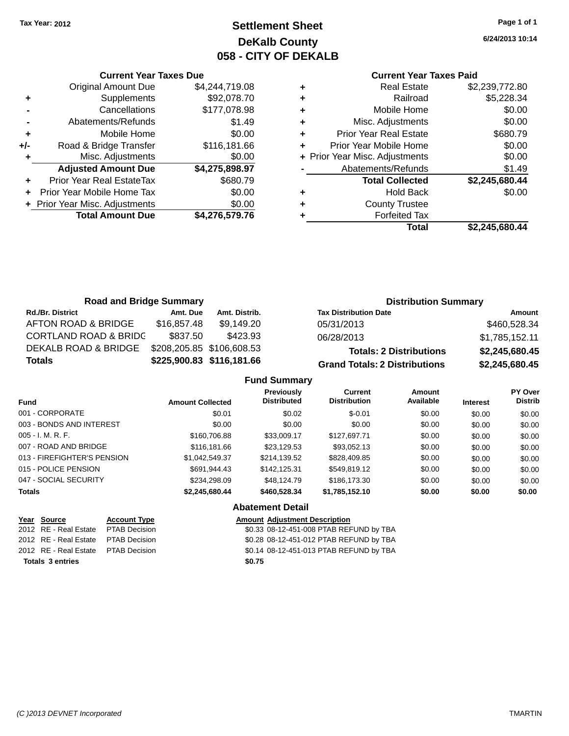Tax Year: 2012

# Settlement Sheet
## DeKalb County
## 058 - CITY OF DEKALB

6/24/2013 10:14

### Current Year Taxes Due

| | | |
|---|---|---|
| | Original Amount Due | $4,244,719.08 |
| + | Supplements | $92,078.70 |
| - | Cancellations | $177,078.98 |
| - | Abatements/Refunds | $1.49 |
| + | Mobile Home | $0.00 |
| +/- | Road & Bridge Transfer | $116,181.66 |
| + | Misc. Adjustments | $0.00 |
| | **Adjusted Amount Due** | **$4,275,898.97** |
| + | Prior Year Real EstateTax | $680.79 |
| + | Prior Year Mobile Home Tax | $0.00 |
| + | Prior Year Misc. Adjustments | $0.00 |
| | **Total Amount Due** | **$4,276,579.76** |

### Current Year Taxes Paid

| | | |
|---|---|---|
| + | Real Estate | $2,239,772.80 |
| + | Railroad | $5,228.34 |
| + | Mobile Home | $0.00 |
| + | Misc. Adjustments | $0.00 |
| + | Prior Year Real Estate | $680.79 |
| + | Prior Year Mobile Home | $0.00 |
| + | Prior Year Misc. Adjustments | $0.00 |
| - | Abatements/Refunds | $1.49 |
| | **Total Collected** | **$2,245,680.44** |
| + | Hold Back | $0.00 |
| + | County Trustee | |
| + | Forfeited Tax | |
| | **Total** | **$2,245,680.44** |

### Road and Bridge Summary

| Rd./Br. District | Amt. Due | Amt. Distrib. |
|---|---|---|
| AFTON ROAD & BRIDGE | $16,857.48 | $9,149.20 |
| CORTLAND ROAD & BRIDG | $837.50 | $423.93 |
| DEKALB ROAD & BRIDGE | $208,205.85 | $106,608.53 |
| **Totals** | **$225,900.83** | **$116,181.66** |

### Distribution Summary

| Tax Distribution Date | Amount |
|---|---|
| 05/31/2013 | $460,528.34 |
| 06/28/2013 | $1,785,152.11 |
| **Totals: 2 Distributions** | **$2,245,680.45** |
| **Grand Totals: 2 Distributions** | **$2,245,680.45** |

### Fund Summary

| Fund | Amount Collected | Previously Distributed | Current Distribution | Amount Available | Interest | PY Over Distrib |
|---|---|---|---|---|---|---|
| 001 - CORPORATE | $0.01 | $0.02 | $-0.01 | $0.00 | $0.00 | $0.00 |
| 003 - BONDS AND INTEREST | $0.00 | $0.00 | $0.00 | $0.00 | $0.00 | $0.00 |
| 005 - I. M. R. F. | $160,706.88 | $33,009.17 | $127,697.71 | $0.00 | $0.00 | $0.00 |
| 007 - ROAD AND BRIDGE | $116,181.66 | $23,129.53 | $93,052.13 | $0.00 | $0.00 | $0.00 |
| 013 - FIREFIGHTER'S PENSION | $1,042,549.37 | $214,139.52 | $828,409.85 | $0.00 | $0.00 | $0.00 |
| 015 - POLICE PENSION | $691,944.43 | $142,125.31 | $549,819.12 | $0.00 | $0.00 | $0.00 |
| 047 - SOCIAL SECURITY | $234,298.09 | $48,124.79 | $186,173.30 | $0.00 | $0.00 | $0.00 |
| **Totals** | **$2,245,680.44** | **$460,528.34** | **$1,785,152.10** | **$0.00** | **$0.00** | **$0.00** |

### Abatement Detail

| Year | Source | Account Type | Amount | Adjustment Description |
|---|---|---|---|---|
| 2012 | RE - Real Estate | PTAB Decision | $0.33 | 08-12-451-008 PTAB REFUND by TBA |
| 2012 | RE - Real Estate | PTAB Decision | $0.28 | 08-12-451-012 PTAB REFUND by TBA |
| 2012 | RE - Real Estate | PTAB Decision | $0.14 | 08-12-451-013 PTAB REFUND by TBA |
| **Totals 3 entries** | | | **$0.75** | |

(C )2013 DEVNET Incorporated

TMARTIN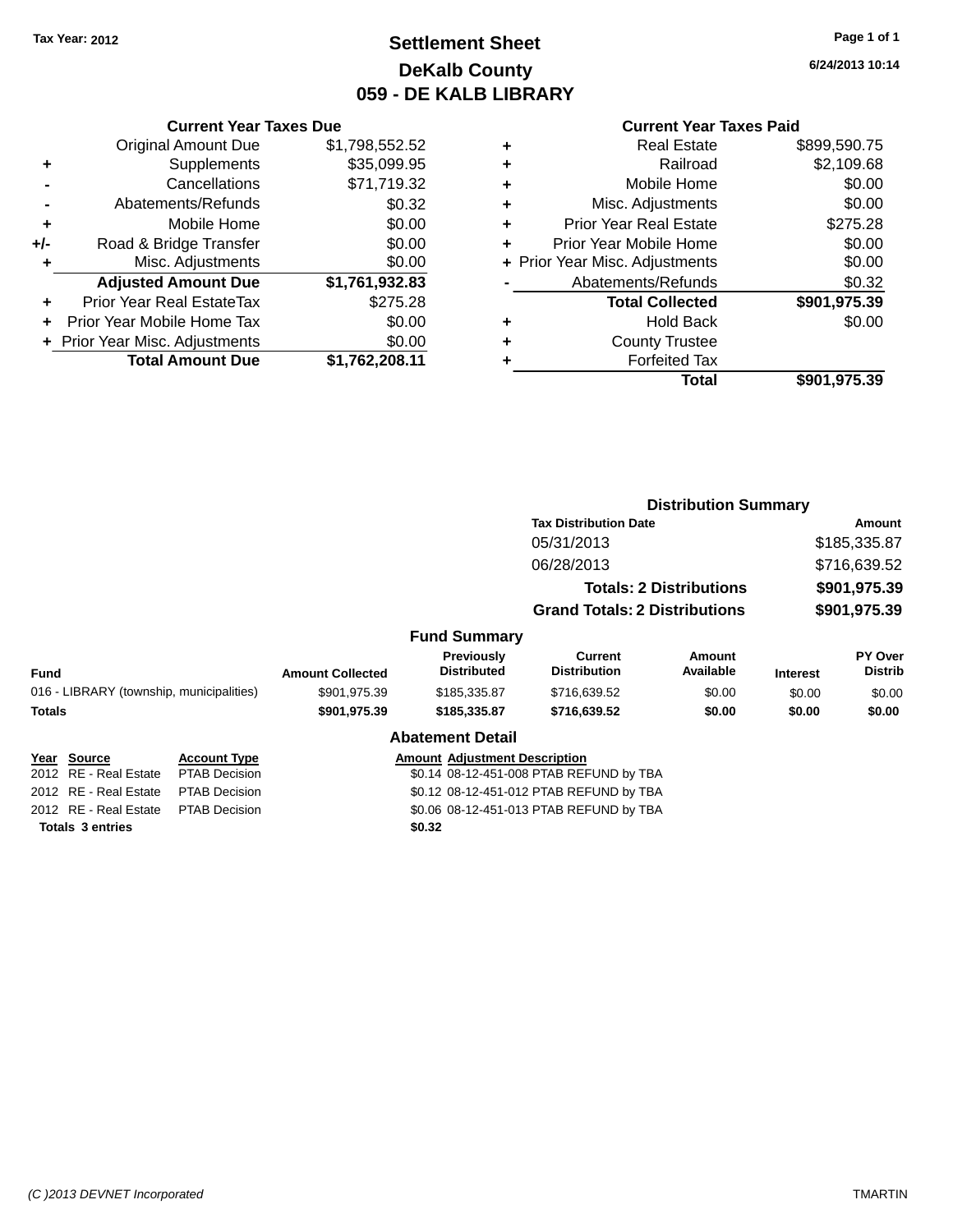Tax Year: 2012

# Settlement Sheet
## DeKalb County
## 059 - DE KALB LIBRARY

6/24/2013 10:14

### Current Year Taxes Due

| | | |
|---|---|---|
| | Original Amount Due | $1,798,552.52 |
| + | Supplements | $35,099.95 |
| - | Cancellations | $71,719.32 |
| - | Abatements/Refunds | $0.32 |
| + | Mobile Home | $0.00 |
| +/- | Road & Bridge Transfer | $0.00 |
| + | Misc. Adjustments | $0.00 |
| | **Adjusted Amount Due** | **$1,761,932.83** |
| + | Prior Year Real EstateTax | $275.28 |
| + | Prior Year Mobile Home Tax | $0.00 |
| + | Prior Year Misc. Adjustments | $0.00 |
| | **Total Amount Due** | **$1,762,208.11** |

### Current Year Taxes Paid

| | | |
|---|---|---|
| + | Real Estate | $899,590.75 |
| + | Railroad | $2,109.68 |
| + | Mobile Home | $0.00 |
| + | Misc. Adjustments | $0.00 |
| + | Prior Year Real Estate | $275.28 |
| + | Prior Year Mobile Home | $0.00 |
| + | Prior Year Misc. Adjustments | $0.00 |
| - | Abatements/Refunds | $0.32 |
| | **Total Collected** | **$901,975.39** |
| + | Hold Back | $0.00 |
| + | County Trustee | |
| + | Forfeited Tax | |
| | **Total** | **$901,975.39** |

### Distribution Summary

| Tax Distribution Date | Amount |
|---|---|
| 05/31/2013 | $185,335.87 |
| 06/28/2013 | $716,639.52 |
| **Totals: 2 Distributions** | **$901,975.39** |
| **Grand Totals: 2 Distributions** | **$901,975.39** |

### Fund Summary

| Fund | Amount Collected | Previously Distributed | Current Distribution | Amount Available | Interest | PY Over Distrib |
|---|---|---|---|---|---|---|
| 016 - LIBRARY (township, municipalities) | $901,975.39 | $185,335.87 | $716,639.52 | $0.00 | $0.00 | $0.00 |
| **Totals** | **$901,975.39** | **$185,335.87** | **$716,639.52** | **$0.00** | **$0.00** | **$0.00** |

### Abatement Detail

| Year | Source | Account Type | Amount | Adjustment Description |
|---|---|---|---|---|
| 2012 | RE - Real Estate | PTAB Decision | $0.14 | 08-12-451-008 PTAB REFUND by TBA |
| 2012 | RE - Real Estate | PTAB Decision | $0.12 | 08-12-451-012 PTAB REFUND by TBA |
| 2012 | RE - Real Estate | PTAB Decision | $0.06 | 08-12-451-013 PTAB REFUND by TBA |
| **Totals 3 entries** | | | **$0.32** | |

(C )2013 DEVNET Incorporated TMARTIN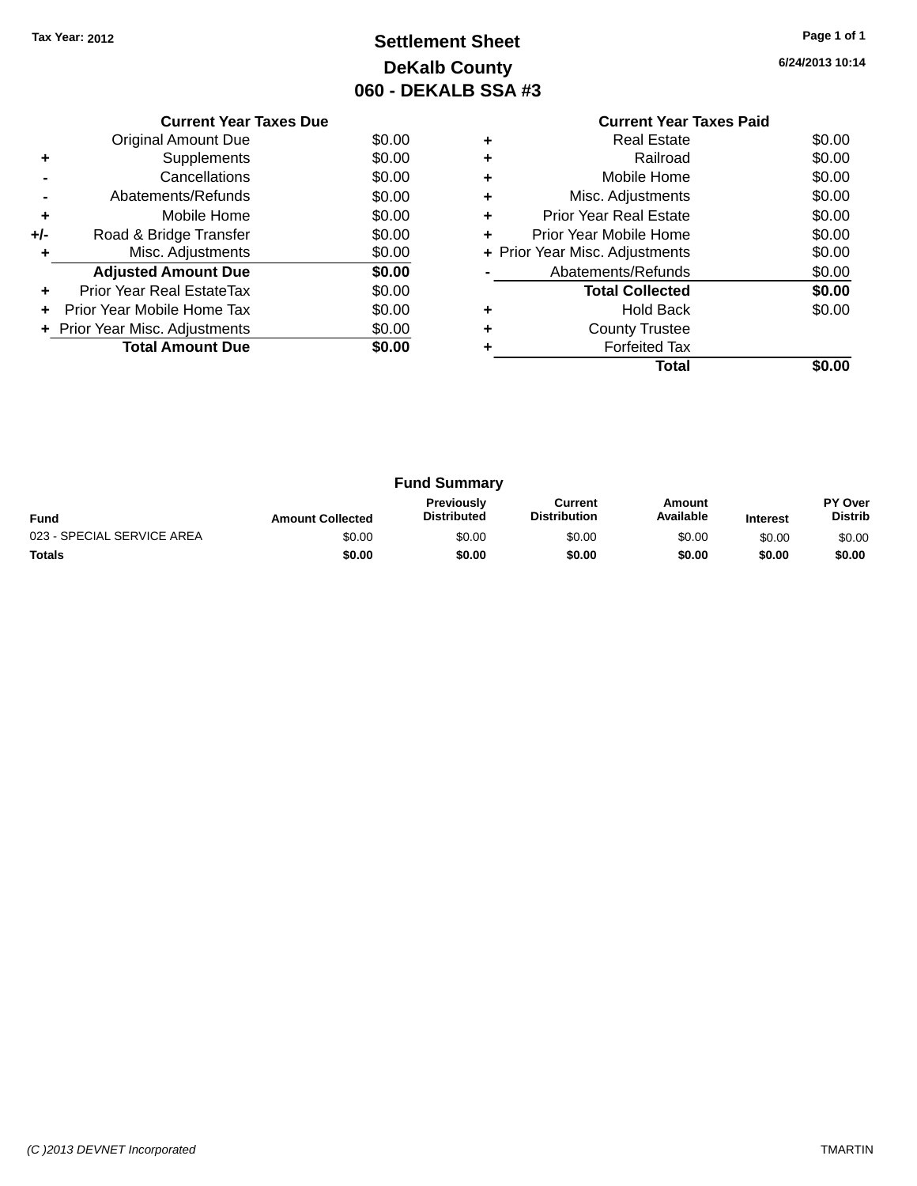Tax Year: 2012

# Settlement Sheet
## DeKalb County
## 060 - DEKALB SSA #3

6/24/2013 10:14

| | Current Year Taxes Due | |
|---|---|---|
| | Original Amount Due | $0.00 |
| + | Supplements | $0.00 |
| - | Cancellations | $0.00 |
| - | Abatements/Refunds | $0.00 |
| + | Mobile Home | $0.00 |
| +/- | Road & Bridge Transfer | $0.00 |
| + | Misc. Adjustments | $0.00 |
| | **Adjusted Amount Due** | **$0.00** |
| + | Prior Year Real EstateTax | $0.00 |
| + | Prior Year Mobile Home Tax | $0.00 |
| + | Prior Year Misc. Adjustments | $0.00 |
| | **Total Amount Due** | **$0.00** |

| | Current Year Taxes Paid | |
|---|---|---|
| + | Real Estate | $0.00 |
| + | Railroad | $0.00 |
| + | Mobile Home | $0.00 |
| + | Misc. Adjustments | $0.00 |
| + | Prior Year Real Estate | $0.00 |
| + | Prior Year Mobile Home | $0.00 |
| + | Prior Year Misc. Adjustments | $0.00 |
| - | Abatements/Refunds | $0.00 |
| | **Total Collected** | **$0.00** |
| + | Hold Back | $0.00 |
| + | County Trustee | |
| + | Forfeited Tax | |
| | **Total** | **$0.00** |

### Fund Summary

| Fund | Amount Collected | Previously Distributed | Current Distribution | Amount Available | Interest | PY Over Distrib |
|---|---|---|---|---|---|---|
| 023 - SPECIAL SERVICE AREA | $0.00 | $0.00 | $0.00 | $0.00 | $0.00 | $0.00 |
| **Totals** | **$0.00** | **$0.00** | **$0.00** | **$0.00** | **$0.00** | **$0.00** |

(C )2013 DEVNET Incorporated TMARTIN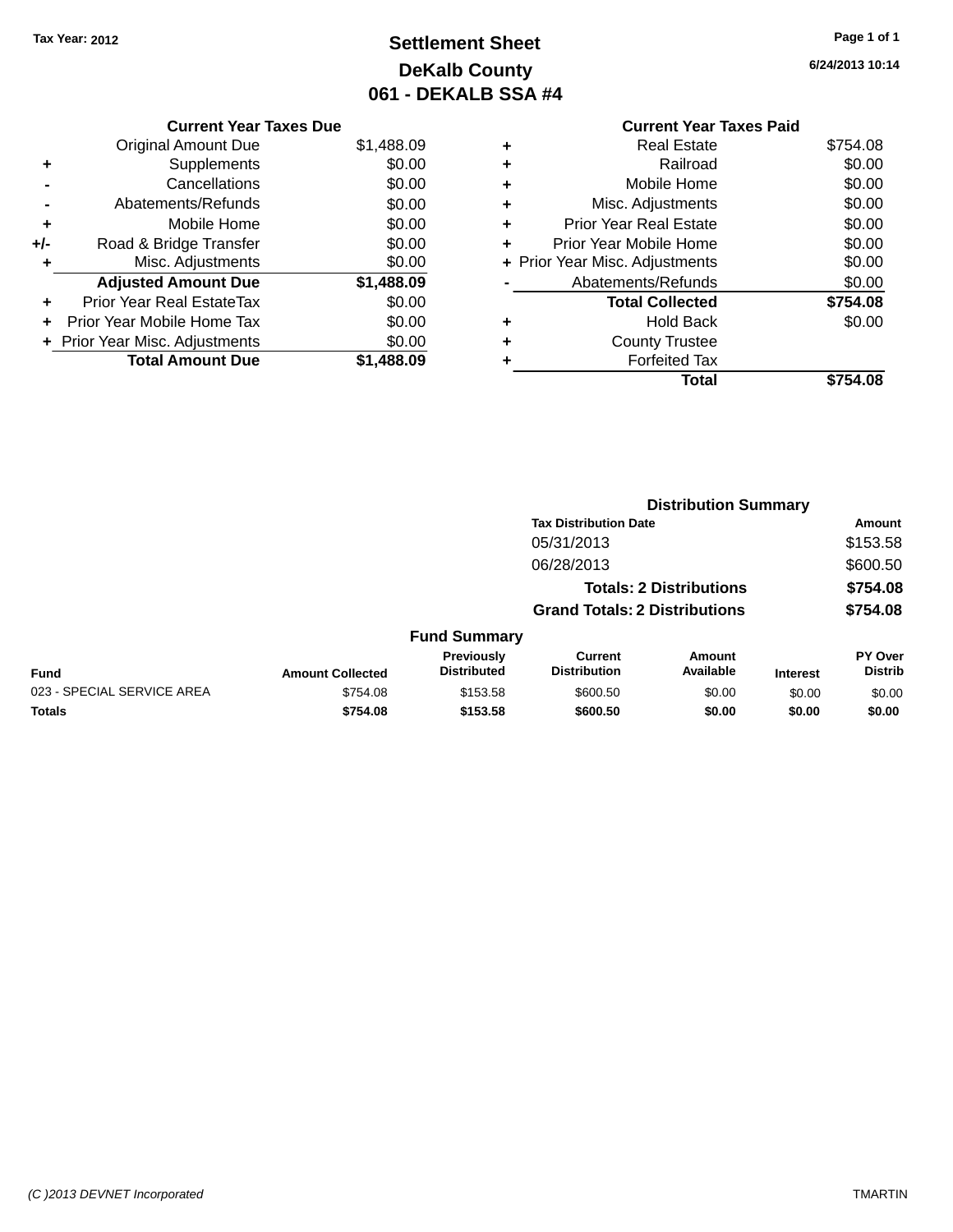Tax Year: 2012

# Settlement Sheet

## DeKalb County

## 061 - DEKALB SSA #4

6/24/2013 10:14

### Current Year Taxes Due

| | | |
|---|---|---|
| | Original Amount Due | $1,488.09 |
| + | Supplements | $0.00 |
| - | Cancellations | $0.00 |
| - | Abatements/Refunds | $0.00 |
| + | Mobile Home | $0.00 |
| +/- | Road & Bridge Transfer | $0.00 |
| + | Misc. Adjustments | $0.00 |
| | **Adjusted Amount Due** | **$1,488.09** |
| + | Prior Year Real EstateTax | $0.00 |
| + | Prior Year Mobile Home Tax | $0.00 |
| + | Prior Year Misc. Adjustments | $0.00 |
| | **Total Amount Due** | **$1,488.09** |

### Current Year Taxes Paid

| | | |
|---|---|---|
| + | Real Estate | $754.08 |
| + | Railroad | $0.00 |
| + | Mobile Home | $0.00 |
| + | Misc. Adjustments | $0.00 |
| + | Prior Year Real Estate | $0.00 |
| + | Prior Year Mobile Home | $0.00 |
| + | Prior Year Misc. Adjustments | $0.00 |
| - | Abatements/Refunds | $0.00 |
| | **Total Collected** | **$754.08** |
| + | Hold Back | $0.00 |
| + | County Trustee | |
| + | Forfeited Tax | |
| | **Total** | **$754.08** |

### Distribution Summary

| Tax Distribution Date | Amount |
|---|---|
| 05/31/2013 | $153.58 |
| 06/28/2013 | $600.50 |
| **Totals: 2 Distributions** | **$754.08** |
| **Grand Totals: 2 Distributions** | **$754.08** |

### Fund Summary

| Fund | Amount Collected | Previously Distributed | Current Distribution | Amount Available | Interest | PY Over Distrib |
|---|---|---|---|---|---|---|
| 023 - SPECIAL SERVICE AREA | $754.08 | $153.58 | $600.50 | $0.00 | $0.00 | $0.00 |
| **Totals** | **$754.08** | **$153.58** | **$600.50** | **$0.00** | **$0.00** | **$0.00** |

(C )2013 DEVNET Incorporated TMARTIN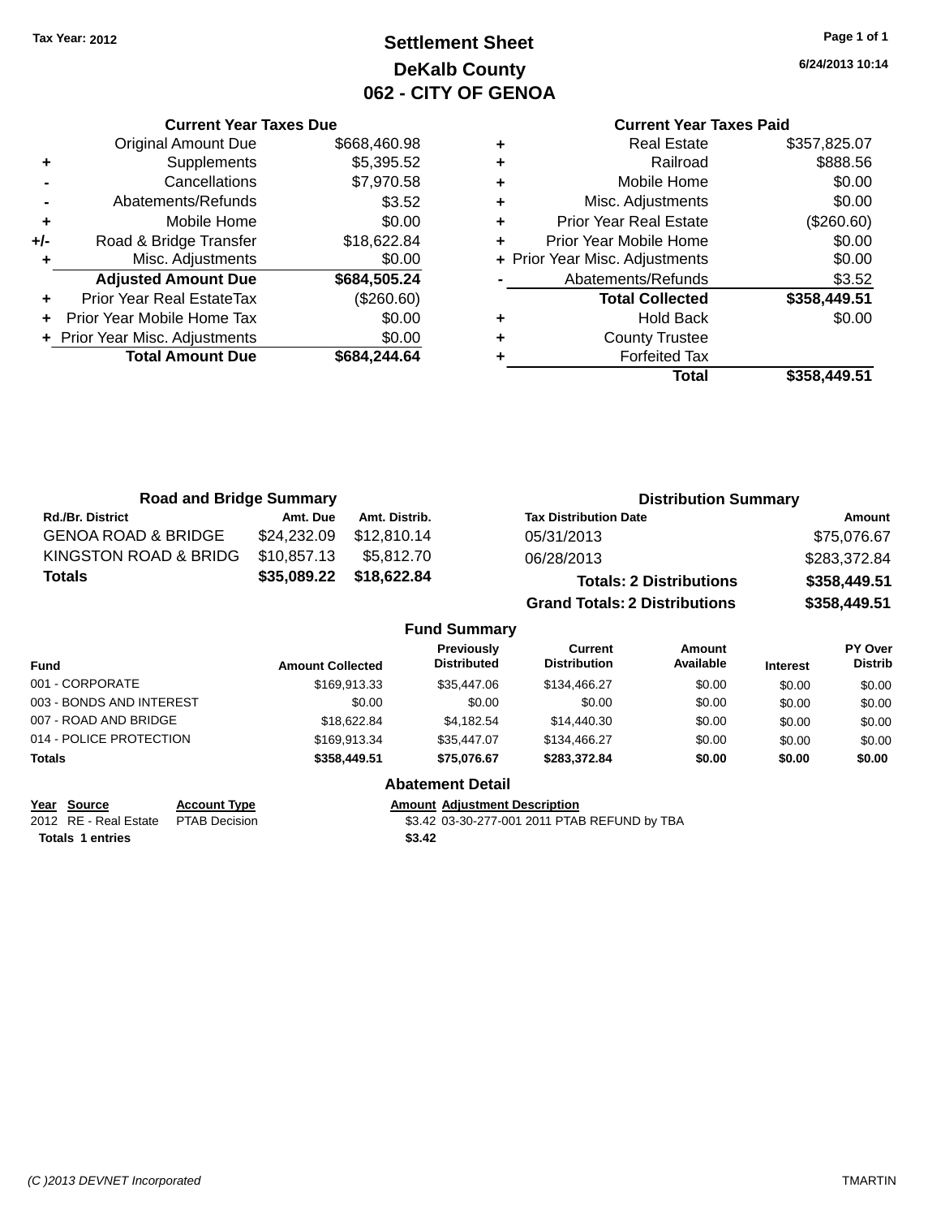Tax Year: 2012

# Settlement Sheet
## DeKalb County
## 062 - CITY OF GENOA

6/24/2013 10:14

### Current Year Taxes Due

| | | |
|---|---|---|
| | Original Amount Due | $668,460.98 |
| + | Supplements | $5,395.52 |
| - | Cancellations | $7,970.58 |
| - | Abatements/Refunds | $3.52 |
| + | Mobile Home | $0.00 |
| +/- | Road & Bridge Transfer | $18,622.84 |
| + | Misc. Adjustments | $0.00 |
| | **Adjusted Amount Due** | **$684,505.24** |
| + | Prior Year Real EstateTax | ($260.60) |
| + | Prior Year Mobile Home Tax | $0.00 |
| + | Prior Year Misc. Adjustments | $0.00 |
| | **Total Amount Due** | **$684,244.64** |

### Current Year Taxes Paid

| | | |
|---|---|---|
| + | Real Estate | $357,825.07 |
| + | Railroad | $888.56 |
| + | Mobile Home | $0.00 |
| + | Misc. Adjustments | $0.00 |
| + | Prior Year Real Estate | ($260.60) |
| + | Prior Year Mobile Home | $0.00 |
| + | Prior Year Misc. Adjustments | $0.00 |
| - | Abatements/Refunds | $3.52 |
| | **Total Collected** | **$358,449.51** |
| + | Hold Back | $0.00 |
| + | County Trustee | |
| + | Forfeited Tax | |
| | **Total** | **$358,449.51** |

### Road and Bridge Summary

| Rd./Br. District | Amt. Due | Amt. Distrib. |
|---|---|---|
| GENOA ROAD & BRIDGE | $24,232.09 | $12,810.14 |
| KINGSTON ROAD & BRIDG | $10,857.13 | $5,812.70 |
| **Totals** | **$35,089.22** | **$18,622.84** |

### Distribution Summary

| Tax Distribution Date | Amount |
|---|---|
| 05/31/2013 | $75,076.67 |
| 06/28/2013 | $283,372.84 |
| **Totals: 2 Distributions** | **$358,449.51** |
| **Grand Totals: 2 Distributions** | **$358,449.51** |

### Fund Summary

| Fund | Amount Collected | Previously Distributed | Current Distribution | Amount Available | Interest | PY Over Distrib |
|---|---|---|---|---|---|---|
| 001 - CORPORATE | $169,913.33 | $35,447.06 | $134,466.27 | $0.00 | $0.00 | $0.00 |
| 003 - BONDS AND INTEREST | $0.00 | $0.00 | $0.00 | $0.00 | $0.00 | $0.00 |
| 007 - ROAD AND BRIDGE | $18,622.84 | $4,182.54 | $14,440.30 | $0.00 | $0.00 | $0.00 |
| 014 - POLICE PROTECTION | $169,913.34 | $35,447.07 | $134,466.27 | $0.00 | $0.00 | $0.00 |
| **Totals** | **$358,449.51** | **$75,076.67** | **$283,372.84** | **$0.00** | **$0.00** | **$0.00** |

### Abatement Detail

| Year | Source | Account Type | Amount | Adjustment Description |
|---|---|---|---|---|
| 2012 | RE - Real Estate | PTAB Decision | $3.42 | 03-30-277-001 2011 PTAB REFUND by TBA |
| **Totals** | **1 entries** | | **$3.42** | |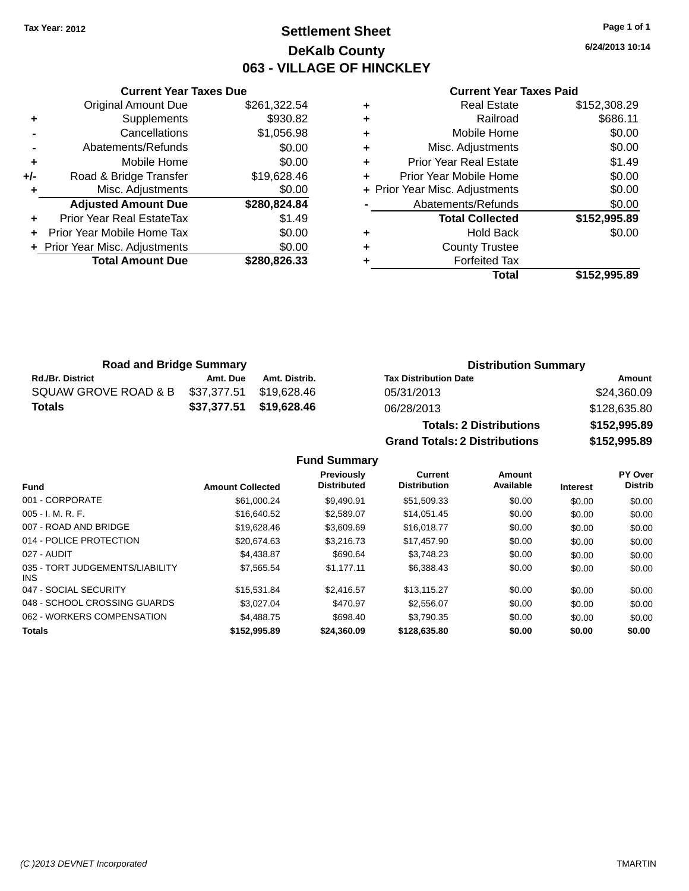Tax Year: 2012

# Settlement Sheet

## DeKalb County

## 063 - VILLAGE OF HINCKLEY

6/24/2013 10:14

### Current Year Taxes Due

| | | |
|---|---|---|
| | Original Amount Due | $261,322.54 |
| + | Supplements | $930.82 |
| - | Cancellations | $1,056.98 |
| - | Abatements/Refunds | $0.00 |
| + | Mobile Home | $0.00 |
| +/- | Road & Bridge Transfer | $19,628.46 |
| + | Misc. Adjustments | $0.00 |
| | **Adjusted Amount Due** | **$280,824.84** |
| + | Prior Year Real EstateTax | $1.49 |
| + | Prior Year Mobile Home Tax | $0.00 |
| + | Prior Year Misc. Adjustments | $0.00 |
| | **Total Amount Due** | **$280,826.33** |

### Current Year Taxes Paid

| | | |
|---|---|---|
| + | Real Estate | $152,308.29 |
| + | Railroad | $686.11 |
| + | Mobile Home | $0.00 |
| + | Misc. Adjustments | $0.00 |
| + | Prior Year Real Estate | $1.49 |
| + | Prior Year Mobile Home | $0.00 |
| + | Prior Year Misc. Adjustments | $0.00 |
| - | Abatements/Refunds | $0.00 |
| | **Total Collected** | **$152,995.89** |
| + | Hold Back | $0.00 |
| + | County Trustee | |
| + | Forfeited Tax | |
| | **Total** | **$152,995.89** |

### Road and Bridge Summary

| Rd./Br. District | Amt. Due | Amt. Distrib. |
|---|---|---|
| SQUAW GROVE ROAD & B | $37,377.51 | $19,628.46 |
| **Totals** | **$37,377.51** | **$19,628.46** |

### Distribution Summary

| Tax Distribution Date | Amount |
|---|---|
| 05/31/2013 | $24,360.09 |
| 06/28/2013 | $128,635.80 |
| **Totals: 2 Distributions** | **$152,995.89** |
| **Grand Totals: 2 Distributions** | **$152,995.89** |

### Fund Summary

| Fund | Amount Collected | Previously Distributed | Current Distribution | Amount Available | Interest | PY Over Distrib |
|---|---|---|---|---|---|---|
| 001 - CORPORATE | $61,000.24 | $9,490.91 | $51,509.33 | $0.00 | $0.00 | $0.00 |
| 005 - I. M. R. F. | $16,640.52 | $2,589.07 | $14,051.45 | $0.00 | $0.00 | $0.00 |
| 007 - ROAD AND BRIDGE | $19,628.46 | $3,609.69 | $16,018.77 | $0.00 | $0.00 | $0.00 |
| 014 - POLICE PROTECTION | $20,674.63 | $3,216.73 | $17,457.90 | $0.00 | $0.00 | $0.00 |
| 027 - AUDIT | $4,438.87 | $690.64 | $3,748.23 | $0.00 | $0.00 | $0.00 |
| 035 - TORT JUDGEMENTS/LIABILITY INS | $7,565.54 | $1,177.11 | $6,388.43 | $0.00 | $0.00 | $0.00 |
| 047 - SOCIAL SECURITY | $15,531.84 | $2,416.57 | $13,115.27 | $0.00 | $0.00 | $0.00 |
| 048 - SCHOOL CROSSING GUARDS | $3,027.04 | $470.97 | $2,556.07 | $0.00 | $0.00 | $0.00 |
| 062 - WORKERS COMPENSATION | $4,488.75 | $698.40 | $3,790.35 | $0.00 | $0.00 | $0.00 |
| **Totals** | **$152,995.89** | **$24,360.09** | **$128,635.80** | **$0.00** | **$0.00** | **$0.00** |

(C )2013 DEVNET Incorporated — TMARTIN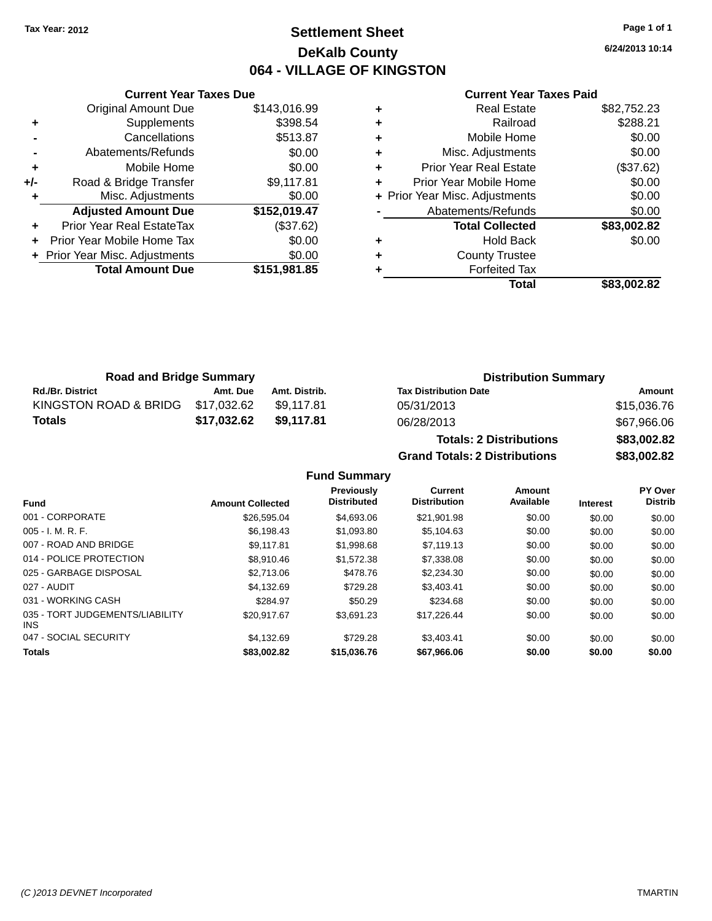Tax Year: 2012

# Settlement Sheet

## DeKalb County

## 064 - VILLAGE OF KINGSTON

6/24/2013 10:14

### Current Year Taxes Due

| | | |
|---|---|---|
| | Original Amount Due | $143,016.99 |
| + | Supplements | $398.54 |
| - | Cancellations | $513.87 |
| - | Abatements/Refunds | $0.00 |
| + | Mobile Home | $0.00 |
| +/- | Road & Bridge Transfer | $9,117.81 |
| + | Misc. Adjustments | $0.00 |
| | **Adjusted Amount Due** | **$152,019.47** |
| + | Prior Year Real EstateTax | ($37.62) |
| + | Prior Year Mobile Home Tax | $0.00 |
| + | Prior Year Misc. Adjustments | $0.00 |
| | **Total Amount Due** | **$151,981.85** |

### Current Year Taxes Paid

| | | |
|---|---|---|
| + | Real Estate | $82,752.23 |
| + | Railroad | $288.21 |
| + | Mobile Home | $0.00 |
| + | Misc. Adjustments | $0.00 |
| + | Prior Year Real Estate | ($37.62) |
| + | Prior Year Mobile Home | $0.00 |
| + | Prior Year Misc. Adjustments | $0.00 |
| - | Abatements/Refunds | $0.00 |
| | **Total Collected** | **$83,002.82** |
| + | Hold Back | $0.00 |
| + | County Trustee | |
| + | Forfeited Tax | |
| | **Total** | **$83,002.82** |

### Road and Bridge Summary

| Rd./Br. District | Amt. Due | Amt. Distrib. |
|---|---|---|
| KINGSTON ROAD & BRIDG | $17,032.62 | $9,117.81 |
| **Totals** | **$17,032.62** | **$9,117.81** |

### Distribution Summary

| Tax Distribution Date | Amount |
|---|---|
| 05/31/2013 | $15,036.76 |
| 06/28/2013 | $67,966.06 |
| **Totals: 2 Distributions** | **$83,002.82** |
| **Grand Totals: 2 Distributions** | **$83,002.82** |

### Fund Summary

| Fund | Amount Collected | Previously Distributed | Current Distribution | Amount Available | Interest | PY Over Distrib |
|---|---|---|---|---|---|---|
| 001 - CORPORATE | $26,595.04 | $4,693.06 | $21,901.98 | $0.00 | $0.00 | $0.00 |
| 005 - I. M. R. F. | $6,198.43 | $1,093.80 | $5,104.63 | $0.00 | $0.00 | $0.00 |
| 007 - ROAD AND BRIDGE | $9,117.81 | $1,998.68 | $7,119.13 | $0.00 | $0.00 | $0.00 |
| 014 - POLICE PROTECTION | $8,910.46 | $1,572.38 | $7,338.08 | $0.00 | $0.00 | $0.00 |
| 025 - GARBAGE DISPOSAL | $2,713.06 | $478.76 | $2,234.30 | $0.00 | $0.00 | $0.00 |
| 027 - AUDIT | $4,132.69 | $729.28 | $3,403.41 | $0.00 | $0.00 | $0.00 |
| 031 - WORKING CASH | $284.97 | $50.29 | $234.68 | $0.00 | $0.00 | $0.00 |
| 035 - TORT JUDGEMENTS/LIABILITY INS | $20,917.67 | $3,691.23 | $17,226.44 | $0.00 | $0.00 | $0.00 |
| 047 - SOCIAL SECURITY | $4,132.69 | $729.28 | $3,403.41 | $0.00 | $0.00 | $0.00 |
| **Totals** | **$83,002.82** | **$15,036.76** | **$67,966.06** | **$0.00** | **$0.00** | **$0.00** |

(C )2013 DEVNET Incorporated TMARTIN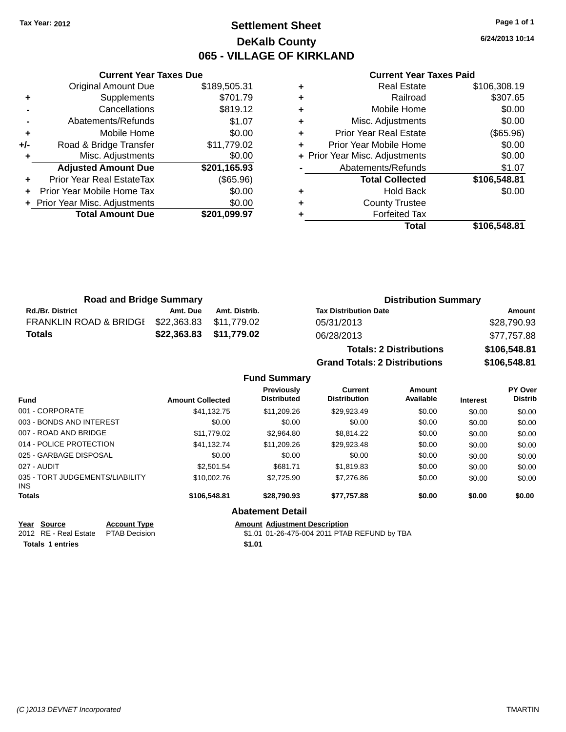Tax Year: 2012

# Settlement Sheet
## DeKalb County
## 065 - VILLAGE OF KIRKLAND

6/24/2013 10:14

| | Current Year Taxes Due | |
|---|---|---|
| | Original Amount Due | $189,505.31 |
| + | Supplements | $701.79 |
| - | Cancellations | $819.12 |
| - | Abatements/Refunds | $1.07 |
| + | Mobile Home | $0.00 |
| +/- | Road & Bridge Transfer | $11,779.02 |
| + | Misc. Adjustments | $0.00 |
| | **Adjusted Amount Due** | **$201,165.93** |
| + | Prior Year Real EstateTax | ($65.96) |
| + | Prior Year Mobile Home Tax | $0.00 |
| + | Prior Year Misc. Adjustments | $0.00 |
| | **Total Amount Due** | **$201,099.97** |

| | Current Year Taxes Paid | |
|---|---|---|
| + | Real Estate | $106,308.19 |
| + | Railroad | $307.65 |
| + | Mobile Home | $0.00 |
| + | Misc. Adjustments | $0.00 |
| + | Prior Year Real Estate | ($65.96) |
| + | Prior Year Mobile Home | $0.00 |
| + | Prior Year Misc. Adjustments | $0.00 |
| - | Abatements/Refunds | $1.07 |
| | **Total Collected** | **$106,548.81** |
| + | Hold Back | $0.00 |
| + | County Trustee | |
| + | Forfeited Tax | |
| | **Total** | **$106,548.81** |

### Road and Bridge Summary

| Rd./Br. District | Amt. Due | Amt. Distrib. |
|---|---|---|
| FRANKLIN ROAD & BRIDGE | $22,363.83 | $11,779.02 |
| **Totals** | **$22,363.83** | **$11,779.02** |

### Distribution Summary

| Tax Distribution Date | Amount |
|---|---|
| 05/31/2013 | $28,790.93 |
| 06/28/2013 | $77,757.88 |
| **Totals: 2 Distributions** | **$106,548.81** |
| **Grand Totals: 2 Distributions** | **$106,548.81** |

### Fund Summary

| Fund | Amount Collected | Previously Distributed | Current Distribution | Amount Available | Interest | PY Over Distrib |
|---|---|---|---|---|---|---|
| 001 - CORPORATE | $41,132.75 | $11,209.26 | $29,923.49 | $0.00 | $0.00 | $0.00 |
| 003 - BONDS AND INTEREST | $0.00 | $0.00 | $0.00 | $0.00 | $0.00 | $0.00 |
| 007 - ROAD AND BRIDGE | $11,779.02 | $2,964.80 | $8,814.22 | $0.00 | $0.00 | $0.00 |
| 014 - POLICE PROTECTION | $41,132.74 | $11,209.26 | $29,923.48 | $0.00 | $0.00 | $0.00 |
| 025 - GARBAGE DISPOSAL | $0.00 | $0.00 | $0.00 | $0.00 | $0.00 | $0.00 |
| 027 - AUDIT | $2,501.54 | $681.71 | $1,819.83 | $0.00 | $0.00 | $0.00 |
| 035 - TORT JUDGEMENTS/LIABILITY INS | $10,002.76 | $2,725.90 | $7,276.86 | $0.00 | $0.00 | $0.00 |
| **Totals** | **$106,548.81** | **$28,790.93** | **$77,757.88** | **$0.00** | **$0.00** | **$0.00** |

### Abatement Detail

| Year | Source | Account Type | Amount | Adjustment Description |
|---|---|---|---|---|
| 2012 | RE - Real Estate | PTAB Decision | $1.01 | 01-26-475-004 2011 PTAB REFUND by TBA |
| **Totals** | **1 entries** | | **$1.01** | |

(C )2013 DEVNET Incorporated TMARTIN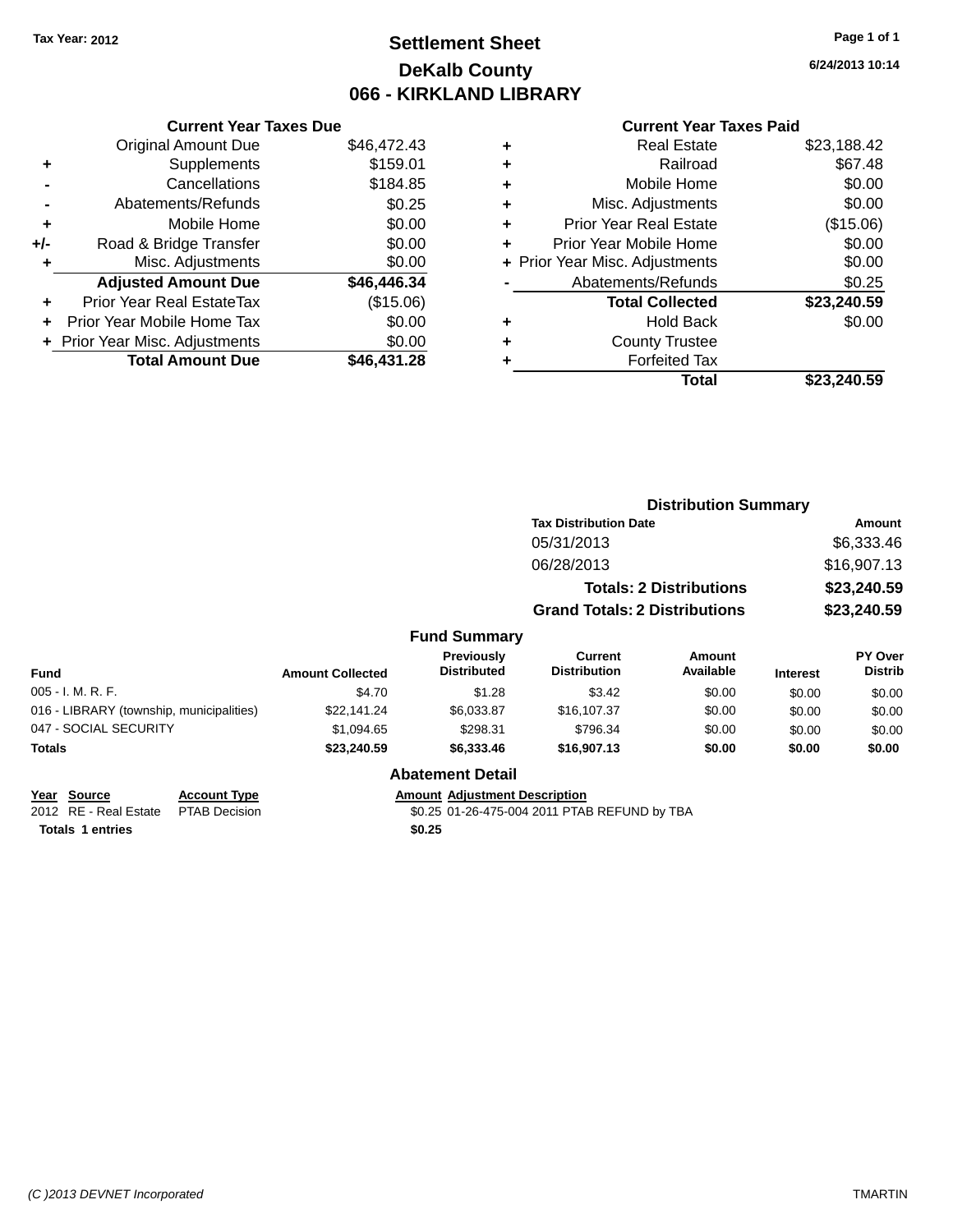**Tax Year: 2012**

# Settlement Sheet
## DeKalb County
## 066 - KIRKLAND LIBRARY

6/24/2013 10:14

### Current Year Taxes Due

| | | |
|---|---|---|
| | Original Amount Due | $46,472.43 |
| + | Supplements | $159.01 |
| - | Cancellations | $184.85 |
| - | Abatements/Refunds | $0.25 |
| + | Mobile Home | $0.00 |
| +/- | Road & Bridge Transfer | $0.00 |
| + | Misc. Adjustments | $0.00 |
| | **Adjusted Amount Due** | **$46,446.34** |
| + | Prior Year Real EstateTax | ($15.06) |
| + | Prior Year Mobile Home Tax | $0.00 |
| + | Prior Year Misc. Adjustments | $0.00 |
| | **Total Amount Due** | **$46,431.28** |

### Current Year Taxes Paid

| | | |
|---|---|---|
| + | Real Estate | $23,188.42 |
| + | Railroad | $67.48 |
| + | Mobile Home | $0.00 |
| + | Misc. Adjustments | $0.00 |
| + | Prior Year Real Estate | ($15.06) |
| + | Prior Year Mobile Home | $0.00 |
| + | Prior Year Misc. Adjustments | $0.00 |
| - | Abatements/Refunds | $0.25 |
| | **Total Collected** | **$23,240.59** |
| + | Hold Back | $0.00 |
| + | County Trustee | |
| + | Forfeited Tax | |
| | **Total** | **$23,240.59** |

### Distribution Summary

| Tax Distribution Date | Amount |
|---|---|
| 05/31/2013 | $6,333.46 |
| 06/28/2013 | $16,907.13 |
| **Totals: 2 Distributions** | **$23,240.59** |
| **Grand Totals: 2 Distributions** | **$23,240.59** |

### Fund Summary

| Fund | Amount Collected | Previously Distributed | Current Distribution | Amount Available | Interest | PY Over Distrib |
|---|---|---|---|---|---|---|
| 005 - I. M. R. F. | $4.70 | $1.28 | $3.42 | $0.00 | $0.00 | $0.00 |
| 016 - LIBRARY (township, municipalities) | $22,141.24 | $6,033.87 | $16,107.37 | $0.00 | $0.00 | $0.00 |
| 047 - SOCIAL SECURITY | $1,094.65 | $298.31 | $796.34 | $0.00 | $0.00 | $0.00 |
| **Totals** | **$23,240.59** | **$6,333.46** | **$16,907.13** | **$0.00** | **$0.00** | **$0.00** |

### Abatement Detail

| Year | Source | Account Type | Amount | Adjustment Description |
|---|---|---|---|---|
| 2012 | RE - Real Estate | PTAB Decision | $0.25 | 01-26-475-004 2011 PTAB REFUND by TBA |
| **Totals 1 entries** | | | **$0.25** | |

(C )2013 DEVNET Incorporated TMARTIN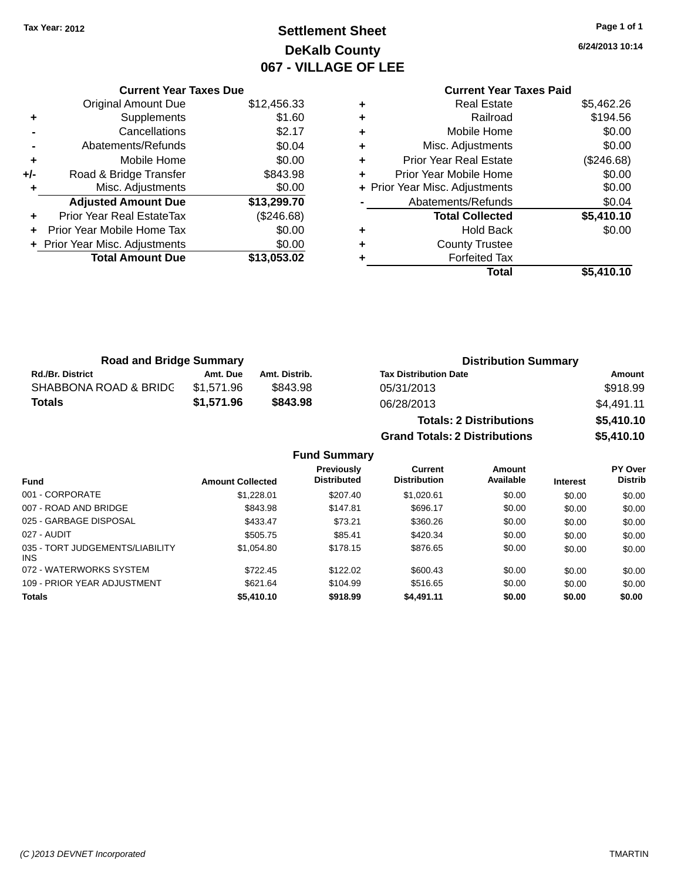Tax Year: 2012

# Settlement Sheet
## DeKalb County
## 067 - VILLAGE OF LEE

6/24/2013 10:14

### Current Year Taxes Due

| | | |
|---|---|---|
| | Original Amount Due | $12,456.33 |
| + | Supplements | $1.60 |
| - | Cancellations | $2.17 |
| - | Abatements/Refunds | $0.04 |
| + | Mobile Home | $0.00 |
| +/- | Road & Bridge Transfer | $843.98 |
| + | Misc. Adjustments | $0.00 |
| | **Adjusted Amount Due** | **$13,299.70** |
| + | Prior Year Real EstateTax | ($246.68) |
| + | Prior Year Mobile Home Tax | $0.00 |
| + | Prior Year Misc. Adjustments | $0.00 |
| | **Total Amount Due** | **$13,053.02** |

### Current Year Taxes Paid

| | | |
|---|---|---|
| + | Real Estate | $5,462.26 |
| + | Railroad | $194.56 |
| + | Mobile Home | $0.00 |
| + | Misc. Adjustments | $0.00 |
| + | Prior Year Real Estate | ($246.68) |
| + | Prior Year Mobile Home | $0.00 |
| + | Prior Year Misc. Adjustments | $0.00 |
| - | Abatements/Refunds | $0.04 |
| | **Total Collected** | **$5,410.10** |
| + | Hold Back | $0.00 |
| + | County Trustee | |
| + | Forfeited Tax | |
| | **Total** | **$5,410.10** |

### Road and Bridge Summary

| Rd./Br. District | Amt. Due | Amt. Distrib. |
|---|---|---|
| SHABBONA ROAD & BRIDG | $1,571.96 | $843.98 |
| **Totals** | **$1,571.96** | **$843.98** |

### Distribution Summary

| Tax Distribution Date | Amount |
|---|---|
| 05/31/2013 | $918.99 |
| 06/28/2013 | $4,491.11 |
| **Totals: 2 Distributions** | **$5,410.10** |
| **Grand Totals: 2 Distributions** | **$5,410.10** |

### Fund Summary

| Fund | Amount Collected | Previously Distributed | Current Distribution | Amount Available | Interest | PY Over Distrib |
|---|---|---|---|---|---|---|
| 001 - CORPORATE | $1,228.01 | $207.40 | $1,020.61 | $0.00 | $0.00 | $0.00 |
| 007 - ROAD AND BRIDGE | $843.98 | $147.81 | $696.17 | $0.00 | $0.00 | $0.00 |
| 025 - GARBAGE DISPOSAL | $433.47 | $73.21 | $360.26 | $0.00 | $0.00 | $0.00 |
| 027 - AUDIT | $505.75 | $85.41 | $420.34 | $0.00 | $0.00 | $0.00 |
| 035 - TORT JUDGEMENTS/LIABILITY INS | $1,054.80 | $178.15 | $876.65 | $0.00 | $0.00 | $0.00 |
| 072 - WATERWORKS SYSTEM | $722.45 | $122.02 | $600.43 | $0.00 | $0.00 | $0.00 |
| 109 - PRIOR YEAR ADJUSTMENT | $621.64 | $104.99 | $516.65 | $0.00 | $0.00 | $0.00 |
| **Totals** | **$5,410.10** | **$918.99** | **$4,491.11** | **$0.00** | **$0.00** | **$0.00** |

(C )2013 DEVNET Incorporated — TMARTIN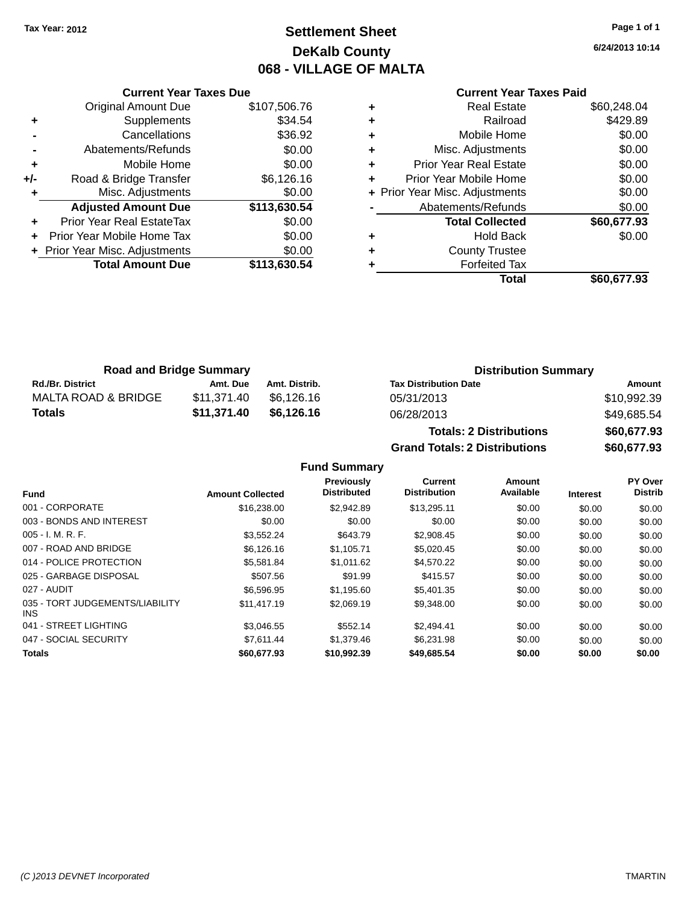Tax Year: 2012

# Settlement Sheet

## DeKalb County

## 068 - VILLAGE OF MALTA

6/24/2013 10:14

| | Current Year Taxes Due | |
|---|---|---|
| | Original Amount Due | $107,506.76 |
| + | Supplements | $34.54 |
| - | Cancellations | $36.92 |
| - | Abatements/Refunds | $0.00 |
| + | Mobile Home | $0.00 |
| +/- | Road & Bridge Transfer | $6,126.16 |
| + | Misc. Adjustments | $0.00 |
| | **Adjusted Amount Due** | **$113,630.54** |
| + | Prior Year Real EstateTax | $0.00 |
| + | Prior Year Mobile Home Tax | $0.00 |
| + | Prior Year Misc. Adjustments | $0.00 |
| | **Total Amount Due** | **$113,630.54** |

| | Current Year Taxes Paid | |
|---|---|---|
| + | Real Estate | $60,248.04 |
| + | Railroad | $429.89 |
| + | Mobile Home | $0.00 |
| + | Misc. Adjustments | $0.00 |
| + | Prior Year Real Estate | $0.00 |
| + | Prior Year Mobile Home | $0.00 |
| + | Prior Year Misc. Adjustments | $0.00 |
| - | Abatements/Refunds | $0.00 |
| | **Total Collected** | **$60,677.93** |
| + | Hold Back | $0.00 |
| + | County Trustee | |
| + | Forfeited Tax | |
| | **Total** | **$60,677.93** |

**Road and Bridge Summary**

| Rd./Br. District | Amt. Due | Amt. Distrib. |
|---|---|---|
| MALTA ROAD & BRIDGE | $11,371.40 | $6,126.16 |
| **Totals** | **$11,371.40** | **$6,126.16** |

**Distribution Summary**

| Tax Distribution Date | Amount |
|---|---|
| 05/31/2013 | $10,992.39 |
| 06/28/2013 | $49,685.54 |
| **Totals: 2 Distributions** | **$60,677.93** |
| **Grand Totals: 2 Distributions** | **$60,677.93** |

**Fund Summary**

| Fund | Amount Collected | Previously Distributed | Current Distribution | Amount Available | Interest | PY Over Distrib |
|---|---|---|---|---|---|---|
| 001 - CORPORATE | $16,238.00 | $2,942.89 | $13,295.11 | $0.00 | $0.00 | $0.00 |
| 003 - BONDS AND INTEREST | $0.00 | $0.00 | $0.00 | $0.00 | $0.00 | $0.00 |
| 005 - I. M. R. F. | $3,552.24 | $643.79 | $2,908.45 | $0.00 | $0.00 | $0.00 |
| 007 - ROAD AND BRIDGE | $6,126.16 | $1,105.71 | $5,020.45 | $0.00 | $0.00 | $0.00 |
| 014 - POLICE PROTECTION | $5,581.84 | $1,011.62 | $4,570.22 | $0.00 | $0.00 | $0.00 |
| 025 - GARBAGE DISPOSAL | $507.56 | $91.99 | $415.57 | $0.00 | $0.00 | $0.00 |
| 027 - AUDIT | $6,596.95 | $1,195.60 | $5,401.35 | $0.00 | $0.00 | $0.00 |
| 035 - TORT JUDGEMENTS/LIABILITY INS | $11,417.19 | $2,069.19 | $9,348.00 | $0.00 | $0.00 | $0.00 |
| 041 - STREET LIGHTING | $3,046.55 | $552.14 | $2,494.41 | $0.00 | $0.00 | $0.00 |
| 047 - SOCIAL SECURITY | $7,611.44 | $1,379.46 | $6,231.98 | $0.00 | $0.00 | $0.00 |
| **Totals** | **$60,677.93** | **$10,992.39** | **$49,685.54** | **$0.00** | **$0.00** | **$0.00** |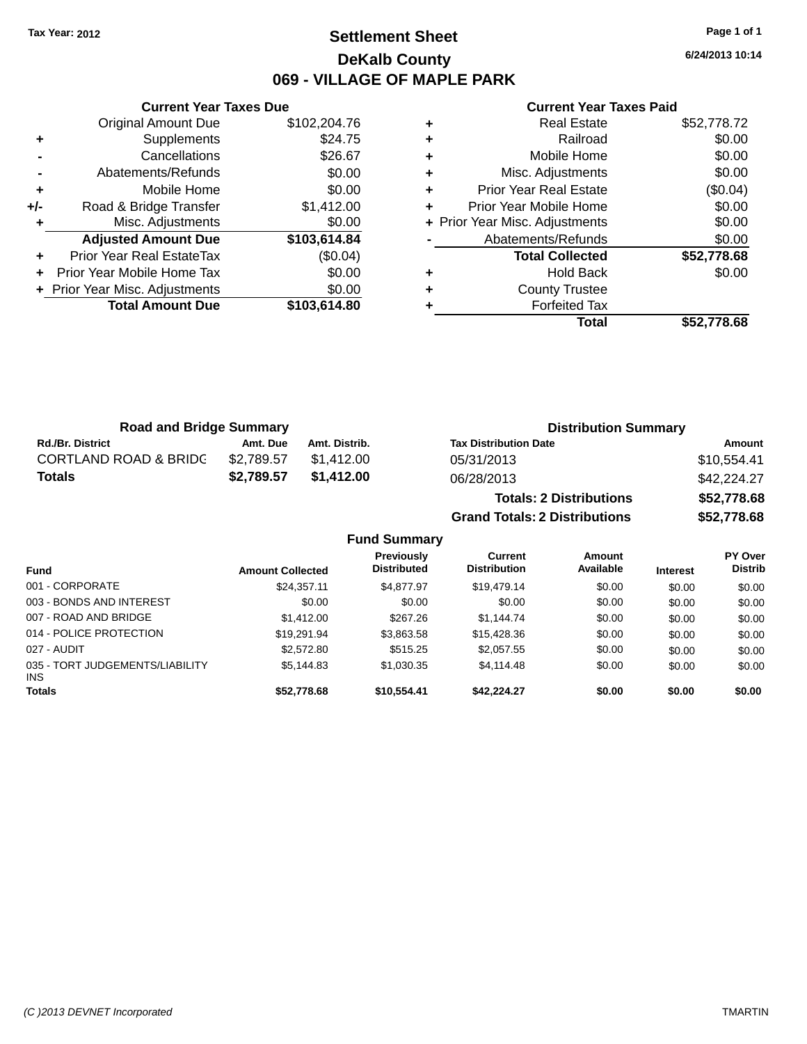Tax Year: 2012

# Settlement Sheet

## DeKalb County

## 069 - VILLAGE OF MAPLE PARK

6/24/2013 10:14

### Current Year Taxes Due

| | | |
|---|---|---|
| | Original Amount Due | $102,204.76 |
| + | Supplements | $24.75 |
| - | Cancellations | $26.67 |
| - | Abatements/Refunds | $0.00 |
| + | Mobile Home | $0.00 |
| +/- | Road & Bridge Transfer | $1,412.00 |
| + | Misc. Adjustments | $0.00 |
| | **Adjusted Amount Due** | **$103,614.84** |
| + | Prior Year Real EstateTax | ($0.04) |
| + | Prior Year Mobile Home Tax | $0.00 |
| + | Prior Year Misc. Adjustments | $0.00 |
| | **Total Amount Due** | **$103,614.80** |

### Current Year Taxes Paid

| | | |
|---|---|---|
| + | Real Estate | $52,778.72 |
| + | Railroad | $0.00 |
| + | Mobile Home | $0.00 |
| + | Misc. Adjustments | $0.00 |
| + | Prior Year Real Estate | ($0.04) |
| + | Prior Year Mobile Home | $0.00 |
| + | Prior Year Misc. Adjustments | $0.00 |
| - | Abatements/Refunds | $0.00 |
| | **Total Collected** | **$52,778.68** |
| + | Hold Back | $0.00 |
| + | County Trustee | |
| + | Forfeited Tax | |
| | **Total** | **$52,778.68** |

### Road and Bridge Summary

| Rd./Br. District | Amt. Due | Amt. Distrib. |
|---|---|---|
| CORTLAND ROAD & BRIDG | $2,789.57 | $1,412.00 |
| **Totals** | **$2,789.57** | **$1,412.00** |

### Distribution Summary

| Tax Distribution Date | Amount |
|---|---|
| 05/31/2013 | $10,554.41 |
| 06/28/2013 | $42,224.27 |
| **Totals: 2 Distributions** | **$52,778.68** |
| **Grand Totals: 2 Distributions** | **$52,778.68** |

### Fund Summary

| Fund | Amount Collected | Previously Distributed | Current Distribution | Amount Available | Interest | PY Over Distrib |
|---|---|---|---|---|---|---|
| 001 - CORPORATE | $24,357.11 | $4,877.97 | $19,479.14 | $0.00 | $0.00 | $0.00 |
| 003 - BONDS AND INTEREST | $0.00 | $0.00 | $0.00 | $0.00 | $0.00 | $0.00 |
| 007 - ROAD AND BRIDGE | $1,412.00 | $267.26 | $1,144.74 | $0.00 | $0.00 | $0.00 |
| 014 - POLICE PROTECTION | $19,291.94 | $3,863.58 | $15,428.36 | $0.00 | $0.00 | $0.00 |
| 027 - AUDIT | $2,572.80 | $515.25 | $2,057.55 | $0.00 | $0.00 | $0.00 |
| 035 - TORT JUDGEMENTS/LIABILITY INS | $5,144.83 | $1,030.35 | $4,114.48 | $0.00 | $0.00 | $0.00 |
| **Totals** | **$52,778.68** | **$10,554.41** | **$42,224.27** | **$0.00** | **$0.00** | **$0.00** |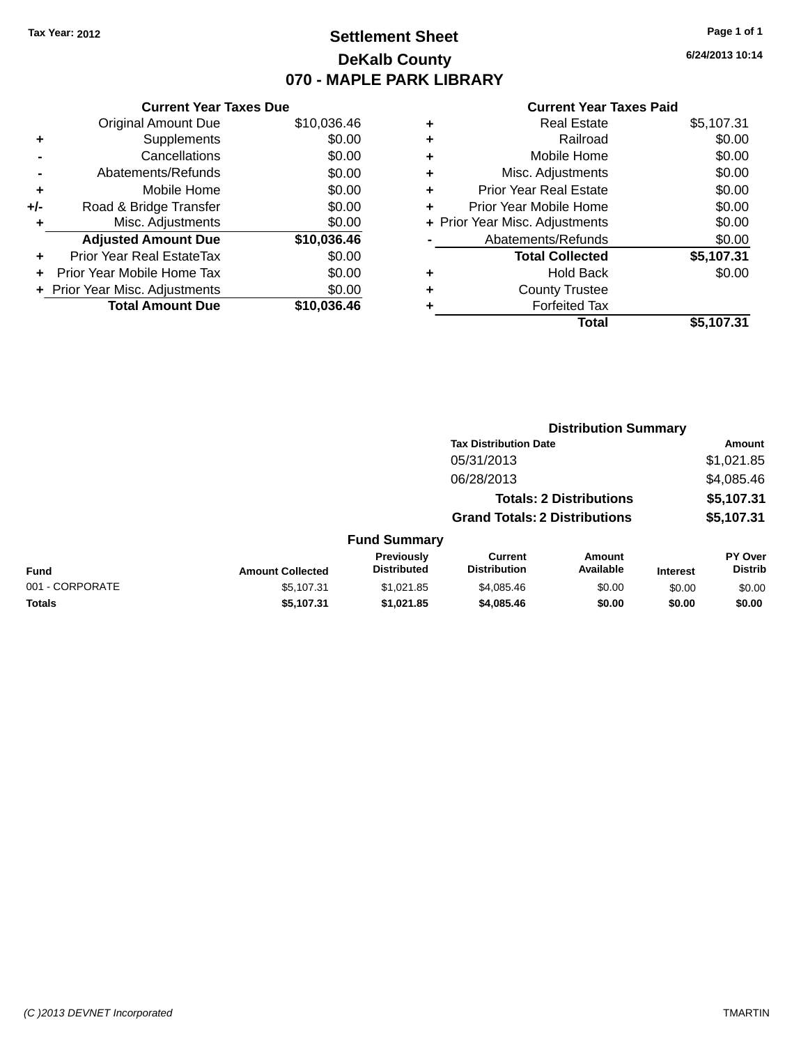Tax Year: 2012

# Settlement Sheet

## DeKalb County

## 070 - MAPLE PARK LIBRARY

6/24/2013 10:14

| | Current Year Taxes Due | |
|---|---|---|
| | Original Amount Due | $10,036.46 |
| + | Supplements | $0.00 |
| - | Cancellations | $0.00 |
| - | Abatements/Refunds | $0.00 |
| + | Mobile Home | $0.00 |
| +/- | Road & Bridge Transfer | $0.00 |
| + | Misc. Adjustments | $0.00 |
| | **Adjusted Amount Due** | **$10,036.46** |
| + | Prior Year Real EstateTax | $0.00 |
| + | Prior Year Mobile Home Tax | $0.00 |
| + | Prior Year Misc. Adjustments | $0.00 |
| | **Total Amount Due** | **$10,036.46** |

| | Current Year Taxes Paid | |
|---|---|---|
| + | Real Estate | $5,107.31 |
| + | Railroad | $0.00 |
| + | Mobile Home | $0.00 |
| + | Misc. Adjustments | $0.00 |
| + | Prior Year Real Estate | $0.00 |
| + | Prior Year Mobile Home | $0.00 |
| + | Prior Year Misc. Adjustments | $0.00 |
| - | Abatements/Refunds | $0.00 |
| | **Total Collected** | **$5,107.31** |
| + | Hold Back | $0.00 |
| + | County Trustee | |
| + | Forfeited Tax | |
| | **Total** | **$5,107.31** |

### Distribution Summary

| Tax Distribution Date | Amount |
|---|---|
| 05/31/2013 | $1,021.85 |
| 06/28/2013 | $4,085.46 |
| **Totals: 2 Distributions** | **$5,107.31** |
| **Grand Totals: 2 Distributions** | **$5,107.31** |

### Fund Summary

| Fund | Amount Collected | Previously Distributed | Current Distribution | Amount Available | Interest | PY Over Distrib |
|---|---|---|---|---|---|---|
| 001 - CORPORATE | $5,107.31 | $1,021.85 | $4,085.46 | $0.00 | $0.00 | $0.00 |
| **Totals** | **$5,107.31** | **$1,021.85** | **$4,085.46** | **$0.00** | **$0.00** | **$0.00** |

(C )2013 DEVNET Incorporated TMARTIN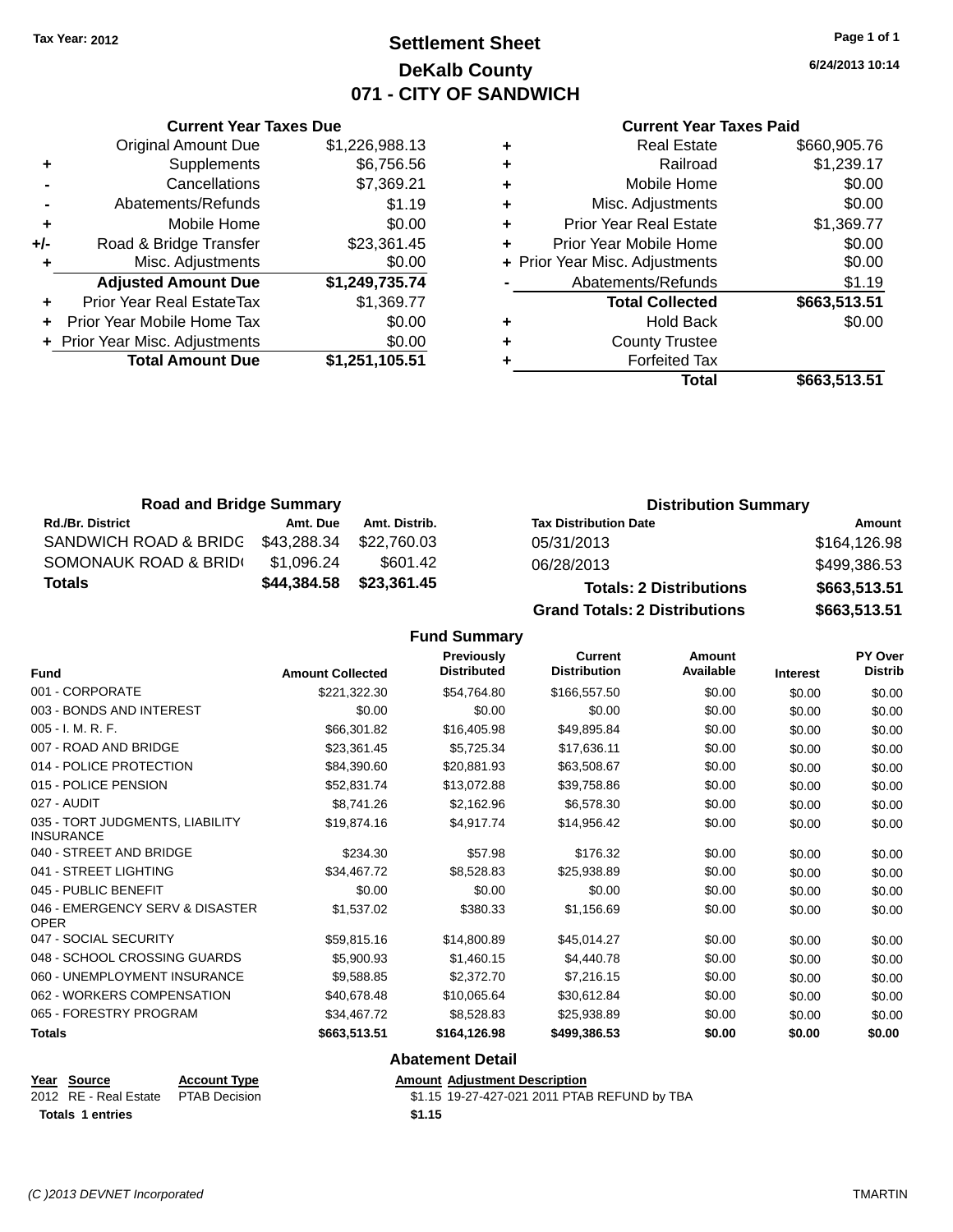Tax Year: 2012

# Settlement Sheet
## DeKalb County
## 071 - CITY OF SANDWICH

6/24/2013 10:14

### Current Year Taxes Due

| | | |
|---|---|---|
| | Original Amount Due | $1,226,988.13 |
| + | Supplements | $6,756.56 |
| - | Cancellations | $7,369.21 |
| - | Abatements/Refunds | $1.19 |
| + | Mobile Home | $0.00 |
| +/- | Road & Bridge Transfer | $23,361.45 |
| + | Misc. Adjustments | $0.00 |
| | **Adjusted Amount Due** | **$1,249,735.74** |
| + | Prior Year Real EstateTax | $1,369.77 |
| + | Prior Year Mobile Home Tax | $0.00 |
| + | Prior Year Misc. Adjustments | $0.00 |
| | **Total Amount Due** | **$1,251,105.51** |

### Current Year Taxes Paid

| | | |
|---|---|---|
| + | Real Estate | $660,905.76 |
| + | Railroad | $1,239.17 |
| + | Mobile Home | $0.00 |
| + | Misc. Adjustments | $0.00 |
| + | Prior Year Real Estate | $1,369.77 |
| + | Prior Year Mobile Home | $0.00 |
| + | Prior Year Misc. Adjustments | $0.00 |
| - | Abatements/Refunds | $1.19 |
| | **Total Collected** | **$663,513.51** |
| + | Hold Back | $0.00 |
| + | County Trustee | |
| + | Forfeited Tax | |
| | **Total** | **$663,513.51** |

### Road and Bridge Summary

| Rd./Br. District | Amt. Due | Amt. Distrib. |
|---|---|---|
| SANDWICH ROAD & BRIDG | $43,288.34 | $22,760.03 |
| SOMONAUK ROAD & BRID | $1,096.24 | $601.42 |
| **Totals** | **$44,384.58** | **$23,361.45** |

### Distribution Summary

| Tax Distribution Date | Amount |
|---|---|
| 05/31/2013 | $164,126.98 |
| 06/28/2013 | $499,386.53 |
| **Totals: 2 Distributions** | **$663,513.51** |
| **Grand Totals: 2 Distributions** | **$663,513.51** |

### Fund Summary

| Fund | Amount Collected | Previously Distributed | Current Distribution | Amount Available | Interest | PY Over Distrib |
|---|---|---|---|---|---|---|
| 001 - CORPORATE | $221,322.30 | $54,764.80 | $166,557.50 | $0.00 | $0.00 | $0.00 |
| 003 - BONDS AND INTEREST | $0.00 | $0.00 | $0.00 | $0.00 | $0.00 | $0.00 |
| 005 - I. M. R. F. | $66,301.82 | $16,405.98 | $49,895.84 | $0.00 | $0.00 | $0.00 |
| 007 - ROAD AND BRIDGE | $23,361.45 | $5,725.34 | $17,636.11 | $0.00 | $0.00 | $0.00 |
| 014 - POLICE PROTECTION | $84,390.60 | $20,881.93 | $63,508.67 | $0.00 | $0.00 | $0.00 |
| 015 - POLICE PENSION | $52,831.74 | $13,072.88 | $39,758.86 | $0.00 | $0.00 | $0.00 |
| 027 - AUDIT | $8,741.26 | $2,162.96 | $6,578.30 | $0.00 | $0.00 | $0.00 |
| 035 - TORT JUDGMENTS, LIABILITY INSURANCE | $19,874.16 | $4,917.74 | $14,956.42 | $0.00 | $0.00 | $0.00 |
| 040 - STREET AND BRIDGE | $234.30 | $57.98 | $176.32 | $0.00 | $0.00 | $0.00 |
| 041 - STREET LIGHTING | $34,467.72 | $8,528.83 | $25,938.89 | $0.00 | $0.00 | $0.00 |
| 045 - PUBLIC BENEFIT | $0.00 | $0.00 | $0.00 | $0.00 | $0.00 | $0.00 |
| 046 - EMERGENCY SERV & DISASTER OPER | $1,537.02 | $380.33 | $1,156.69 | $0.00 | $0.00 | $0.00 |
| 047 - SOCIAL SECURITY | $59,815.16 | $14,800.89 | $45,014.27 | $0.00 | $0.00 | $0.00 |
| 048 - SCHOOL CROSSING GUARDS | $5,900.93 | $1,460.15 | $4,440.78 | $0.00 | $0.00 | $0.00 |
| 060 - UNEMPLOYMENT INSURANCE | $9,588.85 | $2,372.70 | $7,216.15 | $0.00 | $0.00 | $0.00 |
| 062 - WORKERS COMPENSATION | $40,678.48 | $10,065.64 | $30,612.84 | $0.00 | $0.00 | $0.00 |
| 065 - FORESTRY PROGRAM | $34,467.72 | $8,528.83 | $25,938.89 | $0.00 | $0.00 | $0.00 |
| **Totals** | **$663,513.51** | **$164,126.98** | **$499,386.53** | **$0.00** | **$0.00** | **$0.00** |

### Abatement Detail

| Year | Source | Account Type | Amount | Adjustment Description |
|---|---|---|---|---|
| 2012 | RE - Real Estate | PTAB Decision | $1.15 | 19-27-427-021 2011 PTAB REFUND by TBA |
| **Totals 1 entries** | | | **$1.15** | |

(C )2013 DEVNET Incorporated

TMARTIN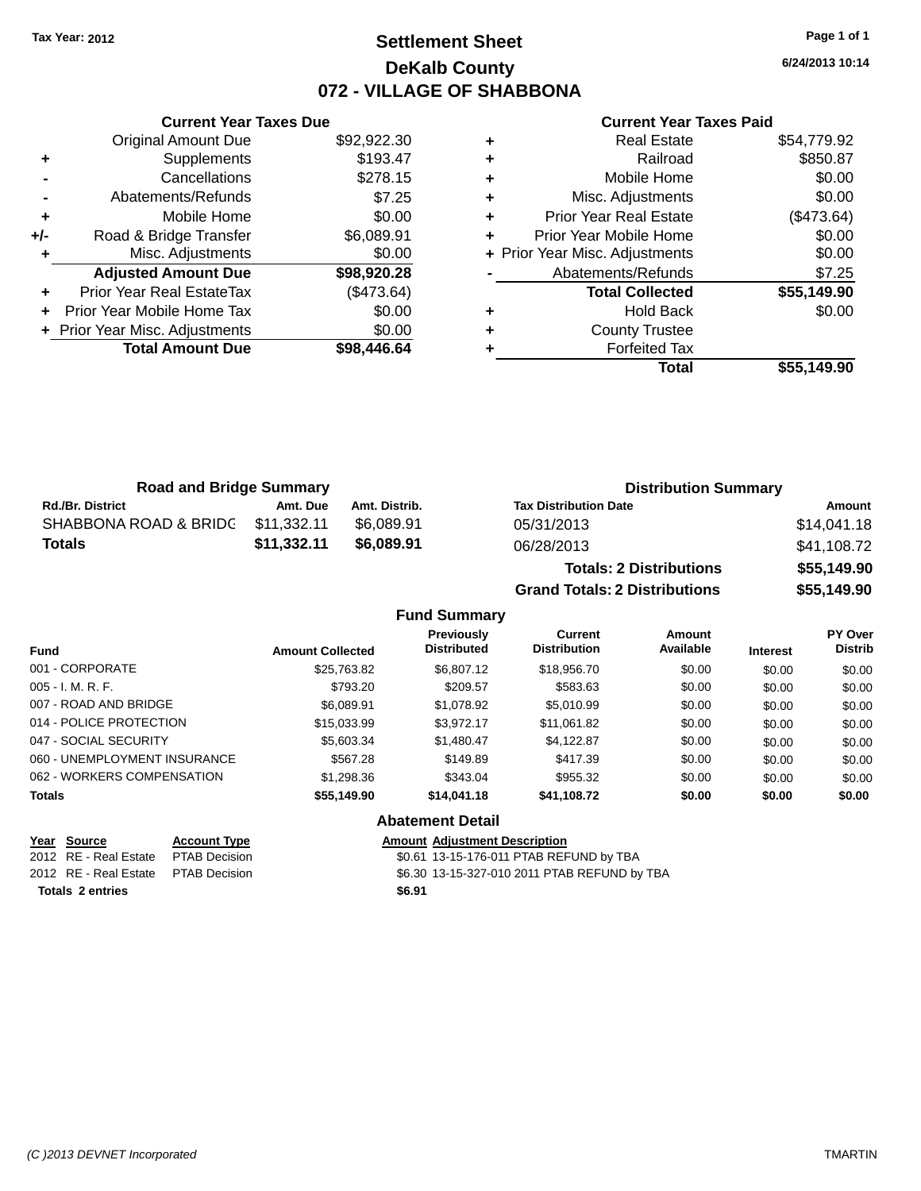Tax Year: 2012

# Settlement Sheet
## DeKalb County
## 072 - VILLAGE OF SHABBONA

6/24/2013 10:14

### Current Year Taxes Due

| | | |
|---|---|---|
| | Original Amount Due | $92,922.30 |
| + | Supplements | $193.47 |
| - | Cancellations | $278.15 |
| - | Abatements/Refunds | $7.25 |
| + | Mobile Home | $0.00 |
| +/- | Road & Bridge Transfer | $6,089.91 |
| + | Misc. Adjustments | $0.00 |
| | **Adjusted Amount Due** | **$98,920.28** |
| + | Prior Year Real EstateTax | ($473.64) |
| + | Prior Year Mobile Home Tax | $0.00 |
| + | Prior Year Misc. Adjustments | $0.00 |
| | **Total Amount Due** | **$98,446.64** |

### Current Year Taxes Paid

| | | |
|---|---|---|
| + | Real Estate | $54,779.92 |
| + | Railroad | $850.87 |
| + | Mobile Home | $0.00 |
| + | Misc. Adjustments | $0.00 |
| + | Prior Year Real Estate | ($473.64) |
| + | Prior Year Mobile Home | $0.00 |
| + | Prior Year Misc. Adjustments | $0.00 |
| - | Abatements/Refunds | $7.25 |
| | **Total Collected** | **$55,149.90** |
| + | Hold Back | $0.00 |
| + | County Trustee | |
| + | Forfeited Tax | |
| | **Total** | **$55,149.90** |

### Road and Bridge Summary

| Rd./Br. District | Amt. Due | Amt. Distrib. |
|---|---|---|
| SHABBONA ROAD & BRIDG | $11,332.11 | $6,089.91 |
| **Totals** | **$11,332.11** | **$6,089.91** |

### Distribution Summary

| Tax Distribution Date | Amount |
|---|---|
| 05/31/2013 | $14,041.18 |
| 06/28/2013 | $41,108.72 |
| **Totals: 2 Distributions** | **$55,149.90** |
| **Grand Totals: 2 Distributions** | **$55,149.90** |

### Fund Summary

| Fund | Amount Collected | Previously Distributed | Current Distribution | Amount Available | Interest | PY Over Distrib |
|---|---|---|---|---|---|---|
| 001 - CORPORATE | $25,763.82 | $6,807.12 | $18,956.70 | $0.00 | $0.00 | $0.00 |
| 005 - I. M. R. F. | $793.20 | $209.57 | $583.63 | $0.00 | $0.00 | $0.00 |
| 007 - ROAD AND BRIDGE | $6,089.91 | $1,078.92 | $5,010.99 | $0.00 | $0.00 | $0.00 |
| 014 - POLICE PROTECTION | $15,033.99 | $3,972.17 | $11,061.82 | $0.00 | $0.00 | $0.00 |
| 047 - SOCIAL SECURITY | $5,603.34 | $1,480.47 | $4,122.87 | $0.00 | $0.00 | $0.00 |
| 060 - UNEMPLOYMENT INSURANCE | $567.28 | $149.89 | $417.39 | $0.00 | $0.00 | $0.00 |
| 062 - WORKERS COMPENSATION | $1,298.36 | $343.04 | $955.32 | $0.00 | $0.00 | $0.00 |
| **Totals** | **$55,149.90** | **$14,041.18** | **$41,108.72** | **$0.00** | **$0.00** | **$0.00** |

### Abatement Detail

| Year | Source | Account Type | Amount | Adjustment Description |
|---|---|---|---|---|
| 2012 | RE - Real Estate | PTAB Decision | $0.61 | 13-15-176-011 PTAB REFUND by TBA |
| 2012 | RE - Real Estate | PTAB Decision | $6.30 | 13-15-327-010 2011 PTAB REFUND by TBA |
| **Totals 2 entries** | | | **$6.91** | |

(C )2013 DEVNET Incorporated  TMARTIN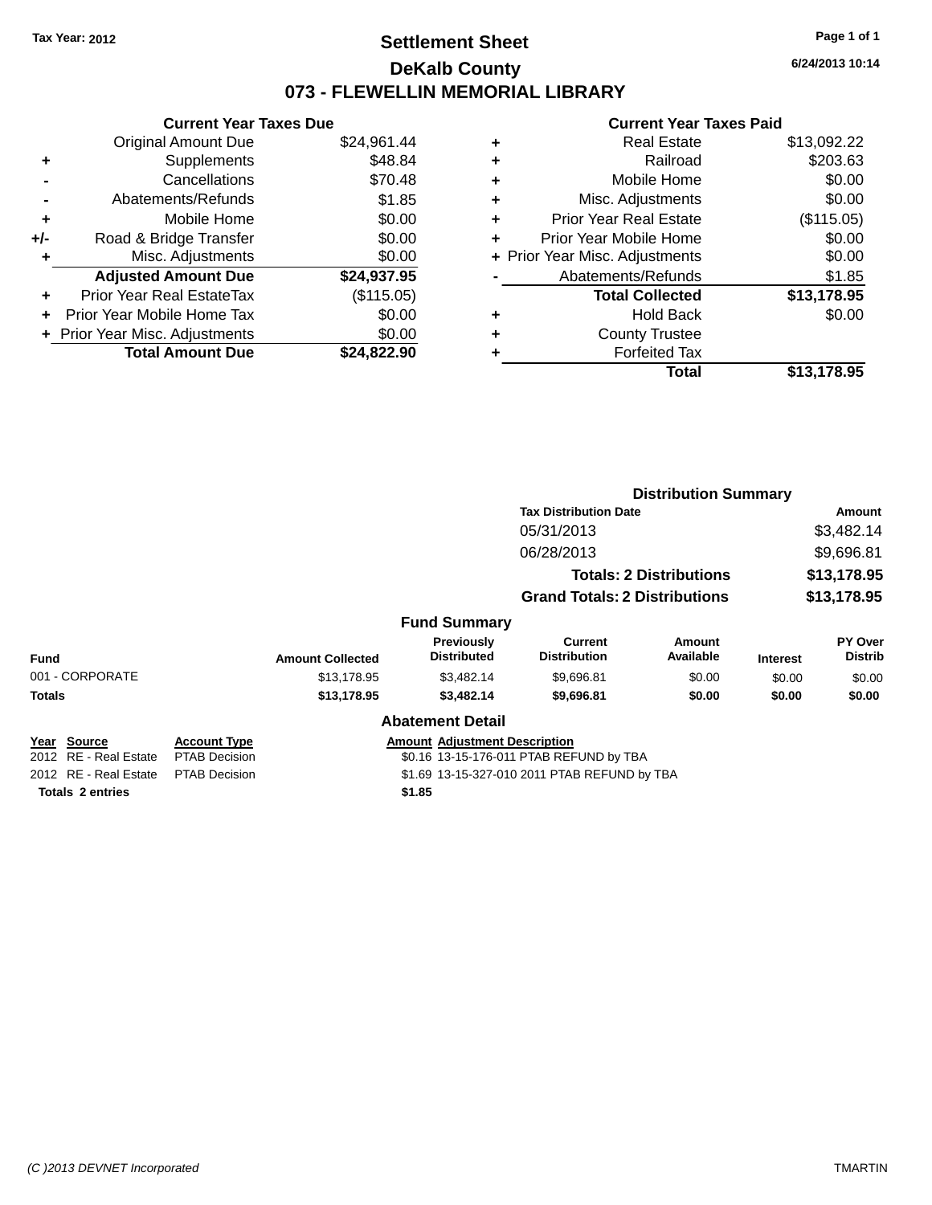Tax Year: 2012

# Settlement Sheet

## DeKalb County

## 073 - FLEWELLIN MEMORIAL LIBRARY

6/24/2013 10:14

### Current Year Taxes Due

| | | |
|---|---|---|
| | Original Amount Due | $24,961.44 |
| + | Supplements | $48.84 |
| - | Cancellations | $70.48 |
| - | Abatements/Refunds | $1.85 |
| + | Mobile Home | $0.00 |
| +/- | Road & Bridge Transfer | $0.00 |
| + | Misc. Adjustments | $0.00 |
| | **Adjusted Amount Due** | **$24,937.95** |
| + | Prior Year Real EstateTax | ($115.05) |
| + | Prior Year Mobile Home Tax | $0.00 |
| + | Prior Year Misc. Adjustments | $0.00 |
| | **Total Amount Due** | **$24,822.90** |

### Current Year Taxes Paid

| | | |
|---|---|---|
| + | Real Estate | $13,092.22 |
| + | Railroad | $203.63 |
| + | Mobile Home | $0.00 |
| + | Misc. Adjustments | $0.00 |
| + | Prior Year Real Estate | ($115.05) |
| + | Prior Year Mobile Home | $0.00 |
| + | Prior Year Misc. Adjustments | $0.00 |
| - | Abatements/Refunds | $1.85 |
| | **Total Collected** | **$13,178.95** |
| + | Hold Back | $0.00 |
| + | County Trustee | |
| + | Forfeited Tax | |
| | **Total** | **$13,178.95** |

### Distribution Summary

| Tax Distribution Date | Amount |
|---|---|
| 05/31/2013 | $3,482.14 |
| 06/28/2013 | $9,696.81 |
| **Totals: 2 Distributions** | **$13,178.95** |
| **Grand Totals: 2 Distributions** | **$13,178.95** |

### Fund Summary

| Fund | Amount Collected | Previously Distributed | Current Distribution | Amount Available | Interest | PY Over Distrib |
|---|---|---|---|---|---|---|
| 001 - CORPORATE | $13,178.95 | $3,482.14 | $9,696.81 | $0.00 | $0.00 | $0.00 |
| **Totals** | **$13,178.95** | **$3,482.14** | **$9,696.81** | **$0.00** | **$0.00** | **$0.00** |

### Abatement Detail

| Year | Source | Account Type | Amount | Adjustment Description |
|---|---|---|---|---|
| 2012 | RE - Real Estate | PTAB Decision | $0.16 | 13-15-176-011 PTAB REFUND by TBA |
| 2012 | RE - Real Estate | PTAB Decision | $1.69 | 13-15-327-010 2011 PTAB REFUND by TBA |
| **Totals 2 entries** | | | **$1.85** | |

(C )2013 DEVNET Incorporated TMARTIN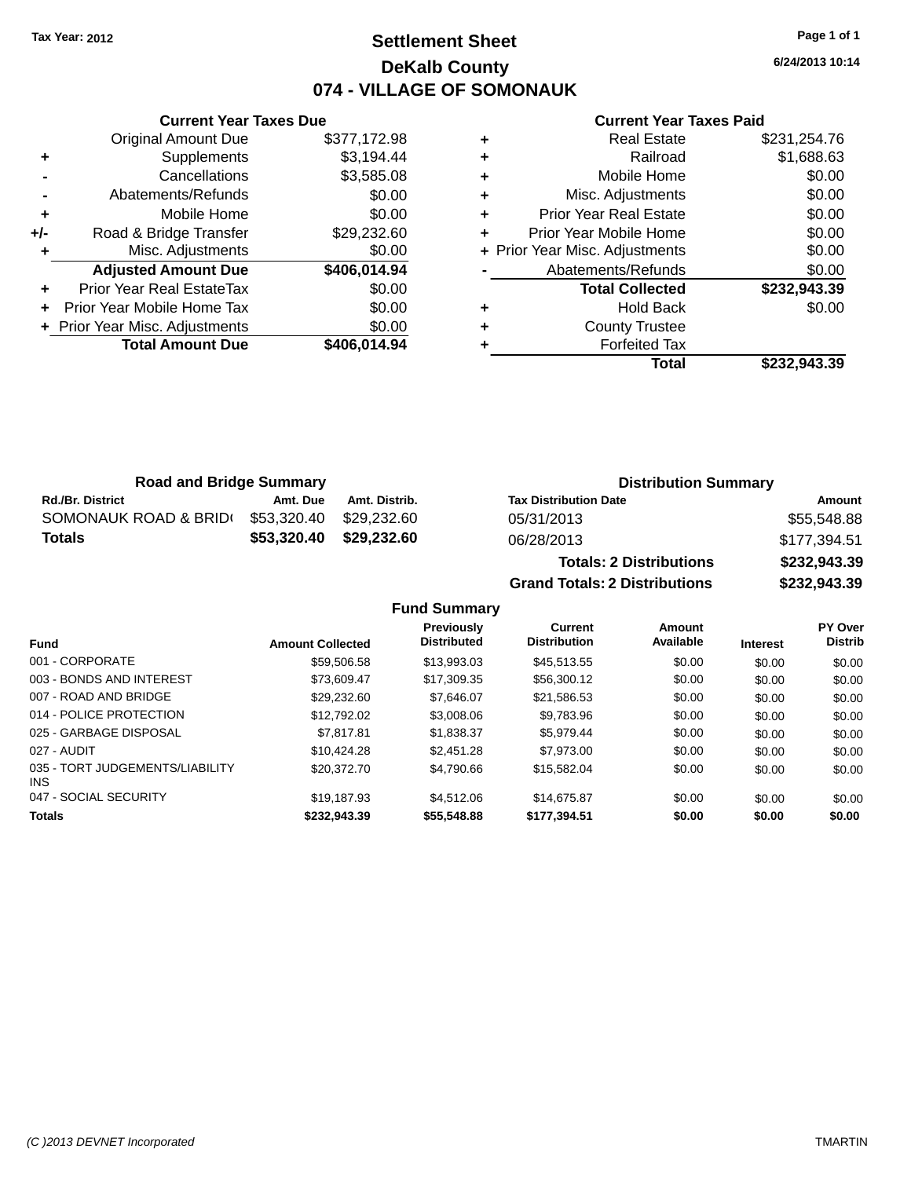Tax Year: 2012

# Settlement Sheet

## DeKalb County

## 074 - VILLAGE OF SOMONAUK

6/24/2013 10:14

### Current Year Taxes Due

| | | |
|---|---|---|
| | Original Amount Due | $377,172.98 |
| + | Supplements | $3,194.44 |
| - | Cancellations | $3,585.08 |
| - | Abatements/Refunds | $0.00 |
| + | Mobile Home | $0.00 |
| +/- | Road & Bridge Transfer | $29,232.60 |
| + | Misc. Adjustments | $0.00 |
| | **Adjusted Amount Due** | **$406,014.94** |
| + | Prior Year Real EstateTax | $0.00 |
| + | Prior Year Mobile Home Tax | $0.00 |
| + | Prior Year Misc. Adjustments | $0.00 |
| | **Total Amount Due** | **$406,014.94** |

### Current Year Taxes Paid

| | | |
|---|---|---|
| + | Real Estate | $231,254.76 |
| + | Railroad | $1,688.63 |
| + | Mobile Home | $0.00 |
| + | Misc. Adjustments | $0.00 |
| + | Prior Year Real Estate | $0.00 |
| + | Prior Year Mobile Home | $0.00 |
| + | Prior Year Misc. Adjustments | $0.00 |
| - | Abatements/Refunds | $0.00 |
| | **Total Collected** | **$232,943.39** |
| + | Hold Back | $0.00 |
| + | County Trustee | |
| + | Forfeited Tax | |
| | **Total** | **$232,943.39** |

### Road and Bridge Summary

| Rd./Br. District | Amt. Due | Amt. Distrib. |
|---|---|---|
| SOMONAUK ROAD & BRID( | $53,320.40 | $29,232.60 |
| **Totals** | **$53,320.40** | **$29,232.60** |

### Distribution Summary

| Tax Distribution Date | Amount |
|---|---|
| 05/31/2013 | $55,548.88 |
| 06/28/2013 | $177,394.51 |
| **Totals: 2 Distributions** | **$232,943.39** |
| **Grand Totals: 2 Distributions** | **$232,943.39** |

### Fund Summary

| Fund | Amount Collected | Previously Distributed | Current Distribution | Amount Available | Interest | PY Over Distrib |
|---|---|---|---|---|---|---|
| 001 - CORPORATE | $59,506.58 | $13,993.03 | $45,513.55 | $0.00 | $0.00 | $0.00 |
| 003 - BONDS AND INTEREST | $73,609.47 | $17,309.35 | $56,300.12 | $0.00 | $0.00 | $0.00 |
| 007 - ROAD AND BRIDGE | $29,232.60 | $7,646.07 | $21,586.53 | $0.00 | $0.00 | $0.00 |
| 014 - POLICE PROTECTION | $12,792.02 | $3,008.06 | $9,783.96 | $0.00 | $0.00 | $0.00 |
| 025 - GARBAGE DISPOSAL | $7,817.81 | $1,838.37 | $5,979.44 | $0.00 | $0.00 | $0.00 |
| 027 - AUDIT | $10,424.28 | $2,451.28 | $7,973.00 | $0.00 | $0.00 | $0.00 |
| 035 - TORT JUDGEMENTS/LIABILITY INS | $20,372.70 | $4,790.66 | $15,582.04 | $0.00 | $0.00 | $0.00 |
| 047 - SOCIAL SECURITY | $19,187.93 | $4,512.06 | $14,675.87 | $0.00 | $0.00 | $0.00 |
| **Totals** | **$232,943.39** | **$55,548.88** | **$177,394.51** | **$0.00** | **$0.00** | **$0.00** |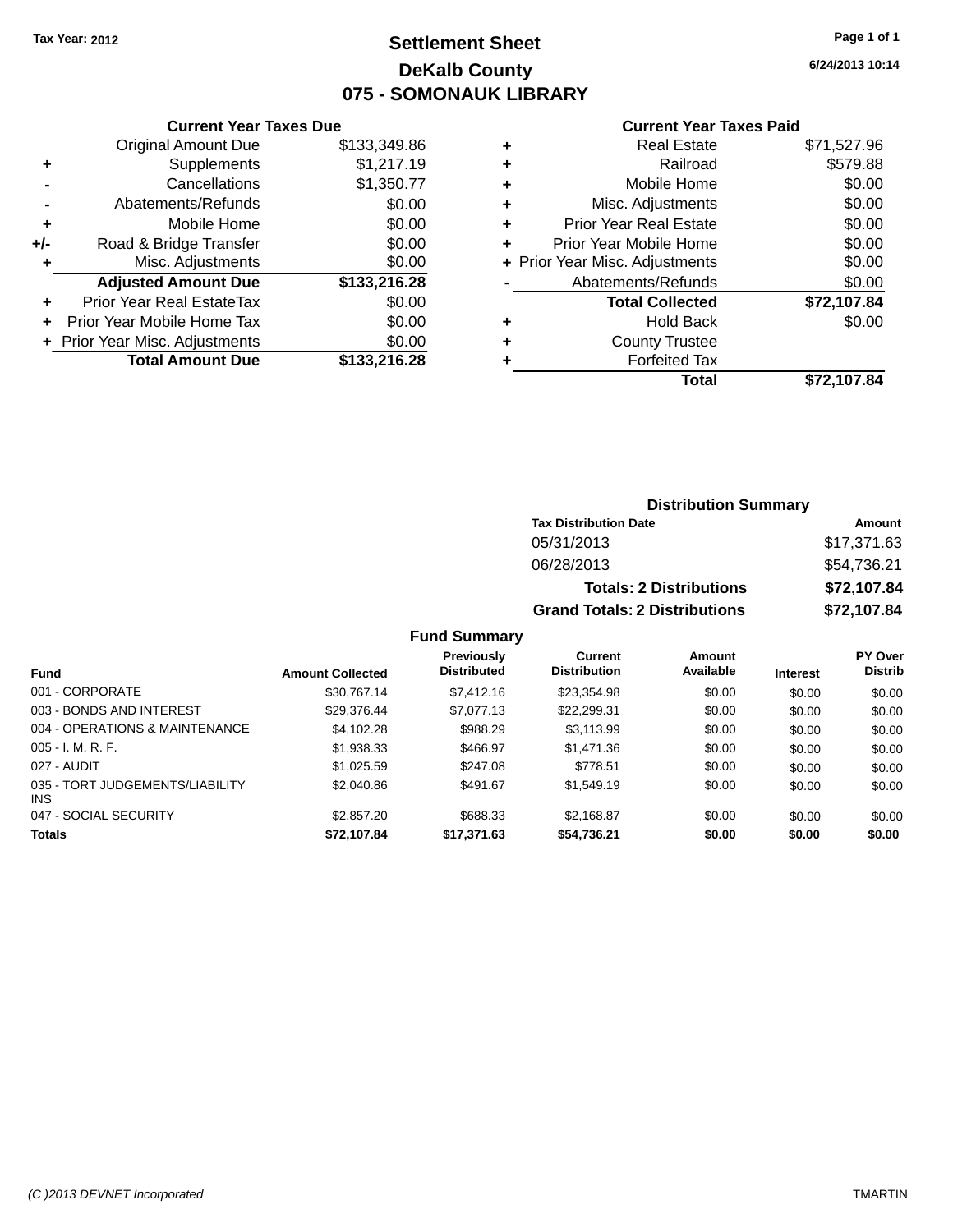Tax Year: 2012

# Settlement Sheet

## DeKalb County

## 075 - SOMONAUK LIBRARY

6/24/2013 10:14

### Current Year Taxes Due

| | | |
|---|---|---|
| | Original Amount Due | $133,349.86 |
| + | Supplements | $1,217.19 |
| - | Cancellations | $1,350.77 |
| - | Abatements/Refunds | $0.00 |
| + | Mobile Home | $0.00 |
| +/- | Road & Bridge Transfer | $0.00 |
| + | Misc. Adjustments | $0.00 |
| | **Adjusted Amount Due** | **$133,216.28** |
| + | Prior Year Real EstateTax | $0.00 |
| + | Prior Year Mobile Home Tax | $0.00 |
| + | Prior Year Misc. Adjustments | $0.00 |
| | **Total Amount Due** | **$133,216.28** |

### Current Year Taxes Paid

| | | |
|---|---|---|
| + | Real Estate | $71,527.96 |
| + | Railroad | $579.88 |
| + | Mobile Home | $0.00 |
| + | Misc. Adjustments | $0.00 |
| + | Prior Year Real Estate | $0.00 |
| + | Prior Year Mobile Home | $0.00 |
| + | Prior Year Misc. Adjustments | $0.00 |
| - | Abatements/Refunds | $0.00 |
| | **Total Collected** | **$72,107.84** |
| + | Hold Back | $0.00 |
| + | County Trustee | |
| + | Forfeited Tax | |
| | **Total** | **$72,107.84** |

### Distribution Summary

| Tax Distribution Date | Amount |
|---|---|
| 05/31/2013 | $17,371.63 |
| 06/28/2013 | $54,736.21 |
| **Totals: 2 Distributions** | **$72,107.84** |
| **Grand Totals: 2 Distributions** | **$72,107.84** |

### Fund Summary

| Fund | Amount Collected | Previously Distributed | Current Distribution | Amount Available | Interest | PY Over Distrib |
|---|---|---|---|---|---|---|
| 001 - CORPORATE | $30,767.14 | $7,412.16 | $23,354.98 | $0.00 | $0.00 | $0.00 |
| 003 - BONDS AND INTEREST | $29,376.44 | $7,077.13 | $22,299.31 | $0.00 | $0.00 | $0.00 |
| 004 - OPERATIONS & MAINTENANCE | $4,102.28 | $988.29 | $3,113.99 | $0.00 | $0.00 | $0.00 |
| 005 - I. M. R. F. | $1,938.33 | $466.97 | $1,471.36 | $0.00 | $0.00 | $0.00 |
| 027 - AUDIT | $1,025.59 | $247.08 | $778.51 | $0.00 | $0.00 | $0.00 |
| 035 - TORT JUDGEMENTS/LIABILITY INS | $2,040.86 | $491.67 | $1,549.19 | $0.00 | $0.00 | $0.00 |
| 047 - SOCIAL SECURITY | $2,857.20 | $688.33 | $2,168.87 | $0.00 | $0.00 | $0.00 |
| **Totals** | **$72,107.84** | **$17,371.63** | **$54,736.21** | **$0.00** | **$0.00** | **$0.00** |

(C )2013 DEVNET Incorporated

TMARTIN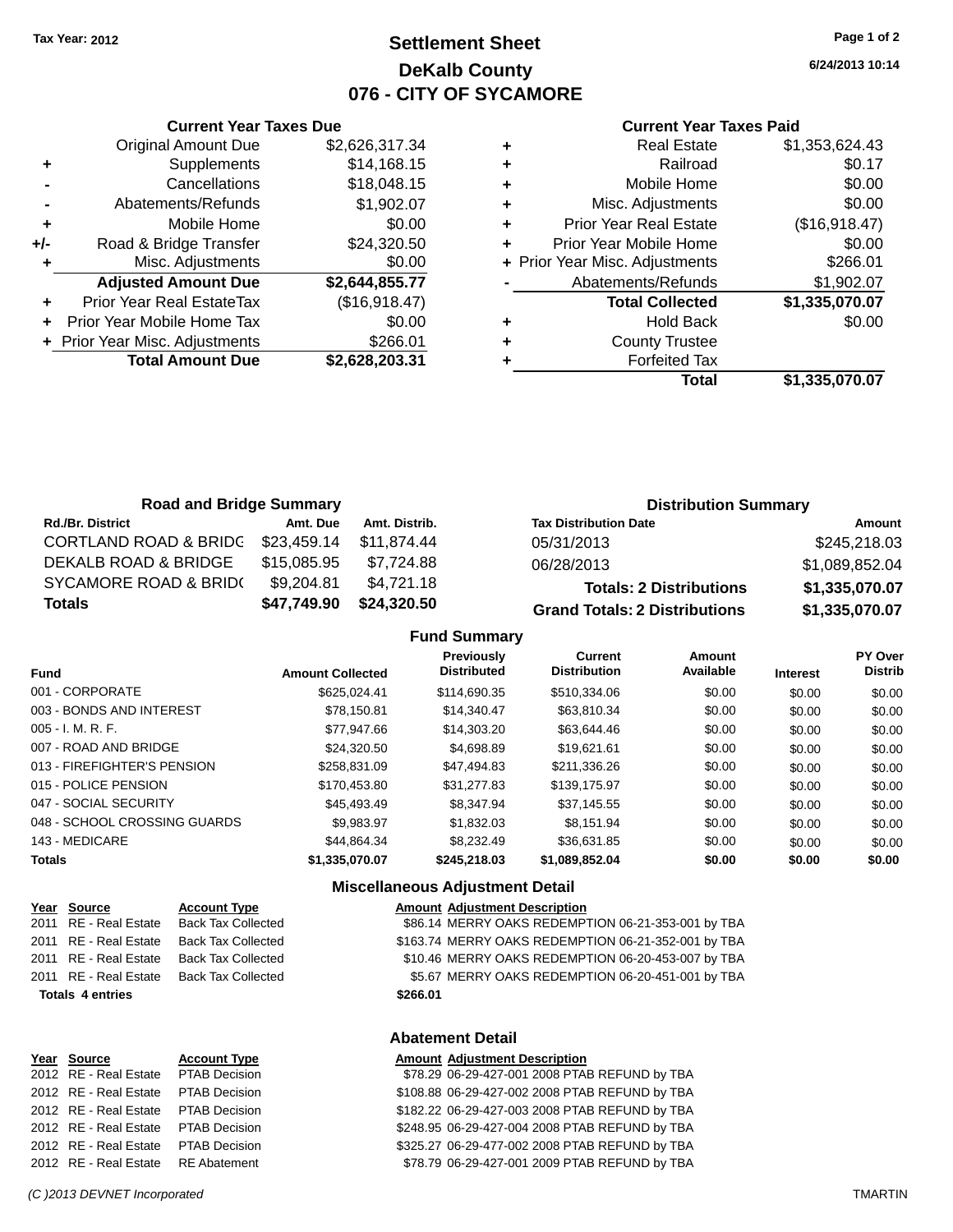Tax Year: 2012

# Settlement Sheet
## DeKalb County
## 076 - CITY OF SYCAMORE

6/24/2013 10:14

### Current Year Taxes Due

| | | |
|---|---|---|
| | Original Amount Due | $2,626,317.34 |
| + | Supplements | $14,168.15 |
| - | Cancellations | $18,048.15 |
| - | Abatements/Refunds | $1,902.07 |
| + | Mobile Home | $0.00 |
| +/- | Road & Bridge Transfer | $24,320.50 |
| + | Misc. Adjustments | $0.00 |
| | **Adjusted Amount Due** | **$2,644,855.77** |
| + | Prior Year Real EstateTax | ($16,918.47) |
| + | Prior Year Mobile Home Tax | $0.00 |
| + | Prior Year Misc. Adjustments | $266.01 |
| | **Total Amount Due** | **$2,628,203.31** |

### Current Year Taxes Paid

| | | |
|---|---|---|
| + | Real Estate | $1,353,624.43 |
| + | Railroad | $0.17 |
| + | Mobile Home | $0.00 |
| + | Misc. Adjustments | $0.00 |
| + | Prior Year Real Estate | ($16,918.47) |
| + | Prior Year Mobile Home | $0.00 |
| + | Prior Year Misc. Adjustments | $266.01 |
| - | Abatements/Refunds | $1,902.07 |
| | **Total Collected** | **$1,335,070.07** |
| + | Hold Back | $0.00 |
| + | County Trustee | |
| + | Forfeited Tax | |
| | **Total** | **$1,335,070.07** |

### Road and Bridge Summary

| Rd./Br. District | Amt. Due | Amt. Distrib. |
|---|---|---|
| CORTLAND ROAD & BRIDG | $23,459.14 | $11,874.44 |
| DEKALB ROAD & BRIDGE | $15,085.95 | $7,724.88 |
| SYCAMORE ROAD & BRID( | $9,204.81 | $4,721.18 |
| **Totals** | **$47,749.90** | **$24,320.50** |

### Distribution Summary

| Tax Distribution Date | Amount |
|---|---|
| 05/31/2013 | $245,218.03 |
| 06/28/2013 | $1,089,852.04 |
| **Totals: 2 Distributions** | **$1,335,070.07** |
| **Grand Totals: 2 Distributions** | **$1,335,070.07** |

### Fund Summary

| Fund | Amount Collected | Previously Distributed | Current Distribution | Amount Available | Interest | PY Over Distrib |
|---|---|---|---|---|---|---|
| 001 - CORPORATE | $625,024.41 | $114,690.35 | $510,334.06 | $0.00 | $0.00 | $0.00 |
| 003 - BONDS AND INTEREST | $78,150.81 | $14,340.47 | $63,810.34 | $0.00 | $0.00 | $0.00 |
| 005 - I. M. R. F. | $77,947.66 | $14,303.20 | $63,644.46 | $0.00 | $0.00 | $0.00 |
| 007 - ROAD AND BRIDGE | $24,320.50 | $4,698.89 | $19,621.61 | $0.00 | $0.00 | $0.00 |
| 013 - FIREFIGHTER'S PENSION | $258,831.09 | $47,494.83 | $211,336.26 | $0.00 | $0.00 | $0.00 |
| 015 - POLICE PENSION | $170,453.80 | $31,277.83 | $139,175.97 | $0.00 | $0.00 | $0.00 |
| 047 - SOCIAL SECURITY | $45,493.49 | $8,347.94 | $37,145.55 | $0.00 | $0.00 | $0.00 |
| 048 - SCHOOL CROSSING GUARDS | $9,983.97 | $1,832.03 | $8,151.94 | $0.00 | $0.00 | $0.00 |
| 143 - MEDICARE | $44,864.34 | $8,232.49 | $36,631.85 | $0.00 | $0.00 | $0.00 |
| **Totals** | **$1,335,070.07** | **$245,218.03** | **$1,089,852.04** | **$0.00** | **$0.00** | **$0.00** |

### Miscellaneous Adjustment Detail

| Year | Source | Account Type | Amount | Adjustment Description |
|---|---|---|---|---|
| 2011 | RE - Real Estate | Back Tax Collected | $86.14 | MERRY OAKS REDEMPTION 06-21-353-001 by TBA |
| 2011 | RE - Real Estate | Back Tax Collected | $163.74 | MERRY OAKS REDEMPTION 06-21-352-001 by TBA |
| 2011 | RE - Real Estate | Back Tax Collected | $10.46 | MERRY OAKS REDEMPTION 06-20-453-007 by TBA |
| 2011 | RE - Real Estate | Back Tax Collected | $5.67 | MERRY OAKS REDEMPTION 06-20-451-001 by TBA |
| **Totals 4 entries** | | | **$266.01** | |

### Abatement Detail

| Year | Source | Account Type | Amount | Adjustment Description |
|---|---|---|---|---|
| 2012 | RE - Real Estate | PTAB Decision | $78.29 | 06-29-427-001 2008 PTAB REFUND by TBA |
| 2012 | RE - Real Estate | PTAB Decision | $108.88 | 06-29-427-002 2008 PTAB REFUND by TBA |
| 2012 | RE - Real Estate | PTAB Decision | $182.22 | 06-29-427-003 2008 PTAB REFUND by TBA |
| 2012 | RE - Real Estate | PTAB Decision | $248.95 | 06-29-427-004 2008 PTAB REFUND by TBA |
| 2012 | RE - Real Estate | PTAB Decision | $325.27 | 06-29-477-002 2008 PTAB REFUND by TBA |
| 2012 | RE - Real Estate | RE Abatement | $78.79 | 06-29-427-001 2009 PTAB REFUND by TBA |

(C )2013 DEVNET Incorporated TMARTIN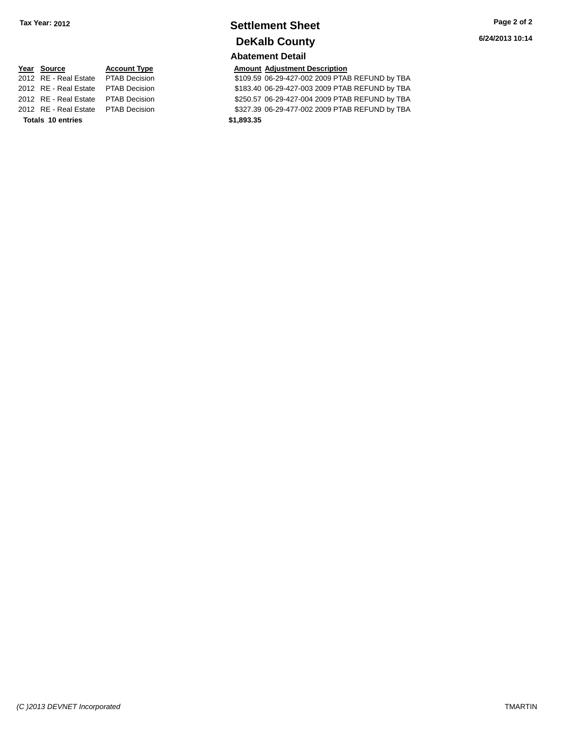Tax Year: 2012

# Settlement Sheet

## DeKalb County

6/24/2013 10:14

### Abatement Detail

| Year | Source | Account Type | Amount | Adjustment Description |
|---|---|---|---|---|
| 2012 | RE - Real Estate | PTAB Decision | $109.59 | 06-29-427-002 2009 PTAB REFUND by TBA |
| 2012 | RE - Real Estate | PTAB Decision | $183.40 | 06-29-427-003 2009 PTAB REFUND by TBA |
| 2012 | RE - Real Estate | PTAB Decision | $250.57 | 06-29-427-004 2009 PTAB REFUND by TBA |
| 2012 | RE - Real Estate | PTAB Decision | $327.39 | 06-29-477-002 2009 PTAB REFUND by TBA |
| **Totals 10 entries** | | | **$1,893.35** | |

*(C )2013 DEVNET Incorporated*

TMARTIN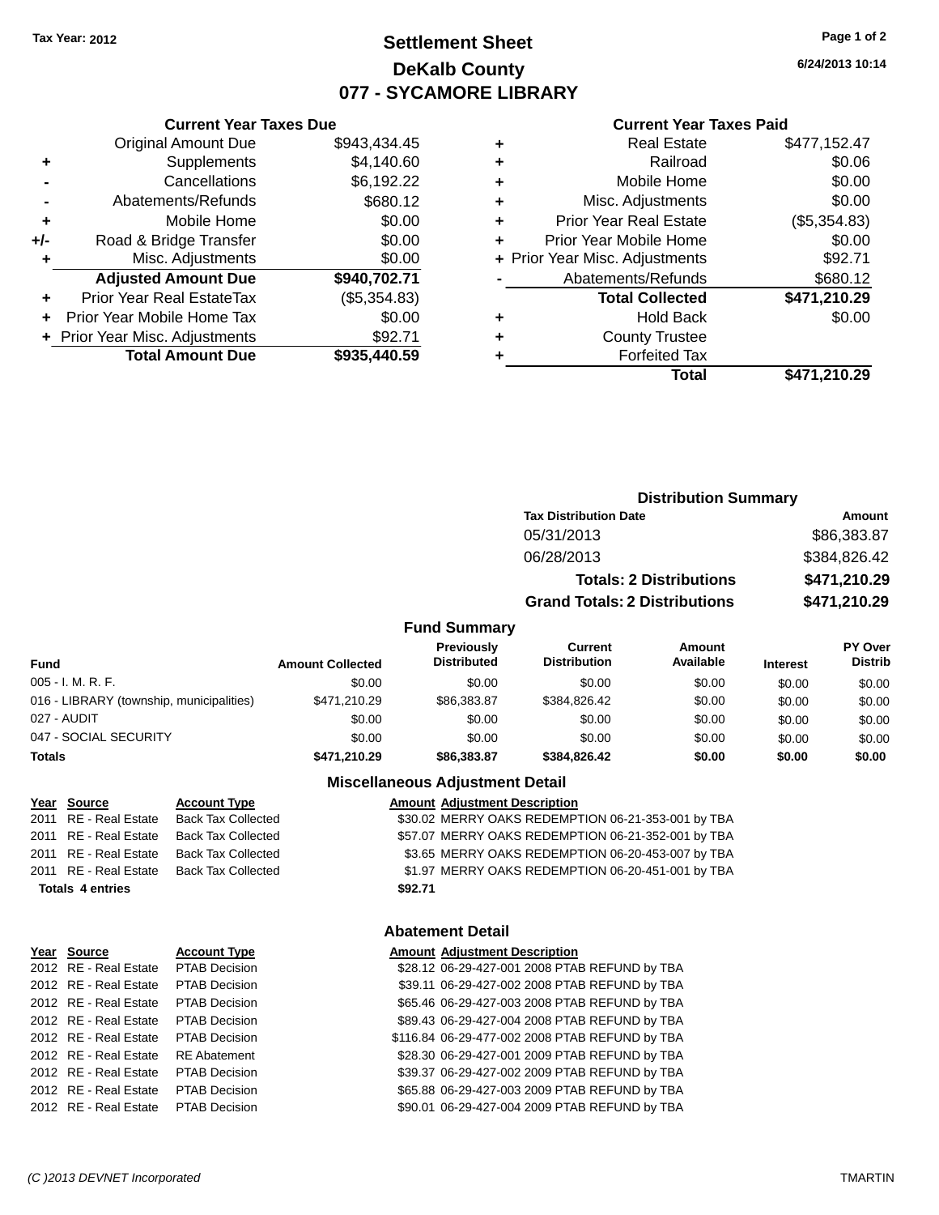Tax Year: 2012

# Settlement Sheet
## DeKalb County
## 077 - SYCAMORE LIBRARY

6/24/2013 10:14

### Current Year Taxes Due

| | | |
|---|---|---|
| | Original Amount Due | $943,434.45 |
| + | Supplements | $4,140.60 |
| - | Cancellations | $6,192.22 |
| - | Abatements/Refunds | $680.12 |
| + | Mobile Home | $0.00 |
| +/- | Road & Bridge Transfer | $0.00 |
| + | Misc. Adjustments | $0.00 |
| | **Adjusted Amount Due** | **$940,702.71** |
| + | Prior Year Real EstateTax | ($5,354.83) |
| + | Prior Year Mobile Home Tax | $0.00 |
| + | Prior Year Misc. Adjustments | $92.71 |
| | **Total Amount Due** | **$935,440.59** |

### Current Year Taxes Paid

| | | |
|---|---|---|
| + | Real Estate | $477,152.47 |
| + | Railroad | $0.06 |
| + | Mobile Home | $0.00 |
| + | Misc. Adjustments | $0.00 |
| + | Prior Year Real Estate | ($5,354.83) |
| + | Prior Year Mobile Home | $0.00 |
| + | Prior Year Misc. Adjustments | $92.71 |
| - | Abatements/Refunds | $680.12 |
| | **Total Collected** | **$471,210.29** |
| + | Hold Back | $0.00 |
| + | County Trustee | |
| + | Forfeited Tax | |
| | **Total** | **$471,210.29** |

### Distribution Summary

| Tax Distribution Date | Amount |
|---|---|
| 05/31/2013 | $86,383.87 |
| 06/28/2013 | $384,826.42 |
| **Totals: 2 Distributions** | **$471,210.29** |
| **Grand Totals: 2 Distributions** | **$471,210.29** |

### Fund Summary

| Fund | Amount Collected | Previously Distributed | Current Distribution | Amount Available | Interest | PY Over Distrib |
|---|---|---|---|---|---|---|
| 005 - I. M. R. F. | $0.00 | $0.00 | $0.00 | $0.00 | $0.00 | $0.00 |
| 016 - LIBRARY (township, municipalities) | $471,210.29 | $86,383.87 | $384,826.42 | $0.00 | $0.00 | $0.00 |
| 027 - AUDIT | $0.00 | $0.00 | $0.00 | $0.00 | $0.00 | $0.00 |
| 047 - SOCIAL SECURITY | $0.00 | $0.00 | $0.00 | $0.00 | $0.00 | $0.00 |
| **Totals** | **$471,210.29** | **$86,383.87** | **$384,826.42** | **$0.00** | **$0.00** | **$0.00** |

### Miscellaneous Adjustment Detail

| Year | Source | Account Type | Amount | Adjustment Description |
|---|---|---|---|---|
| 2011 | RE - Real Estate | Back Tax Collected | $30.02 | MERRY OAKS REDEMPTION 06-21-353-001 by TBA |
| 2011 | RE - Real Estate | Back Tax Collected | $57.07 | MERRY OAKS REDEMPTION 06-21-352-001 by TBA |
| 2011 | RE - Real Estate | Back Tax Collected | $3.65 | MERRY OAKS REDEMPTION 06-20-453-007 by TBA |
| 2011 | RE - Real Estate | Back Tax Collected | $1.97 | MERRY OAKS REDEMPTION 06-20-451-001 by TBA |
| **Totals 4 entries** | | | **$92.71** | |

### Abatement Detail

| Year | Source | Account Type | Amount | Adjustment Description |
|---|---|---|---|---|
| 2012 | RE - Real Estate | PTAB Decision | $28.12 | 06-29-427-001 2008 PTAB REFUND by TBA |
| 2012 | RE - Real Estate | PTAB Decision | $39.11 | 06-29-427-002 2008 PTAB REFUND by TBA |
| 2012 | RE - Real Estate | PTAB Decision | $65.46 | 06-29-427-003 2008 PTAB REFUND by TBA |
| 2012 | RE - Real Estate | PTAB Decision | $89.43 | 06-29-427-004 2008 PTAB REFUND by TBA |
| 2012 | RE - Real Estate | PTAB Decision | $116.84 | 06-29-477-002 2008 PTAB REFUND by TBA |
| 2012 | RE - Real Estate | RE Abatement | $28.30 | 06-29-427-001 2009 PTAB REFUND by TBA |
| 2012 | RE - Real Estate | PTAB Decision | $39.37 | 06-29-427-002 2009 PTAB REFUND by TBA |
| 2012 | RE - Real Estate | PTAB Decision | $65.88 | 06-29-427-003 2009 PTAB REFUND by TBA |
| 2012 | RE - Real Estate | PTAB Decision | $90.01 | 06-29-427-004 2009 PTAB REFUND by TBA |

(C )2013 DEVNET Incorporated TMARTIN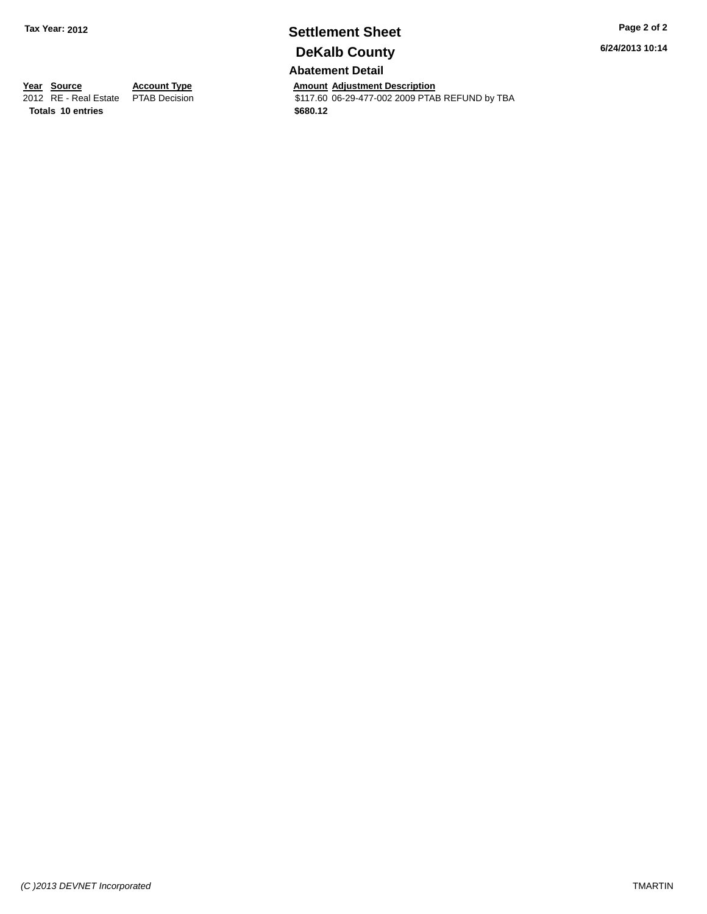**Tax Year: 2012**

# Settlement Sheet

## DeKalb County

### Abatement Detail

| Year | Source | Account Type | Amount | Adjustment Description |
|---|---|---|---|---|
| 2012 | RE - Real Estate | PTAB Decision | $117.60 | 06-29-477-002 2009 PTAB REFUND by TBA |
| **Totals** | **10 entries** | | **$680.12** | |

*(C )2013 DEVNET Incorporated*

TMARTIN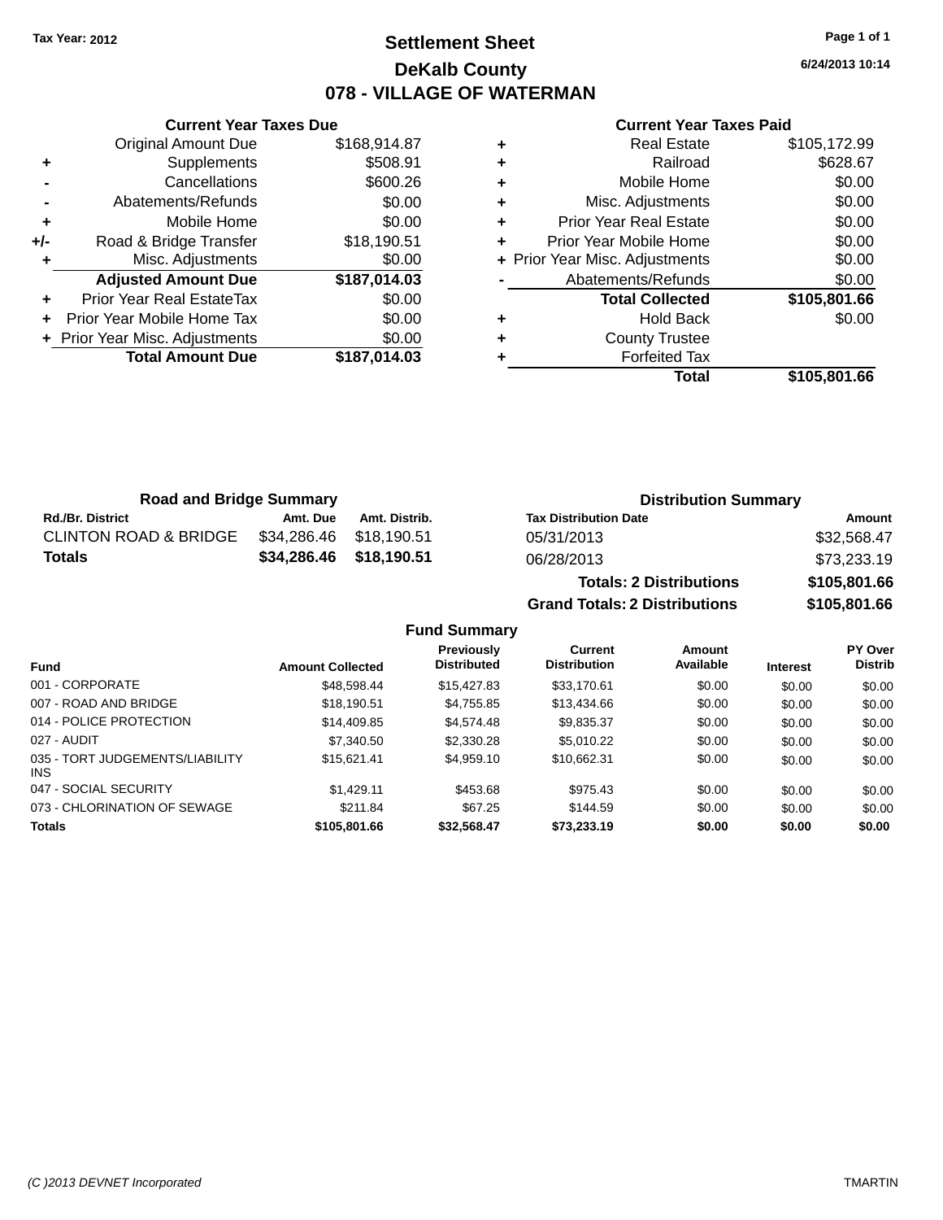Tax Year: 2012

# Settlement Sheet

## DeKalb County

## 078 - VILLAGE OF WATERMAN

6/24/2013 10:14

### Current Year Taxes Due

| | | |
|---|---|---|
| | Original Amount Due | $168,914.87 |
| + | Supplements | $508.91 |
| - | Cancellations | $600.26 |
| - | Abatements/Refunds | $0.00 |
| + | Mobile Home | $0.00 |
| +/- | Road & Bridge Transfer | $18,190.51 |
| + | Misc. Adjustments | $0.00 |
| | **Adjusted Amount Due** | **$187,014.03** |
| + | Prior Year Real EstateTax | $0.00 |
| + | Prior Year Mobile Home Tax | $0.00 |
| + | Prior Year Misc. Adjustments | $0.00 |
| | **Total Amount Due** | **$187,014.03** |

### Current Year Taxes Paid

| | | |
|---|---|---|
| + | Real Estate | $105,172.99 |
| + | Railroad | $628.67 |
| + | Mobile Home | $0.00 |
| + | Misc. Adjustments | $0.00 |
| + | Prior Year Real Estate | $0.00 |
| + | Prior Year Mobile Home | $0.00 |
| + | Prior Year Misc. Adjustments | $0.00 |
| - | Abatements/Refunds | $0.00 |
| | **Total Collected** | **$105,801.66** |
| + | Hold Back | $0.00 |
| + | County Trustee | |
| + | Forfeited Tax | |
| | **Total** | **$105,801.66** |

### Road and Bridge Summary

| Rd./Br. District | Amt. Due | Amt. Distrib. |
|---|---|---|
| CLINTON ROAD & BRIDGE | $34,286.46 | $18,190.51 |
| **Totals** | **$34,286.46** | **$18,190.51** |

### Distribution Summary

| Tax Distribution Date | Amount |
|---|---|
| 05/31/2013 | $32,568.47 |
| 06/28/2013 | $73,233.19 |
| **Totals: 2 Distributions** | **$105,801.66** |
| **Grand Totals: 2 Distributions** | **$105,801.66** |

### Fund Summary

| Fund | Amount Collected | Previously Distributed | Current Distribution | Amount Available | Interest | PY Over Distrib |
|---|---|---|---|---|---|---|
| 001 - CORPORATE | $48,598.44 | $15,427.83 | $33,170.61 | $0.00 | $0.00 | $0.00 |
| 007 - ROAD AND BRIDGE | $18,190.51 | $4,755.85 | $13,434.66 | $0.00 | $0.00 | $0.00 |
| 014 - POLICE PROTECTION | $14,409.85 | $4,574.48 | $9,835.37 | $0.00 | $0.00 | $0.00 |
| 027 - AUDIT | $7,340.50 | $2,330.28 | $5,010.22 | $0.00 | $0.00 | $0.00 |
| 035 - TORT JUDGEMENTS/LIABILITY INS | $15,621.41 | $4,959.10 | $10,662.31 | $0.00 | $0.00 | $0.00 |
| 047 - SOCIAL SECURITY | $1,429.11 | $453.68 | $975.43 | $0.00 | $0.00 | $0.00 |
| 073 - CHLORINATION OF SEWAGE | $211.84 | $67.25 | $144.59 | $0.00 | $0.00 | $0.00 |
| **Totals** | **$105,801.66** | **$32,568.47** | **$73,233.19** | **$0.00** | **$0.00** | **$0.00** |

(C )2013 DEVNET Incorporated TMARTIN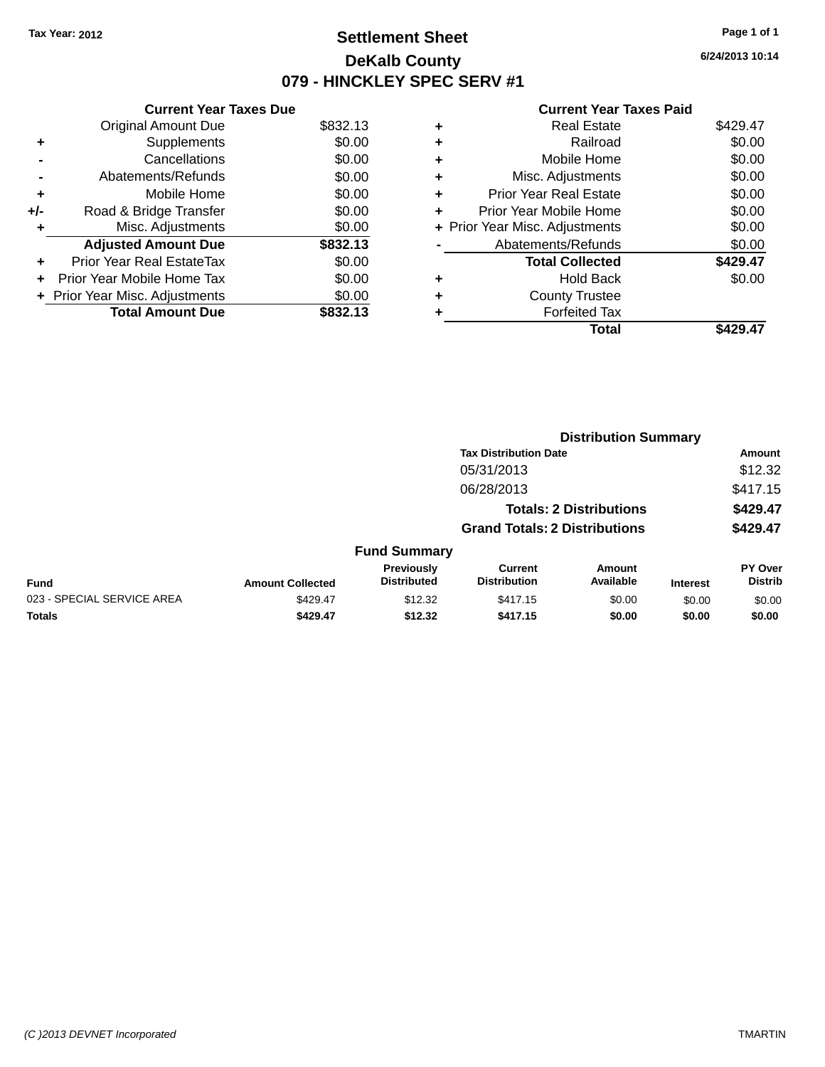Tax Year: 2012

# Settlement Sheet

## DeKalb County

## 079 - HINCKLEY SPEC SERV #1

6/24/2013 10:14

### Current Year Taxes Due

| | | |
|---|---|---|
| | Original Amount Due | $832.13 |
| + | Supplements | $0.00 |
| - | Cancellations | $0.00 |
| - | Abatements/Refunds | $0.00 |
| + | Mobile Home | $0.00 |
| +/- | Road & Bridge Transfer | $0.00 |
| + | Misc. Adjustments | $0.00 |
| | **Adjusted Amount Due** | **$832.13** |
| + | Prior Year Real EstateTax | $0.00 |
| + | Prior Year Mobile Home Tax | $0.00 |
| + | Prior Year Misc. Adjustments | $0.00 |
| | **Total Amount Due** | **$832.13** |

### Current Year Taxes Paid

| | | |
|---|---|---|
| + | Real Estate | $429.47 |
| + | Railroad | $0.00 |
| + | Mobile Home | $0.00 |
| + | Misc. Adjustments | $0.00 |
| + | Prior Year Real Estate | $0.00 |
| + | Prior Year Mobile Home | $0.00 |
| + | Prior Year Misc. Adjustments | $0.00 |
| - | Abatements/Refunds | $0.00 |
| | **Total Collected** | **$429.47** |
| + | Hold Back | $0.00 |
| + | County Trustee | |
| + | Forfeited Tax | |
| | **Total** | **$429.47** |

### Distribution Summary

| Tax Distribution Date | Amount |
|---|---|
| 05/31/2013 | $12.32 |
| 06/28/2013 | $417.15 |
| **Totals: 2 Distributions** | **$429.47** |
| **Grand Totals: 2 Distributions** | **$429.47** |

### Fund Summary

| Fund | Amount Collected | Previously Distributed | Current Distribution | Amount Available | Interest | PY Over Distrib |
|---|---|---|---|---|---|---|
| 023 - SPECIAL SERVICE AREA | $429.47 | $12.32 | $417.15 | $0.00 | $0.00 | $0.00 |
| **Totals** | **$429.47** | **$12.32** | **$417.15** | **$0.00** | **$0.00** | **$0.00** |

(C )2013 DEVNET Incorporated TMARTIN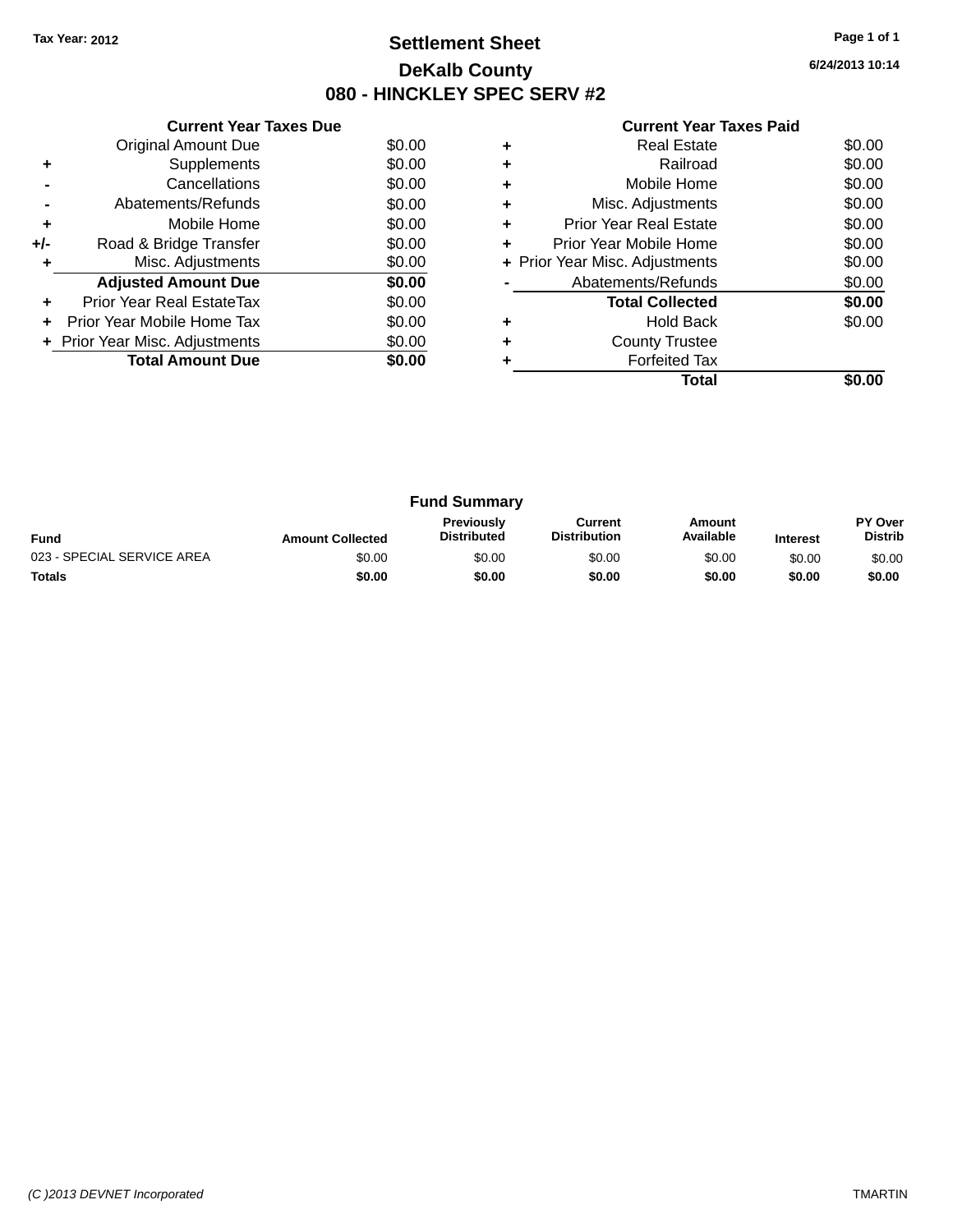Tax Year: 2012

# Settlement Sheet

## DeKalb County

## 080 - HINCKLEY SPEC SERV #2

6/24/2013 10:14

| | Current Year Taxes Due | |
|---|---|---|
| | Original Amount Due | $0.00 |
| + | Supplements | $0.00 |
| - | Cancellations | $0.00 |
| - | Abatements/Refunds | $0.00 |
| + | Mobile Home | $0.00 |
| +/- | Road & Bridge Transfer | $0.00 |
| + | Misc. Adjustments | $0.00 |
| | **Adjusted Amount Due** | **$0.00** |
| + | Prior Year Real EstateTax | $0.00 |
| + | Prior Year Mobile Home Tax | $0.00 |
| + | Prior Year Misc. Adjustments | $0.00 |
| | **Total Amount Due** | **$0.00** |

| | Current Year Taxes Paid | |
|---|---|---|
| + | Real Estate | $0.00 |
| + | Railroad | $0.00 |
| + | Mobile Home | $0.00 |
| + | Misc. Adjustments | $0.00 |
| + | Prior Year Real Estate | $0.00 |
| + | Prior Year Mobile Home | $0.00 |
| + | Prior Year Misc. Adjustments | $0.00 |
| - | Abatements/Refunds | $0.00 |
| | **Total Collected** | **$0.00** |
| + | Hold Back | $0.00 |
| + | County Trustee | |
| + | Forfeited Tax | |
| | **Total** | **$0.00** |

### Fund Summary

| Fund | Amount Collected | Previously Distributed | Current Distribution | Amount Available | Interest | PY Over Distrib |
|---|---|---|---|---|---|---|
| 023 - SPECIAL SERVICE AREA | $0.00 | $0.00 | $0.00 | $0.00 | $0.00 | $0.00 |
| **Totals** | **$0.00** | **$0.00** | **$0.00** | **$0.00** | **$0.00** | **$0.00** |

(C )2013 DEVNET Incorporated TMARTIN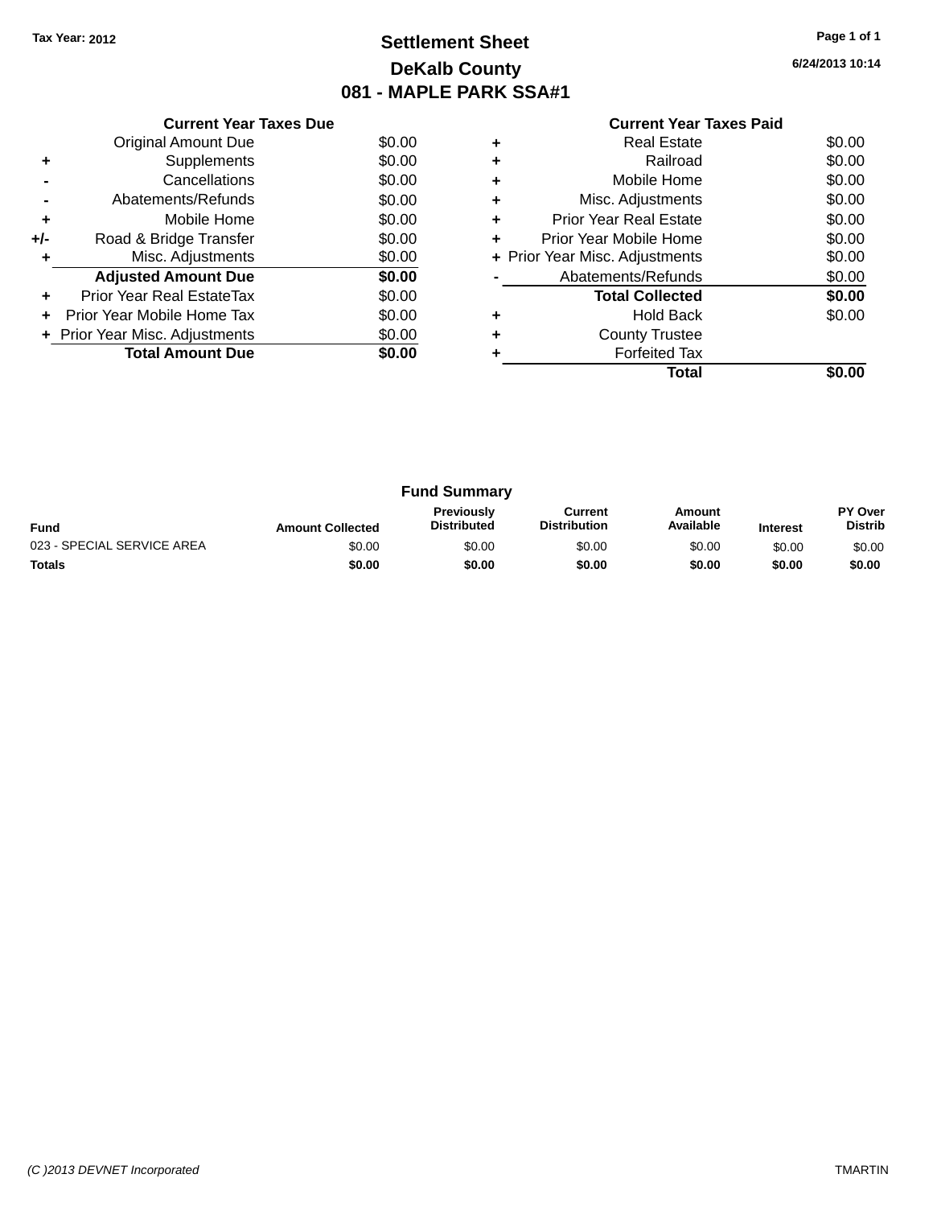Tax Year: 2012

# Settlement Sheet

## DeKalb County

## 081 - MAPLE PARK SSA#1

6/24/2013 10:14

| | Current Year Taxes Due | |
|---|---|---|
| | Original Amount Due | $0.00 |
| + | Supplements | $0.00 |
| - | Cancellations | $0.00 |
| - | Abatements/Refunds | $0.00 |
| + | Mobile Home | $0.00 |
| +/- | Road & Bridge Transfer | $0.00 |
| + | Misc. Adjustments | $0.00 |
| | **Adjusted Amount Due** | **$0.00** |
| + | Prior Year Real EstateTax | $0.00 |
| + | Prior Year Mobile Home Tax | $0.00 |
| + | Prior Year Misc. Adjustments | $0.00 |
| | **Total Amount Due** | **$0.00** |

| | Current Year Taxes Paid | |
|---|---|---|
| + | Real Estate | $0.00 |
| + | Railroad | $0.00 |
| + | Mobile Home | $0.00 |
| + | Misc. Adjustments | $0.00 |
| + | Prior Year Real Estate | $0.00 |
| + | Prior Year Mobile Home | $0.00 |
| + | Prior Year Misc. Adjustments | $0.00 |
| - | Abatements/Refunds | $0.00 |
| | **Total Collected** | **$0.00** |
| + | Hold Back | $0.00 |
| + | County Trustee | |
| + | Forfeited Tax | |
| | **Total** | **$0.00** |

### Fund Summary

| Fund | Amount Collected | Previously Distributed | Current Distribution | Amount Available | Interest | PY Over Distrib |
|---|---|---|---|---|---|---|
| 023 - SPECIAL SERVICE AREA | $0.00 | $0.00 | $0.00 | $0.00 | $0.00 | $0.00 |
| **Totals** | **$0.00** | **$0.00** | **$0.00** | **$0.00** | **$0.00** | **$0.00** |

(C )2013 DEVNET Incorporated TMARTIN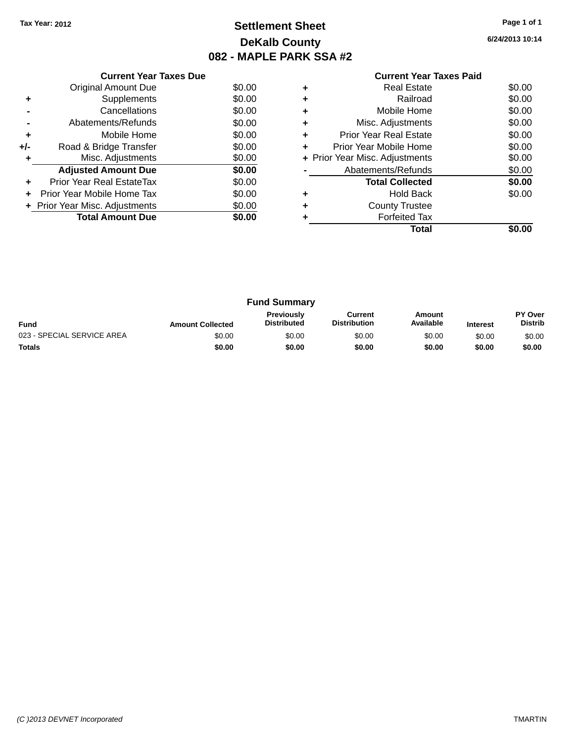Tax Year: 2012

# Settlement Sheet

## DeKalb County

## 082 - MAPLE PARK SSA #2

6/24/2013 10:14

### Current Year Taxes Due

| | | |
|---|---|---|
| | Original Amount Due | $0.00 |
| + | Supplements | $0.00 |
| - | Cancellations | $0.00 |
| - | Abatements/Refunds | $0.00 |
| + | Mobile Home | $0.00 |
| +/- | Road & Bridge Transfer | $0.00 |
| + | Misc. Adjustments | $0.00 |
| | **Adjusted Amount Due** | **$0.00** |
| + | Prior Year Real EstateTax | $0.00 |
| + | Prior Year Mobile Home Tax | $0.00 |
| + | Prior Year Misc. Adjustments | $0.00 |
| | **Total Amount Due** | **$0.00** |

### Current Year Taxes Paid

| | | |
|---|---|---|
| + | Real Estate | $0.00 |
| + | Railroad | $0.00 |
| + | Mobile Home | $0.00 |
| + | Misc. Adjustments | $0.00 |
| + | Prior Year Real Estate | $0.00 |
| + | Prior Year Mobile Home | $0.00 |
| + | Prior Year Misc. Adjustments | $0.00 |
| - | Abatements/Refunds | $0.00 |
| | **Total Collected** | **$0.00** |
| + | Hold Back | $0.00 |
| + | County Trustee | |
| + | Forfeited Tax | |
| | **Total** | **$0.00** |

### Fund Summary

| Fund | Amount Collected | Previously Distributed | Current Distribution | Amount Available | Interest | PY Over Distrib |
|---|---|---|---|---|---|---|
| 023 - SPECIAL SERVICE AREA | $0.00 | $0.00 | $0.00 | $0.00 | $0.00 | $0.00 |
| **Totals** | **$0.00** | **$0.00** | **$0.00** | **$0.00** | **$0.00** | **$0.00** |

(C )2013 DEVNET Incorporated TMARTIN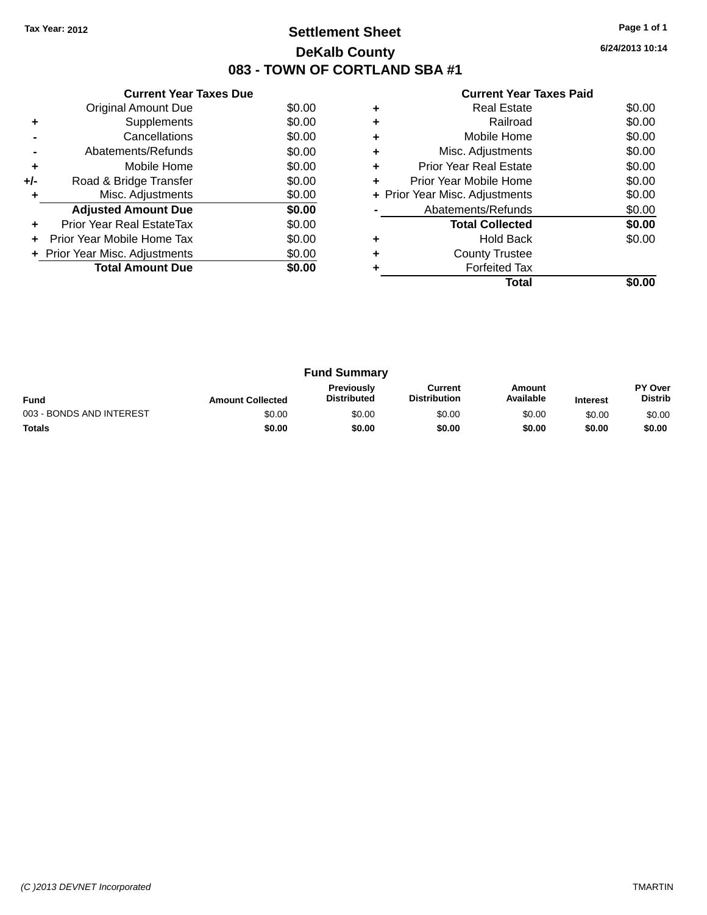Tax Year: 2012

# Settlement Sheet

## DeKalb County

## 083 - TOWN OF CORTLAND SBA #1

6/24/2013 10:14

### Current Year Taxes Due

| | | |
|---|---|---|
| | Original Amount Due | $0.00 |
| + | Supplements | $0.00 |
| - | Cancellations | $0.00 |
| - | Abatements/Refunds | $0.00 |
| + | Mobile Home | $0.00 |
| +/- | Road & Bridge Transfer | $0.00 |
| + | Misc. Adjustments | $0.00 |
| | **Adjusted Amount Due** | **$0.00** |
| + | Prior Year Real EstateTax | $0.00 |
| + | Prior Year Mobile Home Tax | $0.00 |
| + | Prior Year Misc. Adjustments | $0.00 |
| | **Total Amount Due** | **$0.00** |

### Current Year Taxes Paid

| | | |
|---|---|---|
| + | Real Estate | $0.00 |
| + | Railroad | $0.00 |
| + | Mobile Home | $0.00 |
| + | Misc. Adjustments | $0.00 |
| + | Prior Year Real Estate | $0.00 |
| + | Prior Year Mobile Home | $0.00 |
| + | Prior Year Misc. Adjustments | $0.00 |
| - | Abatements/Refunds | $0.00 |
| | **Total Collected** | **$0.00** |
| + | Hold Back | $0.00 |
| + | County Trustee | |
| + | Forfeited Tax | |
| | **Total** | **$0.00** |

### Fund Summary

| Fund | Amount Collected | Previously Distributed | Current Distribution | Amount Available | Interest | PY Over Distrib |
|---|---|---|---|---|---|---|
| 003 - BONDS AND INTEREST | $0.00 | $0.00 | $0.00 | $0.00 | $0.00 | $0.00 |
| **Totals** | **$0.00** | **$0.00** | **$0.00** | **$0.00** | **$0.00** | **$0.00** |

(C )2013 DEVNET Incorporated TMARTIN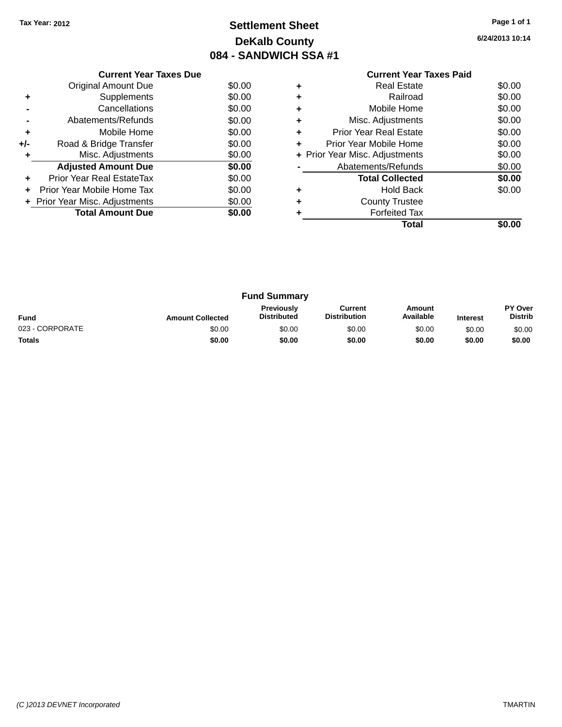Tax Year: 2012

# Settlement Sheet
## DeKalb County
## 084 - SANDWICH SSA #1

6/24/2013 10:14

### Current Year Taxes Due

| | | |
|---|---|---|
| | Original Amount Due | $0.00 |
| + | Supplements | $0.00 |
| - | Cancellations | $0.00 |
| - | Abatements/Refunds | $0.00 |
| + | Mobile Home | $0.00 |
| +/- | Road & Bridge Transfer | $0.00 |
| + | Misc. Adjustments | $0.00 |
| | **Adjusted Amount Due** | **$0.00** |
| + | Prior Year Real EstateTax | $0.00 |
| + | Prior Year Mobile Home Tax | $0.00 |
| + | Prior Year Misc. Adjustments | $0.00 |
| | **Total Amount Due** | **$0.00** |

### Current Year Taxes Paid

| | | |
|---|---|---|
| + | Real Estate | $0.00 |
| + | Railroad | $0.00 |
| + | Mobile Home | $0.00 |
| + | Misc. Adjustments | $0.00 |
| + | Prior Year Real Estate | $0.00 |
| + | Prior Year Mobile Home | $0.00 |
| + | Prior Year Misc. Adjustments | $0.00 |
| - | Abatements/Refunds | $0.00 |
| | **Total Collected** | **$0.00** |
| + | Hold Back | $0.00 |
| + | County Trustee | |
| + | Forfeited Tax | |
| | **Total** | **$0.00** |

### Fund Summary

| Fund | Amount Collected | Previously Distributed | Current Distribution | Amount Available | Interest | PY Over Distrib |
|---|---|---|---|---|---|---|
| 023 - CORPORATE | $0.00 | $0.00 | $0.00 | $0.00 | $0.00 | $0.00 |
| **Totals** | **$0.00** | **$0.00** | **$0.00** | **$0.00** | **$0.00** | **$0.00** |

(C )2013 DEVNET Incorporated

TMARTIN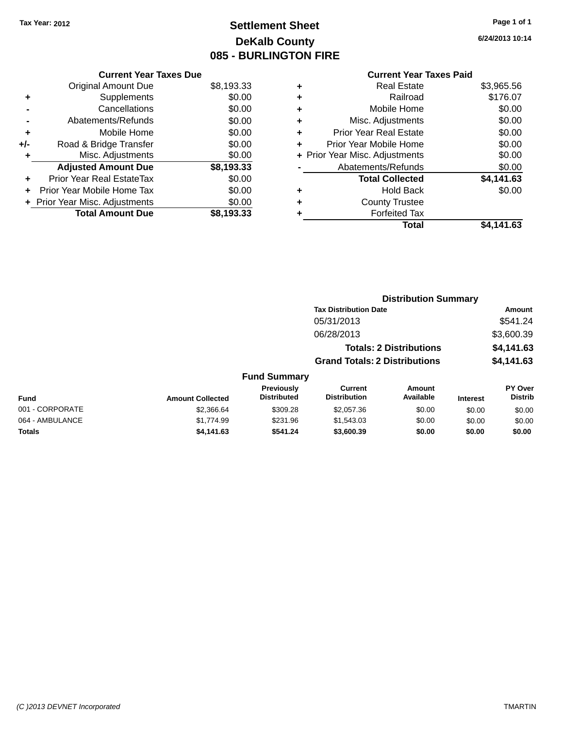Tax Year: 2012

# Settlement Sheet
## DeKalb County
## 085 - BURLINGTON FIRE

6/24/2013 10:14

| | Current Year Taxes Due | |
|---|---|---|
| | Original Amount Due | $8,193.33 |
| + | Supplements | $0.00 |
| - | Cancellations | $0.00 |
| - | Abatements/Refunds | $0.00 |
| + | Mobile Home | $0.00 |
| +/- | Road & Bridge Transfer | $0.00 |
| + | Misc. Adjustments | $0.00 |
| | **Adjusted Amount Due** | **$8,193.33** |
| + | Prior Year Real EstateTax | $0.00 |
| + | Prior Year Mobile Home Tax | $0.00 |
| + | Prior Year Misc. Adjustments | $0.00 |
| | **Total Amount Due** | **$8,193.33** |

| | Current Year Taxes Paid | |
|---|---|---|
| + | Real Estate | $3,965.56 |
| + | Railroad | $176.07 |
| + | Mobile Home | $0.00 |
| + | Misc. Adjustments | $0.00 |
| + | Prior Year Real Estate | $0.00 |
| + | Prior Year Mobile Home | $0.00 |
| + | Prior Year Misc. Adjustments | $0.00 |
| - | Abatements/Refunds | $0.00 |
| | **Total Collected** | **$4,141.63** |
| + | Hold Back | $0.00 |
| + | County Trustee | |
| + | Forfeited Tax | |
| | **Total** | **$4,141.63** |

### Distribution Summary

| Tax Distribution Date | Amount |
|---|---|
| 05/31/2013 | $541.24 |
| 06/28/2013 | $3,600.39 |
| **Totals: 2 Distributions** | **$4,141.63** |
| **Grand Totals: 2 Distributions** | **$4,141.63** |

### Fund Summary

| Fund | Amount Collected | Previously Distributed | Current Distribution | Amount Available | Interest | PY Over Distrib |
|---|---|---|---|---|---|---|
| 001 - CORPORATE | $2,366.64 | $309.28 | $2,057.36 | $0.00 | $0.00 | $0.00 |
| 064 - AMBULANCE | $1,774.99 | $231.96 | $1,543.03 | $0.00 | $0.00 | $0.00 |
| **Totals** | **$4,141.63** | **$541.24** | **$3,600.39** | **$0.00** | **$0.00** | **$0.00** |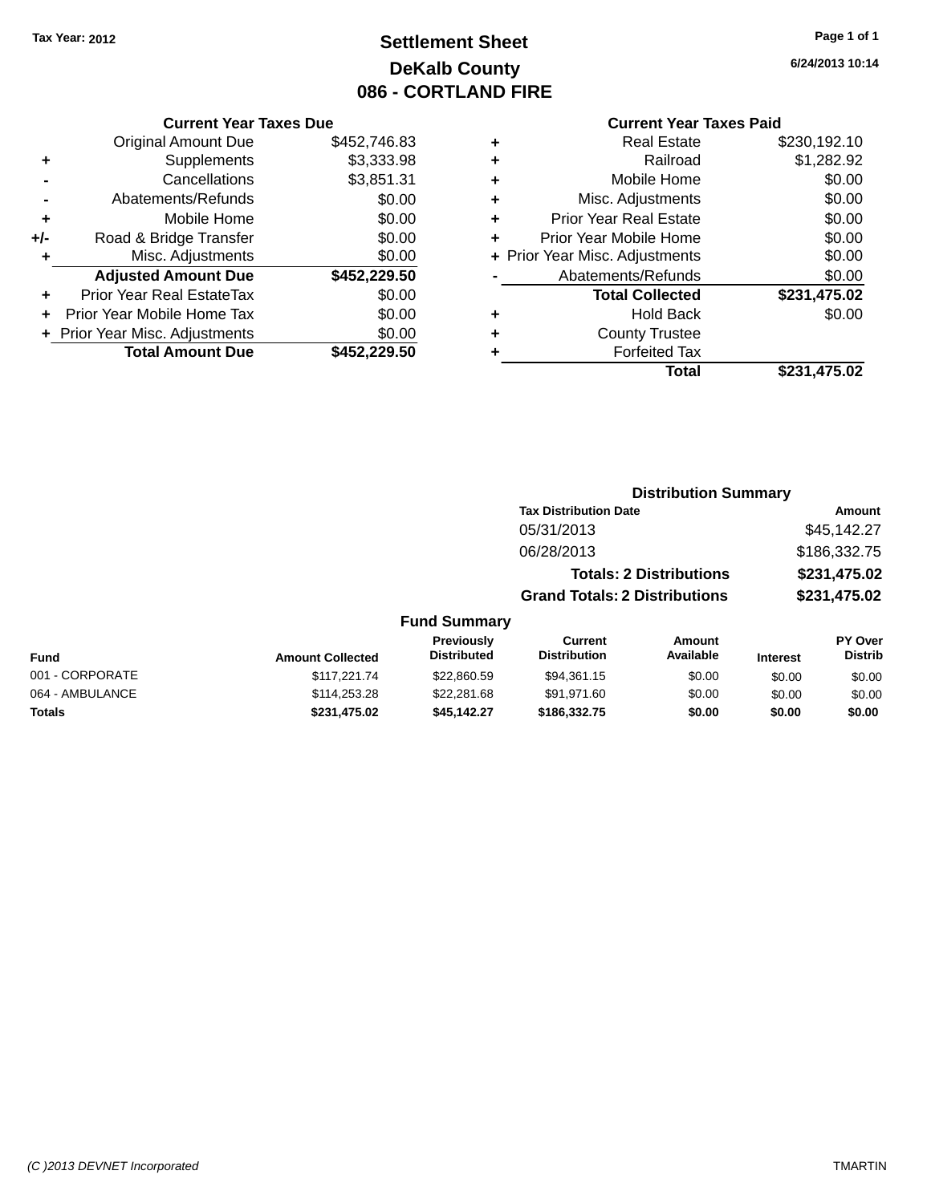Tax Year: 2012

# Settlement Sheet
## DeKalb County
## 086 - CORTLAND FIRE

6/24/2013 10:14

### Current Year Taxes Due

| | | |
|---|---|---|
| | Original Amount Due | $452,746.83 |
| + | Supplements | $3,333.98 |
| - | Cancellations | $3,851.31 |
| - | Abatements/Refunds | $0.00 |
| + | Mobile Home | $0.00 |
| +/- | Road & Bridge Transfer | $0.00 |
| + | Misc. Adjustments | $0.00 |
| | **Adjusted Amount Due** | **$452,229.50** |
| + | Prior Year Real EstateTax | $0.00 |
| + | Prior Year Mobile Home Tax | $0.00 |
| + | Prior Year Misc. Adjustments | $0.00 |
| | **Total Amount Due** | **$452,229.50** |

### Current Year Taxes Paid

| | | |
|---|---|---|
| + | Real Estate | $230,192.10 |
| + | Railroad | $1,282.92 |
| + | Mobile Home | $0.00 |
| + | Misc. Adjustments | $0.00 |
| + | Prior Year Real Estate | $0.00 |
| + | Prior Year Mobile Home | $0.00 |
| + | Prior Year Misc. Adjustments | $0.00 |
| - | Abatements/Refunds | $0.00 |
| | **Total Collected** | **$231,475.02** |
| + | Hold Back | $0.00 |
| + | County Trustee | |
| + | Forfeited Tax | |
| | **Total** | **$231,475.02** |

### Distribution Summary

| Tax Distribution Date | Amount |
|---|---|
| 05/31/2013 | $45,142.27 |
| 06/28/2013 | $186,332.75 |
| **Totals: 2 Distributions** | **$231,475.02** |
| **Grand Totals: 2 Distributions** | **$231,475.02** |

### Fund Summary

| Fund | Amount Collected | Previously Distributed | Current Distribution | Amount Available | Interest | PY Over Distrib |
|---|---|---|---|---|---|---|
| 001 - CORPORATE | $117,221.74 | $22,860.59 | $94,361.15 | $0.00 | $0.00 | $0.00 |
| 064 - AMBULANCE | $114,253.28 | $22,281.68 | $91,971.60 | $0.00 | $0.00 | $0.00 |
| **Totals** | **$231,475.02** | **$45,142.27** | **$186,332.75** | **$0.00** | **$0.00** | **$0.00** |

(C )2013 DEVNET Incorporated TMARTIN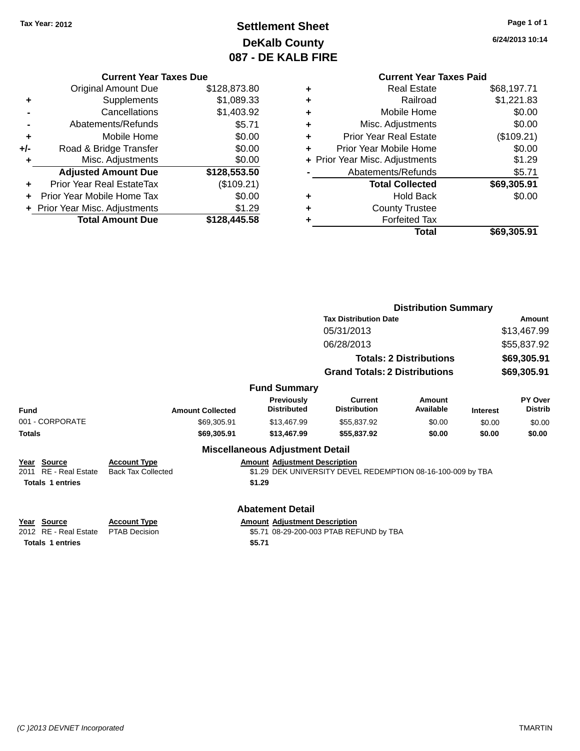Tax Year: 2012

# Settlement Sheet
## DeKalb County
## 087 - DE KALB FIRE

6/24/2013 10:14

### Current Year Taxes Due

| | | |
|---|---|---|
| | Original Amount Due | $128,873.80 |
| + | Supplements | $1,089.33 |
| - | Cancellations | $1,403.92 |
| - | Abatements/Refunds | $5.71 |
| + | Mobile Home | $0.00 |
| +/- | Road & Bridge Transfer | $0.00 |
| + | Misc. Adjustments | $0.00 |
| | **Adjusted Amount Due** | **$128,553.50** |
| + | Prior Year Real EstateTax | ($109.21) |
| + | Prior Year Mobile Home Tax | $0.00 |
| + | Prior Year Misc. Adjustments | $1.29 |
| | **Total Amount Due** | **$128,445.58** |

### Current Year Taxes Paid

| | | |
|---|---|---|
| + | Real Estate | $68,197.71 |
| + | Railroad | $1,221.83 |
| + | Mobile Home | $0.00 |
| + | Misc. Adjustments | $0.00 |
| + | Prior Year Real Estate | ($109.21) |
| + | Prior Year Mobile Home | $0.00 |
| + | Prior Year Misc. Adjustments | $1.29 |
| - | Abatements/Refunds | $5.71 |
| | **Total Collected** | **$69,305.91** |
| + | Hold Back | $0.00 |
| + | County Trustee | |
| + | Forfeited Tax | |
| | **Total** | **$69,305.91** |

### Distribution Summary

| Tax Distribution Date | Amount |
|---|---|
| 05/31/2013 | $13,467.99 |
| 06/28/2013 | $55,837.92 |
| **Totals: 2 Distributions** | **$69,305.91** |
| **Grand Totals: 2 Distributions** | **$69,305.91** |

### Fund Summary

| Fund | Amount Collected | Previously Distributed | Current Distribution | Amount Available | Interest | PY Over Distrib |
|---|---|---|---|---|---|---|
| 001 - CORPORATE | $69,305.91 | $13,467.99 | $55,837.92 | $0.00 | $0.00 | $0.00 |
| **Totals** | **$69,305.91** | **$13,467.99** | **$55,837.92** | **$0.00** | **$0.00** | **$0.00** |

### Miscellaneous Adjustment Detail

| Year | Source | Account Type | Amount | Adjustment Description |
|---|---|---|---|---|
| 2011 | RE - Real Estate | Back Tax Collected | $1.29 | DEK UNIVERSITY DEVEL REDEMPTION 08-16-100-009 by TBA |
| **Totals 1 entries** | | | **$1.29** | |

### Abatement Detail

| Year | Source | Account Type | Amount | Adjustment Description |
|---|---|---|---|---|
| 2012 | RE - Real Estate | PTAB Decision | $5.71 | 08-29-200-003 PTAB REFUND by TBA |
| **Totals 1 entries** | | | **$5.71** | |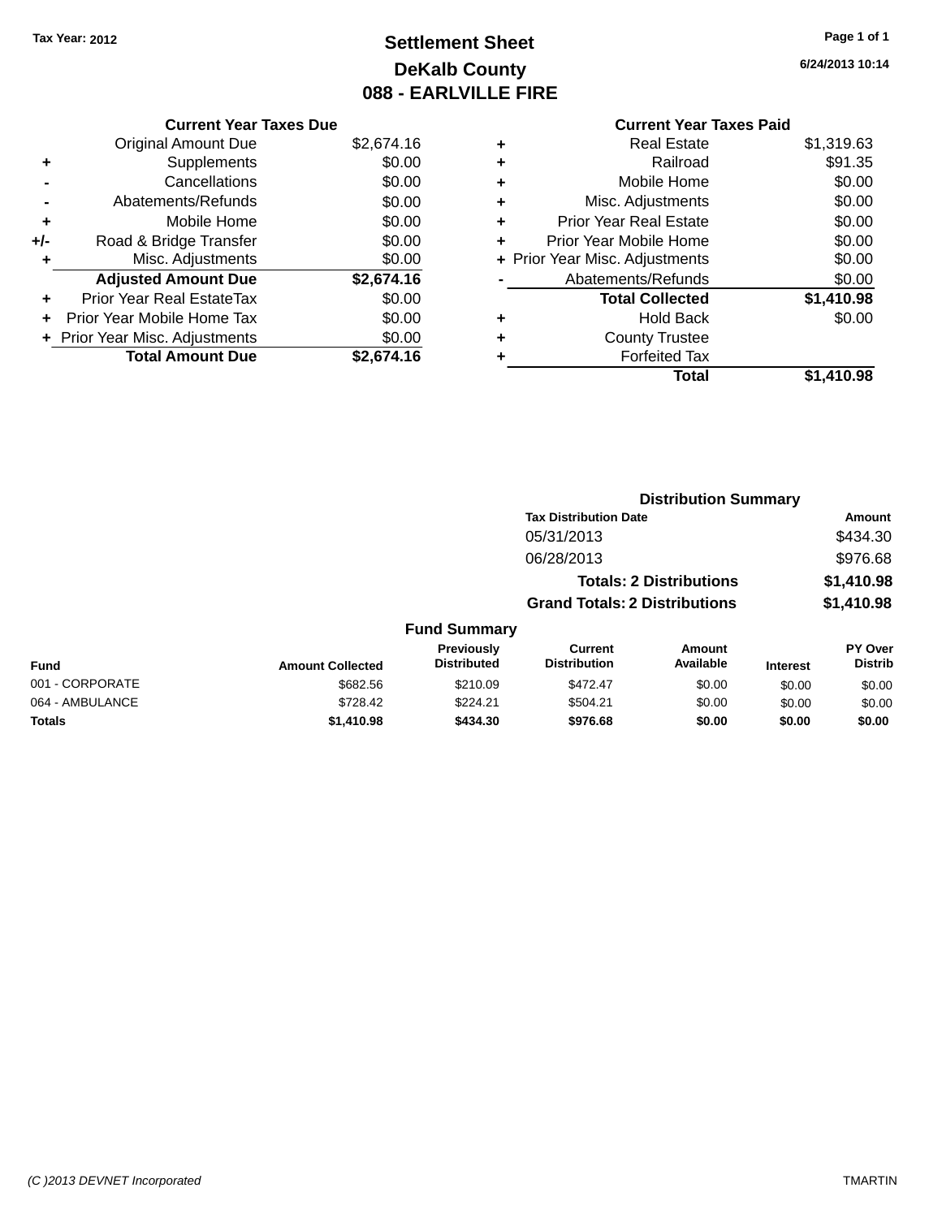Tax Year: 2012

# Settlement Sheet
## DeKalb County
## 088 - EARLVILLE FIRE

6/24/2013 10:14

### Current Year Taxes Due

| | | |
|---|---|---|
| | Original Amount Due | $2,674.16 |
| + | Supplements | $0.00 |
| - | Cancellations | $0.00 |
| - | Abatements/Refunds | $0.00 |
| + | Mobile Home | $0.00 |
| +/- | Road & Bridge Transfer | $0.00 |
| + | Misc. Adjustments | $0.00 |
| | **Adjusted Amount Due** | **$2,674.16** |
| + | Prior Year Real EstateTax | $0.00 |
| + | Prior Year Mobile Home Tax | $0.00 |
| + | Prior Year Misc. Adjustments | $0.00 |
| | **Total Amount Due** | **$2,674.16** |

### Current Year Taxes Paid

| | | |
|---|---|---|
| + | Real Estate | $1,319.63 |
| + | Railroad | $91.35 |
| + | Mobile Home | $0.00 |
| + | Misc. Adjustments | $0.00 |
| + | Prior Year Real Estate | $0.00 |
| + | Prior Year Mobile Home | $0.00 |
| + | Prior Year Misc. Adjustments | $0.00 |
| - | Abatements/Refunds | $0.00 |
| | **Total Collected** | **$1,410.98** |
| + | Hold Back | $0.00 |
| + | County Trustee | |
| + | Forfeited Tax | |
| | **Total** | **$1,410.98** |

### Distribution Summary

| Tax Distribution Date | Amount |
|---|---|
| 05/31/2013 | $434.30 |
| 06/28/2013 | $976.68 |
| **Totals: 2 Distributions** | **$1,410.98** |
| **Grand Totals: 2 Distributions** | **$1,410.98** |

### Fund Summary

| Fund | Amount Collected | Previously Distributed | Current Distribution | Amount Available | Interest | PY Over Distrib |
|---|---|---|---|---|---|---|
| 001 - CORPORATE | $682.56 | $210.09 | $472.47 | $0.00 | $0.00 | $0.00 |
| 064 - AMBULANCE | $728.42 | $224.21 | $504.21 | $0.00 | $0.00 | $0.00 |
| **Totals** | **$1,410.98** | **$434.30** | **$976.68** | **$0.00** | **$0.00** | **$0.00** |

(C )2013 DEVNET Incorporated TMARTIN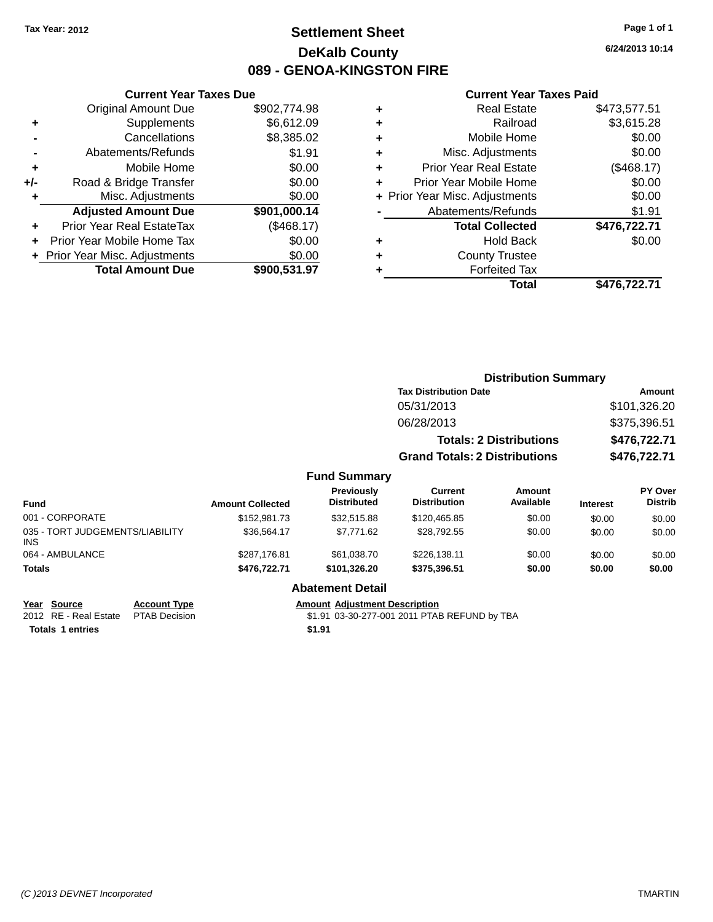Tax Year: 2012

# Settlement Sheet

## DeKalb County

## 089 - GENOA-KINGSTON FIRE

6/24/2013 10:14

**Current Year Taxes Due**

| | | |
|---|---|---|
| | Original Amount Due | $902,774.98 |
| + | Supplements | $6,612.09 |
| - | Cancellations | $8,385.02 |
| - | Abatements/Refunds | $1.91 |
| + | Mobile Home | $0.00 |
| +/- | Road & Bridge Transfer | $0.00 |
| + | Misc. Adjustments | $0.00 |
| | **Adjusted Amount Due** | **$901,000.14** |
| + | Prior Year Real EstateTax | ($468.17) |
| + | Prior Year Mobile Home Tax | $0.00 |
| + | Prior Year Misc. Adjustments | $0.00 |
| | **Total Amount Due** | **$900,531.97** |

**Current Year Taxes Paid**

| | | |
|---|---|---|
| + | Real Estate | $473,577.51 |
| + | Railroad | $3,615.28 |
| + | Mobile Home | $0.00 |
| + | Misc. Adjustments | $0.00 |
| + | Prior Year Real Estate | ($468.17) |
| + | Prior Year Mobile Home | $0.00 |
| + | Prior Year Misc. Adjustments | $0.00 |
| - | Abatements/Refunds | $1.91 |
| | **Total Collected** | **$476,722.71** |
| + | Hold Back | $0.00 |
| + | County Trustee | |
| + | Forfeited Tax | |
| | **Total** | **$476,722.71** |

**Distribution Summary**

| Tax Distribution Date | Amount |
|---|---|
| 05/31/2013 | $101,326.20 |
| 06/28/2013 | $375,396.51 |
| **Totals: 2 Distributions** | **$476,722.71** |
| **Grand Totals: 2 Distributions** | **$476,722.71** |

**Fund Summary**

| Fund | Amount Collected | Previously Distributed | Current Distribution | Amount Available | Interest | PY Over Distrib |
|---|---|---|---|---|---|---|
| 001 - CORPORATE | $152,981.73 | $32,515.88 | $120,465.85 | $0.00 | $0.00 | $0.00 |
| 035 - TORT JUDGEMENTS/LIABILITY INS | $36,564.17 | $7,771.62 | $28,792.55 | $0.00 | $0.00 | $0.00 |
| 064 - AMBULANCE | $287,176.81 | $61,038.70 | $226,138.11 | $0.00 | $0.00 | $0.00 |
| **Totals** | **$476,722.71** | **$101,326.20** | **$375,396.51** | **$0.00** | **$0.00** | **$0.00** |

**Abatement Detail**

| Year | Source | Account Type | Amount | Adjustment Description |
|---|---|---|---|---|
| 2012 | RE - Real Estate | PTAB Decision | $1.91 | 03-30-277-001 2011 PTAB REFUND by TBA |
| **Totals 1 entries** | | | **$1.91** | |

(C )2013 DEVNET Incorporated — TMARTIN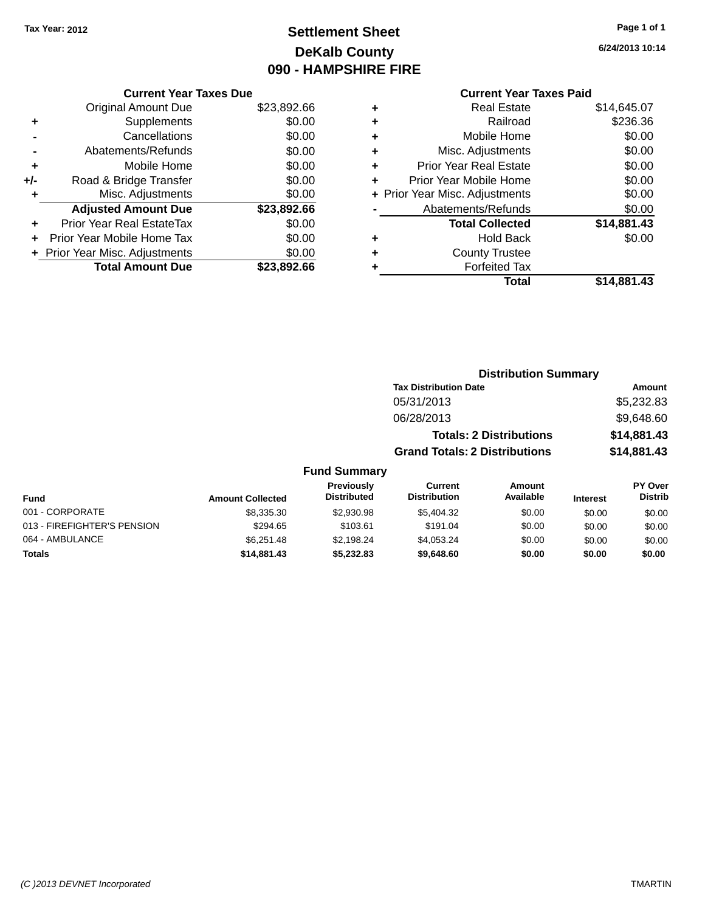Tax Year: 2012

# Settlement Sheet

## DeKalb County

## 090 - HAMPSHIRE FIRE

6/24/2013 10:14

### Current Year Taxes Due

| | | |
|---|---|---|
| | Original Amount Due | $23,892.66 |
| + | Supplements | $0.00 |
| - | Cancellations | $0.00 |
| - | Abatements/Refunds | $0.00 |
| + | Mobile Home | $0.00 |
| +/- | Road & Bridge Transfer | $0.00 |
| + | Misc. Adjustments | $0.00 |
| | **Adjusted Amount Due** | **$23,892.66** |
| + | Prior Year Real EstateTax | $0.00 |
| + | Prior Year Mobile Home Tax | $0.00 |
| + | Prior Year Misc. Adjustments | $0.00 |
| | **Total Amount Due** | **$23,892.66** |

### Current Year Taxes Paid

| | | |
|---|---|---|
| + | Real Estate | $14,645.07 |
| + | Railroad | $236.36 |
| + | Mobile Home | $0.00 |
| + | Misc. Adjustments | $0.00 |
| + | Prior Year Real Estate | $0.00 |
| + | Prior Year Mobile Home | $0.00 |
| + | Prior Year Misc. Adjustments | $0.00 |
| - | Abatements/Refunds | $0.00 |
| | **Total Collected** | **$14,881.43** |
| + | Hold Back | $0.00 |
| + | County Trustee | |
| + | Forfeited Tax | |
| | **Total** | **$14,881.43** |

### Distribution Summary

| Tax Distribution Date | Amount |
|---|---|
| 05/31/2013 | $5,232.83 |
| 06/28/2013 | $9,648.60 |
| **Totals: 2 Distributions** | **$14,881.43** |
| **Grand Totals: 2 Distributions** | **$14,881.43** |

### Fund Summary

| Fund | Amount Collected | Previously Distributed | Current Distribution | Amount Available | Interest | PY Over Distrib |
|---|---|---|---|---|---|---|
| 001 - CORPORATE | $8,335.30 | $2,930.98 | $5,404.32 | $0.00 | $0.00 | $0.00 |
| 013 - FIREFIGHTER'S PENSION | $294.65 | $103.61 | $191.04 | $0.00 | $0.00 | $0.00 |
| 064 - AMBULANCE | $6,251.48 | $2,198.24 | $4,053.24 | $0.00 | $0.00 | $0.00 |
| **Totals** | **$14,881.43** | **$5,232.83** | **$9,648.60** | **$0.00** | **$0.00** | **$0.00** |

(C )2013 DEVNET Incorporated TMARTIN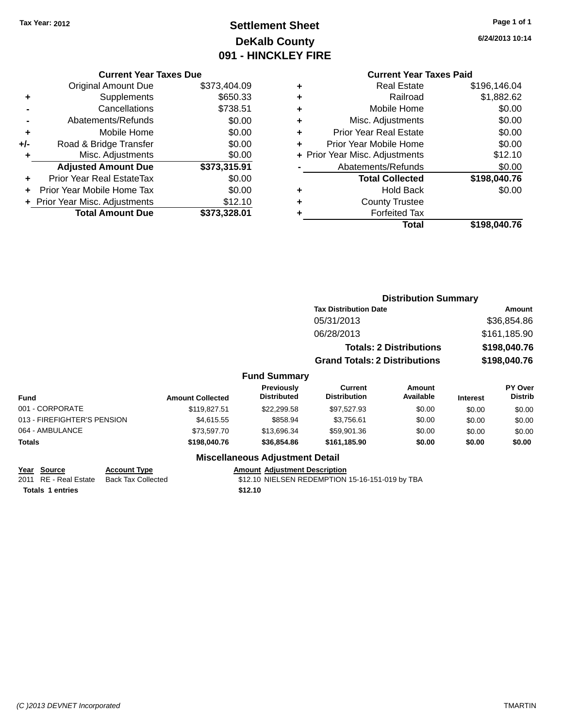Tax Year: 2012

# Settlement Sheet
## DeKalb County
## 091 - HINCKLEY FIRE

6/24/2013 10:14

### Current Year Taxes Due

| | | |
|---|---|---|
| | Original Amount Due | $373,404.09 |
| + | Supplements | $650.33 |
| - | Cancellations | $738.51 |
| - | Abatements/Refunds | $0.00 |
| + | Mobile Home | $0.00 |
| +/- | Road & Bridge Transfer | $0.00 |
| + | Misc. Adjustments | $0.00 |
| | **Adjusted Amount Due** | **$373,315.91** |
| + | Prior Year Real EstateTax | $0.00 |
| + | Prior Year Mobile Home Tax | $0.00 |
| + | Prior Year Misc. Adjustments | $12.10 |
| | **Total Amount Due** | **$373,328.01** |

### Current Year Taxes Paid

| | | |
|---|---|---|
| + | Real Estate | $196,146.04 |
| + | Railroad | $1,882.62 |
| + | Mobile Home | $0.00 |
| + | Misc. Adjustments | $0.00 |
| + | Prior Year Real Estate | $0.00 |
| + | Prior Year Mobile Home | $0.00 |
| + | Prior Year Misc. Adjustments | $12.10 |
| - | Abatements/Refunds | $0.00 |
| | **Total Collected** | **$198,040.76** |
| + | Hold Back | $0.00 |
| + | County Trustee | |
| + | Forfeited Tax | |
| | **Total** | **$198,040.76** |

### Distribution Summary

| Tax Distribution Date | Amount |
|---|---|
| 05/31/2013 | $36,854.86 |
| 06/28/2013 | $161,185.90 |
| **Totals: 2 Distributions** | **$198,040.76** |
| **Grand Totals: 2 Distributions** | **$198,040.76** |

### Fund Summary

| Fund | Amount Collected | Previously Distributed | Current Distribution | Amount Available | Interest | PY Over Distrib |
|---|---|---|---|---|---|---|
| 001 - CORPORATE | $119,827.51 | $22,299.58 | $97,527.93 | $0.00 | $0.00 | $0.00 |
| 013 - FIREFIGHTER'S PENSION | $4,615.55 | $858.94 | $3,756.61 | $0.00 | $0.00 | $0.00 |
| 064 - AMBULANCE | $73,597.70 | $13,696.34 | $59,901.36 | $0.00 | $0.00 | $0.00 |
| **Totals** | **$198,040.76** | **$36,854.86** | **$161,185.90** | **$0.00** | **$0.00** | **$0.00** |

### Miscellaneous Adjustment Detail

| Year | Source | Account Type | Amount | Adjustment Description |
|---|---|---|---|---|
| 2011 | RE - Real Estate | Back Tax Collected | $12.10 | NIELSEN REDEMPTION 15-16-151-019 by TBA |
| **Totals** | **1 entries** | | **$12.10** | |

(C )2013 DEVNET Incorporated — TMARTIN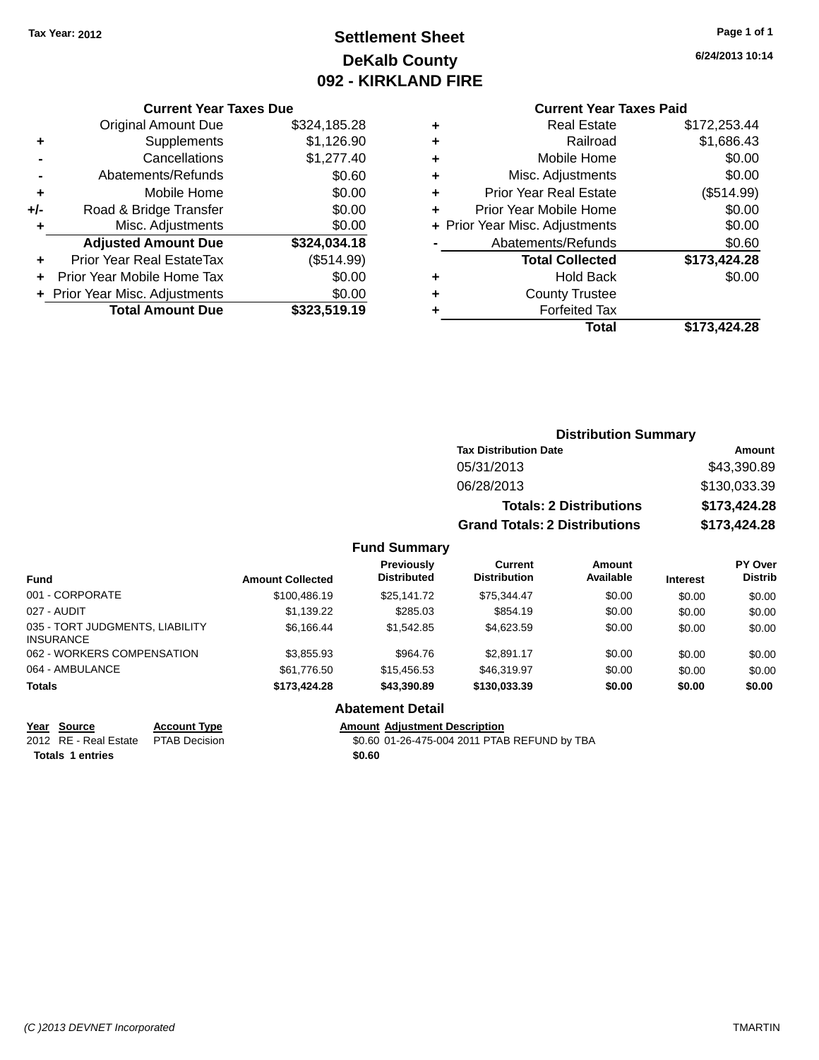Tax Year: 2012

# Settlement Sheet
## DeKalb County
## 092 - KIRKLAND FIRE

6/24/2013 10:14

### Current Year Taxes Due

| | | |
|---|---|---|
| | Original Amount Due | $324,185.28 |
| + | Supplements | $1,126.90 |
| - | Cancellations | $1,277.40 |
| - | Abatements/Refunds | $0.60 |
| + | Mobile Home | $0.00 |
| +/- | Road & Bridge Transfer | $0.00 |
| + | Misc. Adjustments | $0.00 |
| | **Adjusted Amount Due** | **$324,034.18** |
| + | Prior Year Real EstateTax | ($514.99) |
| + | Prior Year Mobile Home Tax | $0.00 |
| + | Prior Year Misc. Adjustments | $0.00 |
| | **Total Amount Due** | **$323,519.19** |

### Current Year Taxes Paid

| | | |
|---|---|---|
| + | Real Estate | $172,253.44 |
| + | Railroad | $1,686.43 |
| + | Mobile Home | $0.00 |
| + | Misc. Adjustments | $0.00 |
| + | Prior Year Real Estate | ($514.99) |
| + | Prior Year Mobile Home | $0.00 |
| + | Prior Year Misc. Adjustments | $0.00 |
| - | Abatements/Refunds | $0.60 |
| | **Total Collected** | **$173,424.28** |
| + | Hold Back | $0.00 |
| + | County Trustee | |
| + | Forfeited Tax | |
| | **Total** | **$173,424.28** |

### Distribution Summary

| Tax Distribution Date | Amount |
|---|---|
| 05/31/2013 | $43,390.89 |
| 06/28/2013 | $130,033.39 |
| **Totals: 2 Distributions** | **$173,424.28** |
| **Grand Totals: 2 Distributions** | **$173,424.28** |

### Fund Summary

| Fund | Amount Collected | Previously Distributed | Current Distribution | Amount Available | Interest | PY Over Distrib |
|---|---|---|---|---|---|---|
| 001 - CORPORATE | $100,486.19 | $25,141.72 | $75,344.47 | $0.00 | $0.00 | $0.00 |
| 027 - AUDIT | $1,139.22 | $285.03 | $854.19 | $0.00 | $0.00 | $0.00 |
| 035 - TORT JUDGMENTS, LIABILITY INSURANCE | $6,166.44 | $1,542.85 | $4,623.59 | $0.00 | $0.00 | $0.00 |
| 062 - WORKERS COMPENSATION | $3,855.93 | $964.76 | $2,891.17 | $0.00 | $0.00 | $0.00 |
| 064 - AMBULANCE | $61,776.50 | $15,456.53 | $46,319.97 | $0.00 | $0.00 | $0.00 |
| **Totals** | **$173,424.28** | **$43,390.89** | **$130,033.39** | **$0.00** | **$0.00** | **$0.00** |

### Abatement Detail

| Year | Source | Account Type | Amount | Adjustment Description |
|---|---|---|---|---|
| 2012 | RE - Real Estate | PTAB Decision | $0.60 | 01-26-475-004 2011 PTAB REFUND by TBA |
| **Totals** | **1 entries** | | **$0.60** | |

(C )2013 DEVNET Incorporated TMARTIN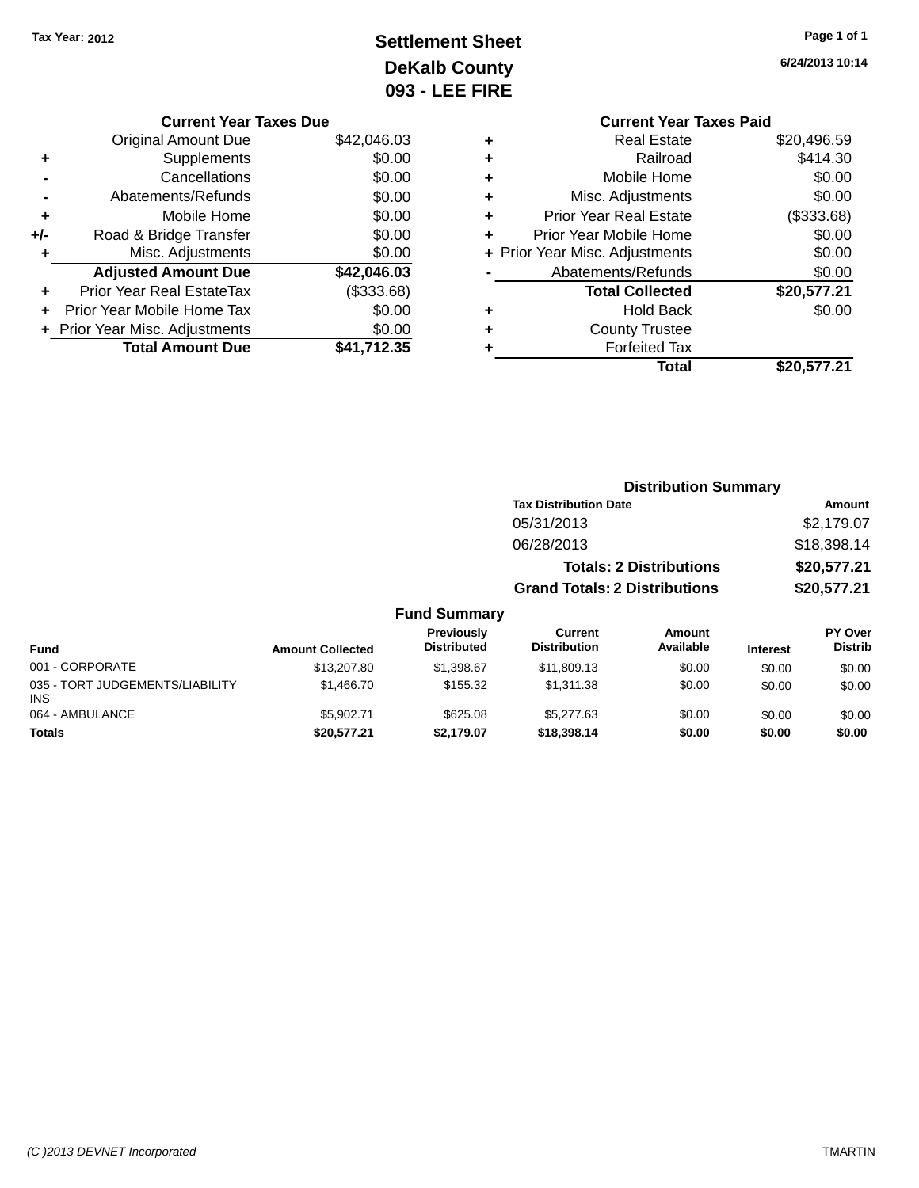Tax Year: 2012

# Settlement Sheet
## DeKalb County
## 093 - LEE FIRE

6/24/2013 10:14

### Current Year Taxes Due

| | | |
|---|---|---|
| | Original Amount Due | $42,046.03 |
| + | Supplements | $0.00 |
| - | Cancellations | $0.00 |
| - | Abatements/Refunds | $0.00 |
| + | Mobile Home | $0.00 |
| +/- | Road & Bridge Transfer | $0.00 |
| + | Misc. Adjustments | $0.00 |
| | **Adjusted Amount Due** | **$42,046.03** |
| + | Prior Year Real EstateTax | ($333.68) |
| + | Prior Year Mobile Home Tax | $0.00 |
| + | Prior Year Misc. Adjustments | $0.00 |
| | **Total Amount Due** | **$41,712.35** |

### Current Year Taxes Paid

| | | |
|---|---|---|
| + | Real Estate | $20,496.59 |
| + | Railroad | $414.30 |
| + | Mobile Home | $0.00 |
| + | Misc. Adjustments | $0.00 |
| + | Prior Year Real Estate | ($333.68) |
| + | Prior Year Mobile Home | $0.00 |
| + | Prior Year Misc. Adjustments | $0.00 |
| - | Abatements/Refunds | $0.00 |
| | **Total Collected** | **$20,577.21** |
| + | Hold Back | $0.00 |
| + | County Trustee | |
| + | Forfeited Tax | |
| | **Total** | **$20,577.21** |

### Distribution Summary

| Tax Distribution Date | Amount |
|---|---|
| 05/31/2013 | $2,179.07 |
| 06/28/2013 | $18,398.14 |
| **Totals: 2 Distributions** | **$20,577.21** |
| **Grand Totals: 2 Distributions** | **$20,577.21** |

### Fund Summary

| Fund | Amount Collected | Previously Distributed | Current Distribution | Amount Available | Interest | PY Over Distrib |
|---|---|---|---|---|---|---|
| 001 - CORPORATE | $13,207.80 | $1,398.67 | $11,809.13 | $0.00 | $0.00 | $0.00 |
| 035 - TORT JUDGEMENTS/LIABILITY INS | $1,466.70 | $155.32 | $1,311.38 | $0.00 | $0.00 | $0.00 |
| 064 - AMBULANCE | $5,902.71 | $625.08 | $5,277.63 | $0.00 | $0.00 | $0.00 |
| **Totals** | **$20,577.21** | **$2,179.07** | **$18,398.14** | **$0.00** | **$0.00** | **$0.00** |

(C )2013 DEVNET Incorporated — TMARTIN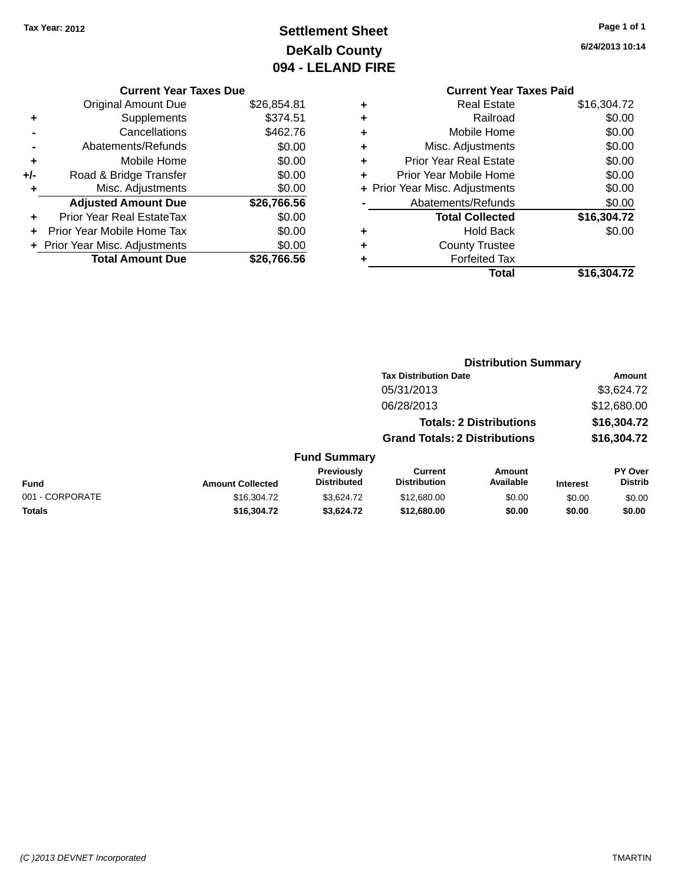Tax Year: 2012

# Settlement Sheet
## DeKalb County
## 094 - LELAND FIRE

6/24/2013 10:14

### Current Year Taxes Due

| | | |
|---|---|---|
| | Original Amount Due | $26,854.81 |
| + | Supplements | $374.51 |
| - | Cancellations | $462.76 |
| - | Abatements/Refunds | $0.00 |
| + | Mobile Home | $0.00 |
| +/- | Road & Bridge Transfer | $0.00 |
| + | Misc. Adjustments | $0.00 |
| | **Adjusted Amount Due** | **$26,766.56** |
| + | Prior Year Real EstateTax | $0.00 |
| + | Prior Year Mobile Home Tax | $0.00 |
| + | Prior Year Misc. Adjustments | $0.00 |
| | **Total Amount Due** | **$26,766.56** |

### Current Year Taxes Paid

| | | |
|---|---|---|
| + | Real Estate | $16,304.72 |
| + | Railroad | $0.00 |
| + | Mobile Home | $0.00 |
| + | Misc. Adjustments | $0.00 |
| + | Prior Year Real Estate | $0.00 |
| + | Prior Year Mobile Home | $0.00 |
| + | Prior Year Misc. Adjustments | $0.00 |
| - | Abatements/Refunds | $0.00 |
| | **Total Collected** | **$16,304.72** |
| + | Hold Back | $0.00 |
| + | County Trustee | |
| + | Forfeited Tax | |
| | **Total** | **$16,304.72** |

### Distribution Summary

| Tax Distribution Date | Amount |
|---|---|
| 05/31/2013 | $3,624.72 |
| 06/28/2013 | $12,680.00 |
| **Totals: 2 Distributions** | **$16,304.72** |
| **Grand Totals: 2 Distributions** | **$16,304.72** |

### Fund Summary

| Fund | Amount Collected | Previously Distributed | Current Distribution | Amount Available | Interest | PY Over Distrib |
|---|---|---|---|---|---|---|
| 001 - CORPORATE | $16,304.72 | $3,624.72 | $12,680.00 | $0.00 | $0.00 | $0.00 |
| **Totals** | **$16,304.72** | **$3,624.72** | **$12,680.00** | **$0.00** | **$0.00** | **$0.00** |

(C )2013 DEVNET Incorporated TMARTIN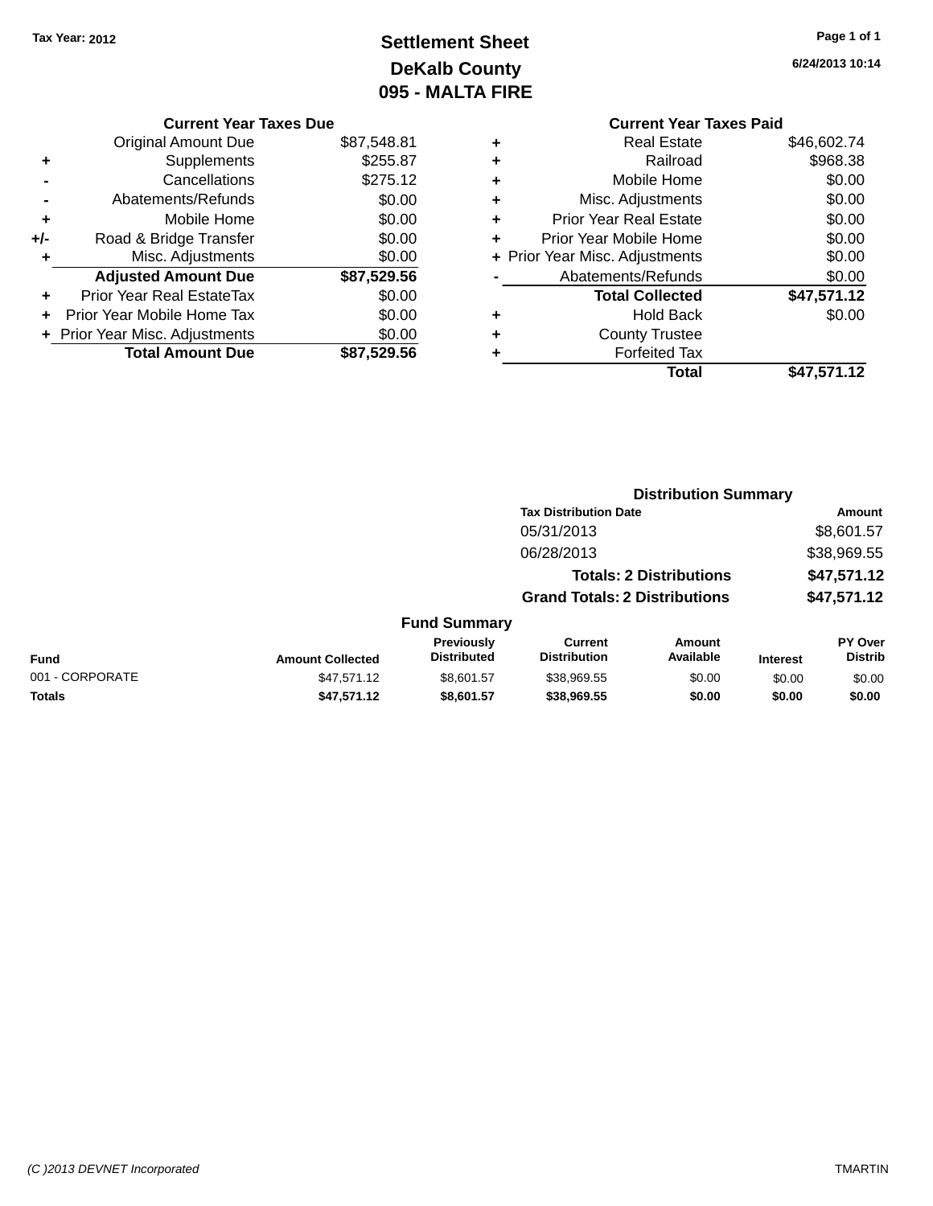Tax Year: 2012

# Settlement Sheet
## DeKalb County
## 095 - MALTA FIRE

6/24/2013 10:14

### Current Year Taxes Due

| | | |
|---|---|---|
| | Original Amount Due | $87,548.81 |
| + | Supplements | $255.87 |
| - | Cancellations | $275.12 |
| - | Abatements/Refunds | $0.00 |
| + | Mobile Home | $0.00 |
| +/- | Road & Bridge Transfer | $0.00 |
| + | Misc. Adjustments | $0.00 |
| | **Adjusted Amount Due** | **$87,529.56** |
| + | Prior Year Real EstateTax | $0.00 |
| + | Prior Year Mobile Home Tax | $0.00 |
| + | Prior Year Misc. Adjustments | $0.00 |
| | **Total Amount Due** | **$87,529.56** |

### Current Year Taxes Paid

| | | |
|---|---|---|
| + | Real Estate | $46,602.74 |
| + | Railroad | $968.38 |
| + | Mobile Home | $0.00 |
| + | Misc. Adjustments | $0.00 |
| + | Prior Year Real Estate | $0.00 |
| + | Prior Year Mobile Home | $0.00 |
| + | Prior Year Misc. Adjustments | $0.00 |
| - | Abatements/Refunds | $0.00 |
| | **Total Collected** | **$47,571.12** |
| + | Hold Back | $0.00 |
| + | County Trustee | |
| + | Forfeited Tax | |
| | **Total** | **$47,571.12** |

### Distribution Summary

| Tax Distribution Date | Amount |
|---|---|
| 05/31/2013 | $8,601.57 |
| 06/28/2013 | $38,969.55 |
| **Totals: 2 Distributions** | **$47,571.12** |
| **Grand Totals: 2 Distributions** | **$47,571.12** |

### Fund Summary

| Fund | Amount Collected | Previously Distributed | Current Distribution | Amount Available | Interest | PY Over Distrib |
|---|---|---|---|---|---|---|
| 001 - CORPORATE | $47,571.12 | $8,601.57 | $38,969.55 | $0.00 | $0.00 | $0.00 |
| **Totals** | **$47,571.12** | **$8,601.57** | **$38,969.55** | **$0.00** | **$0.00** | **$0.00** |

(C )2013 DEVNET Incorporated TMARTIN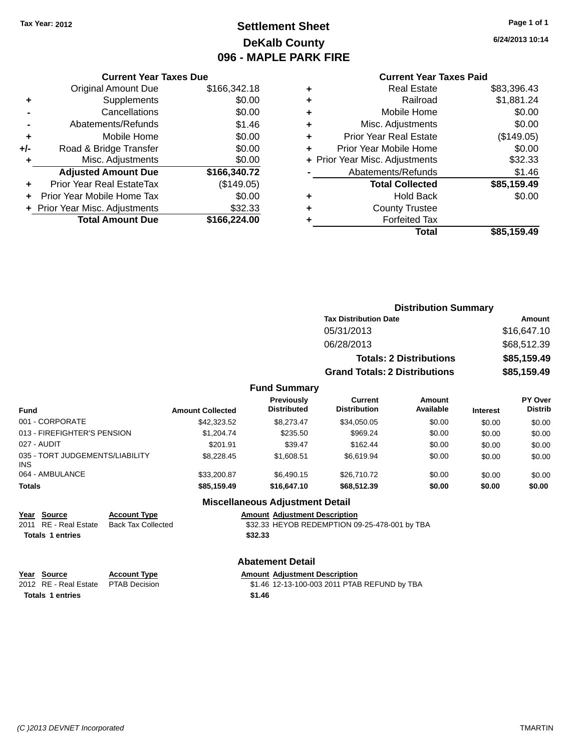Tax Year: 2012

# Settlement Sheet
## DeKalb County
## 096 - MAPLE PARK FIRE

6/24/2013 10:14

### Current Year Taxes Due

| | | |
|---|---|---|
| | Original Amount Due | $166,342.18 |
| + | Supplements | $0.00 |
| - | Cancellations | $0.00 |
| - | Abatements/Refunds | $1.46 |
| + | Mobile Home | $0.00 |
| +/- | Road & Bridge Transfer | $0.00 |
| + | Misc. Adjustments | $0.00 |
| | **Adjusted Amount Due** | **$166,340.72** |
| + | Prior Year Real EstateTax | ($149.05) |
| + | Prior Year Mobile Home Tax | $0.00 |
| + | Prior Year Misc. Adjustments | $32.33 |
| | **Total Amount Due** | **$166,224.00** |

### Current Year Taxes Paid

| | | |
|---|---|---|
| + | Real Estate | $83,396.43 |
| + | Railroad | $1,881.24 |
| + | Mobile Home | $0.00 |
| + | Misc. Adjustments | $0.00 |
| + | Prior Year Real Estate | ($149.05) |
| + | Prior Year Mobile Home | $0.00 |
| + | Prior Year Misc. Adjustments | $32.33 |
| - | Abatements/Refunds | $1.46 |
| | **Total Collected** | **$85,159.49** |
| + | Hold Back | $0.00 |
| + | County Trustee | |
| + | Forfeited Tax | |
| | **Total** | **$85,159.49** |

### Distribution Summary

| Tax Distribution Date | Amount |
|---|---|
| 05/31/2013 | $16,647.10 |
| 06/28/2013 | $68,512.39 |
| **Totals: 2 Distributions** | **$85,159.49** |
| **Grand Totals: 2 Distributions** | **$85,159.49** |

### Fund Summary

| Fund | Amount Collected | Previously Distributed | Current Distribution | Amount Available | Interest | PY Over Distrib |
|---|---|---|---|---|---|---|
| 001 - CORPORATE | $42,323.52 | $8,273.47 | $34,050.05 | $0.00 | $0.00 | $0.00 |
| 013 - FIREFIGHTER'S PENSION | $1,204.74 | $235.50 | $969.24 | $0.00 | $0.00 | $0.00 |
| 027 - AUDIT | $201.91 | $39.47 | $162.44 | $0.00 | $0.00 | $0.00 |
| 035 - TORT JUDGEMENTS/LIABILITY INS | $8,228.45 | $1,608.51 | $6,619.94 | $0.00 | $0.00 | $0.00 |
| 064 - AMBULANCE | $33,200.87 | $6,490.15 | $26,710.72 | $0.00 | $0.00 | $0.00 |
| **Totals** | **$85,159.49** | **$16,647.10** | **$68,512.39** | **$0.00** | **$0.00** | **$0.00** |

### Miscellaneous Adjustment Detail

| Year | Source | Account Type | Amount | Adjustment Description |
|---|---|---|---|---|
| 2011 | RE - Real Estate | Back Tax Collected | $32.33 | HEYOB REDEMPTION 09-25-478-001 by TBA |
| **Totals** | **1 entries** | | **$32.33** | |

### Abatement Detail

| Year | Source | Account Type | Amount | Adjustment Description |
|---|---|---|---|---|
| 2012 | RE - Real Estate | PTAB Decision | $1.46 | 12-13-100-003 2011 PTAB REFUND by TBA |
| **Totals** | **1 entries** | | **$1.46** | |

(C )2013 DEVNET Incorporated — TMARTIN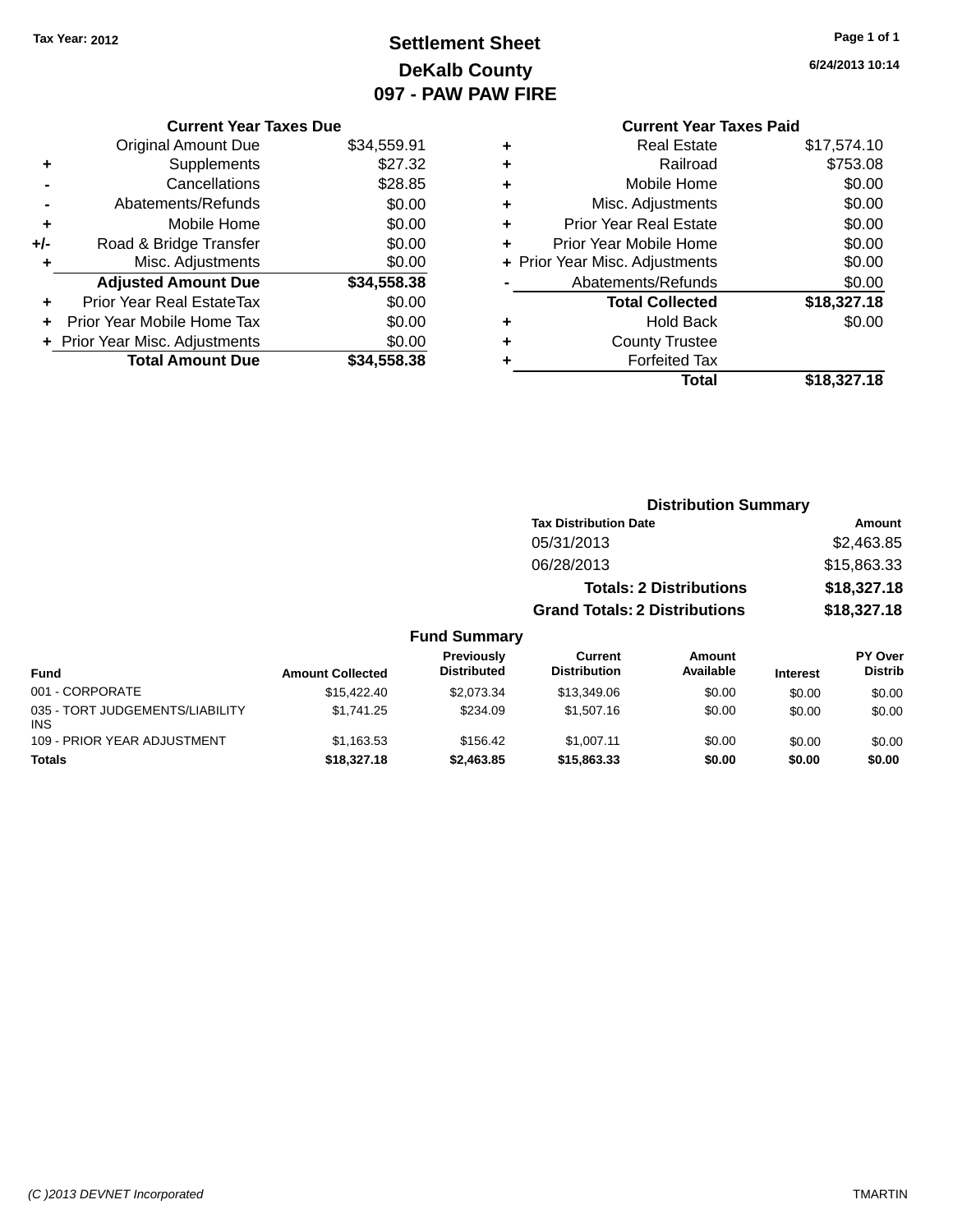Tax Year: 2012

# Settlement Sheet
## DeKalb County
## 097 - PAW PAW FIRE

6/24/2013 10:14

### Current Year Taxes Due

| | | |
|---|---|---|
| | Original Amount Due | $34,559.91 |
| + | Supplements | $27.32 |
| - | Cancellations | $28.85 |
| - | Abatements/Refunds | $0.00 |
| + | Mobile Home | $0.00 |
| +/- | Road & Bridge Transfer | $0.00 |
| + | Misc. Adjustments | $0.00 |
| | **Adjusted Amount Due** | **$34,558.38** |
| + | Prior Year Real EstateTax | $0.00 |
| + | Prior Year Mobile Home Tax | $0.00 |
| + | Prior Year Misc. Adjustments | $0.00 |
| | **Total Amount Due** | **$34,558.38** |

### Current Year Taxes Paid

| | | |
|---|---|---|
| + | Real Estate | $17,574.10 |
| + | Railroad | $753.08 |
| + | Mobile Home | $0.00 |
| + | Misc. Adjustments | $0.00 |
| + | Prior Year Real Estate | $0.00 |
| + | Prior Year Mobile Home | $0.00 |
| + | Prior Year Misc. Adjustments | $0.00 |
| - | Abatements/Refunds | $0.00 |
| | **Total Collected** | **$18,327.18** |
| + | Hold Back | $0.00 |
| + | County Trustee | |
| + | Forfeited Tax | |
| | **Total** | **$18,327.18** |

### Distribution Summary

| Tax Distribution Date | Amount |
|---|---|
| 05/31/2013 | $2,463.85 |
| 06/28/2013 | $15,863.33 |
| **Totals: 2 Distributions** | **$18,327.18** |
| **Grand Totals: 2 Distributions** | **$18,327.18** |

### Fund Summary

| Fund | Amount Collected | Previously Distributed | Current Distribution | Amount Available | Interest | PY Over Distrib |
|---|---|---|---|---|---|---|
| 001 - CORPORATE | $15,422.40 | $2,073.34 | $13,349.06 | $0.00 | $0.00 | $0.00 |
| 035 - TORT JUDGEMENTS/LIABILITY INS | $1,741.25 | $234.09 | $1,507.16 | $0.00 | $0.00 | $0.00 |
| 109 - PRIOR YEAR ADJUSTMENT | $1,163.53 | $156.42 | $1,007.11 | $0.00 | $0.00 | $0.00 |
| **Totals** | **$18,327.18** | **$2,463.85** | **$15,863.33** | **$0.00** | **$0.00** | **$0.00** |

(C )2013 DEVNET Incorporated TMARTIN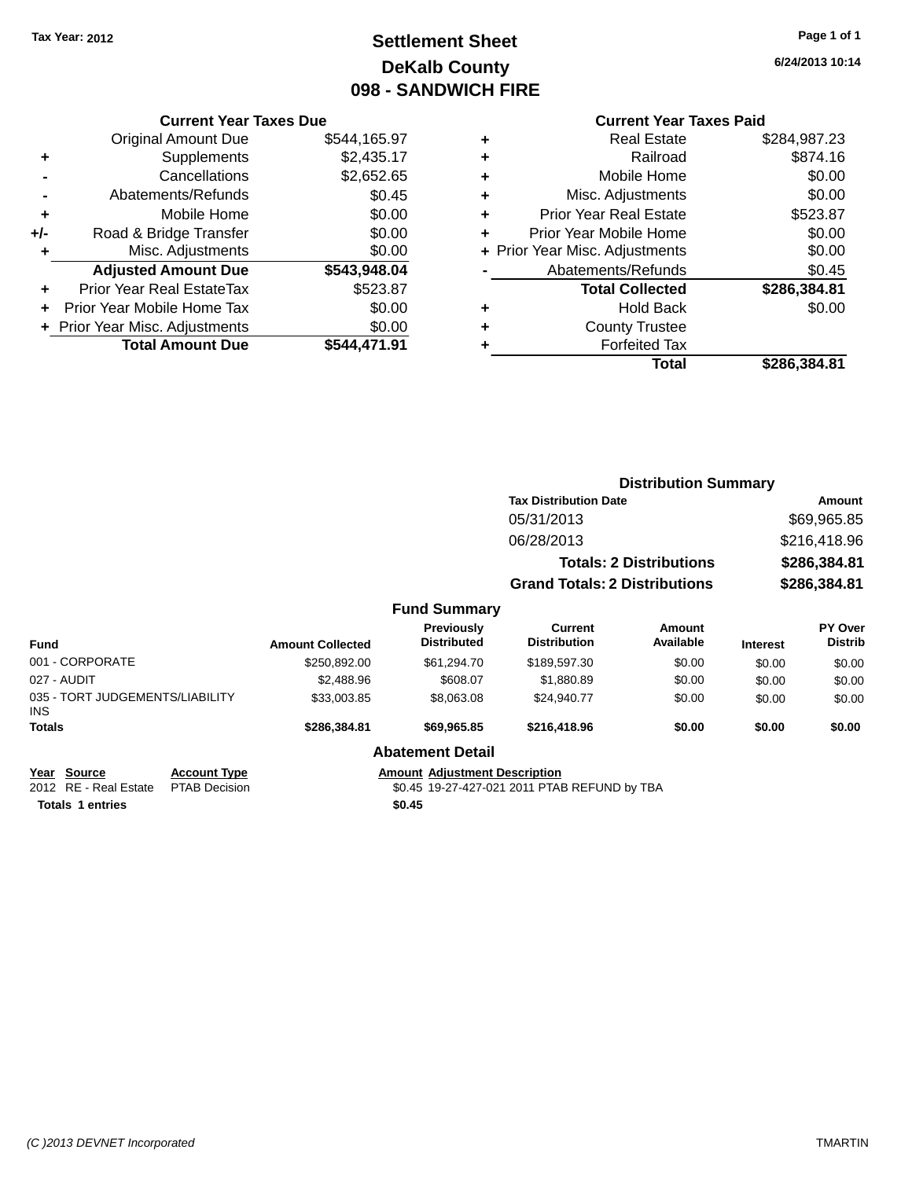Tax Year: 2012

# Settlement Sheet
## DeKalb County
## 098 - SANDWICH FIRE

6/24/2013 10:14

### Current Year Taxes Due

| | | |
|---|---|---|
| | Original Amount Due | $544,165.97 |
| + | Supplements | $2,435.17 |
| - | Cancellations | $2,652.65 |
| - | Abatements/Refunds | $0.45 |
| + | Mobile Home | $0.00 |
| +/- | Road & Bridge Transfer | $0.00 |
| + | Misc. Adjustments | $0.00 |
| | **Adjusted Amount Due** | **$543,948.04** |
| + | Prior Year Real EstateTax | $523.87 |
| + | Prior Year Mobile Home Tax | $0.00 |
| + | Prior Year Misc. Adjustments | $0.00 |
| | **Total Amount Due** | **$544,471.91** |

### Current Year Taxes Paid

| | | |
|---|---|---|
| + | Real Estate | $284,987.23 |
| + | Railroad | $874.16 |
| + | Mobile Home | $0.00 |
| + | Misc. Adjustments | $0.00 |
| + | Prior Year Real Estate | $523.87 |
| + | Prior Year Mobile Home | $0.00 |
| + | Prior Year Misc. Adjustments | $0.00 |
| - | Abatements/Refunds | $0.45 |
| | **Total Collected** | **$286,384.81** |
| + | Hold Back | $0.00 |
| + | County Trustee | |
| + | Forfeited Tax | |
| | **Total** | **$286,384.81** |

### Distribution Summary

| Tax Distribution Date | Amount |
|---|---|
| 05/31/2013 | $69,965.85 |
| 06/28/2013 | $216,418.96 |
| **Totals: 2 Distributions** | **$286,384.81** |
| **Grand Totals: 2 Distributions** | **$286,384.81** |

### Fund Summary

| Fund | Amount Collected | Previously Distributed | Current Distribution | Amount Available | Interest | PY Over Distrib |
|---|---|---|---|---|---|---|
| 001 - CORPORATE | $250,892.00 | $61,294.70 | $189,597.30 | $0.00 | $0.00 | $0.00 |
| 027 - AUDIT | $2,488.96 | $608.07 | $1,880.89 | $0.00 | $0.00 | $0.00 |
| 035 - TORT JUDGEMENTS/LIABILITY INS | $33,003.85 | $8,063.08 | $24,940.77 | $0.00 | $0.00 | $0.00 |
| **Totals** | **$286,384.81** | **$69,965.85** | **$216,418.96** | **$0.00** | **$0.00** | **$0.00** |

### Abatement Detail

| Year | Source | Account Type | Amount | Adjustment Description |
|---|---|---|---|---|
| 2012 | RE - Real Estate | PTAB Decision | $0.45 | 19-27-427-021 2011 PTAB REFUND by TBA |
| **Totals** | **1 entries** | | **$0.45** | |

(C )2013 DEVNET Incorporated TMARTIN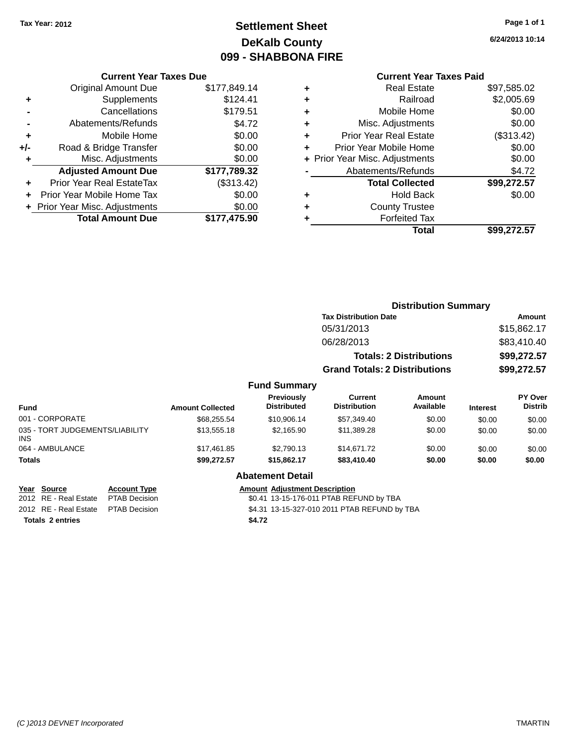Tax Year: 2012

# Settlement Sheet
## DeKalb County
## 099 - SHABBONA FIRE

6/24/2013 10:14

### Current Year Taxes Due

| | | |
|---|---|---|
| | Original Amount Due | $177,849.14 |
| + | Supplements | $124.41 |
| - | Cancellations | $179.51 |
| - | Abatements/Refunds | $4.72 |
| + | Mobile Home | $0.00 |
| +/- | Road & Bridge Transfer | $0.00 |
| + | Misc. Adjustments | $0.00 |
| | **Adjusted Amount Due** | **$177,789.32** |
| + | Prior Year Real EstateTax | ($313.42) |
| + | Prior Year Mobile Home Tax | $0.00 |
| + | Prior Year Misc. Adjustments | $0.00 |
| | **Total Amount Due** | **$177,475.90** |

### Current Year Taxes Paid

| | | |
|---|---|---|
| + | Real Estate | $97,585.02 |
| + | Railroad | $2,005.69 |
| + | Mobile Home | $0.00 |
| + | Misc. Adjustments | $0.00 |
| + | Prior Year Real Estate | ($313.42) |
| + | Prior Year Mobile Home | $0.00 |
| + | Prior Year Misc. Adjustments | $0.00 |
| - | Abatements/Refunds | $4.72 |
| | **Total Collected** | **$99,272.57** |
| + | Hold Back | $0.00 |
| + | County Trustee | |
| + | Forfeited Tax | |
| | **Total** | **$99,272.57** |

### Distribution Summary

| Tax Distribution Date | Amount |
|---|---|
| 05/31/2013 | $15,862.17 |
| 06/28/2013 | $83,410.40 |
| **Totals: 2 Distributions** | **$99,272.57** |
| **Grand Totals: 2 Distributions** | **$99,272.57** |

### Fund Summary

| Fund | Amount Collected | Previously Distributed | Current Distribution | Amount Available | Interest | PY Over Distrib |
|---|---|---|---|---|---|---|
| 001 - CORPORATE | $68,255.54 | $10,906.14 | $57,349.40 | $0.00 | $0.00 | $0.00 |
| 035 - TORT JUDGEMENTS/LIABILITY INS | $13,555.18 | $2,165.90 | $11,389.28 | $0.00 | $0.00 | $0.00 |
| 064 - AMBULANCE | $17,461.85 | $2,790.13 | $14,671.72 | $0.00 | $0.00 | $0.00 |
| **Totals** | **$99,272.57** | **$15,862.17** | **$83,410.40** | **$0.00** | **$0.00** | **$0.00** |

### Abatement Detail

| Year | Source | Account Type | Amount | Adjustment Description |
|---|---|---|---|---|
| 2012 | RE - Real Estate | PTAB Decision | $0.41 | 13-15-176-011 PTAB REFUND by TBA |
| 2012 | RE - Real Estate | PTAB Decision | $4.31 | 13-15-327-010 2011 PTAB REFUND by TBA |
| **Totals 2 entries** | | | **$4.72** | |

(C )2013 DEVNET Incorporated TMARTIN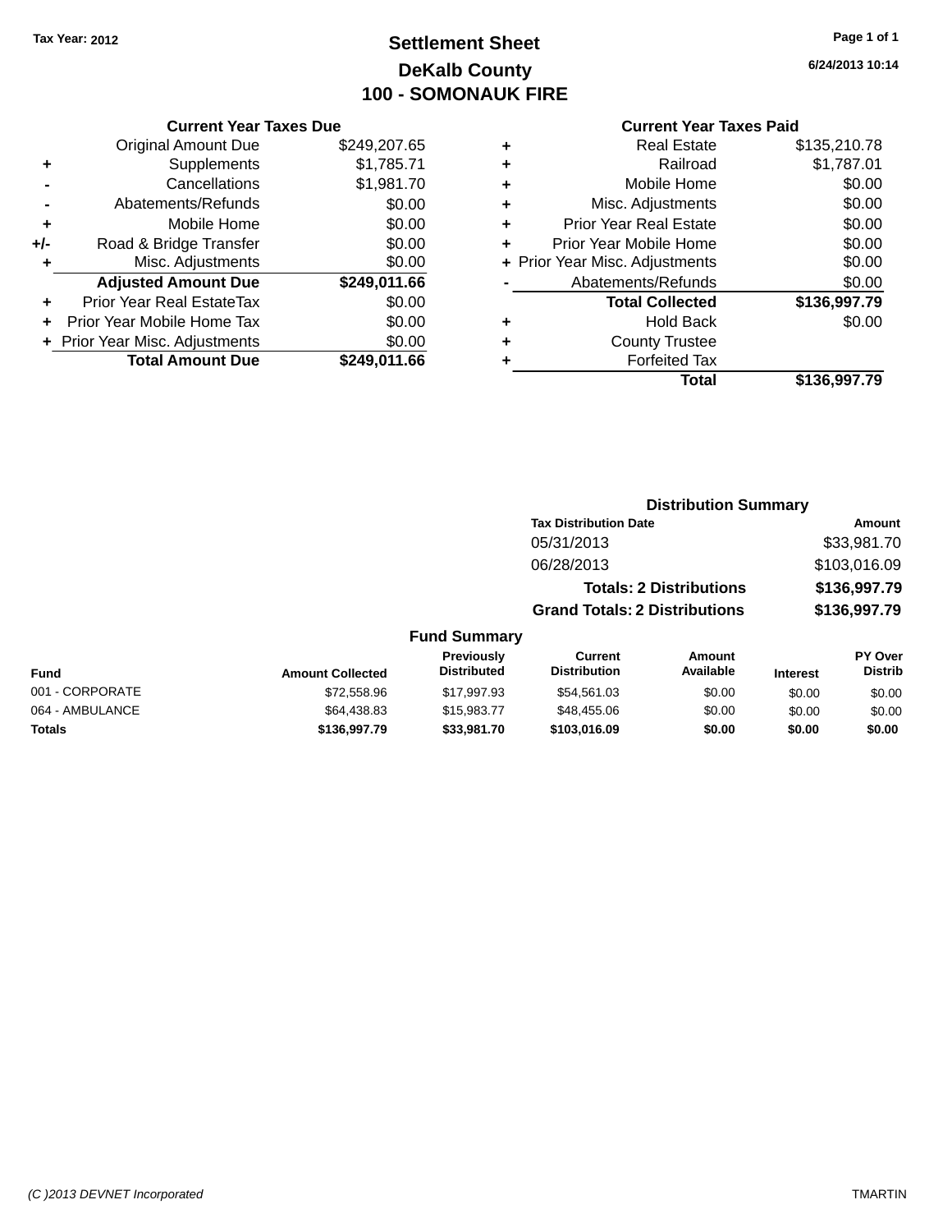Tax Year: 2012

# Settlement Sheet
## DeKalb County
## 100 - SOMONAUK FIRE

6/24/2013 10:14

### Current Year Taxes Due

| | | |
|---|---|---|
| | Original Amount Due | $249,207.65 |
| + | Supplements | $1,785.71 |
| - | Cancellations | $1,981.70 |
| - | Abatements/Refunds | $0.00 |
| + | Mobile Home | $0.00 |
| +/- | Road & Bridge Transfer | $0.00 |
| + | Misc. Adjustments | $0.00 |
| | **Adjusted Amount Due** | **$249,011.66** |
| + | Prior Year Real EstateTax | $0.00 |
| + | Prior Year Mobile Home Tax | $0.00 |
| + | Prior Year Misc. Adjustments | $0.00 |
| | **Total Amount Due** | **$249,011.66** |

### Current Year Taxes Paid

| | | |
|---|---|---|
| + | Real Estate | $135,210.78 |
| + | Railroad | $1,787.01 |
| + | Mobile Home | $0.00 |
| + | Misc. Adjustments | $0.00 |
| + | Prior Year Real Estate | $0.00 |
| + | Prior Year Mobile Home | $0.00 |
| + | Prior Year Misc. Adjustments | $0.00 |
| - | Abatements/Refunds | $0.00 |
| | **Total Collected** | **$136,997.79** |
| + | Hold Back | $0.00 |
| + | County Trustee | |
| + | Forfeited Tax | |
| | **Total** | **$136,997.79** |

### Distribution Summary

| Tax Distribution Date | Amount |
|---|---|
| 05/31/2013 | $33,981.70 |
| 06/28/2013 | $103,016.09 |
| **Totals: 2 Distributions** | **$136,997.79** |
| **Grand Totals: 2 Distributions** | **$136,997.79** |

### Fund Summary

| Fund | Amount Collected | Previously Distributed | Current Distribution | Amount Available | Interest | PY Over Distrib |
|---|---|---|---|---|---|---|
| 001 - CORPORATE | $72,558.96 | $17,997.93 | $54,561.03 | $0.00 | $0.00 | $0.00 |
| 064 - AMBULANCE | $64,438.83 | $15,983.77 | $48,455.06 | $0.00 | $0.00 | $0.00 |
| **Totals** | **$136,997.79** | **$33,981.70** | **$103,016.09** | **$0.00** | **$0.00** | **$0.00** |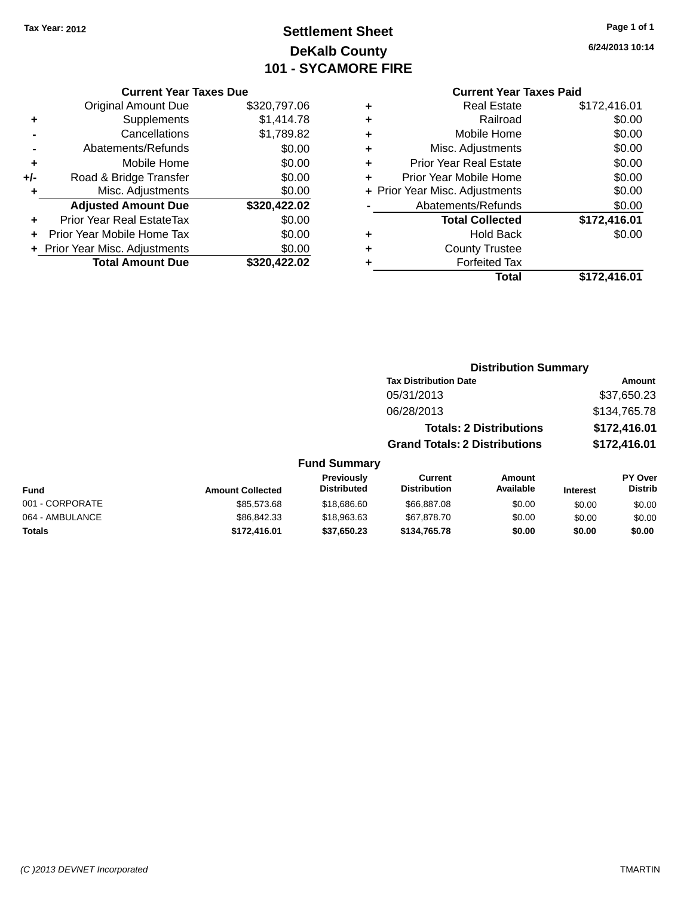Tax Year: 2012

# Settlement Sheet

## DeKalb County

## 101 - SYCAMORE FIRE

6/24/2013 10:14

### Current Year Taxes Due

| | | |
|---|---|---|
| | Original Amount Due | $320,797.06 |
| + | Supplements | $1,414.78 |
| - | Cancellations | $1,789.82 |
| - | Abatements/Refunds | $0.00 |
| + | Mobile Home | $0.00 |
| +/- | Road & Bridge Transfer | $0.00 |
| + | Misc. Adjustments | $0.00 |
| | **Adjusted Amount Due** | **$320,422.02** |
| + | Prior Year Real EstateTax | $0.00 |
| + | Prior Year Mobile Home Tax | $0.00 |
| + | Prior Year Misc. Adjustments | $0.00 |
| | **Total Amount Due** | **$320,422.02** |

### Current Year Taxes Paid

| | | |
|---|---|---|
| + | Real Estate | $172,416.01 |
| + | Railroad | $0.00 |
| + | Mobile Home | $0.00 |
| + | Misc. Adjustments | $0.00 |
| + | Prior Year Real Estate | $0.00 |
| + | Prior Year Mobile Home | $0.00 |
| + | Prior Year Misc. Adjustments | $0.00 |
| - | Abatements/Refunds | $0.00 |
| | **Total Collected** | **$172,416.01** |
| + | Hold Back | $0.00 |
| + | County Trustee | |
| + | Forfeited Tax | |
| | **Total** | **$172,416.01** |

### Distribution Summary

| Tax Distribution Date | Amount |
|---|---|
| 05/31/2013 | $37,650.23 |
| 06/28/2013 | $134,765.78 |
| **Totals: 2 Distributions** | **$172,416.01** |
| **Grand Totals: 2 Distributions** | **$172,416.01** |

### Fund Summary

| Fund | Amount Collected | Previously Distributed | Current Distribution | Amount Available | Interest | PY Over Distrib |
|---|---|---|---|---|---|---|
| 001 - CORPORATE | $85,573.68 | $18,686.60 | $66,887.08 | $0.00 | $0.00 | $0.00 |
| 064 - AMBULANCE | $86,842.33 | $18,963.63 | $67,878.70 | $0.00 | $0.00 | $0.00 |
| **Totals** | **$172,416.01** | **$37,650.23** | **$134,765.78** | **$0.00** | **$0.00** | **$0.00** |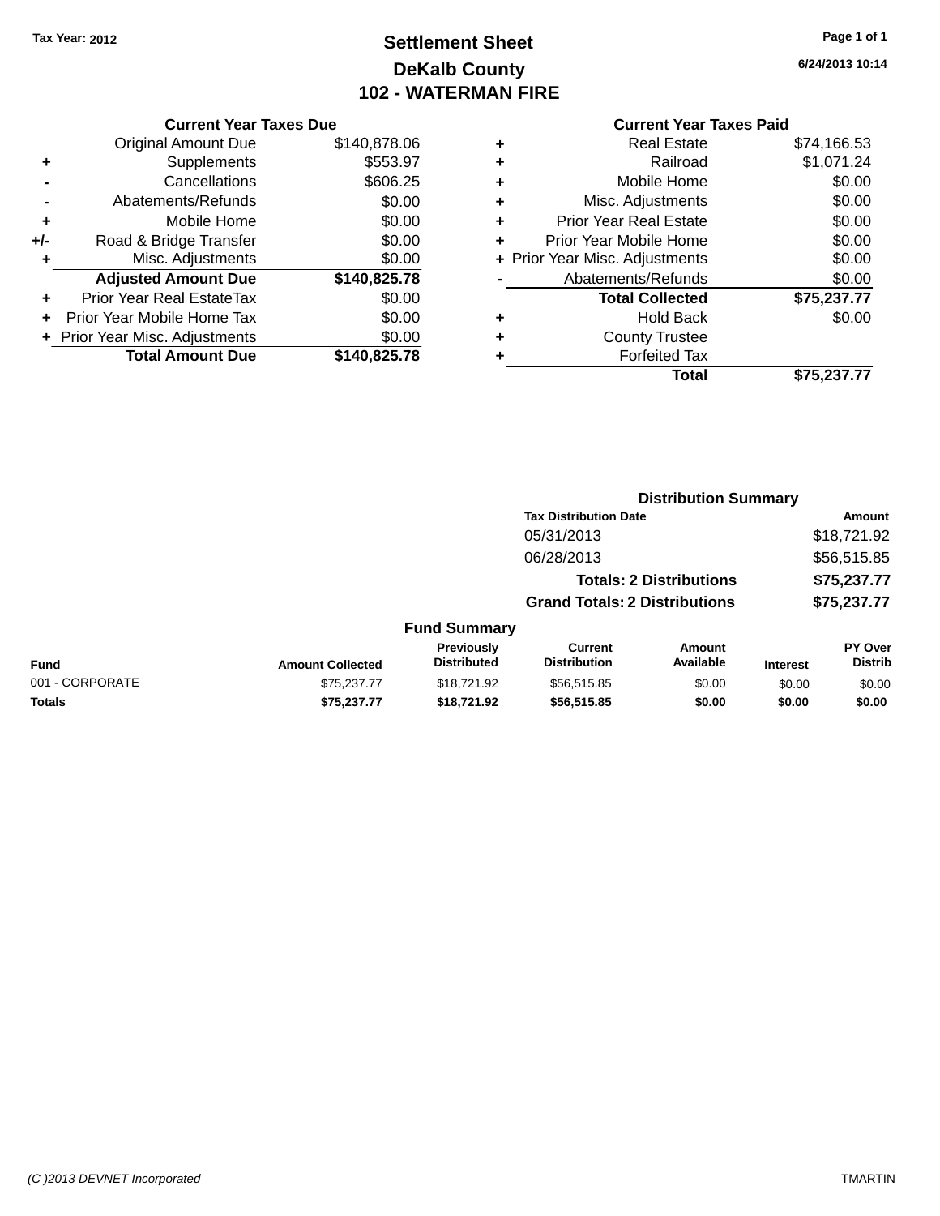Tax Year: 2012

# Settlement Sheet

## DeKalb County

## 102 - WATERMAN FIRE

6/24/2013 10:14

### Current Year Taxes Due

| | | |
|---|---|---|
| | Original Amount Due | $140,878.06 |
| + | Supplements | $553.97 |
| - | Cancellations | $606.25 |
| - | Abatements/Refunds | $0.00 |
| + | Mobile Home | $0.00 |
| +/- | Road & Bridge Transfer | $0.00 |
| + | Misc. Adjustments | $0.00 |
| | **Adjusted Amount Due** | **$140,825.78** |
| + | Prior Year Real EstateTax | $0.00 |
| + | Prior Year Mobile Home Tax | $0.00 |
| + | Prior Year Misc. Adjustments | $0.00 |
| | **Total Amount Due** | **$140,825.78** |

### Current Year Taxes Paid

| | | |
|---|---|---|
| + | Real Estate | $74,166.53 |
| + | Railroad | $1,071.24 |
| + | Mobile Home | $0.00 |
| + | Misc. Adjustments | $0.00 |
| + | Prior Year Real Estate | $0.00 |
| + | Prior Year Mobile Home | $0.00 |
| + | Prior Year Misc. Adjustments | $0.00 |
| - | Abatements/Refunds | $0.00 |
| | **Total Collected** | **$75,237.77** |
| + | Hold Back | $0.00 |
| + | County Trustee | |
| + | Forfeited Tax | |
| | **Total** | **$75,237.77** |

### Distribution Summary

| Tax Distribution Date | Amount |
|---|---|
| 05/31/2013 | $18,721.92 |
| 06/28/2013 | $56,515.85 |
| **Totals: 2 Distributions** | **$75,237.77** |
| **Grand Totals: 2 Distributions** | **$75,237.77** |

### Fund Summary

| Fund | Amount Collected | Previously Distributed | Current Distribution | Amount Available | Interest | PY Over Distrib |
|---|---|---|---|---|---|---|
| 001 - CORPORATE | $75,237.77 | $18,721.92 | $56,515.85 | $0.00 | $0.00 | $0.00 |
| **Totals** | **$75,237.77** | **$18,721.92** | **$56,515.85** | **$0.00** | **$0.00** | **$0.00** |

(C )2013 DEVNET Incorporated TMARTIN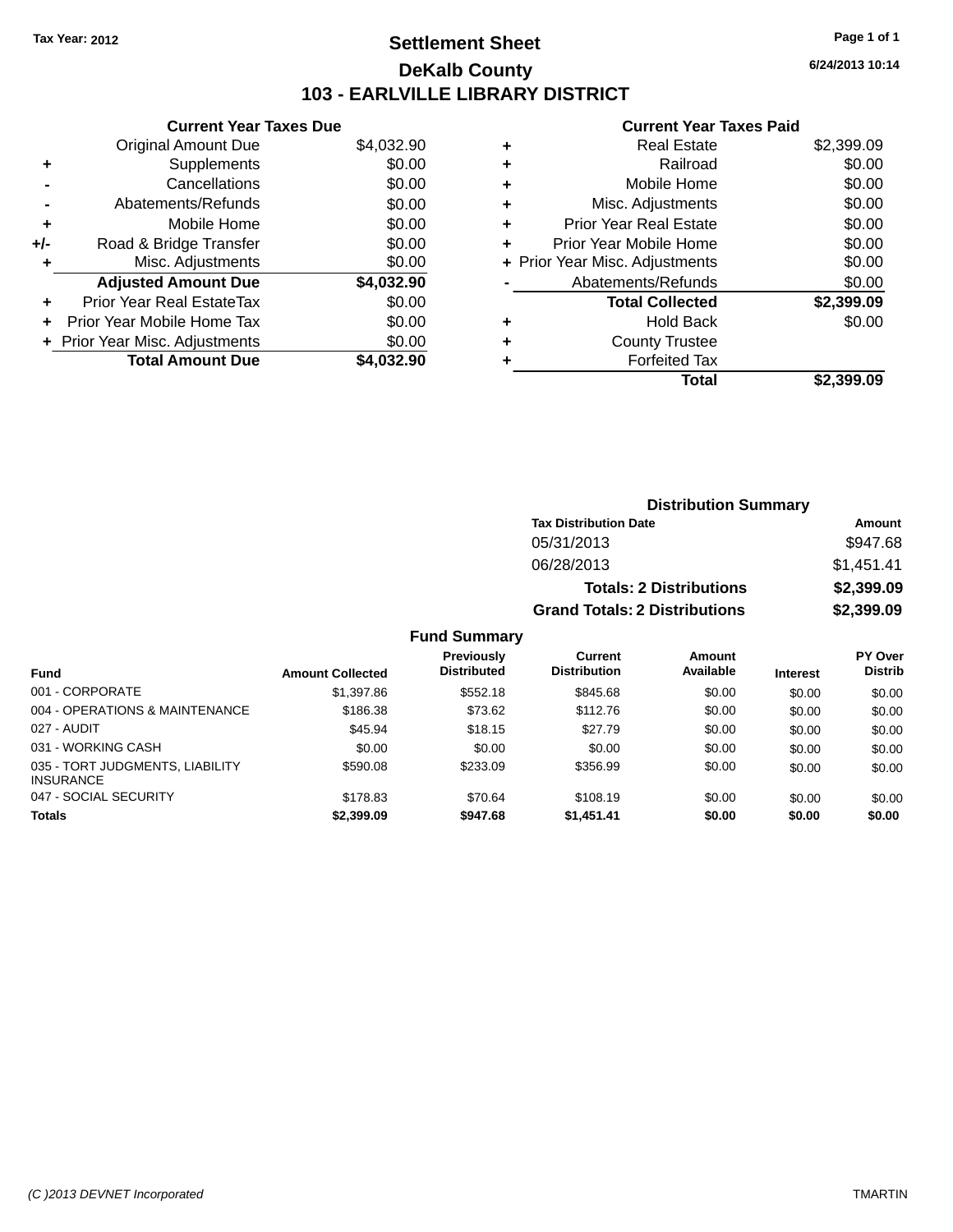Tax Year: 2012

# Settlement Sheet

## DeKalb County

## 103 - EARLVILLE LIBRARY DISTRICT

6/24/2013 10:14

### Current Year Taxes Due

| | | |
|---|---|---|
| | Original Amount Due | $4,032.90 |
| + | Supplements | $0.00 |
| - | Cancellations | $0.00 |
| - | Abatements/Refunds | $0.00 |
| + | Mobile Home | $0.00 |
| +/- | Road & Bridge Transfer | $0.00 |
| + | Misc. Adjustments | $0.00 |
| | **Adjusted Amount Due** | **$4,032.90** |
| + | Prior Year Real EstateTax | $0.00 |
| + | Prior Year Mobile Home Tax | $0.00 |
| + | Prior Year Misc. Adjustments | $0.00 |
| | **Total Amount Due** | **$4,032.90** |

### Current Year Taxes Paid

| | | |
|---|---|---|
| + | Real Estate | $2,399.09 |
| + | Railroad | $0.00 |
| + | Mobile Home | $0.00 |
| + | Misc. Adjustments | $0.00 |
| + | Prior Year Real Estate | $0.00 |
| + | Prior Year Mobile Home | $0.00 |
| + | Prior Year Misc. Adjustments | $0.00 |
| - | Abatements/Refunds | $0.00 |
| | **Total Collected** | **$2,399.09** |
| + | Hold Back | $0.00 |
| + | County Trustee | |
| + | Forfeited Tax | |
| | **Total** | **$2,399.09** |

### Distribution Summary

| Tax Distribution Date | Amount |
|---|---|
| 05/31/2013 | $947.68 |
| 06/28/2013 | $1,451.41 |
| **Totals: 2 Distributions** | **$2,399.09** |
| **Grand Totals: 2 Distributions** | **$2,399.09** |

### Fund Summary

| Fund | Amount Collected | Previously Distributed | Current Distribution | Amount Available | Interest | PY Over Distrib |
|---|---|---|---|---|---|---|
| 001 - CORPORATE | $1,397.86 | $552.18 | $845.68 | $0.00 | $0.00 | $0.00 |
| 004 - OPERATIONS & MAINTENANCE | $186.38 | $73.62 | $112.76 | $0.00 | $0.00 | $0.00 |
| 027 - AUDIT | $45.94 | $18.15 | $27.79 | $0.00 | $0.00 | $0.00 |
| 031 - WORKING CASH | $0.00 | $0.00 | $0.00 | $0.00 | $0.00 | $0.00 |
| 035 - TORT JUDGMENTS, LIABILITY INSURANCE | $590.08 | $233.09 | $356.99 | $0.00 | $0.00 | $0.00 |
| 047 - SOCIAL SECURITY | $178.83 | $70.64 | $108.19 | $0.00 | $0.00 | $0.00 |
| **Totals** | **$2,399.09** | **$947.68** | **$1,451.41** | **$0.00** | **$0.00** | **$0.00** |

(C )2013 DEVNET Incorporated — TMARTIN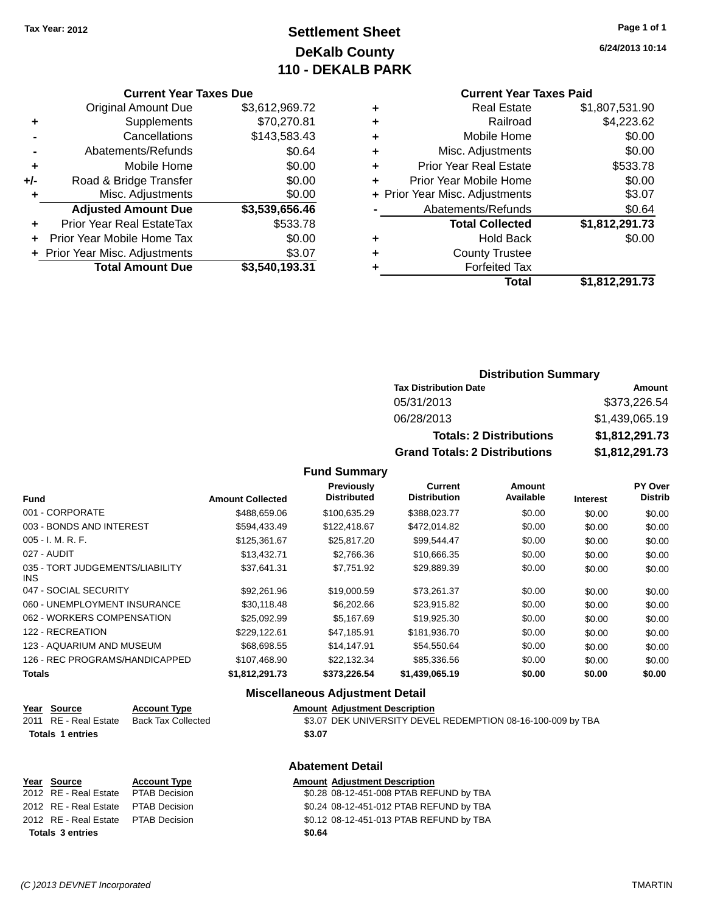Tax Year: 2012

# Settlement Sheet
## DeKalb County
## 110 - DEKALB PARK

6/24/2013 10:14

### Current Year Taxes Due

| | | |
|---|---|---|
| | Original Amount Due | $3,612,969.72 |
| + | Supplements | $70,270.81 |
| - | Cancellations | $143,583.43 |
| - | Abatements/Refunds | $0.64 |
| + | Mobile Home | $0.00 |
| +/- | Road & Bridge Transfer | $0.00 |
| + | Misc. Adjustments | $0.00 |
| | **Adjusted Amount Due** | **$3,539,656.46** |
| + | Prior Year Real EstateTax | $533.78 |
| + | Prior Year Mobile Home Tax | $0.00 |
| + | Prior Year Misc. Adjustments | $3.07 |
| | **Total Amount Due** | **$3,540,193.31** |

### Current Year Taxes Paid

| | | |
|---|---|---|
| + | Real Estate | $1,807,531.90 |
| + | Railroad | $4,223.62 |
| + | Mobile Home | $0.00 |
| + | Misc. Adjustments | $0.00 |
| + | Prior Year Real Estate | $533.78 |
| + | Prior Year Mobile Home | $0.00 |
| + | Prior Year Misc. Adjustments | $3.07 |
| - | Abatements/Refunds | $0.64 |
| | **Total Collected** | **$1,812,291.73** |
| + | Hold Back | $0.00 |
| + | County Trustee | |
| + | Forfeited Tax | |
| | **Total** | **$1,812,291.73** |

### Distribution Summary

| Tax Distribution Date | Amount |
|---|---|
| 05/31/2013 | $373,226.54 |
| 06/28/2013 | $1,439,065.19 |
| **Totals: 2 Distributions** | **$1,812,291.73** |
| **Grand Totals: 2 Distributions** | **$1,812,291.73** |

### Fund Summary

| Fund | Amount Collected | Previously Distributed | Current Distribution | Amount Available | Interest | PY Over Distrib |
|---|---|---|---|---|---|---|
| 001 - CORPORATE | $488,659.06 | $100,635.29 | $388,023.77 | $0.00 | $0.00 | $0.00 |
| 003 - BONDS AND INTEREST | $594,433.49 | $122,418.67 | $472,014.82 | $0.00 | $0.00 | $0.00 |
| 005 - I. M. R. F. | $125,361.67 | $25,817.20 | $99,544.47 | $0.00 | $0.00 | $0.00 |
| 027 - AUDIT | $13,432.71 | $2,766.36 | $10,666.35 | $0.00 | $0.00 | $0.00 |
| 035 - TORT JUDGEMENTS/LIABILITY INS | $37,641.31 | $7,751.92 | $29,889.39 | $0.00 | $0.00 | $0.00 |
| 047 - SOCIAL SECURITY | $92,261.96 | $19,000.59 | $73,261.37 | $0.00 | $0.00 | $0.00 |
| 060 - UNEMPLOYMENT INSURANCE | $30,118.48 | $6,202.66 | $23,915.82 | $0.00 | $0.00 | $0.00 |
| 062 - WORKERS COMPENSATION | $25,092.99 | $5,167.69 | $19,925.30 | $0.00 | $0.00 | $0.00 |
| 122 - RECREATION | $229,122.61 | $47,185.91 | $181,936.70 | $0.00 | $0.00 | $0.00 |
| 123 - AQUARIUM AND MUSEUM | $68,698.55 | $14,147.91 | $54,550.64 | $0.00 | $0.00 | $0.00 |
| 126 - REC PROGRAMS/HANDICAPPED | $107,468.90 | $22,132.34 | $85,336.56 | $0.00 | $0.00 | $0.00 |
| **Totals** | **$1,812,291.73** | **$373,226.54** | **$1,439,065.19** | **$0.00** | **$0.00** | **$0.00** |

### Miscellaneous Adjustment Detail

| Year | Source | Account Type | Amount | Adjustment Description |
|---|---|---|---|---|
| 2011 | RE - Real Estate | Back Tax Collected | $3.07 | DEK UNIVERSITY DEVEL REDEMPTION 08-16-100-009 by TBA |
| **Totals 1 entries** | | | **$3.07** | |

### Abatement Detail

| Year | Source | Account Type | Amount | Adjustment Description |
|---|---|---|---|---|
| 2012 | RE - Real Estate | PTAB Decision | $0.28 | 08-12-451-008 PTAB REFUND by TBA |
| 2012 | RE - Real Estate | PTAB Decision | $0.24 | 08-12-451-012 PTAB REFUND by TBA |
| 2012 | RE - Real Estate | PTAB Decision | $0.12 | 08-12-451-013 PTAB REFUND by TBA |
| **Totals 3 entries** | | | **$0.64** | |

(C )2013 DEVNET Incorporated

TMARTIN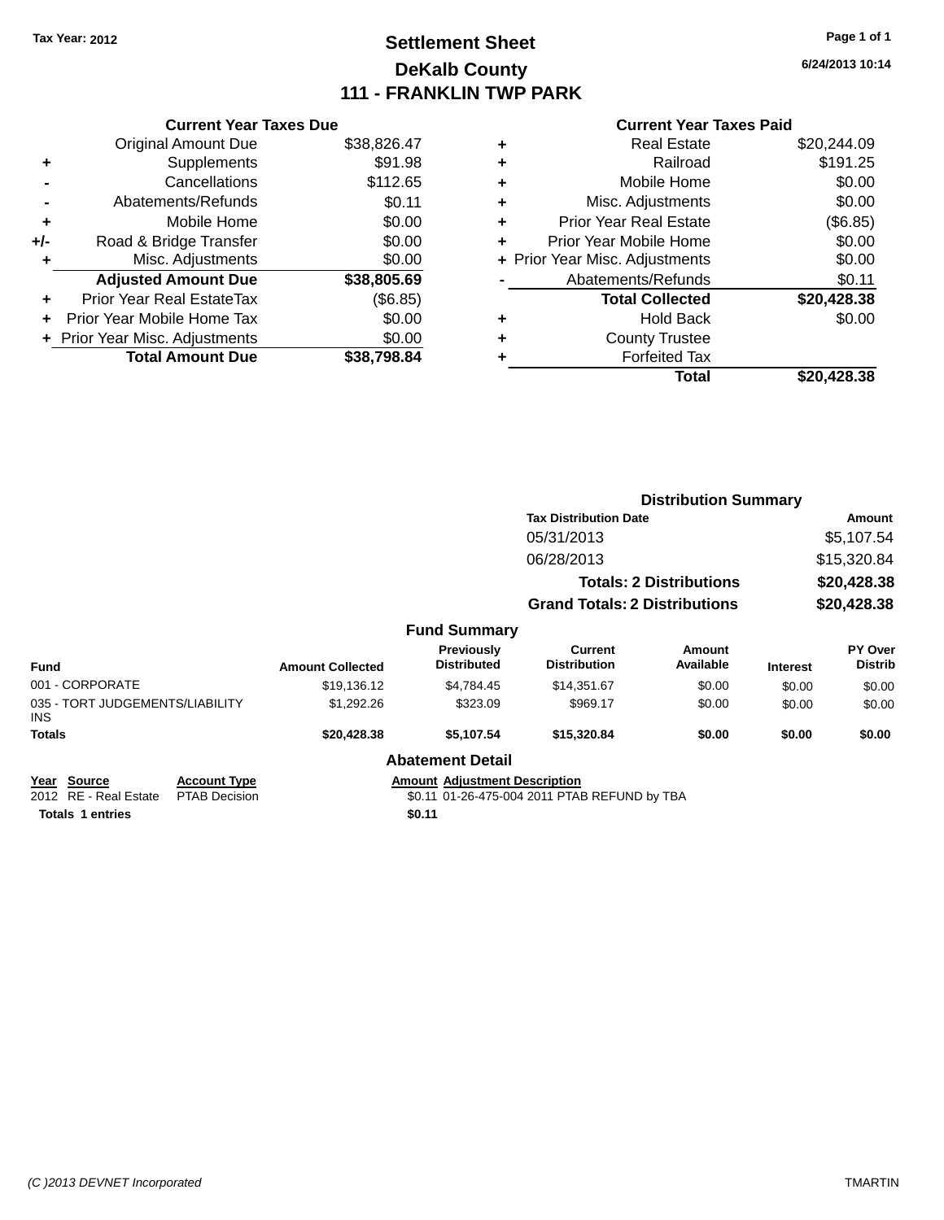Tax Year: 2012

# Settlement Sheet
## DeKalb County
## 111 - FRANKLIN TWP PARK

6/24/2013 10:14

### Current Year Taxes Due

| | | |
|---|---|---|
| | Original Amount Due | $38,826.47 |
| + | Supplements | $91.98 |
| - | Cancellations | $112.65 |
| - | Abatements/Refunds | $0.11 |
| + | Mobile Home | $0.00 |
| +/- | Road & Bridge Transfer | $0.00 |
| + | Misc. Adjustments | $0.00 |
| | **Adjusted Amount Due** | **$38,805.69** |
| + | Prior Year Real EstateTax | ($6.85) |
| + | Prior Year Mobile Home Tax | $0.00 |
| + | Prior Year Misc. Adjustments | $0.00 |
| | **Total Amount Due** | **$38,798.84** |

### Current Year Taxes Paid

| | | |
|---|---|---|
| + | Real Estate | $20,244.09 |
| + | Railroad | $191.25 |
| + | Mobile Home | $0.00 |
| + | Misc. Adjustments | $0.00 |
| + | Prior Year Real Estate | ($6.85) |
| + | Prior Year Mobile Home | $0.00 |
| + | Prior Year Misc. Adjustments | $0.00 |
| - | Abatements/Refunds | $0.11 |
| | **Total Collected** | **$20,428.38** |
| + | Hold Back | $0.00 |
| + | County Trustee | |
| + | Forfeited Tax | |
| | **Total** | **$20,428.38** |

### Distribution Summary

| Tax Distribution Date | Amount |
|---|---|
| 05/31/2013 | $5,107.54 |
| 06/28/2013 | $15,320.84 |
| **Totals: 2 Distributions** | **$20,428.38** |
| **Grand Totals: 2 Distributions** | **$20,428.38** |

### Fund Summary

| Fund | Amount Collected | Previously Distributed | Current Distribution | Amount Available | Interest | PY Over Distrib |
|---|---|---|---|---|---|---|
| 001 - CORPORATE | $19,136.12 | $4,784.45 | $14,351.67 | $0.00 | $0.00 | $0.00 |
| 035 - TORT JUDGEMENTS/LIABILITY INS | $1,292.26 | $323.09 | $969.17 | $0.00 | $0.00 | $0.00 |
| **Totals** | **$20,428.38** | **$5,107.54** | **$15,320.84** | **$0.00** | **$0.00** | **$0.00** |

### Abatement Detail

| Year | Source | Account Type | Amount | Adjustment Description |
|---|---|---|---|---|
| 2012 | RE - Real Estate | PTAB Decision | $0.11 | 01-26-475-004 2011 PTAB REFUND by TBA |
| **Totals** | **1 entries** | | **$0.11** | |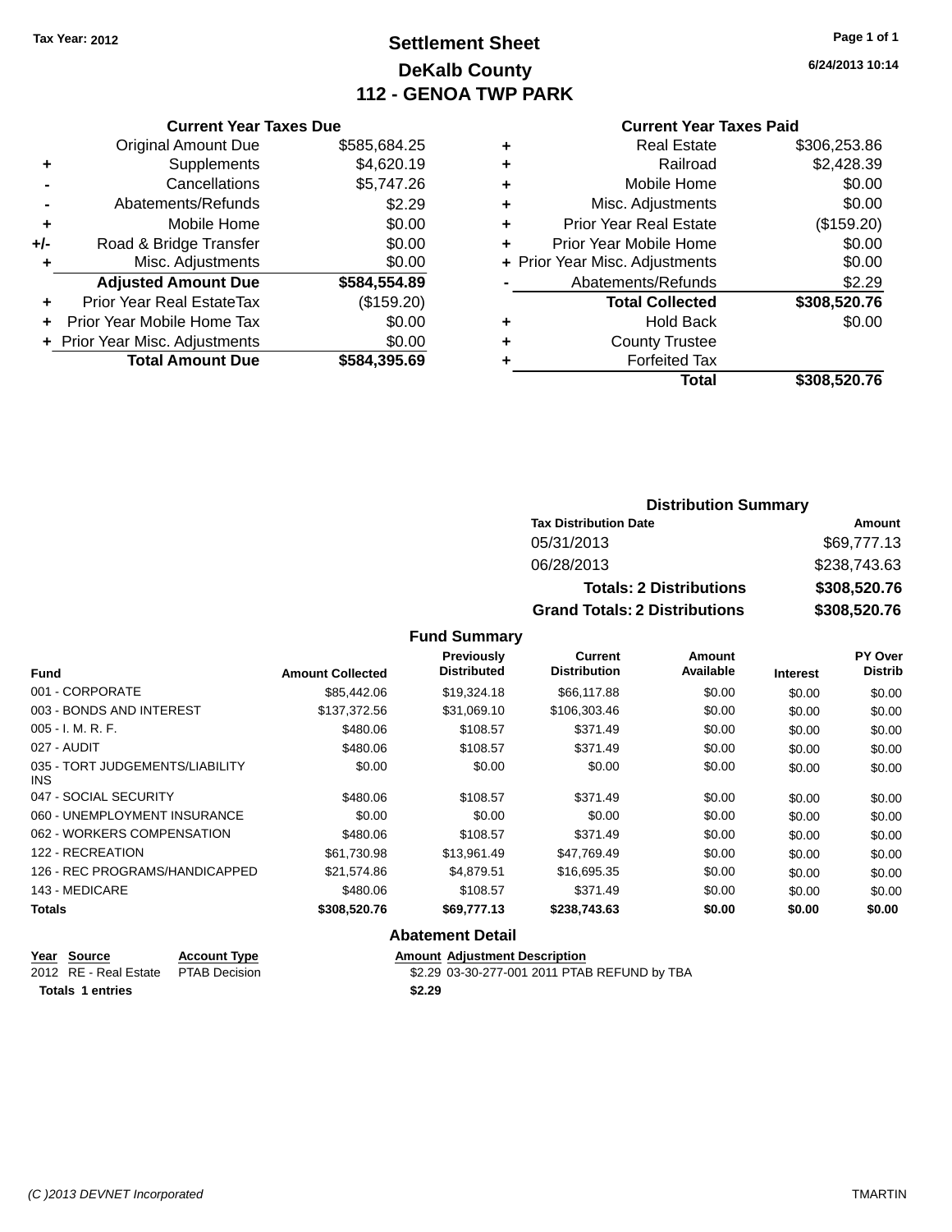Tax Year: 2012

# Settlement Sheet
## DeKalb County
## 112 - GENOA TWP PARK

6/24/2013 10:14

### Current Year Taxes Due

| | | |
|---|---|---|
| | Original Amount Due | $585,684.25 |
| + | Supplements | $4,620.19 |
| - | Cancellations | $5,747.26 |
| - | Abatements/Refunds | $2.29 |
| + | Mobile Home | $0.00 |
| +/- | Road & Bridge Transfer | $0.00 |
| + | Misc. Adjustments | $0.00 |
| | **Adjusted Amount Due** | **$584,554.89** |
| + | Prior Year Real EstateTax | ($159.20) |
| + | Prior Year Mobile Home Tax | $0.00 |
| + | Prior Year Misc. Adjustments | $0.00 |
| | **Total Amount Due** | **$584,395.69** |

### Current Year Taxes Paid

| | | |
|---|---|---|
| + | Real Estate | $306,253.86 |
| + | Railroad | $2,428.39 |
| + | Mobile Home | $0.00 |
| + | Misc. Adjustments | $0.00 |
| + | Prior Year Real Estate | ($159.20) |
| + | Prior Year Mobile Home | $0.00 |
| + | Prior Year Misc. Adjustments | $0.00 |
| - | Abatements/Refunds | $2.29 |
| | **Total Collected** | **$308,520.76** |
| + | Hold Back | $0.00 |
| + | County Trustee | |
| + | Forfeited Tax | |
| | **Total** | **$308,520.76** |

### Distribution Summary

| Tax Distribution Date | Amount |
|---|---|
| 05/31/2013 | $69,777.13 |
| 06/28/2013 | $238,743.63 |
| **Totals: 2 Distributions** | **$308,520.76** |
| **Grand Totals: 2 Distributions** | **$308,520.76** |

### Fund Summary

| Fund | Amount Collected | Previously Distributed | Current Distribution | Amount Available | Interest | PY Over Distrib |
|---|---|---|---|---|---|---|
| 001 - CORPORATE | $85,442.06 | $19,324.18 | $66,117.88 | $0.00 | $0.00 | $0.00 |
| 003 - BONDS AND INTEREST | $137,372.56 | $31,069.10 | $106,303.46 | $0.00 | $0.00 | $0.00 |
| 005 - I. M. R. F. | $480.06 | $108.57 | $371.49 | $0.00 | $0.00 | $0.00 |
| 027 - AUDIT | $480.06 | $108.57 | $371.49 | $0.00 | $0.00 | $0.00 |
| 035 - TORT JUDGEMENTS/LIABILITY INS | $0.00 | $0.00 | $0.00 | $0.00 | $0.00 | $0.00 |
| 047 - SOCIAL SECURITY | $480.06 | $108.57 | $371.49 | $0.00 | $0.00 | $0.00 |
| 060 - UNEMPLOYMENT INSURANCE | $0.00 | $0.00 | $0.00 | $0.00 | $0.00 | $0.00 |
| 062 - WORKERS COMPENSATION | $480.06 | $108.57 | $371.49 | $0.00 | $0.00 | $0.00 |
| 122 - RECREATION | $61,730.98 | $13,961.49 | $47,769.49 | $0.00 | $0.00 | $0.00 |
| 126 - REC PROGRAMS/HANDICAPPED | $21,574.86 | $4,879.51 | $16,695.35 | $0.00 | $0.00 | $0.00 |
| 143 - MEDICARE | $480.06 | $108.57 | $371.49 | $0.00 | $0.00 | $0.00 |
| **Totals** | **$308,520.76** | **$69,777.13** | **$238,743.63** | **$0.00** | **$0.00** | **$0.00** |

### Abatement Detail

| Year | Source | Account Type | Amount | Adjustment Description |
|---|---|---|---|---|
| 2012 | RE - Real Estate | PTAB Decision | $2.29 | 03-30-277-001 2011 PTAB REFUND by TBA |
| **Totals** | **1 entries** | | **$2.29** | |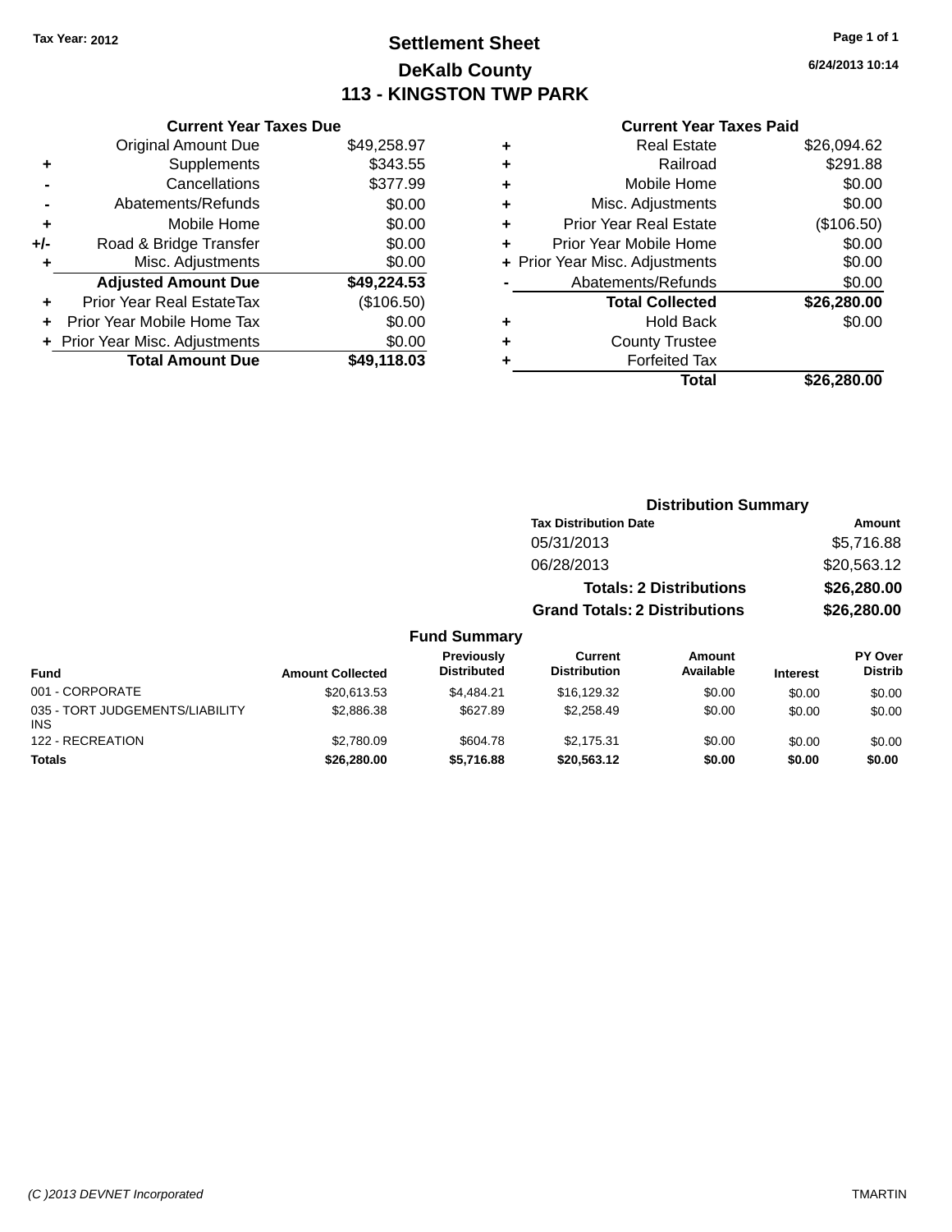Tax Year: 2012

# Settlement Sheet

## DeKalb County

## 113 - KINGSTON TWP PARK

6/24/2013 10:14

### Current Year Taxes Due

| | | |
|---|---|---|
| | Original Amount Due | $49,258.97 |
| + | Supplements | $343.55 |
| - | Cancellations | $377.99 |
| - | Abatements/Refunds | $0.00 |
| + | Mobile Home | $0.00 |
| +/- | Road & Bridge Transfer | $0.00 |
| + | Misc. Adjustments | $0.00 |
| | **Adjusted Amount Due** | **$49,224.53** |
| + | Prior Year Real EstateTax | ($106.50) |
| + | Prior Year Mobile Home Tax | $0.00 |
| + | Prior Year Misc. Adjustments | $0.00 |
| | **Total Amount Due** | **$49,118.03** |

### Current Year Taxes Paid

| | | |
|---|---|---|
| + | Real Estate | $26,094.62 |
| + | Railroad | $291.88 |
| + | Mobile Home | $0.00 |
| + | Misc. Adjustments | $0.00 |
| + | Prior Year Real Estate | ($106.50) |
| + | Prior Year Mobile Home | $0.00 |
| + | Prior Year Misc. Adjustments | $0.00 |
| - | Abatements/Refunds | $0.00 |
| | **Total Collected** | **$26,280.00** |
| + | Hold Back | $0.00 |
| + | County Trustee | |
| + | Forfeited Tax | |
| | **Total** | **$26,280.00** |

### Distribution Summary

| Tax Distribution Date | Amount |
|---|---|
| 05/31/2013 | $5,716.88 |
| 06/28/2013 | $20,563.12 |
| **Totals: 2 Distributions** | **$26,280.00** |
| **Grand Totals: 2 Distributions** | **$26,280.00** |

### Fund Summary

| Fund | Amount Collected | Previously Distributed | Current Distribution | Amount Available | Interest | PY Over Distrib |
|---|---|---|---|---|---|---|
| 001 - CORPORATE | $20,613.53 | $4,484.21 | $16,129.32 | $0.00 | $0.00 | $0.00 |
| 035 - TORT JUDGEMENTS/LIABILITY INS | $2,886.38 | $627.89 | $2,258.49 | $0.00 | $0.00 | $0.00 |
| 122 - RECREATION | $2,780.09 | $604.78 | $2,175.31 | $0.00 | $0.00 | $0.00 |
| **Totals** | **$26,280.00** | **$5,716.88** | **$20,563.12** | **$0.00** | **$0.00** | **$0.00** |

(C )2013 DEVNET Incorporated TMARTIN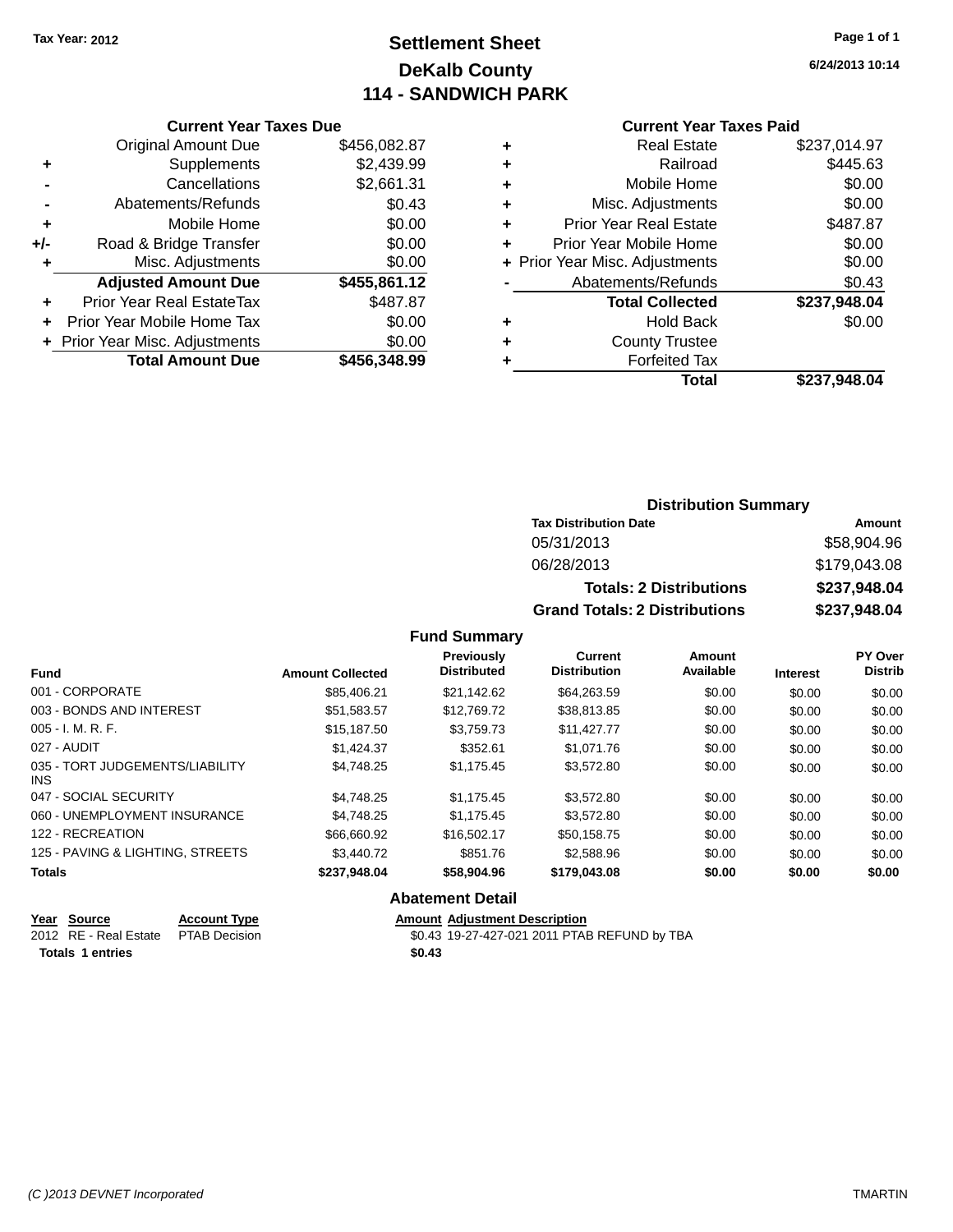Tax Year: 2012

# Settlement Sheet

## DeKalb County

## 114 - SANDWICH PARK

6/24/2013 10:14

### Current Year Taxes Due

| | | |
|---|---|---|
| | Original Amount Due | $456,082.87 |
| + | Supplements | $2,439.99 |
| - | Cancellations | $2,661.31 |
| - | Abatements/Refunds | $0.43 |
| + | Mobile Home | $0.00 |
| +/- | Road & Bridge Transfer | $0.00 |
| + | Misc. Adjustments | $0.00 |
| | **Adjusted Amount Due** | **$455,861.12** |
| + | Prior Year Real EstateTax | $487.87 |
| + | Prior Year Mobile Home Tax | $0.00 |
| + | Prior Year Misc. Adjustments | $0.00 |
| | **Total Amount Due** | **$456,348.99** |

### Current Year Taxes Paid

| | | |
|---|---|---|
| + | Real Estate | $237,014.97 |
| + | Railroad | $445.63 |
| + | Mobile Home | $0.00 |
| + | Misc. Adjustments | $0.00 |
| + | Prior Year Real Estate | $487.87 |
| + | Prior Year Mobile Home | $0.00 |
| + | Prior Year Misc. Adjustments | $0.00 |
| - | Abatements/Refunds | $0.43 |
| | **Total Collected** | **$237,948.04** |
| + | Hold Back | $0.00 |
| + | County Trustee | |
| + | Forfeited Tax | |
| | **Total** | **$237,948.04** |

### Distribution Summary

| Tax Distribution Date | Amount |
|---|---|
| 05/31/2013 | $58,904.96 |
| 06/28/2013 | $179,043.08 |
| **Totals: 2 Distributions** | **$237,948.04** |
| **Grand Totals: 2 Distributions** | **$237,948.04** |

### Fund Summary

| Fund | Amount Collected | Previously Distributed | Current Distribution | Amount Available | Interest | PY Over Distrib |
|---|---|---|---|---|---|---|
| 001 - CORPORATE | $85,406.21 | $21,142.62 | $64,263.59 | $0.00 | $0.00 | $0.00 |
| 003 - BONDS AND INTEREST | $51,583.57 | $12,769.72 | $38,813.85 | $0.00 | $0.00 | $0.00 |
| 005 - I. M. R. F. | $15,187.50 | $3,759.73 | $11,427.77 | $0.00 | $0.00 | $0.00 |
| 027 - AUDIT | $1,424.37 | $352.61 | $1,071.76 | $0.00 | $0.00 | $0.00 |
| 035 - TORT JUDGEMENTS/LIABILITY INS | $4,748.25 | $1,175.45 | $3,572.80 | $0.00 | $0.00 | $0.00 |
| 047 - SOCIAL SECURITY | $4,748.25 | $1,175.45 | $3,572.80 | $0.00 | $0.00 | $0.00 |
| 060 - UNEMPLOYMENT INSURANCE | $4,748.25 | $1,175.45 | $3,572.80 | $0.00 | $0.00 | $0.00 |
| 122 - RECREATION | $66,660.92 | $16,502.17 | $50,158.75 | $0.00 | $0.00 | $0.00 |
| 125 - PAVING & LIGHTING, STREETS | $3,440.72 | $851.76 | $2,588.96 | $0.00 | $0.00 | $0.00 |
| **Totals** | **$237,948.04** | **$58,904.96** | **$179,043.08** | **$0.00** | **$0.00** | **$0.00** |

### Abatement Detail

| Year | Source | Account Type | Amount | Adjustment Description |
|---|---|---|---|---|
| 2012 | RE - Real Estate | PTAB Decision | $0.43 | 19-27-427-021 2011 PTAB REFUND by TBA |
| **Totals 1 entries** | | | **$0.43** | |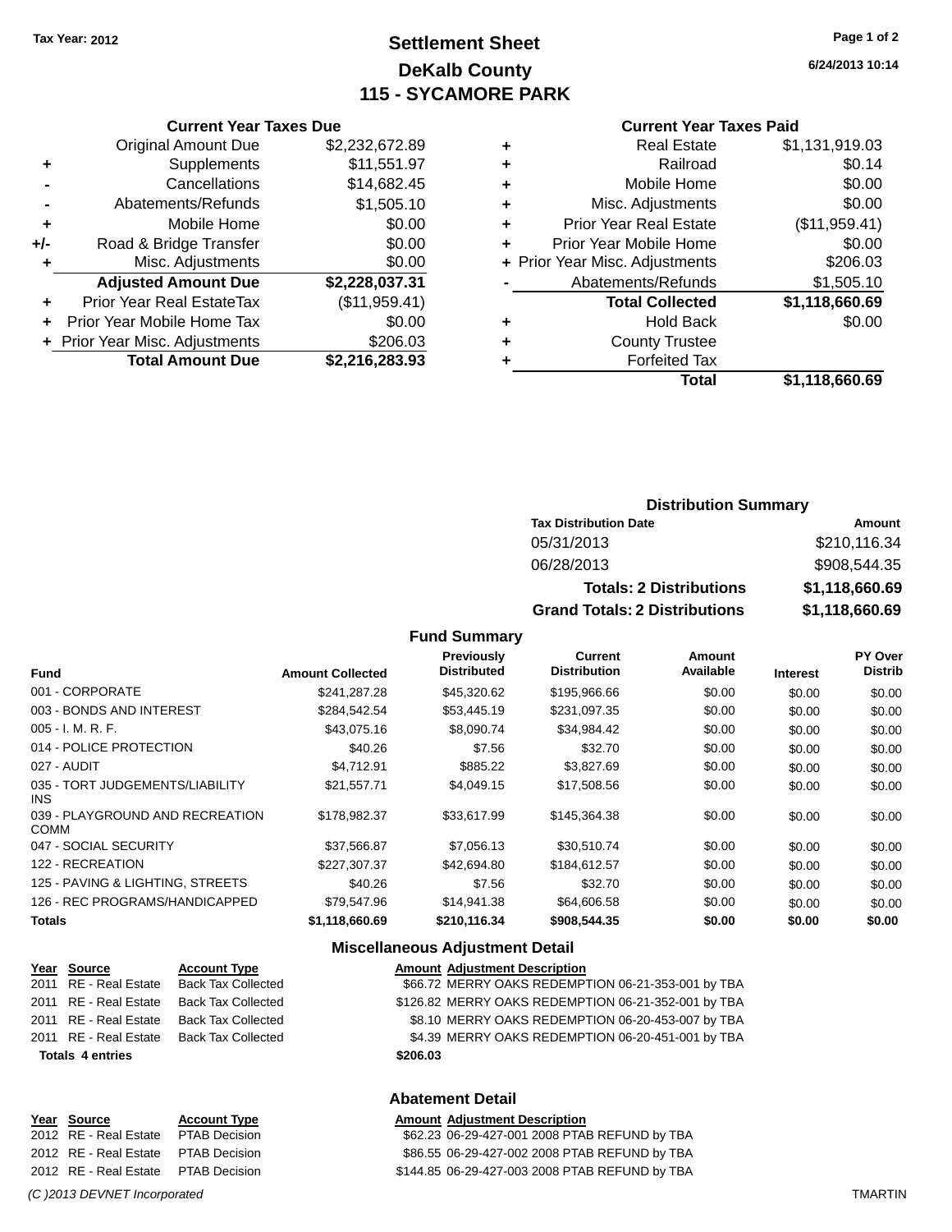**Tax Year: 2012**

# Settlement Sheet
## DeKalb County
## 115 - SYCAMORE PARK

6/24/2013 10:14

### Current Year Taxes Due

| | | |
|---|---|---|
| | Original Amount Due | $2,232,672.89 |
| + | Supplements | $11,551.97 |
| - | Cancellations | $14,682.45 |
| - | Abatements/Refunds | $1,505.10 |
| + | Mobile Home | $0.00 |
| +/- | Road & Bridge Transfer | $0.00 |
| + | Misc. Adjustments | $0.00 |
| | **Adjusted Amount Due** | **$2,228,037.31** |
| + | Prior Year Real EstateTax | ($11,959.41) |
| + | Prior Year Mobile Home Tax | $0.00 |
| + | Prior Year Misc. Adjustments | $206.03 |
| | **Total Amount Due** | **$2,216,283.93** |

### Current Year Taxes Paid

| | | |
|---|---|---|
| + | Real Estate | $1,131,919.03 |
| + | Railroad | $0.14 |
| + | Mobile Home | $0.00 |
| + | Misc. Adjustments | $0.00 |
| + | Prior Year Real Estate | ($11,959.41) |
| + | Prior Year Mobile Home | $0.00 |
| + | Prior Year Misc. Adjustments | $206.03 |
| - | Abatements/Refunds | $1,505.10 |
| | **Total Collected** | **$1,118,660.69** |
| + | Hold Back | $0.00 |
| + | County Trustee | |
| + | Forfeited Tax | |
| | **Total** | **$1,118,660.69** |

### Distribution Summary

| Tax Distribution Date | Amount |
|---|---|
| 05/31/2013 | $210,116.34 |
| 06/28/2013 | $908,544.35 |
| **Totals: 2 Distributions** | **$1,118,660.69** |
| **Grand Totals: 2 Distributions** | **$1,118,660.69** |

### Fund Summary

| Fund | Amount Collected | Previously Distributed | Current Distribution | Amount Available | Interest | PY Over Distrib |
|---|---|---|---|---|---|---|
| 001 - CORPORATE | $241,287.28 | $45,320.62 | $195,966.66 | $0.00 | $0.00 | $0.00 |
| 003 - BONDS AND INTEREST | $284,542.54 | $53,445.19 | $231,097.35 | $0.00 | $0.00 | $0.00 |
| 005 - I. M. R. F. | $43,075.16 | $8,090.74 | $34,984.42 | $0.00 | $0.00 | $0.00 |
| 014 - POLICE PROTECTION | $40.26 | $7.56 | $32.70 | $0.00 | $0.00 | $0.00 |
| 027 - AUDIT | $4,712.91 | $885.22 | $3,827.69 | $0.00 | $0.00 | $0.00 |
| 035 - TORT JUDGEMENTS/LIABILITY INS | $21,557.71 | $4,049.15 | $17,508.56 | $0.00 | $0.00 | $0.00 |
| 039 - PLAYGROUND AND RECREATION COMM | $178,982.37 | $33,617.99 | $145,364.38 | $0.00 | $0.00 | $0.00 |
| 047 - SOCIAL SECURITY | $37,566.87 | $7,056.13 | $30,510.74 | $0.00 | $0.00 | $0.00 |
| 122 - RECREATION | $227,307.37 | $42,694.80 | $184,612.57 | $0.00 | $0.00 | $0.00 |
| 125 - PAVING & LIGHTING, STREETS | $40.26 | $7.56 | $32.70 | $0.00 | $0.00 | $0.00 |
| 126 - REC PROGRAMS/HANDICAPPED | $79,547.96 | $14,941.38 | $64,606.58 | $0.00 | $0.00 | $0.00 |
| **Totals** | **$1,118,660.69** | **$210,116.34** | **$908,544.35** | **$0.00** | **$0.00** | **$0.00** |

### Miscellaneous Adjustment Detail

| Year | Source | Account Type | Amount | Adjustment Description |
|---|---|---|---|---|
| 2011 | RE - Real Estate | Back Tax Collected | $66.72 | MERRY OAKS REDEMPTION 06-21-353-001 by TBA |
| 2011 | RE - Real Estate | Back Tax Collected | $126.82 | MERRY OAKS REDEMPTION 06-21-352-001 by TBA |
| 2011 | RE - Real Estate | Back Tax Collected | $8.10 | MERRY OAKS REDEMPTION 06-20-453-007 by TBA |
| 2011 | RE - Real Estate | Back Tax Collected | $4.39 | MERRY OAKS REDEMPTION 06-20-451-001 by TBA |
| **Totals 4 entries** | | | **$206.03** | |

### Abatement Detail

| Year | Source | Account Type | Amount | Adjustment Description |
|---|---|---|---|---|
| 2012 | RE - Real Estate | PTAB Decision | $62.23 | 06-29-427-001 2008 PTAB REFUND by TBA |
| 2012 | RE - Real Estate | PTAB Decision | $86.55 | 06-29-427-002 2008 PTAB REFUND by TBA |
| 2012 | RE - Real Estate | PTAB Decision | $144.85 | 06-29-427-003 2008 PTAB REFUND by TBA |

*(C )2013 DEVNET Incorporated* TMARTIN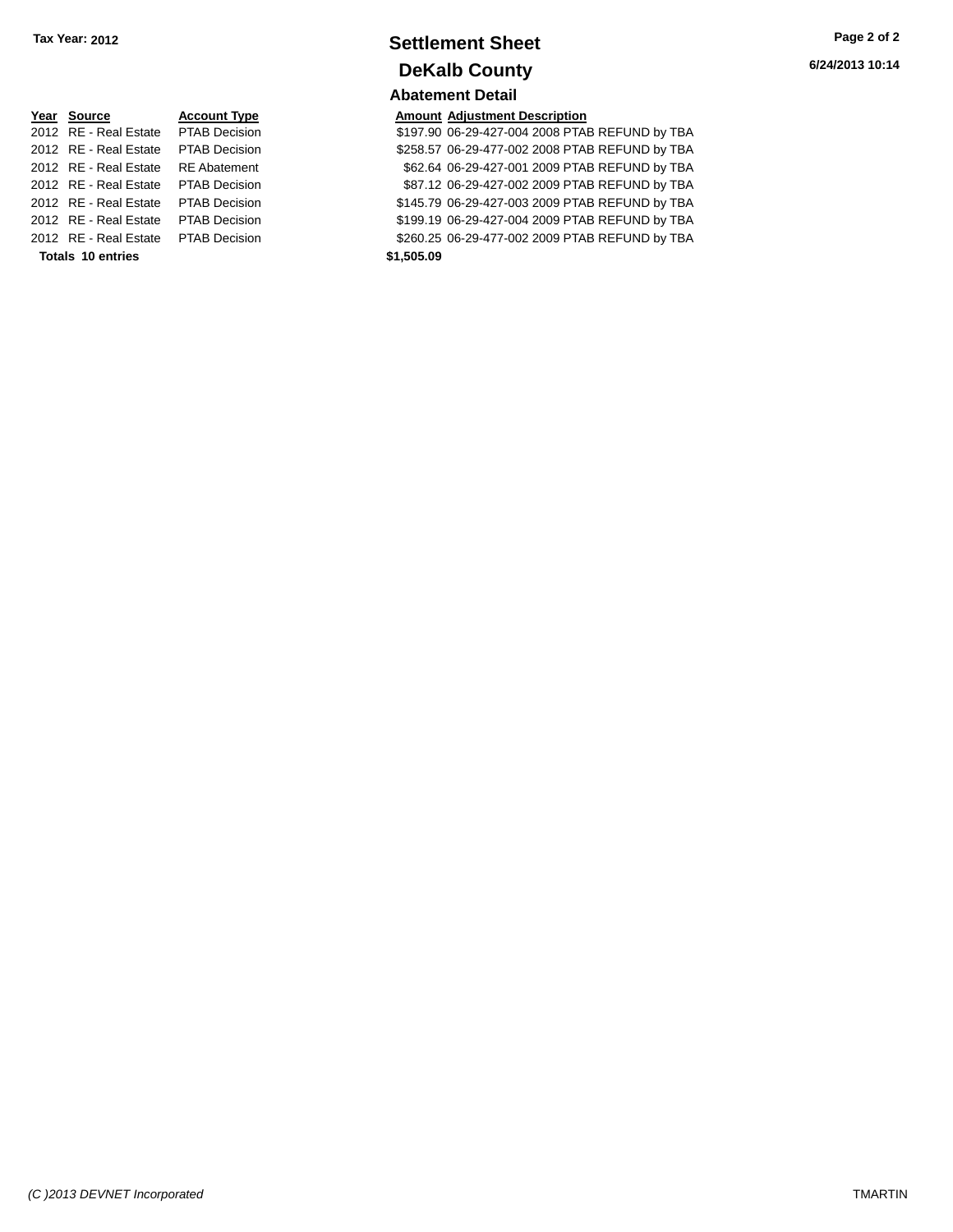**Tax Year: 2012**

# Settlement Sheet

## DeKalb County

6/24/2013 10:14

### Abatement Detail

| Year | Source | Account Type | Amount | Adjustment Description |
|---|---|---|---|---|
| 2012 | RE - Real Estate | PTAB Decision | $197.90 | 06-29-427-004 2008 PTAB REFUND by TBA |
| 2012 | RE - Real Estate | PTAB Decision | $258.57 | 06-29-477-002 2008 PTAB REFUND by TBA |
| 2012 | RE - Real Estate | RE Abatement | $62.64 | 06-29-427-001 2009 PTAB REFUND by TBA |
| 2012 | RE - Real Estate | PTAB Decision | $87.12 | 06-29-427-002 2009 PTAB REFUND by TBA |
| 2012 | RE - Real Estate | PTAB Decision | $145.79 | 06-29-427-003 2009 PTAB REFUND by TBA |
| 2012 | RE - Real Estate | PTAB Decision | $199.19 | 06-29-427-004 2009 PTAB REFUND by TBA |
| 2012 | RE - Real Estate | PTAB Decision | $260.25 | 06-29-477-002 2009 PTAB REFUND by TBA |
| **Totals 10 entries** | | | **$1,505.09** | |

*(C )2013 DEVNET Incorporated* TMARTIN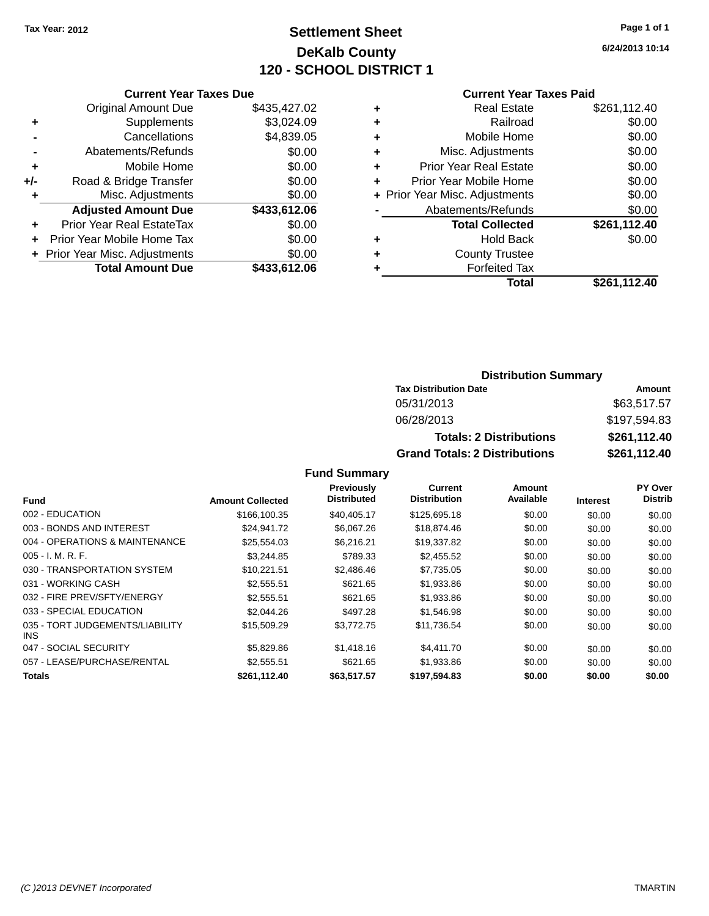Tax Year: 2012

# Settlement Sheet

## DeKalb County

## 120 - SCHOOL DISTRICT 1

6/24/2013 10:14

### Current Year Taxes Due

| | | |
|---|---|---|
| | Original Amount Due | $435,427.02 |
| + | Supplements | $3,024.09 |
| - | Cancellations | $4,839.05 |
| - | Abatements/Refunds | $0.00 |
| + | Mobile Home | $0.00 |
| +/- | Road & Bridge Transfer | $0.00 |
| + | Misc. Adjustments | $0.00 |
| | **Adjusted Amount Due** | **$433,612.06** |
| + | Prior Year Real EstateTax | $0.00 |
| + | Prior Year Mobile Home Tax | $0.00 |
| + | Prior Year Misc. Adjustments | $0.00 |
| | **Total Amount Due** | **$433,612.06** |

### Current Year Taxes Paid

| | | |
|---|---|---|
| + | Real Estate | $261,112.40 |
| + | Railroad | $0.00 |
| + | Mobile Home | $0.00 |
| + | Misc. Adjustments | $0.00 |
| + | Prior Year Real Estate | $0.00 |
| + | Prior Year Mobile Home | $0.00 |
| + | Prior Year Misc. Adjustments | $0.00 |
| - | Abatements/Refunds | $0.00 |
| | **Total Collected** | **$261,112.40** |
| + | Hold Back | $0.00 |
| + | County Trustee | |
| + | Forfeited Tax | |
| | **Total** | **$261,112.40** |

### Distribution Summary

| Tax Distribution Date | Amount |
|---|---|
| 05/31/2013 | $63,517.57 |
| 06/28/2013 | $197,594.83 |
| **Totals: 2 Distributions** | **$261,112.40** |
| **Grand Totals: 2 Distributions** | **$261,112.40** |

### Fund Summary

| Fund | Amount Collected | Previously Distributed | Current Distribution | Amount Available | Interest | PY Over Distrib |
|---|---|---|---|---|---|---|
| 002 - EDUCATION | $166,100.35 | $40,405.17 | $125,695.18 | $0.00 | $0.00 | $0.00 |
| 003 - BONDS AND INTEREST | $24,941.72 | $6,067.26 | $18,874.46 | $0.00 | $0.00 | $0.00 |
| 004 - OPERATIONS & MAINTENANCE | $25,554.03 | $6,216.21 | $19,337.82 | $0.00 | $0.00 | $0.00 |
| 005 - I. M. R. F. | $3,244.85 | $789.33 | $2,455.52 | $0.00 | $0.00 | $0.00 |
| 030 - TRANSPORTATION SYSTEM | $10,221.51 | $2,486.46 | $7,735.05 | $0.00 | $0.00 | $0.00 |
| 031 - WORKING CASH | $2,555.51 | $621.65 | $1,933.86 | $0.00 | $0.00 | $0.00 |
| 032 - FIRE PREV/SFTY/ENERGY | $2,555.51 | $621.65 | $1,933.86 | $0.00 | $0.00 | $0.00 |
| 033 - SPECIAL EDUCATION | $2,044.26 | $497.28 | $1,546.98 | $0.00 | $0.00 | $0.00 |
| 035 - TORT JUDGEMENTS/LIABILITY INS | $15,509.29 | $3,772.75 | $11,736.54 | $0.00 | $0.00 | $0.00 |
| 047 - SOCIAL SECURITY | $5,829.86 | $1,418.16 | $4,411.70 | $0.00 | $0.00 | $0.00 |
| 057 - LEASE/PURCHASE/RENTAL | $2,555.51 | $621.65 | $1,933.86 | $0.00 | $0.00 | $0.00 |
| **Totals** | **$261,112.40** | **$63,517.57** | **$197,594.83** | **$0.00** | **$0.00** | **$0.00** |

(C )2013 DEVNET Incorporated TMARTIN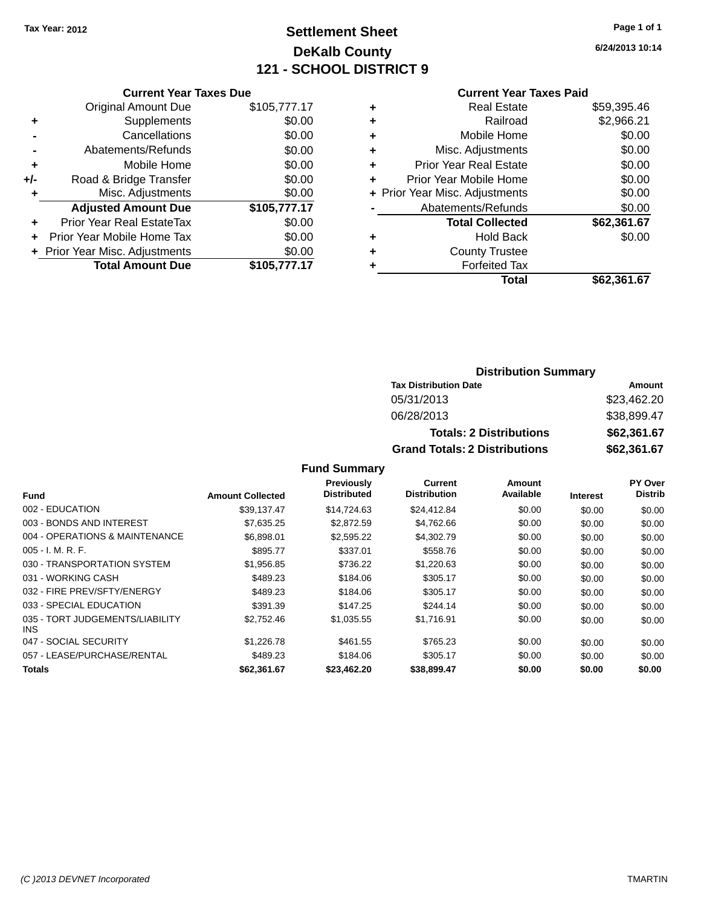Tax Year: 2012

# Settlement Sheet

## DeKalb County

## 121 - SCHOOL DISTRICT 9

6/24/2013 10:14

### Current Year Taxes Due

| | | |
|---|---|---|
| | Original Amount Due | $105,777.17 |
| + | Supplements | $0.00 |
| - | Cancellations | $0.00 |
| - | Abatements/Refunds | $0.00 |
| + | Mobile Home | $0.00 |
| +/- | Road & Bridge Transfer | $0.00 |
| + | Misc. Adjustments | $0.00 |
| | **Adjusted Amount Due** | **$105,777.17** |
| + | Prior Year Real EstateTax | $0.00 |
| + | Prior Year Mobile Home Tax | $0.00 |
| + | Prior Year Misc. Adjustments | $0.00 |
| | **Total Amount Due** | **$105,777.17** |

### Current Year Taxes Paid

| | | |
|---|---|---|
| + | Real Estate | $59,395.46 |
| + | Railroad | $2,966.21 |
| + | Mobile Home | $0.00 |
| + | Misc. Adjustments | $0.00 |
| + | Prior Year Real Estate | $0.00 |
| + | Prior Year Mobile Home | $0.00 |
| + | Prior Year Misc. Adjustments | $0.00 |
| - | Abatements/Refunds | $0.00 |
| | **Total Collected** | **$62,361.67** |
| + | Hold Back | $0.00 |
| + | County Trustee | |
| + | Forfeited Tax | |
| | **Total** | **$62,361.67** |

### Distribution Summary

| Tax Distribution Date | Amount |
|---|---|
| 05/31/2013 | $23,462.20 |
| 06/28/2013 | $38,899.47 |
| **Totals: 2 Distributions** | **$62,361.67** |
| **Grand Totals: 2 Distributions** | **$62,361.67** |

### Fund Summary

| Fund | Amount Collected | Previously Distributed | Current Distribution | Amount Available | Interest | PY Over Distrib |
|---|---|---|---|---|---|---|
| 002 - EDUCATION | $39,137.47 | $14,724.63 | $24,412.84 | $0.00 | $0.00 | $0.00 |
| 003 - BONDS AND INTEREST | $7,635.25 | $2,872.59 | $4,762.66 | $0.00 | $0.00 | $0.00 |
| 004 - OPERATIONS & MAINTENANCE | $6,898.01 | $2,595.22 | $4,302.79 | $0.00 | $0.00 | $0.00 |
| 005 - I. M. R. F. | $895.77 | $337.01 | $558.76 | $0.00 | $0.00 | $0.00 |
| 030 - TRANSPORTATION SYSTEM | $1,956.85 | $736.22 | $1,220.63 | $0.00 | $0.00 | $0.00 |
| 031 - WORKING CASH | $489.23 | $184.06 | $305.17 | $0.00 | $0.00 | $0.00 |
| 032 - FIRE PREV/SFTY/ENERGY | $489.23 | $184.06 | $305.17 | $0.00 | $0.00 | $0.00 |
| 033 - SPECIAL EDUCATION | $391.39 | $147.25 | $244.14 | $0.00 | $0.00 | $0.00 |
| 035 - TORT JUDGEMENTS/LIABILITY INS | $2,752.46 | $1,035.55 | $1,716.91 | $0.00 | $0.00 | $0.00 |
| 047 - SOCIAL SECURITY | $1,226.78 | $461.55 | $765.23 | $0.00 | $0.00 | $0.00 |
| 057 - LEASE/PURCHASE/RENTAL | $489.23 | $184.06 | $305.17 | $0.00 | $0.00 | $0.00 |
| **Totals** | **$62,361.67** | **$23,462.20** | **$38,899.47** | **$0.00** | **$0.00** | **$0.00** |

(C )2013 DEVNET Incorporated TMARTIN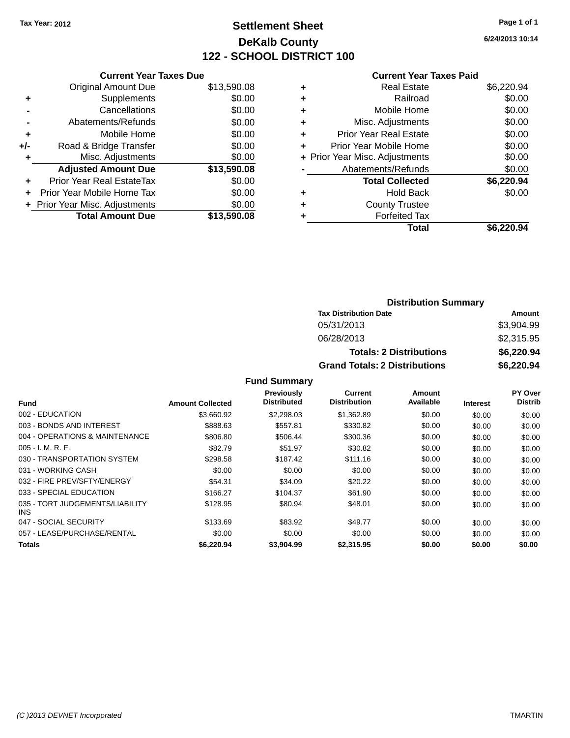Tax Year: 2012

# Settlement Sheet

## DeKalb County

## 122 - SCHOOL DISTRICT 100

6/24/2013 10:14

### Current Year Taxes Due

| | | |
|---|---|---|
| | Original Amount Due | $13,590.08 |
| + | Supplements | $0.00 |
| - | Cancellations | $0.00 |
| - | Abatements/Refunds | $0.00 |
| + | Mobile Home | $0.00 |
| +/- | Road & Bridge Transfer | $0.00 |
| + | Misc. Adjustments | $0.00 |
| | **Adjusted Amount Due** | **$13,590.08** |
| + | Prior Year Real EstateTax | $0.00 |
| + | Prior Year Mobile Home Tax | $0.00 |
| + | Prior Year Misc. Adjustments | $0.00 |
| | **Total Amount Due** | **$13,590.08** |

### Current Year Taxes Paid

| | | |
|---|---|---|
| + | Real Estate | $6,220.94 |
| + | Railroad | $0.00 |
| + | Mobile Home | $0.00 |
| + | Misc. Adjustments | $0.00 |
| + | Prior Year Real Estate | $0.00 |
| + | Prior Year Mobile Home | $0.00 |
| + | Prior Year Misc. Adjustments | $0.00 |
| - | Abatements/Refunds | $0.00 |
| | **Total Collected** | **$6,220.94** |
| + | Hold Back | $0.00 |
| + | County Trustee | |
| + | Forfeited Tax | |
| | **Total** | **$6,220.94** |

### Distribution Summary

| Tax Distribution Date | Amount |
|---|---|
| 05/31/2013 | $3,904.99 |
| 06/28/2013 | $2,315.95 |
| **Totals: 2 Distributions** | **$6,220.94** |
| **Grand Totals: 2 Distributions** | **$6,220.94** |

### Fund Summary

| Fund | Amount Collected | Previously Distributed | Current Distribution | Amount Available | Interest | PY Over Distrib |
|---|---|---|---|---|---|---|
| 002 - EDUCATION | $3,660.92 | $2,298.03 | $1,362.89 | $0.00 | $0.00 | $0.00 |
| 003 - BONDS AND INTEREST | $888.63 | $557.81 | $330.82 | $0.00 | $0.00 | $0.00 |
| 004 - OPERATIONS & MAINTENANCE | $806.80 | $506.44 | $300.36 | $0.00 | $0.00 | $0.00 |
| 005 - I. M. R. F. | $82.79 | $51.97 | $30.82 | $0.00 | $0.00 | $0.00 |
| 030 - TRANSPORTATION SYSTEM | $298.58 | $187.42 | $111.16 | $0.00 | $0.00 | $0.00 |
| 031 - WORKING CASH | $0.00 | $0.00 | $0.00 | $0.00 | $0.00 | $0.00 |
| 032 - FIRE PREV/SFTY/ENERGY | $54.31 | $34.09 | $20.22 | $0.00 | $0.00 | $0.00 |
| 033 - SPECIAL EDUCATION | $166.27 | $104.37 | $61.90 | $0.00 | $0.00 | $0.00 |
| 035 - TORT JUDGEMENTS/LIABILITY INS | $128.95 | $80.94 | $48.01 | $0.00 | $0.00 | $0.00 |
| 047 - SOCIAL SECURITY | $133.69 | $83.92 | $49.77 | $0.00 | $0.00 | $0.00 |
| 057 - LEASE/PURCHASE/RENTAL | $0.00 | $0.00 | $0.00 | $0.00 | $0.00 | $0.00 |
| **Totals** | **$6,220.94** | **$3,904.99** | **$2,315.95** | **$0.00** | **$0.00** | **$0.00** |

(C )2013 DEVNET Incorporated TMARTIN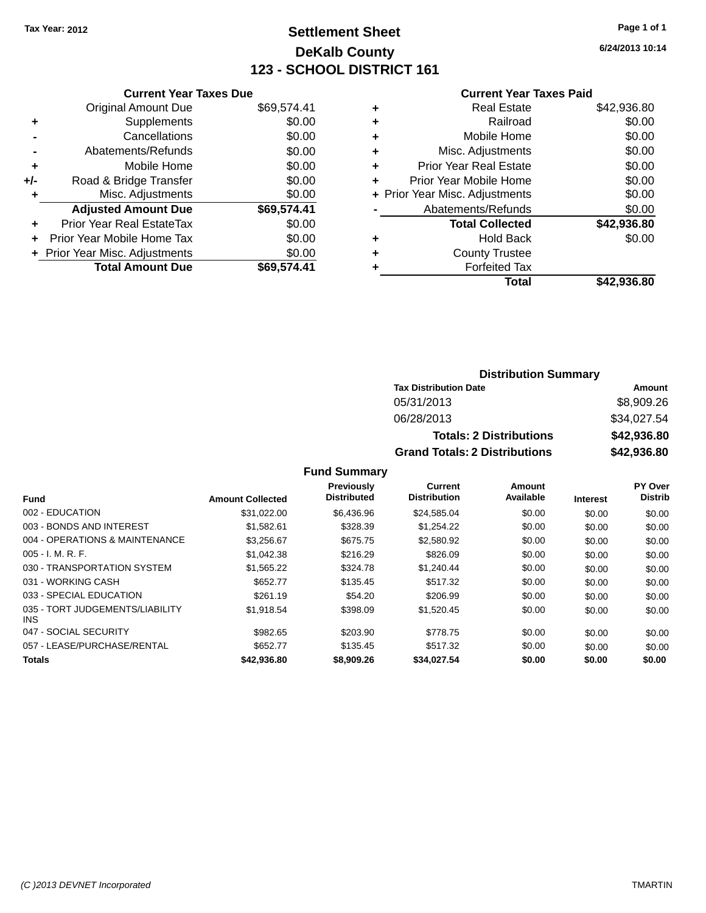Tax Year: 2012

# Settlement Sheet

## DeKalb County

## 123 - SCHOOL DISTRICT 161

6/24/2013 10:14

### Current Year Taxes Due

| | | |
|---|---|---|
| | Original Amount Due | $69,574.41 |
| + | Supplements | $0.00 |
| - | Cancellations | $0.00 |
| - | Abatements/Refunds | $0.00 |
| + | Mobile Home | $0.00 |
| +/- | Road & Bridge Transfer | $0.00 |
| + | Misc. Adjustments | $0.00 |
| | **Adjusted Amount Due** | **$69,574.41** |
| + | Prior Year Real EstateTax | $0.00 |
| + | Prior Year Mobile Home Tax | $0.00 |
| + | Prior Year Misc. Adjustments | $0.00 |
| | **Total Amount Due** | **$69,574.41** |

### Current Year Taxes Paid

| | | |
|---|---|---|
| + | Real Estate | $42,936.80 |
| + | Railroad | $0.00 |
| + | Mobile Home | $0.00 |
| + | Misc. Adjustments | $0.00 |
| + | Prior Year Real Estate | $0.00 |
| + | Prior Year Mobile Home | $0.00 |
| + | Prior Year Misc. Adjustments | $0.00 |
| - | Abatements/Refunds | $0.00 |
| | **Total Collected** | **$42,936.80** |
| + | Hold Back | $0.00 |
| + | County Trustee | |
| + | Forfeited Tax | |
| | **Total** | **$42,936.80** |

### Distribution Summary

| Tax Distribution Date | Amount |
|---|---|
| 05/31/2013 | $8,909.26 |
| 06/28/2013 | $34,027.54 |
| **Totals: 2 Distributions** | **$42,936.80** |
| **Grand Totals: 2 Distributions** | **$42,936.80** |

### Fund Summary

| Fund | Amount Collected | Previously Distributed | Current Distribution | Amount Available | Interest | PY Over Distrib |
|---|---|---|---|---|---|---|
| 002 - EDUCATION | $31,022.00 | $6,436.96 | $24,585.04 | $0.00 | $0.00 | $0.00 |
| 003 - BONDS AND INTEREST | $1,582.61 | $328.39 | $1,254.22 | $0.00 | $0.00 | $0.00 |
| 004 - OPERATIONS & MAINTENANCE | $3,256.67 | $675.75 | $2,580.92 | $0.00 | $0.00 | $0.00 |
| 005 - I. M. R. F. | $1,042.38 | $216.29 | $826.09 | $0.00 | $0.00 | $0.00 |
| 030 - TRANSPORTATION SYSTEM | $1,565.22 | $324.78 | $1,240.44 | $0.00 | $0.00 | $0.00 |
| 031 - WORKING CASH | $652.77 | $135.45 | $517.32 | $0.00 | $0.00 | $0.00 |
| 033 - SPECIAL EDUCATION | $261.19 | $54.20 | $206.99 | $0.00 | $0.00 | $0.00 |
| 035 - TORT JUDGEMENTS/LIABILITY INS | $1,918.54 | $398.09 | $1,520.45 | $0.00 | $0.00 | $0.00 |
| 047 - SOCIAL SECURITY | $982.65 | $203.90 | $778.75 | $0.00 | $0.00 | $0.00 |
| 057 - LEASE/PURCHASE/RENTAL | $652.77 | $135.45 | $517.32 | $0.00 | $0.00 | $0.00 |
| **Totals** | **$42,936.80** | **$8,909.26** | **$34,027.54** | **$0.00** | **$0.00** | **$0.00** |

(C )2013 DEVNET Incorporated TMARTIN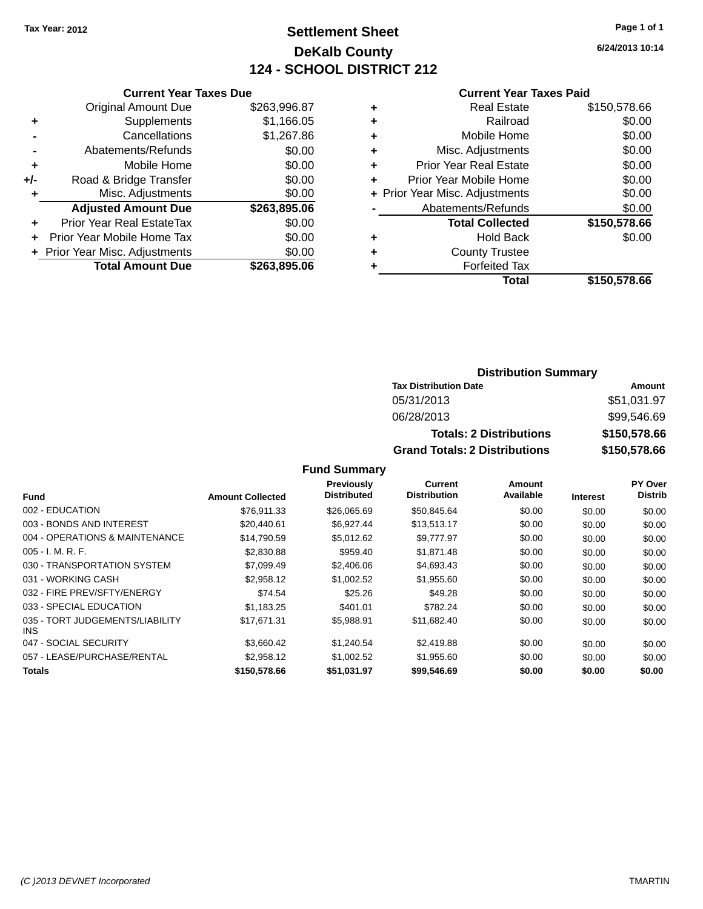Tax Year: 2012

# Settlement Sheet
## DeKalb County
## 124 - SCHOOL DISTRICT 212

6/24/2013 10:14

### Current Year Taxes Due

| | | |
|---|---|---|
| | Original Amount Due | $263,996.87 |
| + | Supplements | $1,166.05 |
| - | Cancellations | $1,267.86 |
| - | Abatements/Refunds | $0.00 |
| + | Mobile Home | $0.00 |
| +/- | Road & Bridge Transfer | $0.00 |
| + | Misc. Adjustments | $0.00 |
| | **Adjusted Amount Due** | **$263,895.06** |
| + | Prior Year Real EstateTax | $0.00 |
| + | Prior Year Mobile Home Tax | $0.00 |
| + | Prior Year Misc. Adjustments | $0.00 |
| | **Total Amount Due** | **$263,895.06** |

### Current Year Taxes Paid

| | | |
|---|---|---|
| + | Real Estate | $150,578.66 |
| + | Railroad | $0.00 |
| + | Mobile Home | $0.00 |
| + | Misc. Adjustments | $0.00 |
| + | Prior Year Real Estate | $0.00 |
| + | Prior Year Mobile Home | $0.00 |
| + | Prior Year Misc. Adjustments | $0.00 |
| - | Abatements/Refunds | $0.00 |
| | **Total Collected** | **$150,578.66** |
| + | Hold Back | $0.00 |
| + | County Trustee | |
| + | Forfeited Tax | |
| | **Total** | **$150,578.66** |

### Distribution Summary

| Tax Distribution Date | Amount |
|---|---|
| 05/31/2013 | $51,031.97 |
| 06/28/2013 | $99,546.69 |
| **Totals: 2 Distributions** | **$150,578.66** |
| **Grand Totals: 2 Distributions** | **$150,578.66** |

### Fund Summary

| Fund | Amount Collected | Previously Distributed | Current Distribution | Amount Available | Interest | PY Over Distrib |
|---|---|---|---|---|---|---|
| 002 - EDUCATION | $76,911.33 | $26,065.69 | $50,845.64 | $0.00 | $0.00 | $0.00 |
| 003 - BONDS AND INTEREST | $20,440.61 | $6,927.44 | $13,513.17 | $0.00 | $0.00 | $0.00 |
| 004 - OPERATIONS & MAINTENANCE | $14,790.59 | $5,012.62 | $9,777.97 | $0.00 | $0.00 | $0.00 |
| 005 - I. M. R. F. | $2,830.88 | $959.40 | $1,871.48 | $0.00 | $0.00 | $0.00 |
| 030 - TRANSPORTATION SYSTEM | $7,099.49 | $2,406.06 | $4,693.43 | $0.00 | $0.00 | $0.00 |
| 031 - WORKING CASH | $2,958.12 | $1,002.52 | $1,955.60 | $0.00 | $0.00 | $0.00 |
| 032 - FIRE PREV/SFTY/ENERGY | $74.54 | $25.26 | $49.28 | $0.00 | $0.00 | $0.00 |
| 033 - SPECIAL EDUCATION | $1,183.25 | $401.01 | $782.24 | $0.00 | $0.00 | $0.00 |
| 035 - TORT JUDGEMENTS/LIABILITY INS | $17,671.31 | $5,988.91 | $11,682.40 | $0.00 | $0.00 | $0.00 |
| 047 - SOCIAL SECURITY | $3,660.42 | $1,240.54 | $2,419.88 | $0.00 | $0.00 | $0.00 |
| 057 - LEASE/PURCHASE/RENTAL | $2,958.12 | $1,002.52 | $1,955.60 | $0.00 | $0.00 | $0.00 |
| **Totals** | **$150,578.66** | **$51,031.97** | **$99,546.69** | **$0.00** | **$0.00** | **$0.00** |

(C )2013 DEVNET Incorporated — TMARTIN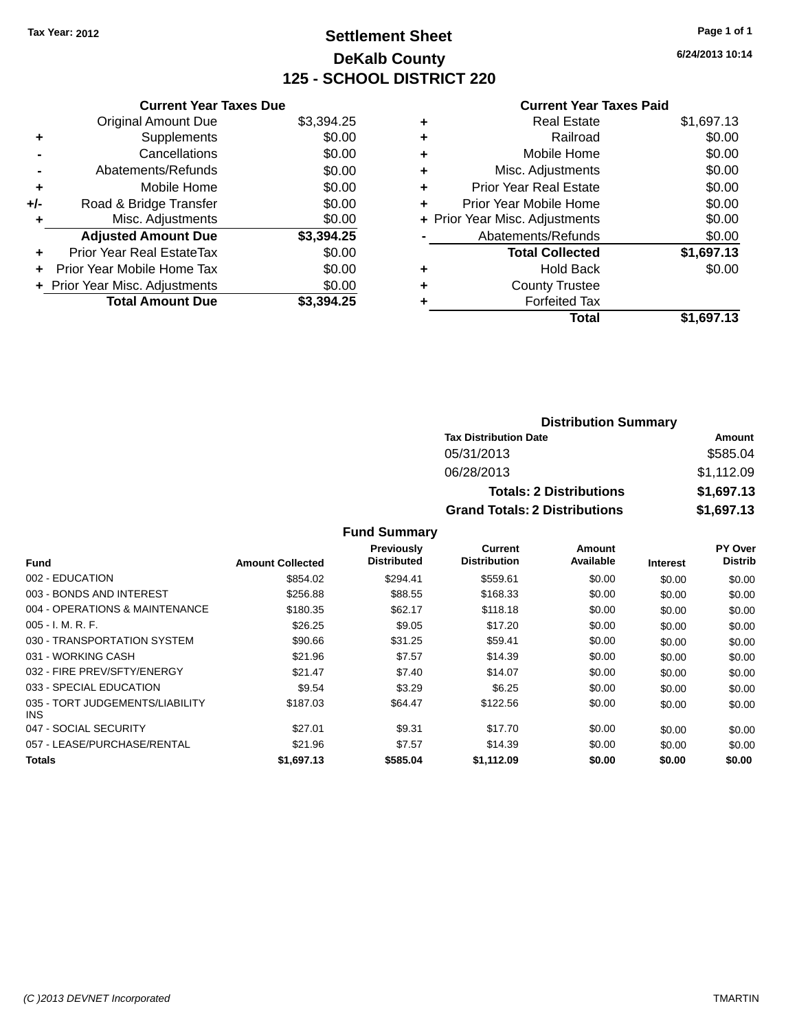Tax Year: 2012

# Settlement Sheet

## DeKalb County

## 125 - SCHOOL DISTRICT 220

6/24/2013 10:14

### Current Year Taxes Due

| | | |
|---|---|---|
| | Original Amount Due | $3,394.25 |
| + | Supplements | $0.00 |
| - | Cancellations | $0.00 |
| - | Abatements/Refunds | $0.00 |
| + | Mobile Home | $0.00 |
| +/- | Road & Bridge Transfer | $0.00 |
| + | Misc. Adjustments | $0.00 |
| | **Adjusted Amount Due** | **$3,394.25** |
| + | Prior Year Real EstateTax | $0.00 |
| + | Prior Year Mobile Home Tax | $0.00 |
| + | Prior Year Misc. Adjustments | $0.00 |
| | **Total Amount Due** | **$3,394.25** |

### Current Year Taxes Paid

| | | |
|---|---|---|
| + | Real Estate | $1,697.13 |
| + | Railroad | $0.00 |
| + | Mobile Home | $0.00 |
| + | Misc. Adjustments | $0.00 |
| + | Prior Year Real Estate | $0.00 |
| + | Prior Year Mobile Home | $0.00 |
| + | Prior Year Misc. Adjustments | $0.00 |
| - | Abatements/Refunds | $0.00 |
| | **Total Collected** | **$1,697.13** |
| + | Hold Back | $0.00 |
| + | County Trustee | |
| + | Forfeited Tax | |
| | **Total** | **$1,697.13** |

### Distribution Summary

| Tax Distribution Date | Amount |
|---|---|
| 05/31/2013 | $585.04 |
| 06/28/2013 | $1,112.09 |
| **Totals: 2 Distributions** | **$1,697.13** |
| **Grand Totals: 2 Distributions** | **$1,697.13** |

### Fund Summary

| Fund | Amount Collected | Previously Distributed | Current Distribution | Amount Available | Interest | PY Over Distrib |
|---|---|---|---|---|---|---|
| 002 - EDUCATION | $854.02 | $294.41 | $559.61 | $0.00 | $0.00 | $0.00 |
| 003 - BONDS AND INTEREST | $256.88 | $88.55 | $168.33 | $0.00 | $0.00 | $0.00 |
| 004 - OPERATIONS & MAINTENANCE | $180.35 | $62.17 | $118.18 | $0.00 | $0.00 | $0.00 |
| 005 - I. M. R. F. | $26.25 | $9.05 | $17.20 | $0.00 | $0.00 | $0.00 |
| 030 - TRANSPORTATION SYSTEM | $90.66 | $31.25 | $59.41 | $0.00 | $0.00 | $0.00 |
| 031 - WORKING CASH | $21.96 | $7.57 | $14.39 | $0.00 | $0.00 | $0.00 |
| 032 - FIRE PREV/SFTY/ENERGY | $21.47 | $7.40 | $14.07 | $0.00 | $0.00 | $0.00 |
| 033 - SPECIAL EDUCATION | $9.54 | $3.29 | $6.25 | $0.00 | $0.00 | $0.00 |
| 035 - TORT JUDGEMENTS/LIABILITY INS | $187.03 | $64.47 | $122.56 | $0.00 | $0.00 | $0.00 |
| 047 - SOCIAL SECURITY | $27.01 | $9.31 | $17.70 | $0.00 | $0.00 | $0.00 |
| 057 - LEASE/PURCHASE/RENTAL | $21.96 | $7.57 | $14.39 | $0.00 | $0.00 | $0.00 |
| **Totals** | **$1,697.13** | **$585.04** | **$1,112.09** | **$0.00** | **$0.00** | **$0.00** |

(C )2013 DEVNET Incorporated TMARTIN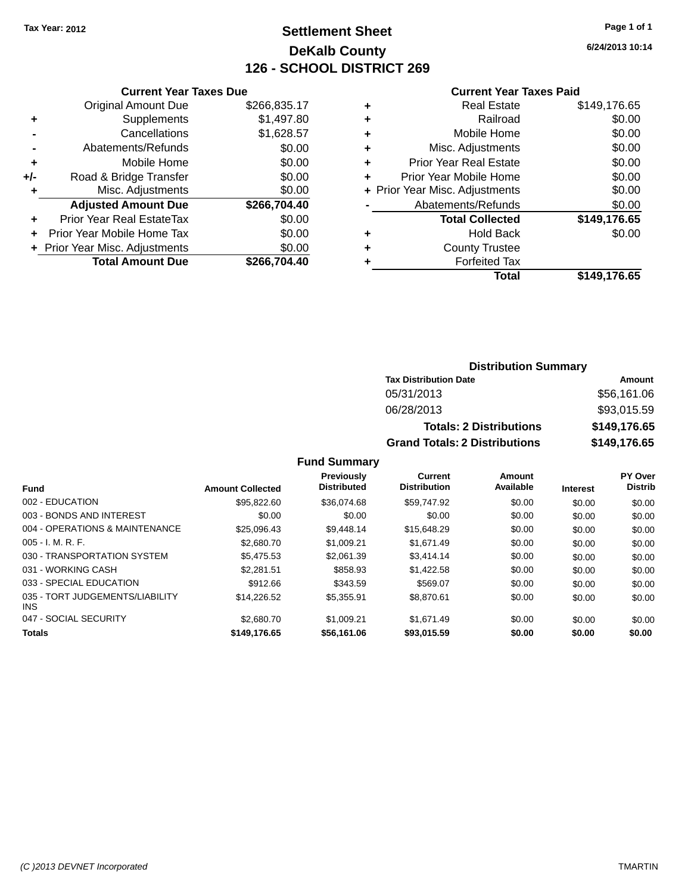Tax Year: 2012

# Settlement Sheet
## DeKalb County
## 126 - SCHOOL DISTRICT 269

6/24/2013 10:14

### Current Year Taxes Due

| | | |
|---|---|---|
| | Original Amount Due | $266,835.17 |
| + | Supplements | $1,497.80 |
| - | Cancellations | $1,628.57 |
| - | Abatements/Refunds | $0.00 |
| + | Mobile Home | $0.00 |
| +/- | Road & Bridge Transfer | $0.00 |
| + | Misc. Adjustments | $0.00 |
| | **Adjusted Amount Due** | **$266,704.40** |
| + | Prior Year Real EstateTax | $0.00 |
| + | Prior Year Mobile Home Tax | $0.00 |
| + | Prior Year Misc. Adjustments | $0.00 |
| | **Total Amount Due** | **$266,704.40** |

### Current Year Taxes Paid

| | | |
|---|---|---|
| + | Real Estate | $149,176.65 |
| + | Railroad | $0.00 |
| + | Mobile Home | $0.00 |
| + | Misc. Adjustments | $0.00 |
| + | Prior Year Real Estate | $0.00 |
| + | Prior Year Mobile Home | $0.00 |
| + | Prior Year Misc. Adjustments | $0.00 |
| - | Abatements/Refunds | $0.00 |
| | **Total Collected** | **$149,176.65** |
| + | Hold Back | $0.00 |
| + | County Trustee | |
| + | Forfeited Tax | |
| | **Total** | **$149,176.65** |

### Distribution Summary

| Tax Distribution Date | Amount |
|---|---|
| 05/31/2013 | $56,161.06 |
| 06/28/2013 | $93,015.59 |
| **Totals: 2 Distributions** | **$149,176.65** |
| **Grand Totals: 2 Distributions** | **$149,176.65** |

### Fund Summary

| Fund | Amount Collected | Previously Distributed | Current Distribution | Amount Available | Interest | PY Over Distrib |
|---|---|---|---|---|---|---|
| 002 - EDUCATION | $95,822.60 | $36,074.68 | $59,747.92 | $0.00 | $0.00 | $0.00 |
| 003 - BONDS AND INTEREST | $0.00 | $0.00 | $0.00 | $0.00 | $0.00 | $0.00 |
| 004 - OPERATIONS & MAINTENANCE | $25,096.43 | $9,448.14 | $15,648.29 | $0.00 | $0.00 | $0.00 |
| 005 - I. M. R. F. | $2,680.70 | $1,009.21 | $1,671.49 | $0.00 | $0.00 | $0.00 |
| 030 - TRANSPORTATION SYSTEM | $5,475.53 | $2,061.39 | $3,414.14 | $0.00 | $0.00 | $0.00 |
| 031 - WORKING CASH | $2,281.51 | $858.93 | $1,422.58 | $0.00 | $0.00 | $0.00 |
| 033 - SPECIAL EDUCATION | $912.66 | $343.59 | $569.07 | $0.00 | $0.00 | $0.00 |
| 035 - TORT JUDGEMENTS/LIABILITY INS | $14,226.52 | $5,355.91 | $8,870.61 | $0.00 | $0.00 | $0.00 |
| 047 - SOCIAL SECURITY | $2,680.70 | $1,009.21 | $1,671.49 | $0.00 | $0.00 | $0.00 |
| **Totals** | **$149,176.65** | **$56,161.06** | **$93,015.59** | **$0.00** | **$0.00** | **$0.00** |

(C )2013 DEVNET Incorporated TMARTIN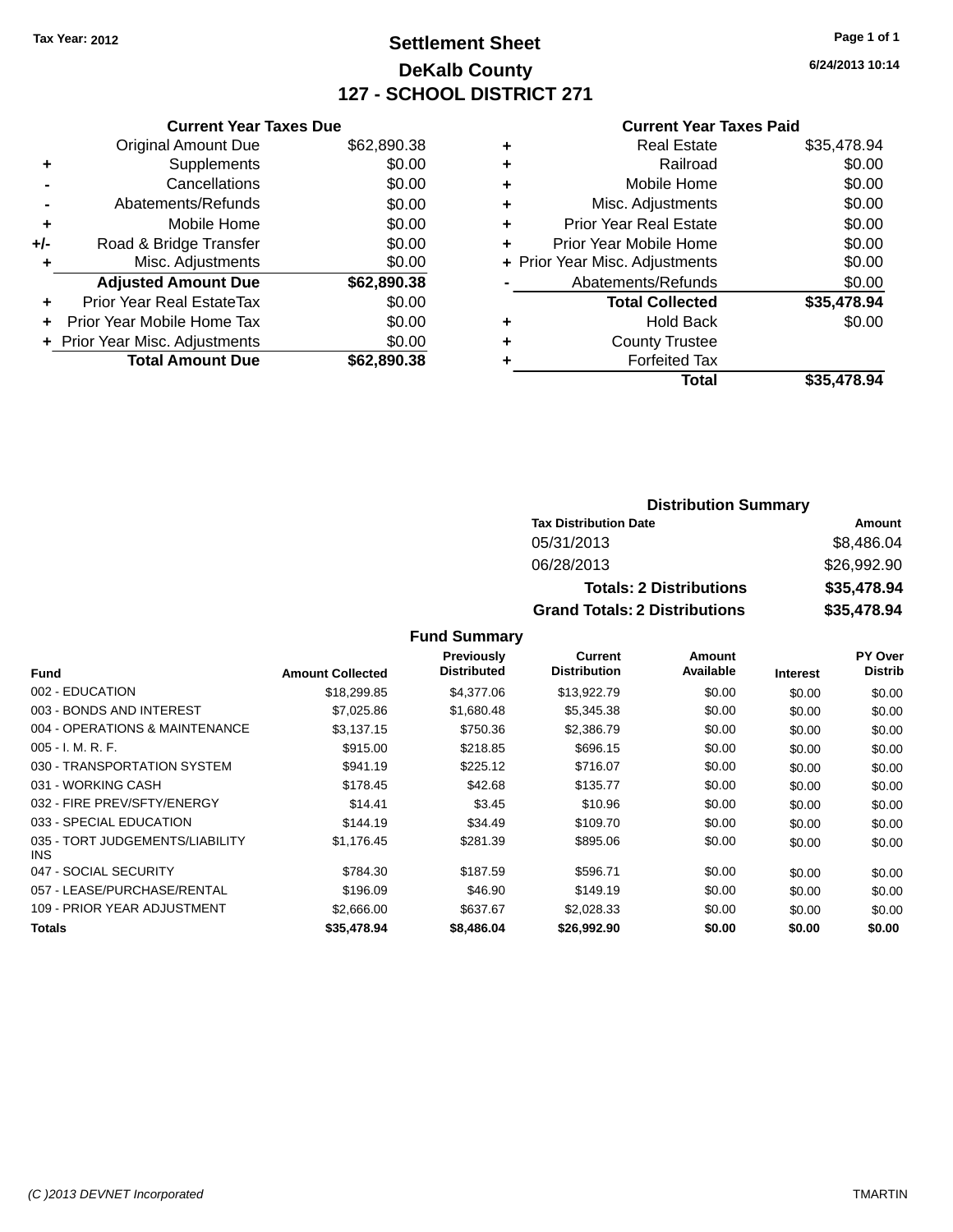Tax Year: 2012

# Settlement Sheet
## DeKalb County
## 127 - SCHOOL DISTRICT 271

6/24/2013 10:14

### Current Year Taxes Due

| | | |
|---|---|---|
| | Original Amount Due | $62,890.38 |
| + | Supplements | $0.00 |
| - | Cancellations | $0.00 |
| - | Abatements/Refunds | $0.00 |
| + | Mobile Home | $0.00 |
| +/- | Road & Bridge Transfer | $0.00 |
| + | Misc. Adjustments | $0.00 |
| | **Adjusted Amount Due** | **$62,890.38** |
| + | Prior Year Real EstateTax | $0.00 |
| + | Prior Year Mobile Home Tax | $0.00 |
| + | Prior Year Misc. Adjustments | $0.00 |
| | **Total Amount Due** | **$62,890.38** |

### Current Year Taxes Paid

| | | |
|---|---|---|
| + | Real Estate | $35,478.94 |
| + | Railroad | $0.00 |
| + | Mobile Home | $0.00 |
| + | Misc. Adjustments | $0.00 |
| + | Prior Year Real Estate | $0.00 |
| + | Prior Year Mobile Home | $0.00 |
| + | Prior Year Misc. Adjustments | $0.00 |
| - | Abatements/Refunds | $0.00 |
| | **Total Collected** | **$35,478.94** |
| + | Hold Back | $0.00 |
| + | County Trustee | |
| + | Forfeited Tax | |
| | **Total** | **$35,478.94** |

### Distribution Summary

| Tax Distribution Date | Amount |
|---|---|
| 05/31/2013 | $8,486.04 |
| 06/28/2013 | $26,992.90 |
| **Totals: 2 Distributions** | **$35,478.94** |
| **Grand Totals: 2 Distributions** | **$35,478.94** |

### Fund Summary

| Fund | Amount Collected | Previously Distributed | Current Distribution | Amount Available | Interest | PY Over Distrib |
|---|---|---|---|---|---|---|
| 002 - EDUCATION | $18,299.85 | $4,377.06 | $13,922.79 | $0.00 | $0.00 | $0.00 |
| 003 - BONDS AND INTEREST | $7,025.86 | $1,680.48 | $5,345.38 | $0.00 | $0.00 | $0.00 |
| 004 - OPERATIONS & MAINTENANCE | $3,137.15 | $750.36 | $2,386.79 | $0.00 | $0.00 | $0.00 |
| 005 - I. M. R. F. | $915.00 | $218.85 | $696.15 | $0.00 | $0.00 | $0.00 |
| 030 - TRANSPORTATION SYSTEM | $941.19 | $225.12 | $716.07 | $0.00 | $0.00 | $0.00 |
| 031 - WORKING CASH | $178.45 | $42.68 | $135.77 | $0.00 | $0.00 | $0.00 |
| 032 - FIRE PREV/SFTY/ENERGY | $14.41 | $3.45 | $10.96 | $0.00 | $0.00 | $0.00 |
| 033 - SPECIAL EDUCATION | $144.19 | $34.49 | $109.70 | $0.00 | $0.00 | $0.00 |
| 035 - TORT JUDGEMENTS/LIABILITY INS | $1,176.45 | $281.39 | $895.06 | $0.00 | $0.00 | $0.00 |
| 047 - SOCIAL SECURITY | $784.30 | $187.59 | $596.71 | $0.00 | $0.00 | $0.00 |
| 057 - LEASE/PURCHASE/RENTAL | $196.09 | $46.90 | $149.19 | $0.00 | $0.00 | $0.00 |
| 109 - PRIOR YEAR ADJUSTMENT | $2,666.00 | $637.67 | $2,028.33 | $0.00 | $0.00 | $0.00 |
| **Totals** | **$35,478.94** | **$8,486.04** | **$26,992.90** | **$0.00** | **$0.00** | **$0.00** |

(C )2013 DEVNET Incorporated TMARTIN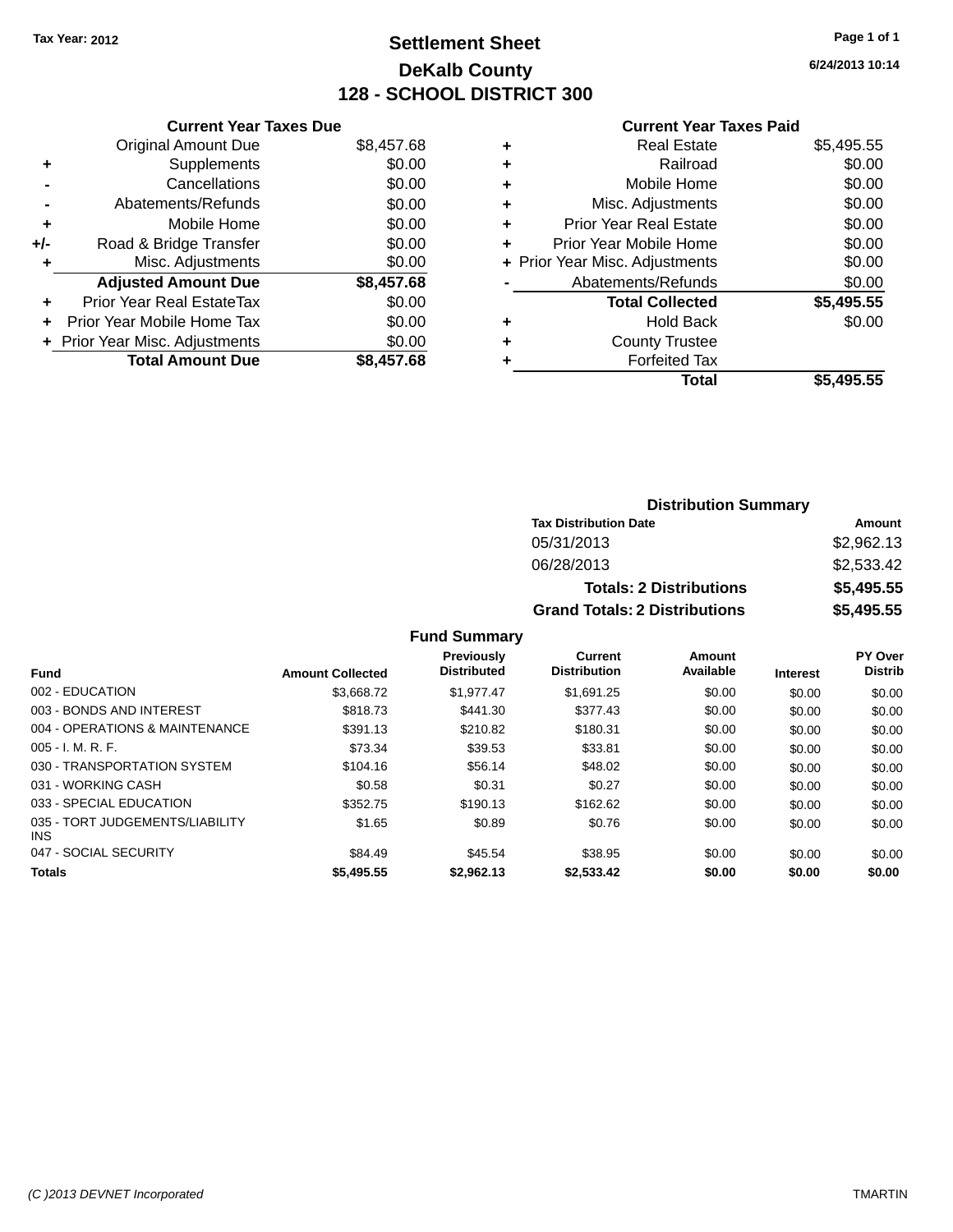Tax Year: 2012

# Settlement Sheet

## DeKalb County

## 128 - SCHOOL DISTRICT 300

6/24/2013 10:14

| | Current Year Taxes Due | |
|---|---|---|
| | Original Amount Due | $8,457.68 |
| + | Supplements | $0.00 |
| - | Cancellations | $0.00 |
| - | Abatements/Refunds | $0.00 |
| + | Mobile Home | $0.00 |
| +/- | Road & Bridge Transfer | $0.00 |
| + | Misc. Adjustments | $0.00 |
| | **Adjusted Amount Due** | **$8,457.68** |
| + | Prior Year Real EstateTax | $0.00 |
| + | Prior Year Mobile Home Tax | $0.00 |
| + | Prior Year Misc. Adjustments | $0.00 |
| | **Total Amount Due** | **$8,457.68** |

| | Current Year Taxes Paid | |
|---|---|---|
| + | Real Estate | $5,495.55 |
| + | Railroad | $0.00 |
| + | Mobile Home | $0.00 |
| + | Misc. Adjustments | $0.00 |
| + | Prior Year Real Estate | $0.00 |
| + | Prior Year Mobile Home | $0.00 |
| + | Prior Year Misc. Adjustments | $0.00 |
| - | Abatements/Refunds | $0.00 |
| | **Total Collected** | **$5,495.55** |
| + | Hold Back | $0.00 |
| + | County Trustee | |
| + | Forfeited Tax | |
| | **Total** | **$5,495.55** |

### Distribution Summary

| Tax Distribution Date | Amount |
|---|---|
| 05/31/2013 | $2,962.13 |
| 06/28/2013 | $2,533.42 |
| **Totals: 2 Distributions** | **$5,495.55** |
| **Grand Totals: 2 Distributions** | **$5,495.55** |

### Fund Summary

| Fund | Amount Collected | Previously Distributed | Current Distribution | Amount Available | Interest | PY Over Distrib |
|---|---|---|---|---|---|---|
| 002 - EDUCATION | $3,668.72 | $1,977.47 | $1,691.25 | $0.00 | $0.00 | $0.00 |
| 003 - BONDS AND INTEREST | $818.73 | $441.30 | $377.43 | $0.00 | $0.00 | $0.00 |
| 004 - OPERATIONS & MAINTENANCE | $391.13 | $210.82 | $180.31 | $0.00 | $0.00 | $0.00 |
| 005 - I. M. R. F. | $73.34 | $39.53 | $33.81 | $0.00 | $0.00 | $0.00 |
| 030 - TRANSPORTATION SYSTEM | $104.16 | $56.14 | $48.02 | $0.00 | $0.00 | $0.00 |
| 031 - WORKING CASH | $0.58 | $0.31 | $0.27 | $0.00 | $0.00 | $0.00 |
| 033 - SPECIAL EDUCATION | $352.75 | $190.13 | $162.62 | $0.00 | $0.00 | $0.00 |
| 035 - TORT JUDGEMENTS/LIABILITY INS | $1.65 | $0.89 | $0.76 | $0.00 | $0.00 | $0.00 |
| 047 - SOCIAL SECURITY | $84.49 | $45.54 | $38.95 | $0.00 | $0.00 | $0.00 |
| **Totals** | **$5,495.55** | **$2,962.13** | **$2,533.42** | **$0.00** | **$0.00** | **$0.00** |

(C )2013 DEVNET Incorporated TMARTIN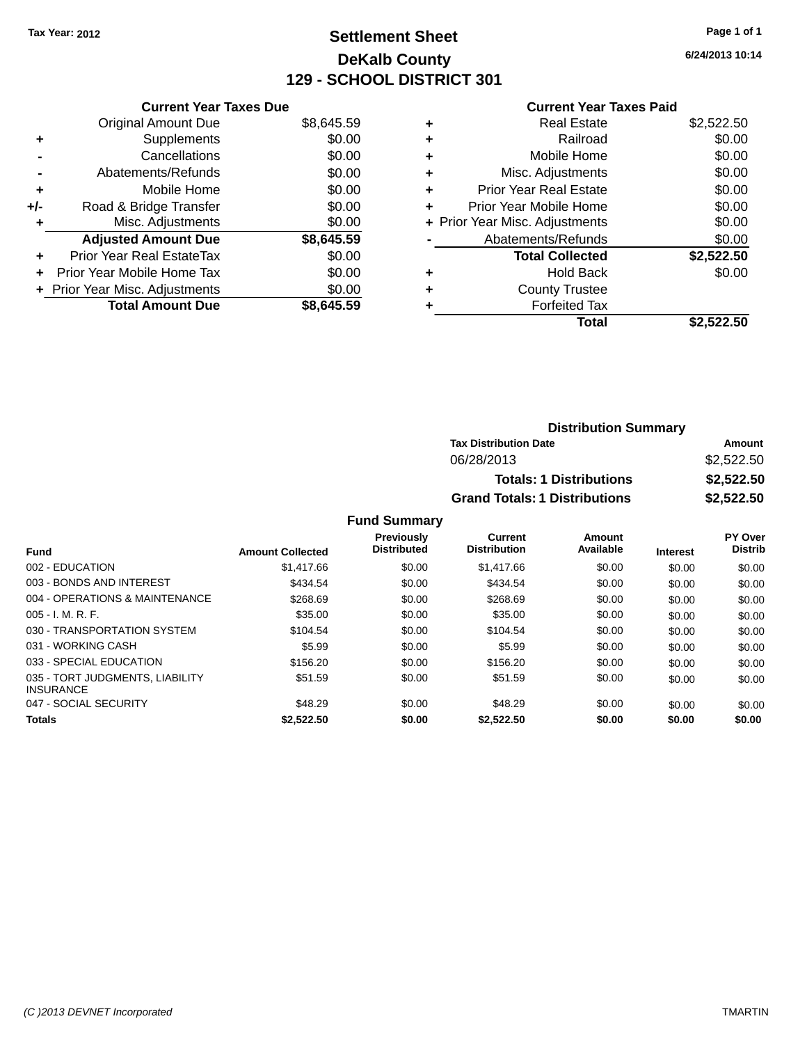Tax Year: 2012

# Settlement Sheet

## DeKalb County

## 129 - SCHOOL DISTRICT 301

6/24/2013 10:14

### Current Year Taxes Due

| | | |
|---|---|---|
| | Original Amount Due | $8,645.59 |
| + | Supplements | $0.00 |
| - | Cancellations | $0.00 |
| - | Abatements/Refunds | $0.00 |
| + | Mobile Home | $0.00 |
| +/- | Road & Bridge Transfer | $0.00 |
| + | Misc. Adjustments | $0.00 |
| | **Adjusted Amount Due** | **$8,645.59** |
| + | Prior Year Real EstateTax | $0.00 |
| + | Prior Year Mobile Home Tax | $0.00 |
| + | Prior Year Misc. Adjustments | $0.00 |
| | **Total Amount Due** | **$8,645.59** |

### Current Year Taxes Paid

| | | |
|---|---|---|
| + | Real Estate | $2,522.50 |
| + | Railroad | $0.00 |
| + | Mobile Home | $0.00 |
| + | Misc. Adjustments | $0.00 |
| + | Prior Year Real Estate | $0.00 |
| + | Prior Year Mobile Home | $0.00 |
| + | Prior Year Misc. Adjustments | $0.00 |
| - | Abatements/Refunds | $0.00 |
| | **Total Collected** | **$2,522.50** |
| + | Hold Back | $0.00 |
| + | County Trustee | |
| + | Forfeited Tax | |
| | **Total** | **$2,522.50** |

### Distribution Summary

| Tax Distribution Date | Amount |
|---|---|
| 06/28/2013 | $2,522.50 |
| **Totals: 1 Distributions** | **$2,522.50** |
| **Grand Totals: 1 Distributions** | **$2,522.50** |

### Fund Summary

| Fund | Amount Collected | Previously Distributed | Current Distribution | Amount Available | Interest | PY Over Distrib |
|---|---|---|---|---|---|---|
| 002 - EDUCATION | $1,417.66 | $0.00 | $1,417.66 | $0.00 | $0.00 | $0.00 |
| 003 - BONDS AND INTEREST | $434.54 | $0.00 | $434.54 | $0.00 | $0.00 | $0.00 |
| 004 - OPERATIONS & MAINTENANCE | $268.69 | $0.00 | $268.69 | $0.00 | $0.00 | $0.00 |
| 005 - I. M. R. F. | $35.00 | $0.00 | $35.00 | $0.00 | $0.00 | $0.00 |
| 030 - TRANSPORTATION SYSTEM | $104.54 | $0.00 | $104.54 | $0.00 | $0.00 | $0.00 |
| 031 - WORKING CASH | $5.99 | $0.00 | $5.99 | $0.00 | $0.00 | $0.00 |
| 033 - SPECIAL EDUCATION | $156.20 | $0.00 | $156.20 | $0.00 | $0.00 | $0.00 |
| 035 - TORT JUDGMENTS, LIABILITY INSURANCE | $51.59 | $0.00 | $51.59 | $0.00 | $0.00 | $0.00 |
| 047 - SOCIAL SECURITY | $48.29 | $0.00 | $48.29 | $0.00 | $0.00 | $0.00 |
| **Totals** | **$2,522.50** | **$0.00** | **$2,522.50** | **$0.00** | **$0.00** | **$0.00** |

(C )2013 DEVNET Incorporated TMARTIN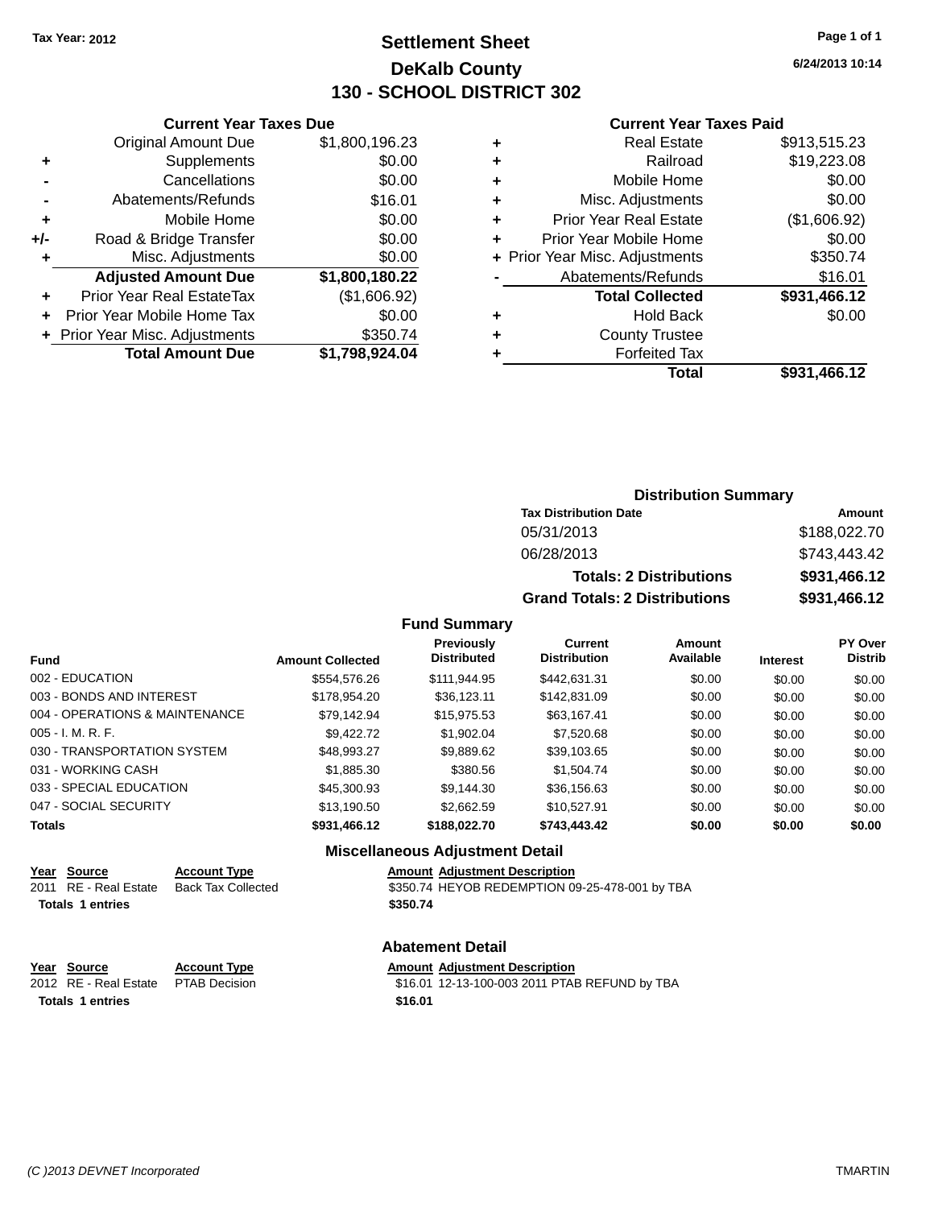Tax Year: 2012

# Settlement Sheet

## DeKalb County

## 130 - SCHOOL DISTRICT 302

6/24/2013 10:14

### Current Year Taxes Due

| | | |
|---|---|---|
| | Original Amount Due | $1,800,196.23 |
| + | Supplements | $0.00 |
| - | Cancellations | $0.00 |
| - | Abatements/Refunds | $16.01 |
| + | Mobile Home | $0.00 |
| +/- | Road & Bridge Transfer | $0.00 |
| + | Misc. Adjustments | $0.00 |
| | **Adjusted Amount Due** | **$1,800,180.22** |
| + | Prior Year Real EstateTax | ($1,606.92) |
| + | Prior Year Mobile Home Tax | $0.00 |
| + | Prior Year Misc. Adjustments | $350.74 |
| | **Total Amount Due** | **$1,798,924.04** |

### Current Year Taxes Paid

| | | |
|---|---|---|
| + | Real Estate | $913,515.23 |
| + | Railroad | $19,223.08 |
| + | Mobile Home | $0.00 |
| + | Misc. Adjustments | $0.00 |
| + | Prior Year Real Estate | ($1,606.92) |
| + | Prior Year Mobile Home | $0.00 |
| + | Prior Year Misc. Adjustments | $350.74 |
| - | Abatements/Refunds | $16.01 |
| | **Total Collected** | **$931,466.12** |
| + | Hold Back | $0.00 |
| + | County Trustee | |
| + | Forfeited Tax | |
| | **Total** | **$931,466.12** |

### Distribution Summary

| Tax Distribution Date | Amount |
|---|---|
| 05/31/2013 | $188,022.70 |
| 06/28/2013 | $743,443.42 |
| **Totals: 2 Distributions** | **$931,466.12** |
| **Grand Totals: 2 Distributions** | **$931,466.12** |

### Fund Summary

| Fund | Amount Collected | Previously Distributed | Current Distribution | Amount Available | Interest | PY Over Distrib |
|---|---|---|---|---|---|---|
| 002 - EDUCATION | $554,576.26 | $111,944.95 | $442,631.31 | $0.00 | $0.00 | $0.00 |
| 003 - BONDS AND INTEREST | $178,954.20 | $36,123.11 | $142,831.09 | $0.00 | $0.00 | $0.00 |
| 004 - OPERATIONS & MAINTENANCE | $79,142.94 | $15,975.53 | $63,167.41 | $0.00 | $0.00 | $0.00 |
| 005 - I. M. R. F. | $9,422.72 | $1,902.04 | $7,520.68 | $0.00 | $0.00 | $0.00 |
| 030 - TRANSPORTATION SYSTEM | $48,993.27 | $9,889.62 | $39,103.65 | $0.00 | $0.00 | $0.00 |
| 031 - WORKING CASH | $1,885.30 | $380.56 | $1,504.74 | $0.00 | $0.00 | $0.00 |
| 033 - SPECIAL EDUCATION | $45,300.93 | $9,144.30 | $36,156.63 | $0.00 | $0.00 | $0.00 |
| 047 - SOCIAL SECURITY | $13,190.50 | $2,662.59 | $10,527.91 | $0.00 | $0.00 | $0.00 |
| **Totals** | **$931,466.12** | **$188,022.70** | **$743,443.42** | **$0.00** | **$0.00** | **$0.00** |

### Miscellaneous Adjustment Detail

| Year | Source | Account Type | Amount | Adjustment Description |
|---|---|---|---|---|
| 2011 | RE - Real Estate | Back Tax Collected | $350.74 | HEYOB REDEMPTION 09-25-478-001 by TBA |
| **Totals** | **1 entries** | | **$350.74** | |

### Abatement Detail

| Year | Source | Account Type | Amount | Adjustment Description |
|---|---|---|---|---|
| 2012 | RE - Real Estate | PTAB Decision | $16.01 | 12-13-100-003 2011 PTAB REFUND by TBA |
| **Totals** | **1 entries** | | **$16.01** | |

(C )2013 DEVNET Incorporated TMARTIN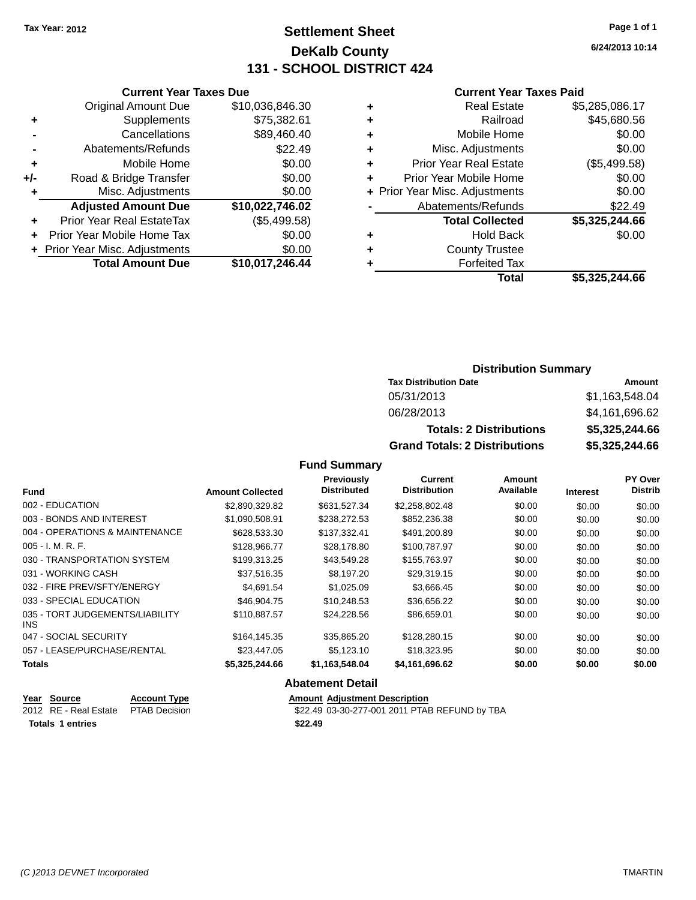Tax Year: 2012

# Settlement Sheet
## DeKalb County
## 131 - SCHOOL DISTRICT 424

6/24/2013 10:14

### Current Year Taxes Due

| | | |
|---|---|---|
| | Original Amount Due | $10,036,846.30 |
| + | Supplements | $75,382.61 |
| - | Cancellations | $89,460.40 |
| - | Abatements/Refunds | $22.49 |
| + | Mobile Home | $0.00 |
| +/- | Road & Bridge Transfer | $0.00 |
| + | Misc. Adjustments | $0.00 |
| | **Adjusted Amount Due** | **$10,022,746.02** |
| + | Prior Year Real EstateTax | ($5,499.58) |
| + | Prior Year Mobile Home Tax | $0.00 |
| + | Prior Year Misc. Adjustments | $0.00 |
| | **Total Amount Due** | **$10,017,246.44** |

### Current Year Taxes Paid

| | | |
|---|---|---|
| + | Real Estate | $5,285,086.17 |
| + | Railroad | $45,680.56 |
| + | Mobile Home | $0.00 |
| + | Misc. Adjustments | $0.00 |
| + | Prior Year Real Estate | ($5,499.58) |
| + | Prior Year Mobile Home | $0.00 |
| + | Prior Year Misc. Adjustments | $0.00 |
| - | Abatements/Refunds | $22.49 |
| | **Total Collected** | **$5,325,244.66** |
| + | Hold Back | $0.00 |
| + | County Trustee | |
| + | Forfeited Tax | |
| | **Total** | **$5,325,244.66** |

### Distribution Summary

| Tax Distribution Date | Amount |
|---|---|
| 05/31/2013 | $1,163,548.04 |
| 06/28/2013 | $4,161,696.62 |
| **Totals: 2 Distributions** | **$5,325,244.66** |
| **Grand Totals: 2 Distributions** | **$5,325,244.66** |

### Fund Summary

| Fund | Amount Collected | Previously Distributed | Current Distribution | Amount Available | Interest | PY Over Distrib |
|---|---|---|---|---|---|---|
| 002 - EDUCATION | $2,890,329.82 | $631,527.34 | $2,258,802.48 | $0.00 | $0.00 | $0.00 |
| 003 - BONDS AND INTEREST | $1,090,508.91 | $238,272.53 | $852,236.38 | $0.00 | $0.00 | $0.00 |
| 004 - OPERATIONS & MAINTENANCE | $628,533.30 | $137,332.41 | $491,200.89 | $0.00 | $0.00 | $0.00 |
| 005 - I. M. R. F. | $128,966.77 | $28,178.80 | $100,787.97 | $0.00 | $0.00 | $0.00 |
| 030 - TRANSPORTATION SYSTEM | $199,313.25 | $43,549.28 | $155,763.97 | $0.00 | $0.00 | $0.00 |
| 031 - WORKING CASH | $37,516.35 | $8,197.20 | $29,319.15 | $0.00 | $0.00 | $0.00 |
| 032 - FIRE PREV/SFTY/ENERGY | $4,691.54 | $1,025.09 | $3,666.45 | $0.00 | $0.00 | $0.00 |
| 033 - SPECIAL EDUCATION | $46,904.75 | $10,248.53 | $36,656.22 | $0.00 | $0.00 | $0.00 |
| 035 - TORT JUDGEMENTS/LIABILITY INS | $110,887.57 | $24,228.56 | $86,659.01 | $0.00 | $0.00 | $0.00 |
| 047 - SOCIAL SECURITY | $164,145.35 | $35,865.20 | $128,280.15 | $0.00 | $0.00 | $0.00 |
| 057 - LEASE/PURCHASE/RENTAL | $23,447.05 | $5,123.10 | $18,323.95 | $0.00 | $0.00 | $0.00 |
| **Totals** | **$5,325,244.66** | **$1,163,548.04** | **$4,161,696.62** | **$0.00** | **$0.00** | **$0.00** |

### Abatement Detail

| Year | Source | Account Type | Amount | Adjustment Description |
|---|---|---|---|---|
| 2012 | RE - Real Estate | PTAB Decision | $22.49 | 03-30-277-001 2011 PTAB REFUND by TBA |
| **Totals 1 entries** | | | **$22.49** | |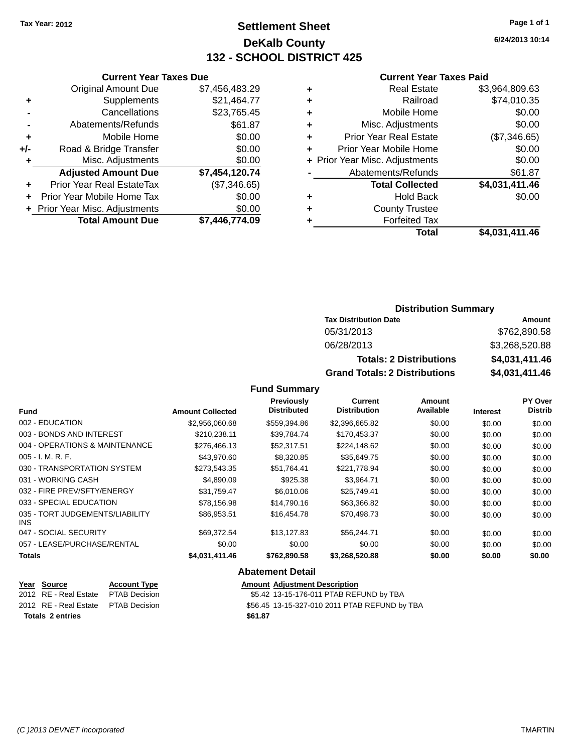Tax Year: 2012

# Settlement Sheet
## DeKalb County
## 132 - SCHOOL DISTRICT 425

6/24/2013 10:14

### Current Year Taxes Due

| | | |
|---|---|---|
| | Original Amount Due | $7,456,483.29 |
| + | Supplements | $21,464.77 |
| - | Cancellations | $23,765.45 |
| - | Abatements/Refunds | $61.87 |
| + | Mobile Home | $0.00 |
| +/- | Road & Bridge Transfer | $0.00 |
| + | Misc. Adjustments | $0.00 |
| | **Adjusted Amount Due** | **$7,454,120.74** |
| + | Prior Year Real EstateTax | ($7,346.65) |
| + | Prior Year Mobile Home Tax | $0.00 |
| + | Prior Year Misc. Adjustments | $0.00 |
| | **Total Amount Due** | **$7,446,774.09** |

### Current Year Taxes Paid

| | | |
|---|---|---|
| + | Real Estate | $3,964,809.63 |
| + | Railroad | $74,010.35 |
| + | Mobile Home | $0.00 |
| + | Misc. Adjustments | $0.00 |
| + | Prior Year Real Estate | ($7,346.65) |
| + | Prior Year Mobile Home | $0.00 |
| + | Prior Year Misc. Adjustments | $0.00 |
| - | Abatements/Refunds | $61.87 |
| | **Total Collected** | **$4,031,411.46** |
| + | Hold Back | $0.00 |
| + | County Trustee | |
| + | Forfeited Tax | |
| | **Total** | **$4,031,411.46** |

### Distribution Summary

| Tax Distribution Date | Amount |
|---|---|
| 05/31/2013 | $762,890.58 |
| 06/28/2013 | $3,268,520.88 |
| **Totals: 2 Distributions** | **$4,031,411.46** |
| **Grand Totals: 2 Distributions** | **$4,031,411.46** |

### Fund Summary

| Fund | Amount Collected | Previously Distributed | Current Distribution | Amount Available | Interest | PY Over Distrib |
|---|---|---|---|---|---|---|
| 002 - EDUCATION | $2,956,060.68 | $559,394.86 | $2,396,665.82 | $0.00 | $0.00 | $0.00 |
| 003 - BONDS AND INTEREST | $210,238.11 | $39,784.74 | $170,453.37 | $0.00 | $0.00 | $0.00 |
| 004 - OPERATIONS & MAINTENANCE | $276,466.13 | $52,317.51 | $224,148.62 | $0.00 | $0.00 | $0.00 |
| 005 - I. M. R. F. | $43,970.60 | $8,320.85 | $35,649.75 | $0.00 | $0.00 | $0.00 |
| 030 - TRANSPORTATION SYSTEM | $273,543.35 | $51,764.41 | $221,778.94 | $0.00 | $0.00 | $0.00 |
| 031 - WORKING CASH | $4,890.09 | $925.38 | $3,964.71 | $0.00 | $0.00 | $0.00 |
| 032 - FIRE PREV/SFTY/ENERGY | $31,759.47 | $6,010.06 | $25,749.41 | $0.00 | $0.00 | $0.00 |
| 033 - SPECIAL EDUCATION | $78,156.98 | $14,790.16 | $63,366.82 | $0.00 | $0.00 | $0.00 |
| 035 - TORT JUDGEMENTS/LIABILITY INS | $86,953.51 | $16,454.78 | $70,498.73 | $0.00 | $0.00 | $0.00 |
| 047 - SOCIAL SECURITY | $69,372.54 | $13,127.83 | $56,244.71 | $0.00 | $0.00 | $0.00 |
| 057 - LEASE/PURCHASE/RENTAL | $0.00 | $0.00 | $0.00 | $0.00 | $0.00 | $0.00 |
| **Totals** | **$4,031,411.46** | **$762,890.58** | **$3,268,520.88** | **$0.00** | **$0.00** | **$0.00** |

### Abatement Detail

| Year | Source | Account Type | Amount | Adjustment Description |
|---|---|---|---|---|
| 2012 | RE - Real Estate | PTAB Decision | $5.42 | 13-15-176-011 PTAB REFUND by TBA |
| 2012 | RE - Real Estate | PTAB Decision | $56.45 | 13-15-327-010 2011 PTAB REFUND by TBA |
| **Totals 2 entries** | | | **$61.87** | |

(C )2013 DEVNET Incorporated TMARTIN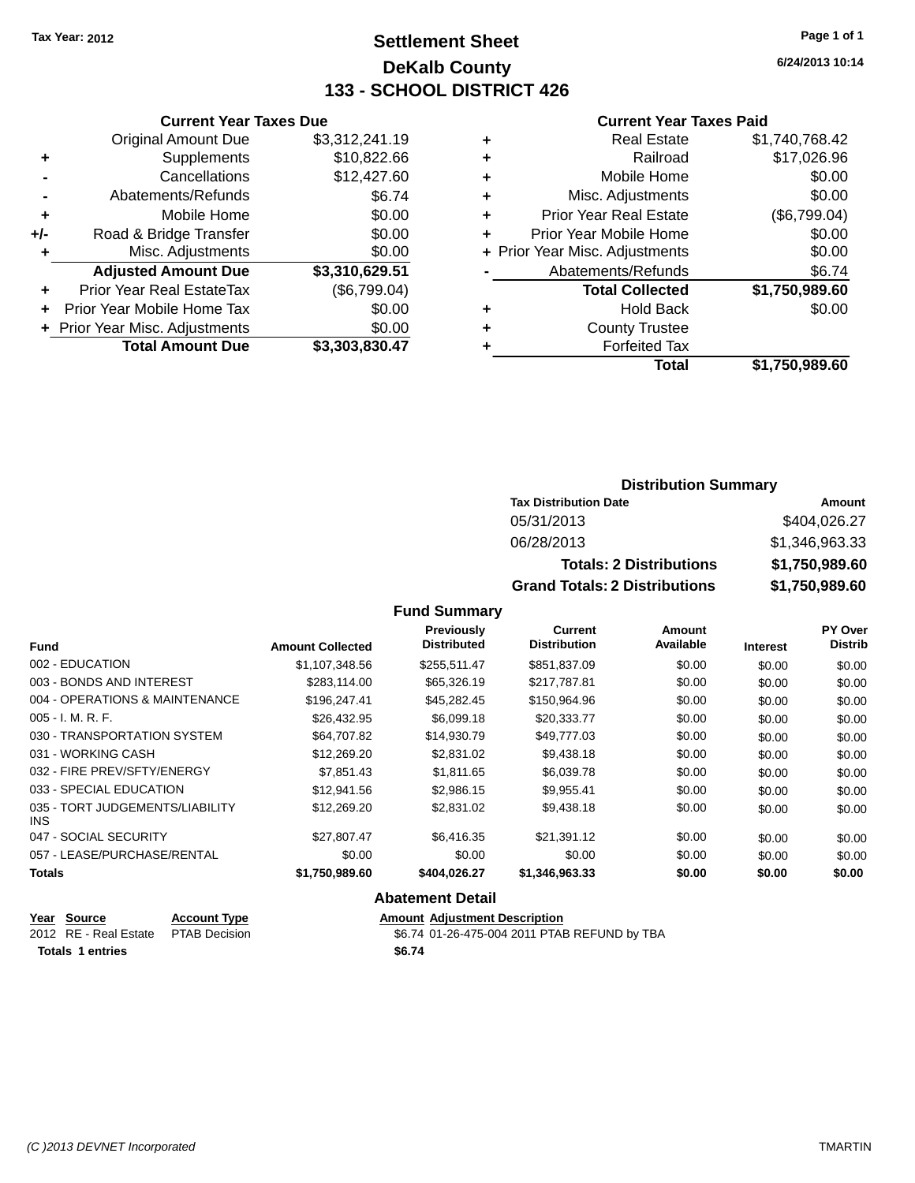Tax Year: 2012

# Settlement Sheet
## DeKalb County
## 133 - SCHOOL DISTRICT 426

6/24/2013 10:14

### Current Year Taxes Due

| | | |
|---|---|---|
| | Original Amount Due | $3,312,241.19 |
| + | Supplements | $10,822.66 |
| - | Cancellations | $12,427.60 |
| - | Abatements/Refunds | $6.74 |
| + | Mobile Home | $0.00 |
| +/- | Road & Bridge Transfer | $0.00 |
| + | Misc. Adjustments | $0.00 |
| | **Adjusted Amount Due** | **$3,310,629.51** |
| + | Prior Year Real EstateTax | ($6,799.04) |
| + | Prior Year Mobile Home Tax | $0.00 |
| + | Prior Year Misc. Adjustments | $0.00 |
| | **Total Amount Due** | **$3,303,830.47** |

### Current Year Taxes Paid

| | | |
|---|---|---|
| + | Real Estate | $1,740,768.42 |
| + | Railroad | $17,026.96 |
| + | Mobile Home | $0.00 |
| + | Misc. Adjustments | $0.00 |
| + | Prior Year Real Estate | ($6,799.04) |
| + | Prior Year Mobile Home | $0.00 |
| + | Prior Year Misc. Adjustments | $0.00 |
| - | Abatements/Refunds | $6.74 |
| | **Total Collected** | **$1,750,989.60** |
| + | Hold Back | $0.00 |
| + | County Trustee | |
| + | Forfeited Tax | |
| | **Total** | **$1,750,989.60** |

### Distribution Summary

| Tax Distribution Date | Amount |
|---|---|
| 05/31/2013 | $404,026.27 |
| 06/28/2013 | $1,346,963.33 |
| **Totals: 2 Distributions** | **$1,750,989.60** |
| **Grand Totals: 2 Distributions** | **$1,750,989.60** |

### Fund Summary

| Fund | Amount Collected | Previously Distributed | Current Distribution | Amount Available | Interest | PY Over Distrib |
|---|---|---|---|---|---|---|
| 002 - EDUCATION | $1,107,348.56 | $255,511.47 | $851,837.09 | $0.00 | $0.00 | $0.00 |
| 003 - BONDS AND INTEREST | $283,114.00 | $65,326.19 | $217,787.81 | $0.00 | $0.00 | $0.00 |
| 004 - OPERATIONS & MAINTENANCE | $196,247.41 | $45,282.45 | $150,964.96 | $0.00 | $0.00 | $0.00 |
| 005 - I. M. R. F. | $26,432.95 | $6,099.18 | $20,333.77 | $0.00 | $0.00 | $0.00 |
| 030 - TRANSPORTATION SYSTEM | $64,707.82 | $14,930.79 | $49,777.03 | $0.00 | $0.00 | $0.00 |
| 031 - WORKING CASH | $12,269.20 | $2,831.02 | $9,438.18 | $0.00 | $0.00 | $0.00 |
| 032 - FIRE PREV/SFTY/ENERGY | $7,851.43 | $1,811.65 | $6,039.78 | $0.00 | $0.00 | $0.00 |
| 033 - SPECIAL EDUCATION | $12,941.56 | $2,986.15 | $9,955.41 | $0.00 | $0.00 | $0.00 |
| 035 - TORT JUDGEMENTS/LIABILITY INS | $12,269.20 | $2,831.02 | $9,438.18 | $0.00 | $0.00 | $0.00 |
| 047 - SOCIAL SECURITY | $27,807.47 | $6,416.35 | $21,391.12 | $0.00 | $0.00 | $0.00 |
| 057 - LEASE/PURCHASE/RENTAL | $0.00 | $0.00 | $0.00 | $0.00 | $0.00 | $0.00 |
| **Totals** | **$1,750,989.60** | **$404,026.27** | **$1,346,963.33** | **$0.00** | **$0.00** | **$0.00** |

### Abatement Detail

| Year | Source | Account Type | Amount | Adjustment Description |
|---|---|---|---|---|
| 2012 | RE - Real Estate | PTAB Decision | $6.74 | 01-26-475-004 2011 PTAB REFUND by TBA |
| **Totals** | **1 entries** | | **$6.74** | |

(C )2013 DEVNET Incorporated TMARTIN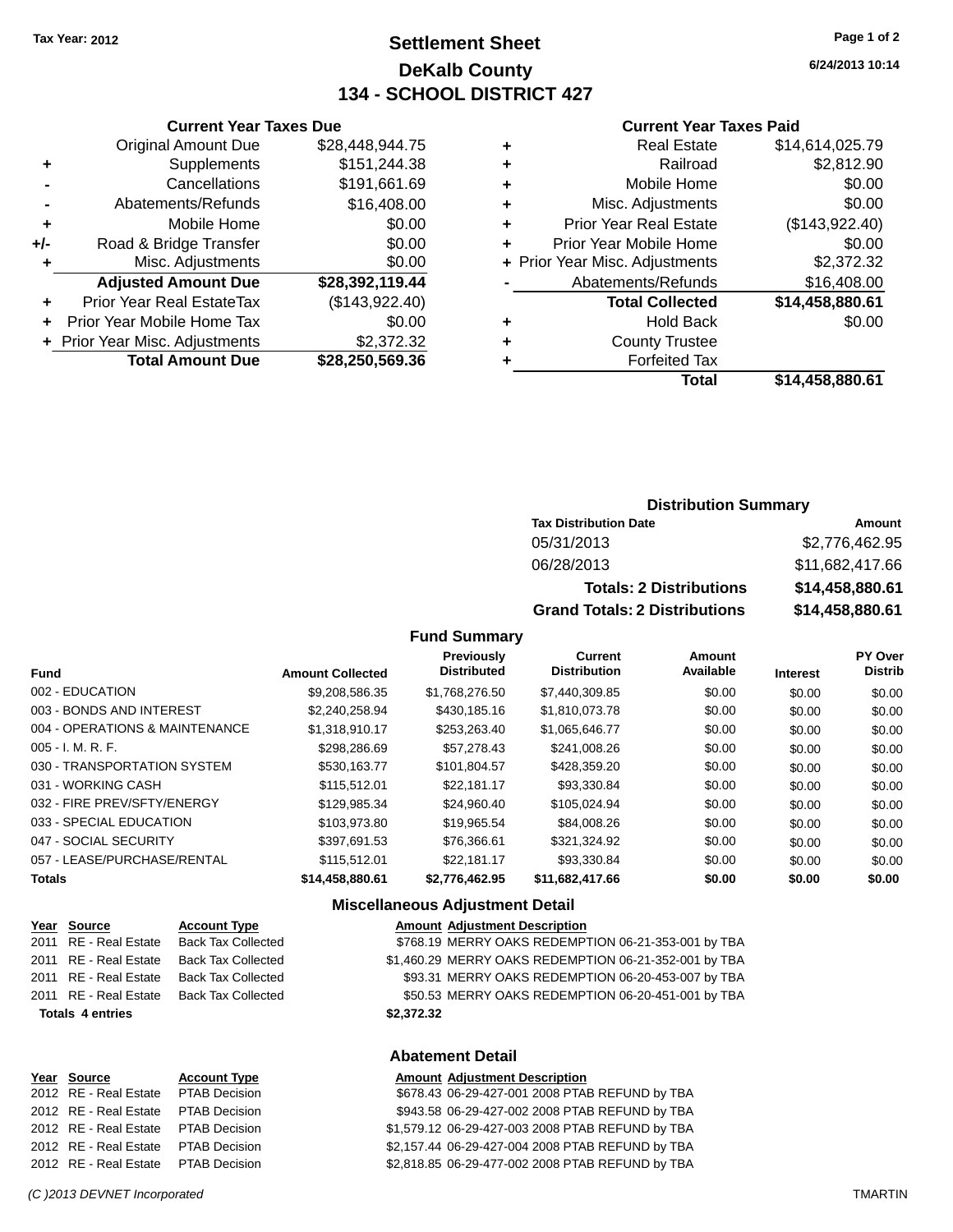Tax Year: 2012

# Settlement Sheet
## DeKalb County
## 134 - SCHOOL DISTRICT 427

6/24/2013 10:14

### Current Year Taxes Due

| | | |
|---|---|---|
| | Original Amount Due | $28,448,944.75 |
| + | Supplements | $151,244.38 |
| - | Cancellations | $191,661.69 |
| - | Abatements/Refunds | $16,408.00 |
| + | Mobile Home | $0.00 |
| +/- | Road & Bridge Transfer | $0.00 |
| + | Misc. Adjustments | $0.00 |
| | **Adjusted Amount Due** | **$28,392,119.44** |
| + | Prior Year Real EstateTax | ($143,922.40) |
| + | Prior Year Mobile Home Tax | $0.00 |
| + | Prior Year Misc. Adjustments | $2,372.32 |
| | **Total Amount Due** | **$28,250,569.36** |

### Current Year Taxes Paid

| | | |
|---|---|---|
| + | Real Estate | $14,614,025.79 |
| + | Railroad | $2,812.90 |
| + | Mobile Home | $0.00 |
| + | Misc. Adjustments | $0.00 |
| + | Prior Year Real Estate | ($143,922.40) |
| + | Prior Year Mobile Home | $0.00 |
| + | Prior Year Misc. Adjustments | $2,372.32 |
| - | Abatements/Refunds | $16,408.00 |
| | **Total Collected** | **$14,458,880.61** |
| + | Hold Back | $0.00 |
| + | County Trustee | |
| + | Forfeited Tax | |
| | **Total** | **$14,458,880.61** |

### Distribution Summary

| Tax Distribution Date | Amount |
|---|---|
| 05/31/2013 | $2,776,462.95 |
| 06/28/2013 | $11,682,417.66 |
| **Totals: 2 Distributions** | **$14,458,880.61** |
| **Grand Totals: 2 Distributions** | **$14,458,880.61** |

### Fund Summary

| Fund | Amount Collected | Previously Distributed | Current Distribution | Amount Available | Interest | PY Over Distrib |
|---|---|---|---|---|---|---|
| 002 - EDUCATION | $9,208,586.35 | $1,768,276.50 | $7,440,309.85 | $0.00 | $0.00 | $0.00 |
| 003 - BONDS AND INTEREST | $2,240,258.94 | $430,185.16 | $1,810,073.78 | $0.00 | $0.00 | $0.00 |
| 004 - OPERATIONS & MAINTENANCE | $1,318,910.17 | $253,263.40 | $1,065,646.77 | $0.00 | $0.00 | $0.00 |
| 005 - I. M. R. F. | $298,286.69 | $57,278.43 | $241,008.26 | $0.00 | $0.00 | $0.00 |
| 030 - TRANSPORTATION SYSTEM | $530,163.77 | $101,804.57 | $428,359.20 | $0.00 | $0.00 | $0.00 |
| 031 - WORKING CASH | $115,512.01 | $22,181.17 | $93,330.84 | $0.00 | $0.00 | $0.00 |
| 032 - FIRE PREV/SFTY/ENERGY | $129,985.34 | $24,960.40 | $105,024.94 | $0.00 | $0.00 | $0.00 |
| 033 - SPECIAL EDUCATION | $103,973.80 | $19,965.54 | $84,008.26 | $0.00 | $0.00 | $0.00 |
| 047 - SOCIAL SECURITY | $397,691.53 | $76,366.61 | $321,324.92 | $0.00 | $0.00 | $0.00 |
| 057 - LEASE/PURCHASE/RENTAL | $115,512.01 | $22,181.17 | $93,330.84 | $0.00 | $0.00 | $0.00 |
| **Totals** | **$14,458,880.61** | **$2,776,462.95** | **$11,682,417.66** | **$0.00** | **$0.00** | **$0.00** |

### Miscellaneous Adjustment Detail

| Year | Source | Account Type | Amount | Adjustment Description |
|---|---|---|---|---|
| 2011 | RE - Real Estate | Back Tax Collected | $768.19 | MERRY OAKS REDEMPTION 06-21-353-001 by TBA |
| 2011 | RE - Real Estate | Back Tax Collected | $1,460.29 | MERRY OAKS REDEMPTION 06-21-352-001 by TBA |
| 2011 | RE - Real Estate | Back Tax Collected | $93.31 | MERRY OAKS REDEMPTION 06-20-453-007 by TBA |
| 2011 | RE - Real Estate | Back Tax Collected | $50.53 | MERRY OAKS REDEMPTION 06-20-451-001 by TBA |
| **Totals 4 entries** | | | **$2,372.32** | |

### Abatement Detail

| Year | Source | Account Type | Amount | Adjustment Description |
|---|---|---|---|---|
| 2012 | RE - Real Estate | PTAB Decision | $678.43 | 06-29-427-001 2008 PTAB REFUND by TBA |
| 2012 | RE - Real Estate | PTAB Decision | $943.58 | 06-29-427-002 2008 PTAB REFUND by TBA |
| 2012 | RE - Real Estate | PTAB Decision | $1,579.12 | 06-29-427-003 2008 PTAB REFUND by TBA |
| 2012 | RE - Real Estate | PTAB Decision | $2,157.44 | 06-29-427-004 2008 PTAB REFUND by TBA |
| 2012 | RE - Real Estate | PTAB Decision | $2,818.85 | 06-29-477-002 2008 PTAB REFUND by TBA |

(C )2013 DEVNET Incorporated    TMARTIN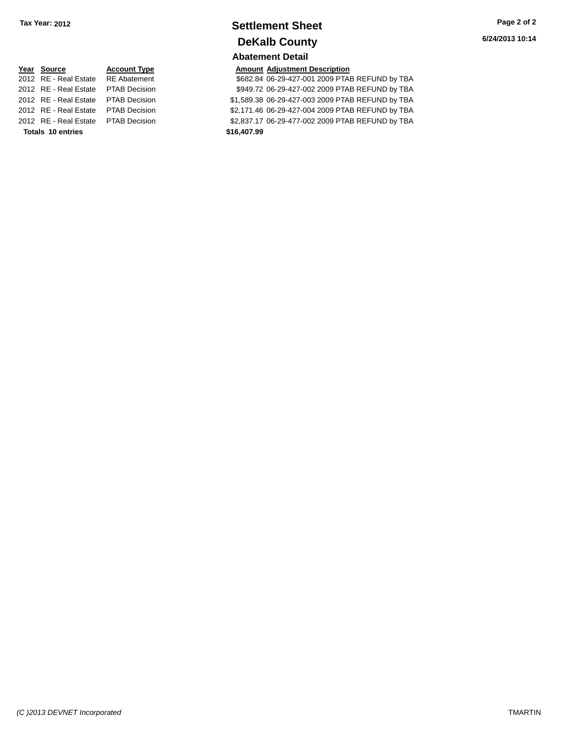**Tax Year: 2012**

# Settlement Sheet

## DeKalb County

6/24/2013 10:14

### Abatement Detail

| Year | Source | Account Type | Amount | Adjustment Description |
|---|---|---|---|---|
| 2012 | RE - Real Estate | RE Abatement | $682.84 | 06-29-427-001 2009 PTAB REFUND by TBA |
| 2012 | RE - Real Estate | PTAB Decision | $949.72 | 06-29-427-002 2009 PTAB REFUND by TBA |
| 2012 | RE - Real Estate | PTAB Decision | $1,589.38 | 06-29-427-003 2009 PTAB REFUND by TBA |
| 2012 | RE - Real Estate | PTAB Decision | $2,171.46 | 06-29-427-004 2009 PTAB REFUND by TBA |
| 2012 | RE - Real Estate | PTAB Decision | $2,837.17 | 06-29-477-002 2009 PTAB REFUND by TBA |
| **Totals** | **10 entries** | | **$16,407.99** | |

*(C )2013 DEVNET Incorporated* TMARTIN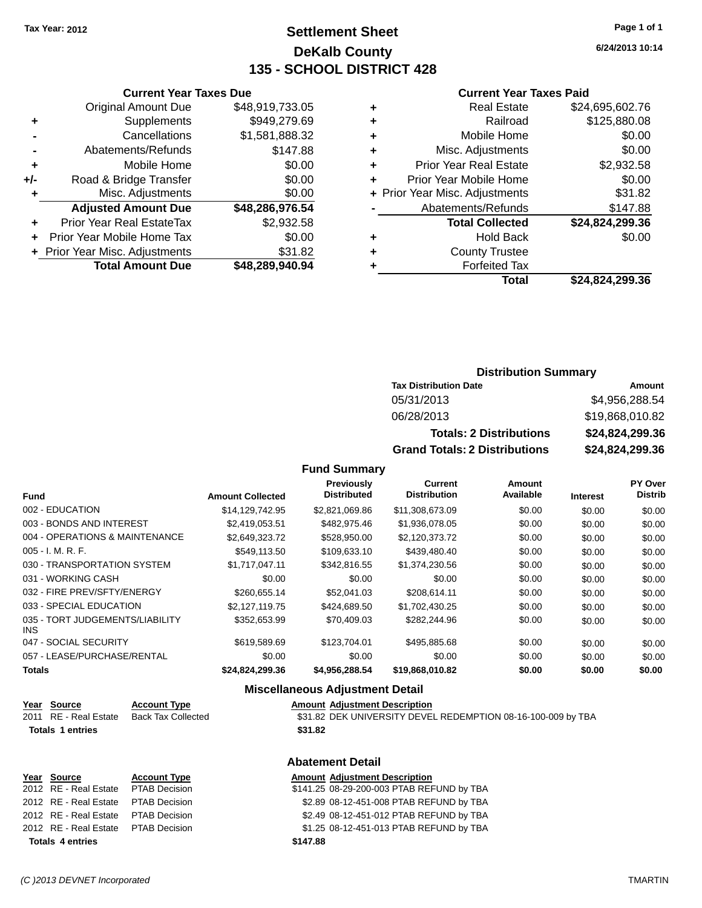Tax Year: 2012

# Settlement Sheet
## DeKalb County
## 135 - SCHOOL DISTRICT 428

6/24/2013 10:14

### Current Year Taxes Due

| | | |
|---|---|---|
| | Original Amount Due | $48,919,733.05 |
| + | Supplements | $949,279.69 |
| - | Cancellations | $1,581,888.32 |
| - | Abatements/Refunds | $147.88 |
| + | Mobile Home | $0.00 |
| +/- | Road & Bridge Transfer | $0.00 |
| + | Misc. Adjustments | $0.00 |
| | **Adjusted Amount Due** | **$48,286,976.54** |
| + | Prior Year Real EstateTax | $2,932.58 |
| + | Prior Year Mobile Home Tax | $0.00 |
| + | Prior Year Misc. Adjustments | $31.82 |
| | **Total Amount Due** | **$48,289,940.94** |

### Current Year Taxes Paid

| | | |
|---|---|---|
| + | Real Estate | $24,695,602.76 |
| + | Railroad | $125,880.08 |
| + | Mobile Home | $0.00 |
| + | Misc. Adjustments | $0.00 |
| + | Prior Year Real Estate | $2,932.58 |
| + | Prior Year Mobile Home | $0.00 |
| + | Prior Year Misc. Adjustments | $31.82 |
| - | Abatements/Refunds | $147.88 |
| | **Total Collected** | **$24,824,299.36** |
| + | Hold Back | $0.00 |
| + | County Trustee | |
| + | Forfeited Tax | |
| | **Total** | **$24,824,299.36** |

### Distribution Summary

| Tax Distribution Date | Amount |
|---|---|
| 05/31/2013 | $4,956,288.54 |
| 06/28/2013 | $19,868,010.82 |
| **Totals: 2 Distributions** | **$24,824,299.36** |
| **Grand Totals: 2 Distributions** | **$24,824,299.36** |

### Fund Summary

| Fund | Amount Collected | Previously Distributed | Current Distribution | Amount Available | Interest | PY Over Distrib |
|---|---|---|---|---|---|---|
| 002 - EDUCATION | $14,129,742.95 | $2,821,069.86 | $11,308,673.09 | $0.00 | $0.00 | $0.00 |
| 003 - BONDS AND INTEREST | $2,419,053.51 | $482,975.46 | $1,936,078.05 | $0.00 | $0.00 | $0.00 |
| 004 - OPERATIONS & MAINTENANCE | $2,649,323.72 | $528,950.00 | $2,120,373.72 | $0.00 | $0.00 | $0.00 |
| 005 - I. M. R. F. | $549,113.50 | $109,633.10 | $439,480.40 | $0.00 | $0.00 | $0.00 |
| 030 - TRANSPORTATION SYSTEM | $1,717,047.11 | $342,816.55 | $1,374,230.56 | $0.00 | $0.00 | $0.00 |
| 031 - WORKING CASH | $0.00 | $0.00 | $0.00 | $0.00 | $0.00 | $0.00 |
| 032 - FIRE PREV/SFTY/ENERGY | $260,655.14 | $52,041.03 | $208,614.11 | $0.00 | $0.00 | $0.00 |
| 033 - SPECIAL EDUCATION | $2,127,119.75 | $424,689.50 | $1,702,430.25 | $0.00 | $0.00 | $0.00 |
| 035 - TORT JUDGEMENTS/LIABILITY INS | $352,653.99 | $70,409.03 | $282,244.96 | $0.00 | $0.00 | $0.00 |
| 047 - SOCIAL SECURITY | $619,589.69 | $123,704.01 | $495,885.68 | $0.00 | $0.00 | $0.00 |
| 057 - LEASE/PURCHASE/RENTAL | $0.00 | $0.00 | $0.00 | $0.00 | $0.00 | $0.00 |
| **Totals** | **$24,824,299.36** | **$4,956,288.54** | **$19,868,010.82** | **$0.00** | **$0.00** | **$0.00** |

### Miscellaneous Adjustment Detail

| Year | Source | Account Type | Amount | Adjustment Description |
|---|---|---|---|---|
| 2011 | RE - Real Estate | Back Tax Collected | $31.82 | DEK UNIVERSITY DEVEL REDEMPTION 08-16-100-009 by TBA |
| **Totals 1 entries** | | | **$31.82** | |

### Abatement Detail

| Year | Source | Account Type | Amount | Adjustment Description |
|---|---|---|---|---|
| 2012 | RE - Real Estate | PTAB Decision | $141.25 | 08-29-200-003 PTAB REFUND by TBA |
| 2012 | RE - Real Estate | PTAB Decision | $2.89 | 08-12-451-008 PTAB REFUND by TBA |
| 2012 | RE - Real Estate | PTAB Decision | $2.49 | 08-12-451-012 PTAB REFUND by TBA |
| 2012 | RE - Real Estate | PTAB Decision | $1.25 | 08-12-451-013 PTAB REFUND by TBA |
| **Totals 4 entries** | | | **$147.88** | |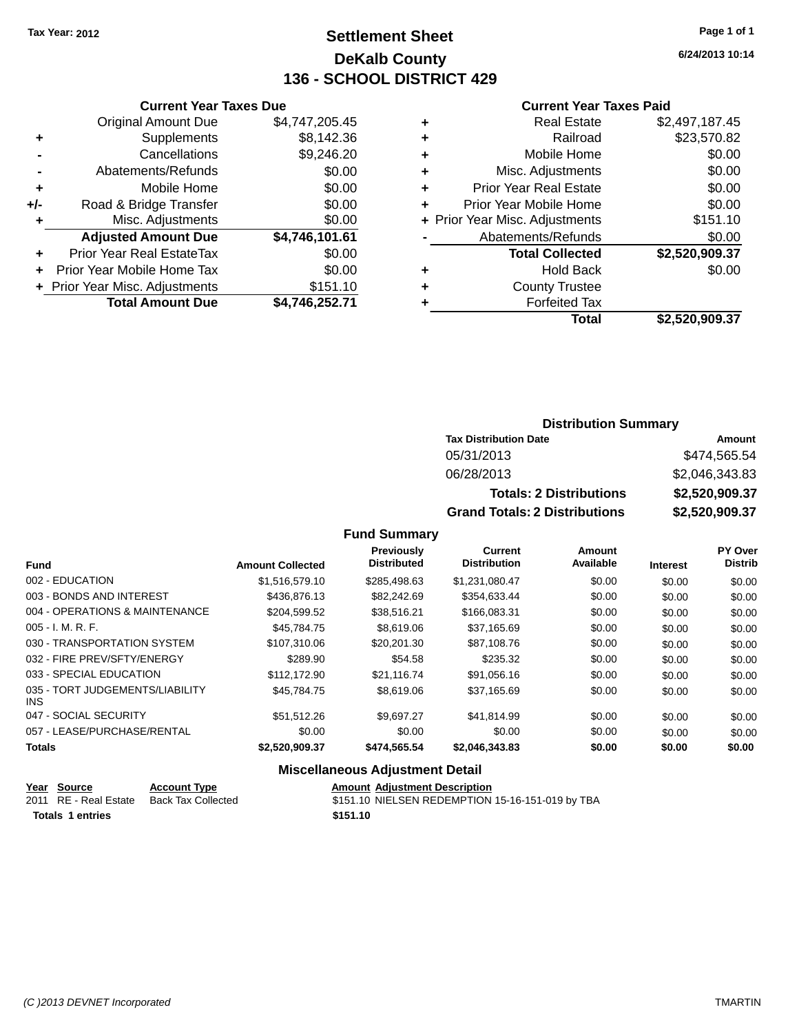Tax Year: 2012

# Settlement Sheet

## DeKalb County

## 136 - SCHOOL DISTRICT 429

6/24/2013 10:14

### Current Year Taxes Due

| | | |
|---|---|---|
| | Original Amount Due | $4,747,205.45 |
| + | Supplements | $8,142.36 |
| - | Cancellations | $9,246.20 |
| - | Abatements/Refunds | $0.00 |
| + | Mobile Home | $0.00 |
| +/- | Road & Bridge Transfer | $0.00 |
| + | Misc. Adjustments | $0.00 |
| | **Adjusted Amount Due** | **$4,746,101.61** |
| + | Prior Year Real EstateTax | $0.00 |
| + | Prior Year Mobile Home Tax | $0.00 |
| + | Prior Year Misc. Adjustments | $151.10 |
| | **Total Amount Due** | **$4,746,252.71** |

### Current Year Taxes Paid

| | | |
|---|---|---|
| + | Real Estate | $2,497,187.45 |
| + | Railroad | $23,570.82 |
| + | Mobile Home | $0.00 |
| + | Misc. Adjustments | $0.00 |
| + | Prior Year Real Estate | $0.00 |
| + | Prior Year Mobile Home | $0.00 |
| + | Prior Year Misc. Adjustments | $151.10 |
| - | Abatements/Refunds | $0.00 |
| | **Total Collected** | **$2,520,909.37** |
| + | Hold Back | $0.00 |
| + | County Trustee | |
| + | Forfeited Tax | |
| | **Total** | **$2,520,909.37** |

### Distribution Summary

| Tax Distribution Date | Amount |
|---|---|
| 05/31/2013 | $474,565.54 |
| 06/28/2013 | $2,046,343.83 |
| **Totals: 2 Distributions** | **$2,520,909.37** |
| **Grand Totals: 2 Distributions** | **$2,520,909.37** |

### Fund Summary

| Fund | Amount Collected | Previously Distributed | Current Distribution | Amount Available | Interest | PY Over Distrib |
|---|---|---|---|---|---|---|
| 002 - EDUCATION | $1,516,579.10 | $285,498.63 | $1,231,080.47 | $0.00 | $0.00 | $0.00 |
| 003 - BONDS AND INTEREST | $436,876.13 | $82,242.69 | $354,633.44 | $0.00 | $0.00 | $0.00 |
| 004 - OPERATIONS & MAINTENANCE | $204,599.52 | $38,516.21 | $166,083.31 | $0.00 | $0.00 | $0.00 |
| 005 - I. M. R. F. | $45,784.75 | $8,619.06 | $37,165.69 | $0.00 | $0.00 | $0.00 |
| 030 - TRANSPORTATION SYSTEM | $107,310.06 | $20,201.30 | $87,108.76 | $0.00 | $0.00 | $0.00 |
| 032 - FIRE PREV/SFTY/ENERGY | $289.90 | $54.58 | $235.32 | $0.00 | $0.00 | $0.00 |
| 033 - SPECIAL EDUCATION | $112,172.90 | $21,116.74 | $91,056.16 | $0.00 | $0.00 | $0.00 |
| 035 - TORT JUDGEMENTS/LIABILITY INS | $45,784.75 | $8,619.06 | $37,165.69 | $0.00 | $0.00 | $0.00 |
| 047 - SOCIAL SECURITY | $51,512.26 | $9,697.27 | $41,814.99 | $0.00 | $0.00 | $0.00 |
| 057 - LEASE/PURCHASE/RENTAL | $0.00 | $0.00 | $0.00 | $0.00 | $0.00 | $0.00 |
| **Totals** | **$2,520,909.37** | **$474,565.54** | **$2,046,343.83** | **$0.00** | **$0.00** | **$0.00** |

### Miscellaneous Adjustment Detail

| Year | Source | Account Type | Amount | Adjustment Description |
|---|---|---|---|---|
| 2011 | RE - Real Estate | Back Tax Collected | $151.10 | NIELSEN REDEMPTION 15-16-151-019 by TBA |
| **Totals 1 entries** | | | **$151.10** | |

(C )2013 DEVNET Incorporated TMARTIN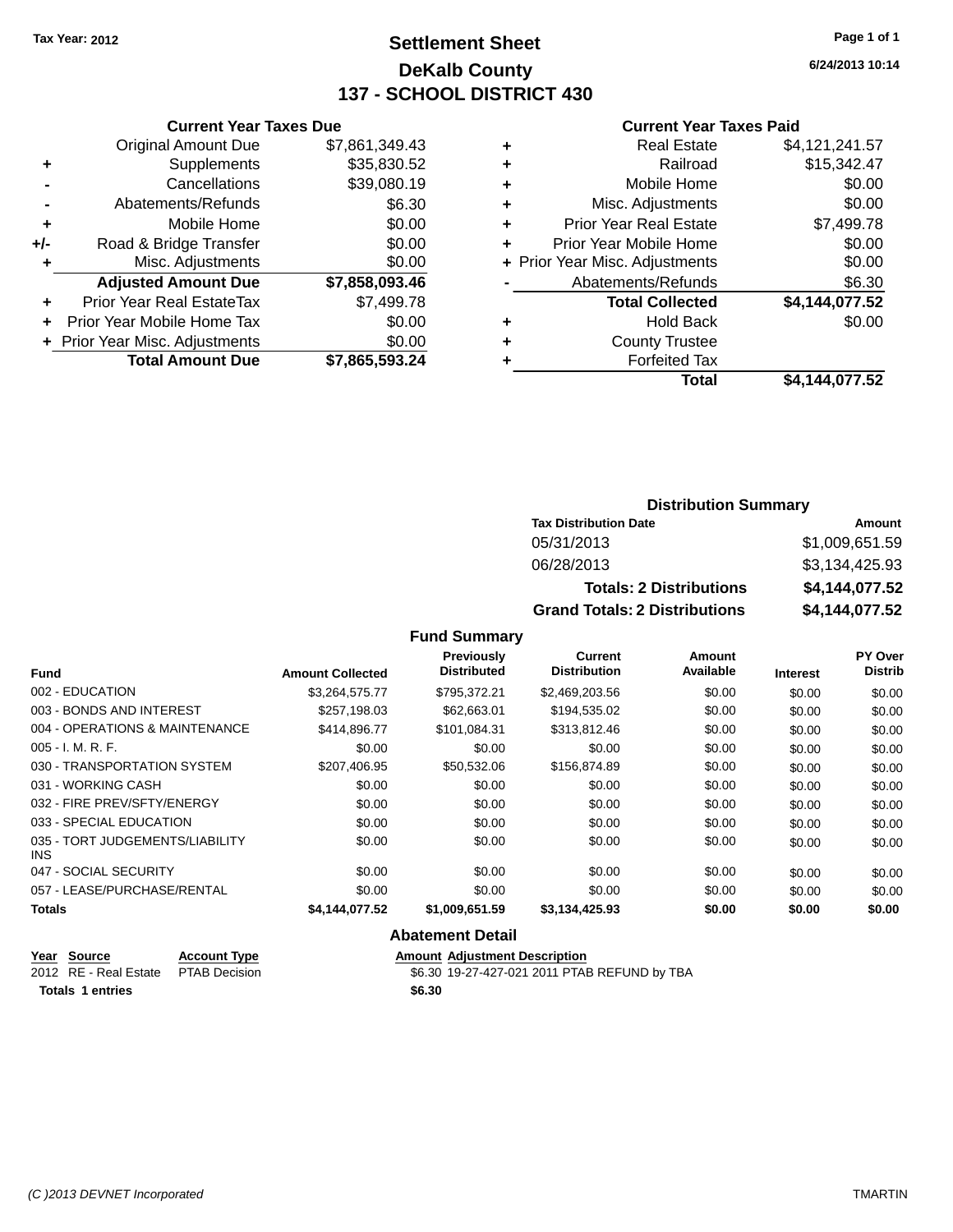Tax Year: 2012

# Settlement Sheet

## DeKalb County

## 137 - SCHOOL DISTRICT 430

6/24/2013 10:14

### Current Year Taxes Due

| | | |
|---|---|---|
| | Original Amount Due | $7,861,349.43 |
| + | Supplements | $35,830.52 |
| - | Cancellations | $39,080.19 |
| - | Abatements/Refunds | $6.30 |
| + | Mobile Home | $0.00 |
| +/- | Road & Bridge Transfer | $0.00 |
| + | Misc. Adjustments | $0.00 |
| | **Adjusted Amount Due** | **$7,858,093.46** |
| + | Prior Year Real EstateTax | $7,499.78 |
| + | Prior Year Mobile Home Tax | $0.00 |
| + | Prior Year Misc. Adjustments | $0.00 |
| | **Total Amount Due** | **$7,865,593.24** |

### Current Year Taxes Paid

| | | |
|---|---|---|
| + | Real Estate | $4,121,241.57 |
| + | Railroad | $15,342.47 |
| + | Mobile Home | $0.00 |
| + | Misc. Adjustments | $0.00 |
| + | Prior Year Real Estate | $7,499.78 |
| + | Prior Year Mobile Home | $0.00 |
| + | Prior Year Misc. Adjustments | $0.00 |
| - | Abatements/Refunds | $6.30 |
| | **Total Collected** | **$4,144,077.52** |
| + | Hold Back | $0.00 |
| + | County Trustee | |
| + | Forfeited Tax | |
| | **Total** | **$4,144,077.52** |

### Distribution Summary

| Tax Distribution Date | Amount |
|---|---|
| 05/31/2013 | $1,009,651.59 |
| 06/28/2013 | $3,134,425.93 |
| **Totals: 2 Distributions** | **$4,144,077.52** |
| **Grand Totals: 2 Distributions** | **$4,144,077.52** |

### Fund Summary

| Fund | Amount Collected | Previously Distributed | Current Distribution | Amount Available | Interest | PY Over Distrib |
|---|---|---|---|---|---|---|
| 002 - EDUCATION | $3,264,575.77 | $795,372.21 | $2,469,203.56 | $0.00 | $0.00 | $0.00 |
| 003 - BONDS AND INTEREST | $257,198.03 | $62,663.01 | $194,535.02 | $0.00 | $0.00 | $0.00 |
| 004 - OPERATIONS & MAINTENANCE | $414,896.77 | $101,084.31 | $313,812.46 | $0.00 | $0.00 | $0.00 |
| 005 - I. M. R. F. | $0.00 | $0.00 | $0.00 | $0.00 | $0.00 | $0.00 |
| 030 - TRANSPORTATION SYSTEM | $207,406.95 | $50,532.06 | $156,874.89 | $0.00 | $0.00 | $0.00 |
| 031 - WORKING CASH | $0.00 | $0.00 | $0.00 | $0.00 | $0.00 | $0.00 |
| 032 - FIRE PREV/SFTY/ENERGY | $0.00 | $0.00 | $0.00 | $0.00 | $0.00 | $0.00 |
| 033 - SPECIAL EDUCATION | $0.00 | $0.00 | $0.00 | $0.00 | $0.00 | $0.00 |
| 035 - TORT JUDGEMENTS/LIABILITY INS | $0.00 | $0.00 | $0.00 | $0.00 | $0.00 | $0.00 |
| 047 - SOCIAL SECURITY | $0.00 | $0.00 | $0.00 | $0.00 | $0.00 | $0.00 |
| 057 - LEASE/PURCHASE/RENTAL | $0.00 | $0.00 | $0.00 | $0.00 | $0.00 | $0.00 |
| **Totals** | **$4,144,077.52** | **$1,009,651.59** | **$3,134,425.93** | **$0.00** | **$0.00** | **$0.00** |

### Abatement Detail

| Year | Source | Account Type | Amount | Adjustment Description |
|---|---|---|---|---|
| 2012 | RE - Real Estate | PTAB Decision | $6.30 | 19-27-427-021 2011 PTAB REFUND by TBA |
| **Totals 1 entries** | | | **$6.30** | |

(C )2013 DEVNET Incorporated TMARTIN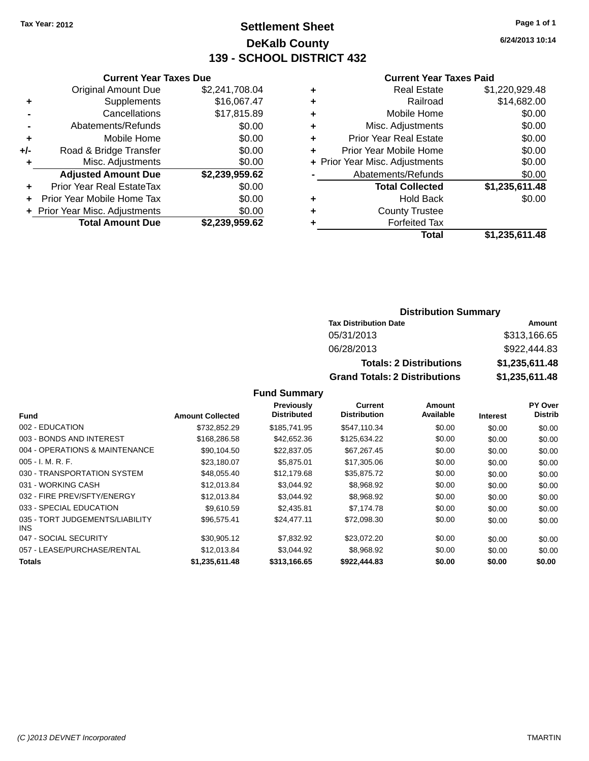Tax Year: 2012

# Settlement Sheet
## DeKalb County
## 139 - SCHOOL DISTRICT 432

6/24/2013 10:14

### Current Year Taxes Due

| | | |
|---|---|---|
| | Original Amount Due | $2,241,708.04 |
| + | Supplements | $16,067.47 |
| - | Cancellations | $17,815.89 |
| - | Abatements/Refunds | $0.00 |
| + | Mobile Home | $0.00 |
| +/- | Road & Bridge Transfer | $0.00 |
| + | Misc. Adjustments | $0.00 |
| | **Adjusted Amount Due** | **$2,239,959.62** |
| + | Prior Year Real EstateTax | $0.00 |
| + | Prior Year Mobile Home Tax | $0.00 |
| + | Prior Year Misc. Adjustments | $0.00 |
| | **Total Amount Due** | **$2,239,959.62** |

### Current Year Taxes Paid

| | | |
|---|---|---|
| + | Real Estate | $1,220,929.48 |
| + | Railroad | $14,682.00 |
| + | Mobile Home | $0.00 |
| + | Misc. Adjustments | $0.00 |
| + | Prior Year Real Estate | $0.00 |
| + | Prior Year Mobile Home | $0.00 |
| + | Prior Year Misc. Adjustments | $0.00 |
| - | Abatements/Refunds | $0.00 |
| | **Total Collected** | **$1,235,611.48** |
| + | Hold Back | $0.00 |
| + | County Trustee | |
| + | Forfeited Tax | |
| | **Total** | **$1,235,611.48** |

### Distribution Summary

| Tax Distribution Date | Amount |
|---|---|
| 05/31/2013 | $313,166.65 |
| 06/28/2013 | $922,444.83 |
| **Totals: 2 Distributions** | **$1,235,611.48** |
| **Grand Totals: 2 Distributions** | **$1,235,611.48** |

### Fund Summary

| Fund | Amount Collected | Previously Distributed | Current Distribution | Amount Available | Interest | PY Over Distrib |
|---|---|---|---|---|---|---|
| 002 - EDUCATION | $732,852.29 | $185,741.95 | $547,110.34 | $0.00 | $0.00 | $0.00 |
| 003 - BONDS AND INTEREST | $168,286.58 | $42,652.36 | $125,634.22 | $0.00 | $0.00 | $0.00 |
| 004 - OPERATIONS & MAINTENANCE | $90,104.50 | $22,837.05 | $67,267.45 | $0.00 | $0.00 | $0.00 |
| 005 - I. M. R. F. | $23,180.07 | $5,875.01 | $17,305.06 | $0.00 | $0.00 | $0.00 |
| 030 - TRANSPORTATION SYSTEM | $48,055.40 | $12,179.68 | $35,875.72 | $0.00 | $0.00 | $0.00 |
| 031 - WORKING CASH | $12,013.84 | $3,044.92 | $8,968.92 | $0.00 | $0.00 | $0.00 |
| 032 - FIRE PREV/SFTY/ENERGY | $12,013.84 | $3,044.92 | $8,968.92 | $0.00 | $0.00 | $0.00 |
| 033 - SPECIAL EDUCATION | $9,610.59 | $2,435.81 | $7,174.78 | $0.00 | $0.00 | $0.00 |
| 035 - TORT JUDGEMENTS/LIABILITY INS | $96,575.41 | $24,477.11 | $72,098.30 | $0.00 | $0.00 | $0.00 |
| 047 - SOCIAL SECURITY | $30,905.12 | $7,832.92 | $23,072.20 | $0.00 | $0.00 | $0.00 |
| 057 - LEASE/PURCHASE/RENTAL | $12,013.84 | $3,044.92 | $8,968.92 | $0.00 | $0.00 | $0.00 |
| **Totals** | **$1,235,611.48** | **$313,166.65** | **$922,444.83** | **$0.00** | **$0.00** | **$0.00** |

(C )2013 DEVNET Incorporated TMARTIN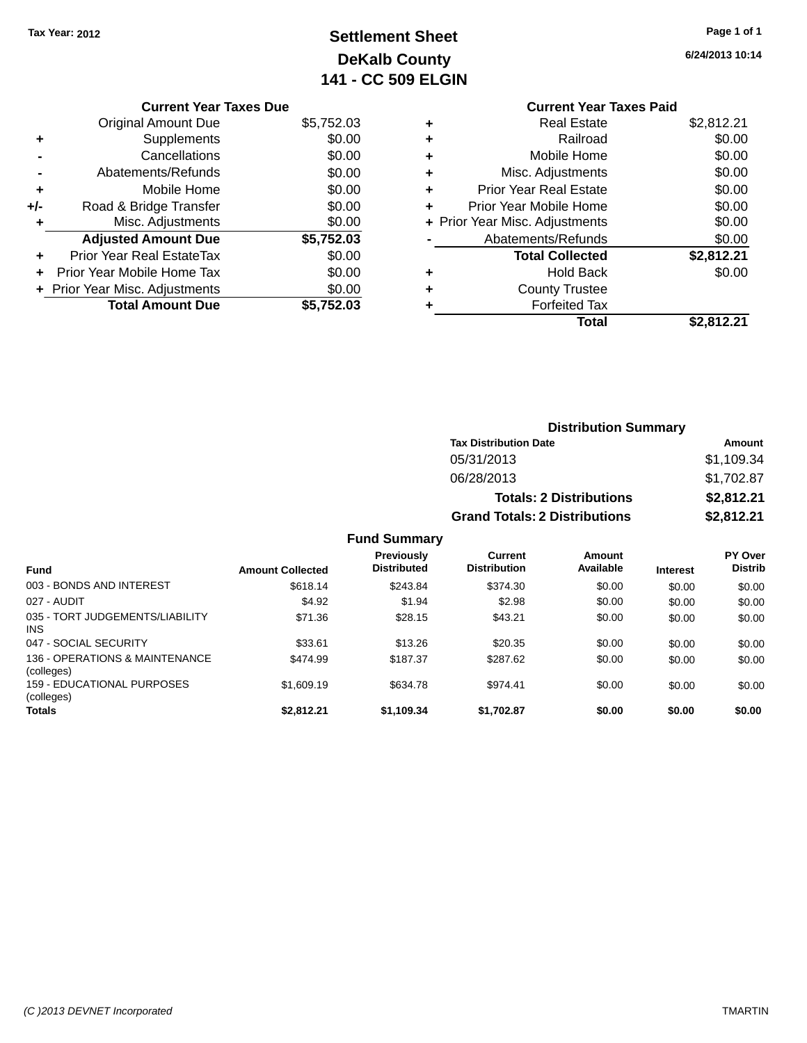Tax Year: 2012

# Settlement Sheet
## DeKalb County
## 141 - CC 509 ELGIN

6/24/2013 10:14

| | Current Year Taxes Due | |
|---|---|---|
| | Original Amount Due | $5,752.03 |
| + | Supplements | $0.00 |
| - | Cancellations | $0.00 |
| - | Abatements/Refunds | $0.00 |
| + | Mobile Home | $0.00 |
| +/- | Road & Bridge Transfer | $0.00 |
| + | Misc. Adjustments | $0.00 |
| | **Adjusted Amount Due** | **$5,752.03** |
| + | Prior Year Real EstateTax | $0.00 |
| + | Prior Year Mobile Home Tax | $0.00 |
| + | Prior Year Misc. Adjustments | $0.00 |
| | **Total Amount Due** | **$5,752.03** |

| | Current Year Taxes Paid | |
|---|---|---|
| + | Real Estate | $2,812.21 |
| + | Railroad | $0.00 |
| + | Mobile Home | $0.00 |
| + | Misc. Adjustments | $0.00 |
| + | Prior Year Real Estate | $0.00 |
| + | Prior Year Mobile Home | $0.00 |
| + | Prior Year Misc. Adjustments | $0.00 |
| - | Abatements/Refunds | $0.00 |
| | **Total Collected** | **$2,812.21** |
| + | Hold Back | $0.00 |
| + | County Trustee | |
| + | Forfeited Tax | |
| | **Total** | **$2,812.21** |

### Distribution Summary

| Tax Distribution Date | Amount |
|---|---|
| 05/31/2013 | $1,109.34 |
| 06/28/2013 | $1,702.87 |
| **Totals: 2 Distributions** | **$2,812.21** |
| **Grand Totals: 2 Distributions** | **$2,812.21** |

### Fund Summary

| Fund | Amount Collected | Previously Distributed | Current Distribution | Amount Available | Interest | PY Over Distrib |
|---|---|---|---|---|---|---|
| 003 - BONDS AND INTEREST | $618.14 | $243.84 | $374.30 | $0.00 | $0.00 | $0.00 |
| 027 - AUDIT | $4.92 | $1.94 | $2.98 | $0.00 | $0.00 | $0.00 |
| 035 - TORT JUDGEMENTS/LIABILITY INS | $71.36 | $28.15 | $43.21 | $0.00 | $0.00 | $0.00 |
| 047 - SOCIAL SECURITY | $33.61 | $13.26 | $20.35 | $0.00 | $0.00 | $0.00 |
| 136 - OPERATIONS & MAINTENANCE (colleges) | $474.99 | $187.37 | $287.62 | $0.00 | $0.00 | $0.00 |
| 159 - EDUCATIONAL PURPOSES (colleges) | $1,609.19 | $634.78 | $974.41 | $0.00 | $0.00 | $0.00 |
| **Totals** | **$2,812.21** | **$1,109.34** | **$1,702.87** | **$0.00** | **$0.00** | **$0.00** |

(C )2013 DEVNET Incorporated — TMARTIN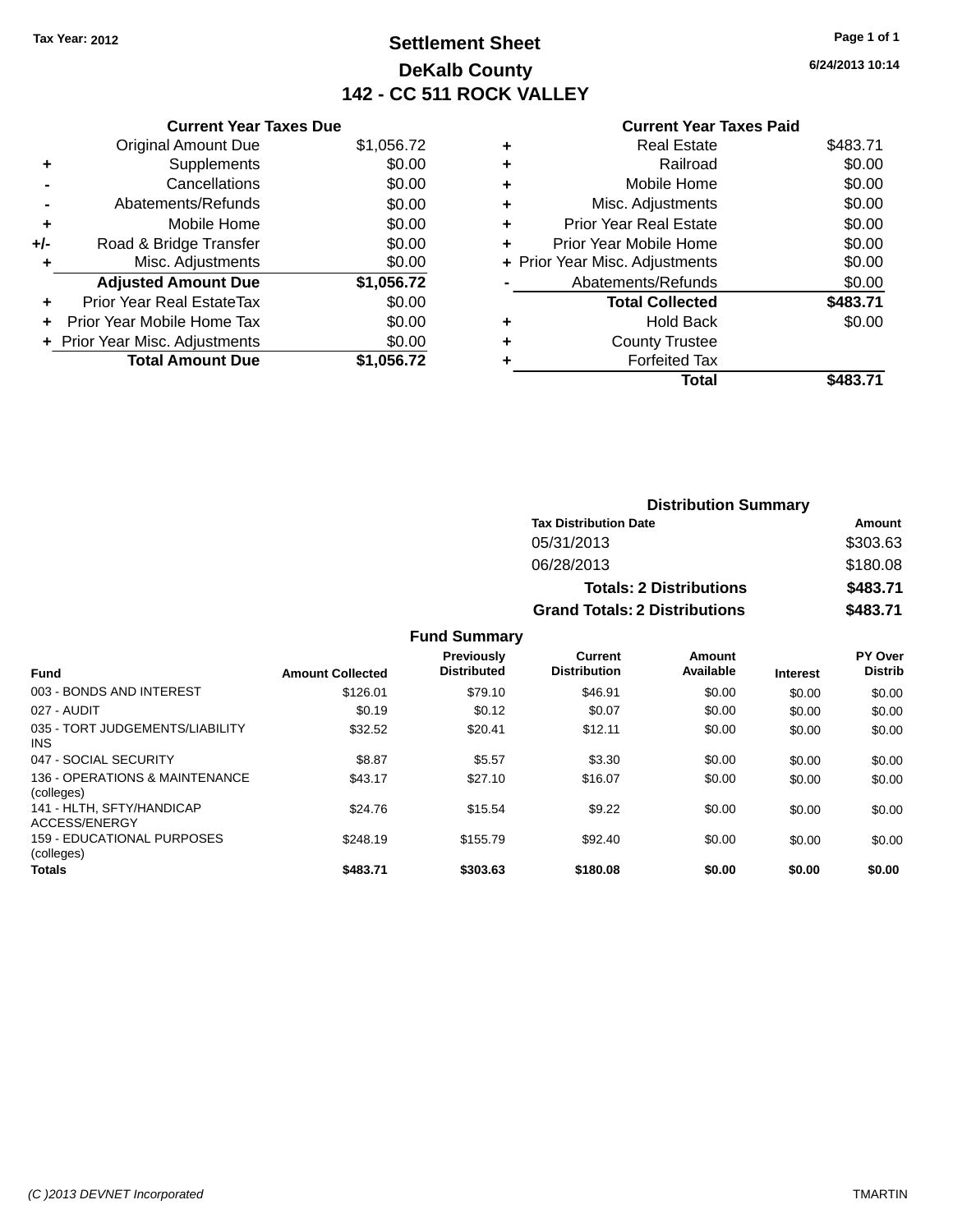Tax Year: 2012

# Settlement Sheet

## DeKalb County

## 142 - CC 511 ROCK VALLEY

6/24/2013 10:14

### Current Year Taxes Due

| | | |
|---|---|---|
| | Original Amount Due | $1,056.72 |
| + | Supplements | $0.00 |
| - | Cancellations | $0.00 |
| - | Abatements/Refunds | $0.00 |
| + | Mobile Home | $0.00 |
| +/- | Road & Bridge Transfer | $0.00 |
| + | Misc. Adjustments | $0.00 |
| | **Adjusted Amount Due** | **$1,056.72** |
| + | Prior Year Real EstateTax | $0.00 |
| + | Prior Year Mobile Home Tax | $0.00 |
| + | Prior Year Misc. Adjustments | $0.00 |
| | **Total Amount Due** | **$1,056.72** |

### Current Year Taxes Paid

| | | |
|---|---|---|
| + | Real Estate | $483.71 |
| + | Railroad | $0.00 |
| + | Mobile Home | $0.00 |
| + | Misc. Adjustments | $0.00 |
| + | Prior Year Real Estate | $0.00 |
| + | Prior Year Mobile Home | $0.00 |
| + | Prior Year Misc. Adjustments | $0.00 |
| - | Abatements/Refunds | $0.00 |
| | **Total Collected** | **$483.71** |
| + | Hold Back | $0.00 |
| + | County Trustee | |
| + | Forfeited Tax | |
| | **Total** | **$483.71** |

### Distribution Summary

| Tax Distribution Date | Amount |
|---|---|
| 05/31/2013 | $303.63 |
| 06/28/2013 | $180.08 |
| **Totals: 2 Distributions** | **$483.71** |
| **Grand Totals: 2 Distributions** | **$483.71** |

### Fund Summary

| Fund | Amount Collected | Previously Distributed | Current Distribution | Amount Available | Interest | PY Over Distrib |
|---|---|---|---|---|---|---|
| 003 - BONDS AND INTEREST | $126.01 | $79.10 | $46.91 | $0.00 | $0.00 | $0.00 |
| 027 - AUDIT | $0.19 | $0.12 | $0.07 | $0.00 | $0.00 | $0.00 |
| 035 - TORT JUDGEMENTS/LIABILITY INS | $32.52 | $20.41 | $12.11 | $0.00 | $0.00 | $0.00 |
| 047 - SOCIAL SECURITY | $8.87 | $5.57 | $3.30 | $0.00 | $0.00 | $0.00 |
| 136 - OPERATIONS & MAINTENANCE (colleges) | $43.17 | $27.10 | $16.07 | $0.00 | $0.00 | $0.00 |
| 141 - HLTH, SFTY/HANDICAP ACCESS/ENERGY | $24.76 | $15.54 | $9.22 | $0.00 | $0.00 | $0.00 |
| 159 - EDUCATIONAL PURPOSES (colleges) | $248.19 | $155.79 | $92.40 | $0.00 | $0.00 | $0.00 |
| **Totals** | **$483.71** | **$303.63** | **$180.08** | **$0.00** | **$0.00** | **$0.00** |

(C )2013 DEVNET Incorporated — TMARTIN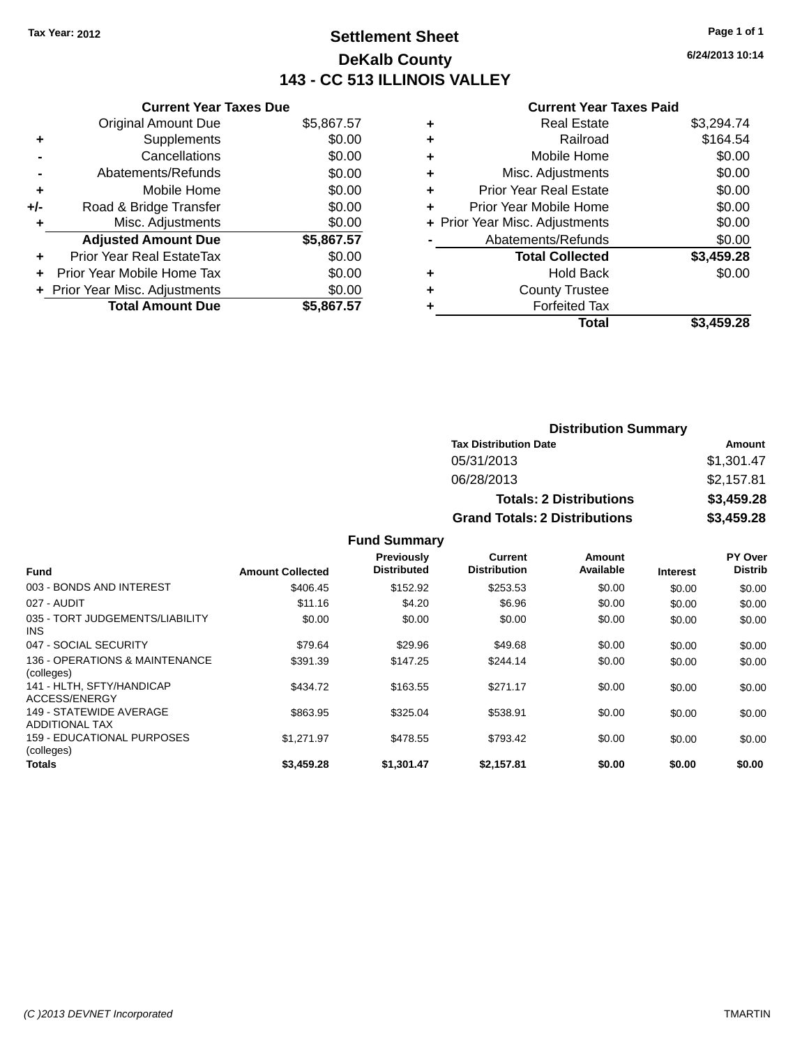**Tax Year: 2012**

# Settlement Sheet

## DeKalb County

## 143 - CC 513 ILLINOIS VALLEY

6/24/2013 10:14

### Current Year Taxes Due

| | | |
|---|---|---|
| | Original Amount Due | $5,867.57 |
| + | Supplements | $0.00 |
| - | Cancellations | $0.00 |
| - | Abatements/Refunds | $0.00 |
| + | Mobile Home | $0.00 |
| +/- | Road & Bridge Transfer | $0.00 |
| + | Misc. Adjustments | $0.00 |
| | **Adjusted Amount Due** | **$5,867.57** |
| + | Prior Year Real EstateTax | $0.00 |
| + | Prior Year Mobile Home Tax | $0.00 |
| + | Prior Year Misc. Adjustments | $0.00 |
| | **Total Amount Due** | **$5,867.57** |

### Current Year Taxes Paid

| | | |
|---|---|---|
| + | Real Estate | $3,294.74 |
| + | Railroad | $164.54 |
| + | Mobile Home | $0.00 |
| + | Misc. Adjustments | $0.00 |
| + | Prior Year Real Estate | $0.00 |
| + | Prior Year Mobile Home | $0.00 |
| + | Prior Year Misc. Adjustments | $0.00 |
| - | Abatements/Refunds | $0.00 |
| | **Total Collected** | **$3,459.28** |
| + | Hold Back | $0.00 |
| + | County Trustee | |
| + | Forfeited Tax | |
| | **Total** | **$3,459.28** |

### Distribution Summary

| Tax Distribution Date | Amount |
|---|---|
| 05/31/2013 | $1,301.47 |
| 06/28/2013 | $2,157.81 |
| **Totals: 2 Distributions** | **$3,459.28** |
| **Grand Totals: 2 Distributions** | **$3,459.28** |

### Fund Summary

| Fund | Amount Collected | Previously Distributed | Current Distribution | Amount Available | Interest | PY Over Distrib |
|---|---|---|---|---|---|---|
| 003 - BONDS AND INTEREST | $406.45 | $152.92 | $253.53 | $0.00 | $0.00 | $0.00 |
| 027 - AUDIT | $11.16 | $4.20 | $6.96 | $0.00 | $0.00 | $0.00 |
| 035 - TORT JUDGEMENTS/LIABILITY INS | $0.00 | $0.00 | $0.00 | $0.00 | $0.00 | $0.00 |
| 047 - SOCIAL SECURITY | $79.64 | $29.96 | $49.68 | $0.00 | $0.00 | $0.00 |
| 136 - OPERATIONS & MAINTENANCE (colleges) | $391.39 | $147.25 | $244.14 | $0.00 | $0.00 | $0.00 |
| 141 - HLTH, SFTY/HANDICAP ACCESS/ENERGY | $434.72 | $163.55 | $271.17 | $0.00 | $0.00 | $0.00 |
| 149 - STATEWIDE AVERAGE ADDITIONAL TAX | $863.95 | $325.04 | $538.91 | $0.00 | $0.00 | $0.00 |
| 159 - EDUCATIONAL PURPOSES (colleges) | $1,271.97 | $478.55 | $793.42 | $0.00 | $0.00 | $0.00 |
| **Totals** | **$3,459.28** | **$1,301.47** | **$2,157.81** | **$0.00** | **$0.00** | **$0.00** |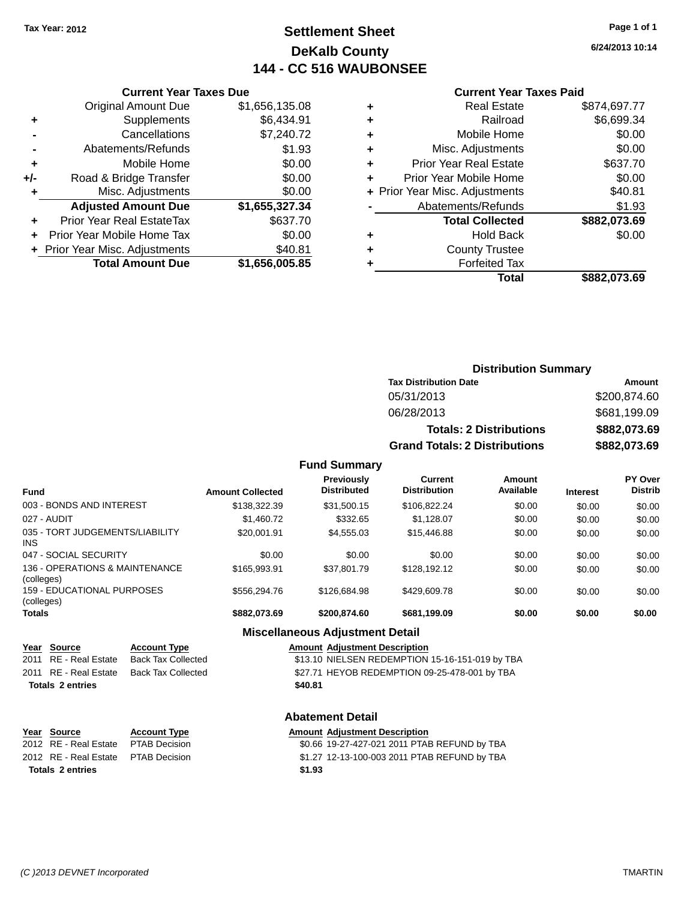Tax Year: 2012

# Settlement Sheet

## DeKalb County

## 144 - CC 516 WAUBONSEE

6/24/2013 10:14

### Current Year Taxes Due

| | | |
|---|---|---|
| | Original Amount Due | $1,656,135.08 |
| + | Supplements | $6,434.91 |
| - | Cancellations | $7,240.72 |
| - | Abatements/Refunds | $1.93 |
| + | Mobile Home | $0.00 |
| +/- | Road & Bridge Transfer | $0.00 |
| + | Misc. Adjustments | $0.00 |
| | **Adjusted Amount Due** | **$1,655,327.34** |
| + | Prior Year Real EstateTax | $637.70 |
| + | Prior Year Mobile Home Tax | $0.00 |
| + | Prior Year Misc. Adjustments | $40.81 |
| | **Total Amount Due** | **$1,656,005.85** |

### Current Year Taxes Paid

| | | |
|---|---|---|
| + | Real Estate | $874,697.77 |
| + | Railroad | $6,699.34 |
| + | Mobile Home | $0.00 |
| + | Misc. Adjustments | $0.00 |
| + | Prior Year Real Estate | $637.70 |
| + | Prior Year Mobile Home | $0.00 |
| + | Prior Year Misc. Adjustments | $40.81 |
| - | Abatements/Refunds | $1.93 |
| | **Total Collected** | **$882,073.69** |
| + | Hold Back | $0.00 |
| + | County Trustee | |
| + | Forfeited Tax | |
| | **Total** | **$882,073.69** |

### Distribution Summary

| Tax Distribution Date | Amount |
|---|---|
| 05/31/2013 | $200,874.60 |
| 06/28/2013 | $681,199.09 |
| **Totals: 2 Distributions** | **$882,073.69** |
| **Grand Totals: 2 Distributions** | **$882,073.69** |

### Fund Summary

| Fund | Amount Collected | Previously Distributed | Current Distribution | Amount Available | Interest | PY Over Distrib |
|---|---|---|---|---|---|---|
| 003 - BONDS AND INTEREST | $138,322.39 | $31,500.15 | $106,822.24 | $0.00 | $0.00 | $0.00 |
| 027 - AUDIT | $1,460.72 | $332.65 | $1,128.07 | $0.00 | $0.00 | $0.00 |
| 035 - TORT JUDGEMENTS/LIABILITY INS | $20,001.91 | $4,555.03 | $15,446.88 | $0.00 | $0.00 | $0.00 |
| 047 - SOCIAL SECURITY | $0.00 | $0.00 | $0.00 | $0.00 | $0.00 | $0.00 |
| 136 - OPERATIONS & MAINTENANCE (colleges) | $165,993.91 | $37,801.79 | $128,192.12 | $0.00 | $0.00 | $0.00 |
| 159 - EDUCATIONAL PURPOSES (colleges) | $556,294.76 | $126,684.98 | $429,609.78 | $0.00 | $0.00 | $0.00 |
| **Totals** | **$882,073.69** | **$200,874.60** | **$681,199.09** | **$0.00** | **$0.00** | **$0.00** |

### Miscellaneous Adjustment Detail

| Year | Source | Account Type | Amount | Adjustment Description |
|---|---|---|---|---|
| 2011 | RE - Real Estate | Back Tax Collected | $13.10 | NIELSEN REDEMPTION 15-16-151-019 by TBA |
| 2011 | RE - Real Estate | Back Tax Collected | $27.71 | HEYOB REDEMPTION 09-25-478-001 by TBA |
| **Totals 2 entries** | | | **$40.81** | |

### Abatement Detail

| Year | Source | Account Type | Amount | Adjustment Description |
|---|---|---|---|---|
| 2012 | RE - Real Estate | PTAB Decision | $0.66 | 19-27-427-021 2011 PTAB REFUND by TBA |
| 2012 | RE - Real Estate | PTAB Decision | $1.27 | 12-13-100-003 2011 PTAB REFUND by TBA |
| **Totals 2 entries** | | | **$1.93** | |

(C )2013 DEVNET Incorporated TMARTIN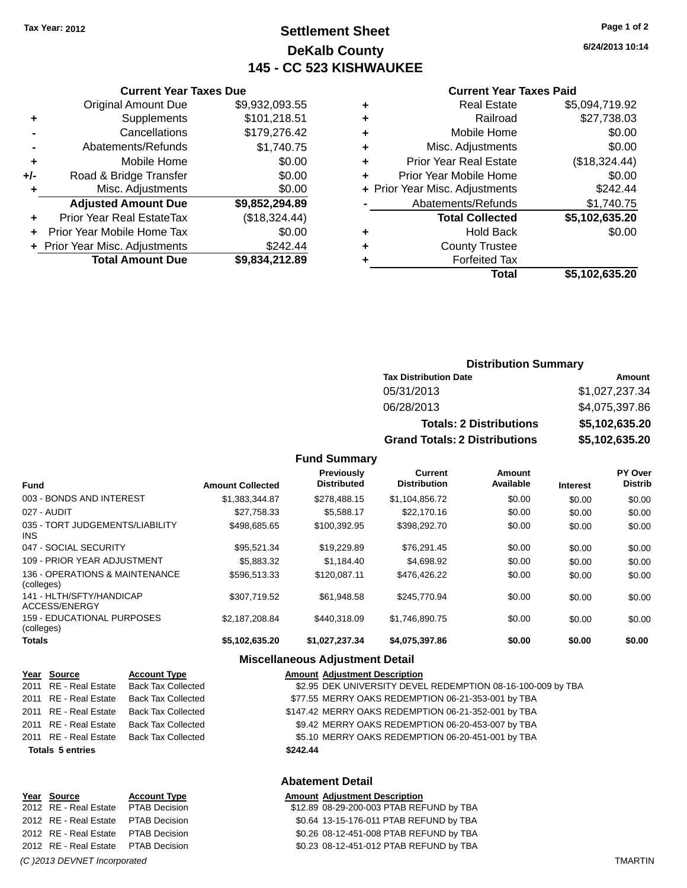Tax Year: 2012

# Settlement Sheet

## DeKalb County

## 145 - CC 523 KISHWAUKEE

6/24/2013 10:14

### Current Year Taxes Due

| | | |
|---|---|---|
| | Original Amount Due | $9,932,093.55 |
| + | Supplements | $101,218.51 |
| - | Cancellations | $179,276.42 |
| - | Abatements/Refunds | $1,740.75 |
| + | Mobile Home | $0.00 |
| +/- | Road & Bridge Transfer | $0.00 |
| + | Misc. Adjustments | $0.00 |
| | **Adjusted Amount Due** | **$9,852,294.89** |
| + | Prior Year Real EstateTax | ($18,324.44) |
| + | Prior Year Mobile Home Tax | $0.00 |
| + | Prior Year Misc. Adjustments | $242.44 |
| | **Total Amount Due** | **$9,834,212.89** |

### Current Year Taxes Paid

| | | |
|---|---|---|
| + | Real Estate | $5,094,719.92 |
| + | Railroad | $27,738.03 |
| + | Mobile Home | $0.00 |
| + | Misc. Adjustments | $0.00 |
| + | Prior Year Real Estate | ($18,324.44) |
| + | Prior Year Mobile Home | $0.00 |
| + | Prior Year Misc. Adjustments | $242.44 |
| - | Abatements/Refunds | $1,740.75 |
| | **Total Collected** | **$5,102,635.20** |
| + | Hold Back | $0.00 |
| + | County Trustee | |
| + | Forfeited Tax | |
| | **Total** | **$5,102,635.20** |

### Distribution Summary

| Tax Distribution Date | Amount |
|---|---|
| 05/31/2013 | $1,027,237.34 |
| 06/28/2013 | $4,075,397.86 |
| **Totals: 2 Distributions** | **$5,102,635.20** |
| **Grand Totals: 2 Distributions** | **$5,102,635.20** |

### Fund Summary

| Fund | Amount Collected | Previously Distributed | Current Distribution | Amount Available | Interest | PY Over Distrib |
|---|---|---|---|---|---|---|
| 003 - BONDS AND INTEREST | $1,383,344.87 | $278,488.15 | $1,104,856.72 | $0.00 | $0.00 | $0.00 |
| 027 - AUDIT | $27,758.33 | $5,588.17 | $22,170.16 | $0.00 | $0.00 | $0.00 |
| 035 - TORT JUDGEMENTS/LIABILITY INS | $498,685.65 | $100,392.95 | $398,292.70 | $0.00 | $0.00 | $0.00 |
| 047 - SOCIAL SECURITY | $95,521.34 | $19,229.89 | $76,291.45 | $0.00 | $0.00 | $0.00 |
| 109 - PRIOR YEAR ADJUSTMENT | $5,883.32 | $1,184.40 | $4,698.92 | $0.00 | $0.00 | $0.00 |
| 136 - OPERATIONS & MAINTENANCE (colleges) | $596,513.33 | $120,087.11 | $476,426.22 | $0.00 | $0.00 | $0.00 |
| 141 - HLTH/SFTY/HANDICAP ACCESS/ENERGY | $307,719.52 | $61,948.58 | $245,770.94 | $0.00 | $0.00 | $0.00 |
| 159 - EDUCATIONAL PURPOSES (colleges) | $2,187,208.84 | $440,318.09 | $1,746,890.75 | $0.00 | $0.00 | $0.00 |
| **Totals** | **$5,102,635.20** | **$1,027,237.34** | **$4,075,397.86** | **$0.00** | **$0.00** | **$0.00** |

### Miscellaneous Adjustment Detail

| Year | Source | Account Type | Amount | Adjustment Description |
|---|---|---|---|---|
| 2011 | RE - Real Estate | Back Tax Collected | $2.95 | DEK UNIVERSITY DEVEL REDEMPTION 08-16-100-009 by TBA |
| 2011 | RE - Real Estate | Back Tax Collected | $77.55 | MERRY OAKS REDEMPTION 06-21-353-001 by TBA |
| 2011 | RE - Real Estate | Back Tax Collected | $147.42 | MERRY OAKS REDEMPTION 06-21-352-001 by TBA |
| 2011 | RE - Real Estate | Back Tax Collected | $9.42 | MERRY OAKS REDEMPTION 06-20-453-007 by TBA |
| 2011 | RE - Real Estate | Back Tax Collected | $5.10 | MERRY OAKS REDEMPTION 06-20-451-001 by TBA |
| **Totals 5 entries** | | | **$242.44** | |

### Abatement Detail

| Year | Source | Account Type | Amount | Adjustment Description |
|---|---|---|---|---|
| 2012 | RE - Real Estate | PTAB Decision | $12.89 | 08-29-200-003 PTAB REFUND by TBA |
| 2012 | RE - Real Estate | PTAB Decision | $0.64 | 13-15-176-011 PTAB REFUND by TBA |
| 2012 | RE - Real Estate | PTAB Decision | $0.26 | 08-12-451-008 PTAB REFUND by TBA |
| 2012 | RE - Real Estate | PTAB Decision | $0.23 | 08-12-451-012 PTAB REFUND by TBA |

*(C )2013 DEVNET Incorporated* TMARTIN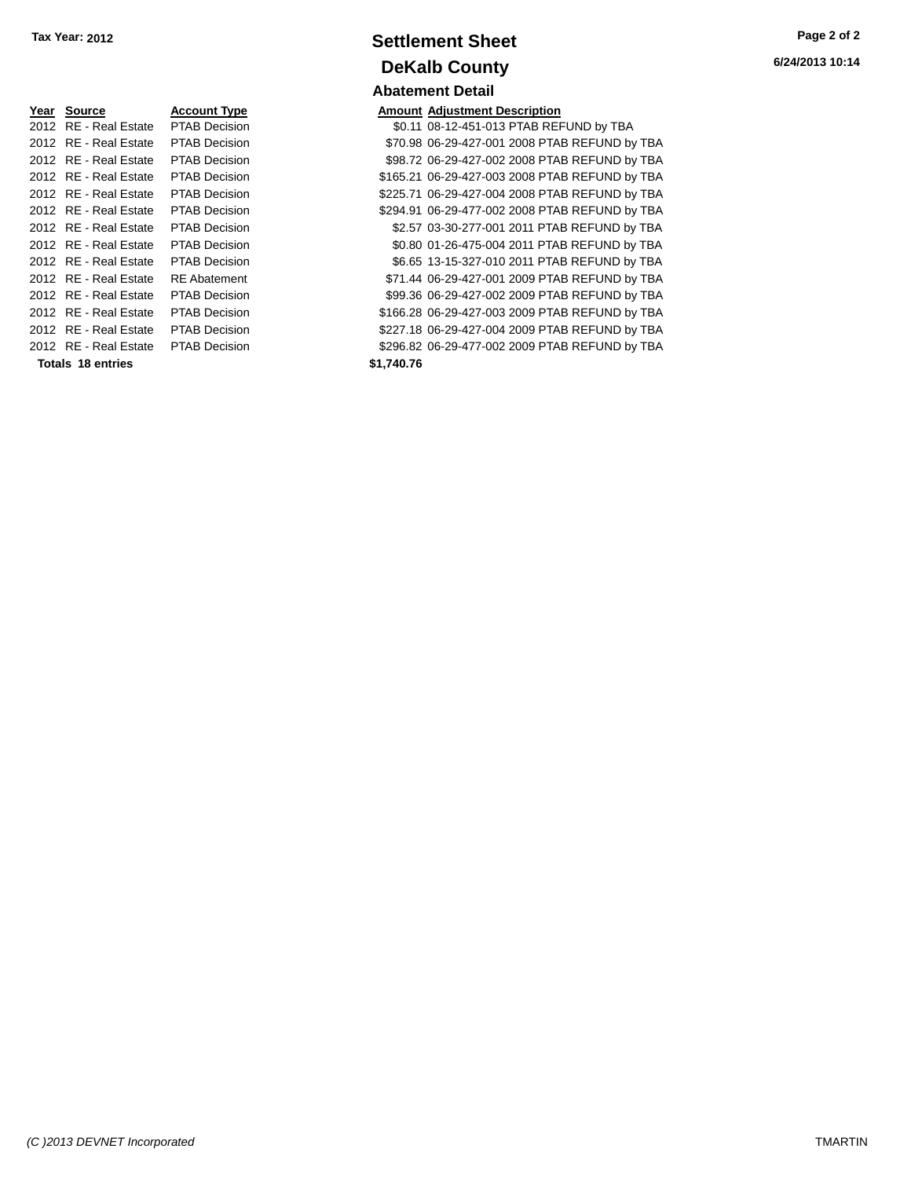**Tax Year: 2012**

# Settlement Sheet

## DeKalb County

6/24/2013 10:14

### Abatement Detail

| Year | Source | Account Type | Amount | Adjustment Description |
|---|---|---|---|---|
| 2012 | RE - Real Estate | PTAB Decision | $0.11 | 08-12-451-013 PTAB REFUND by TBA |
| 2012 | RE - Real Estate | PTAB Decision | $70.98 | 06-29-427-001 2008 PTAB REFUND by TBA |
| 2012 | RE - Real Estate | PTAB Decision | $98.72 | 06-29-427-002 2008 PTAB REFUND by TBA |
| 2012 | RE - Real Estate | PTAB Decision | $165.21 | 06-29-427-003 2008 PTAB REFUND by TBA |
| 2012 | RE - Real Estate | PTAB Decision | $225.71 | 06-29-427-004 2008 PTAB REFUND by TBA |
| 2012 | RE - Real Estate | PTAB Decision | $294.91 | 06-29-477-002 2008 PTAB REFUND by TBA |
| 2012 | RE - Real Estate | PTAB Decision | $2.57 | 03-30-277-001 2011 PTAB REFUND by TBA |
| 2012 | RE - Real Estate | PTAB Decision | $0.80 | 01-26-475-004 2011 PTAB REFUND by TBA |
| 2012 | RE - Real Estate | PTAB Decision | $6.65 | 13-15-327-010 2011 PTAB REFUND by TBA |
| 2012 | RE - Real Estate | RE Abatement | $71.44 | 06-29-427-001 2009 PTAB REFUND by TBA |
| 2012 | RE - Real Estate | PTAB Decision | $99.36 | 06-29-427-002 2009 PTAB REFUND by TBA |
| 2012 | RE - Real Estate | PTAB Decision | $166.28 | 06-29-427-003 2009 PTAB REFUND by TBA |
| 2012 | RE - Real Estate | PTAB Decision | $227.18 | 06-29-427-004 2009 PTAB REFUND by TBA |
| 2012 | RE - Real Estate | PTAB Decision | $296.82 | 06-29-477-002 2009 PTAB REFUND by TBA |
| **Totals 18 entries** | | | **$1,740.76** | |

*(C )2013 DEVNET Incorporated* TMARTIN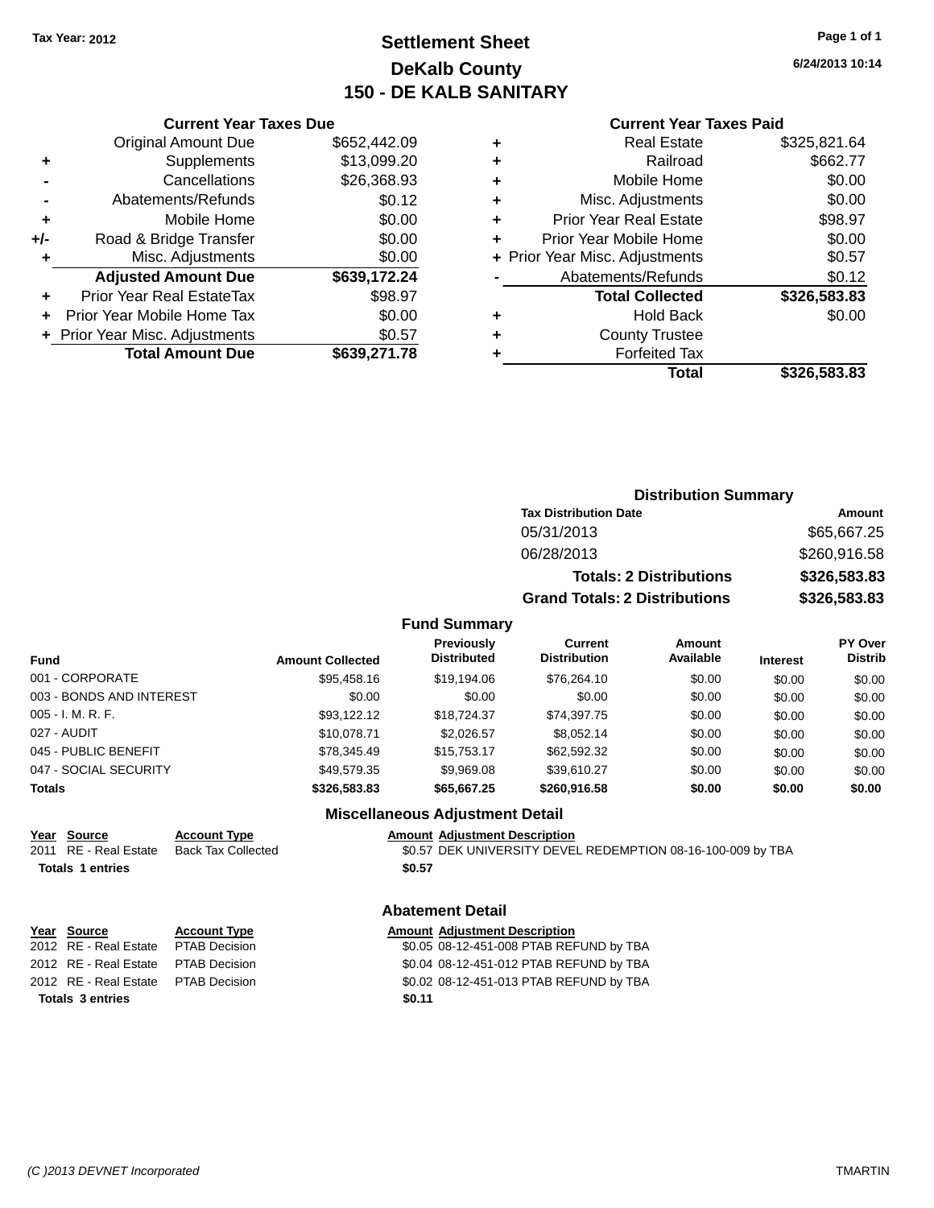Tax Year: 2012

# Settlement Sheet

## DeKalb County

## 150 - DE KALB SANITARY

6/24/2013 10:14

### Current Year Taxes Due

| | | |
|---|---|---|
| | Original Amount Due | $652,442.09 |
| + | Supplements | $13,099.20 |
| - | Cancellations | $26,368.93 |
| - | Abatements/Refunds | $0.12 |
| + | Mobile Home | $0.00 |
| +/- | Road & Bridge Transfer | $0.00 |
| + | Misc. Adjustments | $0.00 |
| | **Adjusted Amount Due** | **$639,172.24** |
| + | Prior Year Real EstateTax | $98.97 |
| + | Prior Year Mobile Home Tax | $0.00 |
| + | Prior Year Misc. Adjustments | $0.57 |
| | **Total Amount Due** | **$639,271.78** |

### Current Year Taxes Paid

| | | |
|---|---|---|
| + | Real Estate | $325,821.64 |
| + | Railroad | $662.77 |
| + | Mobile Home | $0.00 |
| + | Misc. Adjustments | $0.00 |
| + | Prior Year Real Estate | $98.97 |
| + | Prior Year Mobile Home | $0.00 |
| + | Prior Year Misc. Adjustments | $0.57 |
| - | Abatements/Refunds | $0.12 |
| | **Total Collected** | **$326,583.83** |
| + | Hold Back | $0.00 |
| + | County Trustee | |
| + | Forfeited Tax | |
| | **Total** | **$326,583.83** |

### Distribution Summary

| Tax Distribution Date | Amount |
|---|---|
| 05/31/2013 | $65,667.25 |
| 06/28/2013 | $260,916.58 |
| **Totals: 2 Distributions** | **$326,583.83** |
| **Grand Totals: 2 Distributions** | **$326,583.83** |

### Fund Summary

| Fund | Amount Collected | Previously Distributed | Current Distribution | Amount Available | Interest | PY Over Distrib |
|---|---|---|---|---|---|---|
| 001 - CORPORATE | $95,458.16 | $19,194.06 | $76,264.10 | $0.00 | $0.00 | $0.00 |
| 003 - BONDS AND INTEREST | $0.00 | $0.00 | $0.00 | $0.00 | $0.00 | $0.00 |
| 005 - I. M. R. F. | $93,122.12 | $18,724.37 | $74,397.75 | $0.00 | $0.00 | $0.00 |
| 027 - AUDIT | $10,078.71 | $2,026.57 | $8,052.14 | $0.00 | $0.00 | $0.00 |
| 045 - PUBLIC BENEFIT | $78,345.49 | $15,753.17 | $62,592.32 | $0.00 | $0.00 | $0.00 |
| 047 - SOCIAL SECURITY | $49,579.35 | $9,969.08 | $39,610.27 | $0.00 | $0.00 | $0.00 |
| **Totals** | **$326,583.83** | **$65,667.25** | **$260,916.58** | **$0.00** | **$0.00** | **$0.00** |

### Miscellaneous Adjustment Detail

| Year | Source | Account Type | Amount | Adjustment Description |
|---|---|---|---|---|
| 2011 | RE - Real Estate | Back Tax Collected | $0.57 | DEK UNIVERSITY DEVEL REDEMPTION 08-16-100-009 by TBA |
| **Totals 1 entries** | | | **$0.57** | |

### Abatement Detail

| Year | Source | Account Type | Amount | Adjustment Description |
|---|---|---|---|---|
| 2012 | RE - Real Estate | PTAB Decision | $0.05 | 08-12-451-008 PTAB REFUND by TBA |
| 2012 | RE - Real Estate | PTAB Decision | $0.04 | 08-12-451-012 PTAB REFUND by TBA |
| 2012 | RE - Real Estate | PTAB Decision | $0.02 | 08-12-451-013 PTAB REFUND by TBA |
| **Totals 3 entries** | | | **$0.11** | |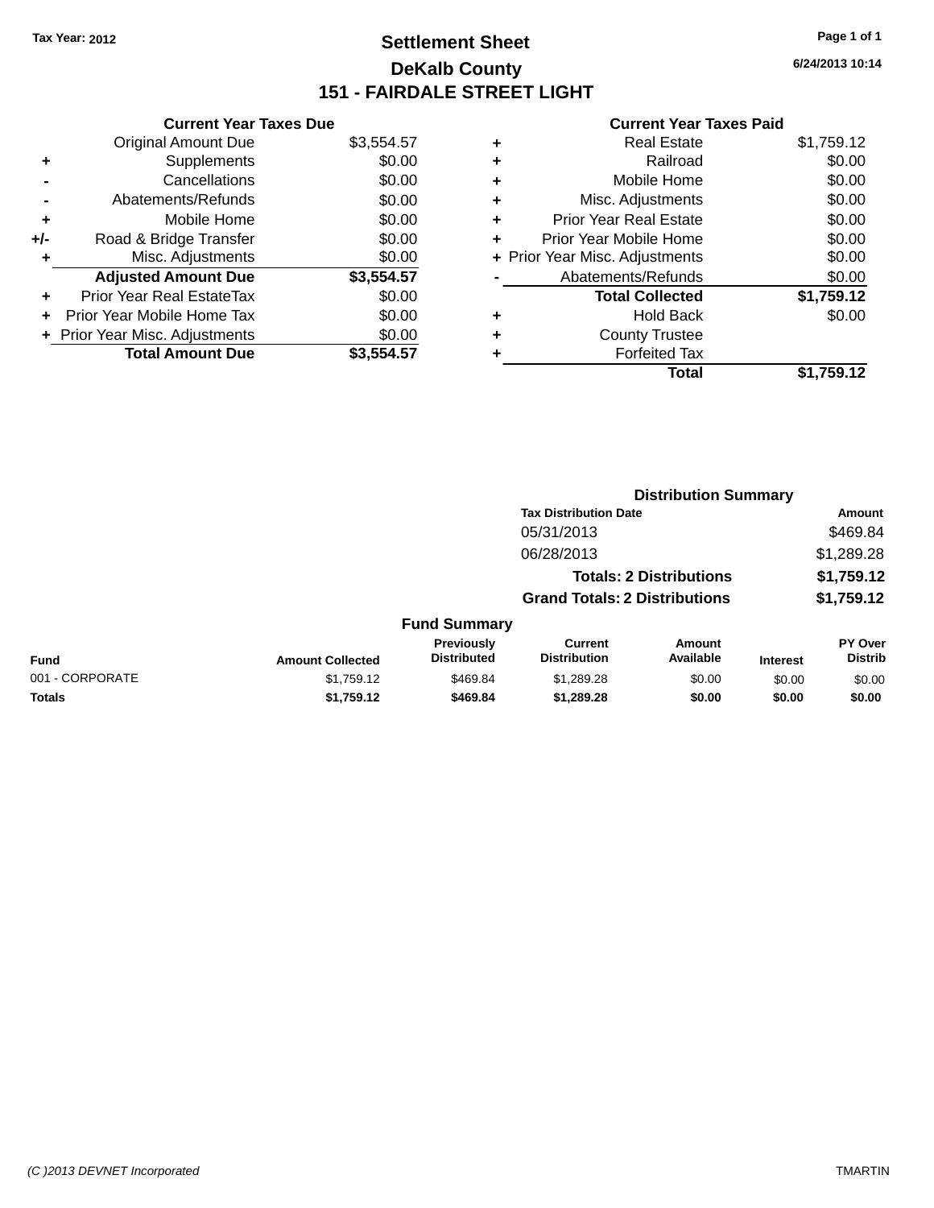Tax Year: 2012

# Settlement Sheet

## DeKalb County

## 151 - FAIRDALE STREET LIGHT

6/24/2013 10:14

### Current Year Taxes Due

| | | |
|---|---|---|
| | Original Amount Due | $3,554.57 |
| + | Supplements | $0.00 |
| - | Cancellations | $0.00 |
| - | Abatements/Refunds | $0.00 |
| + | Mobile Home | $0.00 |
| +/- | Road & Bridge Transfer | $0.00 |
| + | Misc. Adjustments | $0.00 |
| | **Adjusted Amount Due** | **$3,554.57** |
| + | Prior Year Real EstateTax | $0.00 |
| + | Prior Year Mobile Home Tax | $0.00 |
| + | Prior Year Misc. Adjustments | $0.00 |
| | **Total Amount Due** | **$3,554.57** |

### Current Year Taxes Paid

| | | |
|---|---|---|
| + | Real Estate | $1,759.12 |
| + | Railroad | $0.00 |
| + | Mobile Home | $0.00 |
| + | Misc. Adjustments | $0.00 |
| + | Prior Year Real Estate | $0.00 |
| + | Prior Year Mobile Home | $0.00 |
| + | Prior Year Misc. Adjustments | $0.00 |
| - | Abatements/Refunds | $0.00 |
| | **Total Collected** | **$1,759.12** |
| + | Hold Back | $0.00 |
| + | County Trustee | |
| + | Forfeited Tax | |
| | **Total** | **$1,759.12** |

### Distribution Summary

| Tax Distribution Date | Amount |
|---|---|
| 05/31/2013 | $469.84 |
| 06/28/2013 | $1,289.28 |
| **Totals: 2 Distributions** | **$1,759.12** |
| **Grand Totals: 2 Distributions** | **$1,759.12** |

### Fund Summary

| Fund | Amount Collected | Previously Distributed | Current Distribution | Amount Available | Interest | PY Over Distrib |
|---|---|---|---|---|---|---|
| 001 - CORPORATE | $1,759.12 | $469.84 | $1,289.28 | $0.00 | $0.00 | $0.00 |
| **Totals** | **$1,759.12** | **$469.84** | **$1,289.28** | **$0.00** | **$0.00** | **$0.00** |

(C )2013 DEVNET Incorporated TMARTIN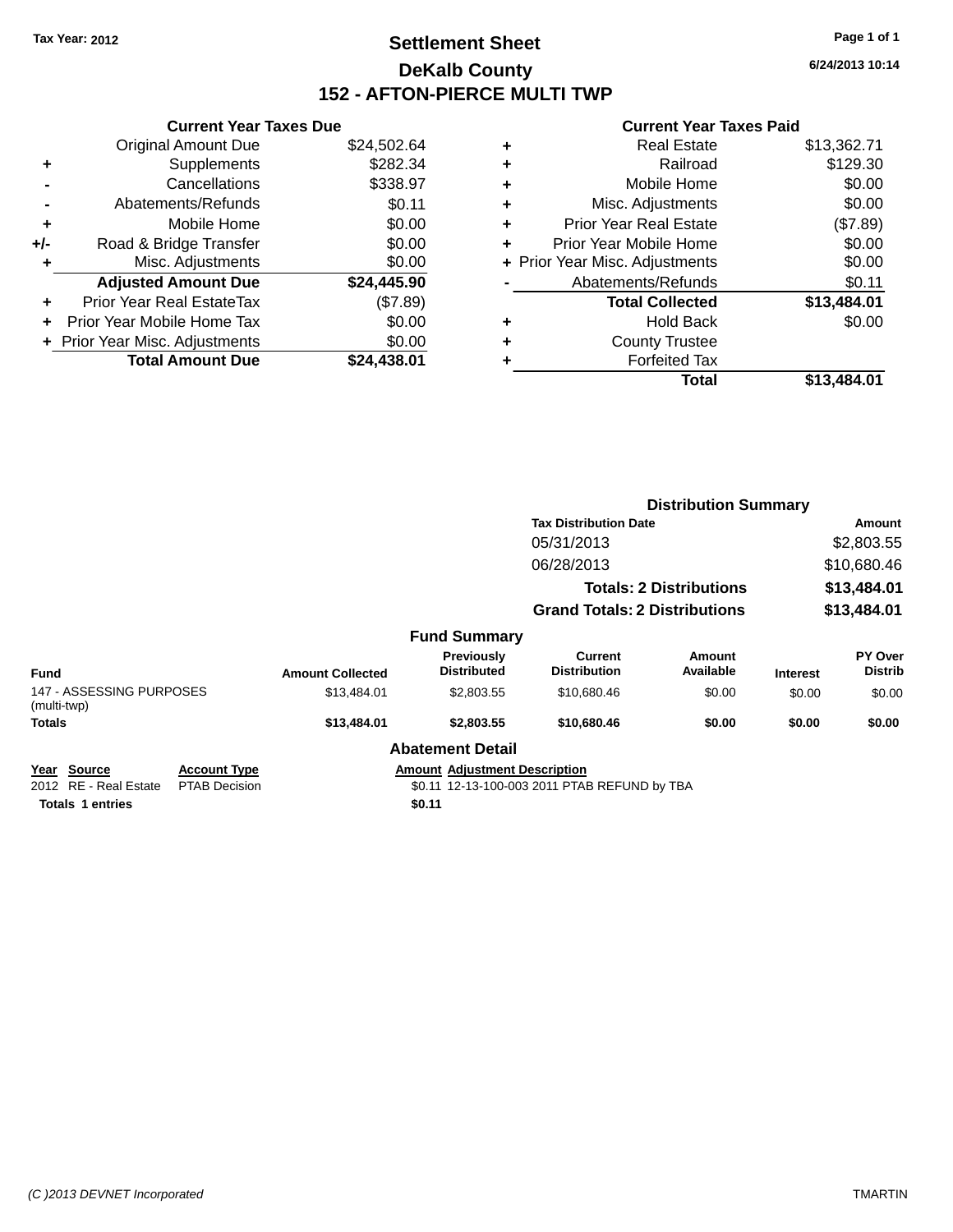Tax Year: 2012

# Settlement Sheet

## DeKalb County

## 152 - AFTON-PIERCE MULTI TWP

6/24/2013 10:14

### Current Year Taxes Due

| | | |
|---|---|---|
| | Original Amount Due | $24,502.64 |
| + | Supplements | $282.34 |
| - | Cancellations | $338.97 |
| - | Abatements/Refunds | $0.11 |
| + | Mobile Home | $0.00 |
| +/- | Road & Bridge Transfer | $0.00 |
| + | Misc. Adjustments | $0.00 |
| | **Adjusted Amount Due** | **$24,445.90** |
| + | Prior Year Real EstateTax | ($7.89) |
| + | Prior Year Mobile Home Tax | $0.00 |
| + | Prior Year Misc. Adjustments | $0.00 |
| | **Total Amount Due** | **$24,438.01** |

### Current Year Taxes Paid

| | | |
|---|---|---|
| + | Real Estate | $13,362.71 |
| + | Railroad | $129.30 |
| + | Mobile Home | $0.00 |
| + | Misc. Adjustments | $0.00 |
| + | Prior Year Real Estate | ($7.89) |
| + | Prior Year Mobile Home | $0.00 |
| + | Prior Year Misc. Adjustments | $0.00 |
| - | Abatements/Refunds | $0.11 |
| | **Total Collected** | **$13,484.01** |
| + | Hold Back | $0.00 |
| + | County Trustee | |
| + | Forfeited Tax | |
| | **Total** | **$13,484.01** |

### Distribution Summary

| Tax Distribution Date | Amount |
|---|---|
| 05/31/2013 | $2,803.55 |
| 06/28/2013 | $10,680.46 |
| **Totals: 2 Distributions** | **$13,484.01** |
| **Grand Totals: 2 Distributions** | **$13,484.01** |

### Fund Summary

| Fund | Amount Collected | Previously Distributed | Current Distribution | Amount Available | Interest | PY Over Distrib |
|---|---|---|---|---|---|---|
| 147 - ASSESSING PURPOSES (multi-twp) | $13,484.01 | $2,803.55 | $10,680.46 | $0.00 | $0.00 | $0.00 |
| **Totals** | **$13,484.01** | **$2,803.55** | **$10,680.46** | **$0.00** | **$0.00** | **$0.00** |

### Abatement Detail

| Year | Source | Account Type | Amount | Adjustment Description |
|---|---|---|---|---|
| 2012 | RE - Real Estate | PTAB Decision | $0.11 | 12-13-100-003 2011 PTAB REFUND by TBA |
| **Totals 1 entries** | | | **$0.11** | |

(C )2013 DEVNET Incorporated

TMARTIN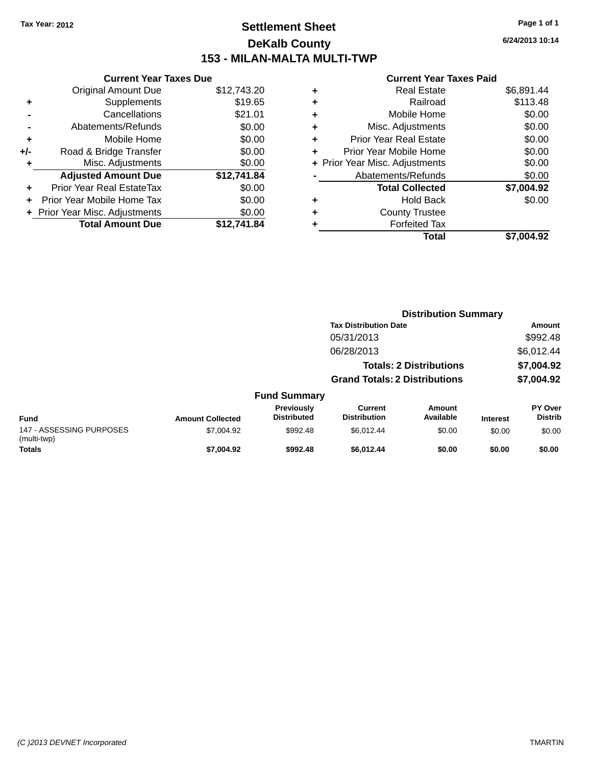Tax Year: 2012

# Settlement Sheet

## DeKalb County

## 153 - MILAN-MALTA MULTI-TWP

6/24/2013 10:14

### Current Year Taxes Due

| | | |
|---|---|---|
| | Original Amount Due | $12,743.20 |
| + | Supplements | $19.65 |
| - | Cancellations | $21.01 |
| - | Abatements/Refunds | $0.00 |
| + | Mobile Home | $0.00 |
| +/- | Road & Bridge Transfer | $0.00 |
| + | Misc. Adjustments | $0.00 |
| | **Adjusted Amount Due** | **$12,741.84** |
| + | Prior Year Real EstateTax | $0.00 |
| + | Prior Year Mobile Home Tax | $0.00 |
| + | Prior Year Misc. Adjustments | $0.00 |
| | **Total Amount Due** | **$12,741.84** |

### Current Year Taxes Paid

| | | |
|---|---|---|
| + | Real Estate | $6,891.44 |
| + | Railroad | $113.48 |
| + | Mobile Home | $0.00 |
| + | Misc. Adjustments | $0.00 |
| + | Prior Year Real Estate | $0.00 |
| + | Prior Year Mobile Home | $0.00 |
| + | Prior Year Misc. Adjustments | $0.00 |
| - | Abatements/Refunds | $0.00 |
| | **Total Collected** | **$7,004.92** |
| + | Hold Back | $0.00 |
| + | County Trustee | |
| + | Forfeited Tax | |
| | **Total** | **$7,004.92** |

### Distribution Summary

| Tax Distribution Date | Amount |
|---|---|
| 05/31/2013 | $992.48 |
| 06/28/2013 | $6,012.44 |
| **Totals: 2 Distributions** | **$7,004.92** |
| **Grand Totals: 2 Distributions** | **$7,004.92** |

### Fund Summary

| Fund | Amount Collected | Previously Distributed | Current Distribution | Amount Available | Interest | PY Over Distrib |
|---|---|---|---|---|---|---|
| 147 - ASSESSING PURPOSES (multi-twp) | $7,004.92 | $992.48 | $6,012.44 | $0.00 | $0.00 | $0.00 |
| **Totals** | **$7,004.92** | **$992.48** | **$6,012.44** | **$0.00** | **$0.00** | **$0.00** |

(C )2013 DEVNET Incorporated TMARTIN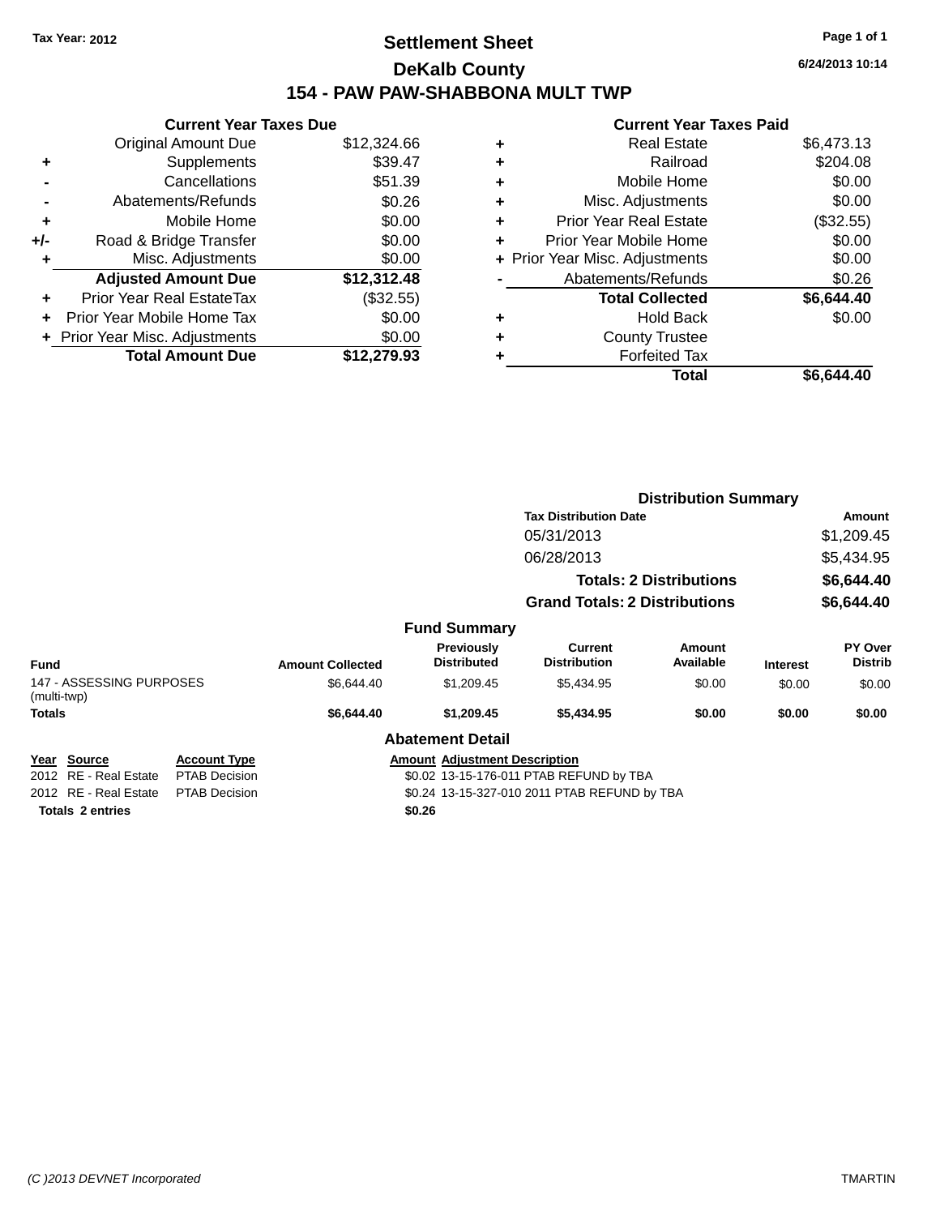Tax Year: 2012

# Settlement Sheet

## DeKalb County

## 154 - PAW PAW-SHABBONA MULT TWP

6/24/2013 10:14

| | Current Year Taxes Due | |
|---|---|---|
| | Original Amount Due | $12,324.66 |
| + | Supplements | $39.47 |
| - | Cancellations | $51.39 |
| - | Abatements/Refunds | $0.26 |
| + | Mobile Home | $0.00 |
| +/- | Road & Bridge Transfer | $0.00 |
| + | Misc. Adjustments | $0.00 |
| | **Adjusted Amount Due** | **$12,312.48** |
| + | Prior Year Real EstateTax | ($32.55) |
| + | Prior Year Mobile Home Tax | $0.00 |
| + | Prior Year Misc. Adjustments | $0.00 |
| | **Total Amount Due** | **$12,279.93** |

| | Current Year Taxes Paid | |
|---|---|---|
| + | Real Estate | $6,473.13 |
| + | Railroad | $204.08 |
| + | Mobile Home | $0.00 |
| + | Misc. Adjustments | $0.00 |
| + | Prior Year Real Estate | ($32.55) |
| + | Prior Year Mobile Home | $0.00 |
| + | Prior Year Misc. Adjustments | $0.00 |
| - | Abatements/Refunds | $0.26 |
| | **Total Collected** | **$6,644.40** |
| + | Hold Back | $0.00 |
| + | County Trustee | |
| + | Forfeited Tax | |
| | **Total** | **$6,644.40** |

### Distribution Summary

| Tax Distribution Date | Amount |
|---|---|
| 05/31/2013 | $1,209.45 |
| 06/28/2013 | $5,434.95 |
| **Totals: 2 Distributions** | **$6,644.40** |
| **Grand Totals: 2 Distributions** | **$6,644.40** |

### Fund Summary

| Fund | Amount Collected | Previously Distributed | Current Distribution | Amount Available | Interest | PY Over Distrib |
|---|---|---|---|---|---|---|
| 147 - ASSESSING PURPOSES (multi-twp) | $6,644.40 | $1,209.45 | $5,434.95 | $0.00 | $0.00 | $0.00 |
| **Totals** | **$6,644.40** | **$1,209.45** | **$5,434.95** | **$0.00** | **$0.00** | **$0.00** |

### Abatement Detail

| Year | Source | Account Type | Amount | Adjustment Description |
|---|---|---|---|---|
| 2012 | RE - Real Estate | PTAB Decision | $0.02 | 13-15-176-011 PTAB REFUND by TBA |
| 2012 | RE - Real Estate | PTAB Decision | $0.24 | 13-15-327-010 2011 PTAB REFUND by TBA |
| **Totals 2 entries** | | | **$0.26** | |

(C )2013 DEVNET Incorporated TMARTIN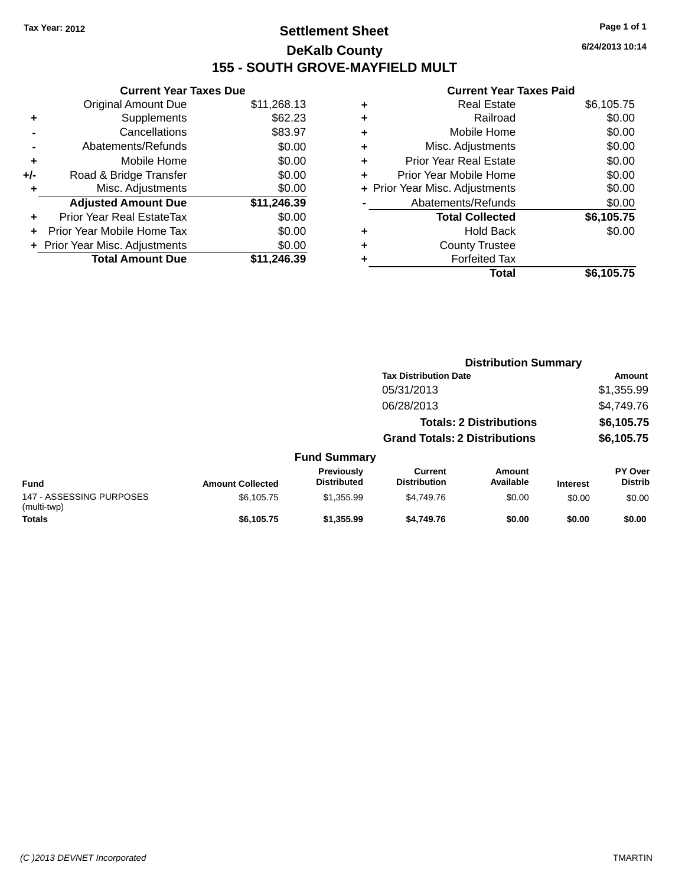Tax Year: 2012

# Settlement Sheet

## DeKalb County

## 155 - SOUTH GROVE-MAYFIELD MULT

6/24/2013 10:14

| | Current Year Taxes Due | |
|---|---|---|
| | Original Amount Due | $11,268.13 |
| + | Supplements | $62.23 |
| - | Cancellations | $83.97 |
| - | Abatements/Refunds | $0.00 |
| + | Mobile Home | $0.00 |
| +/- | Road & Bridge Transfer | $0.00 |
| + | Misc. Adjustments | $0.00 |
| | **Adjusted Amount Due** | **$11,246.39** |
| + | Prior Year Real EstateTax | $0.00 |
| + | Prior Year Mobile Home Tax | $0.00 |
| + | Prior Year Misc. Adjustments | $0.00 |
| | **Total Amount Due** | **$11,246.39** |

| | Current Year Taxes Paid | |
|---|---|---|
| + | Real Estate | $6,105.75 |
| + | Railroad | $0.00 |
| + | Mobile Home | $0.00 |
| + | Misc. Adjustments | $0.00 |
| + | Prior Year Real Estate | $0.00 |
| + | Prior Year Mobile Home | $0.00 |
| + | Prior Year Misc. Adjustments | $0.00 |
| - | Abatements/Refunds | $0.00 |
| | **Total Collected** | **$6,105.75** |
| + | Hold Back | $0.00 |
| + | County Trustee | |
| + | Forfeited Tax | |
| | **Total** | **$6,105.75** |

### Distribution Summary

| Tax Distribution Date | Amount |
|---|---|
| 05/31/2013 | $1,355.99 |
| 06/28/2013 | $4,749.76 |
| **Totals: 2 Distributions** | **$6,105.75** |
| **Grand Totals: 2 Distributions** | **$6,105.75** |

### Fund Summary

| Fund | Amount Collected | Previously Distributed | Current Distribution | Amount Available | Interest | PY Over Distrib |
|---|---|---|---|---|---|---|
| 147 - ASSESSING PURPOSES (multi-twp) | $6,105.75 | $1,355.99 | $4,749.76 | $0.00 | $0.00 | $0.00 |
| **Totals** | **$6,105.75** | **$1,355.99** | **$4,749.76** | **$0.00** | **$0.00** | **$0.00** |

(C )2013 DEVNET Incorporated

TMARTIN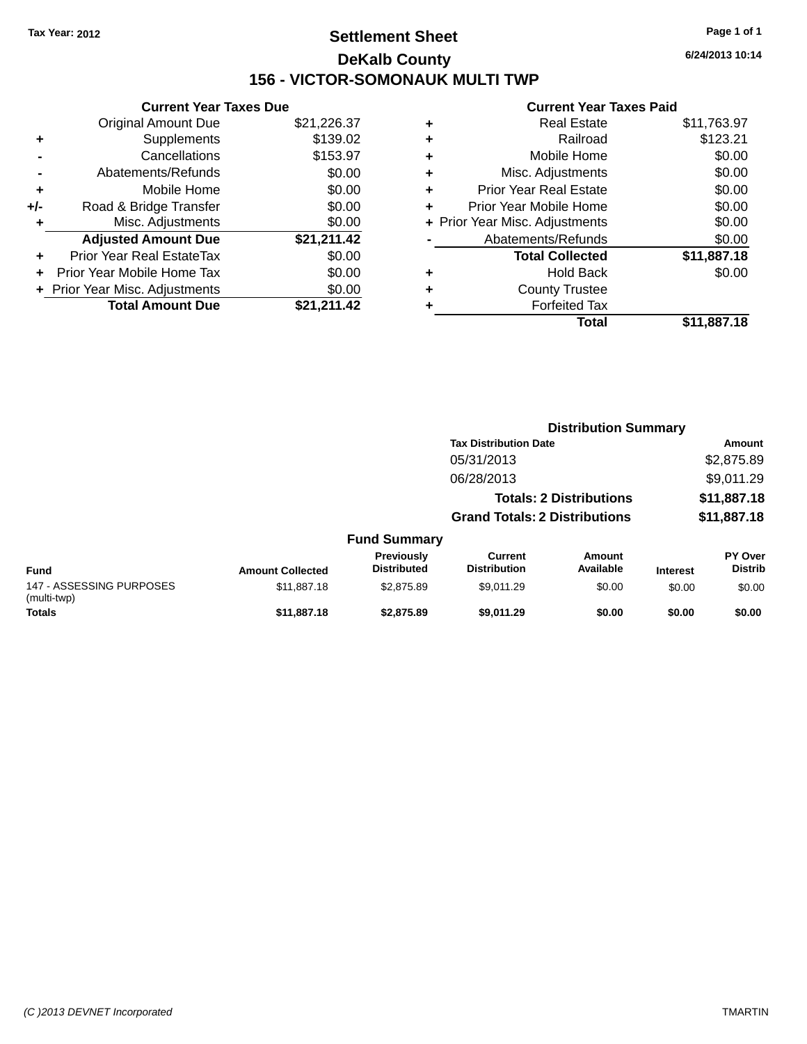Tax Year: 2012

# Settlement Sheet

## DeKalb County

## 156 - VICTOR-SOMONAUK MULTI TWP

6/24/2013 10:14

### Current Year Taxes Due

| | | |
|---|---|---|
| | Original Amount Due | $21,226.37 |
| + | Supplements | $139.02 |
| - | Cancellations | $153.97 |
| - | Abatements/Refunds | $0.00 |
| + | Mobile Home | $0.00 |
| +/- | Road & Bridge Transfer | $0.00 |
| + | Misc. Adjustments | $0.00 |
| | **Adjusted Amount Due** | **$21,211.42** |
| + | Prior Year Real EstateTax | $0.00 |
| + | Prior Year Mobile Home Tax | $0.00 |
| + | Prior Year Misc. Adjustments | $0.00 |
| | **Total Amount Due** | **$21,211.42** |

### Current Year Taxes Paid

| | | |
|---|---|---|
| + | Real Estate | $11,763.97 |
| + | Railroad | $123.21 |
| + | Mobile Home | $0.00 |
| + | Misc. Adjustments | $0.00 |
| + | Prior Year Real Estate | $0.00 |
| + | Prior Year Mobile Home | $0.00 |
| + | Prior Year Misc. Adjustments | $0.00 |
| - | Abatements/Refunds | $0.00 |
| | **Total Collected** | **$11,887.18** |
| + | Hold Back | $0.00 |
| + | County Trustee | |
| + | Forfeited Tax | |
| | **Total** | **$11,887.18** |

### Distribution Summary

| Tax Distribution Date | Amount |
|---|---|
| 05/31/2013 | $2,875.89 |
| 06/28/2013 | $9,011.29 |
| **Totals: 2 Distributions** | **$11,887.18** |
| **Grand Totals: 2 Distributions** | **$11,887.18** |

### Fund Summary

| Fund | Amount Collected | Previously Distributed | Current Distribution | Amount Available | Interest | PY Over Distrib |
|---|---|---|---|---|---|---|
| 147 - ASSESSING PURPOSES (multi-twp) | $11,887.18 | $2,875.89 | $9,011.29 | $0.00 | $0.00 | $0.00 |
| **Totals** | **$11,887.18** | **$2,875.89** | **$9,011.29** | **$0.00** | **$0.00** | **$0.00** |

(C )2013 DEVNET Incorporated TMARTIN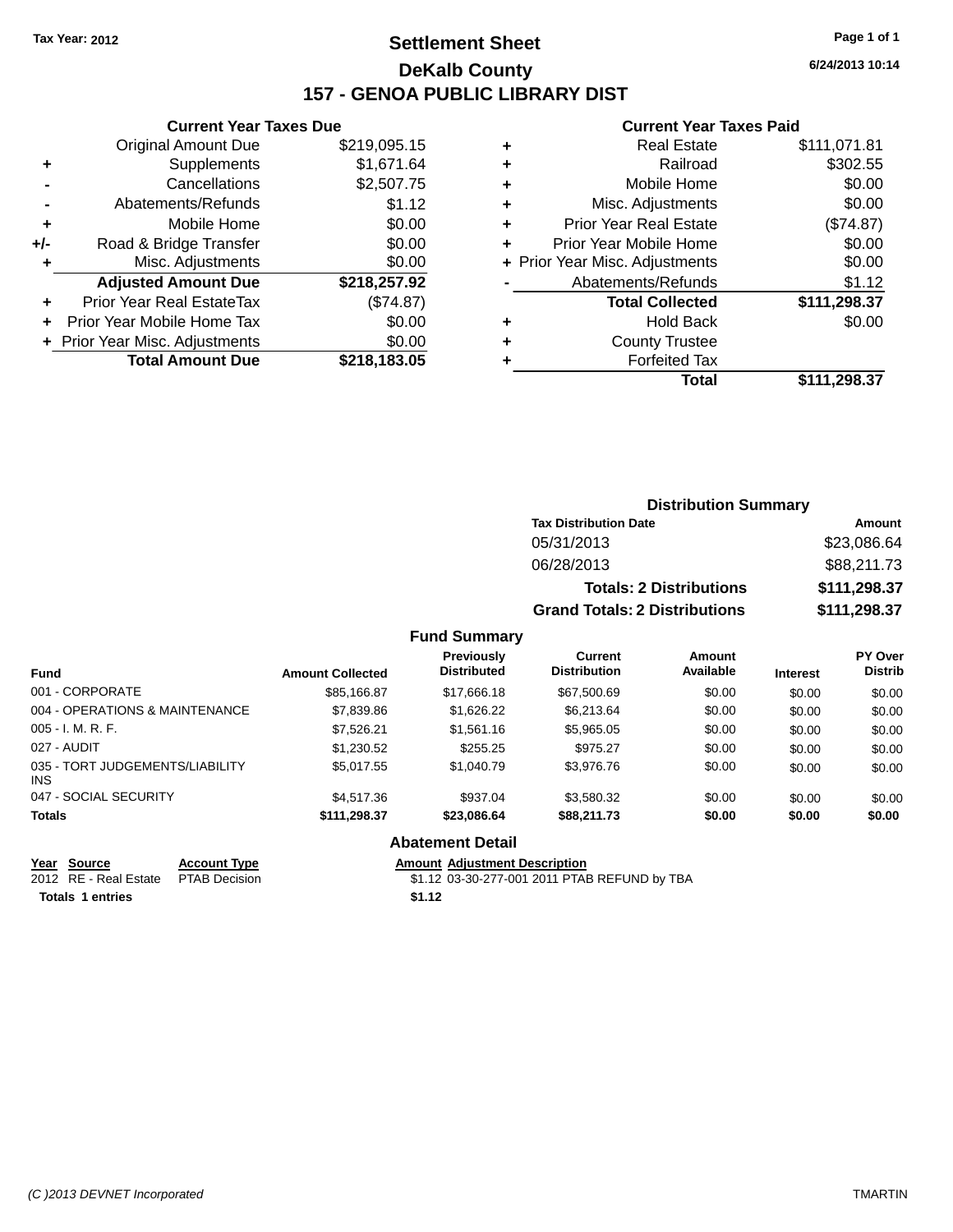Tax Year: 2012

# Settlement Sheet

## DeKalb County

## 157 - GENOA PUBLIC LIBRARY DIST

6/24/2013 10:14

### Current Year Taxes Due

| | | |
|---|---|---|
| | Original Amount Due | $219,095.15 |
| + | Supplements | $1,671.64 |
| - | Cancellations | $2,507.75 |
| - | Abatements/Refunds | $1.12 |
| + | Mobile Home | $0.00 |
| +/- | Road & Bridge Transfer | $0.00 |
| + | Misc. Adjustments | $0.00 |
| | **Adjusted Amount Due** | **$218,257.92** |
| + | Prior Year Real EstateTax | ($74.87) |
| + | Prior Year Mobile Home Tax | $0.00 |
| + | Prior Year Misc. Adjustments | $0.00 |
| | **Total Amount Due** | **$218,183.05** |

### Current Year Taxes Paid

| | | |
|---|---|---|
| + | Real Estate | $111,071.81 |
| + | Railroad | $302.55 |
| + | Mobile Home | $0.00 |
| + | Misc. Adjustments | $0.00 |
| + | Prior Year Real Estate | ($74.87) |
| + | Prior Year Mobile Home | $0.00 |
| + | Prior Year Misc. Adjustments | $0.00 |
| - | Abatements/Refunds | $1.12 |
| | **Total Collected** | **$111,298.37** |
| + | Hold Back | $0.00 |
| + | County Trustee | |
| + | Forfeited Tax | |
| | **Total** | **$111,298.37** |

### Distribution Summary

| Tax Distribution Date | Amount |
|---|---|
| 05/31/2013 | $23,086.64 |
| 06/28/2013 | $88,211.73 |
| **Totals: 2 Distributions** | **$111,298.37** |
| **Grand Totals: 2 Distributions** | **$111,298.37** |

### Fund Summary

| Fund | Amount Collected | Previously Distributed | Current Distribution | Amount Available | Interest | PY Over Distrib |
|---|---|---|---|---|---|---|
| 001 - CORPORATE | $85,166.87 | $17,666.18 | $67,500.69 | $0.00 | $0.00 | $0.00 |
| 004 - OPERATIONS & MAINTENANCE | $7,839.86 | $1,626.22 | $6,213.64 | $0.00 | $0.00 | $0.00 |
| 005 - I. M. R. F. | $7,526.21 | $1,561.16 | $5,965.05 | $0.00 | $0.00 | $0.00 |
| 027 - AUDIT | $1,230.52 | $255.25 | $975.27 | $0.00 | $0.00 | $0.00 |
| 035 - TORT JUDGEMENTS/LIABILITY INS | $5,017.55 | $1,040.79 | $3,976.76 | $0.00 | $0.00 | $0.00 |
| 047 - SOCIAL SECURITY | $4,517.36 | $937.04 | $3,580.32 | $0.00 | $0.00 | $0.00 |
| **Totals** | **$111,298.37** | **$23,086.64** | **$88,211.73** | **$0.00** | **$0.00** | **$0.00** |

### Abatement Detail

| Year | Source | Account Type | Amount | Adjustment Description |
|---|---|---|---|---|
| 2012 | RE - Real Estate | PTAB Decision | $1.12 | 03-30-277-001 2011 PTAB REFUND by TBA |
| **Totals 1 entries** | | | **$1.12** | |

(C )2013 DEVNET Incorporated TMARTIN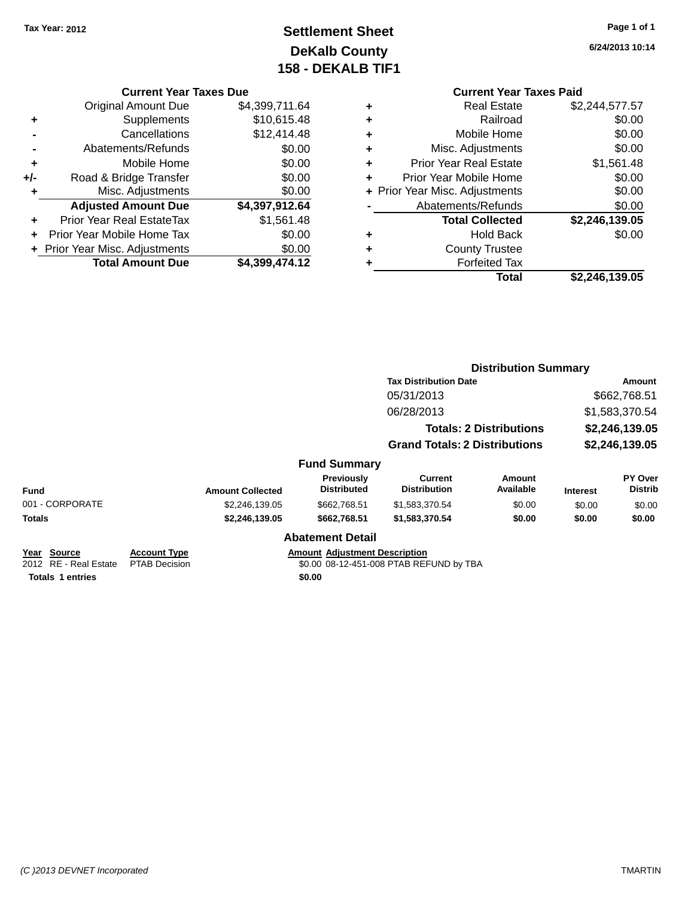Tax Year: 2012

# Settlement Sheet
## DeKalb County
## 158 - DEKALB TIF1

6/24/2013 10:14

### Current Year Taxes Due

| | | |
|---|---|---|
| | Original Amount Due | $4,399,711.64 |
| + | Supplements | $10,615.48 |
| - | Cancellations | $12,414.48 |
| - | Abatements/Refunds | $0.00 |
| + | Mobile Home | $0.00 |
| +/- | Road & Bridge Transfer | $0.00 |
| + | Misc. Adjustments | $0.00 |
| | **Adjusted Amount Due** | **$4,397,912.64** |
| + | Prior Year Real EstateTax | $1,561.48 |
| + | Prior Year Mobile Home Tax | $0.00 |
| + | Prior Year Misc. Adjustments | $0.00 |
| | **Total Amount Due** | **$4,399,474.12** |

### Current Year Taxes Paid

| | | |
|---|---|---|
| + | Real Estate | $2,244,577.57 |
| + | Railroad | $0.00 |
| + | Mobile Home | $0.00 |
| + | Misc. Adjustments | $0.00 |
| + | Prior Year Real Estate | $1,561.48 |
| + | Prior Year Mobile Home | $0.00 |
| + | Prior Year Misc. Adjustments | $0.00 |
| - | Abatements/Refunds | $0.00 |
| | **Total Collected** | **$2,246,139.05** |
| + | Hold Back | $0.00 |
| + | County Trustee | |
| + | Forfeited Tax | |
| | **Total** | **$2,246,139.05** |

### Distribution Summary

| Tax Distribution Date | Amount |
|---|---|
| 05/31/2013 | $662,768.51 |
| 06/28/2013 | $1,583,370.54 |
| **Totals: 2 Distributions** | **$2,246,139.05** |
| **Grand Totals: 2 Distributions** | **$2,246,139.05** |

### Fund Summary

| Fund | Amount Collected | Previously Distributed | Current Distribution | Amount Available | Interest | PY Over Distrib |
|---|---|---|---|---|---|---|
| 001 - CORPORATE | $2,246,139.05 | $662,768.51 | $1,583,370.54 | $0.00 | $0.00 | $0.00 |
| **Totals** | **$2,246,139.05** | **$662,768.51** | **$1,583,370.54** | **$0.00** | **$0.00** | **$0.00** |

### Abatement Detail

| Year | Source | Account Type | Amount | Adjustment Description |
|---|---|---|---|---|
| 2012 | RE - Real Estate | PTAB Decision | $0.00 | 08-12-451-008 PTAB REFUND by TBA |
| **Totals 1 entries** | | | **$0.00** | |

(C )2013 DEVNET Incorporated — TMARTIN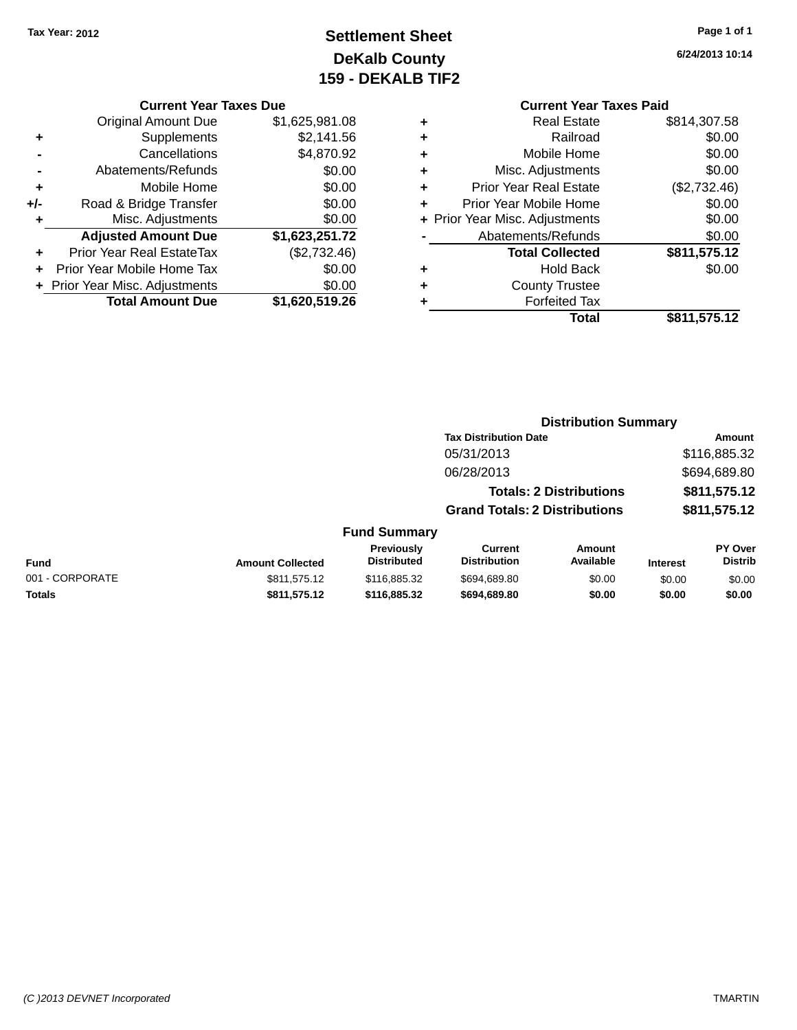Tax Year: 2012

# Settlement Sheet
## DeKalb County
## 159 - DEKALB TIF2

6/24/2013 10:14

### Current Year Taxes Due

| | | |
|---|---|---|
| | Original Amount Due | $1,625,981.08 |
| + | Supplements | $2,141.56 |
| - | Cancellations | $4,870.92 |
| - | Abatements/Refunds | $0.00 |
| + | Mobile Home | $0.00 |
| +/- | Road & Bridge Transfer | $0.00 |
| + | Misc. Adjustments | $0.00 |
| | **Adjusted Amount Due** | **$1,623,251.72** |
| + | Prior Year Real EstateTax | ($2,732.46) |
| + | Prior Year Mobile Home Tax | $0.00 |
| + | Prior Year Misc. Adjustments | $0.00 |
| | **Total Amount Due** | **$1,620,519.26** |

### Current Year Taxes Paid

| | | |
|---|---|---|
| + | Real Estate | $814,307.58 |
| + | Railroad | $0.00 |
| + | Mobile Home | $0.00 |
| + | Misc. Adjustments | $0.00 |
| + | Prior Year Real Estate | ($2,732.46) |
| + | Prior Year Mobile Home | $0.00 |
| + | Prior Year Misc. Adjustments | $0.00 |
| - | Abatements/Refunds | $0.00 |
| | **Total Collected** | **$811,575.12** |
| + | Hold Back | $0.00 |
| + | County Trustee | |
| + | Forfeited Tax | |
| | **Total** | **$811,575.12** |

### Distribution Summary

| Tax Distribution Date | Amount |
|---|---|
| 05/31/2013 | $116,885.32 |
| 06/28/2013 | $694,689.80 |
| **Totals: 2 Distributions** | **$811,575.12** |
| **Grand Totals: 2 Distributions** | **$811,575.12** |

### Fund Summary

| Fund | Amount Collected | Previously Distributed | Current Distribution | Amount Available | Interest | PY Over Distrib |
|---|---|---|---|---|---|---|
| 001 - CORPORATE | $811,575.12 | $116,885.32 | $694,689.80 | $0.00 | $0.00 | $0.00 |
| **Totals** | **$811,575.12** | **$116,885.32** | **$694,689.80** | **$0.00** | **$0.00** | **$0.00** |

(C )2013 DEVNET Incorporated TMARTIN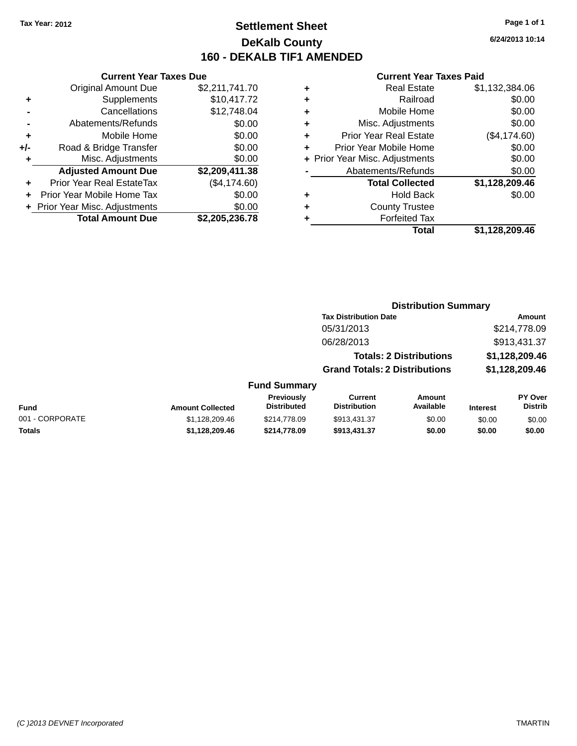Tax Year: 2012

# Settlement Sheet

## DeKalb County

## 160 - DEKALB TIF1 AMENDED

6/24/2013 10:14

### Current Year Taxes Due

| | | |
|---|---|---|
| | Original Amount Due | $2,211,741.70 |
| + | Supplements | $10,417.72 |
| - | Cancellations | $12,748.04 |
| - | Abatements/Refunds | $0.00 |
| + | Mobile Home | $0.00 |
| +/- | Road & Bridge Transfer | $0.00 |
| + | Misc. Adjustments | $0.00 |
| | **Adjusted Amount Due** | **$2,209,411.38** |
| + | Prior Year Real EstateTax | ($4,174.60) |
| + | Prior Year Mobile Home Tax | $0.00 |
| + | Prior Year Misc. Adjustments | $0.00 |
| | **Total Amount Due** | **$2,205,236.78** |

### Current Year Taxes Paid

| | | |
|---|---|---|
| + | Real Estate | $1,132,384.06 |
| + | Railroad | $0.00 |
| + | Mobile Home | $0.00 |
| + | Misc. Adjustments | $0.00 |
| + | Prior Year Real Estate | ($4,174.60) |
| + | Prior Year Mobile Home | $0.00 |
| + | Prior Year Misc. Adjustments | $0.00 |
| - | Abatements/Refunds | $0.00 |
| | **Total Collected** | **$1,128,209.46** |
| + | Hold Back | $0.00 |
| + | County Trustee | |
| + | Forfeited Tax | |
| | **Total** | **$1,128,209.46** |

### Distribution Summary

| Tax Distribution Date | Amount |
|---|---|
| 05/31/2013 | $214,778.09 |
| 06/28/2013 | $913,431.37 |
| **Totals: 2 Distributions** | **$1,128,209.46** |
| **Grand Totals: 2 Distributions** | **$1,128,209.46** |

### Fund Summary

| Fund | Amount Collected | Previously Distributed | Current Distribution | Amount Available | Interest | PY Over Distrib |
|---|---|---|---|---|---|---|
| 001 - CORPORATE | $1,128,209.46 | $214,778.09 | $913,431.37 | $0.00 | $0.00 | $0.00 |
| **Totals** | **$1,128,209.46** | **$214,778.09** | **$913,431.37** | **$0.00** | **$0.00** | **$0.00** |

(C )2013 DEVNET Incorporated TMARTIN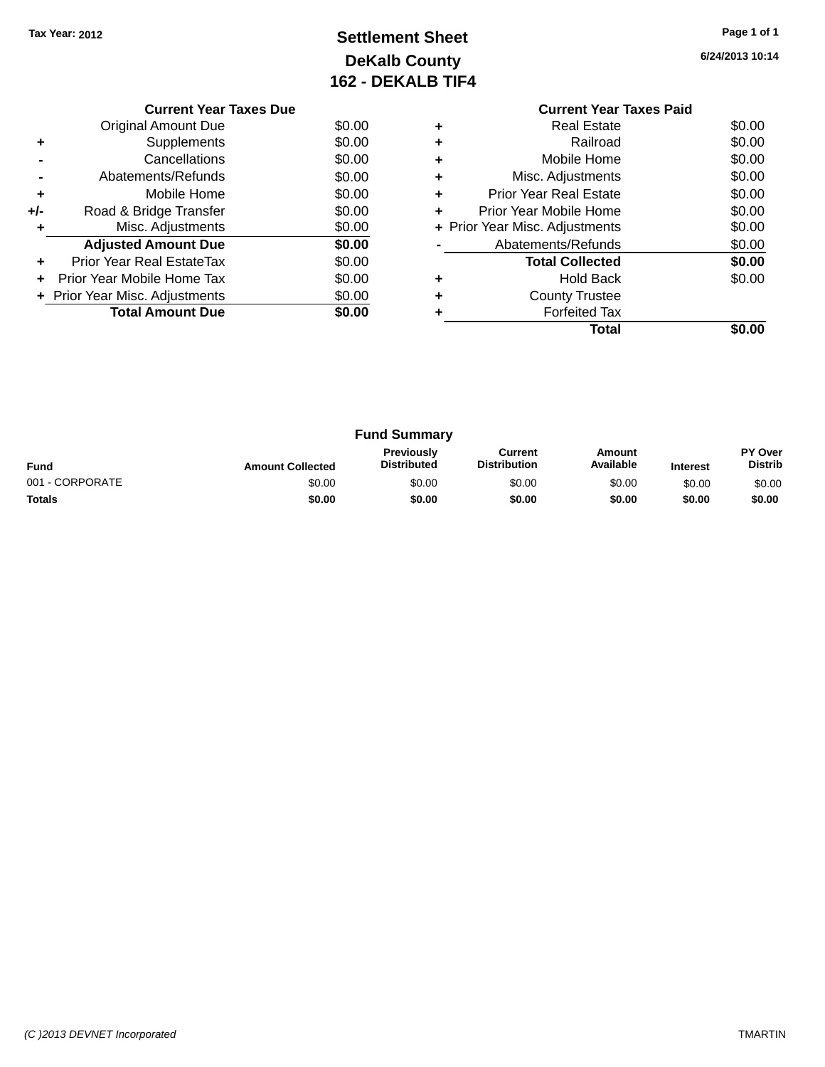Tax Year: 2012

# Settlement Sheet
## DeKalb County
## 162 - DEKALB TIF4

6/24/2013 10:14

### Current Year Taxes Due

| | | |
|---|---|---|
| | Original Amount Due | $0.00 |
| + | Supplements | $0.00 |
| - | Cancellations | $0.00 |
| - | Abatements/Refunds | $0.00 |
| + | Mobile Home | $0.00 |
| +/- | Road & Bridge Transfer | $0.00 |
| + | Misc. Adjustments | $0.00 |
| | **Adjusted Amount Due** | **$0.00** |
| + | Prior Year Real EstateTax | $0.00 |
| + | Prior Year Mobile Home Tax | $0.00 |
| + | Prior Year Misc. Adjustments | $0.00 |
| | **Total Amount Due** | **$0.00** |

### Current Year Taxes Paid

| | | |
|---|---|---|
| + | Real Estate | $0.00 |
| + | Railroad | $0.00 |
| + | Mobile Home | $0.00 |
| + | Misc. Adjustments | $0.00 |
| + | Prior Year Real Estate | $0.00 |
| + | Prior Year Mobile Home | $0.00 |
| + | Prior Year Misc. Adjustments | $0.00 |
| - | Abatements/Refunds | $0.00 |
| | **Total Collected** | **$0.00** |
| + | Hold Back | $0.00 |
| + | County Trustee | |
| + | Forfeited Tax | |
| | **Total** | **$0.00** |

### Fund Summary

| Fund | Amount Collected | Previously Distributed | Current Distribution | Amount Available | Interest | PY Over Distrib |
|---|---|---|---|---|---|---|
| 001 - CORPORATE | $0.00 | $0.00 | $0.00 | $0.00 | $0.00 | $0.00 |
| **Totals** | **$0.00** | **$0.00** | **$0.00** | **$0.00** | **$0.00** | **$0.00** |

(C )2013 DEVNET Incorporated TMARTIN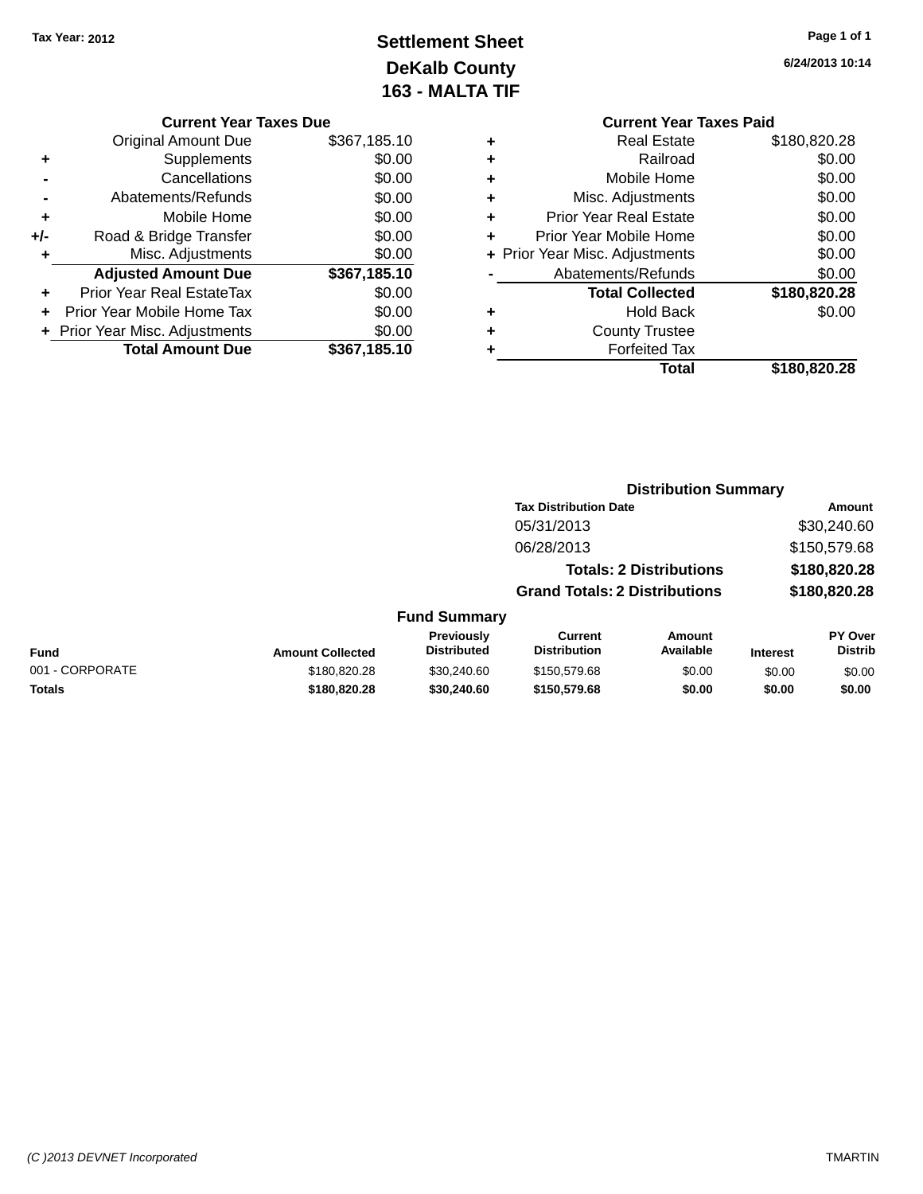Tax Year: 2012

# Settlement Sheet
## DeKalb County
## 163 - MALTA TIF

6/24/2013 10:14

### Current Year Taxes Due

| | | |
|---|---|---|
| | Original Amount Due | $367,185.10 |
| + | Supplements | $0.00 |
| - | Cancellations | $0.00 |
| - | Abatements/Refunds | $0.00 |
| + | Mobile Home | $0.00 |
| +/- | Road & Bridge Transfer | $0.00 |
| + | Misc. Adjustments | $0.00 |
| | **Adjusted Amount Due** | **$367,185.10** |
| + | Prior Year Real EstateTax | $0.00 |
| + | Prior Year Mobile Home Tax | $0.00 |
| + | Prior Year Misc. Adjustments | $0.00 |
| | **Total Amount Due** | **$367,185.10** |

### Current Year Taxes Paid

| | | |
|---|---|---|
| + | Real Estate | $180,820.28 |
| + | Railroad | $0.00 |
| + | Mobile Home | $0.00 |
| + | Misc. Adjustments | $0.00 |
| + | Prior Year Real Estate | $0.00 |
| + | Prior Year Mobile Home | $0.00 |
| + | Prior Year Misc. Adjustments | $0.00 |
| - | Abatements/Refunds | $0.00 |
| | **Total Collected** | **$180,820.28** |
| + | Hold Back | $0.00 |
| + | County Trustee | |
| + | Forfeited Tax | |
| | **Total** | **$180,820.28** |

### Distribution Summary

| Tax Distribution Date | Amount |
|---|---|
| 05/31/2013 | $30,240.60 |
| 06/28/2013 | $150,579.68 |
| **Totals: 2 Distributions** | **$180,820.28** |
| **Grand Totals: 2 Distributions** | **$180,820.28** |

### Fund Summary

| Fund | Amount Collected | Previously Distributed | Current Distribution | Amount Available | Interest | PY Over Distrib |
|---|---|---|---|---|---|---|
| 001 - CORPORATE | $180,820.28 | $30,240.60 | $150,579.68 | $0.00 | $0.00 | $0.00 |
| **Totals** | **$180,820.28** | **$30,240.60** | **$150,579.68** | **$0.00** | **$0.00** | **$0.00** |

(C )2013 DEVNET Incorporated — TMARTIN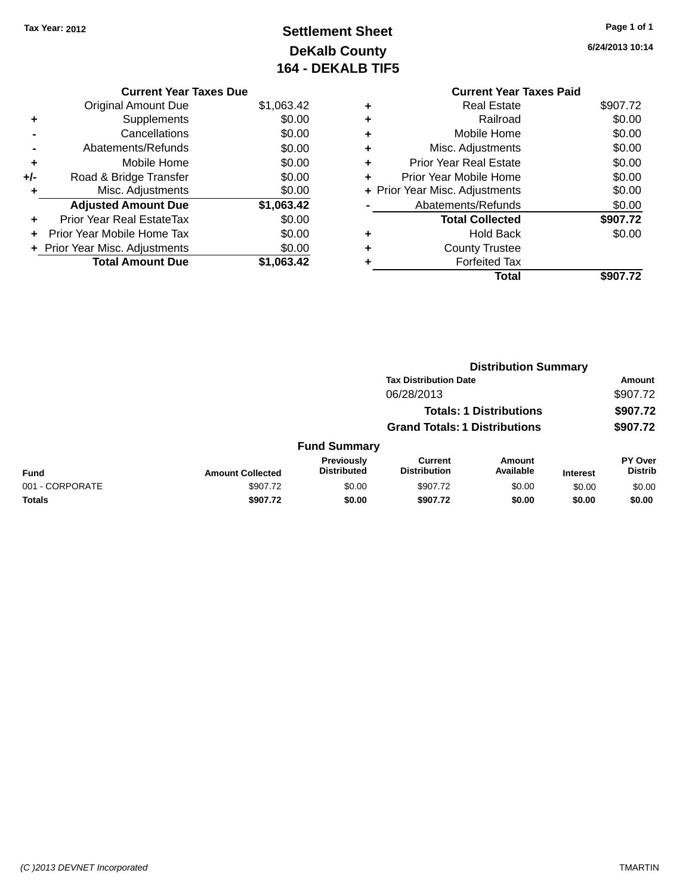Tax Year: 2012

# Settlement Sheet
## DeKalb County
## 164 - DEKALB TIF5

6/24/2013 10:14

### Current Year Taxes Due

| | | |
|---|---|---|
| | Original Amount Due | $1,063.42 |
| + | Supplements | $0.00 |
| - | Cancellations | $0.00 |
| - | Abatements/Refunds | $0.00 |
| + | Mobile Home | $0.00 |
| +/- | Road & Bridge Transfer | $0.00 |
| + | Misc. Adjustments | $0.00 |
| | **Adjusted Amount Due** | **$1,063.42** |
| + | Prior Year Real EstateTax | $0.00 |
| + | Prior Year Mobile Home Tax | $0.00 |
| + | Prior Year Misc. Adjustments | $0.00 |
| | **Total Amount Due** | **$1,063.42** |

### Current Year Taxes Paid

| | | |
|---|---|---|
| + | Real Estate | $907.72 |
| + | Railroad | $0.00 |
| + | Mobile Home | $0.00 |
| + | Misc. Adjustments | $0.00 |
| + | Prior Year Real Estate | $0.00 |
| + | Prior Year Mobile Home | $0.00 |
| + | Prior Year Misc. Adjustments | $0.00 |
| - | Abatements/Refunds | $0.00 |
| | **Total Collected** | **$907.72** |
| + | Hold Back | $0.00 |
| + | County Trustee | |
| + | Forfeited Tax | |
| | **Total** | **$907.72** |

### Distribution Summary

| Tax Distribution Date | Amount |
|---|---|
| 06/28/2013 | $907.72 |
| **Totals: 1 Distributions** | **$907.72** |
| **Grand Totals: 1 Distributions** | **$907.72** |

### Fund Summary

| Fund | Amount Collected | Previously Distributed | Current Distribution | Amount Available | Interest | PY Over Distrib |
|---|---|---|---|---|---|---|
| 001 - CORPORATE | $907.72 | $0.00 | $907.72 | $0.00 | $0.00 | $0.00 |
| **Totals** | **$907.72** | **$0.00** | **$907.72** | **$0.00** | **$0.00** | **$0.00** |

(C )2013 DEVNET Incorporated

TMARTIN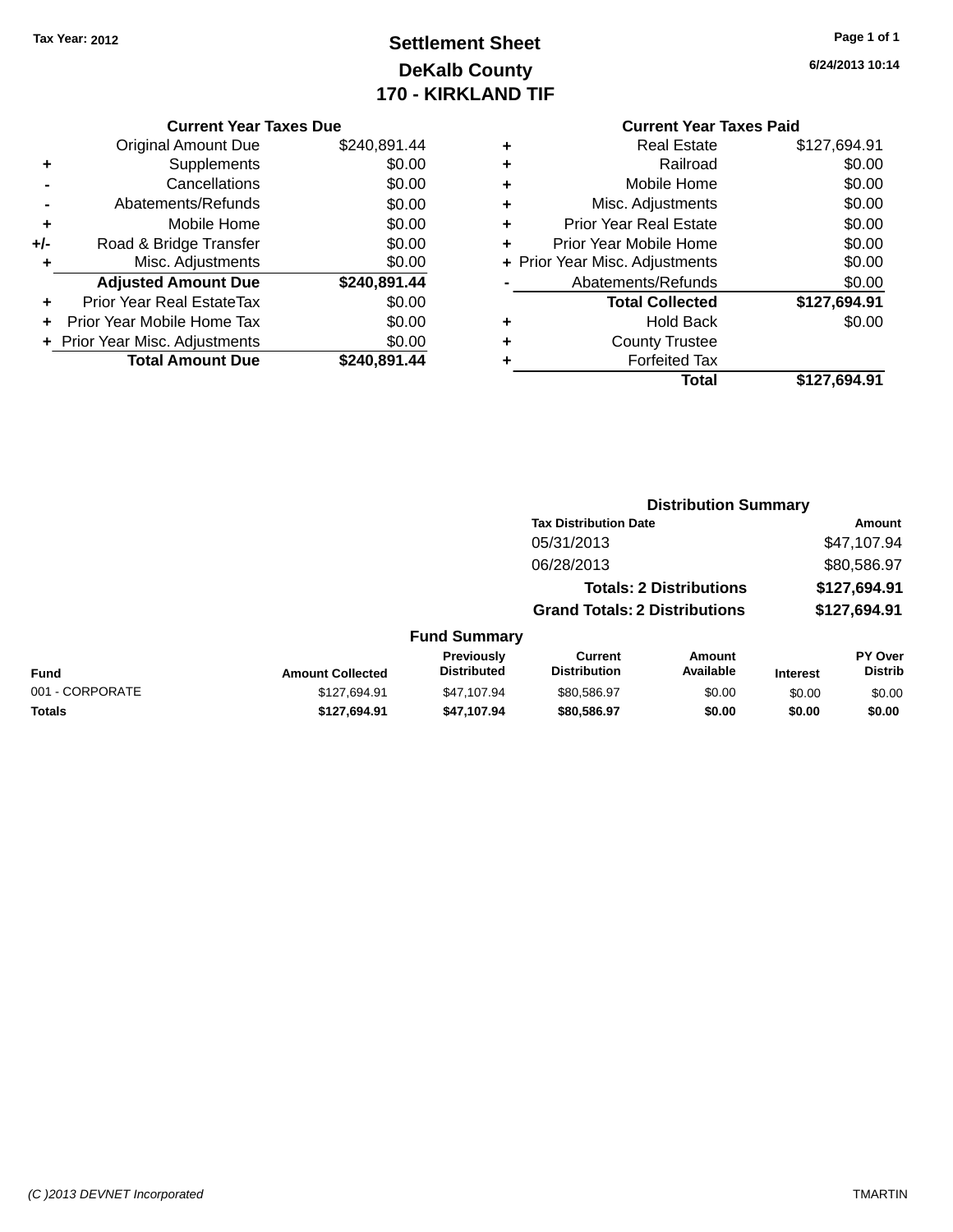**Tax Year: 2012**

# Settlement Sheet
## DeKalb County
## 170 - KIRKLAND TIF

6/24/2013 10:14

### Current Year Taxes Due

| | | |
|---|---|---|
| | Original Amount Due | $240,891.44 |
| + | Supplements | $0.00 |
| - | Cancellations | $0.00 |
| - | Abatements/Refunds | $0.00 |
| + | Mobile Home | $0.00 |
| +/- | Road & Bridge Transfer | $0.00 |
| + | Misc. Adjustments | $0.00 |
| | **Adjusted Amount Due** | **$240,891.44** |
| + | Prior Year Real EstateTax | $0.00 |
| + | Prior Year Mobile Home Tax | $0.00 |
| + | Prior Year Misc. Adjustments | $0.00 |
| | **Total Amount Due** | **$240,891.44** |

### Current Year Taxes Paid

| | | |
|---|---|---|
| + | Real Estate | $127,694.91 |
| + | Railroad | $0.00 |
| + | Mobile Home | $0.00 |
| + | Misc. Adjustments | $0.00 |
| + | Prior Year Real Estate | $0.00 |
| + | Prior Year Mobile Home | $0.00 |
| + | Prior Year Misc. Adjustments | $0.00 |
| - | Abatements/Refunds | $0.00 |
| | **Total Collected** | **$127,694.91** |
| + | Hold Back | $0.00 |
| + | County Trustee | |
| + | Forfeited Tax | |
| | **Total** | **$127,694.91** |

### Distribution Summary

| Tax Distribution Date | Amount |
|---|---|
| 05/31/2013 | $47,107.94 |
| 06/28/2013 | $80,586.97 |
| **Totals: 2 Distributions** | **$127,694.91** |
| **Grand Totals: 2 Distributions** | **$127,694.91** |

### Fund Summary

| Fund | Amount Collected | Previously Distributed | Current Distribution | Amount Available | Interest | PY Over Distrib |
|---|---|---|---|---|---|---|
| 001 - CORPORATE | $127,694.91 | $47,107.94 | $80,586.97 | $0.00 | $0.00 | $0.00 |
| **Totals** | **$127,694.91** | **$47,107.94** | **$80,586.97** | **$0.00** | **$0.00** | **$0.00** |

(C )2013 DEVNET Incorporated TMARTIN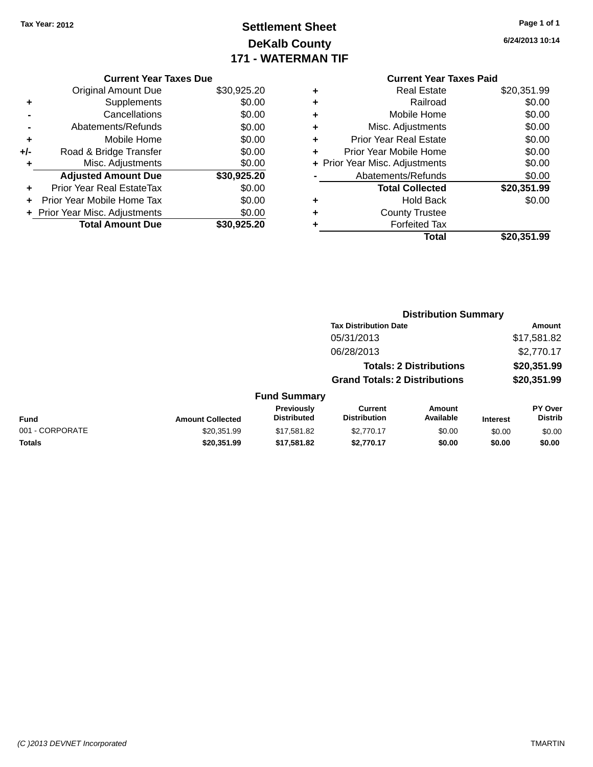Tax Year: 2012

# Settlement Sheet
## DeKalb County
## 171 - WATERMAN TIF

6/24/2013 10:14

### Current Year Taxes Due

| | | |
|---|---|---|
| | Original Amount Due | $30,925.20 |
| + | Supplements | $0.00 |
| - | Cancellations | $0.00 |
| - | Abatements/Refunds | $0.00 |
| + | Mobile Home | $0.00 |
| +/- | Road & Bridge Transfer | $0.00 |
| + | Misc. Adjustments | $0.00 |
| | **Adjusted Amount Due** | **$30,925.20** |
| + | Prior Year Real EstateTax | $0.00 |
| + | Prior Year Mobile Home Tax | $0.00 |
| + | Prior Year Misc. Adjustments | $0.00 |
| | **Total Amount Due** | **$30,925.20** |

### Current Year Taxes Paid

| | | |
|---|---|---|
| + | Real Estate | $20,351.99 |
| + | Railroad | $0.00 |
| + | Mobile Home | $0.00 |
| + | Misc. Adjustments | $0.00 |
| + | Prior Year Real Estate | $0.00 |
| + | Prior Year Mobile Home | $0.00 |
| + | Prior Year Misc. Adjustments | $0.00 |
| - | Abatements/Refunds | $0.00 |
| | **Total Collected** | **$20,351.99** |
| + | Hold Back | $0.00 |
| + | County Trustee | |
| + | Forfeited Tax | |
| | **Total** | **$20,351.99** |

### Distribution Summary

| Tax Distribution Date | Amount |
|---|---|
| 05/31/2013 | $17,581.82 |
| 06/28/2013 | $2,770.17 |
| **Totals: 2 Distributions** | **$20,351.99** |
| **Grand Totals: 2 Distributions** | **$20,351.99** |

### Fund Summary

| Fund | Amount Collected | Previously Distributed | Current Distribution | Amount Available | Interest | PY Over Distrib |
|---|---|---|---|---|---|---|
| 001 - CORPORATE | $20,351.99 | $17,581.82 | $2,770.17 | $0.00 | $0.00 | $0.00 |
| **Totals** | **$20,351.99** | **$17,581.82** | **$2,770.17** | **$0.00** | **$0.00** | **$0.00** |

(C )2013 DEVNET Incorporated TMARTIN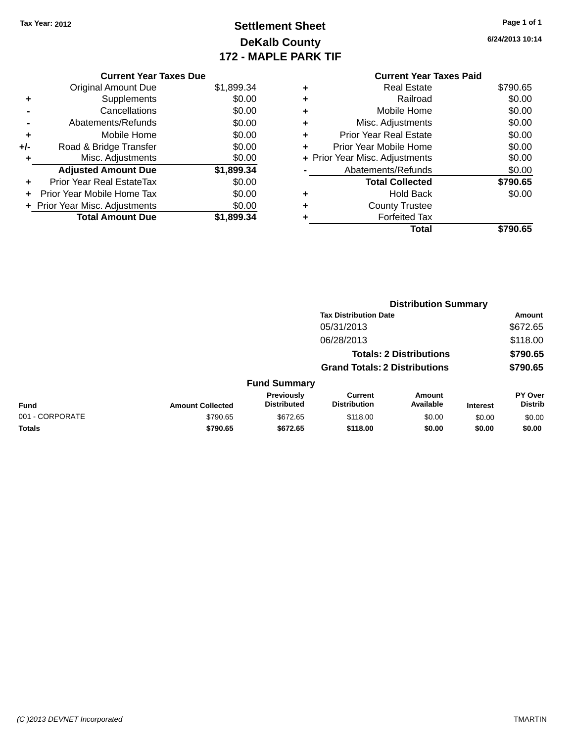Tax Year: 2012

# Settlement Sheet
## DeKalb County
## 172 - MAPLE PARK TIF

6/24/2013 10:14

### Current Year Taxes Due

| | | |
|---|---|---|
| | Original Amount Due | $1,899.34 |
| + | Supplements | $0.00 |
| - | Cancellations | $0.00 |
| - | Abatements/Refunds | $0.00 |
| + | Mobile Home | $0.00 |
| +/- | Road & Bridge Transfer | $0.00 |
| + | Misc. Adjustments | $0.00 |
| | **Adjusted Amount Due** | **$1,899.34** |
| + | Prior Year Real EstateTax | $0.00 |
| + | Prior Year Mobile Home Tax | $0.00 |
| + | Prior Year Misc. Adjustments | $0.00 |
| | **Total Amount Due** | **$1,899.34** |

### Current Year Taxes Paid

| | | |
|---|---|---|
| + | Real Estate | $790.65 |
| + | Railroad | $0.00 |
| + | Mobile Home | $0.00 |
| + | Misc. Adjustments | $0.00 |
| + | Prior Year Real Estate | $0.00 |
| + | Prior Year Mobile Home | $0.00 |
| + | Prior Year Misc. Adjustments | $0.00 |
| - | Abatements/Refunds | $0.00 |
| | **Total Collected** | **$790.65** |
| + | Hold Back | $0.00 |
| + | County Trustee | |
| + | Forfeited Tax | |
| | **Total** | **$790.65** |

### Distribution Summary

| Tax Distribution Date | Amount |
|---|---|
| 05/31/2013 | $672.65 |
| 06/28/2013 | $118.00 |
| **Totals: 2 Distributions** | **$790.65** |
| **Grand Totals: 2 Distributions** | **$790.65** |

### Fund Summary

| Fund | Amount Collected | Previously Distributed | Current Distribution | Amount Available | Interest | PY Over Distrib |
|---|---|---|---|---|---|---|
| 001 - CORPORATE | $790.65 | $672.65 | $118.00 | $0.00 | $0.00 | $0.00 |
| **Totals** | **$790.65** | **$672.65** | **$118.00** | **$0.00** | **$0.00** | **$0.00** |

(C )2013 DEVNET Incorporated — TMARTIN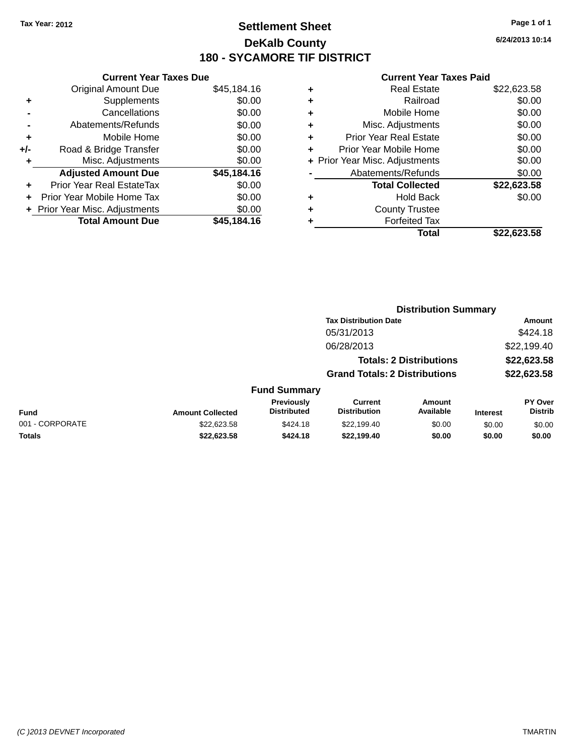Tax Year: 2012

# Settlement Sheet

## DeKalb County

## 180 - SYCAMORE TIF DISTRICT

6/24/2013 10:14

### Current Year Taxes Due

| | | |
|---|---|---|
| | Original Amount Due | $45,184.16 |
| + | Supplements | $0.00 |
| - | Cancellations | $0.00 |
| - | Abatements/Refunds | $0.00 |
| + | Mobile Home | $0.00 |
| +/- | Road & Bridge Transfer | $0.00 |
| + | Misc. Adjustments | $0.00 |
| | **Adjusted Amount Due** | **$45,184.16** |
| + | Prior Year Real EstateTax | $0.00 |
| + | Prior Year Mobile Home Tax | $0.00 |
| + | Prior Year Misc. Adjustments | $0.00 |
| | **Total Amount Due** | **$45,184.16** |

### Current Year Taxes Paid

| | | |
|---|---|---|
| + | Real Estate | $22,623.58 |
| + | Railroad | $0.00 |
| + | Mobile Home | $0.00 |
| + | Misc. Adjustments | $0.00 |
| + | Prior Year Real Estate | $0.00 |
| + | Prior Year Mobile Home | $0.00 |
| + | Prior Year Misc. Adjustments | $0.00 |
| - | Abatements/Refunds | $0.00 |
| | **Total Collected** | **$22,623.58** |
| + | Hold Back | $0.00 |
| + | County Trustee | |
| + | Forfeited Tax | |
| | **Total** | **$22,623.58** |

### Distribution Summary

| Tax Distribution Date | Amount |
|---|---|
| 05/31/2013 | $424.18 |
| 06/28/2013 | $22,199.40 |
| **Totals: 2 Distributions** | **$22,623.58** |
| **Grand Totals: 2 Distributions** | **$22,623.58** |

### Fund Summary

| Fund | Amount Collected | Previously Distributed | Current Distribution | Amount Available | Interest | PY Over Distrib |
|---|---|---|---|---|---|---|
| 001 - CORPORATE | $22,623.58 | $424.18 | $22,199.40 | $0.00 | $0.00 | $0.00 |
| **Totals** | **$22,623.58** | **$424.18** | **$22,199.40** | **$0.00** | **$0.00** | **$0.00** |

(C )2013 DEVNET Incorporated TMARTIN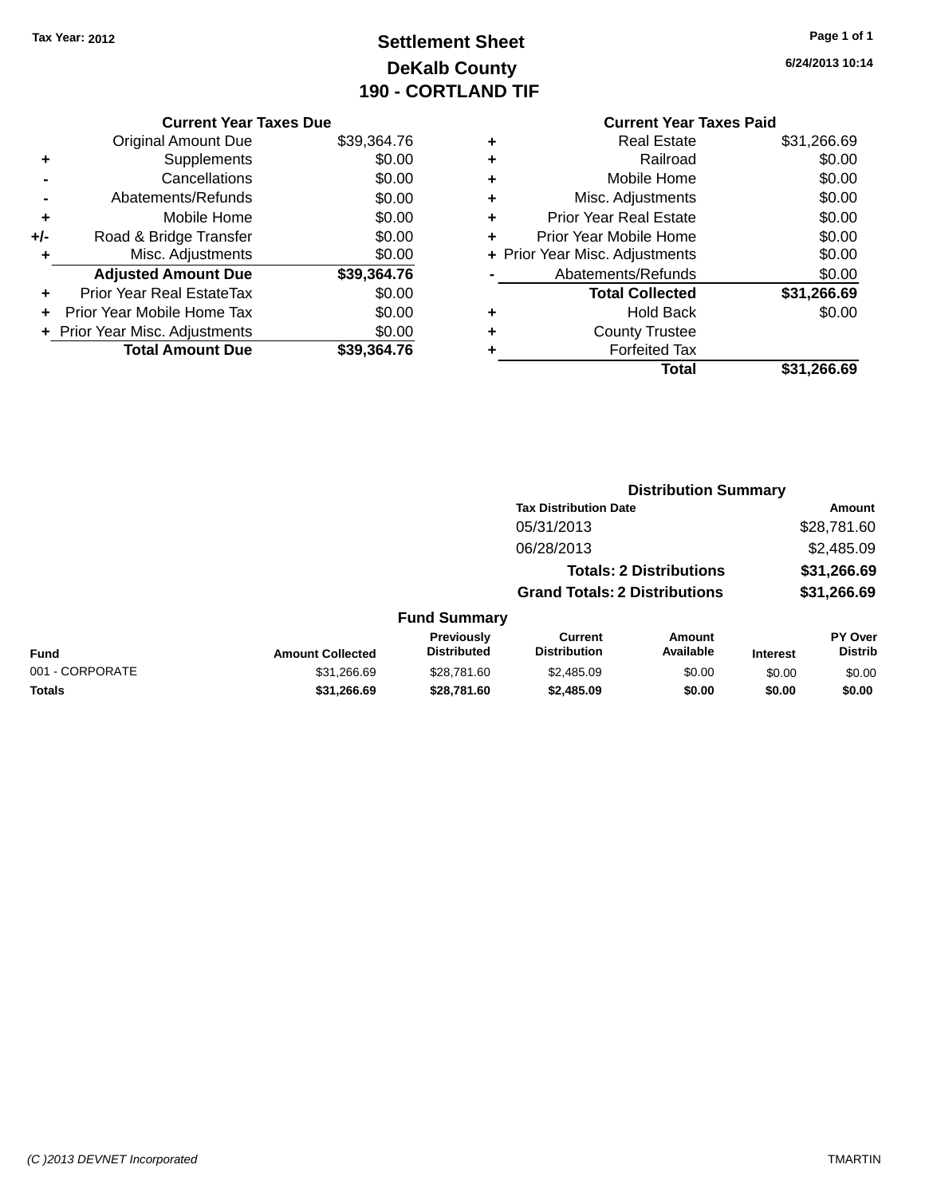Tax Year: 2012

# Settlement Sheet
## DeKalb County
## 190 - CORTLAND TIF

6/24/2013 10:14

### Current Year Taxes Due

| | | |
|---|---|---|
| | Original Amount Due | $39,364.76 |
| + | Supplements | $0.00 |
| - | Cancellations | $0.00 |
| - | Abatements/Refunds | $0.00 |
| + | Mobile Home | $0.00 |
| +/- | Road & Bridge Transfer | $0.00 |
| + | Misc. Adjustments | $0.00 |
| | **Adjusted Amount Due** | **$39,364.76** |
| + | Prior Year Real EstateTax | $0.00 |
| + | Prior Year Mobile Home Tax | $0.00 |
| + | Prior Year Misc. Adjustments | $0.00 |
| | **Total Amount Due** | **$39,364.76** |

### Current Year Taxes Paid

| | | |
|---|---|---|
| + | Real Estate | $31,266.69 |
| + | Railroad | $0.00 |
| + | Mobile Home | $0.00 |
| + | Misc. Adjustments | $0.00 |
| + | Prior Year Real Estate | $0.00 |
| + | Prior Year Mobile Home | $0.00 |
| + | Prior Year Misc. Adjustments | $0.00 |
| - | Abatements/Refunds | $0.00 |
| | **Total Collected** | **$31,266.69** |
| + | Hold Back | $0.00 |
| + | County Trustee | |
| + | Forfeited Tax | |
| | **Total** | **$31,266.69** |

### Distribution Summary

| Tax Distribution Date | Amount |
|---|---|
| 05/31/2013 | $28,781.60 |
| 06/28/2013 | $2,485.09 |
| **Totals: 2 Distributions** | **$31,266.69** |
| **Grand Totals: 2 Distributions** | **$31,266.69** |

### Fund Summary

| Fund | Amount Collected | Previously Distributed | Current Distribution | Amount Available | Interest | PY Over Distrib |
|---|---|---|---|---|---|---|
| 001 - CORPORATE | $31,266.69 | $28,781.60 | $2,485.09 | $0.00 | $0.00 | $0.00 |
| **Totals** | **$31,266.69** | **$28,781.60** | **$2,485.09** | **$0.00** | **$0.00** | **$0.00** |

(C )2013 DEVNET Incorporated TMARTIN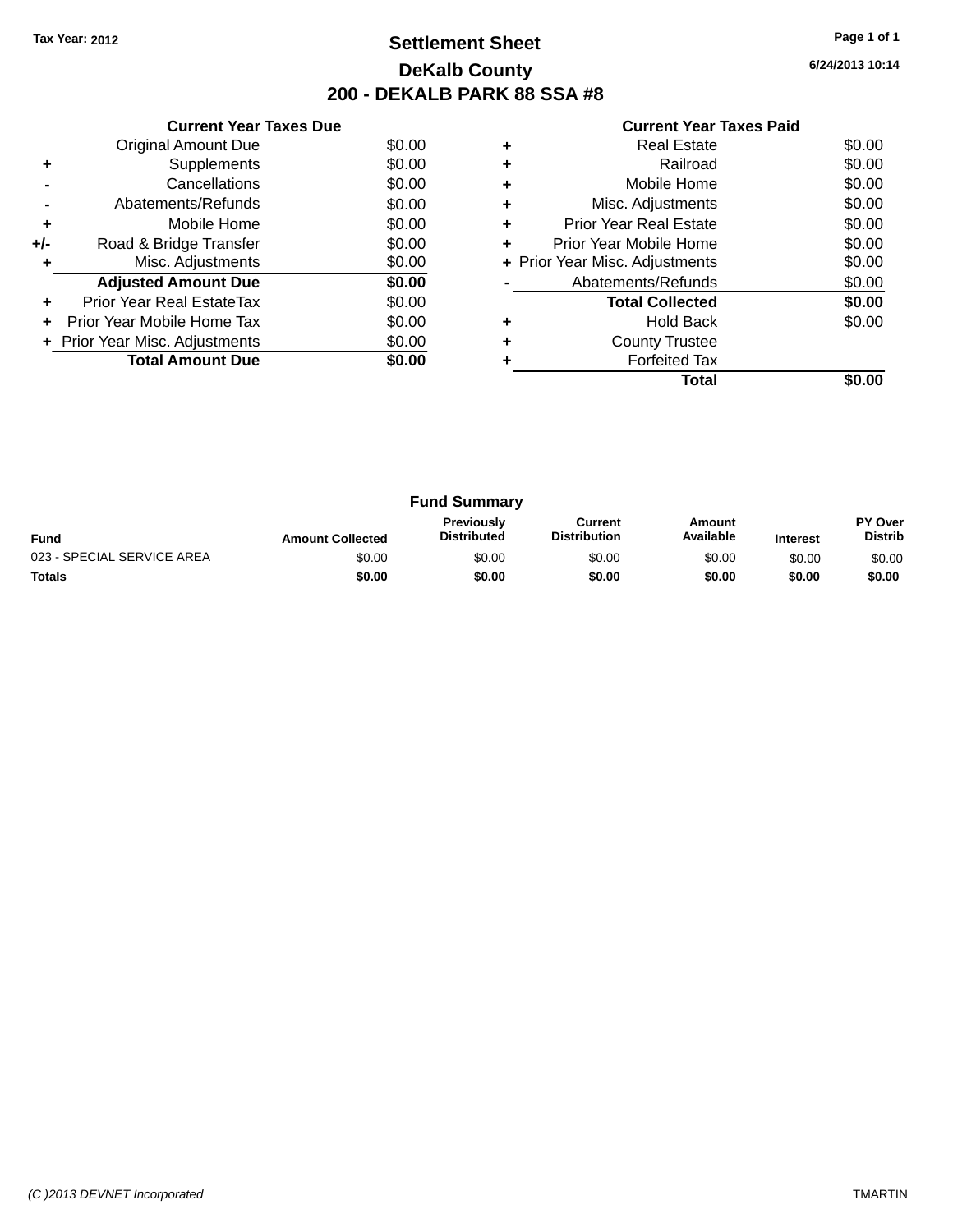Tax Year: 2012

# Settlement Sheet

## DeKalb County

## 200 - DEKALB PARK 88 SSA #8

6/24/2013 10:14

**Current Year Taxes Due**

| | | |
|---|---|---|
| | Original Amount Due | $0.00 |
| + | Supplements | $0.00 |
| - | Cancellations | $0.00 |
| - | Abatements/Refunds | $0.00 |
| + | Mobile Home | $0.00 |
| +/- | Road & Bridge Transfer | $0.00 |
| + | Misc. Adjustments | $0.00 |
| | **Adjusted Amount Due** | **$0.00** |
| + | Prior Year Real EstateTax | $0.00 |
| + | Prior Year Mobile Home Tax | $0.00 |
| + | Prior Year Misc. Adjustments | $0.00 |
| | **Total Amount Due** | **$0.00** |

**Current Year Taxes Paid**

| | | |
|---|---|---|
| + | Real Estate | $0.00 |
| + | Railroad | $0.00 |
| + | Mobile Home | $0.00 |
| + | Misc. Adjustments | $0.00 |
| + | Prior Year Real Estate | $0.00 |
| + | Prior Year Mobile Home | $0.00 |
| + | Prior Year Misc. Adjustments | $0.00 |
| - | Abatements/Refunds | $0.00 |
| | **Total Collected** | **$0.00** |
| + | Hold Back | $0.00 |
| + | County Trustee | |
| + | Forfeited Tax | |
| | **Total** | **$0.00** |

**Fund Summary**

| Fund | Amount Collected | Previously Distributed | Current Distribution | Amount Available | Interest | PY Over Distrib |
|---|---|---|---|---|---|---|
| 023 - SPECIAL SERVICE AREA | $0.00 | $0.00 | $0.00 | $0.00 | $0.00 | $0.00 |
| **Totals** | **$0.00** | **$0.00** | **$0.00** | **$0.00** | **$0.00** | **$0.00** |

*(C )2013 DEVNET Incorporated* TMARTIN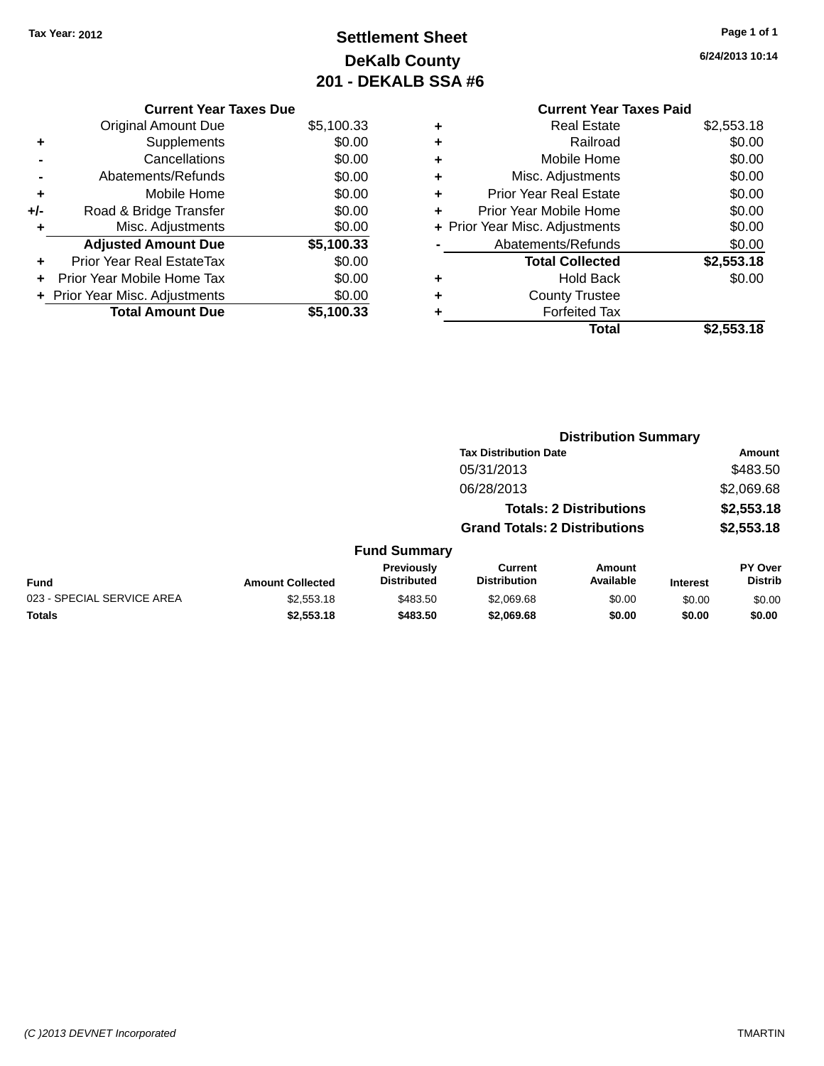Tax Year: 2012

# Settlement Sheet
## DeKalb County
## 201 - DEKALB SSA #6

6/24/2013 10:14

| | Current Year Taxes Due | |
|---|---|---|
| | Original Amount Due | $5,100.33 |
| + | Supplements | $0.00 |
| - | Cancellations | $0.00 |
| - | Abatements/Refunds | $0.00 |
| + | Mobile Home | $0.00 |
| +/- | Road & Bridge Transfer | $0.00 |
| + | Misc. Adjustments | $0.00 |
| | **Adjusted Amount Due** | **$5,100.33** |
| + | Prior Year Real EstateTax | $0.00 |
| + | Prior Year Mobile Home Tax | $0.00 |
| + | Prior Year Misc. Adjustments | $0.00 |
| | **Total Amount Due** | **$5,100.33** |

| | Current Year Taxes Paid | |
|---|---|---|
| + | Real Estate | $2,553.18 |
| + | Railroad | $0.00 |
| + | Mobile Home | $0.00 |
| + | Misc. Adjustments | $0.00 |
| + | Prior Year Real Estate | $0.00 |
| + | Prior Year Mobile Home | $0.00 |
| + | Prior Year Misc. Adjustments | $0.00 |
| - | Abatements/Refunds | $0.00 |
| | **Total Collected** | **$2,553.18** |
| + | Hold Back | $0.00 |
| + | County Trustee | |
| + | Forfeited Tax | |
| | **Total** | **$2,553.18** |

### Distribution Summary

| Tax Distribution Date | Amount |
|---|---|
| 05/31/2013 | $483.50 |
| 06/28/2013 | $2,069.68 |
| **Totals: 2 Distributions** | **$2,553.18** |
| **Grand Totals: 2 Distributions** | **$2,553.18** |

### Fund Summary

| Fund | Amount Collected | Previously Distributed | Current Distribution | Amount Available | Interest | PY Over Distrib |
|---|---|---|---|---|---|---|
| 023 - SPECIAL SERVICE AREA | $2,553.18 | $483.50 | $2,069.68 | $0.00 | $0.00 | $0.00 |
| **Totals** | **$2,553.18** | **$483.50** | **$2,069.68** | **$0.00** | **$0.00** | **$0.00** |

(C )2013 DEVNET Incorporated TMARTIN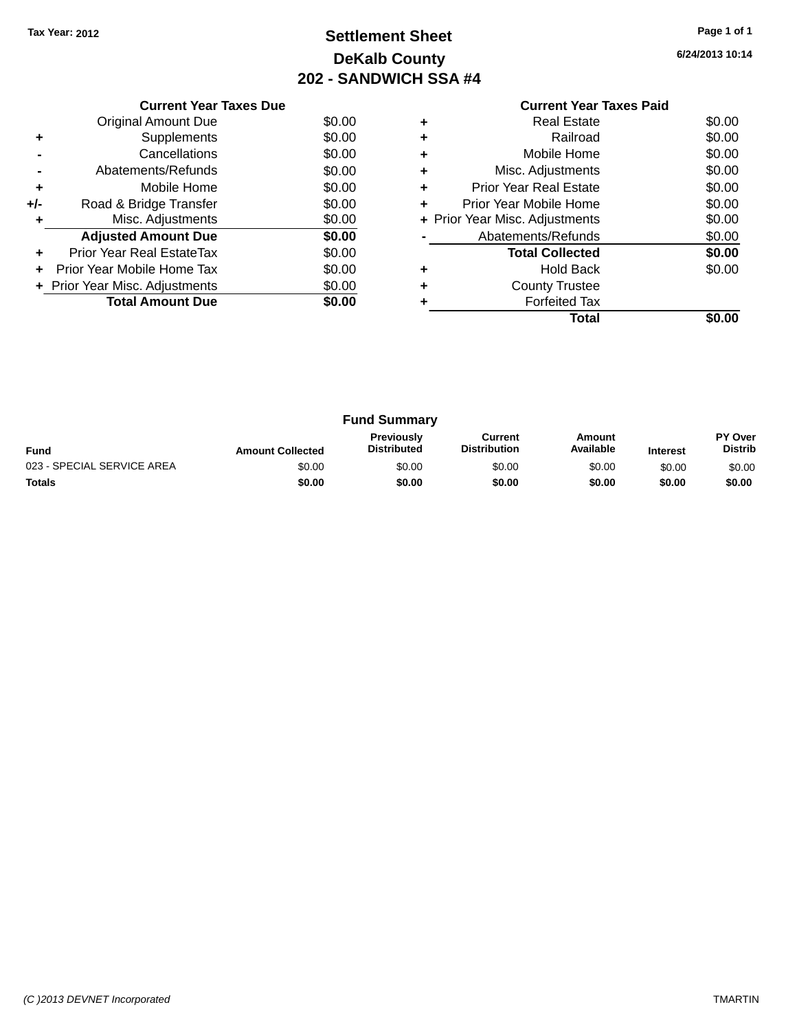Tax Year: 2012

# Settlement Sheet
## DeKalb County
## 202 - SANDWICH SSA #4

6/24/2013 10:14

### Current Year Taxes Due

| | | |
|---|---|---|
| | Original Amount Due | $0.00 |
| + | Supplements | $0.00 |
| - | Cancellations | $0.00 |
| - | Abatements/Refunds | $0.00 |
| + | Mobile Home | $0.00 |
| +/- | Road & Bridge Transfer | $0.00 |
| + | Misc. Adjustments | $0.00 |
| | **Adjusted Amount Due** | **$0.00** |
| + | Prior Year Real EstateTax | $0.00 |
| + | Prior Year Mobile Home Tax | $0.00 |
| + | Prior Year Misc. Adjustments | $0.00 |
| | **Total Amount Due** | **$0.00** |

### Current Year Taxes Paid

| | | |
|---|---|---|
| + | Real Estate | $0.00 |
| + | Railroad | $0.00 |
| + | Mobile Home | $0.00 |
| + | Misc. Adjustments | $0.00 |
| + | Prior Year Real Estate | $0.00 |
| + | Prior Year Mobile Home | $0.00 |
| + | Prior Year Misc. Adjustments | $0.00 |
| - | Abatements/Refunds | $0.00 |
| | **Total Collected** | **$0.00** |
| + | Hold Back | $0.00 |
| + | County Trustee | |
| + | Forfeited Tax | |
| | **Total** | **$0.00** |

### Fund Summary

| Fund | Amount Collected | Previously Distributed | Current Distribution | Amount Available | Interest | PY Over Distrib |
|---|---|---|---|---|---|---|
| 023 - SPECIAL SERVICE AREA | $0.00 | $0.00 | $0.00 | $0.00 | $0.00 | $0.00 |
| **Totals** | **$0.00** | **$0.00** | **$0.00** | **$0.00** | **$0.00** | **$0.00** |

(C )2013 DEVNET Incorporated — TMARTIN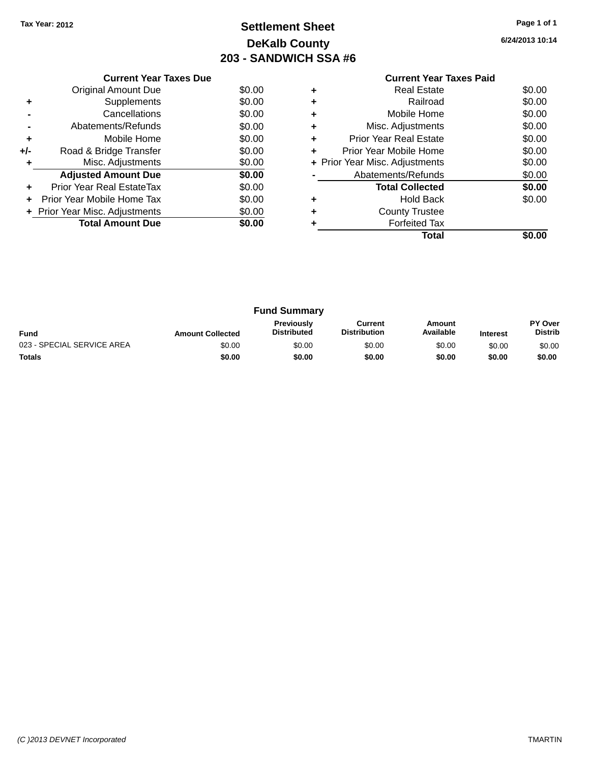Tax Year: 2012

# Settlement Sheet
## DeKalb County
## 203 - SANDWICH SSA #6

6/24/2013 10:14

| | Current Year Taxes Due | |
|---|---|---|
| | Original Amount Due | $0.00 |
| + | Supplements | $0.00 |
| - | Cancellations | $0.00 |
| - | Abatements/Refunds | $0.00 |
| + | Mobile Home | $0.00 |
| +/- | Road & Bridge Transfer | $0.00 |
| + | Misc. Adjustments | $0.00 |
| | **Adjusted Amount Due** | **$0.00** |
| + | Prior Year Real EstateTax | $0.00 |
| + | Prior Year Mobile Home Tax | $0.00 |
| + | Prior Year Misc. Adjustments | $0.00 |
| | **Total Amount Due** | **$0.00** |

| | Current Year Taxes Paid | |
|---|---|---|
| + | Real Estate | $0.00 |
| + | Railroad | $0.00 |
| + | Mobile Home | $0.00 |
| + | Misc. Adjustments | $0.00 |
| + | Prior Year Real Estate | $0.00 |
| + | Prior Year Mobile Home | $0.00 |
| + | Prior Year Misc. Adjustments | $0.00 |
| - | Abatements/Refunds | $0.00 |
| | **Total Collected** | **$0.00** |
| + | Hold Back | $0.00 |
| + | County Trustee | |
| + | Forfeited Tax | |
| | **Total** | **$0.00** |

### Fund Summary

| Fund | Amount Collected | Previously Distributed | Current Distribution | Amount Available | Interest | PY Over Distrib |
|---|---|---|---|---|---|---|
| 023 - SPECIAL SERVICE AREA | $0.00 | $0.00 | $0.00 | $0.00 | $0.00 | $0.00 |
| **Totals** | **$0.00** | **$0.00** | **$0.00** | **$0.00** | **$0.00** | **$0.00** |

(C )2013 DEVNET Incorporated TMARTIN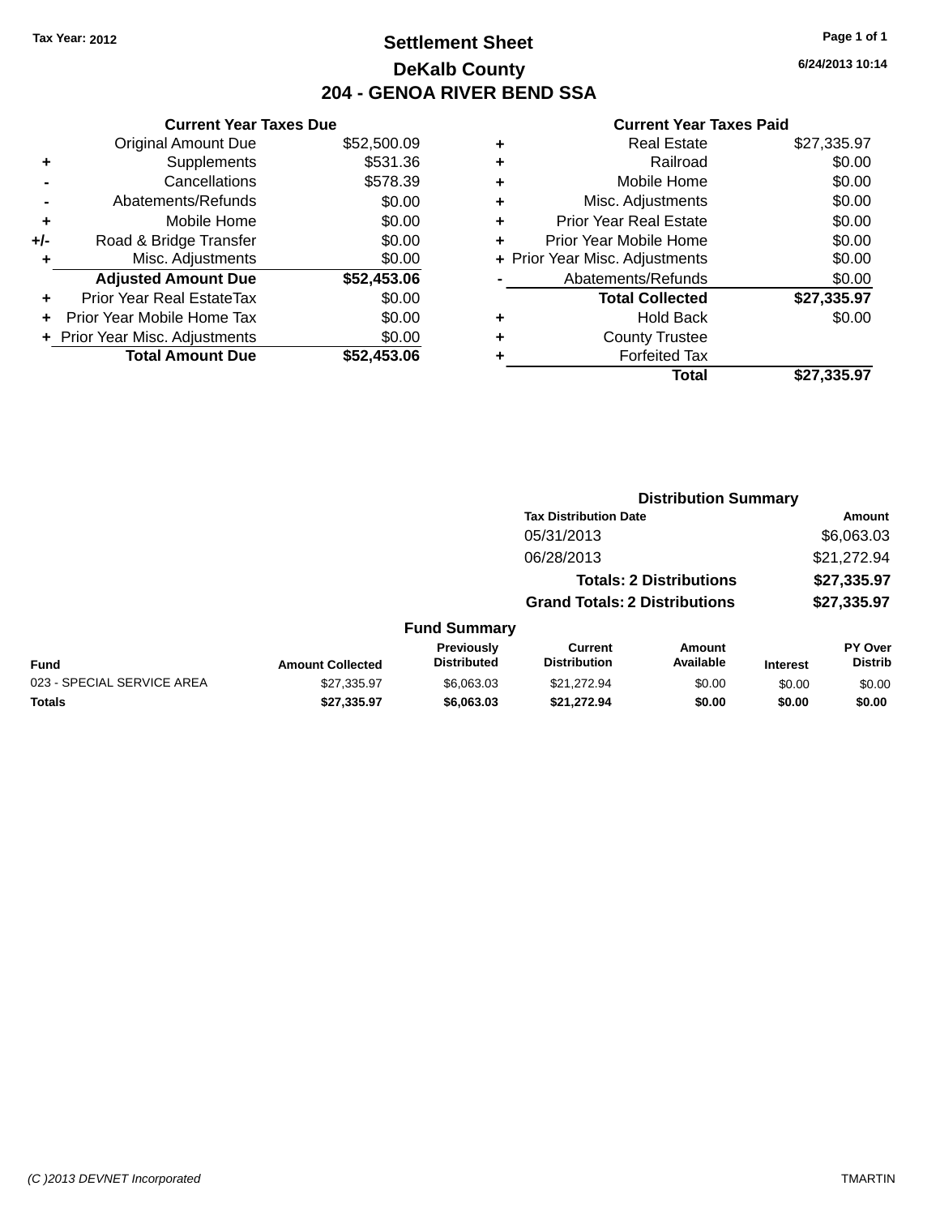Tax Year: 2012

# Settlement Sheet
## DeKalb County
## 204 - GENOA RIVER BEND SSA

6/24/2013 10:14

### Current Year Taxes Due

| | | |
|---|---|---|
| | Original Amount Due | $52,500.09 |
| + | Supplements | $531.36 |
| - | Cancellations | $578.39 |
| - | Abatements/Refunds | $0.00 |
| + | Mobile Home | $0.00 |
| +/- | Road & Bridge Transfer | $0.00 |
| + | Misc. Adjustments | $0.00 |
| | **Adjusted Amount Due** | **$52,453.06** |
| + | Prior Year Real EstateTax | $0.00 |
| + | Prior Year Mobile Home Tax | $0.00 |
| + | Prior Year Misc. Adjustments | $0.00 |
| | **Total Amount Due** | **$52,453.06** |

### Current Year Taxes Paid

| | | |
|---|---|---|
| + | Real Estate | $27,335.97 |
| + | Railroad | $0.00 |
| + | Mobile Home | $0.00 |
| + | Misc. Adjustments | $0.00 |
| + | Prior Year Real Estate | $0.00 |
| + | Prior Year Mobile Home | $0.00 |
| + | Prior Year Misc. Adjustments | $0.00 |
| - | Abatements/Refunds | $0.00 |
| | **Total Collected** | **$27,335.97** |
| + | Hold Back | $0.00 |
| + | County Trustee | |
| + | Forfeited Tax | |
| | **Total** | **$27,335.97** |

### Distribution Summary

| Tax Distribution Date | Amount |
|---|---|
| 05/31/2013 | $6,063.03 |
| 06/28/2013 | $21,272.94 |
| **Totals: 2 Distributions** | **$27,335.97** |
| **Grand Totals: 2 Distributions** | **$27,335.97** |

### Fund Summary

| Fund | Amount Collected | Previously Distributed | Current Distribution | Amount Available | Interest | PY Over Distrib |
|---|---|---|---|---|---|---|
| 023 - SPECIAL SERVICE AREA | $27,335.97 | $6,063.03 | $21,272.94 | $0.00 | $0.00 | $0.00 |
| **Totals** | **$27,335.97** | **$6,063.03** | **$21,272.94** | **$0.00** | **$0.00** | **$0.00** |

(C )2013 DEVNET Incorporated TMARTIN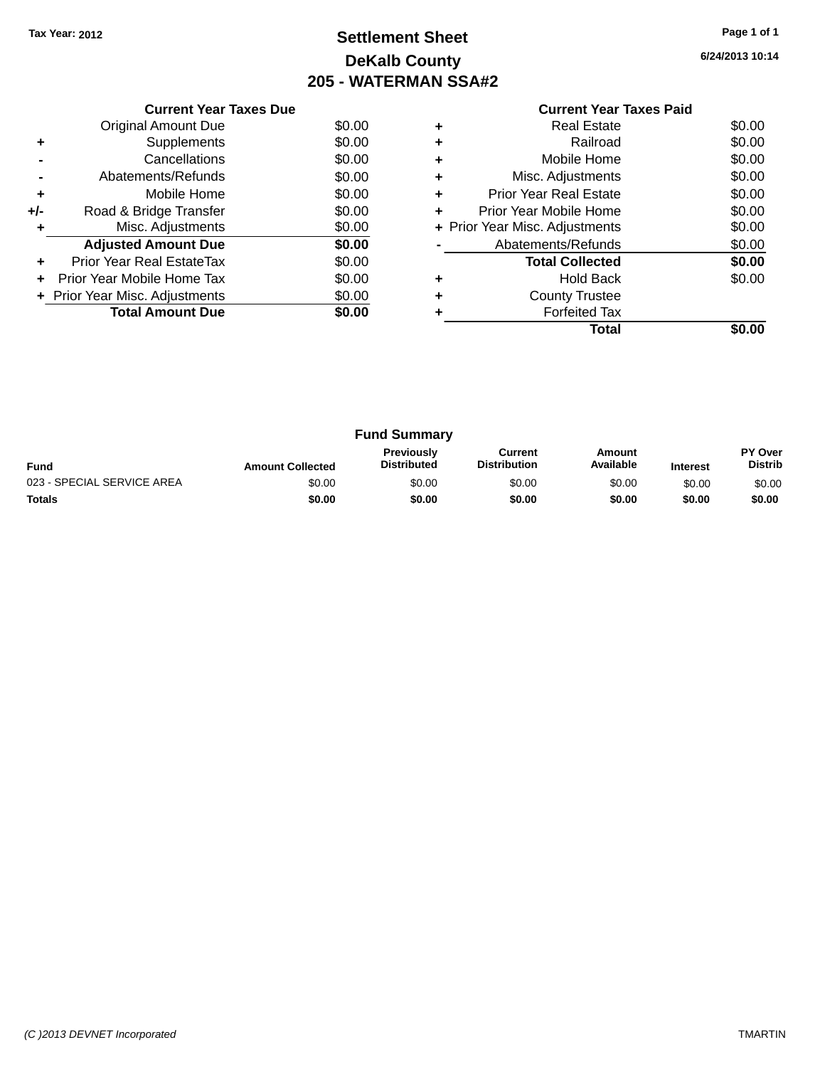Tax Year: 2012

# Settlement Sheet
## DeKalb County
## 205 - WATERMAN SSA#2

6/24/2013 10:14

### Current Year Taxes Due

| | | |
|---|---|---|
| | Original Amount Due | $0.00 |
| + | Supplements | $0.00 |
| - | Cancellations | $0.00 |
| - | Abatements/Refunds | $0.00 |
| + | Mobile Home | $0.00 |
| +/- | Road & Bridge Transfer | $0.00 |
| + | Misc. Adjustments | $0.00 |
| | **Adjusted Amount Due** | **$0.00** |
| + | Prior Year Real EstateTax | $0.00 |
| + | Prior Year Mobile Home Tax | $0.00 |
| + | Prior Year Misc. Adjustments | $0.00 |
| | **Total Amount Due** | **$0.00** |

### Current Year Taxes Paid

| | | |
|---|---|---|
| + | Real Estate | $0.00 |
| + | Railroad | $0.00 |
| + | Mobile Home | $0.00 |
| + | Misc. Adjustments | $0.00 |
| + | Prior Year Real Estate | $0.00 |
| + | Prior Year Mobile Home | $0.00 |
| + | Prior Year Misc. Adjustments | $0.00 |
| - | Abatements/Refunds | $0.00 |
| | **Total Collected** | **$0.00** |
| + | Hold Back | $0.00 |
| + | County Trustee | |
| + | Forfeited Tax | |
| | **Total** | **$0.00** |

### Fund Summary

| Fund | Amount Collected | Previously Distributed | Current Distribution | Amount Available | Interest | PY Over Distrib |
|---|---|---|---|---|---|---|
| 023 - SPECIAL SERVICE AREA | $0.00 | $0.00 | $0.00 | $0.00 | $0.00 | $0.00 |
| **Totals** | **$0.00** | **$0.00** | **$0.00** | **$0.00** | **$0.00** | **$0.00** |

(C )2013 DEVNET Incorporated

TMARTIN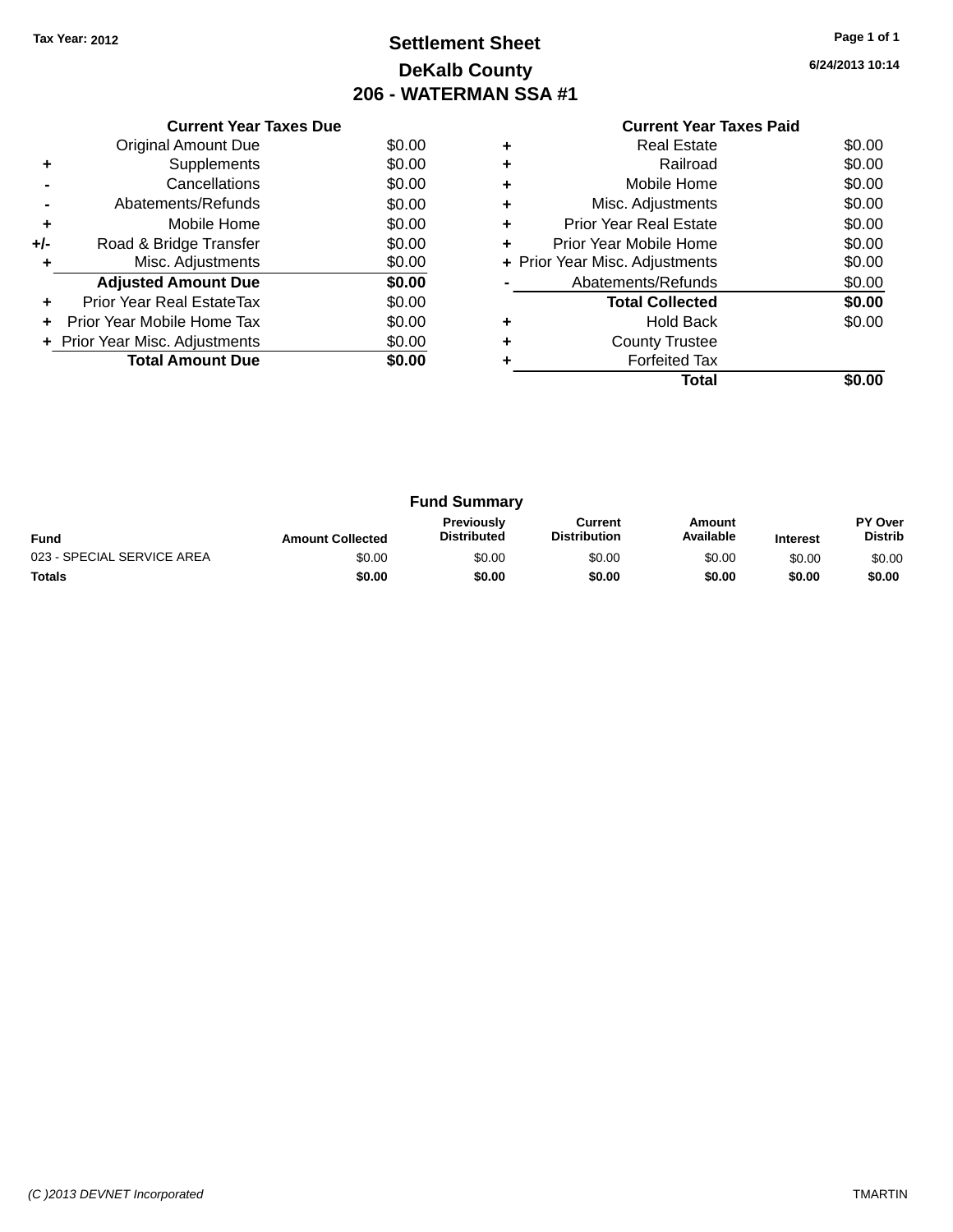Tax Year: 2012

# Settlement Sheet

## DeKalb County

## 206 - WATERMAN SSA #1

6/24/2013 10:14

### Current Year Taxes Due

| | | |
|---|---|---|
| | Original Amount Due | $0.00 |
| + | Supplements | $0.00 |
| - | Cancellations | $0.00 |
| - | Abatements/Refunds | $0.00 |
| + | Mobile Home | $0.00 |
| +/- | Road & Bridge Transfer | $0.00 |
| + | Misc. Adjustments | $0.00 |
| | **Adjusted Amount Due** | **$0.00** |
| + | Prior Year Real EstateTax | $0.00 |
| + | Prior Year Mobile Home Tax | $0.00 |
| + | Prior Year Misc. Adjustments | $0.00 |
| | **Total Amount Due** | **$0.00** |

### Current Year Taxes Paid

| | | |
|---|---|---|
| + | Real Estate | $0.00 |
| + | Railroad | $0.00 |
| + | Mobile Home | $0.00 |
| + | Misc. Adjustments | $0.00 |
| + | Prior Year Real Estate | $0.00 |
| + | Prior Year Mobile Home | $0.00 |
| + | Prior Year Misc. Adjustments | $0.00 |
| - | Abatements/Refunds | $0.00 |
| | **Total Collected** | **$0.00** |
| + | Hold Back | $0.00 |
| + | County Trustee | |
| + | Forfeited Tax | |
| | **Total** | **$0.00** |

### Fund Summary

| Fund | Amount Collected | Previously Distributed | Current Distribution | Amount Available | Interest | PY Over Distrib |
|---|---|---|---|---|---|---|
| 023 - SPECIAL SERVICE AREA | $0.00 | $0.00 | $0.00 | $0.00 | $0.00 | $0.00 |
| **Totals** | **$0.00** | **$0.00** | **$0.00** | **$0.00** | **$0.00** | **$0.00** |

(C )2013 DEVNET Incorporated TMARTIN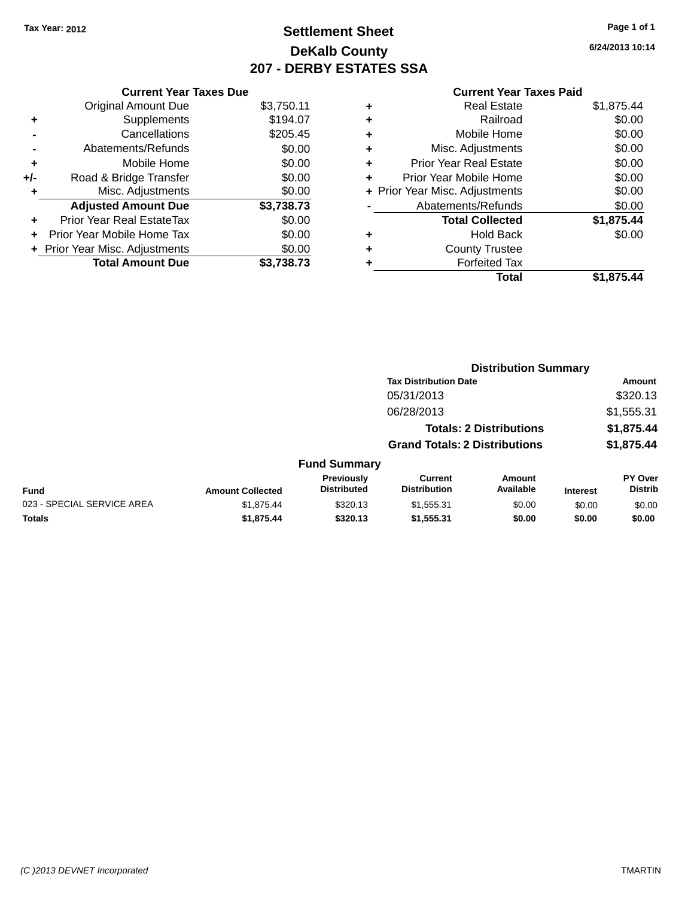Tax Year: 2012

# Settlement Sheet
## DeKalb County
## 207 - DERBY ESTATES SSA

6/24/2013 10:14

| | Current Year Taxes Due | |
|---|---|---|
| | Original Amount Due | $3,750.11 |
| + | Supplements | $194.07 |
| - | Cancellations | $205.45 |
| - | Abatements/Refunds | $0.00 |
| + | Mobile Home | $0.00 |
| +/- | Road & Bridge Transfer | $0.00 |
| + | Misc. Adjustments | $0.00 |
| | **Adjusted Amount Due** | **$3,738.73** |
| + | Prior Year Real EstateTax | $0.00 |
| + | Prior Year Mobile Home Tax | $0.00 |
| + | Prior Year Misc. Adjustments | $0.00 |
| | **Total Amount Due** | **$3,738.73** |

| | Current Year Taxes Paid | |
|---|---|---|
| + | Real Estate | $1,875.44 |
| + | Railroad | $0.00 |
| + | Mobile Home | $0.00 |
| + | Misc. Adjustments | $0.00 |
| + | Prior Year Real Estate | $0.00 |
| + | Prior Year Mobile Home | $0.00 |
| + | Prior Year Misc. Adjustments | $0.00 |
| - | Abatements/Refunds | $0.00 |
| | **Total Collected** | **$1,875.44** |
| + | Hold Back | $0.00 |
| + | County Trustee | |
| + | Forfeited Tax | |
| | **Total** | **$1,875.44** |

### Distribution Summary

| Tax Distribution Date | Amount |
|---|---|
| 05/31/2013 | $320.13 |
| 06/28/2013 | $1,555.31 |
| **Totals: 2 Distributions** | **$1,875.44** |
| **Grand Totals: 2 Distributions** | **$1,875.44** |

### Fund Summary

| Fund | Amount Collected | Previously Distributed | Current Distribution | Amount Available | Interest | PY Over Distrib |
|---|---|---|---|---|---|---|
| 023 - SPECIAL SERVICE AREA | $1,875.44 | $320.13 | $1,555.31 | $0.00 | $0.00 | $0.00 |
| **Totals** | **$1,875.44** | **$320.13** | **$1,555.31** | **$0.00** | **$0.00** | **$0.00** |

(C )2013 DEVNET Incorporated TMARTIN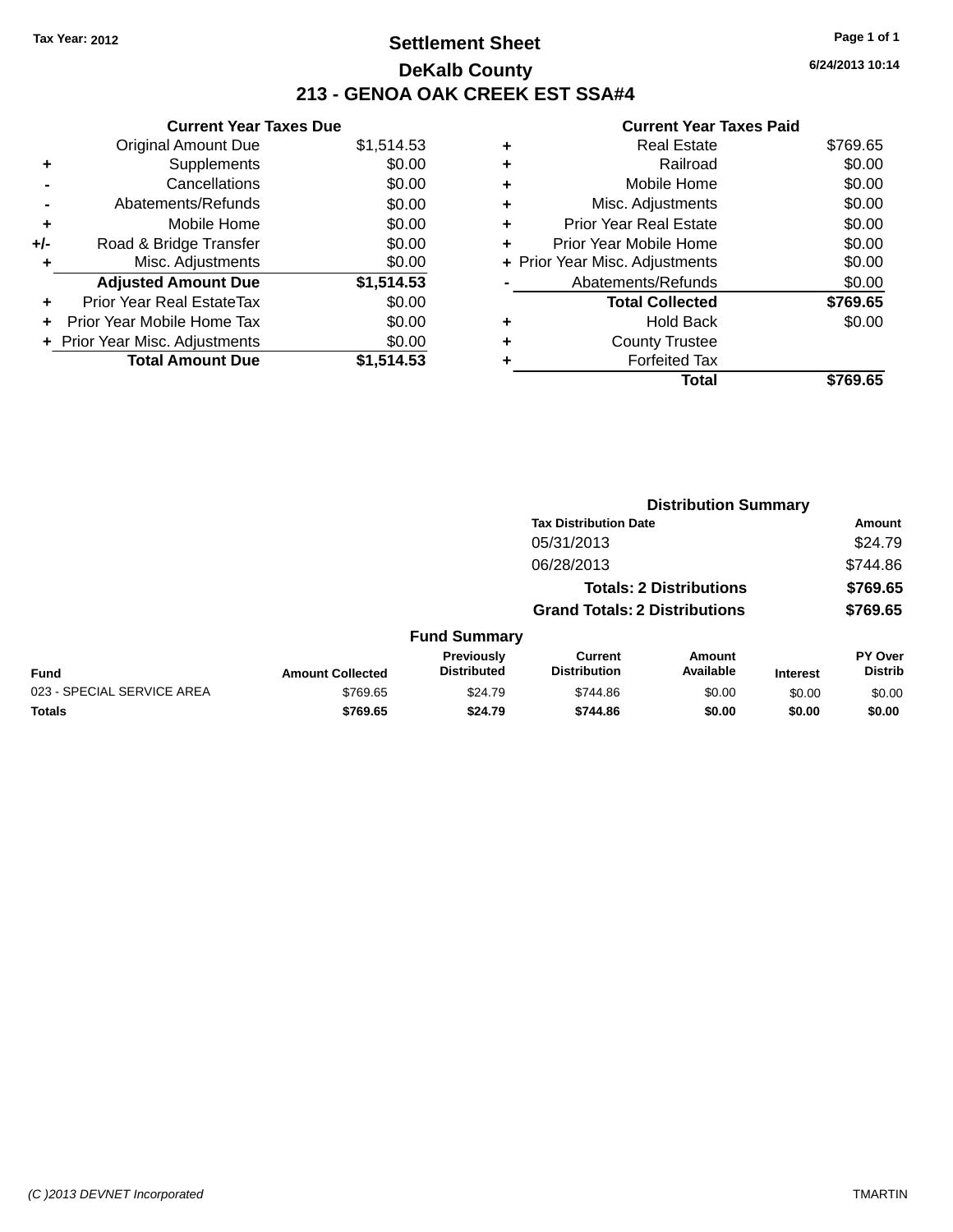Tax Year: 2012

# Settlement Sheet

## DeKalb County

## 213 - GENOA OAK CREEK EST SSA#4

6/24/2013 10:14

### Current Year Taxes Due

| | | |
|---|---|---|
| | Original Amount Due | $1,514.53 |
| + | Supplements | $0.00 |
| - | Cancellations | $0.00 |
| - | Abatements/Refunds | $0.00 |
| + | Mobile Home | $0.00 |
| +/- | Road & Bridge Transfer | $0.00 |
| + | Misc. Adjustments | $0.00 |
| | **Adjusted Amount Due** | **$1,514.53** |
| + | Prior Year Real EstateTax | $0.00 |
| + | Prior Year Mobile Home Tax | $0.00 |
| + | Prior Year Misc. Adjustments | $0.00 |
| | **Total Amount Due** | **$1,514.53** |

### Current Year Taxes Paid

| | | |
|---|---|---|
| + | Real Estate | $769.65 |
| + | Railroad | $0.00 |
| + | Mobile Home | $0.00 |
| + | Misc. Adjustments | $0.00 |
| + | Prior Year Real Estate | $0.00 |
| + | Prior Year Mobile Home | $0.00 |
| + | Prior Year Misc. Adjustments | $0.00 |
| - | Abatements/Refunds | $0.00 |
| | **Total Collected** | **$769.65** |
| + | Hold Back | $0.00 |
| + | County Trustee | |
| + | Forfeited Tax | |
| | **Total** | **$769.65** |

### Distribution Summary

| Tax Distribution Date | Amount |
|---|---|
| 05/31/2013 | $24.79 |
| 06/28/2013 | $744.86 |
| **Totals: 2 Distributions** | **$769.65** |
| **Grand Totals: 2 Distributions** | **$769.65** |

### Fund Summary

| Fund | Amount Collected | Previously Distributed | Current Distribution | Amount Available | Interest | PY Over Distrib |
|---|---|---|---|---|---|---|
| 023 - SPECIAL SERVICE AREA | $769.65 | $24.79 | $744.86 | $0.00 | $0.00 | $0.00 |
| **Totals** | **$769.65** | **$24.79** | **$744.86** | **$0.00** | **$0.00** | **$0.00** |

(C )2013 DEVNET Incorporated TMARTIN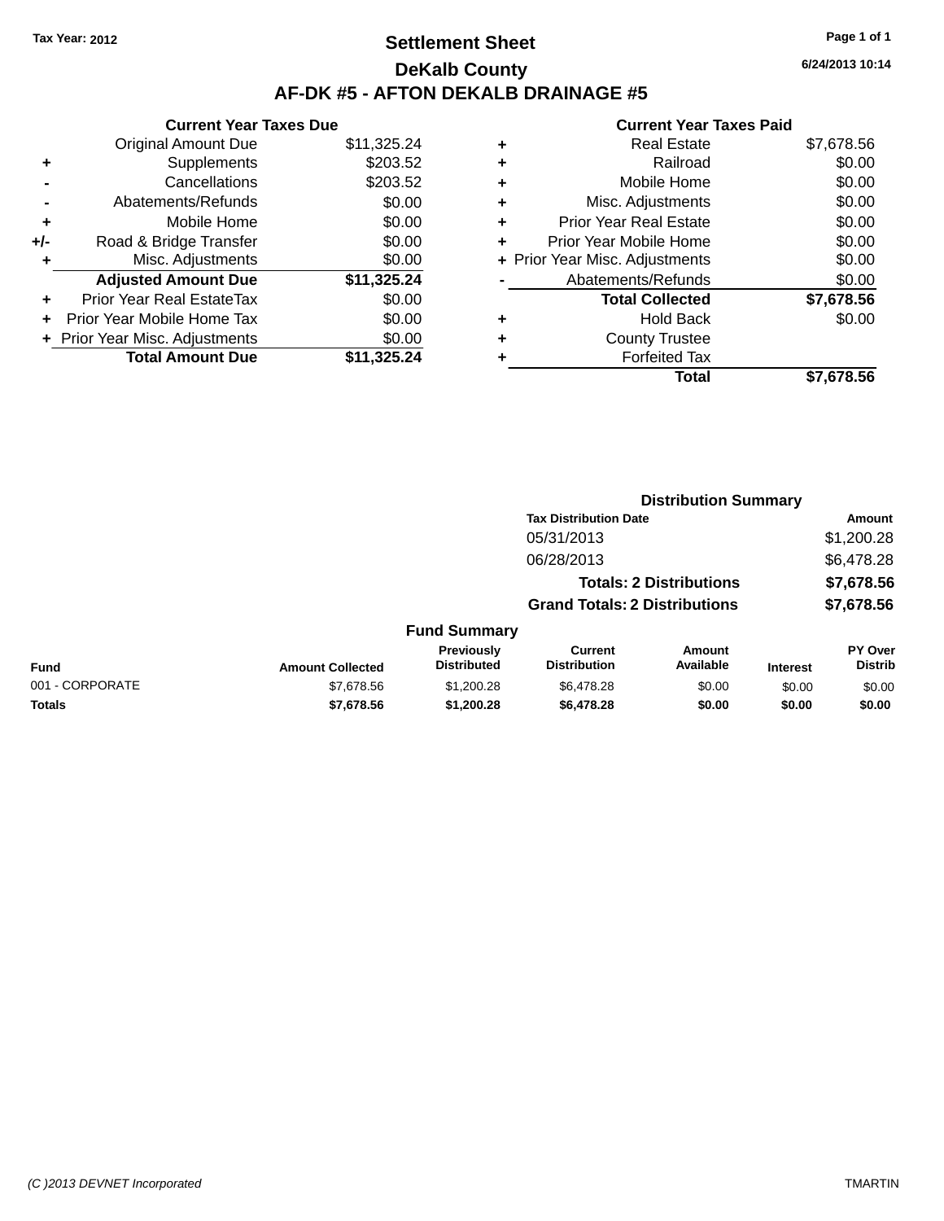Tax Year: 2012

# Settlement Sheet

## DeKalb County

## AF-DK #5 - AFTON DEKALB DRAINAGE #5

6/24/2013 10:14

### Current Year Taxes Due

| | | |
|---|---|---|
| | Original Amount Due | $11,325.24 |
| + | Supplements | $203.52 |
| - | Cancellations | $203.52 |
| - | Abatements/Refunds | $0.00 |
| + | Mobile Home | $0.00 |
| +/- | Road & Bridge Transfer | $0.00 |
| + | Misc. Adjustments | $0.00 |
| | **Adjusted Amount Due** | **$11,325.24** |
| + | Prior Year Real EstateTax | $0.00 |
| + | Prior Year Mobile Home Tax | $0.00 |
| + | Prior Year Misc. Adjustments | $0.00 |
| | **Total Amount Due** | **$11,325.24** |

### Current Year Taxes Paid

| | | |
|---|---|---|
| + | Real Estate | $7,678.56 |
| + | Railroad | $0.00 |
| + | Mobile Home | $0.00 |
| + | Misc. Adjustments | $0.00 |
| + | Prior Year Real Estate | $0.00 |
| + | Prior Year Mobile Home | $0.00 |
| + | Prior Year Misc. Adjustments | $0.00 |
| - | Abatements/Refunds | $0.00 |
| | **Total Collected** | **$7,678.56** |
| + | Hold Back | $0.00 |
| + | County Trustee | |
| + | Forfeited Tax | |
| | **Total** | **$7,678.56** |

### Distribution Summary

| Tax Distribution Date | Amount |
|---|---|
| 05/31/2013 | $1,200.28 |
| 06/28/2013 | $6,478.28 |
| **Totals: 2 Distributions** | **$7,678.56** |
| **Grand Totals: 2 Distributions** | **$7,678.56** |

### Fund Summary

| Fund | Amount Collected | Previously Distributed | Current Distribution | Amount Available | Interest | PY Over Distrib |
|---|---|---|---|---|---|---|
| 001 - CORPORATE | $7,678.56 | $1,200.28 | $6,478.28 | $0.00 | $0.00 | $0.00 |
| **Totals** | **$7,678.56** | **$1,200.28** | **$6,478.28** | **$0.00** | **$0.00** | **$0.00** |

(C )2013 DEVNET Incorporated TMARTIN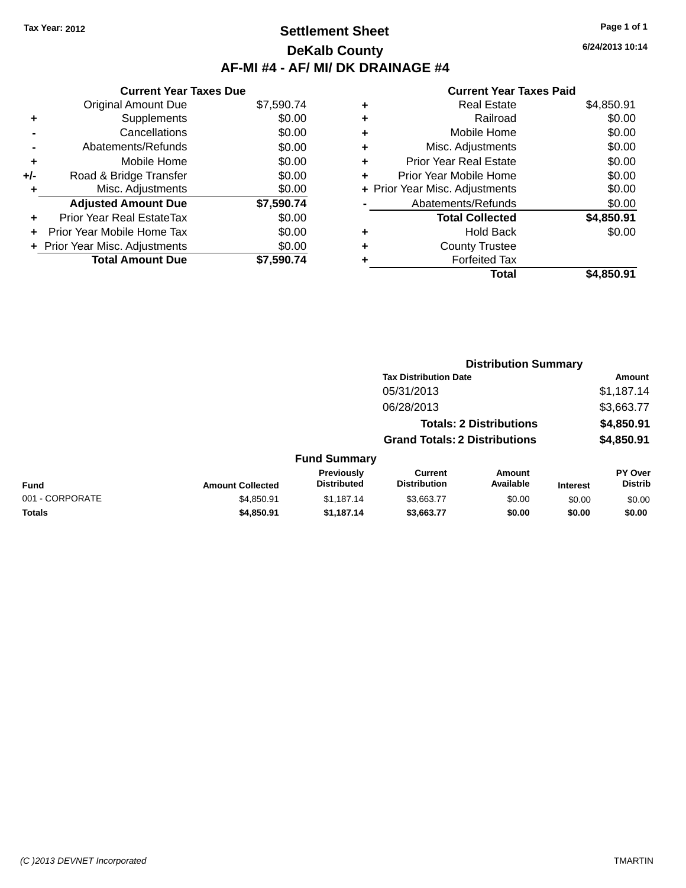**Tax Year: 2012**

# Settlement Sheet

## DeKalb County

## AF-MI #4 - AF/ MI/ DK DRAINAGE #4

6/24/2013 10:14

### Current Year Taxes Due

| | | |
|---|---|---|
| | Original Amount Due | $7,590.74 |
| + | Supplements | $0.00 |
| - | Cancellations | $0.00 |
| - | Abatements/Refunds | $0.00 |
| + | Mobile Home | $0.00 |
| +/- | Road & Bridge Transfer | $0.00 |
| + | Misc. Adjustments | $0.00 |
| | **Adjusted Amount Due** | **$7,590.74** |
| + | Prior Year Real EstateTax | $0.00 |
| + | Prior Year Mobile Home Tax | $0.00 |
| + | Prior Year Misc. Adjustments | $0.00 |
| | **Total Amount Due** | **$7,590.74** |

### Current Year Taxes Paid

| | | |
|---|---|---|
| + | Real Estate | $4,850.91 |
| + | Railroad | $0.00 |
| + | Mobile Home | $0.00 |
| + | Misc. Adjustments | $0.00 |
| + | Prior Year Real Estate | $0.00 |
| + | Prior Year Mobile Home | $0.00 |
| + | Prior Year Misc. Adjustments | $0.00 |
| - | Abatements/Refunds | $0.00 |
| | **Total Collected** | **$4,850.91** |
| + | Hold Back | $0.00 |
| + | County Trustee | |
| + | Forfeited Tax | |
| | **Total** | **$4,850.91** |

### Distribution Summary

| Tax Distribution Date | Amount |
|---|---|
| 05/31/2013 | $1,187.14 |
| 06/28/2013 | $3,663.77 |
| **Totals: 2 Distributions** | **$4,850.91** |
| **Grand Totals: 2 Distributions** | **$4,850.91** |

### Fund Summary

| Fund | Amount Collected | Previously Distributed | Current Distribution | Amount Available | Interest | PY Over Distrib |
|---|---|---|---|---|---|---|
| 001 - CORPORATE | $4,850.91 | $1,187.14 | $3,663.77 | $0.00 | $0.00 | $0.00 |
| **Totals** | **$4,850.91** | **$1,187.14** | **$3,663.77** | **$0.00** | **$0.00** | **$0.00** |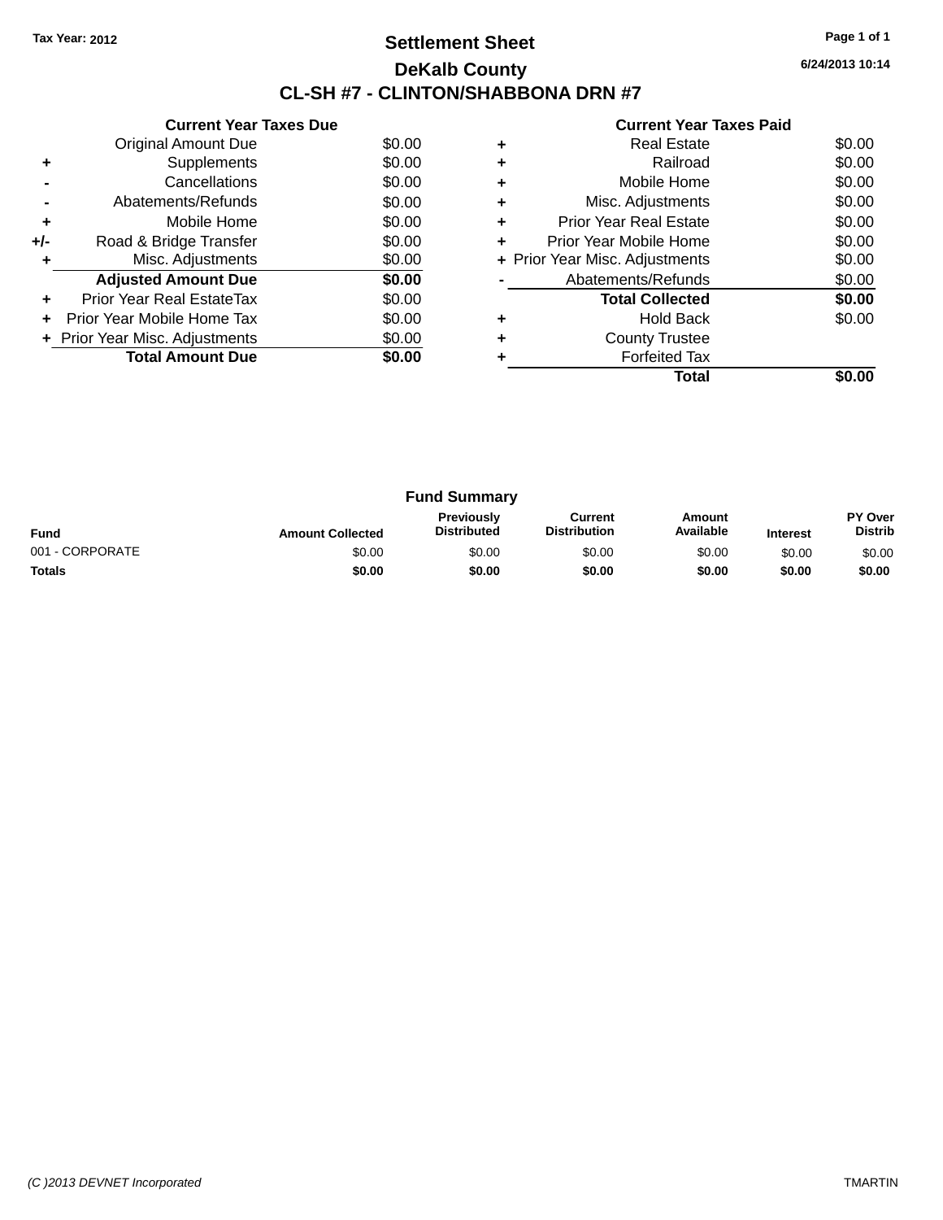Tax Year: 2012

# Settlement Sheet

## DeKalb County

## CL-SH #7 - CLINTON/SHABBONA DRN #7

6/24/2013 10:14

### Current Year Taxes Due

| | | |
|---|---|---|
| | Original Amount Due | $0.00 |
| + | Supplements | $0.00 |
| - | Cancellations | $0.00 |
| - | Abatements/Refunds | $0.00 |
| + | Mobile Home | $0.00 |
| +/- | Road & Bridge Transfer | $0.00 |
| + | Misc. Adjustments | $0.00 |
| | **Adjusted Amount Due** | **$0.00** |
| + | Prior Year Real EstateTax | $0.00 |
| + | Prior Year Mobile Home Tax | $0.00 |
| + | Prior Year Misc. Adjustments | $0.00 |
| | **Total Amount Due** | **$0.00** |

### Current Year Taxes Paid

| | | |
|---|---|---|
| + | Real Estate | $0.00 |
| + | Railroad | $0.00 |
| + | Mobile Home | $0.00 |
| + | Misc. Adjustments | $0.00 |
| + | Prior Year Real Estate | $0.00 |
| + | Prior Year Mobile Home | $0.00 |
| + | Prior Year Misc. Adjustments | $0.00 |
| - | Abatements/Refunds | $0.00 |
| | **Total Collected** | **$0.00** |
| + | Hold Back | $0.00 |
| + | County Trustee | |
| + | Forfeited Tax | |
| | **Total** | **$0.00** |

### Fund Summary

| Fund | Amount Collected | Previously Distributed | Current Distribution | Amount Available | Interest | PY Over Distrib |
|---|---|---|---|---|---|---|
| 001 - CORPORATE | $0.00 | $0.00 | $0.00 | $0.00 | $0.00 | $0.00 |
| **Totals** | **$0.00** | **$0.00** | **$0.00** | **$0.00** | **$0.00** | **$0.00** |

(C )2013 DEVNET Incorporated TMARTIN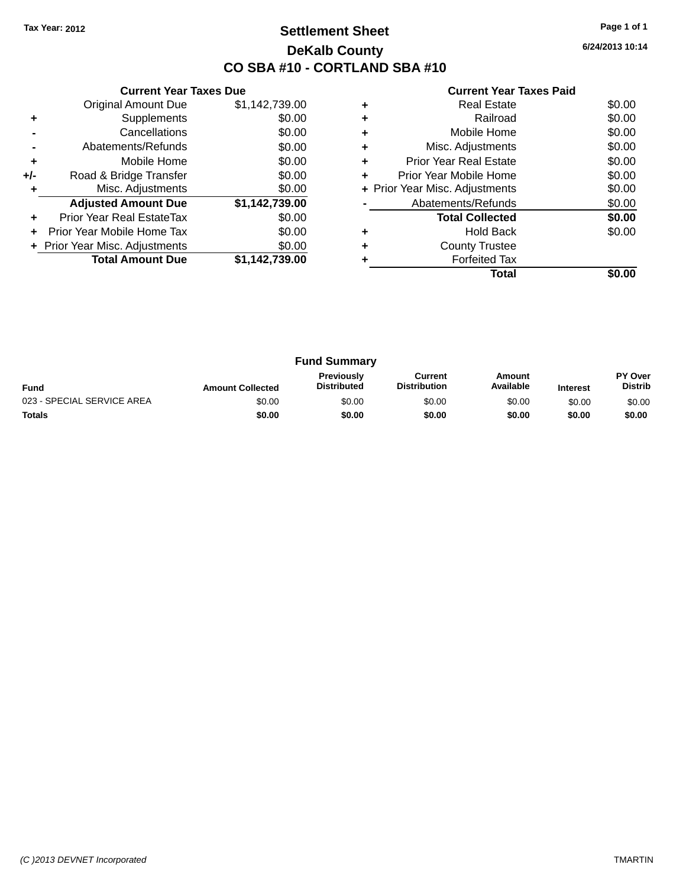Tax Year: 2012

# Settlement Sheet
## DeKalb County
## CO SBA #10 - CORTLAND SBA #10

6/24/2013 10:14

### Current Year Taxes Due

| | | |
|---|---|---|
| | Original Amount Due | $1,142,739.00 |
| + | Supplements | $0.00 |
| - | Cancellations | $0.00 |
| - | Abatements/Refunds | $0.00 |
| + | Mobile Home | $0.00 |
| +/- | Road & Bridge Transfer | $0.00 |
| + | Misc. Adjustments | $0.00 |
| | **Adjusted Amount Due** | **$1,142,739.00** |
| + | Prior Year Real EstateTax | $0.00 |
| + | Prior Year Mobile Home Tax | $0.00 |
| + | Prior Year Misc. Adjustments | $0.00 |
| | **Total Amount Due** | **$1,142,739.00** |

### Current Year Taxes Paid

| | | |
|---|---|---|
| + | Real Estate | $0.00 |
| + | Railroad | $0.00 |
| + | Mobile Home | $0.00 |
| + | Misc. Adjustments | $0.00 |
| + | Prior Year Real Estate | $0.00 |
| + | Prior Year Mobile Home | $0.00 |
| + | Prior Year Misc. Adjustments | $0.00 |
| - | Abatements/Refunds | $0.00 |
| | **Total Collected** | **$0.00** |
| + | Hold Back | $0.00 |
| + | County Trustee | |
| + | Forfeited Tax | |
| | **Total** | **$0.00** |

### Fund Summary

| Fund | Amount Collected | Previously Distributed | Current Distribution | Amount Available | Interest | PY Over Distrib |
|---|---|---|---|---|---|---|
| 023 - SPECIAL SERVICE AREA | $0.00 | $0.00 | $0.00 | $0.00 | $0.00 | $0.00 |
| **Totals** | **$0.00** | **$0.00** | **$0.00** | **$0.00** | **$0.00** | **$0.00** |

(C )2013 DEVNET Incorporated TMARTIN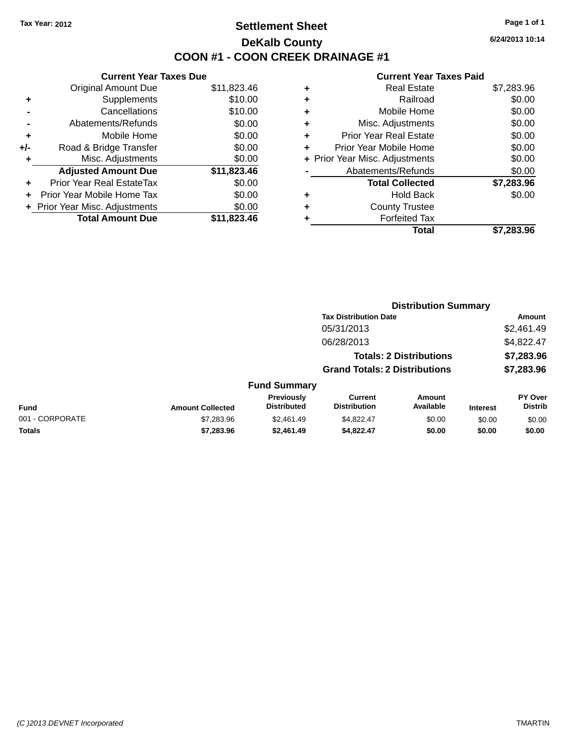Tax Year: 2012

# Settlement Sheet

## DeKalb County

## COON #1 - COON CREEK DRAINAGE #1

6/24/2013 10:14

### Current Year Taxes Due

| | | |
|---|---|---|
| | Original Amount Due | $11,823.46 |
| + | Supplements | $10.00 |
| - | Cancellations | $10.00 |
| - | Abatements/Refunds | $0.00 |
| + | Mobile Home | $0.00 |
| +/- | Road & Bridge Transfer | $0.00 |
| + | Misc. Adjustments | $0.00 |
| | **Adjusted Amount Due** | **$11,823.46** |
| + | Prior Year Real EstateTax | $0.00 |
| + | Prior Year Mobile Home Tax | $0.00 |
| + | Prior Year Misc. Adjustments | $0.00 |
| | **Total Amount Due** | **$11,823.46** |

### Current Year Taxes Paid

| | | |
|---|---|---|
| + | Real Estate | $7,283.96 |
| + | Railroad | $0.00 |
| + | Mobile Home | $0.00 |
| + | Misc. Adjustments | $0.00 |
| + | Prior Year Real Estate | $0.00 |
| + | Prior Year Mobile Home | $0.00 |
| + | Prior Year Misc. Adjustments | $0.00 |
| - | Abatements/Refunds | $0.00 |
| | **Total Collected** | **$7,283.96** |
| + | Hold Back | $0.00 |
| + | County Trustee | |
| + | Forfeited Tax | |
| | **Total** | **$7,283.96** |

### Distribution Summary

| Tax Distribution Date | Amount |
|---|---|
| 05/31/2013 | $2,461.49 |
| 06/28/2013 | $4,822.47 |
| **Totals: 2 Distributions** | **$7,283.96** |
| **Grand Totals: 2 Distributions** | **$7,283.96** |

### Fund Summary

| Fund | Amount Collected | Previously Distributed | Current Distribution | Amount Available | Interest | PY Over Distrib |
|---|---|---|---|---|---|---|
| 001 - CORPORATE | $7,283.96 | $2,461.49 | $4,822.47 | $0.00 | $0.00 | $0.00 |
| **Totals** | **$7,283.96** | **$2,461.49** | **$4,822.47** | **$0.00** | **$0.00** | **$0.00** |

(C )2013 DEVNET Incorporated TMARTIN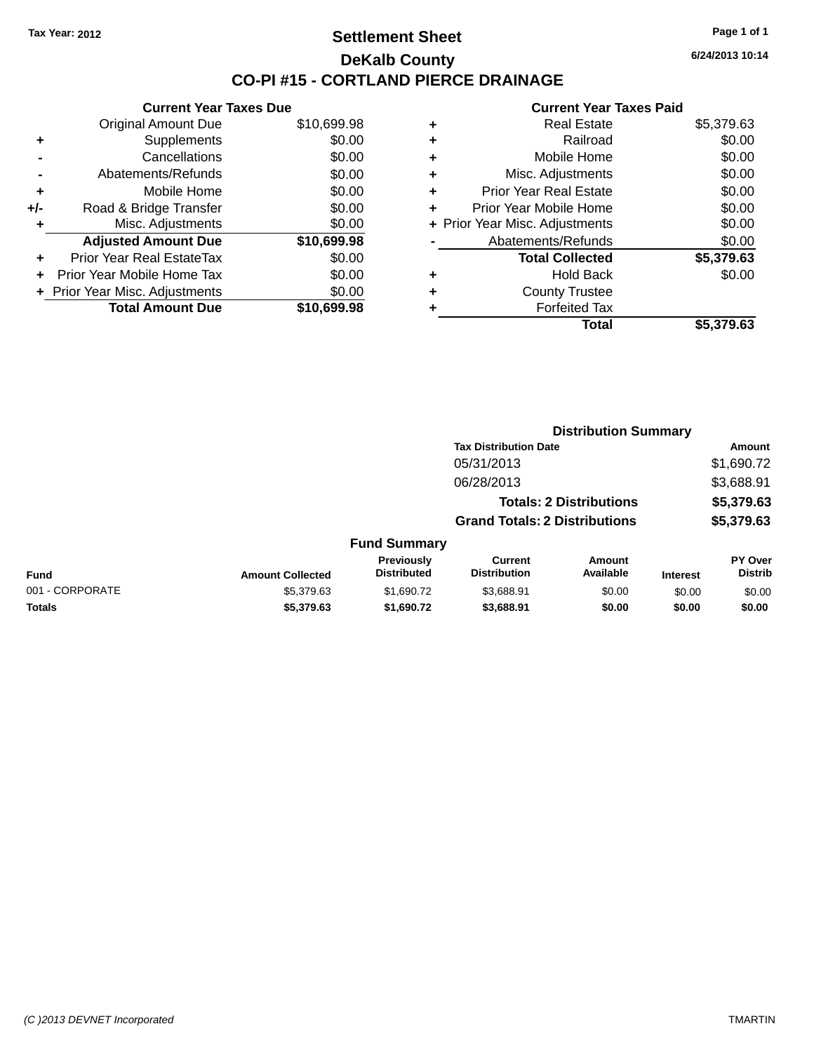Tax Year: 2012

# Settlement Sheet

## DeKalb County

## CO-PI #15 - CORTLAND PIERCE DRAINAGE

6/24/2013 10:14

### Current Year Taxes Due

| | | |
|---|---|---|
| | Original Amount Due | $10,699.98 |
| + | Supplements | $0.00 |
| - | Cancellations | $0.00 |
| - | Abatements/Refunds | $0.00 |
| + | Mobile Home | $0.00 |
| +/- | Road & Bridge Transfer | $0.00 |
| + | Misc. Adjustments | $0.00 |
| | **Adjusted Amount Due** | **$10,699.98** |
| + | Prior Year Real EstateTax | $0.00 |
| + | Prior Year Mobile Home Tax | $0.00 |
| + | Prior Year Misc. Adjustments | $0.00 |
| | **Total Amount Due** | **$10,699.98** |

### Current Year Taxes Paid

| | | |
|---|---|---|
| + | Real Estate | $5,379.63 |
| + | Railroad | $0.00 |
| + | Mobile Home | $0.00 |
| + | Misc. Adjustments | $0.00 |
| + | Prior Year Real Estate | $0.00 |
| + | Prior Year Mobile Home | $0.00 |
| + | Prior Year Misc. Adjustments | $0.00 |
| - | Abatements/Refunds | $0.00 |
| | **Total Collected** | **$5,379.63** |
| + | Hold Back | $0.00 |
| + | County Trustee | |
| + | Forfeited Tax | |
| | **Total** | **$5,379.63** |

### Distribution Summary

| Tax Distribution Date | Amount |
|---|---|
| 05/31/2013 | $1,690.72 |
| 06/28/2013 | $3,688.91 |
| **Totals: 2 Distributions** | **$5,379.63** |
| **Grand Totals: 2 Distributions** | **$5,379.63** |

### Fund Summary

| Fund | Amount Collected | Previously Distributed | Current Distribution | Amount Available | Interest | PY Over Distrib |
|---|---|---|---|---|---|---|
| 001 - CORPORATE | $5,379.63 | $1,690.72 | $3,688.91 | $0.00 | $0.00 | $0.00 |
| **Totals** | **$5,379.63** | **$1,690.72** | **$3,688.91** | **$0.00** | **$0.00** | **$0.00** |

(C )2013 DEVNET Incorporated TMARTIN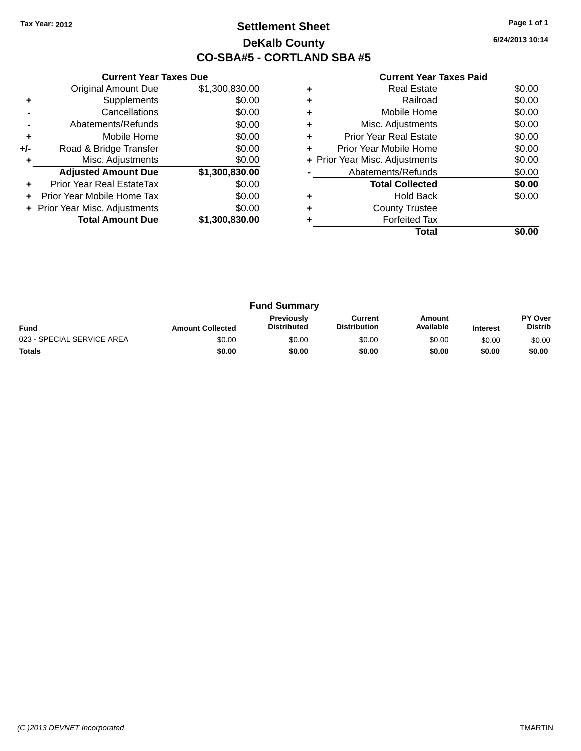Tax Year: 2012

# Settlement Sheet

## DeKalb County

## CO-SBA#5 - CORTLAND SBA #5

6/24/2013 10:14

### Current Year Taxes Due

| | | |
|---|---|---|
| | Original Amount Due | $1,300,830.00 |
| + | Supplements | $0.00 |
| - | Cancellations | $0.00 |
| - | Abatements/Refunds | $0.00 |
| + | Mobile Home | $0.00 |
| +/- | Road & Bridge Transfer | $0.00 |
| + | Misc. Adjustments | $0.00 |
| | **Adjusted Amount Due** | **$1,300,830.00** |
| + | Prior Year Real EstateTax | $0.00 |
| + | Prior Year Mobile Home Tax | $0.00 |
| + | Prior Year Misc. Adjustments | $0.00 |
| | **Total Amount Due** | **$1,300,830.00** |

### Current Year Taxes Paid

| | | |
|---|---|---|
| + | Real Estate | $0.00 |
| + | Railroad | $0.00 |
| + | Mobile Home | $0.00 |
| + | Misc. Adjustments | $0.00 |
| + | Prior Year Real Estate | $0.00 |
| + | Prior Year Mobile Home | $0.00 |
| + | Prior Year Misc. Adjustments | $0.00 |
| - | Abatements/Refunds | $0.00 |
| | **Total Collected** | **$0.00** |
| + | Hold Back | $0.00 |
| + | County Trustee | |
| + | Forfeited Tax | |
| | **Total** | **$0.00** |

### Fund Summary

| Fund | Amount Collected | Previously Distributed | Current Distribution | Amount Available | Interest | PY Over Distrib |
|---|---|---|---|---|---|---|
| 023 - SPECIAL SERVICE AREA | $0.00 | $0.00 | $0.00 | $0.00 | $0.00 | $0.00 |
| **Totals** | **$0.00** | **$0.00** | **$0.00** | **$0.00** | **$0.00** | **$0.00** |

(C )2013 DEVNET Incorporated TMARTIN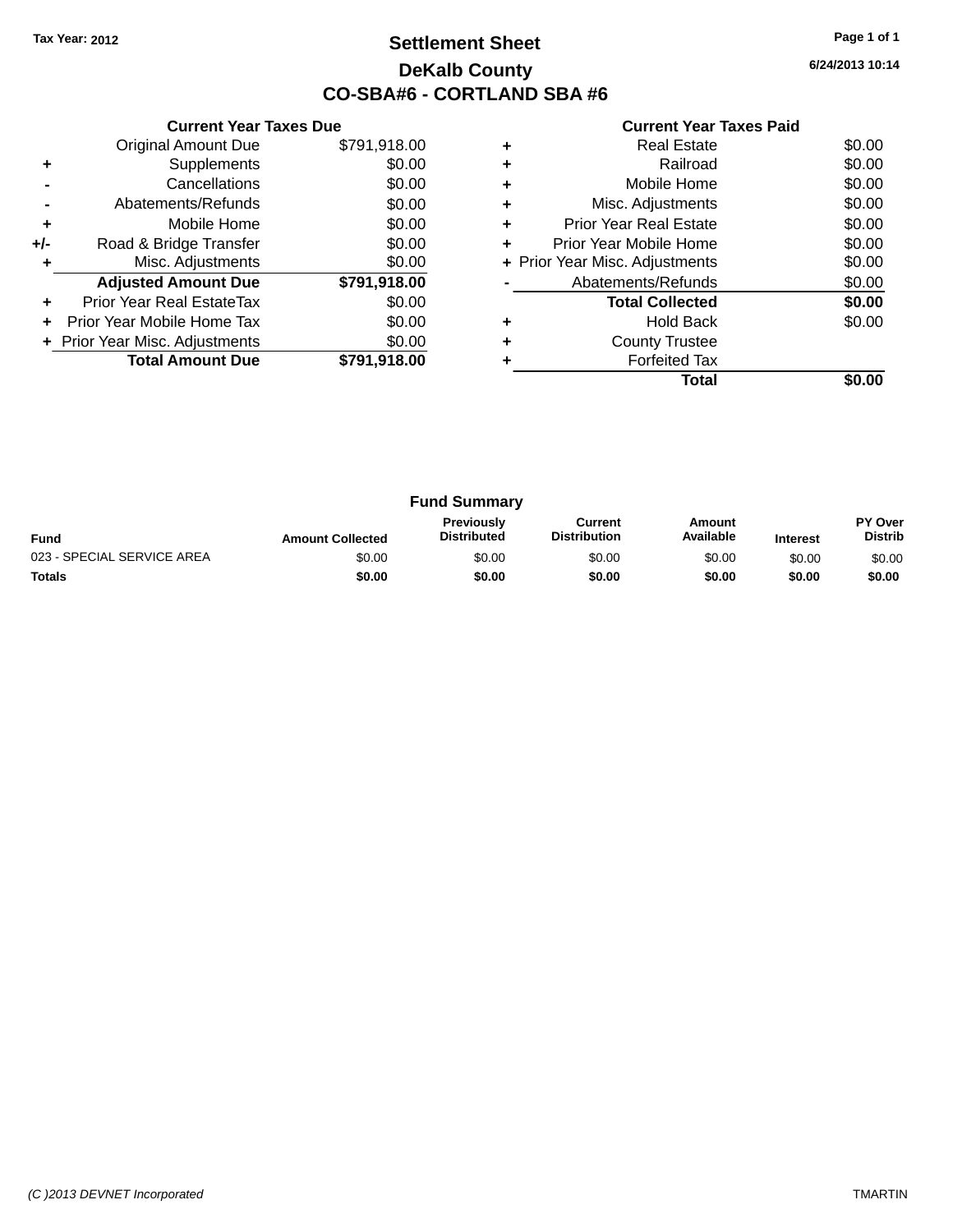Tax Year: 2012

# Settlement Sheet

## DeKalb County

## CO-SBA#6 - CORTLAND SBA #6

6/24/2013 10:14

### Current Year Taxes Due

| | | |
|---|---|---|
| | Original Amount Due | $791,918.00 |
| + | Supplements | $0.00 |
| - | Cancellations | $0.00 |
| - | Abatements/Refunds | $0.00 |
| + | Mobile Home | $0.00 |
| +/- | Road & Bridge Transfer | $0.00 |
| + | Misc. Adjustments | $0.00 |
| | **Adjusted Amount Due** | **$791,918.00** |
| + | Prior Year Real EstateTax | $0.00 |
| + | Prior Year Mobile Home Tax | $0.00 |
| + | Prior Year Misc. Adjustments | $0.00 |
| | **Total Amount Due** | **$791,918.00** |

### Current Year Taxes Paid

| | | |
|---|---|---|
| + | Real Estate | $0.00 |
| + | Railroad | $0.00 |
| + | Mobile Home | $0.00 |
| + | Misc. Adjustments | $0.00 |
| + | Prior Year Real Estate | $0.00 |
| + | Prior Year Mobile Home | $0.00 |
| + | Prior Year Misc. Adjustments | $0.00 |
| - | Abatements/Refunds | $0.00 |
| | **Total Collected** | **$0.00** |
| + | Hold Back | $0.00 |
| + | County Trustee | |
| + | Forfeited Tax | |
| | **Total** | **$0.00** |

### Fund Summary

| Fund | Amount Collected | Previously Distributed | Current Distribution | Amount Available | Interest | PY Over Distrib |
|---|---|---|---|---|---|---|
| 023 - SPECIAL SERVICE AREA | $0.00 | $0.00 | $0.00 | $0.00 | $0.00 | $0.00 |
| **Totals** | **$0.00** | **$0.00** | **$0.00** | **$0.00** | **$0.00** | **$0.00** |

(C )2013 DEVNET Incorporated TMARTIN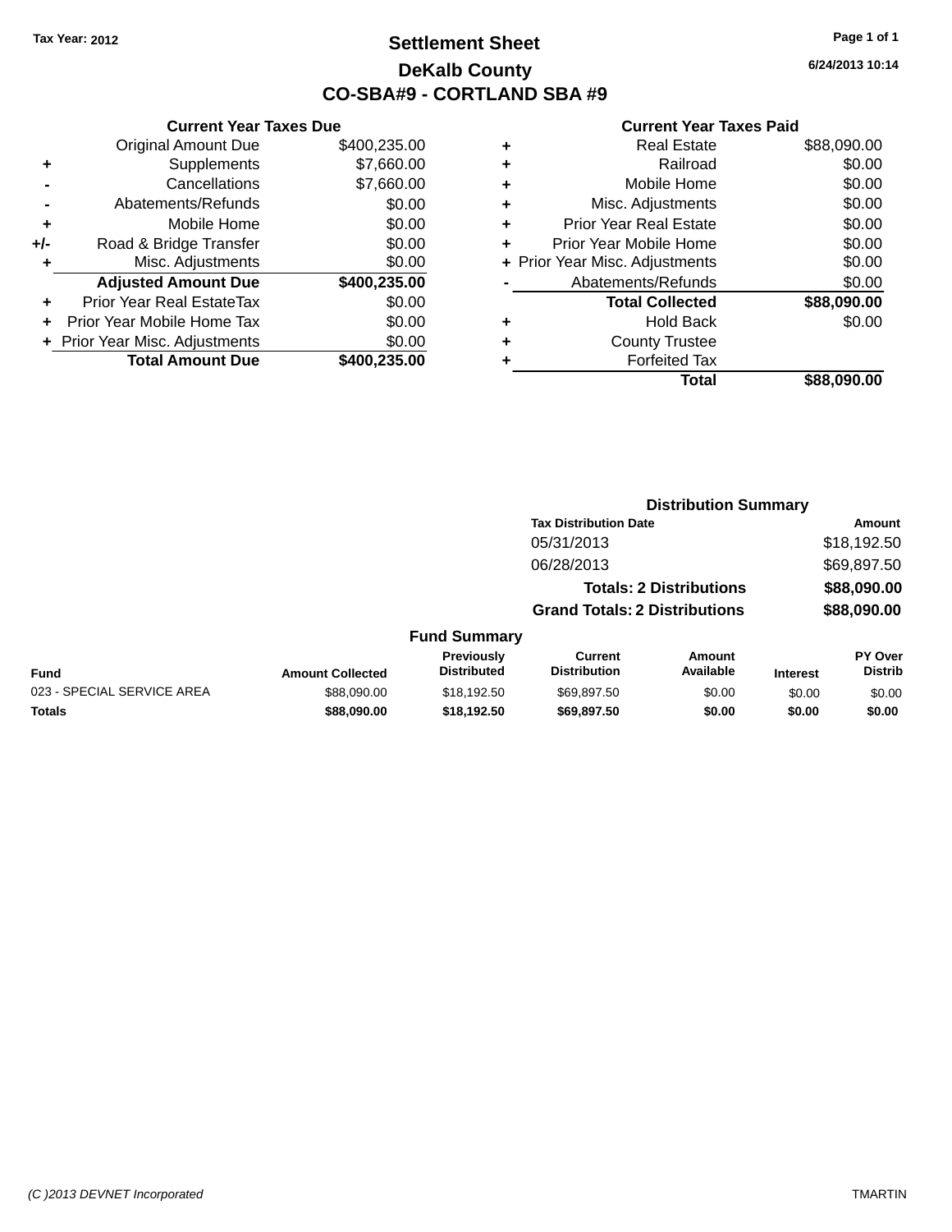Tax Year: 2012

# Settlement Sheet

## DeKalb County

## CO-SBA#9 - CORTLAND SBA #9

6/24/2013 10:14

### Current Year Taxes Due

| | | |
|---|---|---|
| | Original Amount Due | $400,235.00 |
| + | Supplements | $7,660.00 |
| - | Cancellations | $7,660.00 |
| - | Abatements/Refunds | $0.00 |
| + | Mobile Home | $0.00 |
| +/- | Road & Bridge Transfer | $0.00 |
| + | Misc. Adjustments | $0.00 |
| | **Adjusted Amount Due** | **$400,235.00** |
| + | Prior Year Real EstateTax | $0.00 |
| + | Prior Year Mobile Home Tax | $0.00 |
| + | Prior Year Misc. Adjustments | $0.00 |
| | **Total Amount Due** | **$400,235.00** |

### Current Year Taxes Paid

| | | |
|---|---|---|
| + | Real Estate | $88,090.00 |
| + | Railroad | $0.00 |
| + | Mobile Home | $0.00 |
| + | Misc. Adjustments | $0.00 |
| + | Prior Year Real Estate | $0.00 |
| + | Prior Year Mobile Home | $0.00 |
| + | Prior Year Misc. Adjustments | $0.00 |
| - | Abatements/Refunds | $0.00 |
| | **Total Collected** | **$88,090.00** |
| + | Hold Back | $0.00 |
| + | County Trustee | |
| + | Forfeited Tax | |
| | **Total** | **$88,090.00** |

### Distribution Summary

| Tax Distribution Date | Amount |
|---|---|
| 05/31/2013 | $18,192.50 |
| 06/28/2013 | $69,897.50 |
| **Totals: 2 Distributions** | **$88,090.00** |
| **Grand Totals: 2 Distributions** | **$88,090.00** |

### Fund Summary

| Fund | Amount Collected | Previously Distributed | Current Distribution | Amount Available | Interest | PY Over Distrib |
|---|---|---|---|---|---|---|
| 023 - SPECIAL SERVICE AREA | $88,090.00 | $18,192.50 | $69,897.50 | $0.00 | $0.00 | $0.00 |
| **Totals** | **$88,090.00** | **$18,192.50** | **$69,897.50** | **$0.00** | **$0.00** | **$0.00** |

(C )2013 DEVNET Incorporated

TMARTIN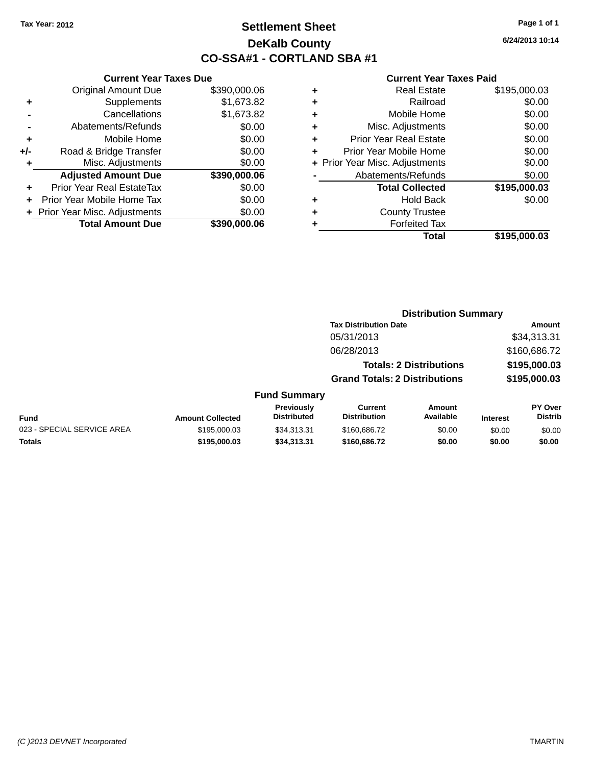Tax Year: 2012

# Settlement Sheet

## DeKalb County

## CO-SSA#1 - CORTLAND SBA #1

6/24/2013 10:14

### Current Year Taxes Due

| | | Amount |
|---|---|---|
| | Original Amount Due | $390,000.06 |
| + | Supplements | $1,673.82 |
| - | Cancellations | $1,673.82 |
| - | Abatements/Refunds | $0.00 |
| + | Mobile Home | $0.00 |
| +/- | Road & Bridge Transfer | $0.00 |
| + | Misc. Adjustments | $0.00 |
| | **Adjusted Amount Due** | **$390,000.06** |
| + | Prior Year Real EstateTax | $0.00 |
| + | Prior Year Mobile Home Tax | $0.00 |
| + | Prior Year Misc. Adjustments | $0.00 |
| | **Total Amount Due** | **$390,000.06** |

### Current Year Taxes Paid

| | | Amount |
|---|---|---|
| + | Real Estate | $195,000.03 |
| + | Railroad | $0.00 |
| + | Mobile Home | $0.00 |
| + | Misc. Adjustments | $0.00 |
| + | Prior Year Real Estate | $0.00 |
| + | Prior Year Mobile Home | $0.00 |
| + | Prior Year Misc. Adjustments | $0.00 |
| - | Abatements/Refunds | $0.00 |
| | **Total Collected** | **$195,000.03** |
| + | Hold Back | $0.00 |
| + | County Trustee | |
| + | Forfeited Tax | |
| | **Total** | **$195,000.03** |

### Distribution Summary

| Tax Distribution Date | Amount |
|---|---|
| 05/31/2013 | $34,313.31 |
| 06/28/2013 | $160,686.72 |
| **Totals: 2 Distributions** | **$195,000.03** |
| **Grand Totals: 2 Distributions** | **$195,000.03** |

### Fund Summary

| Fund | Amount Collected | Previously Distributed | Current Distribution | Amount Available | Interest | PY Over Distrib |
|---|---|---|---|---|---|---|
| 023 - SPECIAL SERVICE AREA | $195,000.03 | $34,313.31 | $160,686.72 | $0.00 | $0.00 | $0.00 |
| **Totals** | **$195,000.03** | **$34,313.31** | **$160,686.72** | **$0.00** | **$0.00** | **$0.00** |

(C )2013 DEVNET Incorporated

TMARTIN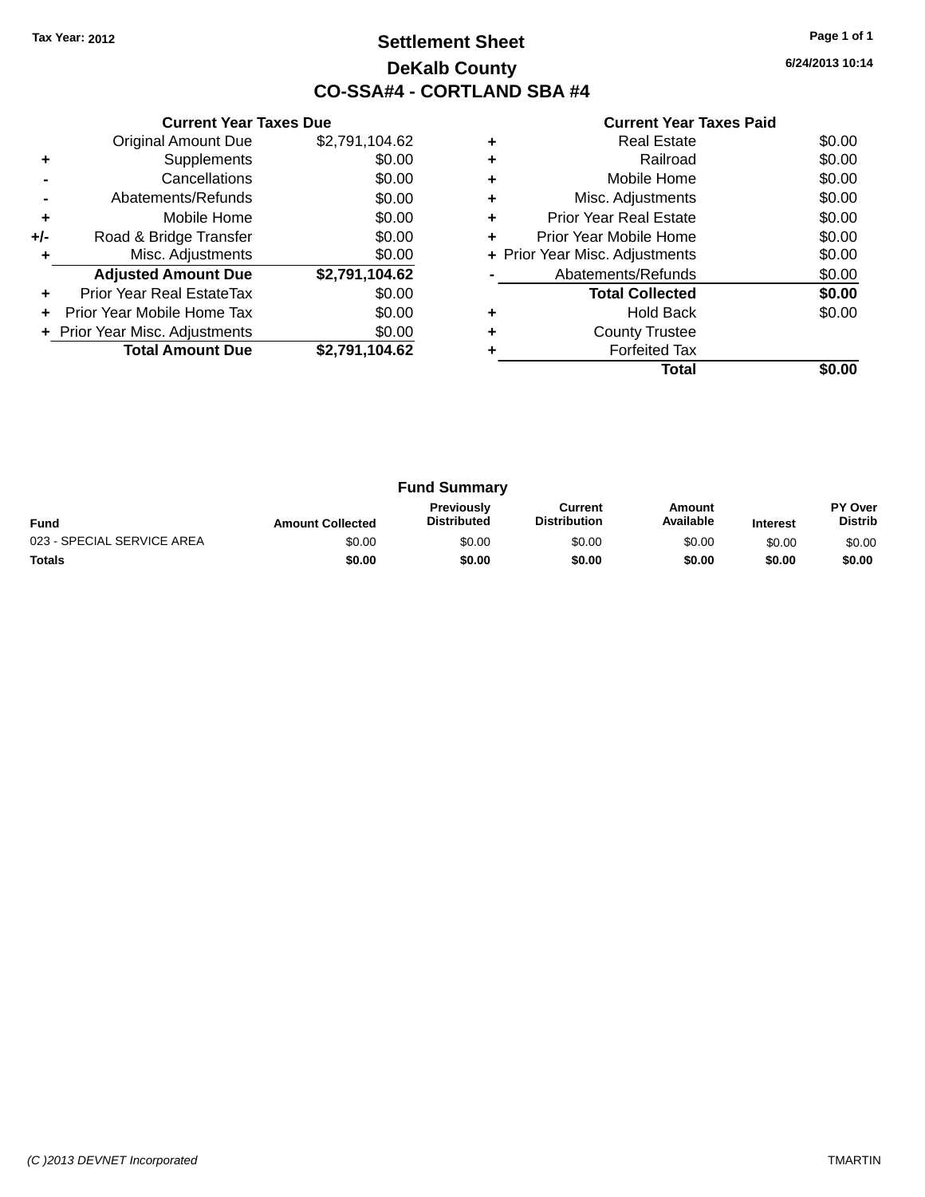Tax Year: 2012

# Settlement Sheet

## DeKalb County

## CO-SSA#4 - CORTLAND SBA #4

6/24/2013 10:14

| | Current Year Taxes Due | |
|---|---|---|
| | Original Amount Due | $2,791,104.62 |
| + | Supplements | $0.00 |
| - | Cancellations | $0.00 |
| - | Abatements/Refunds | $0.00 |
| + | Mobile Home | $0.00 |
| +/- | Road & Bridge Transfer | $0.00 |
| + | Misc. Adjustments | $0.00 |
| | **Adjusted Amount Due** | **$2,791,104.62** |
| + | Prior Year Real EstateTax | $0.00 |
| + | Prior Year Mobile Home Tax | $0.00 |
| + | Prior Year Misc. Adjustments | $0.00 |
| | **Total Amount Due** | **$2,791,104.62** |

| | Current Year Taxes Paid | |
|---|---|---|
| + | Real Estate | $0.00 |
| + | Railroad | $0.00 |
| + | Mobile Home | $0.00 |
| + | Misc. Adjustments | $0.00 |
| + | Prior Year Real Estate | $0.00 |
| + | Prior Year Mobile Home | $0.00 |
| + | Prior Year Misc. Adjustments | $0.00 |
| - | Abatements/Refunds | $0.00 |
| | **Total Collected** | **$0.00** |
| + | Hold Back | $0.00 |
| + | County Trustee | |
| + | Forfeited Tax | |
| | **Total** | **$0.00** |

### Fund Summary

| Fund | Amount Collected | Previously Distributed | Current Distribution | Amount Available | Interest | PY Over Distrib |
|---|---|---|---|---|---|---|
| 023 - SPECIAL SERVICE AREA | $0.00 | $0.00 | $0.00 | $0.00 | $0.00 | $0.00 |
| **Totals** | **$0.00** | **$0.00** | **$0.00** | **$0.00** | **$0.00** | **$0.00** |

(C )2013 DEVNET Incorporated TMARTIN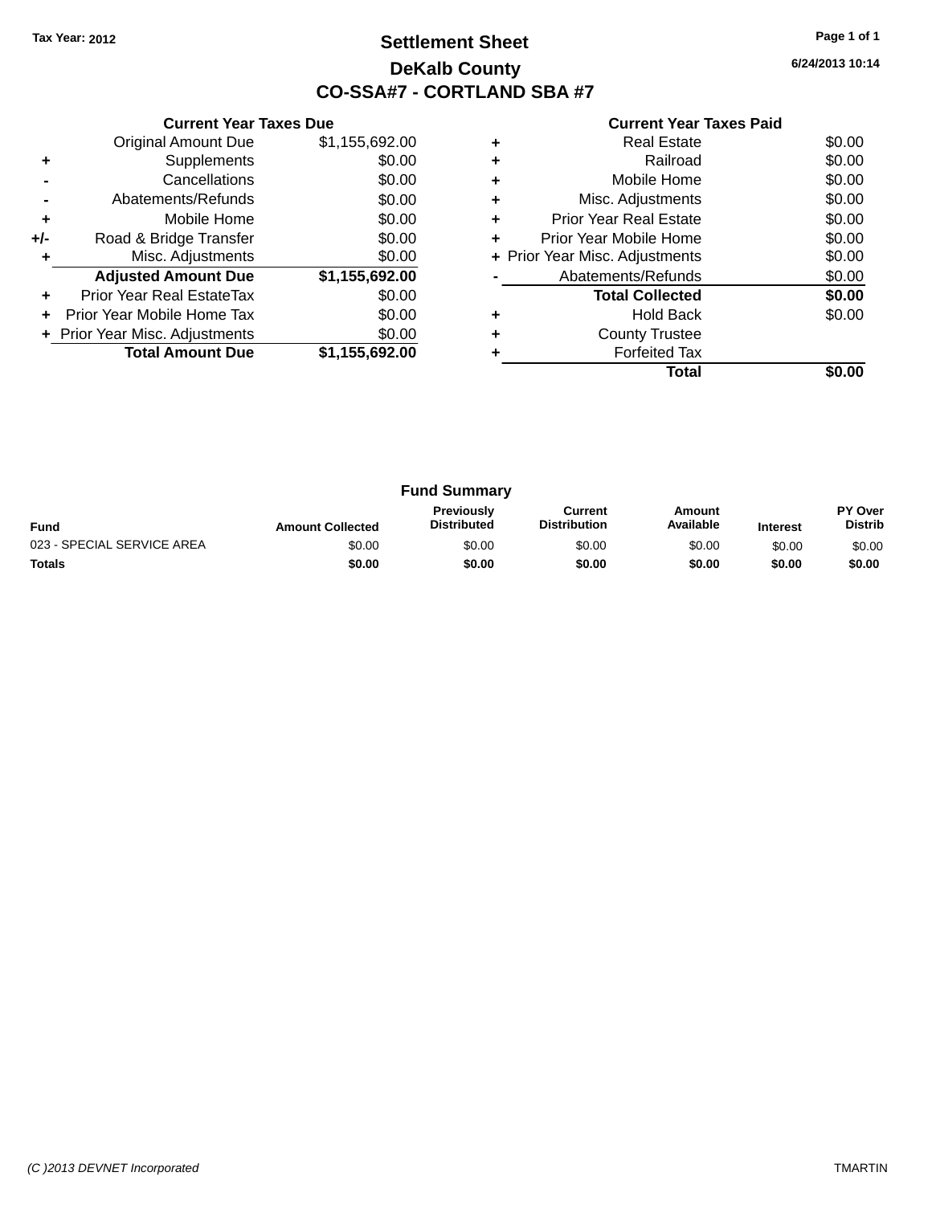Tax Year: 2012

# Settlement Sheet

## DeKalb County

## CO-SSA#7 - CORTLAND SBA #7

6/24/2013 10:14

### Current Year Taxes Due

| | | |
|---|---|---|
| | Original Amount Due | $1,155,692.00 |
| + | Supplements | $0.00 |
| - | Cancellations | $0.00 |
| - | Abatements/Refunds | $0.00 |
| + | Mobile Home | $0.00 |
| +/- | Road & Bridge Transfer | $0.00 |
| + | Misc. Adjustments | $0.00 |
| | **Adjusted Amount Due** | **$1,155,692.00** |
| + | Prior Year Real EstateTax | $0.00 |
| + | Prior Year Mobile Home Tax | $0.00 |
| + | Prior Year Misc. Adjustments | $0.00 |
| | **Total Amount Due** | **$1,155,692.00** |

### Current Year Taxes Paid

| | | |
|---|---|---|
| + | Real Estate | $0.00 |
| + | Railroad | $0.00 |
| + | Mobile Home | $0.00 |
| + | Misc. Adjustments | $0.00 |
| + | Prior Year Real Estate | $0.00 |
| + | Prior Year Mobile Home | $0.00 |
| + | Prior Year Misc. Adjustments | $0.00 |
| - | Abatements/Refunds | $0.00 |
| | **Total Collected** | **$0.00** |
| + | Hold Back | $0.00 |
| + | County Trustee | |
| + | Forfeited Tax | |
| | **Total** | **$0.00** |

### Fund Summary

| Fund | Amount Collected | Previously Distributed | Current Distribution | Amount Available | Interest | PY Over Distrib |
|---|---|---|---|---|---|---|
| 023 - SPECIAL SERVICE AREA | $0.00 | $0.00 | $0.00 | $0.00 | $0.00 | $0.00 |
| **Totals** | **$0.00** | **$0.00** | **$0.00** | **$0.00** | **$0.00** | **$0.00** |

(C )2013 DEVNET Incorporated TMARTIN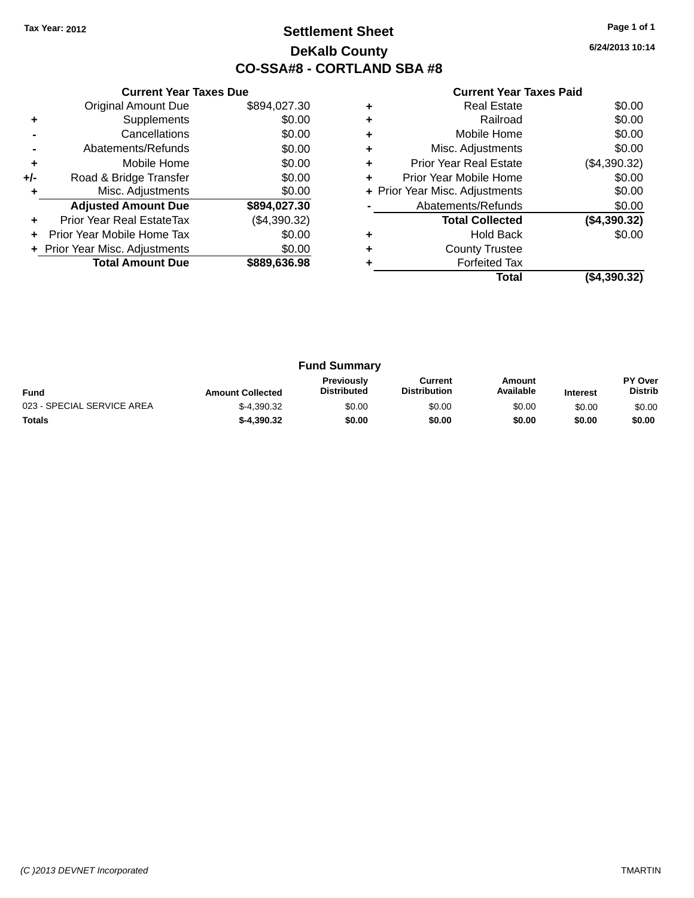Tax Year: 2012

# Settlement Sheet

## DeKalb County

## CO-SSA#8 - CORTLAND SBA #8

6/24/2013 10:14

### Current Year Taxes Due

| | | |
|---|---|---|
| | Original Amount Due | $894,027.30 |
| + | Supplements | $0.00 |
| - | Cancellations | $0.00 |
| - | Abatements/Refunds | $0.00 |
| + | Mobile Home | $0.00 |
| +/- | Road & Bridge Transfer | $0.00 |
| + | Misc. Adjustments | $0.00 |
| | **Adjusted Amount Due** | **$894,027.30** |
| + | Prior Year Real EstateTax | ($4,390.32) |
| + | Prior Year Mobile Home Tax | $0.00 |
| + | Prior Year Misc. Adjustments | $0.00 |
| | **Total Amount Due** | **$889,636.98** |

### Current Year Taxes Paid

| | | |
|---|---|---|
| + | Real Estate | $0.00 |
| + | Railroad | $0.00 |
| + | Mobile Home | $0.00 |
| + | Misc. Adjustments | $0.00 |
| + | Prior Year Real Estate | ($4,390.32) |
| + | Prior Year Mobile Home | $0.00 |
| + | Prior Year Misc. Adjustments | $0.00 |
| - | Abatements/Refunds | $0.00 |
| | **Total Collected** | **($4,390.32)** |
| + | Hold Back | $0.00 |
| + | County Trustee | |
| + | Forfeited Tax | |
| | **Total** | **($4,390.32)** |

### Fund Summary

| Fund | Amount Collected | Previously Distributed | Current Distribution | Amount Available | Interest | PY Over Distrib |
|---|---|---|---|---|---|---|
| 023 - SPECIAL SERVICE AREA | $-4,390.32 | $0.00 | $0.00 | $0.00 | $0.00 | $0.00 |
| **Totals** | **$-4,390.32** | **$0.00** | **$0.00** | **$0.00** | **$0.00** | **$0.00** |

(C )2013 DEVNET Incorporated TMARTIN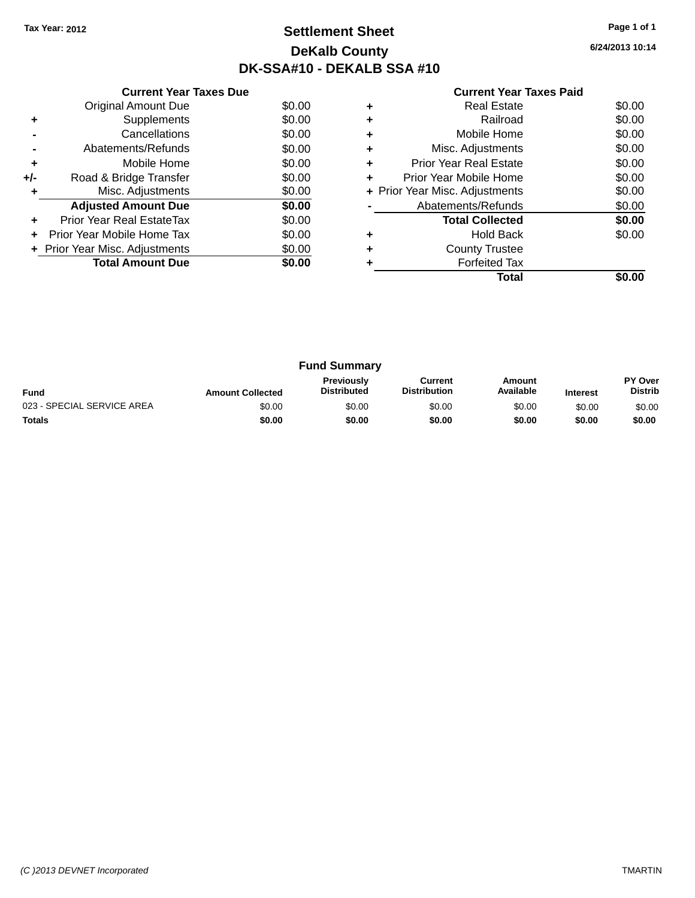Tax Year: 2012

# Settlement Sheet
## DeKalb County
## DK-SSA#10 - DEKALB SSA #10

6/24/2013 10:14

**Current Year Taxes Due**

| | | |
|---|---|---|
| | Original Amount Due | $0.00 |
| + | Supplements | $0.00 |
| - | Cancellations | $0.00 |
| - | Abatements/Refunds | $0.00 |
| + | Mobile Home | $0.00 |
| +/- | Road & Bridge Transfer | $0.00 |
| + | Misc. Adjustments | $0.00 |
| | **Adjusted Amount Due** | **$0.00** |
| + | Prior Year Real EstateTax | $0.00 |
| + | Prior Year Mobile Home Tax | $0.00 |
| + | Prior Year Misc. Adjustments | $0.00 |
| | **Total Amount Due** | **$0.00** |

**Current Year Taxes Paid**

| | | |
|---|---|---|
| + | Real Estate | $0.00 |
| + | Railroad | $0.00 |
| + | Mobile Home | $0.00 |
| + | Misc. Adjustments | $0.00 |
| + | Prior Year Real Estate | $0.00 |
| + | Prior Year Mobile Home | $0.00 |
| + | Prior Year Misc. Adjustments | $0.00 |
| - | Abatements/Refunds | $0.00 |
| | **Total Collected** | **$0.00** |
| + | Hold Back | $0.00 |
| + | County Trustee | |
| + | Forfeited Tax | |
| | **Total** | **$0.00** |

**Fund Summary**

| Fund | Amount Collected | Previously Distributed | Current Distribution | Amount Available | Interest | PY Over Distrib |
|---|---|---|---|---|---|---|
| 023 - SPECIAL SERVICE AREA | $0.00 | $0.00 | $0.00 | $0.00 | $0.00 | $0.00 |
| **Totals** | **$0.00** | **$0.00** | **$0.00** | **$0.00** | **$0.00** | **$0.00** |

(C )2013 DEVNET Incorporated TMARTIN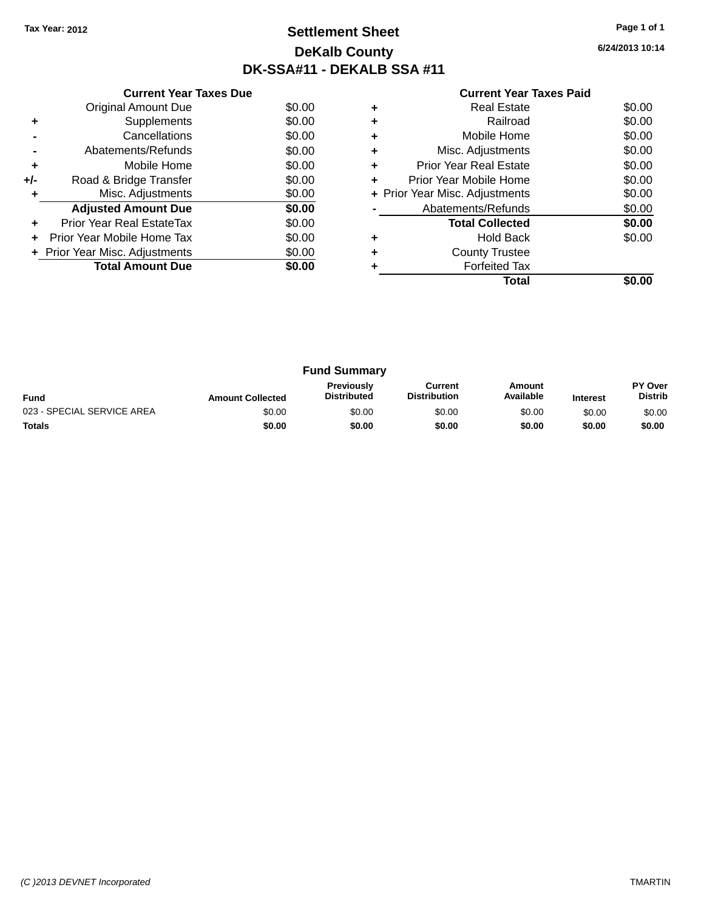Tax Year: 2012

# Settlement Sheet

## DeKalb County

## DK-SSA#11 - DEKALB SSA #11

6/24/2013 10:14

| | Current Year Taxes Due | |
|---|---|---|
| | Original Amount Due | $0.00 |
| + | Supplements | $0.00 |
| - | Cancellations | $0.00 |
| - | Abatements/Refunds | $0.00 |
| + | Mobile Home | $0.00 |
| +/- | Road & Bridge Transfer | $0.00 |
| + | Misc. Adjustments | $0.00 |
| | **Adjusted Amount Due** | **$0.00** |
| + | Prior Year Real EstateTax | $0.00 |
| + | Prior Year Mobile Home Tax | $0.00 |
| + | Prior Year Misc. Adjustments | $0.00 |
| | **Total Amount Due** | **$0.00** |

| | Current Year Taxes Paid | |
|---|---|---|
| + | Real Estate | $0.00 |
| + | Railroad | $0.00 |
| + | Mobile Home | $0.00 |
| + | Misc. Adjustments | $0.00 |
| + | Prior Year Real Estate | $0.00 |
| + | Prior Year Mobile Home | $0.00 |
| + | Prior Year Misc. Adjustments | $0.00 |
| - | Abatements/Refunds | $0.00 |
| | **Total Collected** | **$0.00** |
| + | Hold Back | $0.00 |
| + | County Trustee | |
| + | Forfeited Tax | |
| | **Total** | **$0.00** |

### Fund Summary

| Fund | Amount Collected | Previously Distributed | Current Distribution | Amount Available | Interest | PY Over Distrib |
|---|---|---|---|---|---|---|
| 023 - SPECIAL SERVICE AREA | $0.00 | $0.00 | $0.00 | $0.00 | $0.00 | $0.00 |
| **Totals** | **$0.00** | **$0.00** | **$0.00** | **$0.00** | **$0.00** | **$0.00** |

(C )2013 DEVNET Incorporated TMARTIN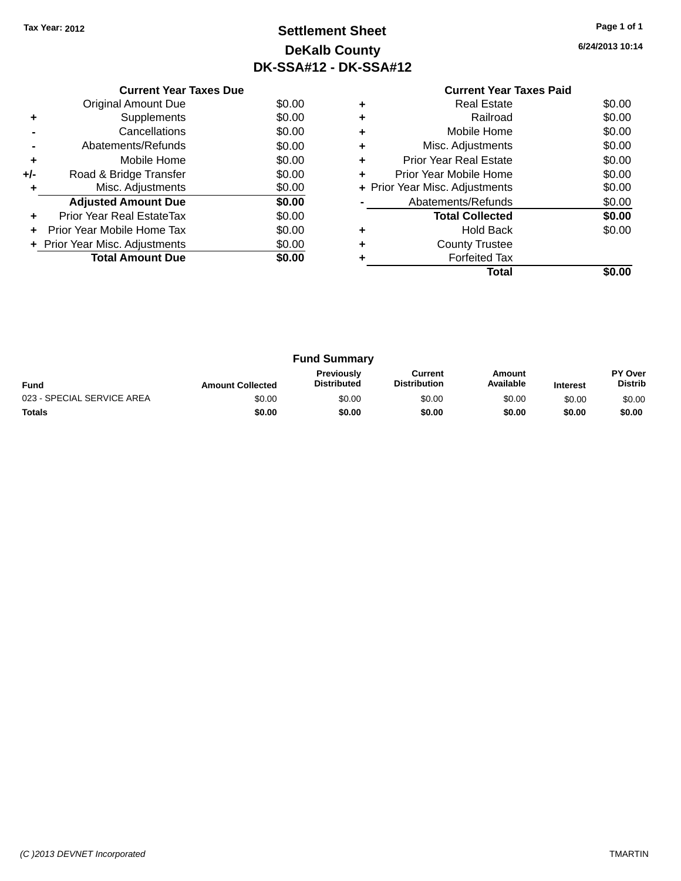Tax Year: 2012

# Settlement Sheet

## DeKalb County

## DK-SSA#12 - DK-SSA#12

6/24/2013 10:14

### Current Year Taxes Due

| | | |
|---|---|---|
| | Original Amount Due | $0.00 |
| + | Supplements | $0.00 |
| - | Cancellations | $0.00 |
| - | Abatements/Refunds | $0.00 |
| + | Mobile Home | $0.00 |
| +/- | Road & Bridge Transfer | $0.00 |
| + | Misc. Adjustments | $0.00 |
| | **Adjusted Amount Due** | **$0.00** |
| + | Prior Year Real EstateTax | $0.00 |
| + | Prior Year Mobile Home Tax | $0.00 |
| + | Prior Year Misc. Adjustments | $0.00 |
| | **Total Amount Due** | **$0.00** |

### Current Year Taxes Paid

| | | |
|---|---|---|
| + | Real Estate | $0.00 |
| + | Railroad | $0.00 |
| + | Mobile Home | $0.00 |
| + | Misc. Adjustments | $0.00 |
| + | Prior Year Real Estate | $0.00 |
| + | Prior Year Mobile Home | $0.00 |
| + | Prior Year Misc. Adjustments | $0.00 |
| - | Abatements/Refunds | $0.00 |
| | **Total Collected** | **$0.00** |
| + | Hold Back | $0.00 |
| + | County Trustee | |
| + | Forfeited Tax | |
| | **Total** | **$0.00** |

### Fund Summary

| Fund | Amount Collected | Previously Distributed | Current Distribution | Amount Available | Interest | PY Over Distrib |
|---|---|---|---|---|---|---|
| 023 - SPECIAL SERVICE AREA | $0.00 | $0.00 | $0.00 | $0.00 | $0.00 | $0.00 |
| **Totals** | **$0.00** | **$0.00** | **$0.00** | **$0.00** | **$0.00** | **$0.00** |

*(C )2013 DEVNET Incorporated* TMARTIN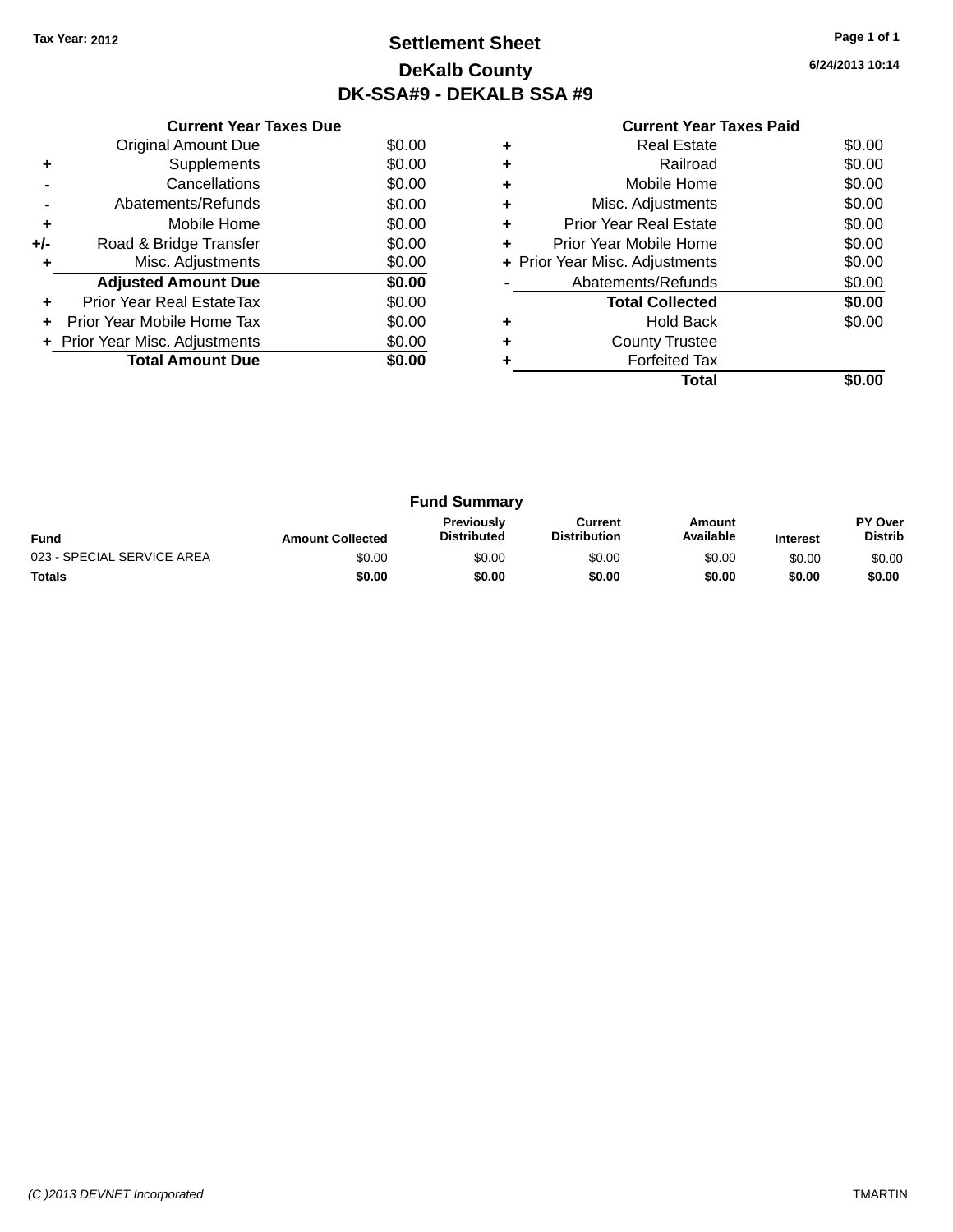Tax Year: 2012

# Settlement Sheet

## DeKalb County

## DK-SSA#9 - DEKALB SSA #9

6/24/2013 10:14

### Current Year Taxes Due

| | | |
|---|---|---|
| | Original Amount Due | $0.00 |
| + | Supplements | $0.00 |
| - | Cancellations | $0.00 |
| - | Abatements/Refunds | $0.00 |
| + | Mobile Home | $0.00 |
| +/- | Road & Bridge Transfer | $0.00 |
| + | Misc. Adjustments | $0.00 |
| | **Adjusted Amount Due** | **$0.00** |
| + | Prior Year Real EstateTax | $0.00 |
| + | Prior Year Mobile Home Tax | $0.00 |
| + | Prior Year Misc. Adjustments | $0.00 |
| | **Total Amount Due** | **$0.00** |

### Current Year Taxes Paid

| | | |
|---|---|---|
| + | Real Estate | $0.00 |
| + | Railroad | $0.00 |
| + | Mobile Home | $0.00 |
| + | Misc. Adjustments | $0.00 |
| + | Prior Year Real Estate | $0.00 |
| + | Prior Year Mobile Home | $0.00 |
| + | Prior Year Misc. Adjustments | $0.00 |
| - | Abatements/Refunds | $0.00 |
| | **Total Collected** | **$0.00** |
| + | Hold Back | $0.00 |
| + | County Trustee | |
| + | Forfeited Tax | |
| | **Total** | **$0.00** |

### Fund Summary

| Fund | Amount Collected | Previously Distributed | Current Distribution | Amount Available | Interest | PY Over Distrib |
|---|---|---|---|---|---|---|
| 023 - SPECIAL SERVICE AREA | $0.00 | $0.00 | $0.00 | $0.00 | $0.00 | $0.00 |
| **Totals** | **$0.00** | **$0.00** | **$0.00** | **$0.00** | **$0.00** | **$0.00** |

(C )2013 DEVNET Incorporated — TMARTIN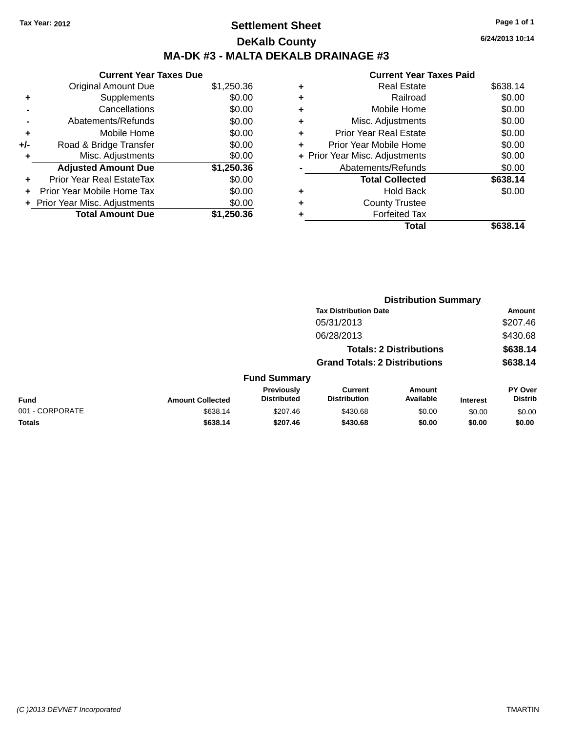Tax Year: 2012

# Settlement Sheet

## DeKalb County

## MA-DK #3 - MALTA DEKALB DRAINAGE #3

6/24/2013 10:14

### Current Year Taxes Due

| | | |
|---|---|---|
| | Original Amount Due | $1,250.36 |
| + | Supplements | $0.00 |
| - | Cancellations | $0.00 |
| - | Abatements/Refunds | $0.00 |
| + | Mobile Home | $0.00 |
| +/- | Road & Bridge Transfer | $0.00 |
| + | Misc. Adjustments | $0.00 |
| | **Adjusted Amount Due** | **$1,250.36** |
| + | Prior Year Real EstateTax | $0.00 |
| + | Prior Year Mobile Home Tax | $0.00 |
| + | Prior Year Misc. Adjustments | $0.00 |
| | **Total Amount Due** | **$1,250.36** |

### Current Year Taxes Paid

| | | |
|---|---|---|
| + | Real Estate | $638.14 |
| + | Railroad | $0.00 |
| + | Mobile Home | $0.00 |
| + | Misc. Adjustments | $0.00 |
| + | Prior Year Real Estate | $0.00 |
| + | Prior Year Mobile Home | $0.00 |
| + | Prior Year Misc. Adjustments | $0.00 |
| - | Abatements/Refunds | $0.00 |
| | **Total Collected** | **$638.14** |
| + | Hold Back | $0.00 |
| + | County Trustee | |
| + | Forfeited Tax | |
| | **Total** | **$638.14** |

### Distribution Summary

| Tax Distribution Date | Amount |
|---|---|
| 05/31/2013 | $207.46 |
| 06/28/2013 | $430.68 |
| **Totals: 2 Distributions** | **$638.14** |
| **Grand Totals: 2 Distributions** | **$638.14** |

### Fund Summary

| Fund | Amount Collected | Previously Distributed | Current Distribution | Amount Available | Interest | PY Over Distrib |
|---|---|---|---|---|---|---|
| 001 - CORPORATE | $638.14 | $207.46 | $430.68 | $0.00 | $0.00 | $0.00 |
| **Totals** | **$638.14** | **$207.46** | **$430.68** | **$0.00** | **$0.00** | **$0.00** |

(C )2013 DEVNET Incorporated

TMARTIN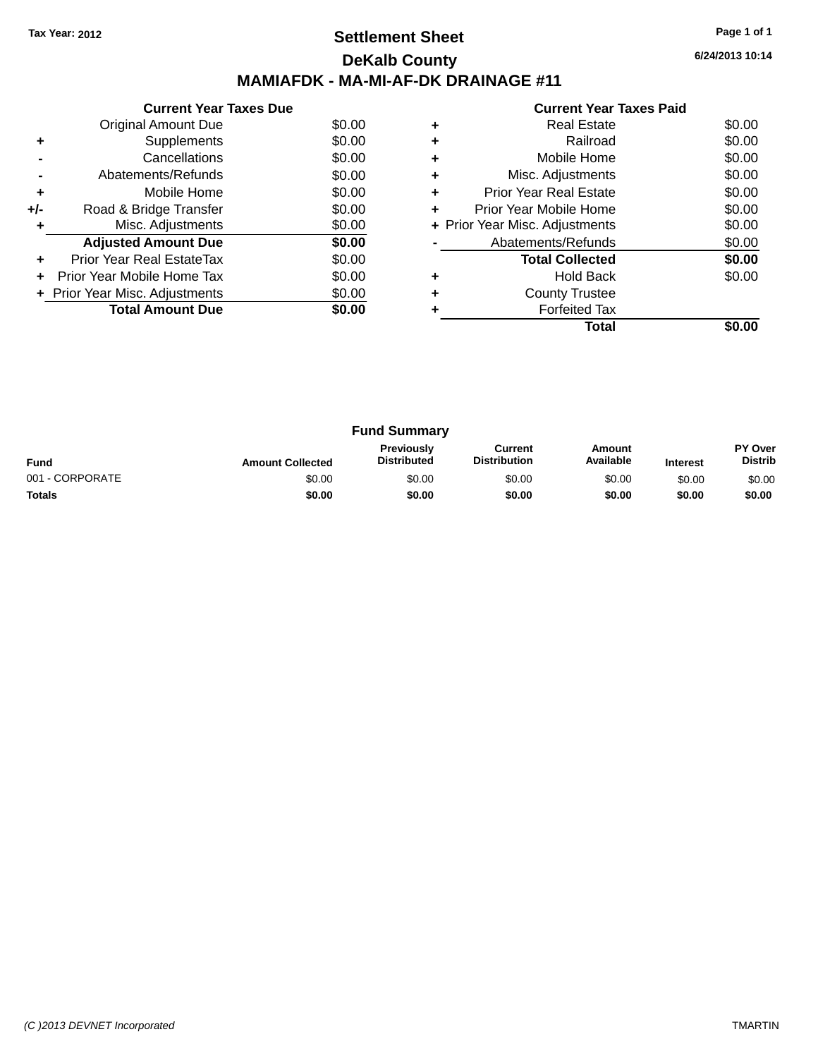Tax Year: 2012

# Settlement Sheet

## DeKalb County

## MAMIAFDK - MA-MI-AF-DK DRAINAGE #11

6/24/2013 10:14

### Current Year Taxes Due

| | | |
|---|---|---|
| | Original Amount Due | $0.00 |
| + | Supplements | $0.00 |
| - | Cancellations | $0.00 |
| - | Abatements/Refunds | $0.00 |
| + | Mobile Home | $0.00 |
| +/- | Road & Bridge Transfer | $0.00 |
| + | Misc. Adjustments | $0.00 |
| | **Adjusted Amount Due** | **$0.00** |
| + | Prior Year Real EstateTax | $0.00 |
| + | Prior Year Mobile Home Tax | $0.00 |
| + | Prior Year Misc. Adjustments | $0.00 |
| | **Total Amount Due** | **$0.00** |

### Current Year Taxes Paid

| | | |
|---|---|---|
| + | Real Estate | $0.00 |
| + | Railroad | $0.00 |
| + | Mobile Home | $0.00 |
| + | Misc. Adjustments | $0.00 |
| + | Prior Year Real Estate | $0.00 |
| + | Prior Year Mobile Home | $0.00 |
| + | Prior Year Misc. Adjustments | $0.00 |
| - | Abatements/Refunds | $0.00 |
| | **Total Collected** | **$0.00** |
| + | Hold Back | $0.00 |
| + | County Trustee | |
| + | Forfeited Tax | |
| | **Total** | **$0.00** |

### Fund Summary

| Fund | Amount Collected | Previously Distributed | Current Distribution | Amount Available | Interest | PY Over Distrib |
|---|---|---|---|---|---|---|
| 001 - CORPORATE | $0.00 | $0.00 | $0.00 | $0.00 | $0.00 | $0.00 |
| **Totals** | **$0.00** | **$0.00** | **$0.00** | **$0.00** | **$0.00** | **$0.00** |

(C )2013 DEVNET Incorporated TMARTIN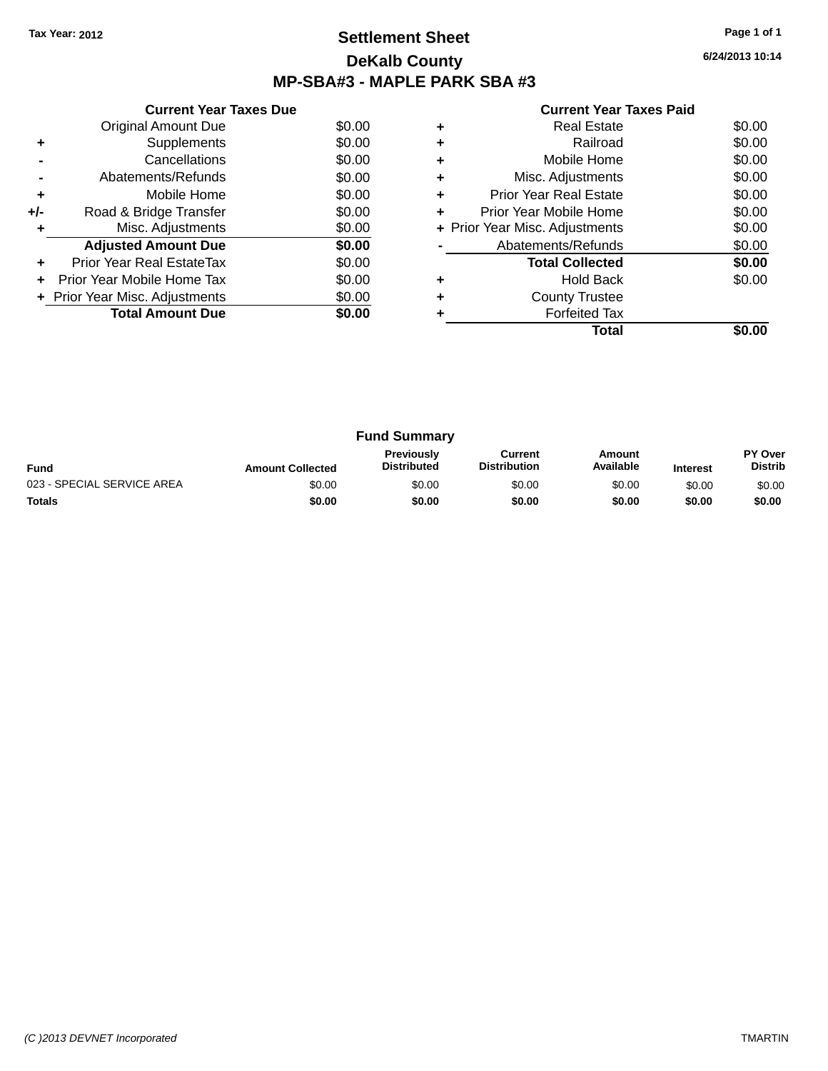Tax Year: 2012

# Settlement Sheet

## DeKalb County

## MP-SBA#3 - MAPLE PARK SBA #3

6/24/2013 10:14

### Current Year Taxes Due

| | | |
|---|---|---|
| | Original Amount Due | $0.00 |
| + | Supplements | $0.00 |
| - | Cancellations | $0.00 |
| - | Abatements/Refunds | $0.00 |
| + | Mobile Home | $0.00 |
| +/- | Road & Bridge Transfer | $0.00 |
| + | Misc. Adjustments | $0.00 |
| | **Adjusted Amount Due** | **$0.00** |
| + | Prior Year Real EstateTax | $0.00 |
| + | Prior Year Mobile Home Tax | $0.00 |
| + | Prior Year Misc. Adjustments | $0.00 |
| | **Total Amount Due** | **$0.00** |

### Current Year Taxes Paid

| | | |
|---|---|---|
| + | Real Estate | $0.00 |
| + | Railroad | $0.00 |
| + | Mobile Home | $0.00 |
| + | Misc. Adjustments | $0.00 |
| + | Prior Year Real Estate | $0.00 |
| + | Prior Year Mobile Home | $0.00 |
| + | Prior Year Misc. Adjustments | $0.00 |
| - | Abatements/Refunds | $0.00 |
| | **Total Collected** | **$0.00** |
| + | Hold Back | $0.00 |
| + | County Trustee | |
| + | Forfeited Tax | |
| | **Total** | **$0.00** |

### Fund Summary

| Fund | Amount Collected | Previously Distributed | Current Distribution | Amount Available | Interest | PY Over Distrib |
|---|---|---|---|---|---|---|
| 023 - SPECIAL SERVICE AREA | $0.00 | $0.00 | $0.00 | $0.00 | $0.00 | $0.00 |
| **Totals** | **$0.00** | **$0.00** | **$0.00** | **$0.00** | **$0.00** | **$0.00** |

(C )2013 DEVNET Incorporated

TMARTIN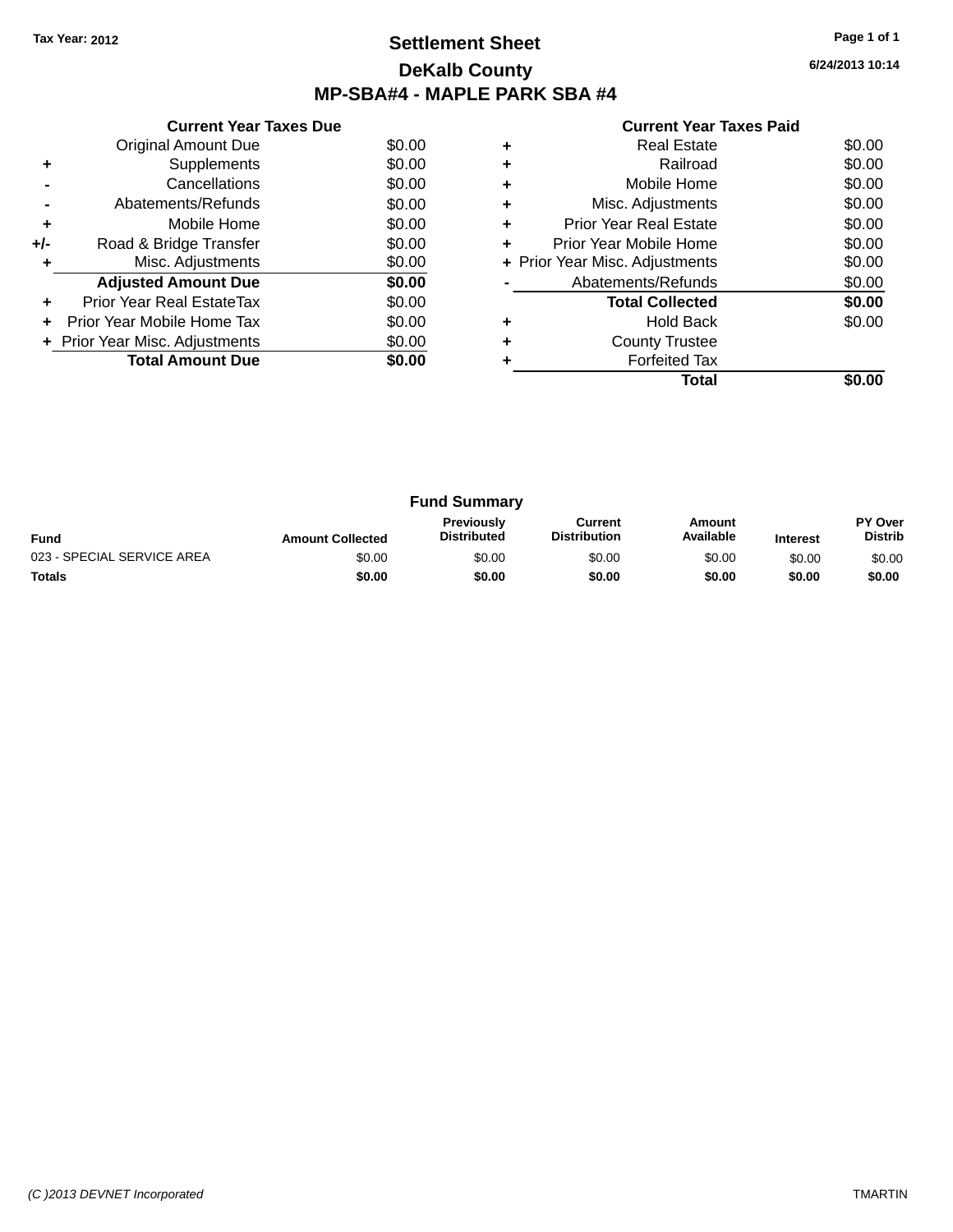Tax Year: 2012

# Settlement Sheet

## DeKalb County

## MP-SBA#4 - MAPLE PARK SBA #4

6/24/2013 10:14

### Current Year Taxes Due

| | | |
|---|---|---|
| | Original Amount Due | $0.00 |
| + | Supplements | $0.00 |
| - | Cancellations | $0.00 |
| - | Abatements/Refunds | $0.00 |
| + | Mobile Home | $0.00 |
| +/- | Road & Bridge Transfer | $0.00 |
| + | Misc. Adjustments | $0.00 |
| | **Adjusted Amount Due** | **$0.00** |
| + | Prior Year Real EstateTax | $0.00 |
| + | Prior Year Mobile Home Tax | $0.00 |
| + | Prior Year Misc. Adjustments | $0.00 |
| | **Total Amount Due** | **$0.00** |

### Current Year Taxes Paid

| | | |
|---|---|---|
| + | Real Estate | $0.00 |
| + | Railroad | $0.00 |
| + | Mobile Home | $0.00 |
| + | Misc. Adjustments | $0.00 |
| + | Prior Year Real Estate | $0.00 |
| + | Prior Year Mobile Home | $0.00 |
| + | Prior Year Misc. Adjustments | $0.00 |
| - | Abatements/Refunds | $0.00 |
| | **Total Collected** | **$0.00** |
| + | Hold Back | $0.00 |
| + | County Trustee | |
| + | Forfeited Tax | |
| | **Total** | **$0.00** |

### Fund Summary

| Fund | Amount Collected | Previously Distributed | Current Distribution | Amount Available | Interest | PY Over Distrib |
|---|---|---|---|---|---|---|
| 023 - SPECIAL SERVICE AREA | $0.00 | $0.00 | $0.00 | $0.00 | $0.00 | $0.00 |
| **Totals** | **$0.00** | **$0.00** | **$0.00** | **$0.00** | **$0.00** | **$0.00** |

(C )2013 DEVNET Incorporated TMARTIN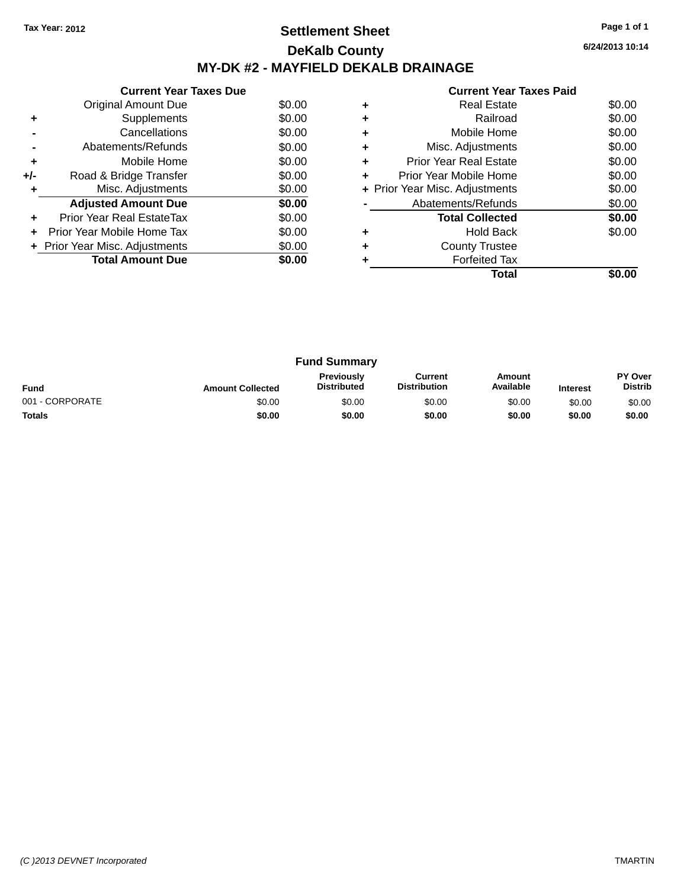Tax Year: 2012

# Settlement Sheet

## DeKalb County

## MY-DK #2 - MAYFIELD DEKALB DRAINAGE

6/24/2013 10:14

| | Current Year Taxes Due | |
|---|---|---|
| | Original Amount Due | $0.00 |
| + | Supplements | $0.00 |
| - | Cancellations | $0.00 |
| - | Abatements/Refunds | $0.00 |
| + | Mobile Home | $0.00 |
| +/- | Road & Bridge Transfer | $0.00 |
| + | Misc. Adjustments | $0.00 |
| | **Adjusted Amount Due** | **$0.00** |
| + | Prior Year Real EstateTax | $0.00 |
| + | Prior Year Mobile Home Tax | $0.00 |
| + | Prior Year Misc. Adjustments | $0.00 |
| | **Total Amount Due** | **$0.00** |

| | Current Year Taxes Paid | |
|---|---|---|
| + | Real Estate | $0.00 |
| + | Railroad | $0.00 |
| + | Mobile Home | $0.00 |
| + | Misc. Adjustments | $0.00 |
| + | Prior Year Real Estate | $0.00 |
| + | Prior Year Mobile Home | $0.00 |
| + | Prior Year Misc. Adjustments | $0.00 |
| - | Abatements/Refunds | $0.00 |
| | **Total Collected** | **$0.00** |
| + | Hold Back | $0.00 |
| + | County Trustee | |
| + | Forfeited Tax | |
| | **Total** | **$0.00** |

### Fund Summary

| Fund | Amount Collected | Previously Distributed | Current Distribution | Amount Available | Interest | PY Over Distrib |
|---|---|---|---|---|---|---|
| 001 - CORPORATE | $0.00 | $0.00 | $0.00 | $0.00 | $0.00 | $0.00 |
| **Totals** | **$0.00** | **$0.00** | **$0.00** | **$0.00** | **$0.00** | **$0.00** |

(C )2013 DEVNET Incorporated

TMARTIN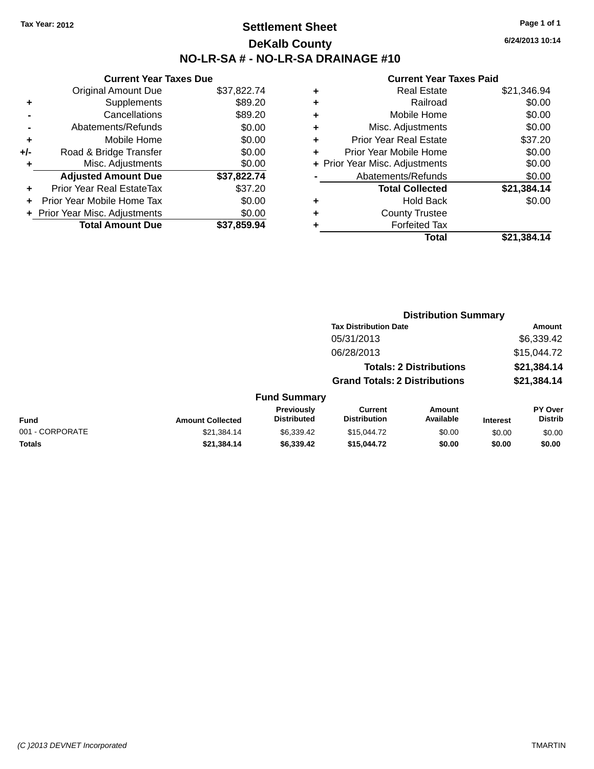Tax Year: 2012

# Settlement Sheet

## DeKalb County

## NO-LR-SA # - NO-LR-SA DRAINAGE #10

6/24/2013 10:14

### Current Year Taxes Due

| | | |
|---|---|---|
| | Original Amount Due | $37,822.74 |
| + | Supplements | $89.20 |
| - | Cancellations | $89.20 |
| - | Abatements/Refunds | $0.00 |
| + | Mobile Home | $0.00 |
| +/- | Road & Bridge Transfer | $0.00 |
| + | Misc. Adjustments | $0.00 |
| | **Adjusted Amount Due** | **$37,822.74** |
| + | Prior Year Real EstateTax | $37.20 |
| + | Prior Year Mobile Home Tax | $0.00 |
| + | Prior Year Misc. Adjustments | $0.00 |
| | **Total Amount Due** | **$37,859.94** |

### Current Year Taxes Paid

| | | |
|---|---|---|
| + | Real Estate | $21,346.94 |
| + | Railroad | $0.00 |
| + | Mobile Home | $0.00 |
| + | Misc. Adjustments | $0.00 |
| + | Prior Year Real Estate | $37.20 |
| + | Prior Year Mobile Home | $0.00 |
| + | Prior Year Misc. Adjustments | $0.00 |
| - | Abatements/Refunds | $0.00 |
| | **Total Collected** | **$21,384.14** |
| + | Hold Back | $0.00 |
| + | County Trustee | |
| + | Forfeited Tax | |
| | **Total** | **$21,384.14** |

### Distribution Summary

| Tax Distribution Date | Amount |
|---|---|
| 05/31/2013 | $6,339.42 |
| 06/28/2013 | $15,044.72 |
| **Totals: 2 Distributions** | **$21,384.14** |
| **Grand Totals: 2 Distributions** | **$21,384.14** |

### Fund Summary

| Fund | Amount Collected | Previously Distributed | Current Distribution | Amount Available | Interest | PY Over Distrib |
|---|---|---|---|---|---|---|
| 001 - CORPORATE | $21,384.14 | $6,339.42 | $15,044.72 | $0.00 | $0.00 | $0.00 |
| **Totals** | **$21,384.14** | **$6,339.42** | **$15,044.72** | **$0.00** | **$0.00** | **$0.00** |

(C )2013 DEVNET Incorporated

TMARTIN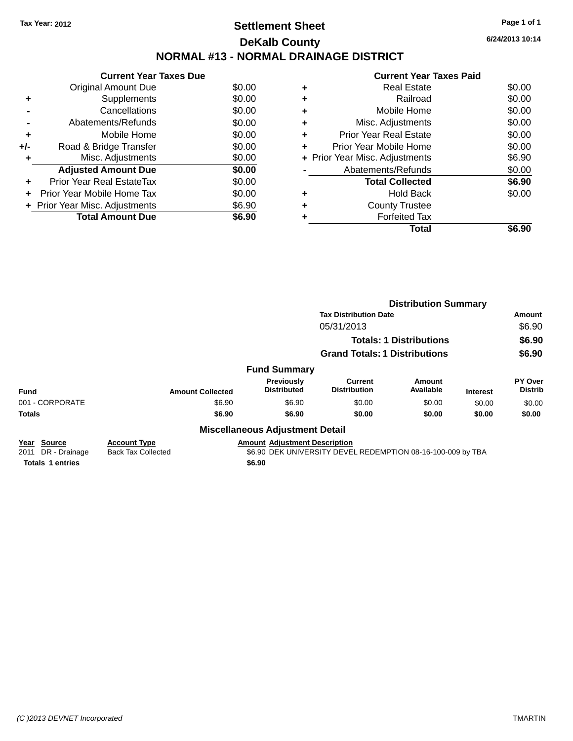Tax Year: 2012

# Settlement Sheet

## DeKalb County

## NORMAL #13 - NORMAL DRAINAGE DISTRICT

6/24/2013 10:14

| | Current Year Taxes Due | |
|---|---|---|
| | Original Amount Due | $0.00 |
| + | Supplements | $0.00 |
| - | Cancellations | $0.00 |
| - | Abatements/Refunds | $0.00 |
| + | Mobile Home | $0.00 |
| +/- | Road & Bridge Transfer | $0.00 |
| + | Misc. Adjustments | $0.00 |
| | **Adjusted Amount Due** | **$0.00** |
| + | Prior Year Real EstateTax | $0.00 |
| + | Prior Year Mobile Home Tax | $0.00 |
| + | Prior Year Misc. Adjustments | $6.90 |
| | **Total Amount Due** | **$6.90** |

| | Current Year Taxes Paid | |
|---|---|---|
| + | Real Estate | $0.00 |
| + | Railroad | $0.00 |
| + | Mobile Home | $0.00 |
| + | Misc. Adjustments | $0.00 |
| + | Prior Year Real Estate | $0.00 |
| + | Prior Year Mobile Home | $0.00 |
| + | Prior Year Misc. Adjustments | $6.90 |
| - | Abatements/Refunds | $0.00 |
| | **Total Collected** | **$6.90** |
| + | Hold Back | $0.00 |
| + | County Trustee | |
| + | Forfeited Tax | |
| | **Total** | **$6.90** |

### Distribution Summary

| Tax Distribution Date | Amount |
|---|---|
| 05/31/2013 | $6.90 |
| **Totals: 1 Distributions** | **$6.90** |
| **Grand Totals: 1 Distributions** | **$6.90** |

### Fund Summary

| Fund | Amount Collected | Previously Distributed | Current Distribution | Amount Available | Interest | PY Over Distrib |
|---|---|---|---|---|---|---|
| 001 - CORPORATE | $6.90 | $6.90 | $0.00 | $0.00 | $0.00 | $0.00 |
| **Totals** | **$6.90** | **$6.90** | **$0.00** | **$0.00** | **$0.00** | **$0.00** |

### Miscellaneous Adjustment Detail

| Year | Source | Account Type | Amount | Adjustment Description |
|---|---|---|---|---|
| 2011 | DR - Drainage | Back Tax Collected | $6.90 | DEK UNIVERSITY DEVEL REDEMPTION 08-16-100-009 by TBA |
| **Totals 1 entries** | | | **$6.90** | |

(C )2013 DEVNET Incorporated TMARTIN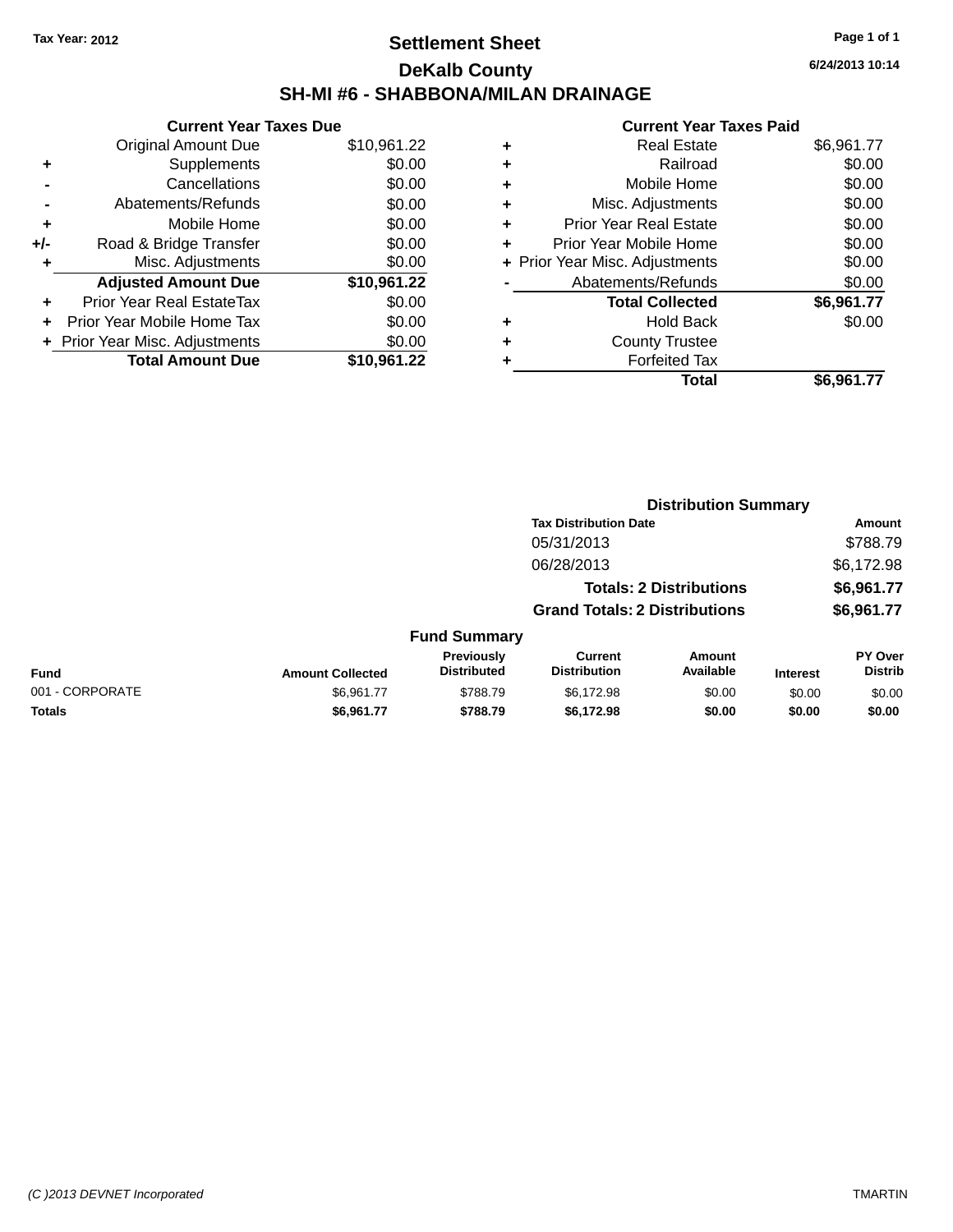Tax Year: 2012

# Settlement Sheet

## DeKalb County

## SH-MI #6 - SHABBONA/MILAN DRAINAGE

6/24/2013 10:14

### Current Year Taxes Due

| | | |
|---|---|---|
| | Original Amount Due | $10,961.22 |
| + | Supplements | $0.00 |
| - | Cancellations | $0.00 |
| - | Abatements/Refunds | $0.00 |
| + | Mobile Home | $0.00 |
| +/- | Road & Bridge Transfer | $0.00 |
| + | Misc. Adjustments | $0.00 |
| | **Adjusted Amount Due** | **$10,961.22** |
| + | Prior Year Real EstateTax | $0.00 |
| + | Prior Year Mobile Home Tax | $0.00 |
| + | Prior Year Misc. Adjustments | $0.00 |
| | **Total Amount Due** | **$10,961.22** |

### Current Year Taxes Paid

| | | |
|---|---|---|
| + | Real Estate | $6,961.77 |
| + | Railroad | $0.00 |
| + | Mobile Home | $0.00 |
| + | Misc. Adjustments | $0.00 |
| + | Prior Year Real Estate | $0.00 |
| + | Prior Year Mobile Home | $0.00 |
| + | Prior Year Misc. Adjustments | $0.00 |
| - | Abatements/Refunds | $0.00 |
| | **Total Collected** | **$6,961.77** |
| + | Hold Back | $0.00 |
| + | County Trustee | |
| + | Forfeited Tax | |
| | **Total** | **$6,961.77** |

### Distribution Summary

| Tax Distribution Date | Amount |
|---|---|
| 05/31/2013 | $788.79 |
| 06/28/2013 | $6,172.98 |
| **Totals: 2 Distributions** | **$6,961.77** |
| **Grand Totals: 2 Distributions** | **$6,961.77** |

### Fund Summary

| Fund | Amount Collected | Previously Distributed | Current Distribution | Amount Available | Interest | PY Over Distrib |
|---|---|---|---|---|---|---|
| 001 - CORPORATE | $6,961.77 | $788.79 | $6,172.98 | $0.00 | $0.00 | $0.00 |
| **Totals** | **$6,961.77** | **$788.79** | **$6,172.98** | **$0.00** | **$0.00** | **$0.00** |

(C )2013 DEVNET Incorporated

TMARTIN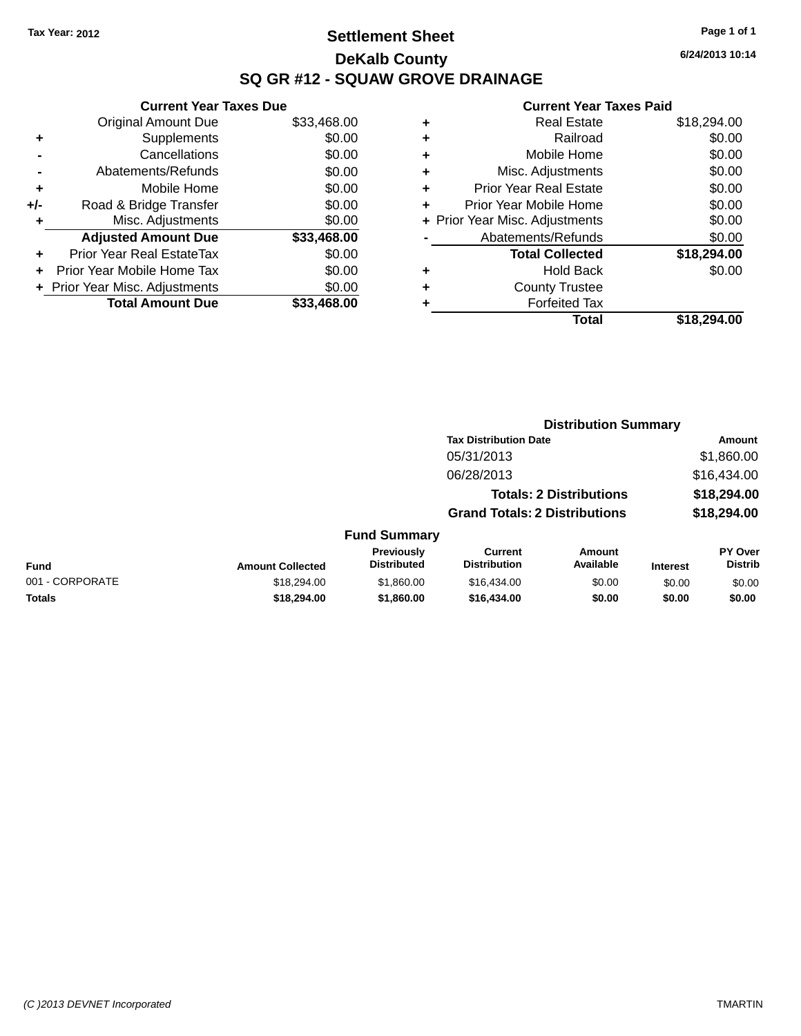Tax Year: 2012

# Settlement Sheet

## DeKalb County

## SQ GR #12 - SQUAW GROVE DRAINAGE

6/24/2013 10:14

### Current Year Taxes Due

| | | |
|---|---|---|
| | Original Amount Due | $33,468.00 |
| + | Supplements | $0.00 |
| - | Cancellations | $0.00 |
| - | Abatements/Refunds | $0.00 |
| + | Mobile Home | $0.00 |
| +/- | Road & Bridge Transfer | $0.00 |
| + | Misc. Adjustments | $0.00 |
| | **Adjusted Amount Due** | **$33,468.00** |
| + | Prior Year Real EstateTax | $0.00 |
| + | Prior Year Mobile Home Tax | $0.00 |
| + | Prior Year Misc. Adjustments | $0.00 |
| | **Total Amount Due** | **$33,468.00** |

### Current Year Taxes Paid

| | | |
|---|---|---|
| + | Real Estate | $18,294.00 |
| + | Railroad | $0.00 |
| + | Mobile Home | $0.00 |
| + | Misc. Adjustments | $0.00 |
| + | Prior Year Real Estate | $0.00 |
| + | Prior Year Mobile Home | $0.00 |
| + | Prior Year Misc. Adjustments | $0.00 |
| - | Abatements/Refunds | $0.00 |
| | **Total Collected** | **$18,294.00** |
| + | Hold Back | $0.00 |
| + | County Trustee | |
| + | Forfeited Tax | |
| | **Total** | **$18,294.00** |

### Distribution Summary

| Tax Distribution Date | Amount |
|---|---|
| 05/31/2013 | $1,860.00 |
| 06/28/2013 | $16,434.00 |
| **Totals: 2 Distributions** | **$18,294.00** |
| **Grand Totals: 2 Distributions** | **$18,294.00** |

### Fund Summary

| Fund | Amount Collected | Previously Distributed | Current Distribution | Amount Available | Interest | PY Over Distrib |
|---|---|---|---|---|---|---|
| 001 - CORPORATE | $18,294.00 | $1,860.00 | $16,434.00 | $0.00 | $0.00 | $0.00 |
| **Totals** | **$18,294.00** | **$1,860.00** | **$16,434.00** | **$0.00** | **$0.00** | **$0.00** |

(C )2013 DEVNET Incorporated TMARTIN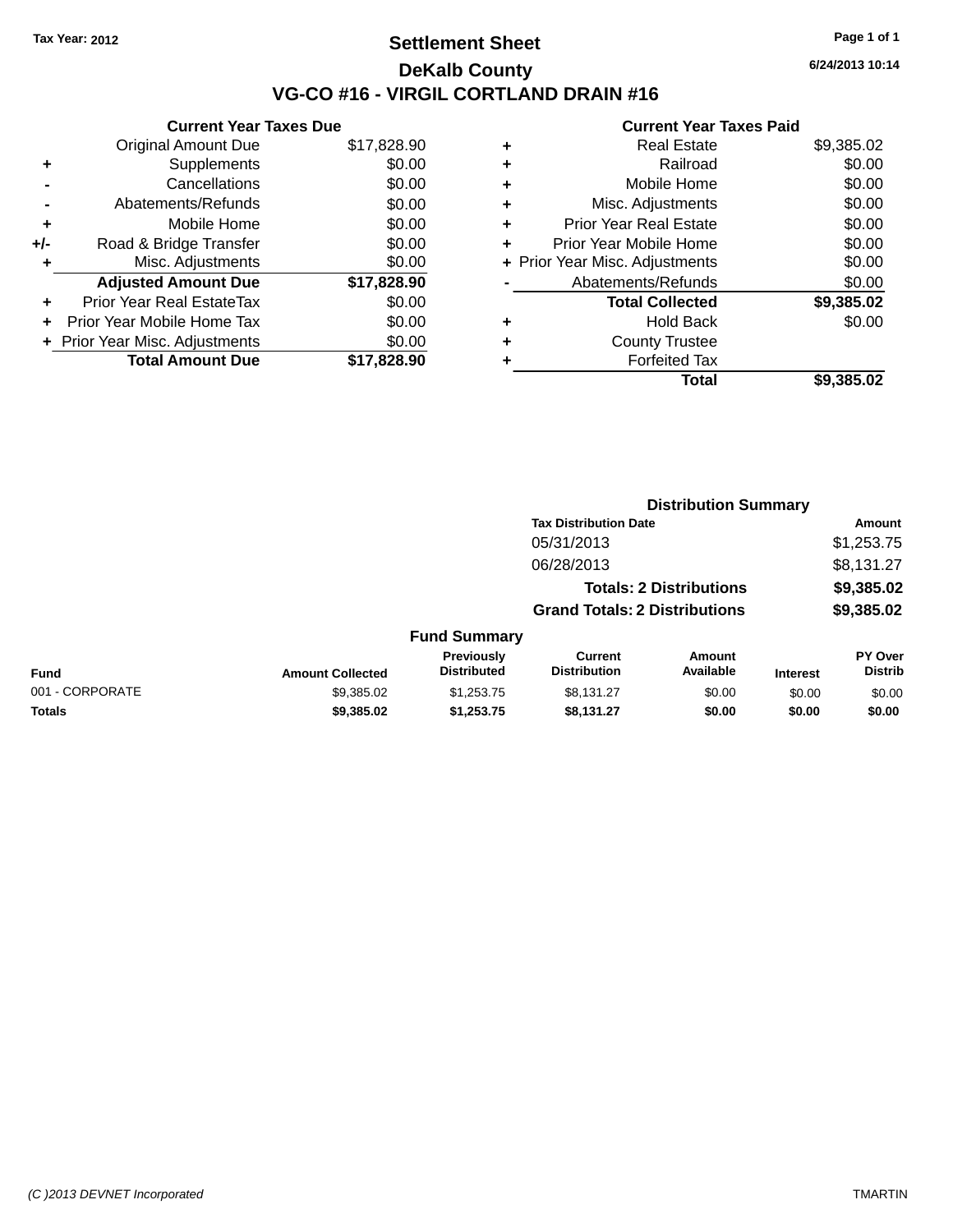Tax Year: 2012

# Settlement Sheet

## DeKalb County

## VG-CO #16 - VIRGIL CORTLAND DRAIN #16

6/24/2013 10:14

### Current Year Taxes Due

| | | |
|---|---|---|
| | Original Amount Due | $17,828.90 |
| + | Supplements | $0.00 |
| - | Cancellations | $0.00 |
| - | Abatements/Refunds | $0.00 |
| + | Mobile Home | $0.00 |
| +/- | Road & Bridge Transfer | $0.00 |
| + | Misc. Adjustments | $0.00 |
| | **Adjusted Amount Due** | **$17,828.90** |
| + | Prior Year Real EstateTax | $0.00 |
| + | Prior Year Mobile Home Tax | $0.00 |
| + | Prior Year Misc. Adjustments | $0.00 |
| | **Total Amount Due** | **$17,828.90** |

### Current Year Taxes Paid

| | | |
|---|---|---|
| + | Real Estate | $9,385.02 |
| + | Railroad | $0.00 |
| + | Mobile Home | $0.00 |
| + | Misc. Adjustments | $0.00 |
| + | Prior Year Real Estate | $0.00 |
| + | Prior Year Mobile Home | $0.00 |
| + | Prior Year Misc. Adjustments | $0.00 |
| - | Abatements/Refunds | $0.00 |
| | **Total Collected** | **$9,385.02** |
| + | Hold Back | $0.00 |
| + | County Trustee | |
| + | Forfeited Tax | |
| | **Total** | **$9,385.02** |

### Distribution Summary

| Tax Distribution Date | Amount |
|---|---|
| 05/31/2013 | $1,253.75 |
| 06/28/2013 | $8,131.27 |
| **Totals: 2 Distributions** | **$9,385.02** |
| **Grand Totals: 2 Distributions** | **$9,385.02** |

### Fund Summary

| Fund | Amount Collected | Previously Distributed | Current Distribution | Amount Available | Interest | PY Over Distrib |
|---|---|---|---|---|---|---|
| 001 - CORPORATE | $9,385.02 | $1,253.75 | $8,131.27 | $0.00 | $0.00 | $0.00 |
| **Totals** | **$9,385.02** | **$1,253.75** | **$8,131.27** | **$0.00** | **$0.00** | **$0.00** |

(C )2013 DEVNET Incorporated TMARTIN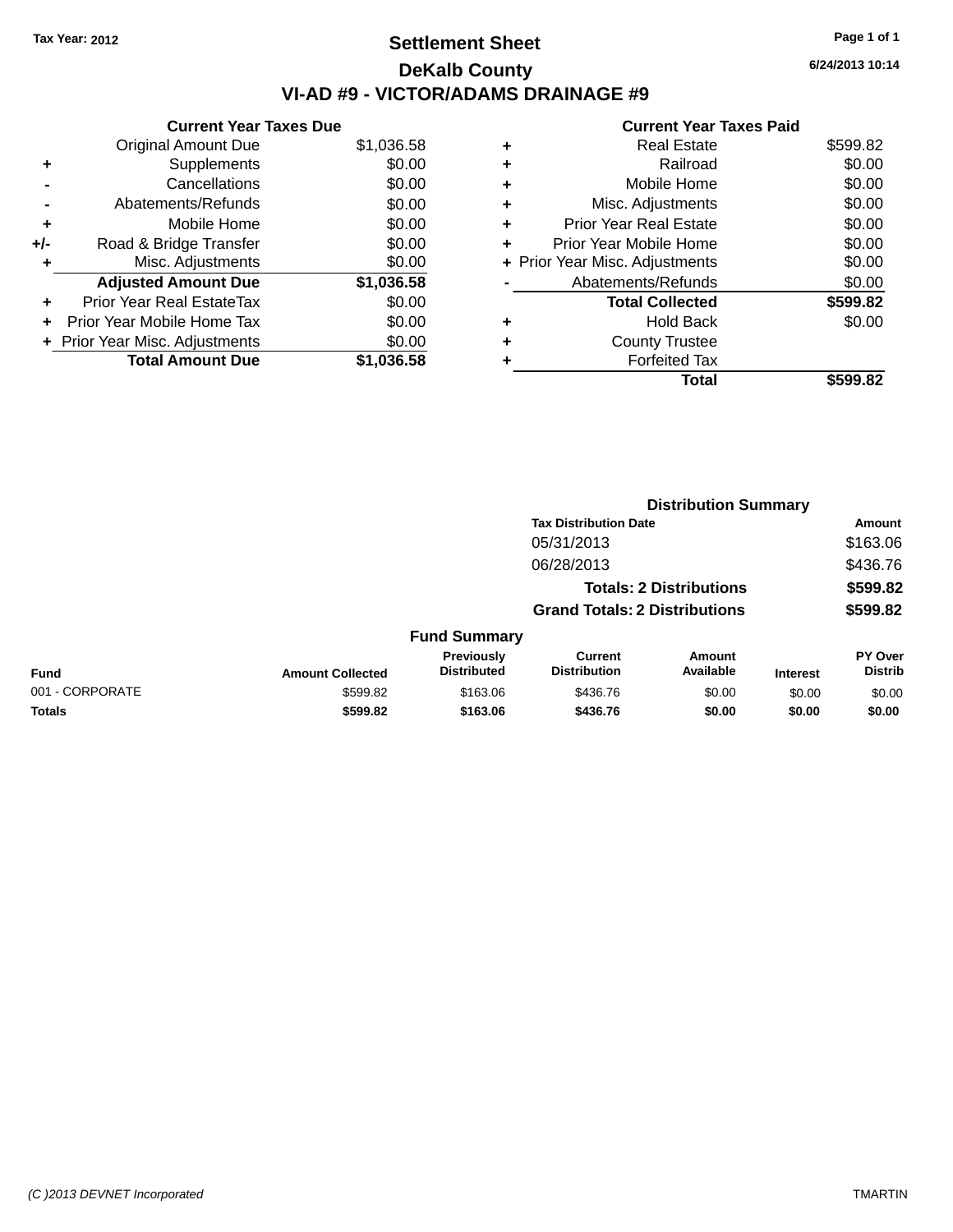Tax Year: 2012

# Settlement Sheet

## DeKalb County

## VI-AD #9 - VICTOR/ADAMS DRAINAGE #9

6/24/2013 10:14

**Current Year Taxes Due**

| | | |
|---|---|---|
| | Original Amount Due | $1,036.58 |
| + | Supplements | $0.00 |
| - | Cancellations | $0.00 |
| - | Abatements/Refunds | $0.00 |
| + | Mobile Home | $0.00 |
| +/- | Road & Bridge Transfer | $0.00 |
| + | Misc. Adjustments | $0.00 |
| | **Adjusted Amount Due** | **$1,036.58** |
| + | Prior Year Real EstateTax | $0.00 |
| + | Prior Year Mobile Home Tax | $0.00 |
| + | Prior Year Misc. Adjustments | $0.00 |
| | **Total Amount Due** | **$1,036.58** |

**Current Year Taxes Paid**

| | | |
|---|---|---|
| + | Real Estate | $599.82 |
| + | Railroad | $0.00 |
| + | Mobile Home | $0.00 |
| + | Misc. Adjustments | $0.00 |
| + | Prior Year Real Estate | $0.00 |
| + | Prior Year Mobile Home | $0.00 |
| + | Prior Year Misc. Adjustments | $0.00 |
| - | Abatements/Refunds | $0.00 |
| | **Total Collected** | **$599.82** |
| + | Hold Back | $0.00 |
| + | County Trustee | |
| + | Forfeited Tax | |
| | **Total** | **$599.82** |

**Distribution Summary**

| Tax Distribution Date | Amount |
|---|---|
| 05/31/2013 | $163.06 |
| 06/28/2013 | $436.76 |
| **Totals: 2 Distributions** | **$599.82** |
| **Grand Totals: 2 Distributions** | **$599.82** |

**Fund Summary**

| Fund | Amount Collected | Previously Distributed | Current Distribution | Amount Available | Interest | PY Over Distrib |
|---|---|---|---|---|---|---|
| 001 - CORPORATE | $599.82 | $163.06 | $436.76 | $0.00 | $0.00 | $0.00 |
| **Totals** | **$599.82** | **$163.06** | **$436.76** | **$0.00** | **$0.00** | **$0.00** |

(C )2013 DEVNET Incorporated TMARTIN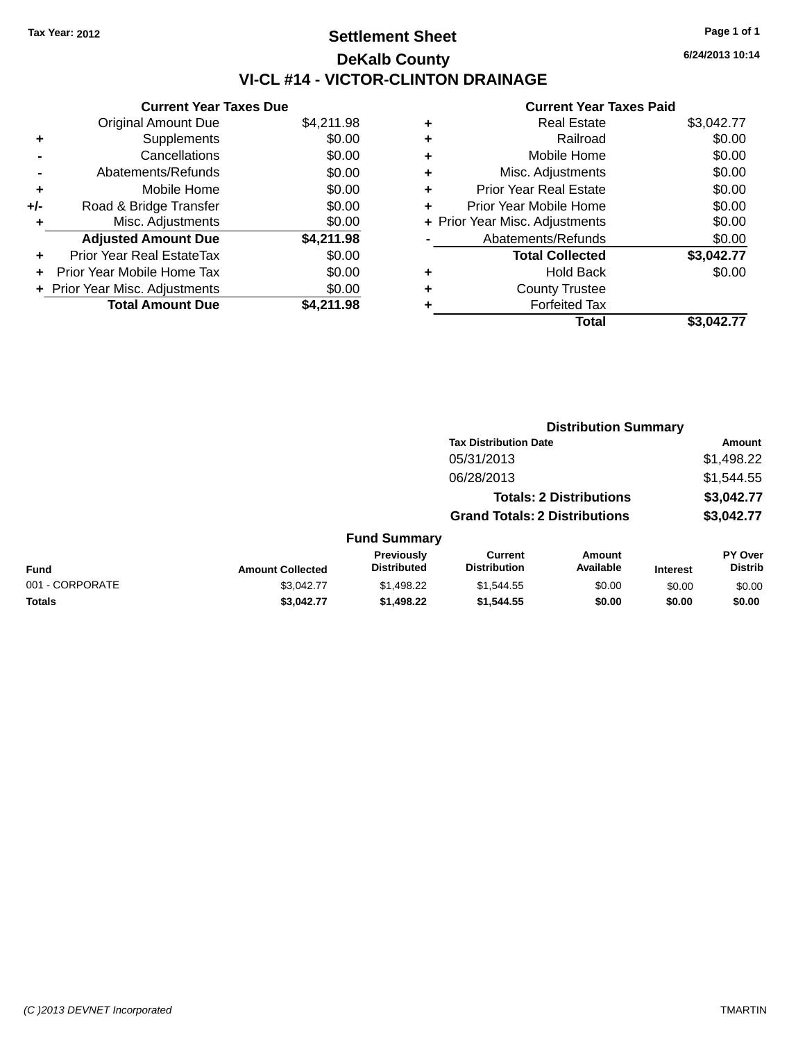Tax Year: 2012

# Settlement Sheet

## DeKalb County

## VI-CL #14 - VICTOR-CLINTON DRAINAGE

6/24/2013 10:14

### Current Year Taxes Due

| | | |
|---|---|---|
| | Original Amount Due | $4,211.98 |
| + | Supplements | $0.00 |
| - | Cancellations | $0.00 |
| - | Abatements/Refunds | $0.00 |
| + | Mobile Home | $0.00 |
| +/- | Road & Bridge Transfer | $0.00 |
| + | Misc. Adjustments | $0.00 |
| | **Adjusted Amount Due** | **$4,211.98** |
| + | Prior Year Real EstateTax | $0.00 |
| + | Prior Year Mobile Home Tax | $0.00 |
| + | Prior Year Misc. Adjustments | $0.00 |
| | **Total Amount Due** | **$4,211.98** |

### Current Year Taxes Paid

| | | |
|---|---|---|
| + | Real Estate | $3,042.77 |
| + | Railroad | $0.00 |
| + | Mobile Home | $0.00 |
| + | Misc. Adjustments | $0.00 |
| + | Prior Year Real Estate | $0.00 |
| + | Prior Year Mobile Home | $0.00 |
| + | Prior Year Misc. Adjustments | $0.00 |
| - | Abatements/Refunds | $0.00 |
| | **Total Collected** | **$3,042.77** |
| + | Hold Back | $0.00 |
| + | County Trustee | |
| + | Forfeited Tax | |
| | **Total** | **$3,042.77** |

### Distribution Summary

| Tax Distribution Date | Amount |
|---|---|
| 05/31/2013 | $1,498.22 |
| 06/28/2013 | $1,544.55 |
| **Totals: 2 Distributions** | **$3,042.77** |
| **Grand Totals: 2 Distributions** | **$3,042.77** |

### Fund Summary

| Fund | Amount Collected | Previously Distributed | Current Distribution | Amount Available | Interest | PY Over Distrib |
|---|---|---|---|---|---|---|
| 001 - CORPORATE | $3,042.77 | $1,498.22 | $1,544.55 | $0.00 | $0.00 | $0.00 |
| **Totals** | **$3,042.77** | **$1,498.22** | **$1,544.55** | **$0.00** | **$0.00** | **$0.00** |

(C )2013 DEVNET Incorporated TMARTIN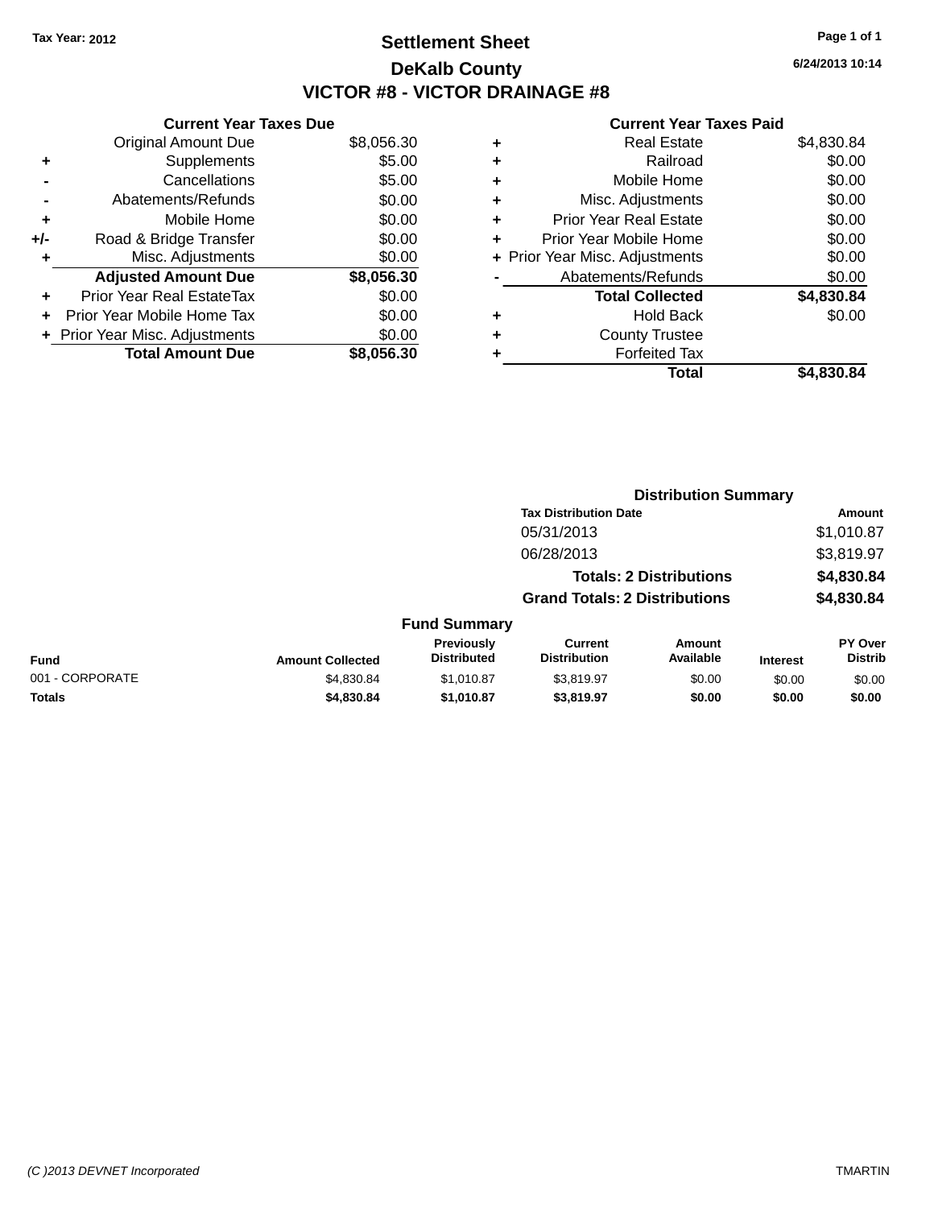Tax Year: 2012

# Settlement Sheet

## DeKalb County

## VICTOR #8 - VICTOR DRAINAGE #8

6/24/2013 10:14

### Current Year Taxes Due

| | | |
|---|---|---|
| | Original Amount Due | $8,056.30 |
| + | Supplements | $5.00 |
| - | Cancellations | $5.00 |
| - | Abatements/Refunds | $0.00 |
| + | Mobile Home | $0.00 |
| +/- | Road & Bridge Transfer | $0.00 |
| + | Misc. Adjustments | $0.00 |
| | **Adjusted Amount Due** | **$8,056.30** |
| + | Prior Year Real EstateTax | $0.00 |
| + | Prior Year Mobile Home Tax | $0.00 |
| + | Prior Year Misc. Adjustments | $0.00 |
| | **Total Amount Due** | **$8,056.30** |

### Current Year Taxes Paid

| | | |
|---|---|---|
| + | Real Estate | $4,830.84 |
| + | Railroad | $0.00 |
| + | Mobile Home | $0.00 |
| + | Misc. Adjustments | $0.00 |
| + | Prior Year Real Estate | $0.00 |
| + | Prior Year Mobile Home | $0.00 |
| + | Prior Year Misc. Adjustments | $0.00 |
| - | Abatements/Refunds | $0.00 |
| | **Total Collected** | **$4,830.84** |
| + | Hold Back | $0.00 |
| + | County Trustee | |
| + | Forfeited Tax | |
| | **Total** | **$4,830.84** |

### Distribution Summary

| Tax Distribution Date | Amount |
|---|---|
| 05/31/2013 | $1,010.87 |
| 06/28/2013 | $3,819.97 |
| **Totals: 2 Distributions** | **$4,830.84** |
| **Grand Totals: 2 Distributions** | **$4,830.84** |

### Fund Summary

| Fund | Amount Collected | Previously Distributed | Current Distribution | Amount Available | Interest | PY Over Distrib |
|---|---|---|---|---|---|---|
| 001 - CORPORATE | $4,830.84 | $1,010.87 | $3,819.97 | $0.00 | $0.00 | $0.00 |
| **Totals** | **$4,830.84** | **$1,010.87** | **$3,819.97** | **$0.00** | **$0.00** | **$0.00** |

(C )2013 DEVNET Incorporated TMARTIN